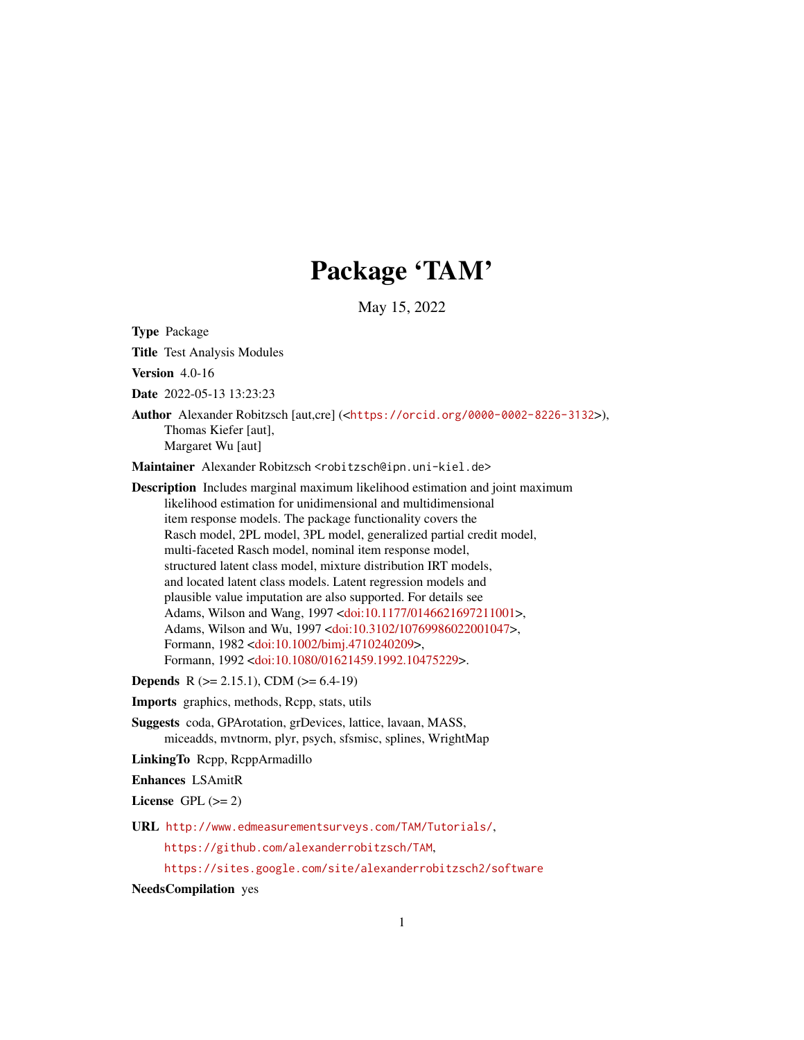# Package 'TAM'

May 15, 2022

**Type** Package

**Title** Test Analysis Modules

**Version** 4.0-16

**Date** 2022-05-13 13:23:23

**Author** Alexander Robitzsch [aut,cre] (<https://orcid.org/0000-0002-8226-3132>),
Thomas Kiefer [aut],
Margaret Wu [aut]

**Maintainer** Alexander Robitzsch <robitzsch@ipn.uni-kiel.de>

**Description** Includes marginal maximum likelihood estimation and joint maximum likelihood estimation for unidimensional and multidimensional item response models. The package functionality covers the Rasch model, 2PL model, 3PL model, generalized partial credit model, multi-faceted Rasch model, nominal item response model, structured latent class model, mixture distribution IRT models, and located latent class models. Latent regression models and plausible value imputation are also supported. For details see Adams, Wilson and Wang, 1997 <doi:10.1177/0146621697211001>, Adams, Wilson and Wu, 1997 <doi:10.3102/10769986022001047>, Formann, 1982 <doi:10.1002/bimj.4710240209>, Formann, 1992 <doi:10.1080/01621459.1992.10475229>.

**Depends** R (>= 2.15.1), CDM (>= 6.4-19)

**Imports** graphics, methods, Rcpp, stats, utils

**Suggests** coda, GPArotation, grDevices, lattice, lavaan, MASS, miceadds, mvtnorm, plyr, psych, sfsmisc, splines, WrightMap

**LinkingTo** Rcpp, RcppArmadillo

**Enhances** LSAmitR

**License** GPL (>= 2)

**URL** http://www.edmeasurementsurveys.com/TAM/Tutorials/,
https://github.com/alexanderrobitzsch/TAM,
https://sites.google.com/site/alexanderrobitzsch2/software

**NeedsCompilation** yes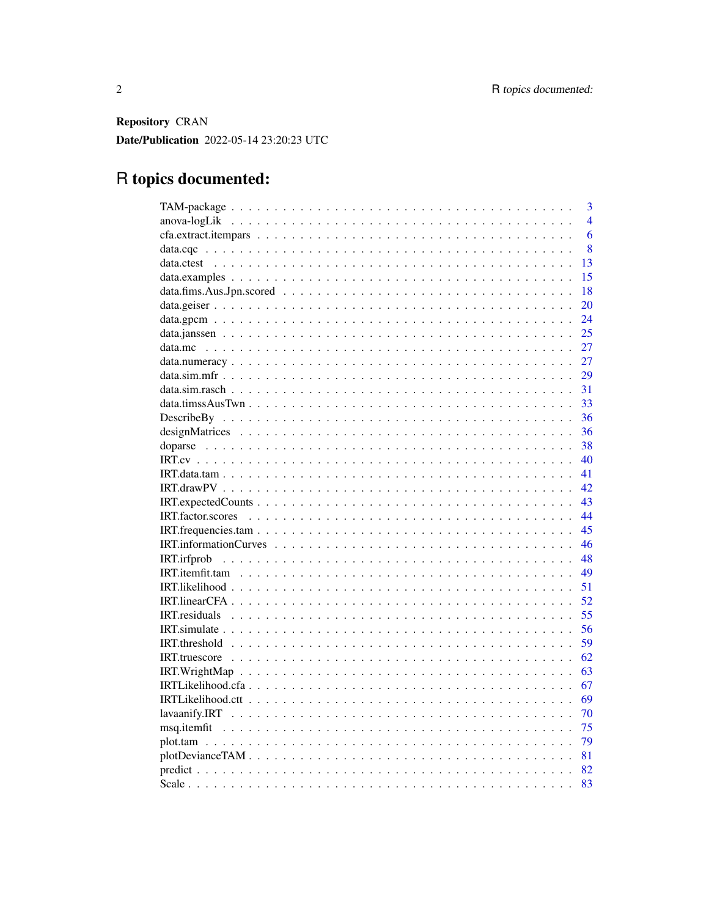**Repository** CRAN

**Date/Publication** 2022-05-14 23:20:23 UTC

# R topics documented:

| | |
|---|---|
| TAM-package | 3 |
| anova-logLik | 4 |
| cfa.extract.itempars | 6 |
| data.cqc | 8 |
| data.ctest | 13 |
| data.examples | 15 |
| data.fims.Aus.Jpn.scored | 18 |
| data.geiser | 20 |
| data.gpcm | 24 |
| data.janssen | 25 |
| data.mc | 27 |
| data.numeracy | 27 |
| data.sim.mfr | 29 |
| data.sim.rasch | 31 |
| data.timssAusTwn | 33 |
| DescribeBy | 36 |
| designMatrices | 36 |
| doparse | 38 |
| IRT.cv | 40 |
| IRT.data.tam | 41 |
| IRT.drawPV | 42 |
| IRT.expectedCounts | 43 |
| IRT.factor.scores | 44 |
| IRT.frequencies.tam | 45 |
| IRT.informationCurves | 46 |
| IRT.irfprob | 48 |
| IRT.itemfit.tam | 49 |
| IRT.likelihood | 51 |
| IRT.linearCFA | 52 |
| IRT.residuals | 55 |
| IRT.simulate | 56 |
| IRT.threshold | 59 |
| IRT.truescore | 62 |
| IRT.WrightMap | 63 |
| IRTLikelihood.cfa | 67 |
| IRTLikelihood.ctt | 69 |
| lavaanify.IRT | 70 |
| msq.itemfit | 75 |
| plot.tam | 79 |
| plotDevianceTAM | 81 |
| predict | 82 |
| Scale | 83 |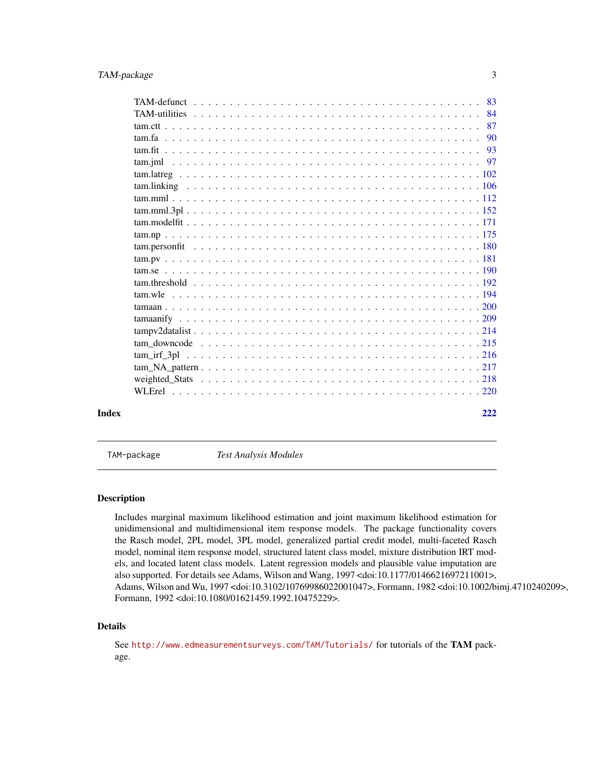| | |
|---|---|
| TAM-defunct | 83 |
| TAM-utilities | 84 |
| tam.ctt | 87 |
| tam.fa | 90 |
| tam.fit | 93 |
| tam.jml | 97 |
| tam.latreg | 102 |
| tam.linking | 106 |
| tam.mml | 112 |
| tam.mml.3pl | 152 |
| tam.modelfit | 171 |
| tam.np | 175 |
| tam.personfit | 180 |
| tam.pv | 181 |
| tam.se | 190 |
| tam.threshold | 192 |
| tam.wle | 194 |
| tamaan | 200 |
| tamaanify | 209 |
| tampv2datalist | 214 |
| tam_downcode | 215 |
| tam_irf_3pl | 216 |
| tam_NA_pattern | 217 |
| weighted_Stats | 218 |
| WLErel | 220 |

**Index** **222**

---

TAM-package *Test Analysis Modules*

---

### Description

Includes marginal maximum likelihood estimation and joint maximum likelihood estimation for unidimensional and multidimensional item response models. The package functionality covers the Rasch model, 2PL model, 3PL model, generalized partial credit model, multi-faceted Rasch model, nominal item response model, structured latent class model, mixture distribution IRT models, and located latent class models. Latent regression models and plausible value imputation are also supported. For details see Adams, Wilson and Wang, 1997 <doi:10.1177/0146621697211001>, Adams, Wilson and Wu, 1997 <doi:10.3102/10769986022001047>, Formann, 1982 <doi:10.1002/bimj.4710240209>, Formann, 1992 <doi:10.1080/01621459.1992.10475229>.

### Details

See http://www.edmeasurementsurveys.com/TAM/Tutorials/ for tutorials of the **TAM** package.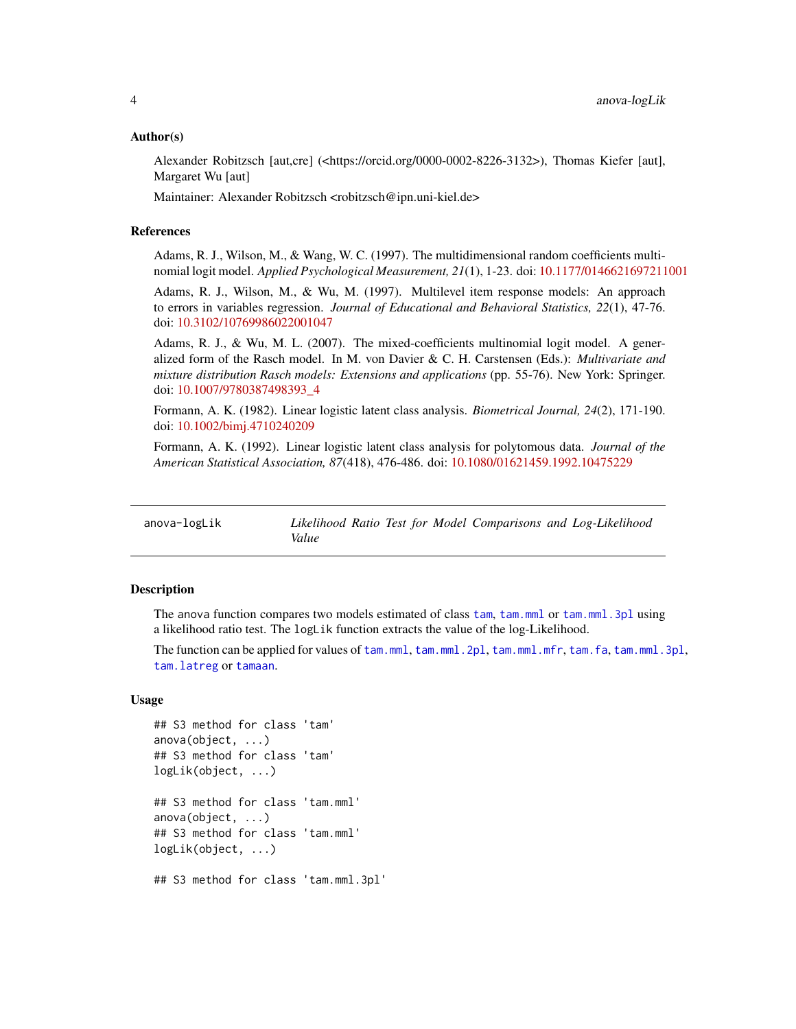### Author(s)

Alexander Robitzsch [aut,cre] (<https://orcid.org/0000-0002-8226-3132>), Thomas Kiefer [aut], Margaret Wu [aut]

Maintainer: Alexander Robitzsch <robitzsch@ipn.uni-kiel.de>

### References

Adams, R. J., Wilson, M., & Wang, W. C. (1997). The multidimensional random coefficients multinomial logit model. *Applied Psychological Measurement, 21*(1), 1-23. doi: 10.1177/0146621697211001

Adams, R. J., Wilson, M., & Wu, M. (1997). Multilevel item response models: An approach to errors in variables regression. *Journal of Educational and Behavioral Statistics, 22*(1), 47-76. doi: 10.3102/10769986022001047

Adams, R. J., & Wu, M. L. (2007). The mixed-coefficients multinomial logit model. A generalized form of the Rasch model. In M. von Davier & C. H. Carstensen (Eds.): *Multivariate and mixture distribution Rasch models: Extensions and applications* (pp. 55-76). New York: Springer. doi: 10.1007/9780387498393_4

Formann, A. K. (1982). Linear logistic latent class analysis. *Biometrical Journal, 24*(2), 171-190. doi: 10.1002/bimj.4710240209

Formann, A. K. (1992). Linear logistic latent class analysis for polytomous data. *Journal of the American Statistical Association, 87*(418), 476-486. doi: 10.1080/01621459.1992.10475229

---

## anova-logLik — *Likelihood Ratio Test for Model Comparisons and Log-Likelihood Value*

### Description

The `anova` function compares two models estimated of class `tam`, `tam.mml` or `tam.mml.3pl` using a likelihood ratio test. The `logLik` function extracts the value of the log-Likelihood.

The function can be applied for values of `tam.mml`, `tam.mml.2pl`, `tam.mml.mfr`, `tam.fa`, `tam.mml.3pl`, `tam.latreg` or `tamaan`.

### Usage

```
## S3 method for class 'tam'
anova(object, ...)
## S3 method for class 'tam'
logLik(object, ...)

## S3 method for class 'tam.mml'
anova(object, ...)
## S3 method for class 'tam.mml'
logLik(object, ...)

## S3 method for class 'tam.mml.3pl'
```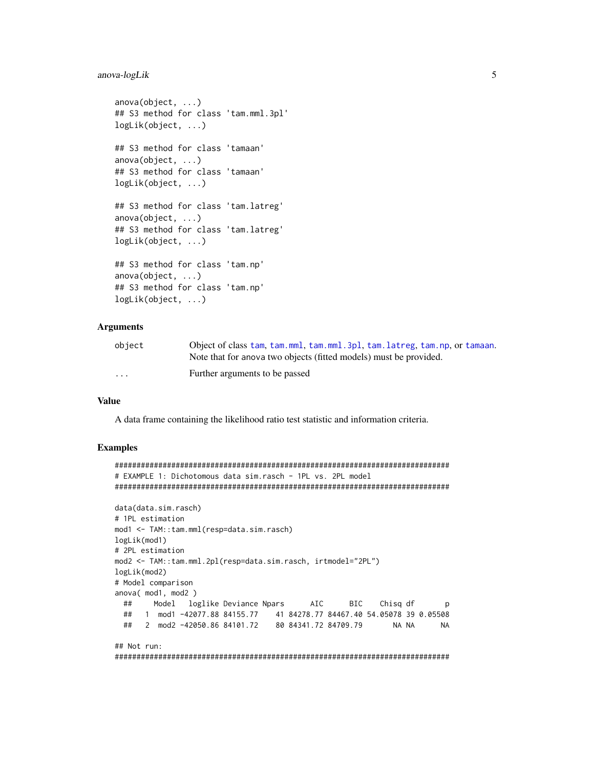```
anova(object, ...)
## S3 method for class 'tam.mml.3pl'
logLik(object, ...)

## S3 method for class 'tamaan'
anova(object, ...)
## S3 method for class 'tamaan'
logLik(object, ...)

## S3 method for class 'tam.latreg'
anova(object, ...)
## S3 method for class 'tam.latreg'
logLik(object, ...)

## S3 method for class 'tam.np'
anova(object, ...)
## S3 method for class 'tam.np'
logLik(object, ...)
```

## Arguments

| | |
|---|---|
| object | Object of class tam, tam.mml, tam.mml.3pl, tam.latreg, tam.np, or tamaan. Note that for anova two objects (fitted models) must be provided. |
| ... | Further arguments to be passed |

## Value

A data frame containing the likelihood ratio test statistic and information criteria.

## Examples

```
#############################################################################
# EXAMPLE 1: Dichotomous data sim.rasch - 1PL vs. 2PL model
#############################################################################

data(data.sim.rasch)
# 1PL estimation
mod1 <- TAM::tam.mml(resp=data.sim.rasch)
logLik(mod1)
# 2PL estimation
mod2 <- TAM::tam.mml.2pl(resp=data.sim.rasch, irtmodel="2PL")
logLik(mod2)
# Model comparison
anova( mod1, mod2 )
  ##     Model   loglike Deviance Npars      AIC      BIC    Chisq df       p
  ##   1  mod1 -42077.88 84155.77    41 84278.77 84467.40 54.05078 39 0.05508
  ##   2  mod2 -42050.86 84101.72    80 84341.72 84709.79       NA NA      NA

## Not run:
#############################################################################
```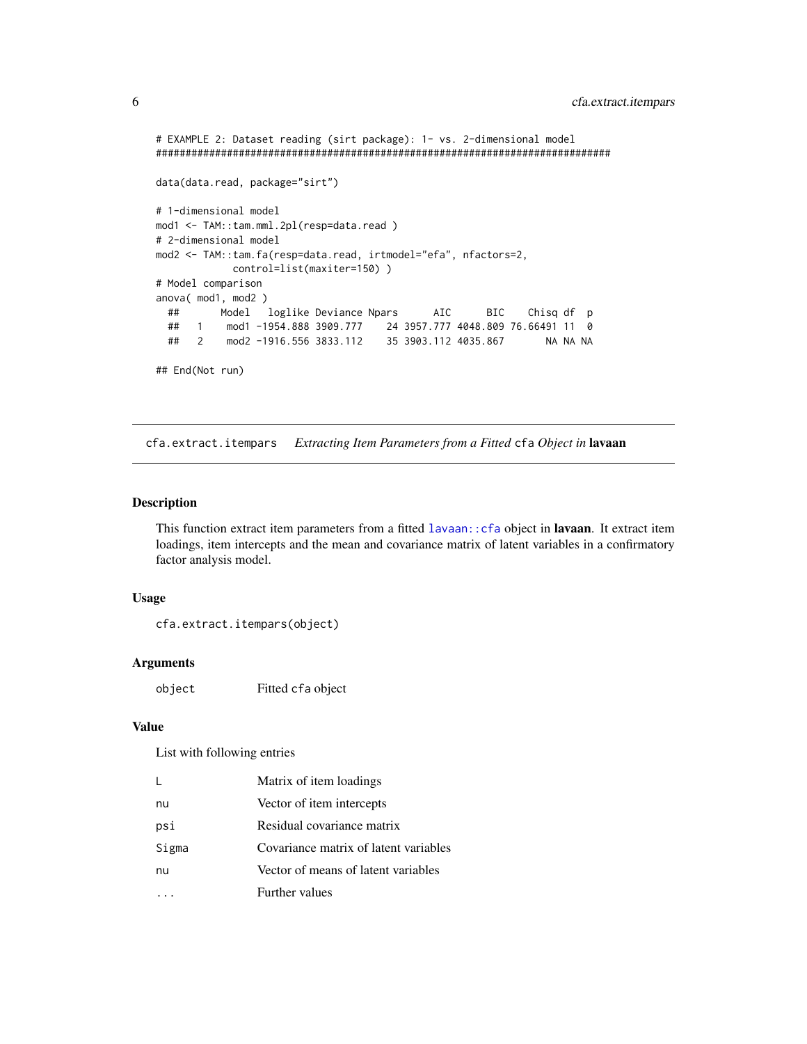```
# EXAMPLE 2: Dataset reading (sirt package): 1- vs. 2-dimensional model
#############################################################################

data(data.read, package="sirt")

# 1-dimensional model
mod1 <- TAM::tam.mml.2pl(resp=data.read )
# 2-dimensional model
mod2 <- TAM::tam.fa(resp=data.read, irtmodel="efa", nfactors=2,
             control=list(maxiter=150) )
# Model comparison
anova( mod1, mod2 )
  ##       Model   loglike Deviance Npars      AIC      BIC    Chisq df  p
  ##   1    mod1 -1954.888 3909.777    24 3957.777 4048.809 76.66491 11  0
  ##   2    mod2 -1916.556 3833.112    35 3903.112 4035.867       NA NA NA

## End(Not run)
```

---

## cfa.extract.itempars &nbsp;&nbsp;&nbsp; *Extracting Item Parameters from a Fitted* `cfa` *Object in* **lavaan**

---

### Description

This function extract item parameters from a fitted `lavaan::cfa` object in **lavaan**. It extract item loadings, item intercepts and the mean and covariance matrix of latent variables in a confirmatory factor analysis model.

### Usage

```
cfa.extract.itempars(object)
```

### Arguments

| | |
|---|---|
| `object` | Fitted `cfa` object |

### Value

List with following entries

| | |
|---|---|
| `L` | Matrix of item loadings |
| `nu` | Vector of item intercepts |
| `psi` | Residual covariance matrix |
| `Sigma` | Covariance matrix of latent variables |
| `nu` | Vector of means of latent variables |
| `...` | Further values |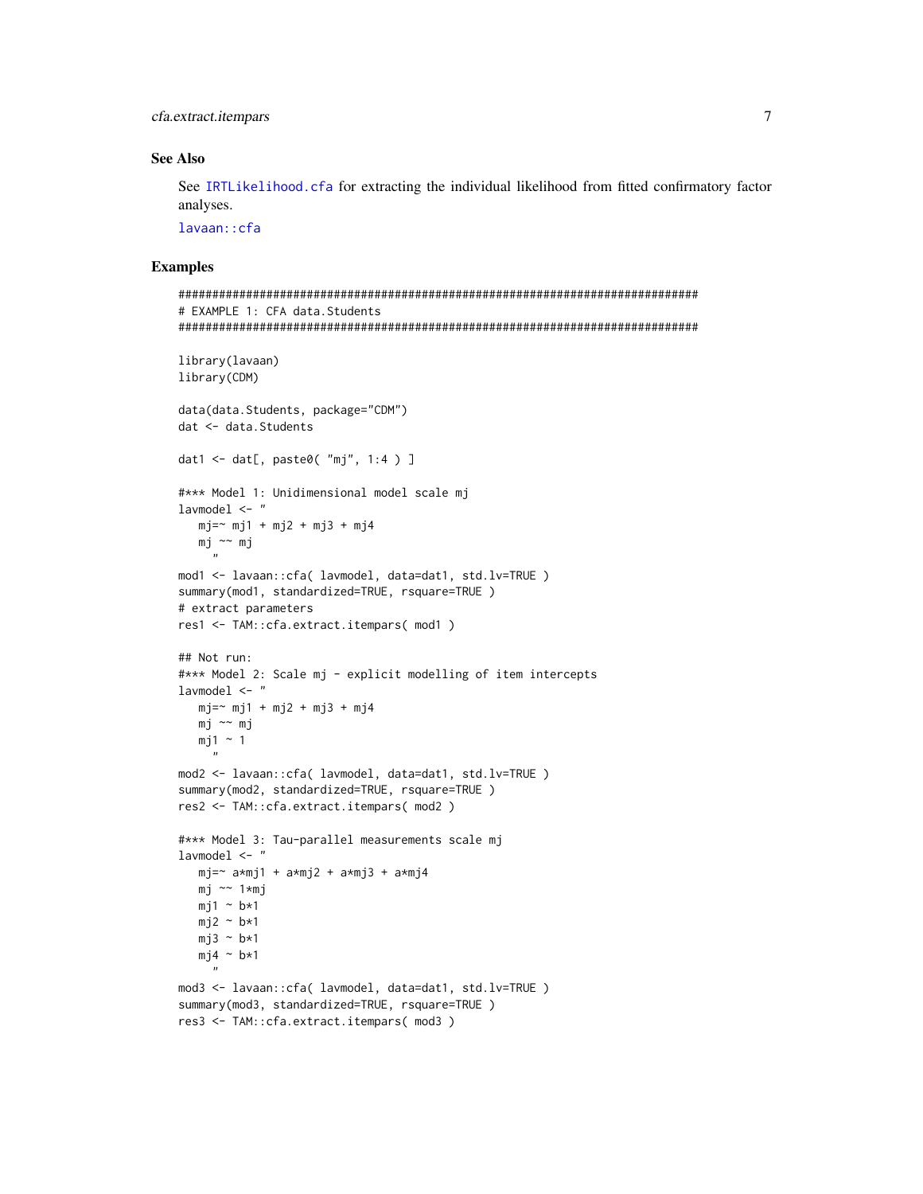### See Also

See IRTLikelihood.cfa for extracting the individual likelihood from fitted confirmatory factor analyses.

lavaan::cfa

### Examples

```
#############################################################################
# EXAMPLE 1: CFA data.Students
#############################################################################

library(lavaan)
library(CDM)

data(data.Students, package="CDM")
dat <- data.Students

dat1 <- dat[, paste0( "mj", 1:4 ) ]

#*** Model 1: Unidimensional model scale mj
lavmodel <- "
   mj=~ mj1 + mj2 + mj3 + mj4
   mj ~~ mj
     "
mod1 <- lavaan::cfa( lavmodel, data=dat1, std.lv=TRUE )
summary(mod1, standardized=TRUE, rsquare=TRUE )
# extract parameters
res1 <- TAM::cfa.extract.itempars( mod1 )

## Not run:
#*** Model 2: Scale mj - explicit modelling of item intercepts
lavmodel <- "
   mj=~ mj1 + mj2 + mj3 + mj4
   mj ~~ mj
   mj1 ~ 1
     "
mod2 <- lavaan::cfa( lavmodel, data=dat1, std.lv=TRUE )
summary(mod2, standardized=TRUE, rsquare=TRUE )
res2 <- TAM::cfa.extract.itempars( mod2 )

#*** Model 3: Tau-parallel measurements scale mj
lavmodel <- "
   mj=~ a*mj1 + a*mj2 + a*mj3 + a*mj4
   mj ~~ 1*mj
   mj1 ~ b*1
   mj2 ~ b*1
   mj3 ~ b*1
   mj4 ~ b*1
     "
mod3 <- lavaan::cfa( lavmodel, data=dat1, std.lv=TRUE )
summary(mod3, standardized=TRUE, rsquare=TRUE )
res3 <- TAM::cfa.extract.itempars( mod3 )
```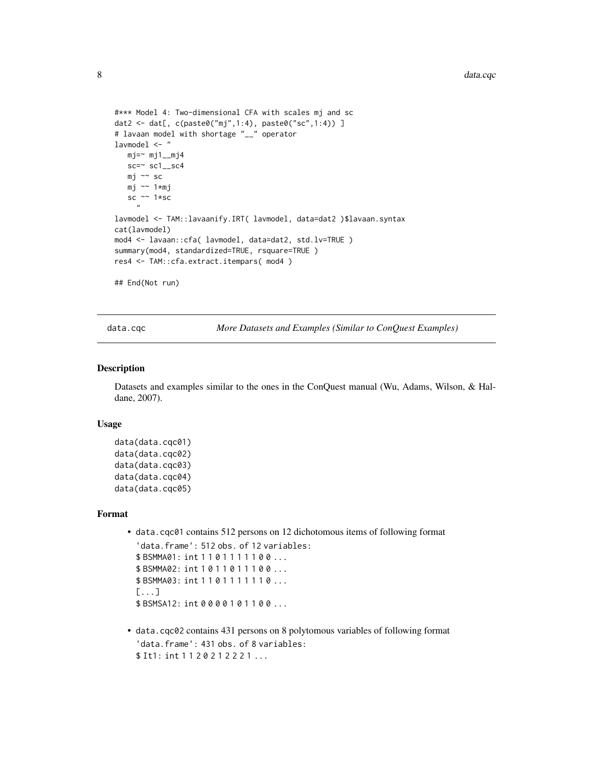```
#*** Model 4: Two-dimensional CFA with scales mj and sc
dat2 <- dat[, c(paste0("mj",1:4), paste0("sc",1:4)) ]
# lavaan model with shortage "__" operator
lavmodel <- "
   mj=~ mj1__mj4
   sc=~ sc1__sc4
   mj ~~ sc
   mj ~~ 1*mj
   sc ~~ 1*sc
     "
lavmodel <- TAM::lavaanify.IRT( lavmodel, data=dat2 )$lavaan.syntax
cat(lavmodel)
mod4 <- lavaan::cfa( lavmodel, data=dat2, std.lv=TRUE )
summary(mod4, standardized=TRUE, rsquare=TRUE )
res4 <- TAM::cfa.extract.itempars( mod4 )

## End(Not run)
```

---

## data.cqc *More Datasets and Examples (Similar to ConQuest Examples)*

---

### Description

Datasets and examples similar to the ones in the ConQuest manual (Wu, Adams, Wilson, & Haldane, 2007).

### Usage

```
data(data.cqc01)
data(data.cqc02)
data(data.cqc03)
data(data.cqc04)
data(data.cqc05)
```

### Format

- `data.cqc01` contains 512 persons on 12 dichotomous items of following format

  ```
  'data.frame': 512 obs. of 12 variables:
  $ BSMMA01: int 1 1 0 1 1 1 1 1 0 0 ...
  $ BSMMA02: int 1 0 1 1 0 1 1 1 0 0 ...
  $ BSMMA03: int 1 1 0 1 1 1 1 1 1 0 ...
  [...]
  $ BSMSA12: int 0 0 0 0 1 0 1 1 0 0 ...
  ```

- `data.cqc02` contains 431 persons on 8 polytomous variables of following format

  ```
  'data.frame': 431 obs. of 8 variables:
  $ It1: int 1 1 2 0 2 1 2 2 2 1 ...
  ```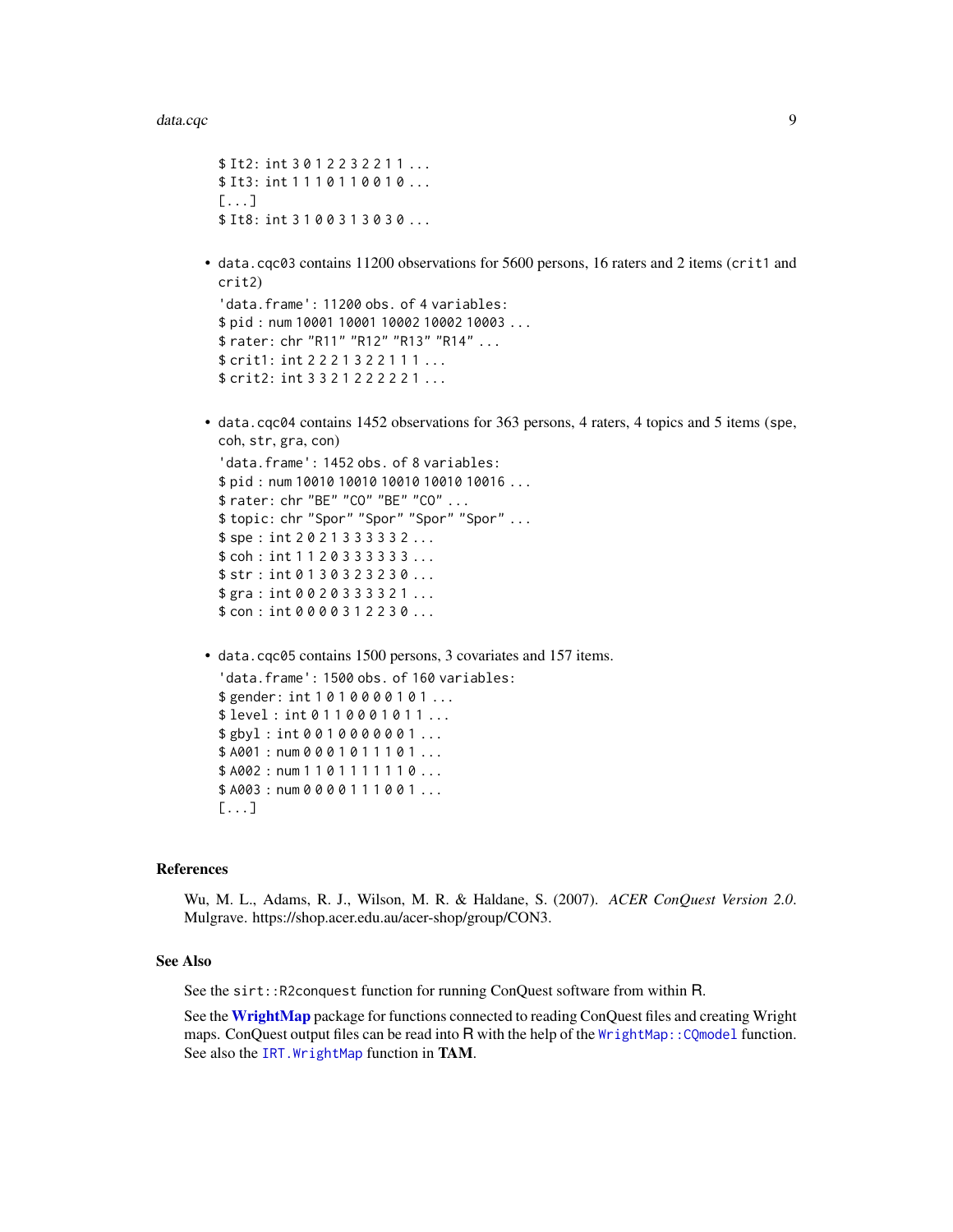```
$ It2: int 3 0 1 2 2 3 2 2 1 1 ...
$ It3: int 1 1 1 0 1 1 0 0 1 0 ...
[...]
$ It8: int 3 1 0 0 3 1 3 0 3 0 ...
```

- `data.cqc03` contains 11200 observations for 5600 persons, 16 raters and 2 items (`crit1` and `crit2`)

```
'data.frame': 11200 obs. of 4 variables:
$ pid : num 10001 10001 10002 10002 10003 ...
$ rater: chr "R11" "R12" "R13" "R14" ...
$ crit1: int 2 2 2 1 3 2 2 1 1 1 ...
$ crit2: int 3 3 2 1 2 2 2 2 2 1 ...
```

- `data.cqc04` contains 1452 observations for 363 persons, 4 raters, 4 topics and 5 items (`spe`, `coh`, `str`, `gra`, `con`)

```
'data.frame': 1452 obs. of 8 variables:
$ pid : num 10010 10010 10010 10010 10016 ...
$ rater: chr "BE" "CO" "BE" "CO" ...
$ topic: chr "Spor" "Spor" "Spor" "Spor" ...
$ spe : int 2 0 2 1 3 3 3 3 3 2 ...
$ coh : int 1 1 2 0 3 3 3 3 3 3 ...
$ str : int 0 1 3 0 3 2 3 2 3 0 ...
$ gra : int 0 0 2 0 3 3 3 3 2 1 ...
$ con : int 0 0 0 0 3 1 2 2 3 0 ...
```

- `data.cqc05` contains 1500 persons, 3 covariates and 157 items.

```
'data.frame': 1500 obs. of 160 variables:
$ gender: int 1 0 1 0 0 0 0 1 0 1 ...
$ level : int 0 1 1 0 0 0 1 0 1 1 ...
$ gbyl : int 0 0 1 0 0 0 0 0 0 1 ...
$ A001 : num 0 0 0 1 0 1 1 1 0 1 ...
$ A002 : num 1 1 0 1 1 1 1 1 1 0 ...
$ A003 : num 0 0 0 0 1 1 1 0 0 1 ...
[...]
```

### References

Wu, M. L., Adams, R. J., Wilson, M. R. & Haldane, S. (2007). *ACER ConQuest Version 2.0*. Mulgrave. https://shop.acer.edu.au/acer-shop/group/CON3.

### See Also

See the `sirt::R2conquest` function for running ConQuest software from within R.

See the **WrightMap** package for functions connected to reading ConQuest files and creating Wright maps. ConQuest output files can be read into R with the help of the `WrightMap::CQmodel` function. See also the `IRT.WrightMap` function in **TAM**.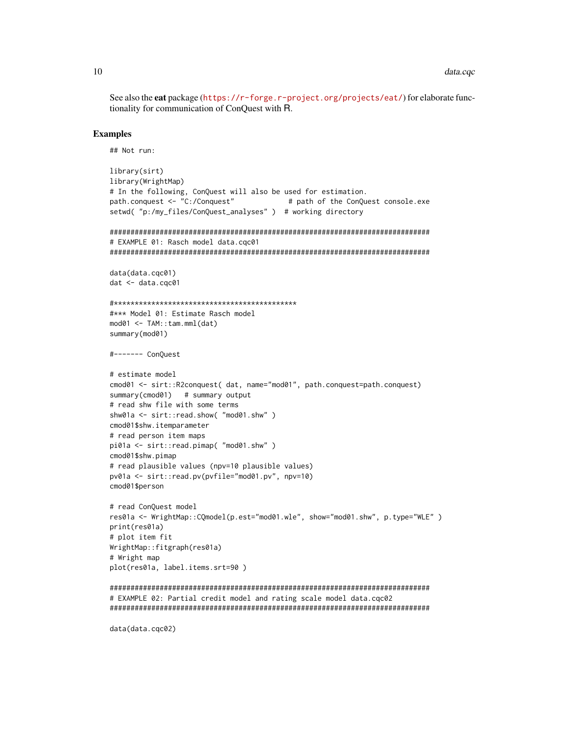See also the **eat** package (https://r-forge.r-project.org/projects/eat/) for elaborate functionality for communication of ConQuest with R.

## Examples

```
## Not run:

library(sirt)
library(WrightMap)
# In the following, ConQuest will also be used for estimation.
path.conquest <- "C:/Conquest"             # path of the ConQuest console.exe
setwd( "p:/my_files/ConQuest_analyses" )  # working directory

#############################################################################
# EXAMPLE 01: Rasch model data.cqc01
#############################################################################

data(data.cqc01)
dat <- data.cqc01

#*********************************************
#*** Model 01: Estimate Rasch model
mod01 <- TAM::tam.mml(dat)
summary(mod01)

#------- ConQuest

# estimate model
cmod01 <- sirt::R2conquest( dat, name="mod01", path.conquest=path.conquest)
summary(cmod01)   # summary output
# read shw file with some terms
shw01a <- sirt::read.show( "mod01.shw" )
cmod01$shw.itemparameter
# read person item maps
pi01a <- sirt::read.pimap( "mod01.shw" )
cmod01$shw.pimap
# read plausible values (npv=10 plausible values)
pv01a <- sirt::read.pv(pvfile="mod01.pv", npv=10)
cmod01$person

# read ConQuest model
res01a <- WrightMap::CQmodel(p.est="mod01.wle", show="mod01.shw", p.type="WLE" )
print(res01a)
# plot item fit
WrightMap::fitgraph(res01a)
# Wright map
plot(res01a, label.items.srt=90 )

#############################################################################
# EXAMPLE 02: Partial credit model and rating scale model data.cqc02
#############################################################################

data(data.cqc02)
```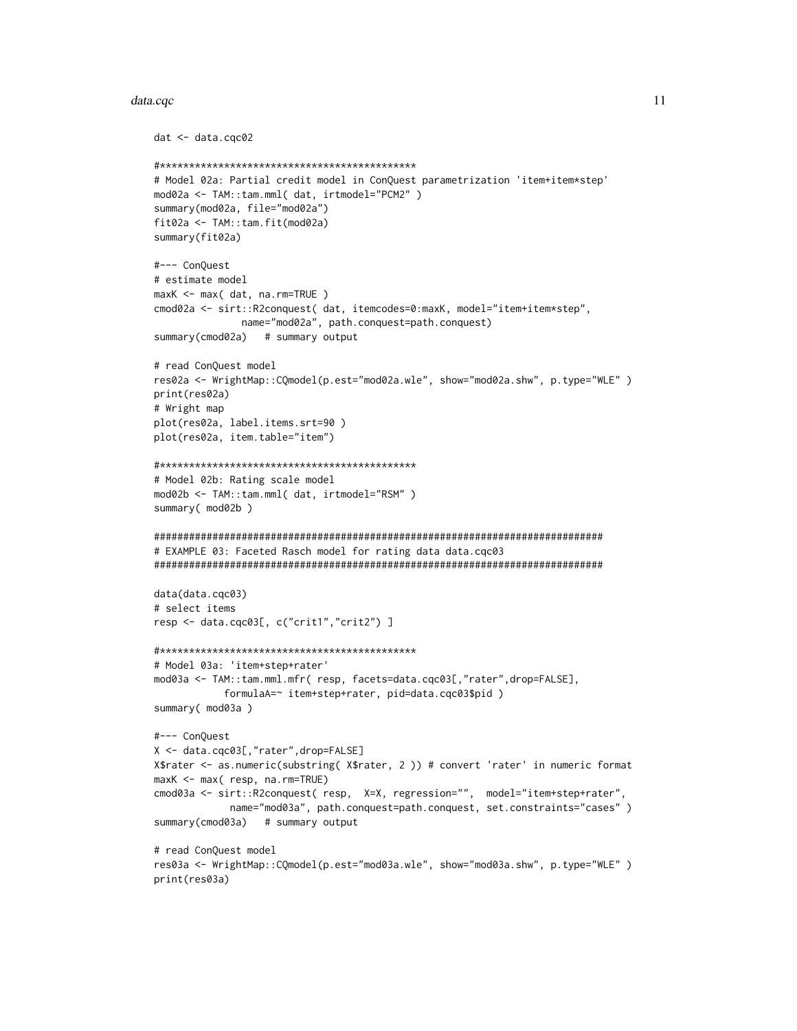```
dat <- data.cqc02

#**********************************************
# Model 02a: Partial credit model in ConQuest parametrization 'item+item*step'
mod02a <- TAM::tam.mml( dat, irtmodel="PCM2" )
summary(mod02a, file="mod02a")
fit02a <- TAM::tam.fit(mod02a)
summary(fit02a)

#--- ConQuest
# estimate model
maxK <- max( dat, na.rm=TRUE )
cmod02a <- sirt::R2conquest( dat, itemcodes=0:maxK, model="item+item*step",
              name="mod02a", path.conquest=path.conquest)
summary(cmod02a)   # summary output

# read ConQuest model
res02a <- WrightMap::CQmodel(p.est="mod02a.wle", show="mod02a.shw", p.type="WLE" )
print(res02a)
# Wright map
plot(res02a, label.items.srt=90 )
plot(res02a, item.table="item")

#**********************************************
# Model 02b: Rating scale model
mod02b <- TAM::tam.mml( dat, irtmodel="RSM" )
summary( mod02b )

###############################################################################
# EXAMPLE 03: Faceted Rasch model for rating data data.cqc03
###############################################################################

data(data.cqc03)
# select items
resp <- data.cqc03[, c("crit1","crit2") ]

#**********************************************
# Model 03a: 'item+step+rater'
mod03a <- TAM::tam.mml.mfr( resp, facets=data.cqc03[,"rater",drop=FALSE],
            formulaA=~ item+step+rater, pid=data.cqc03$pid )
summary( mod03a )

#--- ConQuest
X <- data.cqc03[,"rater",drop=FALSE]
X$rater <- as.numeric(substring( X$rater, 2 )) # convert 'rater' in numeric format
maxK <- max( resp, na.rm=TRUE)
cmod03a <- sirt::R2conquest( resp,  X=X, regression="",  model="item+step+rater",
             name="mod03a", path.conquest=path.conquest, set.constraints="cases" )
summary(cmod03a)   # summary output

# read ConQuest model
res03a <- WrightMap::CQmodel(p.est="mod03a.wle", show="mod03a.shw", p.type="WLE" )
print(res03a)
```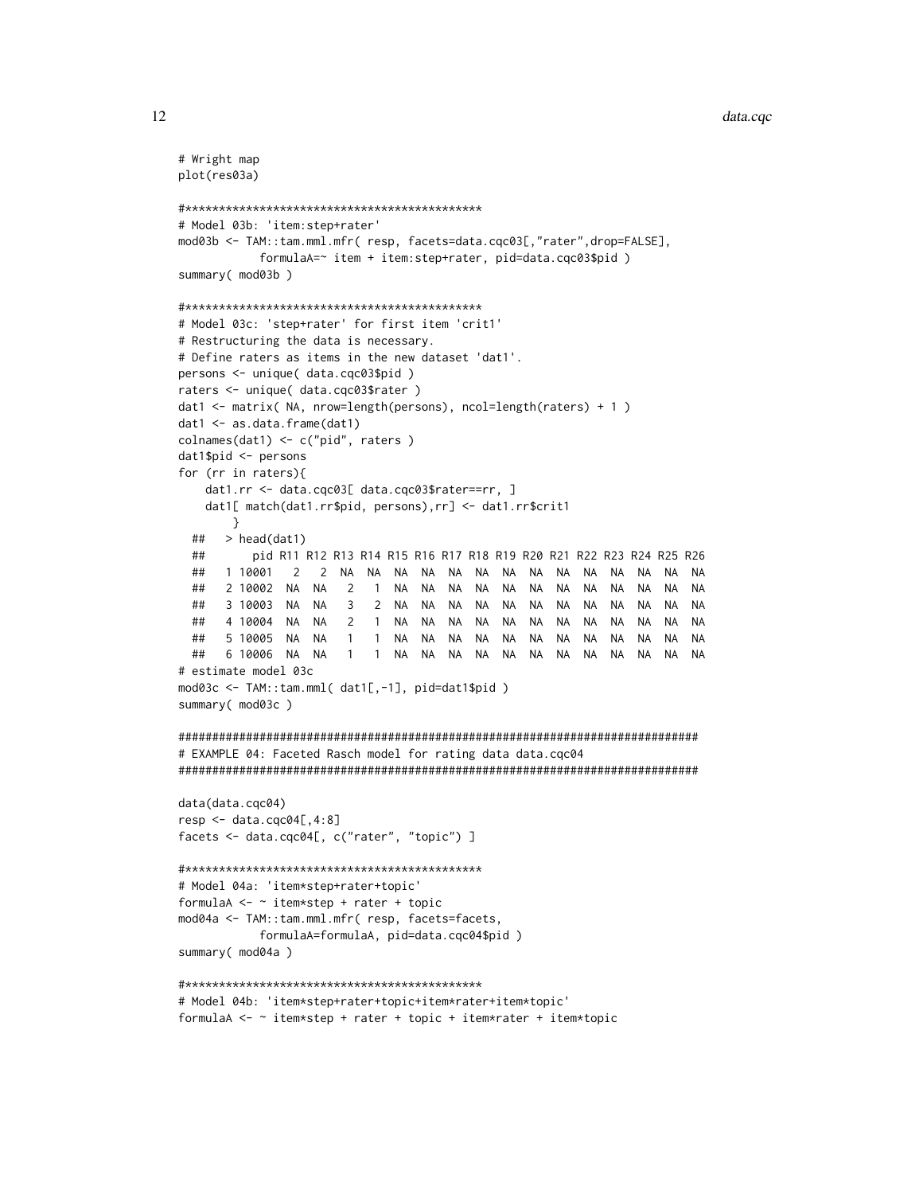```
# Wright map
plot(res03a)

#*********************************************
# Model 03b: 'item:step+rater'
mod03b <- TAM::tam.mml.mfr( resp, facets=data.cqc03[,"rater",drop=FALSE],
            formulaA=~ item + item:step+rater, pid=data.cqc03$pid )
summary( mod03b )

#*********************************************
# Model 03c: 'step+rater' for first item 'crit1'
# Restructuring the data is necessary.
# Define raters as items in the new dataset 'dat1'.
persons <- unique( data.cqc03$pid )
raters <- unique( data.cqc03$rater )
dat1 <- matrix( NA, nrow=length(persons), ncol=length(raters) + 1 )
dat1 <- as.data.frame(dat1)
colnames(dat1) <- c("pid", raters )
dat1$pid <- persons
for (rr in raters){
    dat1.rr <- data.cqc03[ data.cqc03$rater==rr, ]
    dat1[ match(dat1.rr$pid, persons),rr] <- dat1.rr$crit1
        }
  ##   > head(dat1)
  ##       pid R11 R12 R13 R14 R15 R16 R17 R18 R19 R20 R21 R22 R23 R24 R25 R26
  ##   1 10001   2   2  NA  NA  NA  NA  NA  NA  NA  NA  NA  NA  NA  NA  NA  NA
  ##   2 10002  NA  NA   2   1  NA  NA  NA  NA  NA  NA  NA  NA  NA  NA  NA  NA
  ##   3 10003  NA  NA   3   2  NA  NA  NA  NA  NA  NA  NA  NA  NA  NA  NA  NA
  ##   4 10004  NA  NA   2   1  NA  NA  NA  NA  NA  NA  NA  NA  NA  NA  NA  NA
  ##   5 10005  NA  NA   1   1  NA  NA  NA  NA  NA  NA  NA  NA  NA  NA  NA  NA
  ##   6 10006  NA  NA   1   1  NA  NA  NA  NA  NA  NA  NA  NA  NA  NA  NA  NA
# estimate model 03c
mod03c <- TAM::tam.mml( dat1[,-1], pid=dat1$pid )
summary( mod03c )

#############################################################################
# EXAMPLE 04: Faceted Rasch model for rating data data.cqc04
#############################################################################

data(data.cqc04)
resp <- data.cqc04[,4:8]
facets <- data.cqc04[, c("rater", "topic") ]

#*********************************************
# Model 04a: 'item*step+rater+topic'
formulaA <- ~ item*step + rater + topic
mod04a <- TAM::tam.mml.mfr( resp, facets=facets,
            formulaA=formulaA, pid=data.cqc04$pid )
summary( mod04a )

#*********************************************
# Model 04b: 'item*step+rater+topic+item*rater+item*topic'
formulaA <- ~ item*step + rater + topic + item*rater + item*topic
```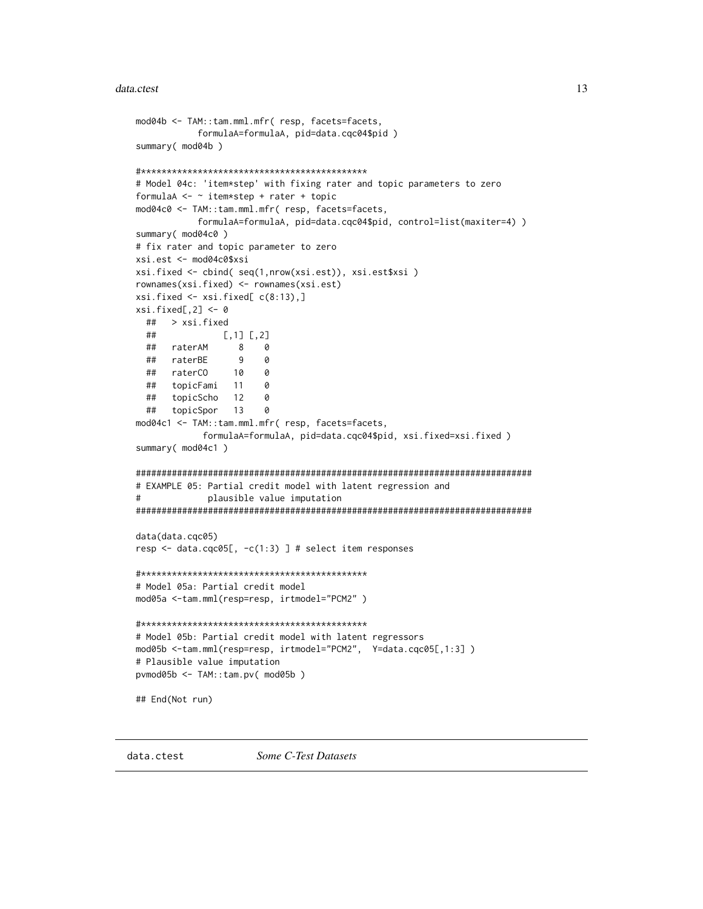```
mod04b <- TAM::tam.mml.mfr( resp, facets=facets,
            formulaA=formulaA, pid=data.cqc04$pid )
summary( mod04b )

#*********************************************
# Model 04c: 'item*step' with fixing rater and topic parameters to zero
formulaA <- ~ item*step + rater + topic
mod04c0 <- TAM::tam.mml.mfr( resp, facets=facets,
            formulaA=formulaA, pid=data.cqc04$pid, control=list(maxiter=4) )
summary( mod04c0 )
# fix rater and topic parameter to zero
xsi.est <- mod04c0$xsi
xsi.fixed <- cbind( seq(1,nrow(xsi.est)), xsi.est$xsi )
rownames(xsi.fixed) <- rownames(xsi.est)
xsi.fixed <- xsi.fixed[ c(8:13),]
xsi.fixed[,2] <- 0
  ##   > xsi.fixed
  ##             [,1] [,2]
  ##   raterAM      8    0
  ##   raterBE      9    0
  ##   raterCO     10    0
  ##   topicFami   11    0
  ##   topicScho   12    0
  ##   topicSpor   13    0
mod04c1 <- TAM::tam.mml.mfr( resp, facets=facets,
             formulaA=formulaA, pid=data.cqc04$pid, xsi.fixed=xsi.fixed )
summary( mod04c1 )

#############################################################################
# EXAMPLE 05: Partial credit model with latent regression and
#             plausible value imputation
#############################################################################

data(data.cqc05)
resp <- data.cqc05[, -c(1:3) ] # select item responses

#*********************************************
# Model 05a: Partial credit model
mod05a <-tam.mml(resp=resp, irtmodel="PCM2" )

#*********************************************
# Model 05b: Partial credit model with latent regressors
mod05b <-tam.mml(resp=resp, irtmodel="PCM2",  Y=data.cqc05[,1:3] )
# Plausible value imputation
pvmod05b <- TAM::tam.pv( mod05b )

## End(Not run)
```

---

data.ctest *Some C-Test Datasets*

---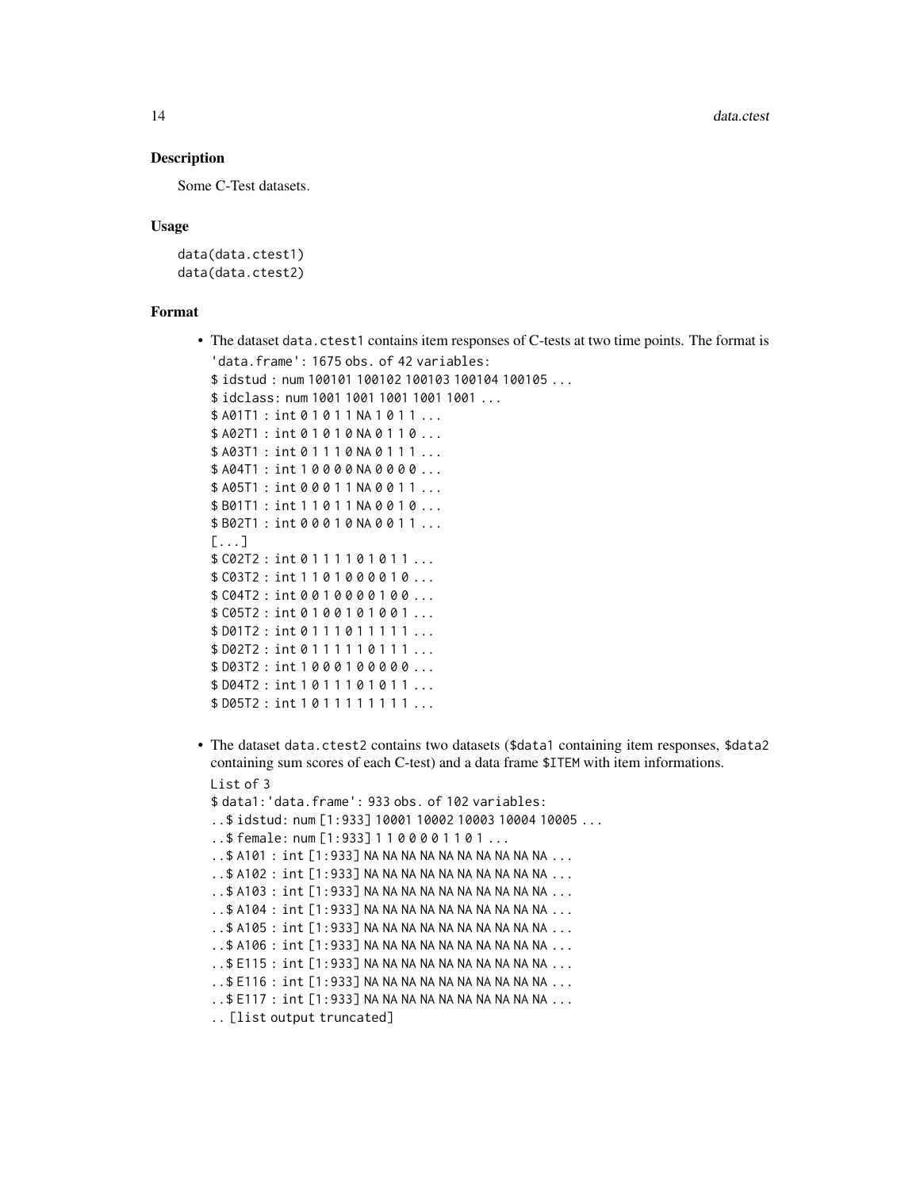## Description

Some C-Test datasets.

## Usage

```
data(data.ctest1)
data(data.ctest2)
```

## Format

- The dataset `data.ctest1` contains item responses of C-tests at two time points. The format is

```
'data.frame': 1675 obs. of 42 variables:
$ idstud : num 100101 100102 100103 100104 100105 ...
$ idclass: num 1001 1001 1001 1001 1001 ...
$ A01T1 : int 0 1 0 1 1 NA 1 0 1 1 ...
$ A02T1 : int 0 1 0 1 0 NA 0 1 1 0 ...
$ A03T1 : int 0 1 1 1 0 NA 0 1 1 1 ...
$ A04T1 : int 1 0 0 0 0 NA 0 0 0 0 ...
$ A05T1 : int 0 0 0 1 1 NA 0 0 1 1 ...
$ B01T1 : int 1 1 0 1 1 NA 0 0 1 0 ...
$ B02T1 : int 0 0 0 1 0 NA 0 0 1 1 ...
[...]
$ C02T2 : int 0 1 1 1 1 1 0 1 1 1 ...
$ C03T2 : int 1 1 0 1 0 0 0 0 1 0 ...
$ C04T2 : int 0 0 1 0 0 0 0 1 0 0 ...
$ C05T2 : int 0 1 0 0 1 0 1 0 0 1 ...
$ D01T2 : int 0 1 1 1 0 1 1 1 1 1 ...
$ D02T2 : int 0 1 1 1 1 1 0 1 1 1 ...
$ D03T2 : int 1 0 0 0 1 0 0 0 0 0 ...
$ D04T2 : int 1 0 1 1 1 0 1 0 1 1 ...
$ D05T2 : int 1 0 1 1 1 1 1 1 1 1 ...
```

- The dataset `data.ctest2` contains two datasets (`$data1` containing item responses, `$data2` containing sum scores of each C-test) and a data frame `$ITEM` with item informations.

```
List of 3
$ data1:'data.frame': 933 obs. of 102 variables:
..$ idstud: num [1:933] 10001 10002 10003 10004 10005 ...
..$ female: num [1:933] 1 1 0 0 0 0 1 1 0 1 ...
..$ A101 : int [1:933] NA NA NA NA NA NA NA NA NA NA ...
..$ A102 : int [1:933] NA NA NA NA NA NA NA NA NA NA ...
..$ A103 : int [1:933] NA NA NA NA NA NA NA NA NA NA ...
..$ A104 : int [1:933] NA NA NA NA NA NA NA NA NA NA ...
..$ A105 : int [1:933] NA NA NA NA NA NA NA NA NA NA ...
..$ A106 : int [1:933] NA NA NA NA NA NA NA NA NA NA ...
..$ E115 : int [1:933] NA NA NA NA NA NA NA NA NA NA ...
..$ E116 : int [1:933] NA NA NA NA NA NA NA NA NA NA ...
..$ E117 : int [1:933] NA NA NA NA NA NA NA NA NA NA ...
.. [list output truncated]
```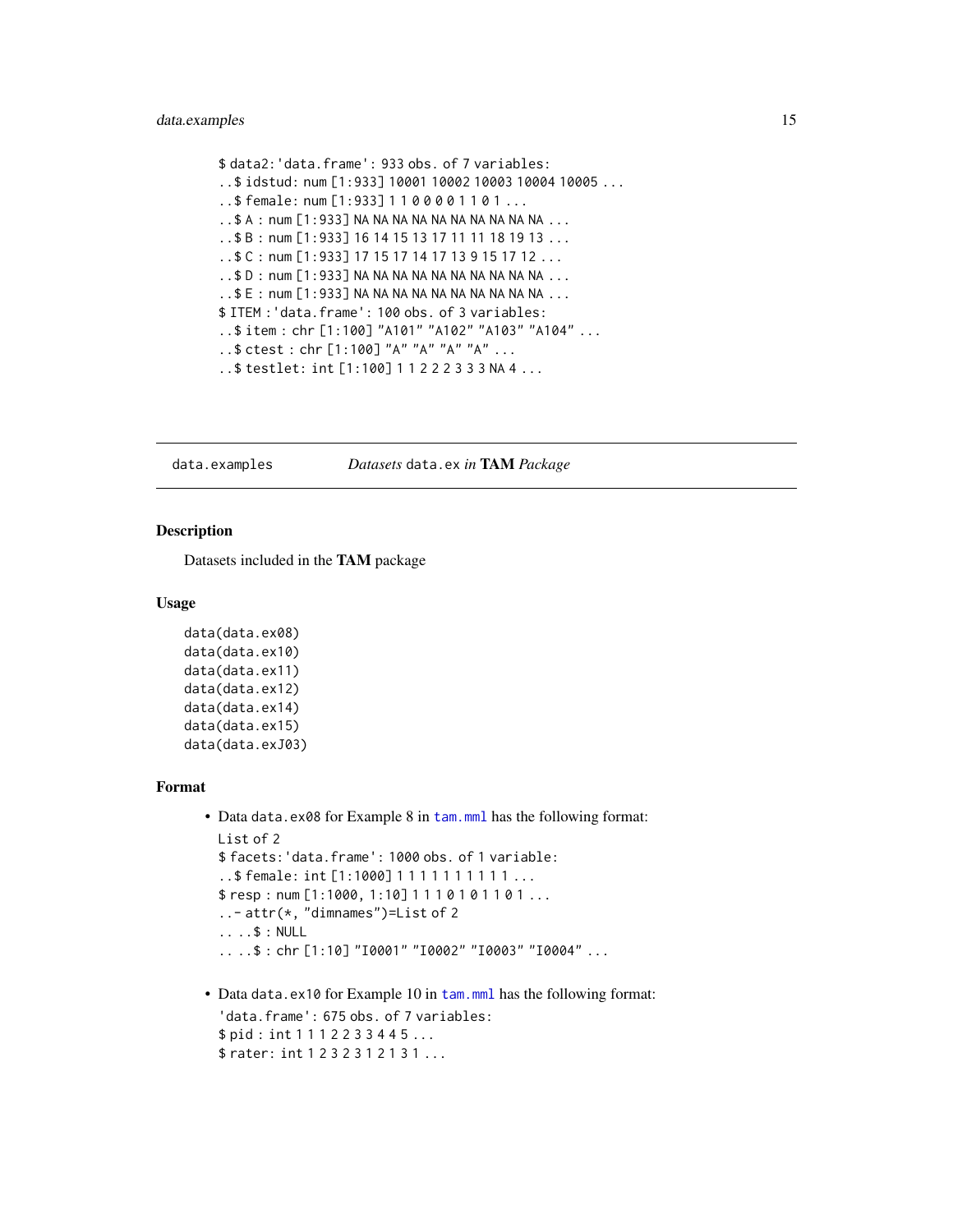```
$ data2:'data.frame': 933 obs. of 7 variables:
..$ idstud: num [1:933] 10001 10002 10003 10004 10005 ...
..$ female: num [1:933] 1 1 0 0 0 0 1 1 0 1 ...
..$ A : num [1:933] NA NA NA NA NA NA NA NA NA NA ...
..$ B : num [1:933] 16 14 15 13 17 11 11 18 19 13 ...
..$ C : num [1:933] 17 15 17 14 17 13 9 15 17 12 ...
..$ D : num [1:933] NA NA NA NA NA NA NA NA NA NA ...
..$ E : num [1:933] NA NA NA NA NA NA NA NA NA NA ...
$ ITEM :'data.frame': 100 obs. of 3 variables:
..$ item : chr [1:100] "A101" "A102" "A103" "A104" ...
..$ ctest : chr [1:100] "A" "A" "A" "A" ...
..$ testlet: int [1:100] 1 1 2 2 2 3 3 3 NA 4 ...
```

---

`data.examples` *Datasets* `data.ex` *in* **TAM** *Package*

---

## Description

Datasets included in the **TAM** package

## Usage

```
data(data.ex08)
data(data.ex10)
data(data.ex11)
data(data.ex12)
data(data.ex14)
data(data.ex15)
data(data.exJ03)
```

## Format

- Data `data.ex08` for Example 8 in `tam.mml` has the following format:

```
List of 2
$ facets:'data.frame': 1000 obs. of 1 variable:
..$ female: int [1:1000] 1 1 1 1 1 1 1 1 1 1 ...
$ resp : num [1:1000, 1:10] 1 1 1 0 1 0 1 1 0 1 ...
..- attr(*, "dimnames")=List of 2
.. ..$ : NULL
.. ..$ : chr [1:10] "I0001" "I0002" "I0003" "I0004" ...
```

- Data `data.ex10` for Example 10 in `tam.mml` has the following format:

```
'data.frame': 675 obs. of 7 variables:
$ pid : int 1 1 1 2 2 3 3 4 4 5 ...
$ rater: int 1 2 3 2 3 1 2 1 3 1 ...
```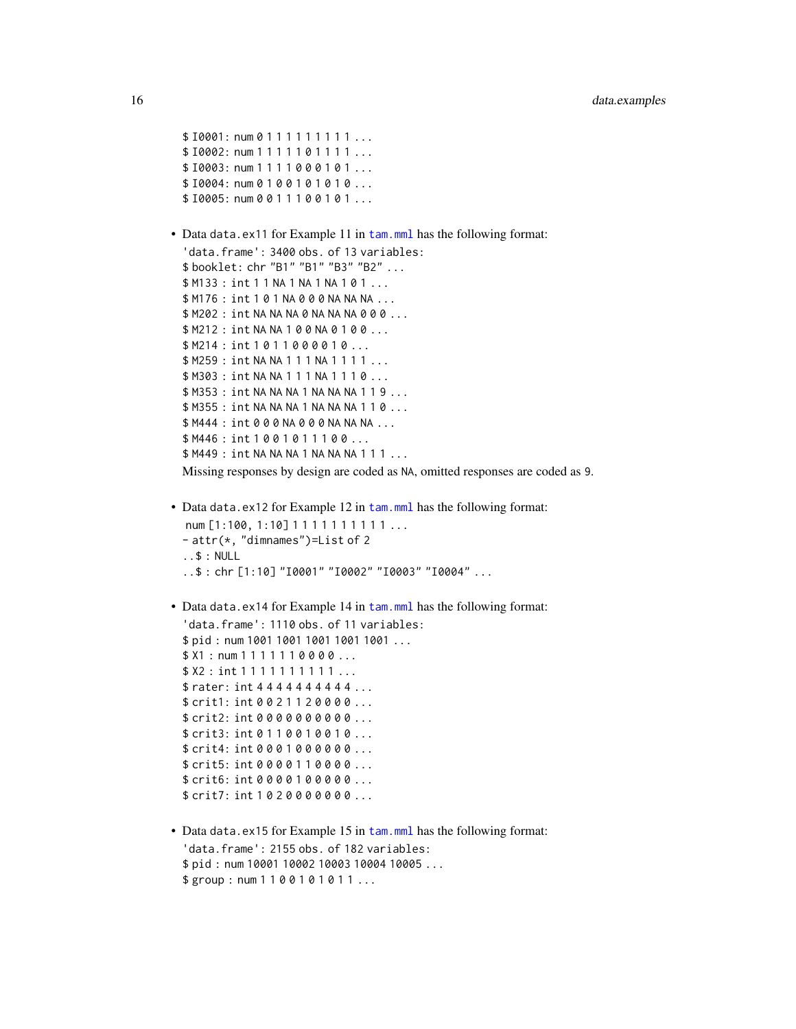```
$ I0001: num 0 1 1 1 1 1 1 1 1 1 ...
$ I0002: num 1 1 1 1 1 0 1 1 1 1 ...
$ I0003: num 1 1 1 1 0 0 0 1 0 1 ...
$ I0004: num 0 1 0 0 1 0 1 0 1 0 ...
$ I0005: num 0 0 1 1 1 0 0 1 0 1 ...
```

- Data `data.ex11` for Example 11 in `tam.mml` has the following format:

```
'data.frame': 3400 obs. of 13 variables:
$ booklet: chr "B1" "B1" "B3" "B2" ...
$ M133 : int 1 1 NA 1 NA 1 NA 1 0 1 ...
$ M176 : int 1 0 1 NA 0 0 0 NA NA NA ...
$ M202 : int NA NA NA 0 NA NA NA 0 0 0 ...
$ M212 : int NA NA 1 0 0 NA 0 1 0 0 ...
$ M214 : int 1 0 1 1 0 0 0 0 1 0 ...
$ M259 : int NA NA 1 1 1 NA 1 1 1 1 ...
$ M303 : int NA NA 1 1 1 NA 1 1 1 0 ...
$ M353 : int NA NA NA 1 NA NA NA 1 1 9 ...
$ M355 : int NA NA NA 1 NA NA NA 1 1 0 ...
$ M444 : int 0 0 0 NA 0 0 0 NA NA NA ...
$ M446 : int 1 0 0 1 0 1 1 1 0 0 ...
$ M449 : int NA NA NA 1 NA NA NA 1 1 1 ...
```

Missing responses by design are coded as `NA`, omitted responses are coded as `9`.

- Data `data.ex12` for Example 12 in `tam.mml` has the following format:

```
num [1:100, 1:10] 1 1 1 1 1 1 1 1 1 1 ...
- attr(*, "dimnames")=List of 2
..$ : NULL
..$ : chr [1:10] "I0001" "I0002" "I0003" "I0004" ...
```

- Data `data.ex14` for Example 14 in `tam.mml` has the following format:

```
'data.frame': 1110 obs. of 11 variables:
$ pid : num 1001 1001 1001 1001 1001 ...
$ X1 : num 1 1 1 1 1 1 0 0 0 0 ...
$ X2 : int 1 1 1 1 1 1 1 1 1 1 ...
$ rater: int 4 4 4 4 4 4 4 4 4 4 ...
$ crit1: int 0 0 2 1 1 2 0 0 0 0 ...
$ crit2: int 0 0 0 0 0 0 0 0 0 0 ...
$ crit3: int 0 1 1 0 0 1 0 0 1 0 ...
$ crit4: int 0 0 0 1 0 0 0 0 0 0 ...
$ crit5: int 0 0 0 0 1 1 0 0 0 0 ...
$ crit6: int 0 0 0 0 1 0 0 0 0 0 ...
$ crit7: int 1 0 2 0 0 0 0 0 0 0 ...
```

- Data `data.ex15` for Example 15 in `tam.mml` has the following format:

```
'data.frame': 2155 obs. of 182 variables:
$ pid : num 10001 10002 10003 10004 10005 ...
$ group : num 1 1 0 0 1 0 1 0 1 1 ...
```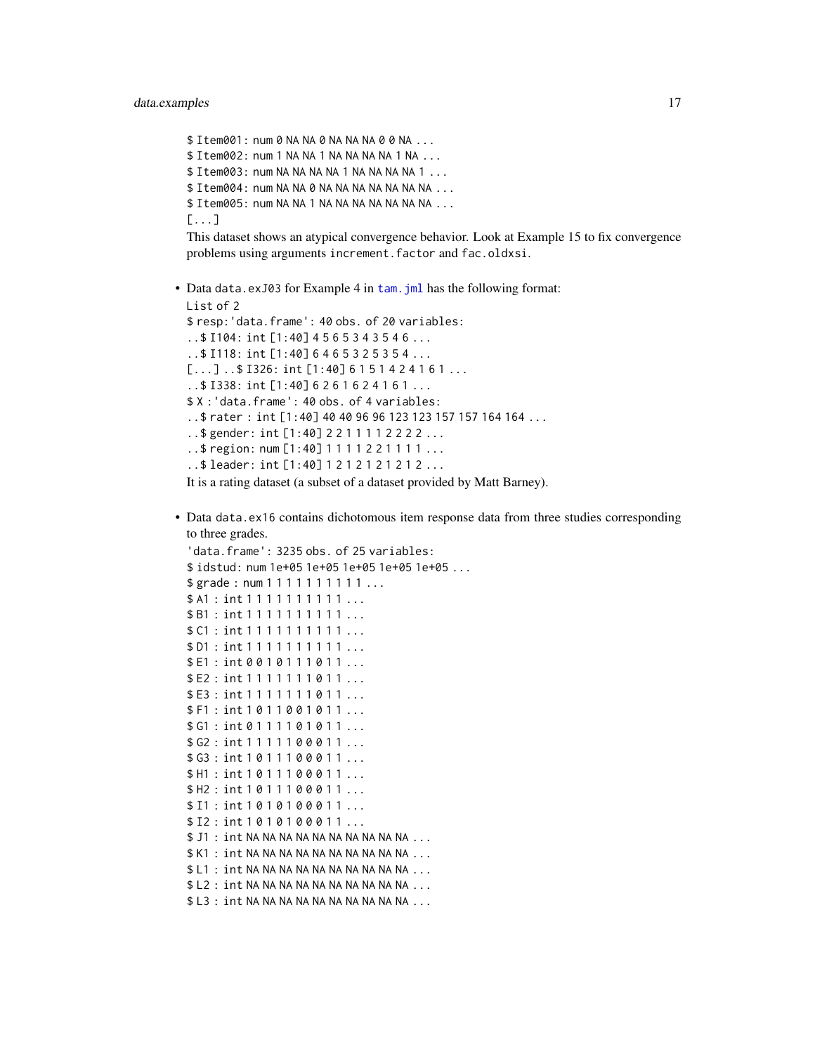```
$ Item001: num 0 NA NA 0 NA NA NA 0 0 NA ...
$ Item002: num 1 NA NA 1 NA NA NA NA 1 NA ...
$ Item003: num NA NA NA NA 1 NA NA NA NA 1 ...
$ Item004: num NA NA 0 NA NA NA NA NA NA NA ...
$ Item005: num NA NA 1 NA NA NA NA NA NA NA ...
[...]
```

This dataset shows an atypical convergence behavior. Look at Example 15 to fix convergence problems using arguments `increment.factor` and `fac.oldxsi`.

- Data `data.exJ03` for Example 4 in `tam.jml` has the following format:

```
List of 2
$ resp:'data.frame': 40 obs. of 20 variables:
..$ I104: int [1:40] 4 5 6 5 3 4 3 5 4 6 ...
..$ I118: int [1:40] 6 4 6 5 3 2 5 3 5 4 ...
[...] ..$ I326: int [1:40] 6 1 5 1 4 2 4 1 6 1 ...
..$ I338: int [1:40] 6 2 6 1 6 2 4 1 6 1 ...
$ X :'data.frame': 40 obs. of 4 variables:
..$ rater : int [1:40] 40 40 96 96 123 123 157 157 164 164 ...
..$ gender: int [1:40] 2 2 1 1 1 1 1 2 2 2 2 ...
..$ region: num [1:40] 1 1 1 1 2 2 1 1 1 1 ...
..$ leader: int [1:40] 1 2 1 2 1 2 1 2 1 2 ...
```

It is a rating dataset (a subset of a dataset provided by Matt Barney).

- Data `data.ex16` contains dichotomous item response data from three studies corresponding to three grades.

```
'data.frame': 3235 obs. of 25 variables:
$ idstud: num 1e+05 1e+05 1e+05 1e+05 1e+05 ...
$ grade : num 1 1 1 1 1 1 1 1 1 1 ...
$ A1 : int 1 1 1 1 1 1 1 1 1 1 ...
$ B1 : int 1 1 1 1 1 1 1 1 1 1 ...
$ C1 : int 1 1 1 1 1 1 1 1 1 1 ...
$ D1 : int 1 1 1 1 1 1 1 1 1 1 ...
$ E1 : int 0 0 1 0 1 1 1 0 1 1 ...
$ E2 : int 1 1 1 1 1 1 1 0 1 1 ...
$ E3 : int 1 1 1 1 1 1 1 0 1 1 ...
$ F1 : int 1 0 1 1 0 0 1 0 1 1 ...
$ G1 : int 0 1 1 1 1 0 1 0 1 1 ...
$ G2 : int 1 1 1 1 1 0 0 0 1 1 ...
$ G3 : int 1 0 1 1 1 0 0 0 1 1 ...
$ H1 : int 1 0 1 1 1 0 0 0 1 1 ...
$ H2 : int 1 0 1 1 1 0 0 0 1 1 ...
$ I1 : int 1 0 1 0 1 0 0 0 1 1 ...
$ I2 : int 1 0 1 0 1 0 0 0 1 1 ...
$ J1 : int NA NA NA NA NA NA NA NA NA NA ...
$ K1 : int NA NA NA NA NA NA NA NA NA NA ...
$ L1 : int NA NA NA NA NA NA NA NA NA NA ...
$ L2 : int NA NA NA NA NA NA NA NA NA NA ...
$ L3 : int NA NA NA NA NA NA NA NA NA NA ...
```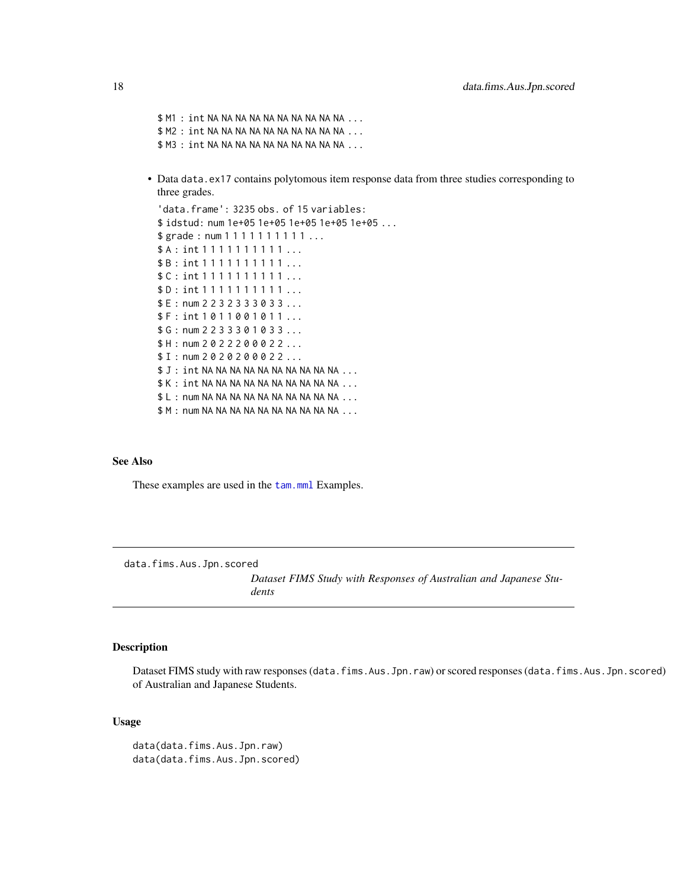```
$ M1 : int NA NA NA NA NA NA NA NA NA NA ...
$ M2 : int NA NA NA NA NA NA NA NA NA NA ...
$ M3 : int NA NA NA NA NA NA NA NA NA NA ...
```

- Data `data.ex17` contains polytomous item response data from three studies corresponding to three grades.

```
'data.frame': 3235 obs. of 15 variables:
$ idstud: num 1e+05 1e+05 1e+05 1e+05 1e+05 ...
$ grade : num 1 1 1 1 1 1 1 1 1 1 ...
$ A : int 1 1 1 1 1 1 1 1 1 1 ...
$ B : int 1 1 1 1 1 1 1 1 1 1 ...
$ C : int 1 1 1 1 1 1 1 1 1 1 ...
$ D : int 1 1 1 1 1 1 1 1 1 1 ...
$ E : num 2 2 3 2 3 3 3 0 3 3 ...
$ F : int 1 0 1 1 0 0 1 0 1 1 ...
$ G : num 2 2 3 3 3 0 1 0 3 3 ...
$ H : num 2 0 2 2 2 0 0 0 2 2 ...
$ I : num 2 0 2 0 2 0 0 0 2 2 ...
$ J : int NA NA NA NA NA NA NA NA NA NA ...
$ K : int NA NA NA NA NA NA NA NA NA NA ...
$ L : num NA NA NA NA NA NA NA NA NA NA ...
$ M : num NA NA NA NA NA NA NA NA NA NA ...
```

### See Also

These examples are used in the `tam.mml` Examples.

---

## data.fims.Aus.Jpn.scored

*Dataset FIMS Study with Responses of Australian and Japanese Students*

---

### Description

Dataset FIMS study with raw responses (`data.fims.Aus.Jpn.raw`) or scored responses (`data.fims.Aus.Jpn.scored`) of Australian and Japanese Students.

### Usage

```
data(data.fims.Aus.Jpn.raw)
data(data.fims.Aus.Jpn.scored)
```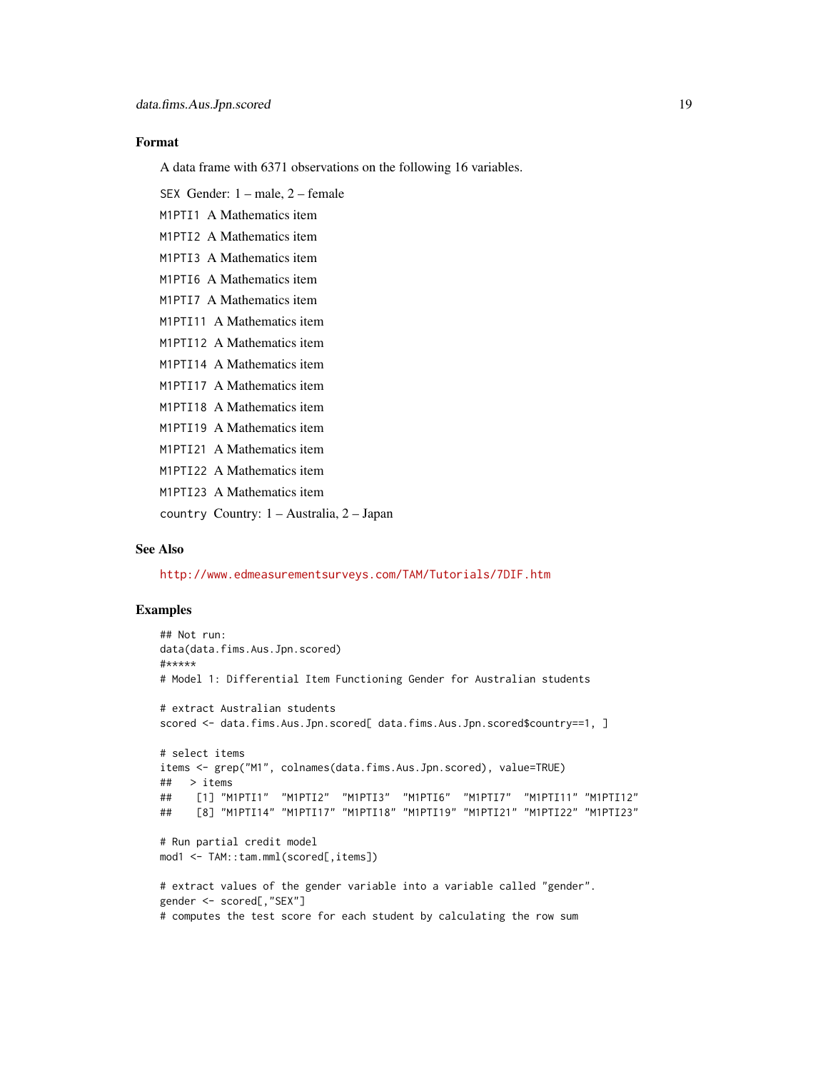### Format

A data frame with 6371 observations on the following 16 variables.

SEX Gender: 1 – male, 2 – female

M1PTI1 A Mathematics item

M1PTI2 A Mathematics item

M1PTI3 A Mathematics item

M1PTI6 A Mathematics item

M1PTI7 A Mathematics item

M1PTI11 A Mathematics item

M1PTI12 A Mathematics item

M1PTI14 A Mathematics item

M1PTI17 A Mathematics item

M1PTI18 A Mathematics item

M1PTI19 A Mathematics item

M1PTI21 A Mathematics item

M1PTI22 A Mathematics item

M1PTI23 A Mathematics item

country Country: 1 – Australia, 2 – Japan

### See Also

http://www.edmeasurementsurveys.com/TAM/Tutorials/7DIF.htm

### Examples

```
## Not run:
data(data.fims.Aus.Jpn.scored)
#*****
# Model 1: Differential Item Functioning Gender for Australian students

# extract Australian students
scored <- data.fims.Aus.Jpn.scored[ data.fims.Aus.Jpn.scored$country==1, ]

# select items
items <- grep("M1", colnames(data.fims.Aus.Jpn.scored), value=TRUE)
##   > items
##    [1] "M1PTI1"  "M1PTI2"  "M1PTI3"  "M1PTI6"  "M1PTI7"  "M1PTI11" "M1PTI12"
##    [8] "M1PTI14" "M1PTI17" "M1PTI18" "M1PTI19" "M1PTI21" "M1PTI22" "M1PTI23"

# Run partial credit model
mod1 <- TAM::tam.mml(scored[,items])

# extract values of the gender variable into a variable called "gender".
gender <- scored[,"SEX"]
# computes the test score for each student by calculating the row sum
```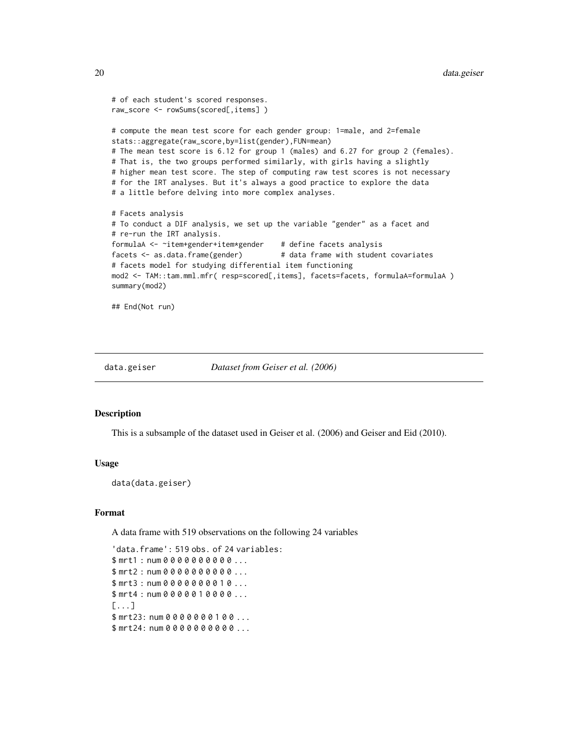```
# of each student's scored responses.
raw_score <- rowSums(scored[,items] )

# compute the mean test score for each gender group: 1=male, and 2=female
stats::aggregate(raw_score,by=list(gender),FUN=mean)
# The mean test score is 6.12 for group 1 (males) and 6.27 for group 2 (females).
# That is, the two groups performed similarly, with girls having a slightly
# higher mean test score. The step of computing raw test scores is not necessary
# for the IRT analyses. But it's always a good practice to explore the data
# a little before delving into more complex analyses.

# Facets analysis
# To conduct a DIF analysis, we set up the variable "gender" as a facet and
# re-run the IRT analysis.
formulaA <- ~item+gender+item*gender    # define facets analysis
facets <- as.data.frame(gender)         # data frame with student covariates
# facets model for studying differential item functioning
mod2 <- TAM::tam.mml.mfr( resp=scored[,items], facets=facets, formulaA=formulaA )
summary(mod2)

## End(Not run)
```

## data.geiser    *Dataset from Geiser et al. (2006)*

### Description

This is a subsample of the dataset used in Geiser et al. (2006) and Geiser and Eid (2010).

### Usage

```
data(data.geiser)
```

### Format

A data frame with 519 observations on the following 24 variables

```
'data.frame': 519 obs. of 24 variables:
$ mrt1 : num 0 0 0 0 0 0 0 0 0 0 ...
$ mrt2 : num 0 0 0 0 0 0 0 0 0 0 ...
$ mrt3 : num 0 0 0 0 0 0 0 0 1 0 ...
$ mrt4 : num 0 0 0 0 0 1 0 0 0 0 ...
[...]
$ mrt23: num 0 0 0 0 0 0 0 1 0 0 ...
$ mrt24: num 0 0 0 0 0 0 0 0 0 0 ...
```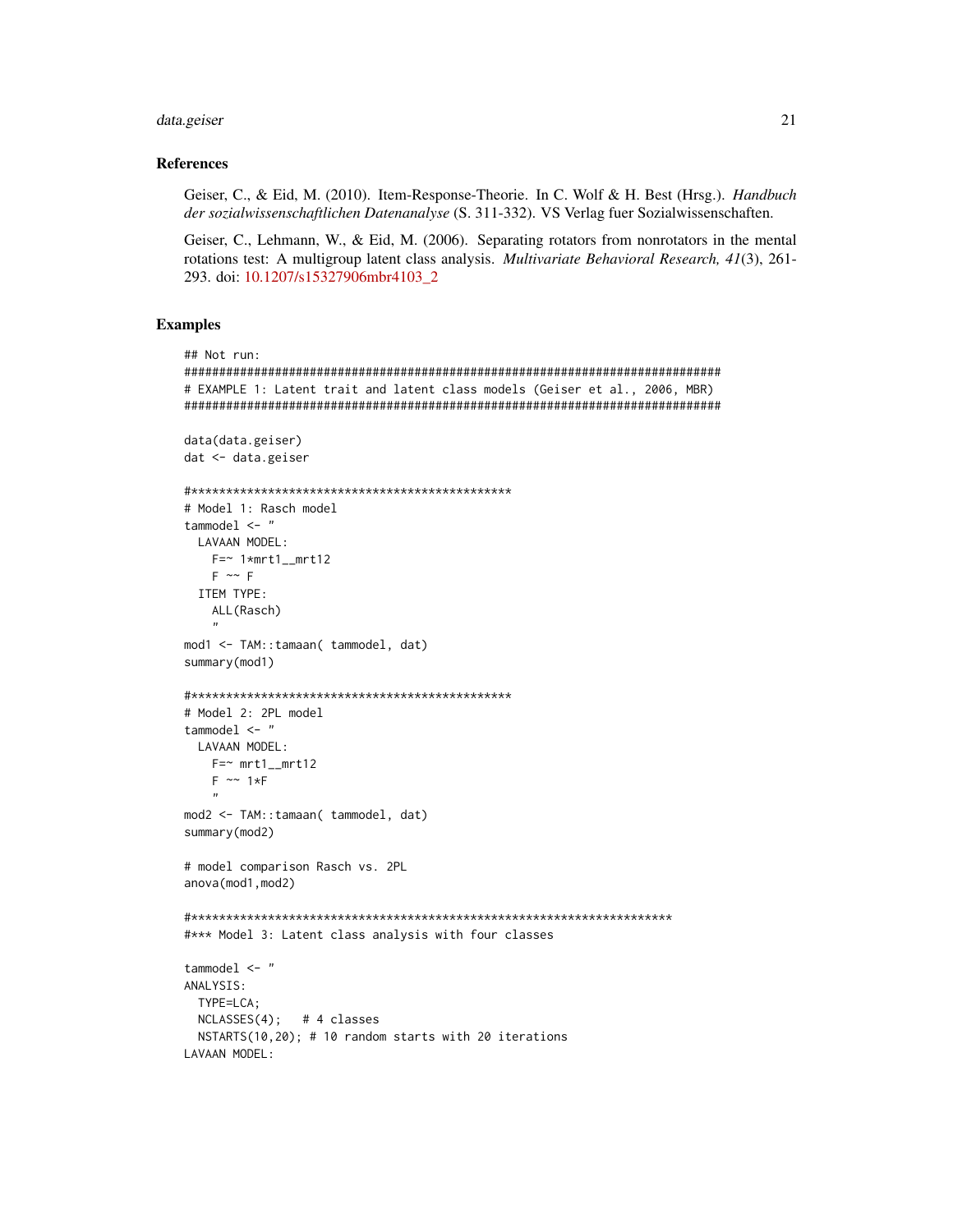### References

Geiser, C., & Eid, M. (2010). Item-Response-Theorie. In C. Wolf & H. Best (Hrsg.). *Handbuch der sozialwissenschaftlichen Datenanalyse* (S. 311-332). VS Verlag fuer Sozialwissenschaften.

Geiser, C., Lehmann, W., & Eid, M. (2006). Separating rotators from nonrotators in the mental rotations test: A multigroup latent class analysis. *Multivariate Behavioral Research, 41*(3), 261-293. doi: 10.1207/s15327906mbr4103_2

### Examples

```
## Not run:
#############################################################################
# EXAMPLE 1: Latent trait and latent class models (Geiser et al., 2006, MBR)
#############################################################################

data(data.geiser)
dat <- data.geiser

#***********************************************
# Model 1: Rasch model
tammodel <- "
  LAVAAN MODEL:
    F=~ 1*mrt1__mrt12
    F ~~ F
  ITEM TYPE:
    ALL(Rasch)
    "
mod1 <- TAM::tamaan( tammodel, dat)
summary(mod1)

#***********************************************
# Model 2: 2PL model
tammodel <- "
  LAVAAN MODEL:
    F=~ mrt1__mrt12
    F ~~ 1*F
    "
mod2 <- TAM::tamaan( tammodel, dat)
summary(mod2)

# model comparison Rasch vs. 2PL
anova(mod1,mod2)

#*********************************************************************
#*** Model 3: Latent class analysis with four classes

tammodel <- "
ANALYSIS:
  TYPE=LCA;
  NCLASSES(4);   # 4 classes
  NSTARTS(10,20); # 10 random starts with 20 iterations
LAVAAN MODEL:
```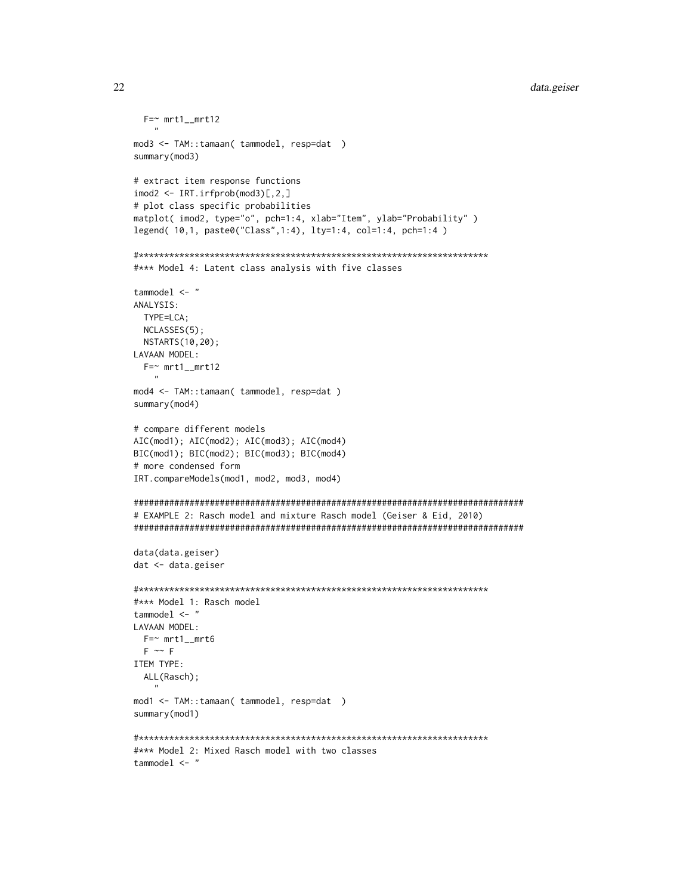```
  F=~ mrt1__mrt12
    "
mod3 <- TAM::tamaan( tammodel, resp=dat  )
summary(mod3)

# extract item response functions
imod2 <- IRT.irfprob(mod3)[,2,]
# plot class specific probabilities
matplot( imod2, type="o", pch=1:4, xlab="Item", ylab="Probability" )
legend( 10,1, paste0("Class",1:4), lty=1:4, col=1:4, pch=1:4 )

#*********************************************************************
#*** Model 4: Latent class analysis with five classes

tammodel <- "
ANALYSIS:
  TYPE=LCA;
  NCLASSES(5);
  NSTARTS(10,20);
LAVAAN MODEL:
  F=~ mrt1__mrt12
    "
mod4 <- TAM::tamaan( tammodel, resp=dat )
summary(mod4)

# compare different models
AIC(mod1); AIC(mod2); AIC(mod3); AIC(mod4)
BIC(mod1); BIC(mod2); BIC(mod3); BIC(mod4)
# more condensed form
IRT.compareModels(mod1, mod2, mod3, mod4)

#############################################################################
# EXAMPLE 2: Rasch model and mixture Rasch model (Geiser & Eid, 2010)
#############################################################################

data(data.geiser)
dat <- data.geiser

#*********************************************************************
#*** Model 1: Rasch model
tammodel <- "
LAVAAN MODEL:
  F=~ mrt1__mrt6
  F ~~ F
ITEM TYPE:
  ALL(Rasch);
    "
mod1 <- TAM::tamaan( tammodel, resp=dat  )
summary(mod1)

#*********************************************************************
#*** Model 2: Mixed Rasch model with two classes
tammodel <- "
```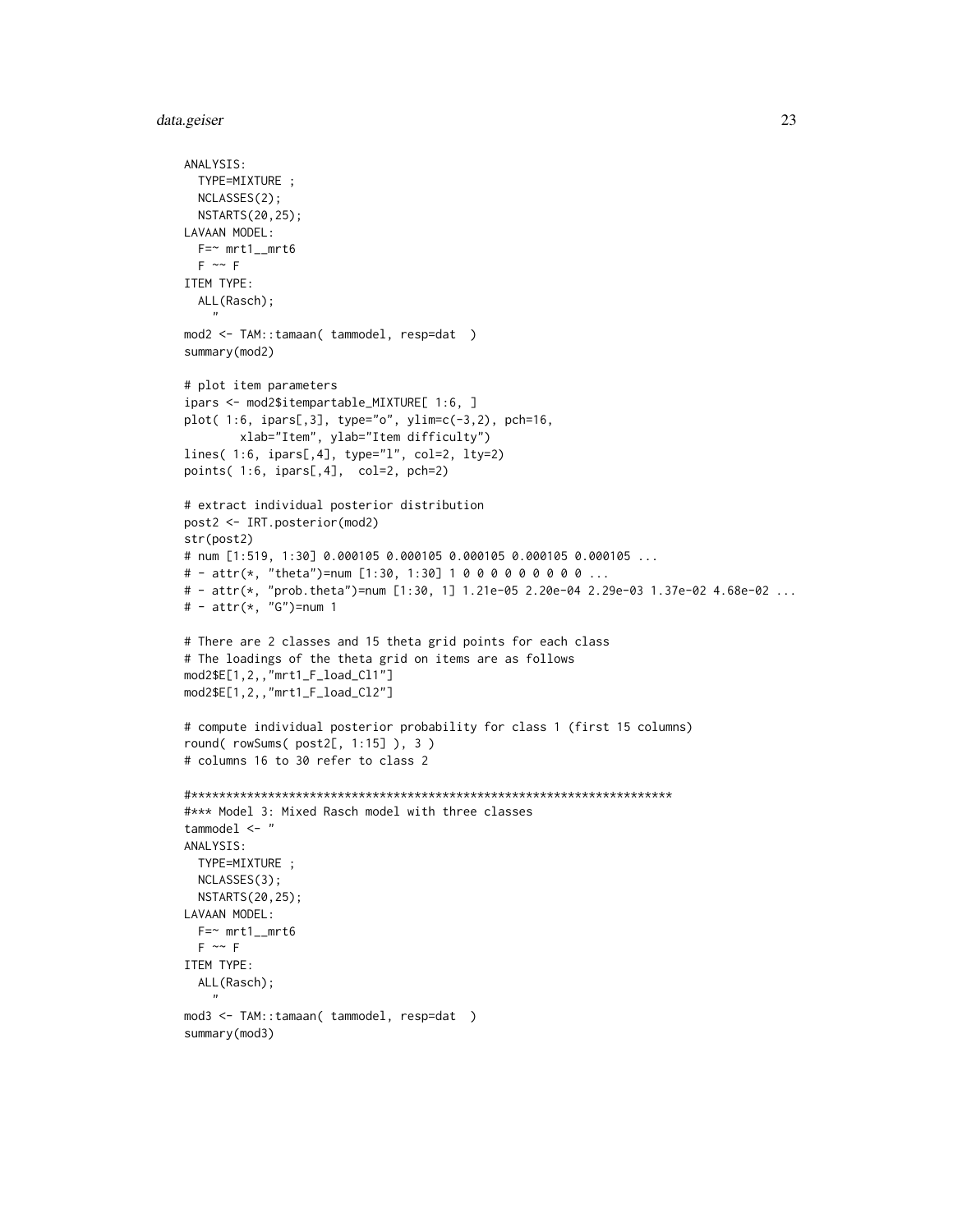```
ANALYSIS:
  TYPE=MIXTURE ;
  NCLASSES(2);
  NSTARTS(20,25);
LAVAAN MODEL:
  F=~ mrt1__mrt6
  F ~~ F
ITEM TYPE:
  ALL(Rasch);
    "
mod2 <- TAM::tamaan( tammodel, resp=dat  )
summary(mod2)

# plot item parameters
ipars <- mod2$itempartable_MIXTURE[ 1:6, ]
plot( 1:6, ipars[,3], type="o", ylim=c(-3,2), pch=16,
        xlab="Item", ylab="Item difficulty")
lines( 1:6, ipars[,4], type="l", col=2, lty=2)
points( 1:6, ipars[,4],  col=2, pch=2)

# extract individual posterior distribution
post2 <- IRT.posterior(mod2)
str(post2)
# num [1:519, 1:30] 0.000105 0.000105 0.000105 0.000105 0.000105 ...
# - attr(*, "theta")=num [1:30, 1:30] 1 0 0 0 0 0 0 0 0 0 ...
# - attr(*, "prob.theta")=num [1:30, 1] 1.21e-05 2.20e-04 2.29e-03 1.37e-02 4.68e-02 ...
# - attr(*, "G")=num 1

# There are 2 classes and 15 theta grid points for each class
# The loadings of the theta grid on items are as follows
mod2$E[1,2,,"mrt1_F_load_Cl1"]
mod2$E[1,2,,"mrt1_F_load_Cl2"]

# compute individual posterior probability for class 1 (first 15 columns)
round( rowSums( post2[, 1:15] ), 3 )
# columns 16 to 30 refer to class 2

#*********************************************************************
#*** Model 3: Mixed Rasch model with three classes
tammodel <- "
ANALYSIS:
  TYPE=MIXTURE ;
  NCLASSES(3);
  NSTARTS(20,25);
LAVAAN MODEL:
  F=~ mrt1__mrt6
  F ~~ F
ITEM TYPE:
  ALL(Rasch);
    "
mod3 <- TAM::tamaan( tammodel, resp=dat  )
summary(mod3)
```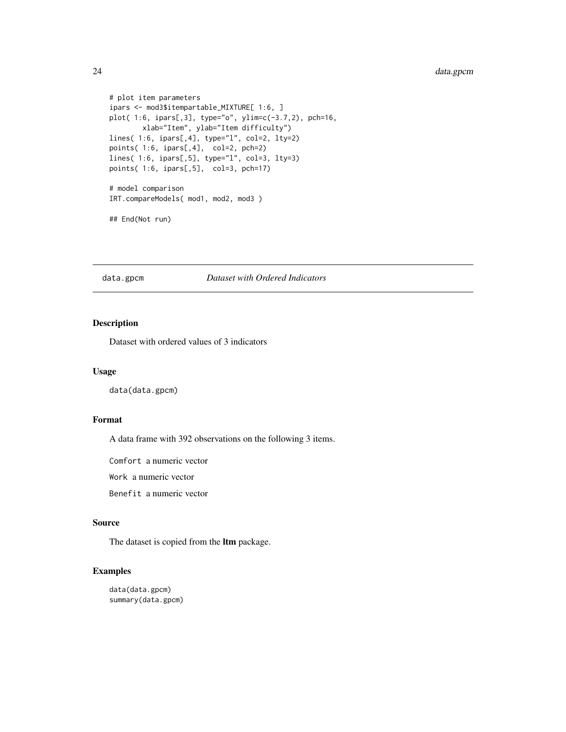```
# plot item parameters
ipars <- mod3$itempartable_MIXTURE[ 1:6, ]
plot( 1:6, ipars[,3], type="o", ylim=c(-3.7,2), pch=16,
        xlab="Item", ylab="Item difficulty")
lines( 1:6, ipars[,4], type="l", col=2, lty=2)
points( 1:6, ipars[,4],  col=2, pch=2)
lines( 1:6, ipars[,5], type="l", col=3, lty=3)
points( 1:6, ipars[,5],  col=3, pch=17)

# model comparison
IRT.compareModels( mod1, mod2, mod3 )

## End(Not run)
```

---

## data.gpcm — *Dataset with Ordered Indicators*

### Description

Dataset with ordered values of 3 indicators

### Usage

```
data(data.gpcm)
```

### Format

A data frame with 392 observations on the following 3 items.

`Comfort` a numeric vector

`Work` a numeric vector

`Benefit` a numeric vector

### Source

The dataset is copied from the **ltm** package.

### Examples

```
data(data.gpcm)
summary(data.gpcm)
```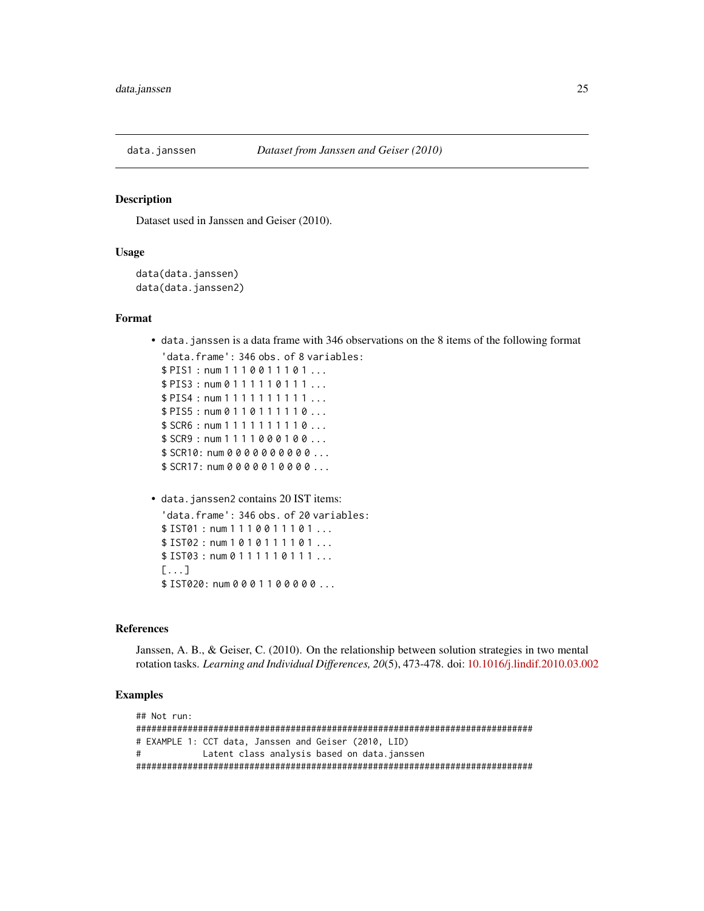`data.janssen` *Dataset from Janssen and Geiser (2010)*

### Description

Dataset used in Janssen and Geiser (2010).

### Usage

```
data(data.janssen)
data(data.janssen2)
```

### Format

- `data.janssen` is a data frame with 346 observations on the 8 items of the following format

  ```
  'data.frame': 346 obs. of 8 variables:
  $ PIS1 : num 1 1 1 0 0 1 1 1 0 1 ...
  $ PIS3 : num 0 1 1 1 1 1 0 1 1 1 ...
  $ PIS4 : num 1 1 1 1 1 1 1 1 1 1 ...
  $ PIS5 : num 0 1 1 0 1 1 1 1 1 0 ...
  $ SCR6 : num 1 1 1 1 1 1 1 1 1 0 ...
  $ SCR9 : num 1 1 1 1 0 0 0 1 0 0 ...
  $ SCR10: num 0 0 0 0 0 0 0 0 0 0 ...
  $ SCR17: num 0 0 0 0 0 1 0 0 0 0 ...
  ```

- `data.janssen2` contains 20 IST items:

  ```
  'data.frame': 346 obs. of 20 variables:
  $ IST01 : num 1 1 1 0 0 1 1 1 0 1 ...
  $ IST02 : num 1 0 1 0 1 1 1 1 0 1 ...
  $ IST03 : num 0 1 1 1 1 1 0 1 1 1 ...
  [...]
  $ IST020: num 0 0 0 1 1 0 0 0 0 0 ...
  ```

### References

Janssen, A. B., & Geiser, C. (2010). On the relationship between solution strategies in two mental rotation tasks. *Learning and Individual Differences, 20*(5), 473-478. doi: 10.1016/j.lindif.2010.03.002

### Examples

```
## Not run:
#############################################################################
# EXAMPLE 1: CCT data, Janssen and Geiser (2010, LID)
#           Latent class analysis based on data.janssen
#############################################################################
```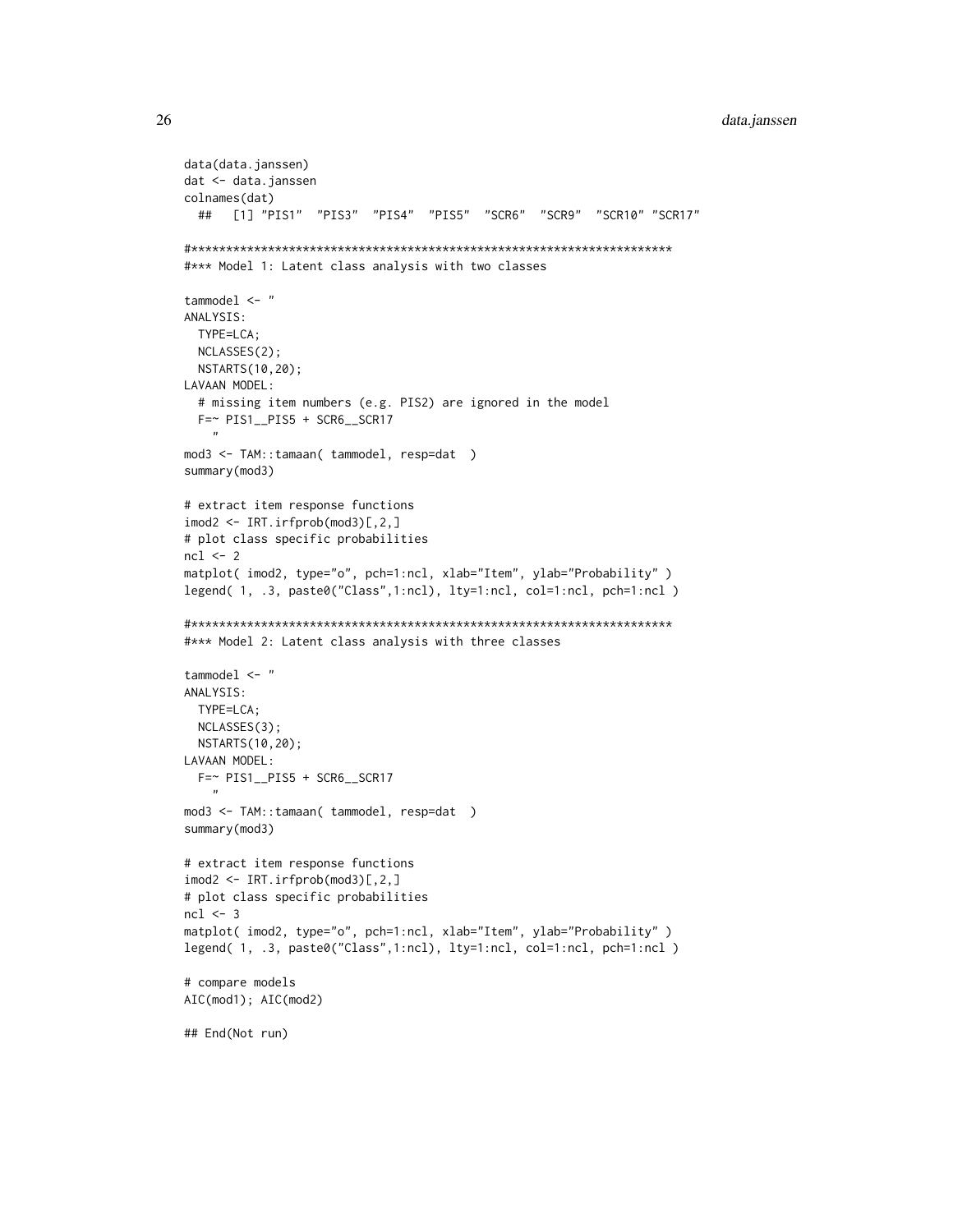```
data(data.janssen)
dat <- data.janssen
colnames(dat)
  ##   [1] "PIS1"  "PIS3"  "PIS4"  "PIS5"  "SCR6"  "SCR9"  "SCR10" "SCR17"

#**********************************************************************
#*** Model 1: Latent class analysis with two classes

tammodel <- "
ANALYSIS:
  TYPE=LCA;
  NCLASSES(2);
  NSTARTS(10,20);
LAVAAN MODEL:
  # missing item numbers (e.g. PIS2) are ignored in the model
  F=~ PIS1__PIS5 + SCR6__SCR17
    "
mod3 <- TAM::tamaan( tammodel, resp=dat  )
summary(mod3)

# extract item response functions
imod2 <- IRT.irfprob(mod3)[,2,]
# plot class specific probabilities
ncl <- 2
matplot( imod2, type="o", pch=1:ncl, xlab="Item", ylab="Probability" )
legend( 1, .3, paste0("Class",1:ncl), lty=1:ncl, col=1:ncl, pch=1:ncl )

#**********************************************************************
#*** Model 2: Latent class analysis with three classes

tammodel <- "
ANALYSIS:
  TYPE=LCA;
  NCLASSES(3);
  NSTARTS(10,20);
LAVAAN MODEL:
  F=~ PIS1__PIS5 + SCR6__SCR17
    "
mod3 <- TAM::tamaan( tammodel, resp=dat  )
summary(mod3)

# extract item response functions
imod2 <- IRT.irfprob(mod3)[,2,]
# plot class specific probabilities
ncl <- 3
matplot( imod2, type="o", pch=1:ncl, xlab="Item", ylab="Probability" )
legend( 1, .3, paste0("Class",1:ncl), lty=1:ncl, col=1:ncl, pch=1:ncl )

# compare models
AIC(mod1); AIC(mod2)

## End(Not run)
```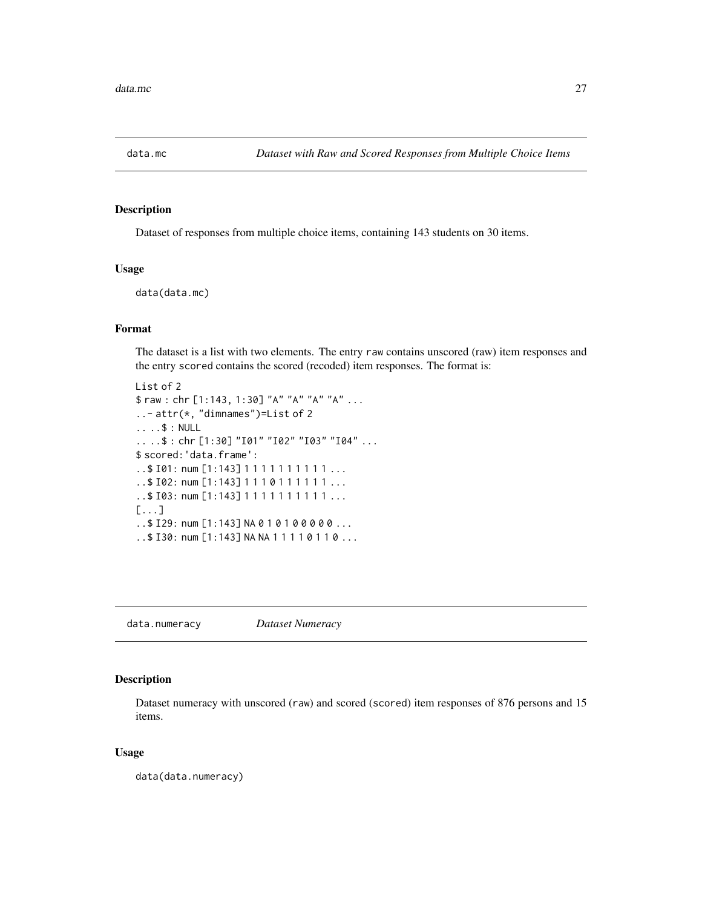## data.mc *Dataset with Raw and Scored Responses from Multiple Choice Items*

### Description

Dataset of responses from multiple choice items, containing 143 students on 30 items.

### Usage

```
data(data.mc)
```

### Format

The dataset is a list with two elements. The entry `raw` contains unscored (raw) item responses and the entry `scored` contains the scored (recoded) item responses. The format is:

```
List of 2
$ raw : chr [1:143, 1:30] "A" "A" "A" "A" ...
..- attr(*, "dimnames")=List of 2
.. ..$ : NULL
.. ..$ : chr [1:30] "I01" "I02" "I03" "I04" ...
$ scored:'data.frame':
..$ I01: num [1:143] 1 1 1 1 1 1 1 1 1 1 ...
..$ I02: num [1:143] 1 1 1 0 1 1 1 1 1 1 ...
..$ I03: num [1:143] 1 1 1 1 1 1 1 1 1 1 ...
[...]
..$ I29: num [1:143] NA 0 1 0 1 0 0 0 0 0 ...
..$ I30: num [1:143] NA NA 1 1 1 1 0 1 1 0 ...
```

## data.numeracy *Dataset Numeracy*

### Description

Dataset numeracy with unscored (`raw`) and scored (`scored`) item responses of 876 persons and 15 items.

### Usage

```
data(data.numeracy)
```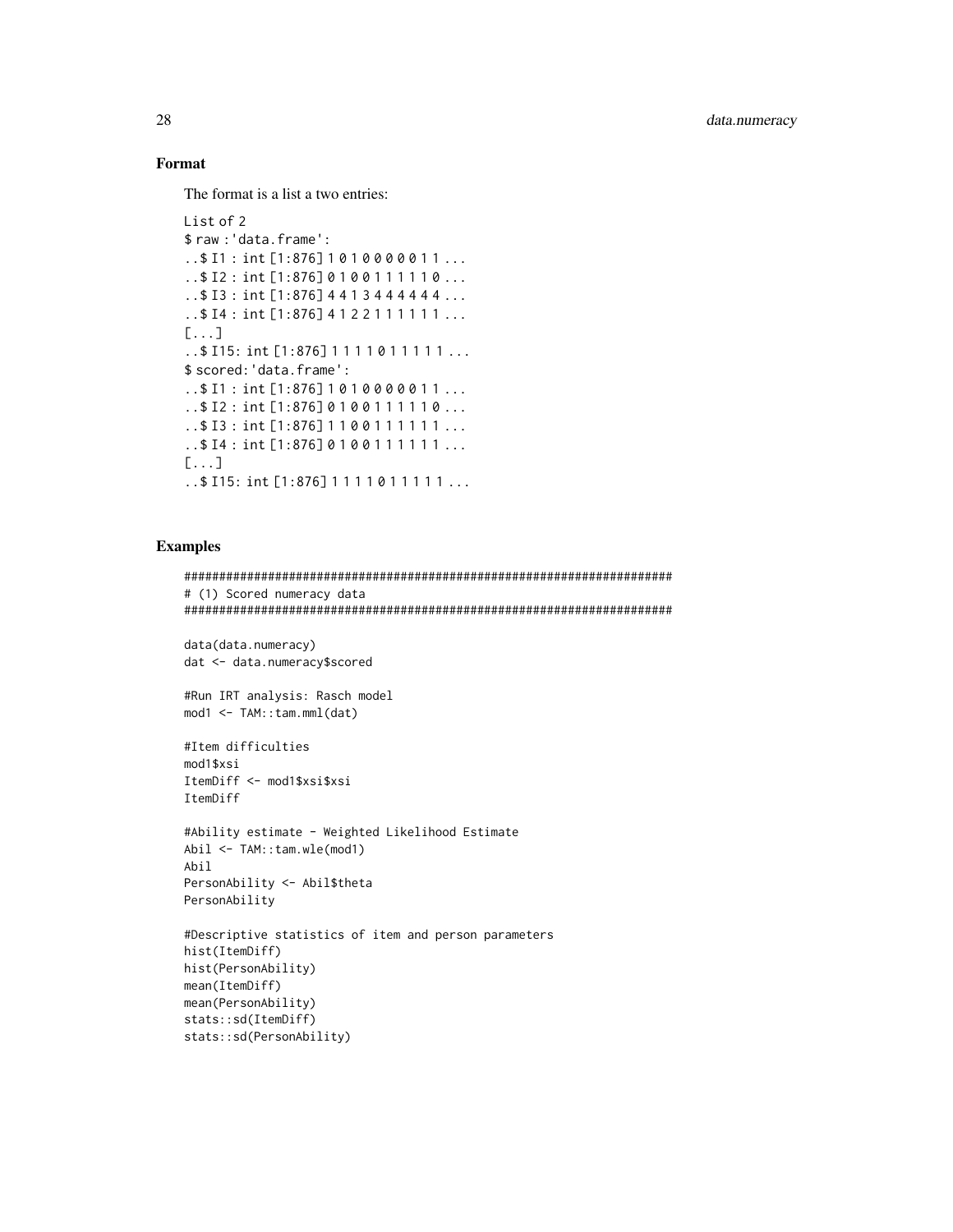## Format

The format is a list a two entries:

```
List of 2
$ raw :'data.frame':
..$ I1 : int [1:876] 1 0 1 0 0 0 0 0 1 1 ...
..$ I2 : int [1:876] 0 1 0 0 1 1 1 1 1 0 ...
..$ I3 : int [1:876] 4 4 1 3 4 4 4 4 4 4 ...
..$ I4 : int [1:876] 4 1 2 2 1 1 1 1 1 1 ...
[...]
..$ I15: int [1:876] 1 1 1 1 0 1 1 1 1 1 ...
$ scored:'data.frame':
..$ I1 : int [1:876] 1 0 1 0 0 0 0 0 1 1 ...
..$ I2 : int [1:876] 0 1 0 0 1 1 1 1 1 0 ...
..$ I3 : int [1:876] 1 1 0 0 1 1 1 1 1 1 ...
..$ I4 : int [1:876] 0 1 0 0 1 1 1 1 1 1 ...
[...]
..$ I15: int [1:876] 1 1 1 1 0 1 1 1 1 1 ...
```

## Examples

```
#############################################################################
# (1) Scored numeracy data
#############################################################################

data(data.numeracy)
dat <- data.numeracy$scored

#Run IRT analysis: Rasch model
mod1 <- TAM::tam.mml(dat)

#Item difficulties
mod1$xsi
ItemDiff <- mod1$xsi$xsi
ItemDiff

#Ability estimate - Weighted Likelihood Estimate
Abil <- TAM::tam.wle(mod1)
Abil
PersonAbility <- Abil$theta
PersonAbility

#Descriptive statistics of item and person parameters
hist(ItemDiff)
hist(PersonAbility)
mean(ItemDiff)
mean(PersonAbility)
stats::sd(ItemDiff)
stats::sd(PersonAbility)
```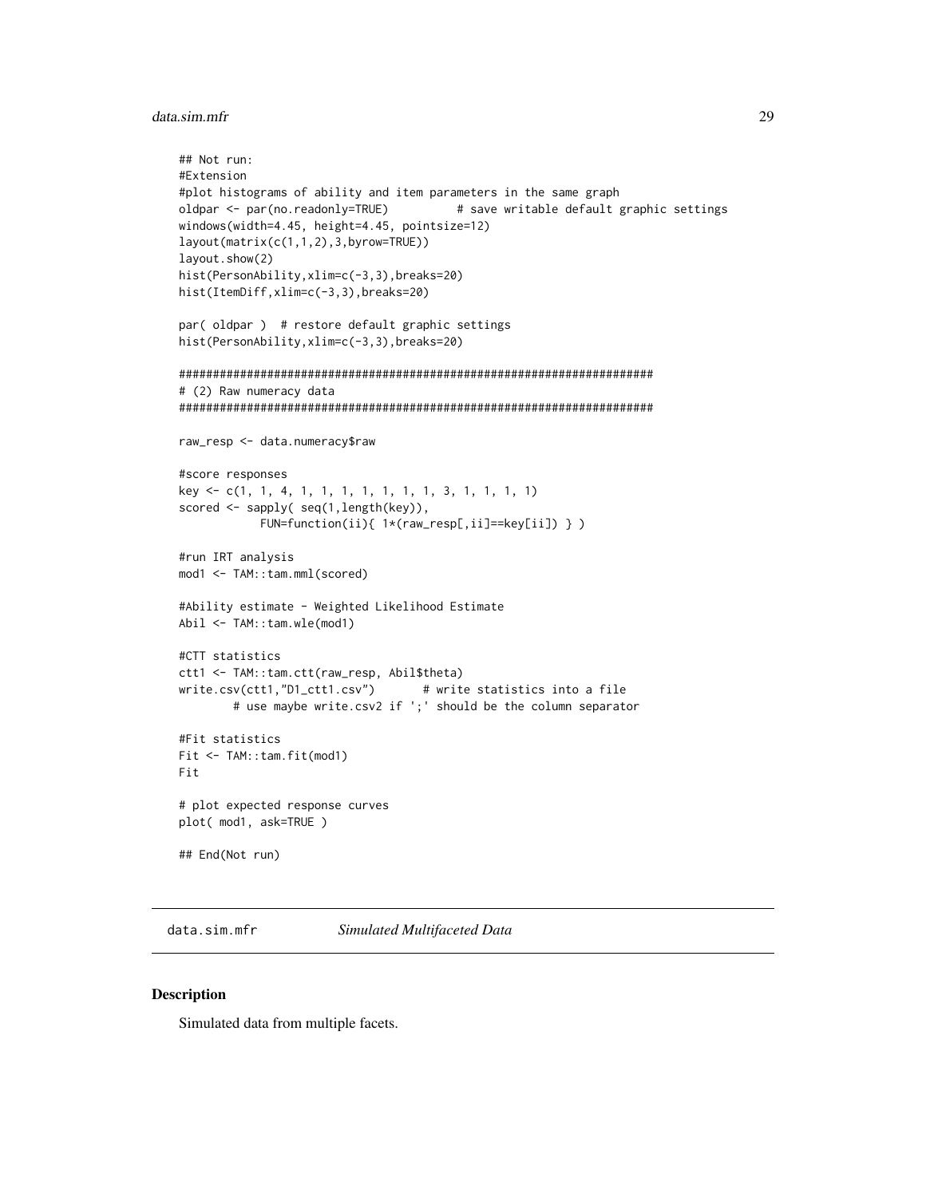```
## Not run:
#Extension
#plot histograms of ability and item parameters in the same graph
oldpar <- par(no.readonly=TRUE)          # save writable default graphic settings
windows(width=4.45, height=4.45, pointsize=12)
layout(matrix(c(1,1,2),3,byrow=TRUE))
layout.show(2)
hist(PersonAbility,xlim=c(-3,3),breaks=20)
hist(ItemDiff,xlim=c(-3,3),breaks=20)

par( oldpar )  # restore default graphic settings
hist(PersonAbility,xlim=c(-3,3),breaks=20)

#####################################################################
# (2) Raw numeracy data
#####################################################################

raw_resp <- data.numeracy$raw

#score responses
key <- c(1, 1, 4, 1, 1, 1, 1, 1, 1, 1, 3, 1, 1, 1, 1)
scored <- sapply( seq(1,length(key)),
            FUN=function(ii){ 1*(raw_resp[,ii]==key[ii]) } )

#run IRT analysis
mod1 <- TAM::tam.mml(scored)

#Ability estimate - Weighted Likelihood Estimate
Abil <- TAM::tam.wle(mod1)

#CTT statistics
ctt1 <- TAM::tam.ctt(raw_resp, Abil$theta)
write.csv(ctt1,"D1_ctt1.csv")       # write statistics into a file
        # use maybe write.csv2 if ';' should be the column separator

#Fit statistics
Fit <- TAM::tam.fit(mod1)
Fit

# plot expected response curves
plot( mod1, ask=TRUE )

## End(Not run)
```

---

`data.sim.mfr` *Simulated Multifaceted Data*

---

## Description

Simulated data from multiple facets.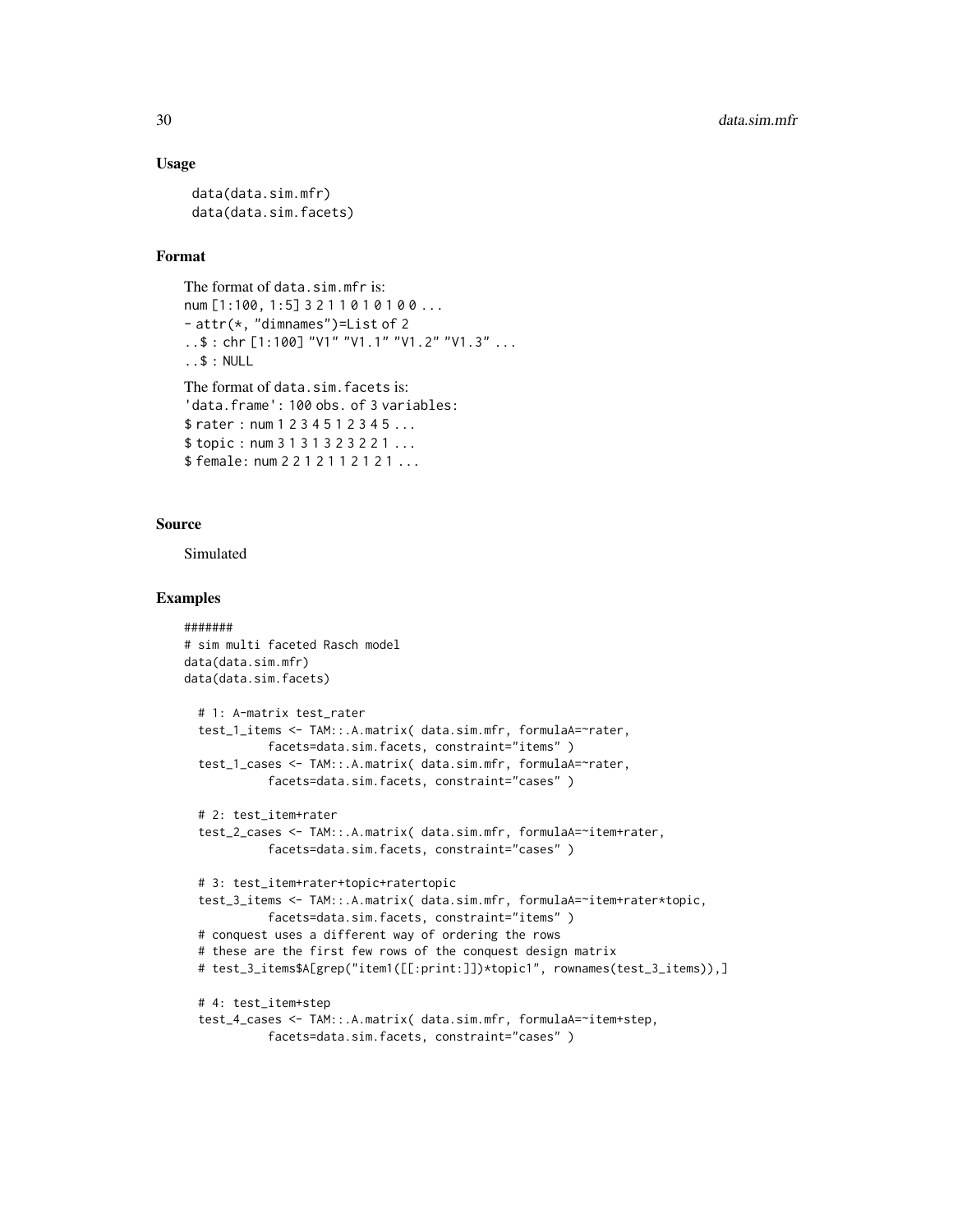### Usage

```
data(data.sim.mfr)
data(data.sim.facets)
```

### Format

The format of `data.sim.mfr` is:

```
num [1:100, 1:5] 3 2 1 1 0 1 0 1 0 0 ...
- attr(*, "dimnames")=List of 2
..$ : chr [1:100] "V1" "V1.1" "V1.2" "V1.3" ...
..$ : NULL
```

The format of `data.sim.facets` is:

```
'data.frame': 100 obs. of 3 variables:
$ rater : num 1 2 3 4 5 1 2 3 4 5 ...
$ topic : num 3 1 3 1 3 2 3 2 2 1 ...
$ female: num 2 2 1 2 1 1 2 1 2 1 ...
```

### Source

Simulated

### Examples

```
#######
# sim multi faceted Rasch model
data(data.sim.mfr)
data(data.sim.facets)

  # 1: A-matrix test_rater
  test_1_items <- TAM::.A.matrix( data.sim.mfr, formulaA=~rater,
            facets=data.sim.facets, constraint="items" )
  test_1_cases <- TAM::.A.matrix( data.sim.mfr, formulaA=~rater,
            facets=data.sim.facets, constraint="cases" )

  # 2: test_item+rater
  test_2_cases <- TAM::.A.matrix( data.sim.mfr, formulaA=~item+rater,
            facets=data.sim.facets, constraint="cases" )

  # 3: test_item+rater+topic+ratertopic
  test_3_items <- TAM::.A.matrix( data.sim.mfr, formulaA=~item+rater*topic,
            facets=data.sim.facets, constraint="items" )
  # conquest uses a different way of ordering the rows
  # these are the first few rows of the conquest design matrix
  # test_3_items$A[grep("item1([[:print:]])*topic1", rownames(test_3_items)),]

  # 4: test_item+step
  test_4_cases <- TAM::.A.matrix( data.sim.mfr, formulaA=~item+step,
            facets=data.sim.facets, constraint="cases" )
```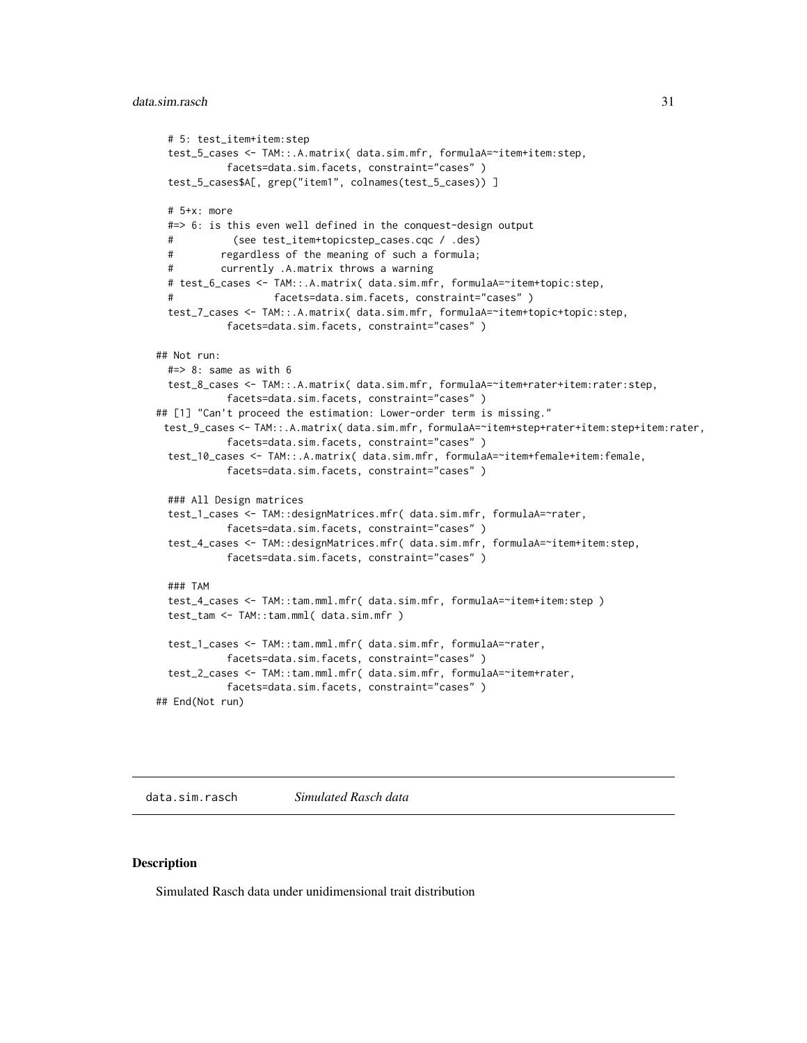```
  # 5: test_item+item:step
  test_5_cases <- TAM::.A.matrix( data.sim.mfr, formulaA=~item+item:step,
           facets=data.sim.facets, constraint="cases" )
  test_5_cases$A[, grep("item1", colnames(test_5_cases)) ]

  # 5+x: more
  #=> 6: is this even well defined in the conquest-design output
  #          (see test_item+topicstep_cases.cqc / .des)
  #        regardless of the meaning of such a formula;
  #        currently .A.matrix throws a warning
  # test_6_cases <- TAM::.A.matrix( data.sim.mfr, formulaA=~item+topic:step,
  #                 facets=data.sim.facets, constraint="cases" )
  test_7_cases <- TAM::.A.matrix( data.sim.mfr, formulaA=~item+topic+topic:step,
           facets=data.sim.facets, constraint="cases" )

## Not run:
  #=> 8: same as with 6
  test_8_cases <- TAM::.A.matrix( data.sim.mfr, formulaA=~item+rater+item:rater:step,
           facets=data.sim.facets, constraint="cases" )
## [1] "Can't proceed the estimation: Lower-order term is missing."
 test_9_cases <- TAM::.A.matrix( data.sim.mfr, formulaA=~item+step+rater+item:step+item:rater,
           facets=data.sim.facets, constraint="cases" )
  test_10_cases <- TAM::.A.matrix( data.sim.mfr, formulaA=~item+female+item:female,
           facets=data.sim.facets, constraint="cases" )

  ### All Design matrices
  test_1_cases <- TAM::designMatrices.mfr( data.sim.mfr, formulaA=~rater,
           facets=data.sim.facets, constraint="cases" )
  test_4_cases <- TAM::designMatrices.mfr( data.sim.mfr, formulaA=~item+item:step,
           facets=data.sim.facets, constraint="cases" )

  ### TAM
  test_4_cases <- TAM::tam.mml.mfr( data.sim.mfr, formulaA=~item+item:step )
  test_tam <- TAM::tam.mml( data.sim.mfr )

  test_1_cases <- TAM::tam.mml.mfr( data.sim.mfr, formulaA=~rater,
           facets=data.sim.facets, constraint="cases" )
  test_2_cases <- TAM::tam.mml.mfr( data.sim.mfr, formulaA=~item+rater,
           facets=data.sim.facets, constraint="cases" )
## End(Not run)
```

## data.sim.rasch *Simulated Rasch data*

### Description

Simulated Rasch data under unidimensional trait distribution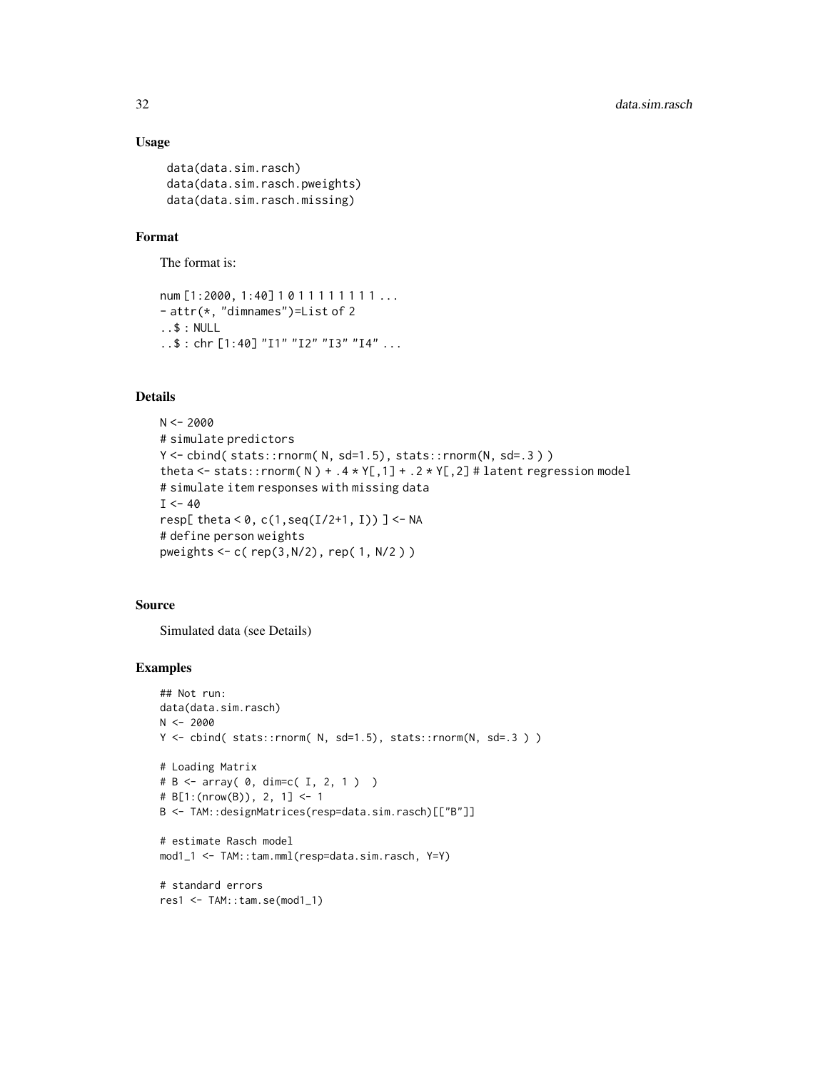### Usage

```
data(data.sim.rasch)
data(data.sim.rasch.pweights)
data(data.sim.rasch.missing)
```

### Format

The format is:

```
num [1:2000, 1:40] 1 0 1 1 1 1 1 1 1 1 ...
- attr(*, "dimnames")=List of 2
..$ : NULL
..$ : chr [1:40] "I1" "I2" "I3" "I4" ...
```

### Details

```
N <- 2000
# simulate predictors
Y <- cbind( stats::rnorm( N, sd=1.5), stats::rnorm(N, sd=.3 ) )
theta <- stats::rnorm( N ) + .4 * Y[,1] + .2 * Y[,2] # latent regression model
# simulate item responses with missing data
I <- 40
resp[ theta < 0, c(1,seq(I/2+1, I)) ] <- NA
# define person weights
pweights <- c( rep(3,N/2), rep( 1, N/2 ) )
```

### Source

Simulated data (see Details)

### Examples

```
## Not run:
data(data.sim.rasch)
N <- 2000
Y <- cbind( stats::rnorm( N, sd=1.5), stats::rnorm(N, sd=.3 ) )

# Loading Matrix
# B <- array( 0, dim=c( I, 2, 1 )  )
# B[1:(nrow(B)), 2, 1] <- 1
B <- TAM::designMatrices(resp=data.sim.rasch)[["B"]]

# estimate Rasch model
mod1_1 <- TAM::tam.mml(resp=data.sim.rasch, Y=Y)

# standard errors
res1 <- TAM::tam.se(mod1_1)
```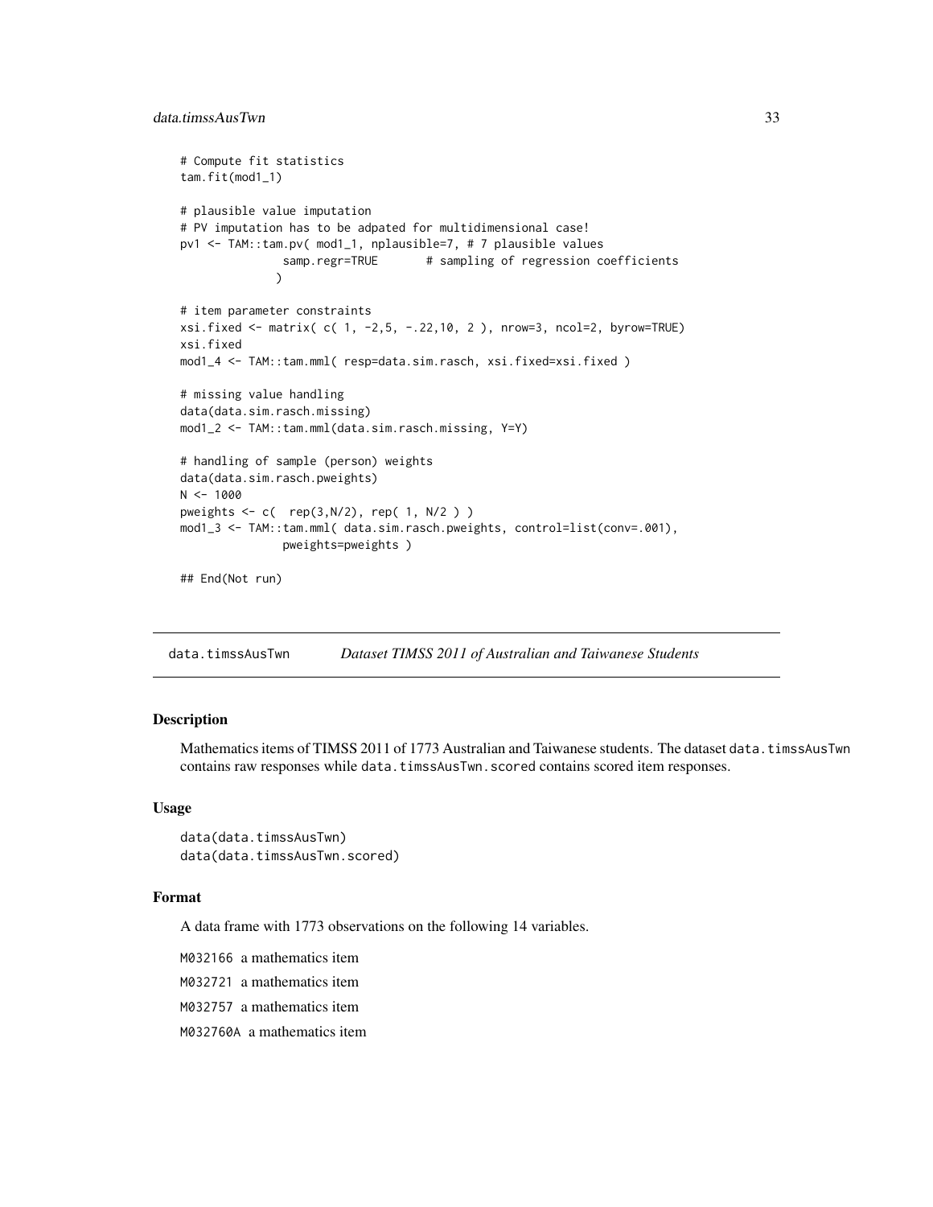```
# Compute fit statistics
tam.fit(mod1_1)

# plausible value imputation
# PV imputation has to be adpated for multidimensional case!
pv1 <- TAM::tam.pv( mod1_1, nplausible=7, # 7 plausible values
              samp.regr=TRUE       # sampling of regression coefficients
             )

# item parameter constraints
xsi.fixed <- matrix( c( 1, -2,5, -.22,10, 2 ), nrow=3, ncol=2, byrow=TRUE)
xsi.fixed
mod1_4 <- TAM::tam.mml( resp=data.sim.rasch, xsi.fixed=xsi.fixed )

# missing value handling
data(data.sim.rasch.missing)
mod1_2 <- TAM::tam.mml(data.sim.rasch.missing, Y=Y)

# handling of sample (person) weights
data(data.sim.rasch.pweights)
N <- 1000
pweights <- c(  rep(3,N/2), rep( 1, N/2 ) )
mod1_3 <- TAM::tam.mml( data.sim.rasch.pweights, control=list(conv=.001),
              pweights=pweights )

## End(Not run)
```

---

## data.timssAusTwn *Dataset TIMSS 2011 of Australian and Taiwanese Students*

### Description

Mathematics items of TIMSS 2011 of 1773 Australian and Taiwanese students. The dataset `data.timssAusTwn` contains raw responses while `data.timssAusTwn.scored` contains scored item responses.

### Usage

```
data(data.timssAusTwn)
data(data.timssAusTwn.scored)
```

### Format

A data frame with 1773 observations on the following 14 variables.

`M032166` a mathematics item

`M032721` a mathematics item

`M032757` a mathematics item

`M032760A` a mathematics item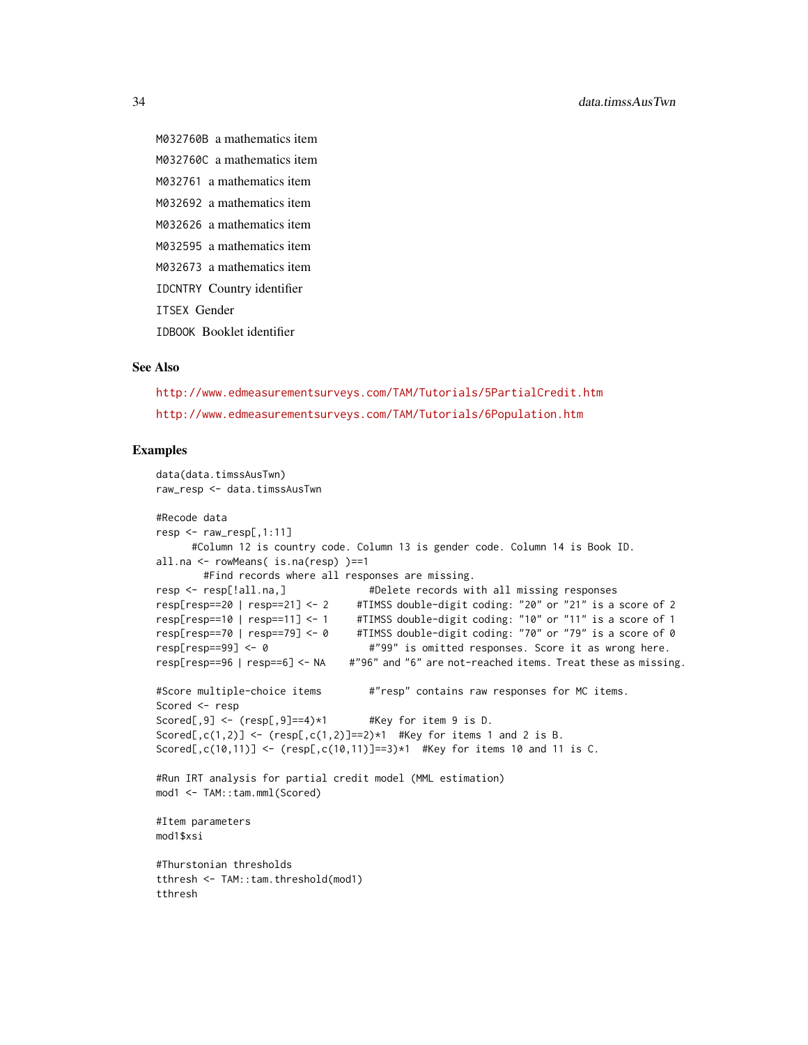M032760B a mathematics item

M032760C a mathematics item

M032761 a mathematics item

M032692 a mathematics item

M032626 a mathematics item

M032595 a mathematics item

M032673 a mathematics item

IDCNTRY Country identifier

ITSEX Gender

IDBOOK Booklet identifier

### See Also

http://www.edmeasurementsurveys.com/TAM/Tutorials/5PartialCredit.htm

http://www.edmeasurementsurveys.com/TAM/Tutorials/6Population.htm

### Examples

```
data(data.timssAusTwn)
raw_resp <- data.timssAusTwn

#Recode data
resp <- raw_resp[,1:11]
      #Column 12 is country code. Column 13 is gender code. Column 14 is Book ID.
all.na <- rowMeans( is.na(resp) )==1
        #Find records where all responses are missing.
resp <- resp[!all.na,]              #Delete records with all missing responses
resp[resp==20 | resp==21] <- 2     #TIMSS double-digit coding: "20" or "21" is a score of 2
resp[resp==10 | resp==11] <- 1     #TIMSS double-digit coding: "10" or "11" is a score of 1
resp[resp==70 | resp==79] <- 0     #TIMSS double-digit coding: "70" or "79" is a score of 0
resp[resp==99] <- 0                  #"99" is omitted responses. Score it as wrong here.
resp[resp==96 | resp==6] <- NA    #"96" and "6" are not-reached items. Treat these as missing.

#Score multiple-choice items        #"resp" contains raw responses for MC items.
Scored <- resp
Scored[,9] <- (resp[,9]==4)*1       #Key for item 9 is D.
Scored[,c(1,2)] <- (resp[,c(1,2)]==2)*1  #Key for items 1 and 2 is B.
Scored[,c(10,11)] <- (resp[,c(10,11)]==3)*1  #Key for items 10 and 11 is C.

#Run IRT analysis for partial credit model (MML estimation)
mod1 <- TAM::tam.mml(Scored)

#Item parameters
mod1$xsi

#Thurstonian thresholds
tthresh <- TAM::tam.threshold(mod1)
tthresh
```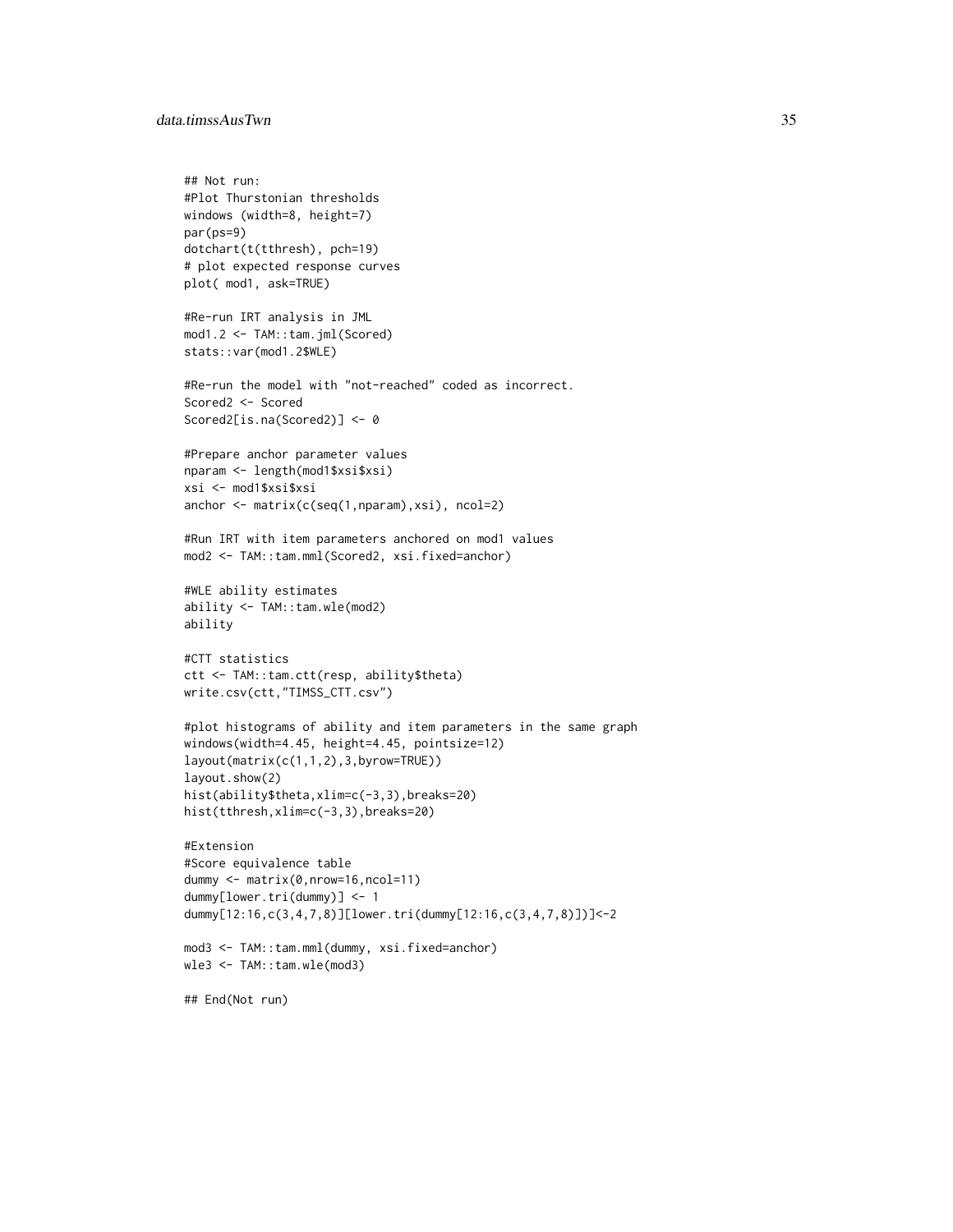```
## Not run:
#Plot Thurstonian thresholds
windows (width=8, height=7)
par(ps=9)
dotchart(t(tthresh), pch=19)
# plot expected response curves
plot( mod1, ask=TRUE)

#Re-run IRT analysis in JML
mod1.2 <- TAM::tam.jml(Scored)
stats::var(mod1.2$WLE)

#Re-run the model with "not-reached" coded as incorrect.
Scored2 <- Scored
Scored2[is.na(Scored2)] <- 0

#Prepare anchor parameter values
nparam <- length(mod1$xsi$xsi)
xsi <- mod1$xsi$xsi
anchor <- matrix(c(seq(1,nparam),xsi), ncol=2)

#Run IRT with item parameters anchored on mod1 values
mod2 <- TAM::tam.mml(Scored2, xsi.fixed=anchor)

#WLE ability estimates
ability <- TAM::tam.wle(mod2)
ability

#CTT statistics
ctt <- TAM::tam.ctt(resp, ability$theta)
write.csv(ctt,"TIMSS_CTT.csv")

#plot histograms of ability and item parameters in the same graph
windows(width=4.45, height=4.45, pointsize=12)
layout(matrix(c(1,1,2),3,byrow=TRUE))
layout.show(2)
hist(ability$theta,xlim=c(-3,3),breaks=20)
hist(tthresh,xlim=c(-3,3),breaks=20)

#Extension
#Score equivalence table
dummy <- matrix(0,nrow=16,ncol=11)
dummy[lower.tri(dummy)] <- 1
dummy[12:16,c(3,4,7,8)][lower.tri(dummy[12:16,c(3,4,7,8)])]<-2

mod3 <- TAM::tam.mml(dummy, xsi.fixed=anchor)
wle3 <- TAM::tam.wle(mod3)

## End(Not run)
```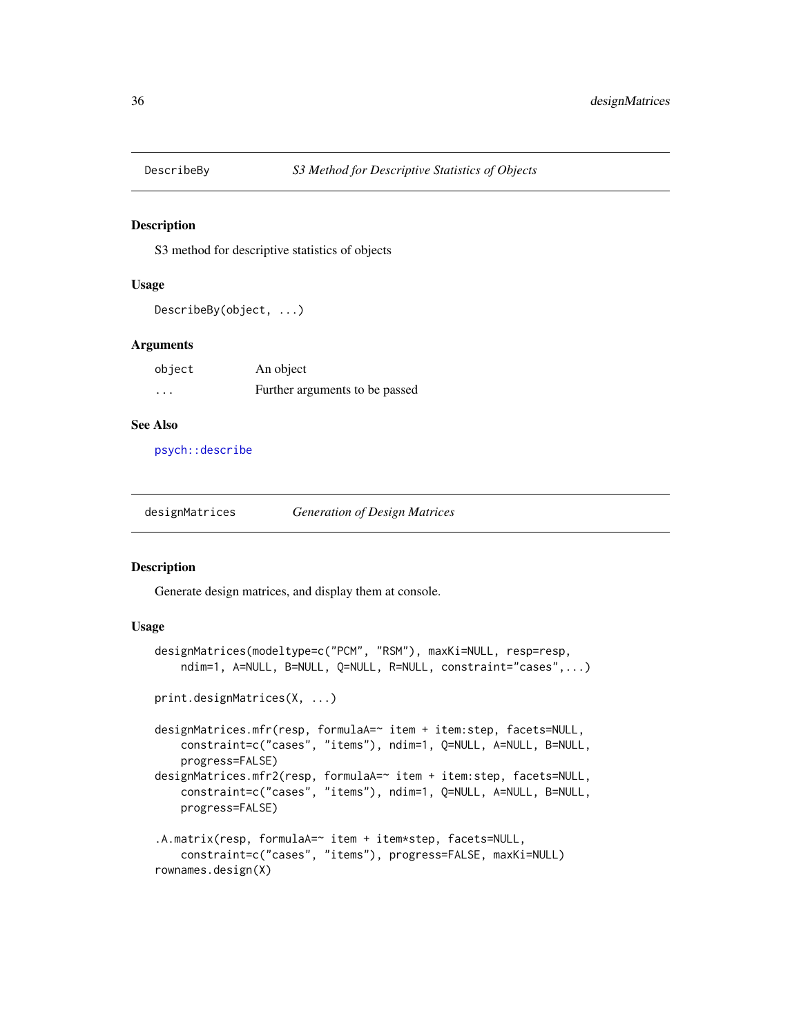## DescribeBy *S3 Method for Descriptive Statistics of Objects*

### Description

S3 method for descriptive statistics of objects

### Usage

```
DescribeBy(object, ...)
```

### Arguments

| | |
|---|---|
| object | An object |
| ... | Further arguments to be passed |

### See Also

psych::describe

## designMatrices *Generation of Design Matrices*

### Description

Generate design matrices, and display them at console.

### Usage

```
designMatrices(modeltype=c("PCM", "RSM"), maxKi=NULL, resp=resp,
    ndim=1, A=NULL, B=NULL, Q=NULL, R=NULL, constraint="cases",...)

print.designMatrices(X, ...)

designMatrices.mfr(resp, formulaA=~ item + item:step, facets=NULL,
    constraint=c("cases", "items"), ndim=1, Q=NULL, A=NULL, B=NULL,
    progress=FALSE)
designMatrices.mfr2(resp, formulaA=~ item + item:step, facets=NULL,
    constraint=c("cases", "items"), ndim=1, Q=NULL, A=NULL, B=NULL,
    progress=FALSE)

.A.matrix(resp, formulaA=~ item + item*step, facets=NULL,
    constraint=c("cases", "items"), progress=FALSE, maxKi=NULL)
rownames.design(X)
```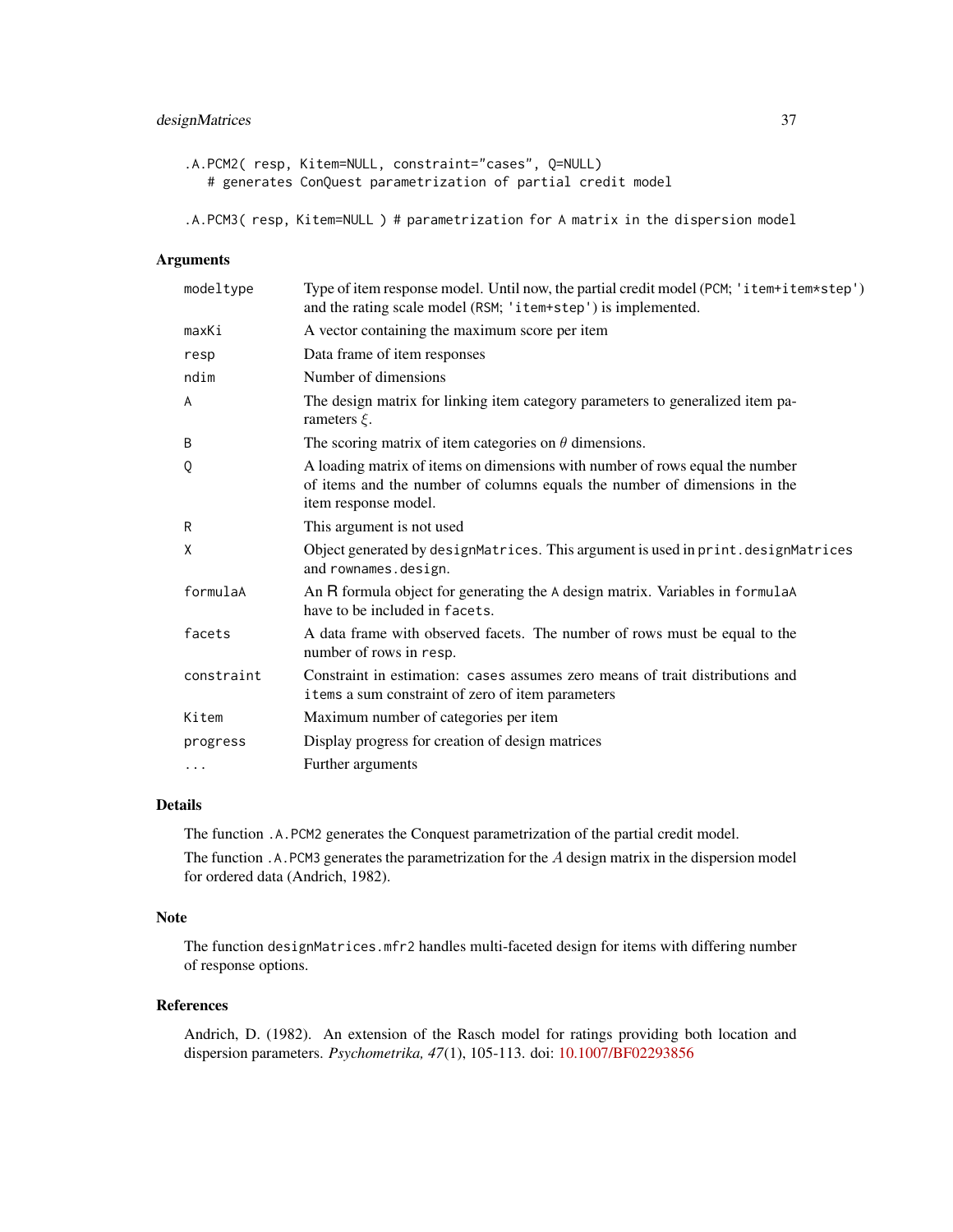```
.A.PCM2( resp, Kitem=NULL, constraint="cases", Q=NULL)
   # generates ConQuest parametrization of partial credit model

.A.PCM3( resp, Kitem=NULL ) # parametrization for A matrix in the dispersion model
```

## Arguments

| | |
|---|---|
| `modeltype` | Type of item response model. Until now, the partial credit model (`PCM`; `'item+item*step'`) and the rating scale model (`RSM`; `'item+step'`) is implemented. |
| `maxKi` | A vector containing the maximum score per item |
| `resp` | Data frame of item responses |
| `ndim` | Number of dimensions |
| `A` | The design matrix for linking item category parameters to generalized item parameters $\xi$. |
| `B` | The scoring matrix of item categories on $\theta$ dimensions. |
| `Q` | A loading matrix of items on dimensions with number of rows equal the number of items and the number of columns equals the number of dimensions in the item response model. |
| `R` | This argument is not used |
| `X` | Object generated by `designMatrices`. This argument is used in `print.designMatrices` and `rownames.design`. |
| `formulaA` | An R formula object for generating the `A` design matrix. Variables in `formulaA` have to be included in `facets`. |
| `facets` | A data frame with observed facets. The number of rows must be equal to the number of rows in `resp`. |
| `constraint` | Constraint in estimation: `cases` assumes zero means of trait distributions and `items` a sum constraint of zero of item parameters |
| `Kitem` | Maximum number of categories per item |
| `progress` | Display progress for creation of design matrices |
| `...` | Further arguments |

## Details

The function `.A.PCM2` generates the Conquest parametrization of the partial credit model.

The function `.A.PCM3` generates the parametrization for the $A$ design matrix in the dispersion model for ordered data (Andrich, 1982).

## Note

The function `designMatrices.mfr2` handles multi-faceted design for items with differing number of response options.

## References

Andrich, D. (1982). An extension of the Rasch model for ratings providing both location and dispersion parameters. *Psychometrika, 47*(1), 105-113. doi: 10.1007/BF02293856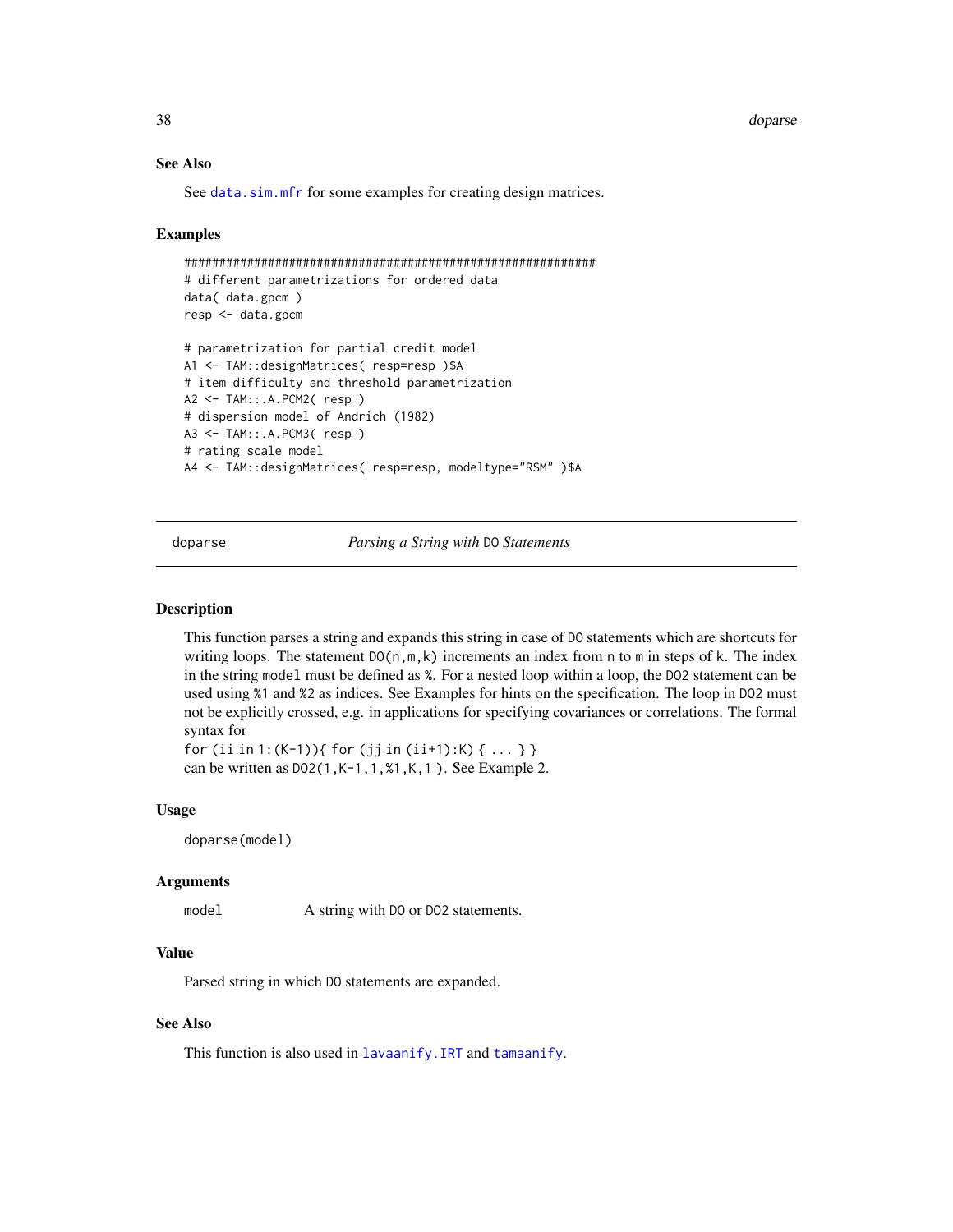### See Also

See `data.sim.mfr` for some examples for creating design matrices.

### Examples

```
#############################################################
# different parametrizations for ordered data
data( data.gpcm )
resp <- data.gpcm

# parametrization for partial credit model
A1 <- TAM::designMatrices( resp=resp )$A
# item difficulty and threshold parametrization
A2 <- TAM::.A.PCM2( resp )
# dispersion model of Andrich (1982)
A3 <- TAM::.A.PCM3( resp )
# rating scale model
A4 <- TAM::designMatrices( resp=resp, modeltype="RSM" )$A
```

---

## doparse — *Parsing a String with* `DO` *Statements*

### Description

This function parses a string and expands this string in case of `DO` statements which are shortcuts for writing loops. The statement `DO(n,m,k)` increments an index from `n` to `m` in steps of `k`. The index in the string `model` must be defined as `%`. For a nested loop within a loop, the `DO2` statement can be used using `%1` and `%2` as indices. See Examples for hints on the specification. The loop in `DO2` must not be explicitly crossed, e.g. in applications for specifying covariances or correlations. The formal syntax for
`for (ii in 1:(K-1)){ for (jj in (ii+1):K) { ... } }`
can be written as `DO2(1,K-1,1,%1,K,1 )`. See Example 2.

### Usage

```
doparse(model)
```

### Arguments

| | |
|---|---|
| `model` | A string with `DO` or `DO2` statements. |

### Value

Parsed string in which `DO` statements are expanded.

### See Also

This function is also used in `lavaanify.IRT` and `tamaanify`.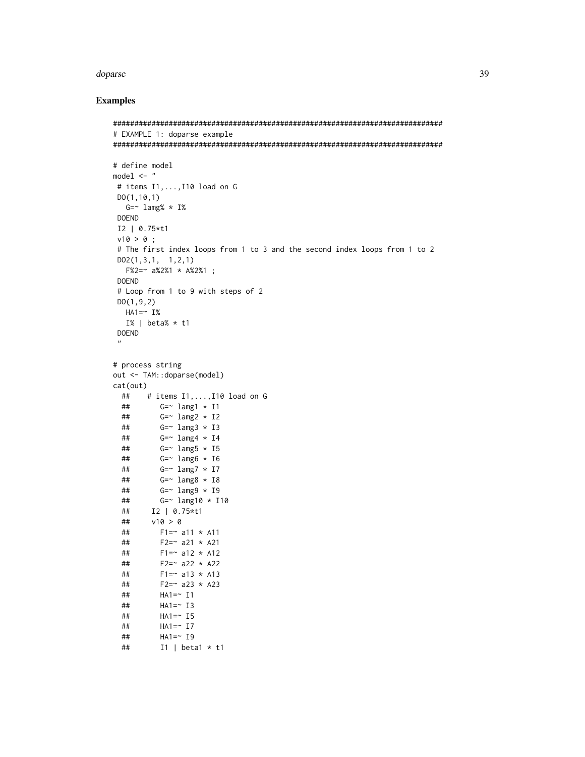## Examples

```
#############################################################################
# EXAMPLE 1: doparse example
#############################################################################

# define model
model <- "
 # items I1,...,I10 load on G
 DO(1,10,1)
   G=~ lamg% * I%
 DOEND
 I2 | 0.75*t1
 v10 > 0 ;
 # The first index loops from 1 to 3 and the second index loops from 1 to 2
 DO2(1,3,1,  1,2,1)
   F%2=~ a%2%1 * A%2%1 ;
 DOEND
 # Loop from 1 to 9 with steps of 2
 DO(1,9,2)
   HA1=~ I%
   I% | beta% * t1
 DOEND
 "

# process string
out <- TAM::doparse(model)
cat(out)
  ##    # items I1,...,I10 load on G
  ##       G=~ lamg1 * I1
  ##       G=~ lamg2 * I2
  ##       G=~ lamg3 * I3
  ##       G=~ lamg4 * I4
  ##       G=~ lamg5 * I5
  ##       G=~ lamg6 * I6
  ##       G=~ lamg7 * I7
  ##       G=~ lamg8 * I8
  ##       G=~ lamg9 * I9
  ##       G=~ lamg10 * I10
  ##     I2 | 0.75*t1
  ##     v10 > 0
  ##       F1=~ a11 * A11
  ##       F2=~ a21 * A21
  ##       F1=~ a12 * A12
  ##       F2=~ a22 * A22
  ##       F1=~ a13 * A13
  ##       F2=~ a23 * A23
  ##       HA1=~ I1
  ##       HA1=~ I3
  ##       HA1=~ I5
  ##       HA1=~ I7
  ##       HA1=~ I9
  ##       I1 | beta1 * t1
```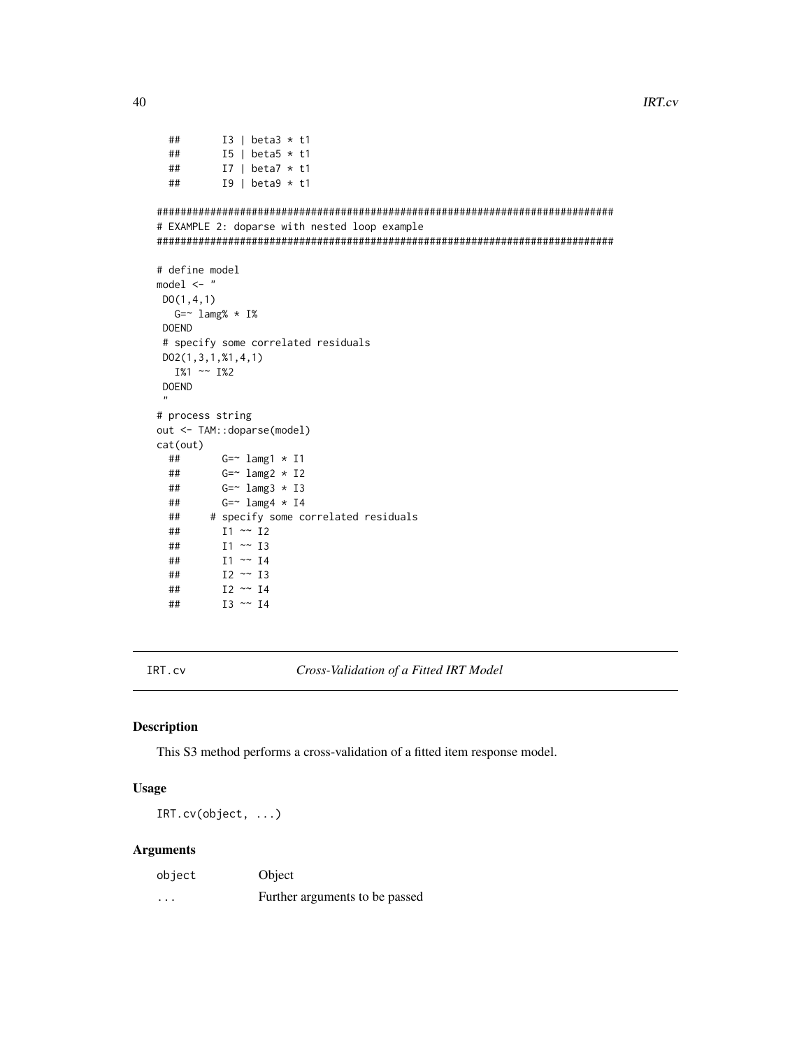```
  ##       I3 | beta3 * t1
  ##       I5 | beta5 * t1
  ##       I7 | beta7 * t1
  ##       I9 | beta9 * t1

#############################################################################
# EXAMPLE 2: doparse with nested loop example
#############################################################################

# define model
model <- "
 DO(1,4,1)
   G=~ lamg% * I%
 DOEND
 # specify some correlated residuals
 DO2(1,3,1,%1,4,1)
   I%1 ~~ I%2
 DOEND
 "
# process string
out <- TAM::doparse(model)
cat(out)
  ##       G=~ lamg1 * I1
  ##       G=~ lamg2 * I2
  ##       G=~ lamg3 * I3
  ##       G=~ lamg4 * I4
  ##     # specify some correlated residuals
  ##       I1 ~~ I2
  ##       I1 ~~ I3
  ##       I1 ~~ I4
  ##       I2 ~~ I3
  ##       I2 ~~ I4
  ##       I3 ~~ I4
```

---

IRT.cv *Cross-Validation of a Fitted IRT Model*

---

## Description

This S3 method performs a cross-validation of a fitted item response model.

## Usage

```
IRT.cv(object, ...)
```

## Arguments

| | |
|---|---|
| object | Object |
| ... | Further arguments to be passed |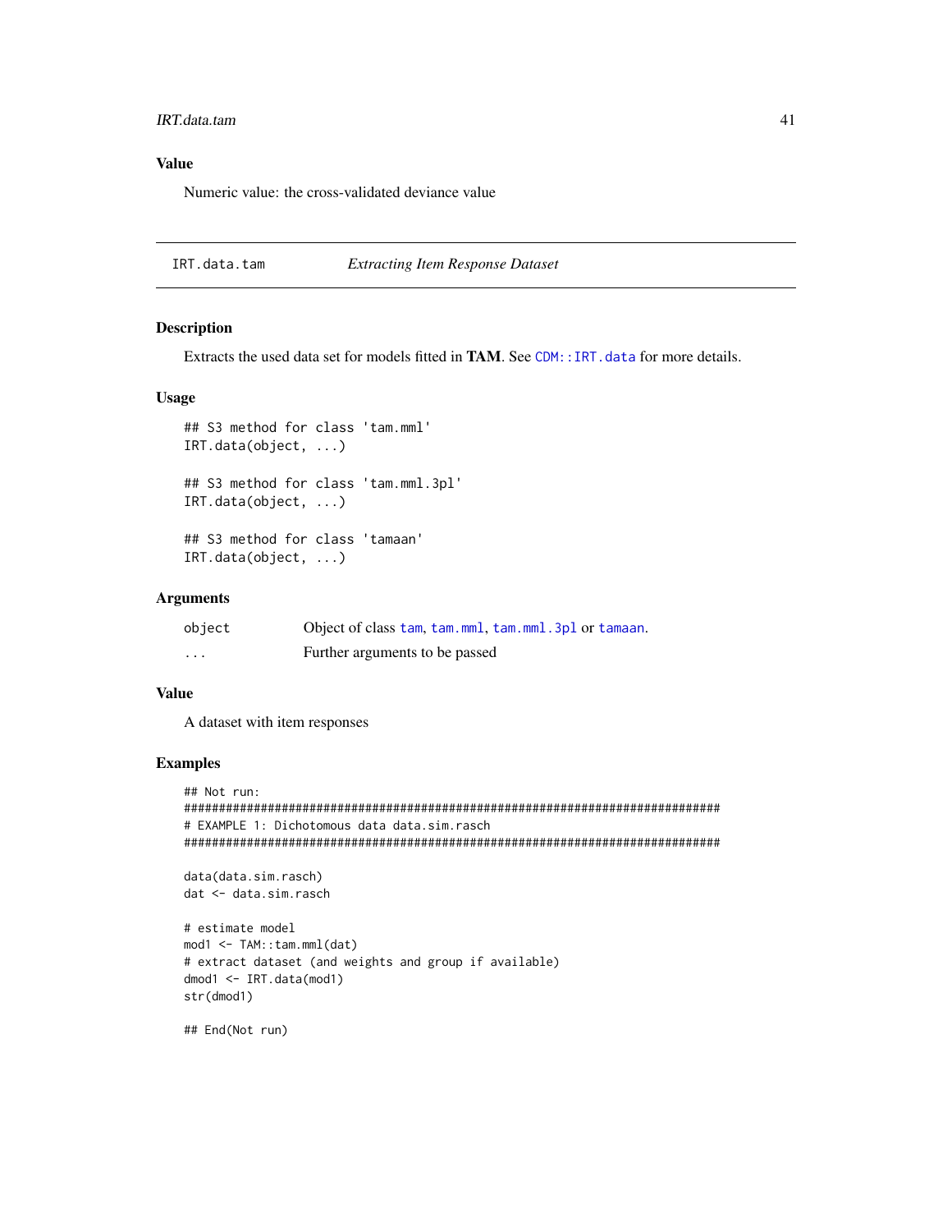### Value

Numeric value: the cross-validated deviance value

---

## IRT.data.tam *Extracting Item Response Dataset*

---

### Description

Extracts the used data set for models fitted in **TAM**. See `CDM::IRT.data` for more details.

### Usage

```
## S3 method for class 'tam.mml'
IRT.data(object, ...)

## S3 method for class 'tam.mml.3pl'
IRT.data(object, ...)

## S3 method for class 'tamaan'
IRT.data(object, ...)
```

### Arguments

| | |
|---|---|
| `object` | Object of class `tam`, `tam.mml`, `tam.mml.3pl` or `tamaan`. |
| `...` | Further arguments to be passed |

### Value

A dataset with item responses

### Examples

```
## Not run:
#############################################################################
# EXAMPLE 1: Dichotomous data data.sim.rasch
#############################################################################

data(data.sim.rasch)
dat <- data.sim.rasch

# estimate model
mod1 <- TAM::tam.mml(dat)
# extract dataset (and weights and group if available)
dmod1 <- IRT.data(mod1)
str(dmod1)

## End(Not run)
```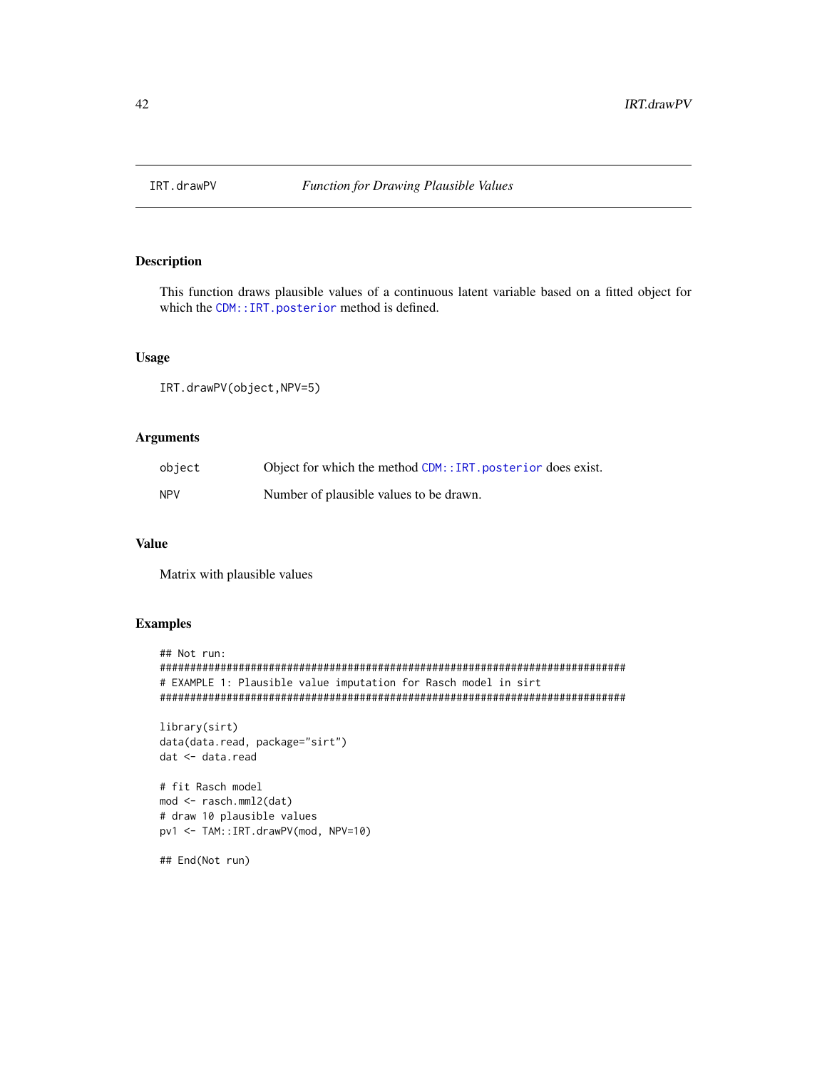# IRT.drawPV — *Function for Drawing Plausible Values*

## Description

This function draws plausible values of a continuous latent variable based on a fitted object for which the `CDM::IRT.posterior` method is defined.

## Usage

```
IRT.drawPV(object,NPV=5)
```

## Arguments

| | |
|---|---|
| `object` | Object for which the method `CDM::IRT.posterior` does exist. |
| `NPV` | Number of plausible values to be drawn. |

## Value

Matrix with plausible values

## Examples

```
## Not run:
#############################################################################
# EXAMPLE 1: Plausible value imputation for Rasch model in sirt
#############################################################################

library(sirt)
data(data.read, package="sirt")
dat <- data.read

# fit Rasch model
mod <- rasch.mml2(dat)
# draw 10 plausible values
pv1 <- TAM::IRT.drawPV(mod, NPV=10)

## End(Not run)
```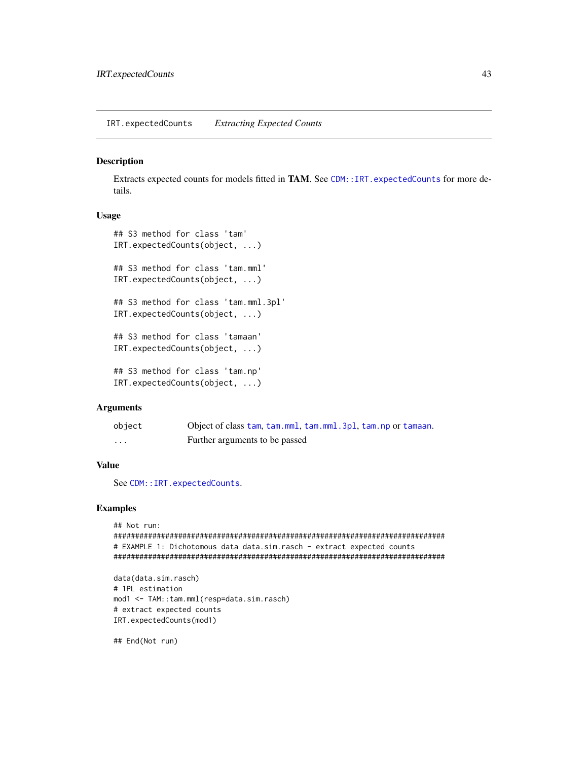## IRT.expectedCounts    *Extracting Expected Counts*

### Description

Extracts expected counts for models fitted in **TAM**. See `CDM::IRT.expectedCounts` for more details.

### Usage

```
## S3 method for class 'tam'
IRT.expectedCounts(object, ...)

## S3 method for class 'tam.mml'
IRT.expectedCounts(object, ...)

## S3 method for class 'tam.mml.3pl'
IRT.expectedCounts(object, ...)

## S3 method for class 'tamaan'
IRT.expectedCounts(object, ...)

## S3 method for class 'tam.np'
IRT.expectedCounts(object, ...)
```

### Arguments

| | |
|---|---|
| `object` | Object of class `tam`, `tam.mml`, `tam.mml.3pl`, `tam.np` or `tamaan`. |
| `...` | Further arguments to be passed |

### Value

See `CDM::IRT.expectedCounts`.

### Examples

```
## Not run:
#############################################################################
# EXAMPLE 1: Dichotomous data data.sim.rasch - extract expected counts
#############################################################################

data(data.sim.rasch)
# 1PL estimation
mod1 <- TAM::tam.mml(resp=data.sim.rasch)
# extract expected counts
IRT.expectedCounts(mod1)

## End(Not run)
```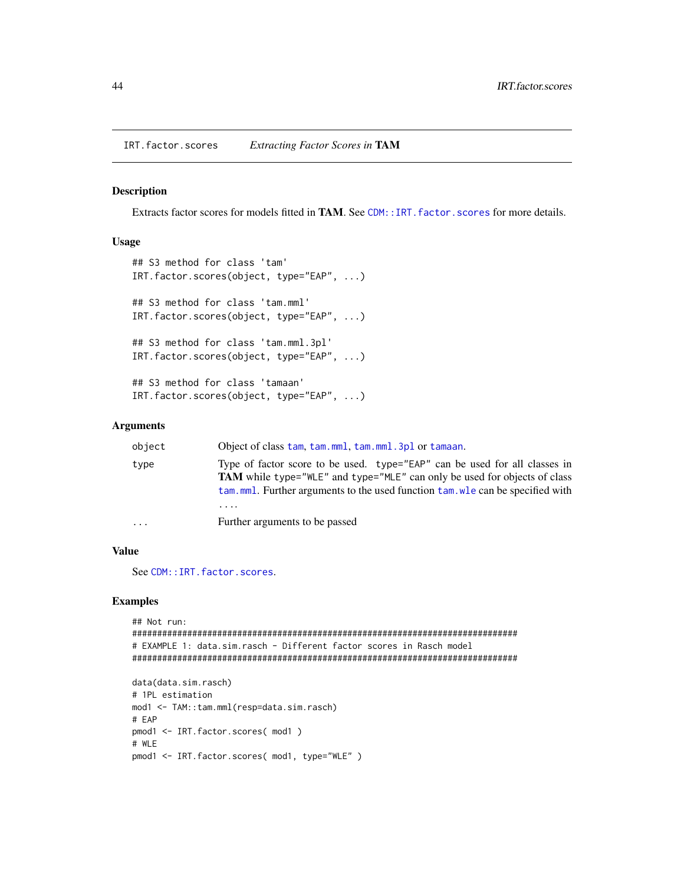IRT.factor.scores *Extracting Factor Scores in* **TAM**

### Description

Extracts factor scores for models fitted in **TAM**. See CDM::IRT.factor.scores for more details.

### Usage

```
## S3 method for class 'tam'
IRT.factor.scores(object, type="EAP", ...)

## S3 method for class 'tam.mml'
IRT.factor.scores(object, type="EAP", ...)

## S3 method for class 'tam.mml.3pl'
IRT.factor.scores(object, type="EAP", ...)

## S3 method for class 'tamaan'
IRT.factor.scores(object, type="EAP", ...)
```

### Arguments

| | |
|---|---|
| object | Object of class tam, tam.mml, tam.mml.3pl or tamaan. |
| type | Type of factor score to be used. type="EAP" can be used for all classes in **TAM** while type="WLE" and type="MLE" can only be used for objects of class tam.mml. Further arguments to the used function tam.wle can be specified with .... |
| ... | Further arguments to be passed |

### Value

See CDM::IRT.factor.scores.

### Examples

```
## Not run:
#############################################################################
# EXAMPLE 1: data.sim.rasch - Different factor scores in Rasch model
#############################################################################

data(data.sim.rasch)
# 1PL estimation
mod1 <- TAM::tam.mml(resp=data.sim.rasch)
# EAP
pmod1 <- IRT.factor.scores( mod1 )
# WLE
pmod1 <- IRT.factor.scores( mod1, type="WLE" )
```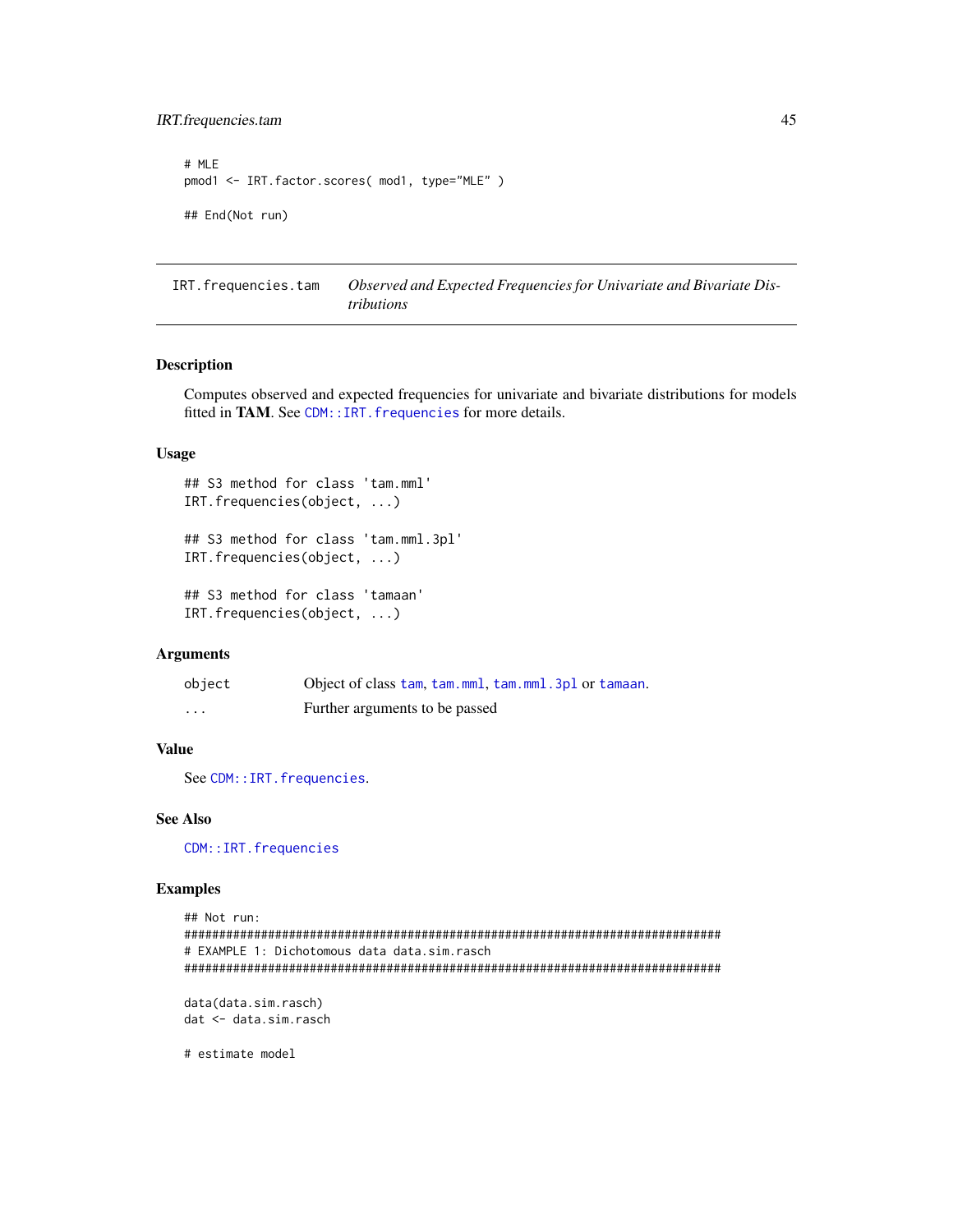```
# MLE
pmod1 <- IRT.factor.scores( mod1, type="MLE" )

## End(Not run)
```

---

## IRT.frequencies.tam — *Observed and Expected Frequencies for Univariate and Bivariate Distributions*

---

### Description

Computes observed and expected frequencies for univariate and bivariate distributions for models fitted in **TAM**. See `CDM::IRT.frequencies` for more details.

### Usage

```
## S3 method for class 'tam.mml'
IRT.frequencies(object, ...)

## S3 method for class 'tam.mml.3pl'
IRT.frequencies(object, ...)

## S3 method for class 'tamaan'
IRT.frequencies(object, ...)
```

### Arguments

| | |
|---|---|
| `object` | Object of class `tam`, `tam.mml`, `tam.mml.3pl` or `tamaan`. |
| `...` | Further arguments to be passed |

### Value

See `CDM::IRT.frequencies`.

### See Also

`CDM::IRT.frequencies`

### Examples

```
## Not run:
#############################################################################
# EXAMPLE 1: Dichotomous data data.sim.rasch
#############################################################################

data(data.sim.rasch)
dat <- data.sim.rasch

# estimate model
```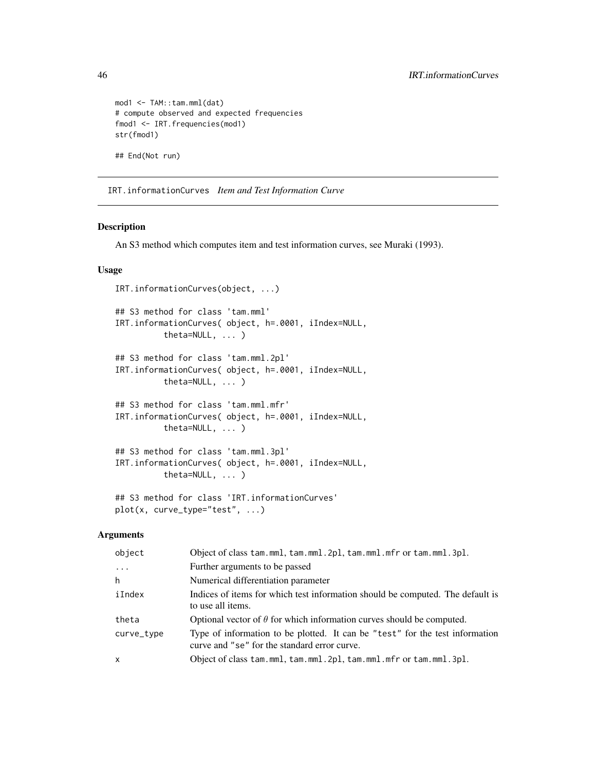```
mod1 <- TAM::tam.mml(dat)
# compute observed and expected frequencies
fmod1 <- IRT.frequencies(mod1)
str(fmod1)

## End(Not run)
```

---

## IRT.informationCurves *Item and Test Information Curve*

### Description

An S3 method which computes item and test information curves, see Muraki (1993).

### Usage

```
IRT.informationCurves(object, ...)

## S3 method for class 'tam.mml'
IRT.informationCurves( object, h=.0001, iIndex=NULL,
          theta=NULL, ... )

## S3 method for class 'tam.mml.2pl'
IRT.informationCurves( object, h=.0001, iIndex=NULL,
          theta=NULL, ... )

## S3 method for class 'tam.mml.mfr'
IRT.informationCurves( object, h=.0001, iIndex=NULL,
          theta=NULL, ... )

## S3 method for class 'tam.mml.3pl'
IRT.informationCurves( object, h=.0001, iIndex=NULL,
          theta=NULL, ... )

## S3 method for class 'IRT.informationCurves'
plot(x, curve_type="test", ...)
```

### Arguments

| | |
|---|---|
| `object` | Object of class `tam.mml`, `tam.mml.2pl`, `tam.mml.mfr` or `tam.mml.3pl`. |
| `...` | Further arguments to be passed |
| `h` | Numerical differentiation parameter |
| `iIndex` | Indices of items for which test information should be computed. The default is to use all items. |
| `theta` | Optional vector of $\theta$ for which information curves should be computed. |
| `curve_type` | Type of information to be plotted. It can be `"test"` for the test information curve and `"se"` for the standard error curve. |
| `x` | Object of class `tam.mml`, `tam.mml.2pl`, `tam.mml.mfr` or `tam.mml.3pl`. |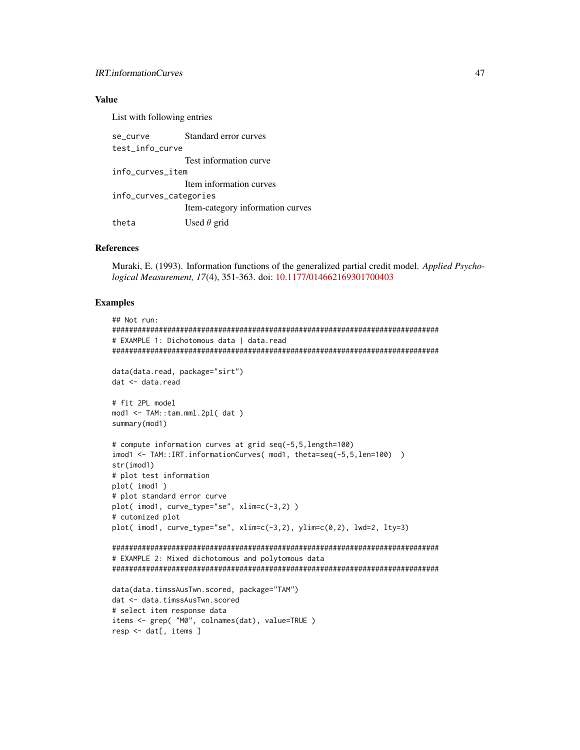### Value

List with following entries

| | |
|---|---|
| se_curve | Standard error curves |
| test_info_curve | Test information curve |
| info_curves_item | Item information curves |
| info_curves_categories | Item-category information curves |
| theta | Used $\theta$ grid |

### References

Muraki, E. (1993). Information functions of the generalized partial credit model. *Applied Psychological Measurement, 17*(4), 351-363. doi: 10.1177/014662169301700403

### Examples

```
## Not run:
#############################################################################
# EXAMPLE 1: Dichotomous data | data.read
#############################################################################

data(data.read, package="sirt")
dat <- data.read

# fit 2PL model
mod1 <- TAM::tam.mml.2pl( dat )
summary(mod1)

# compute information curves at grid seq(-5,5,length=100)
imod1 <- TAM::IRT.informationCurves( mod1, theta=seq(-5,5,len=100)  )
str(imod1)
# plot test information
plot( imod1 )
# plot standard error curve
plot( imod1, curve_type="se", xlim=c(-3,2) )
# cutomized plot
plot( imod1, curve_type="se", xlim=c(-3,2), ylim=c(0,2), lwd=2, lty=3)

#############################################################################
# EXAMPLE 2: Mixed dichotomous and polytomous data
#############################################################################

data(data.timssAusTwn.scored, package="TAM")
dat <- data.timssAusTwn.scored
# select item response data
items <- grep( "M0", colnames(dat), value=TRUE )
resp <- dat[, items ]
```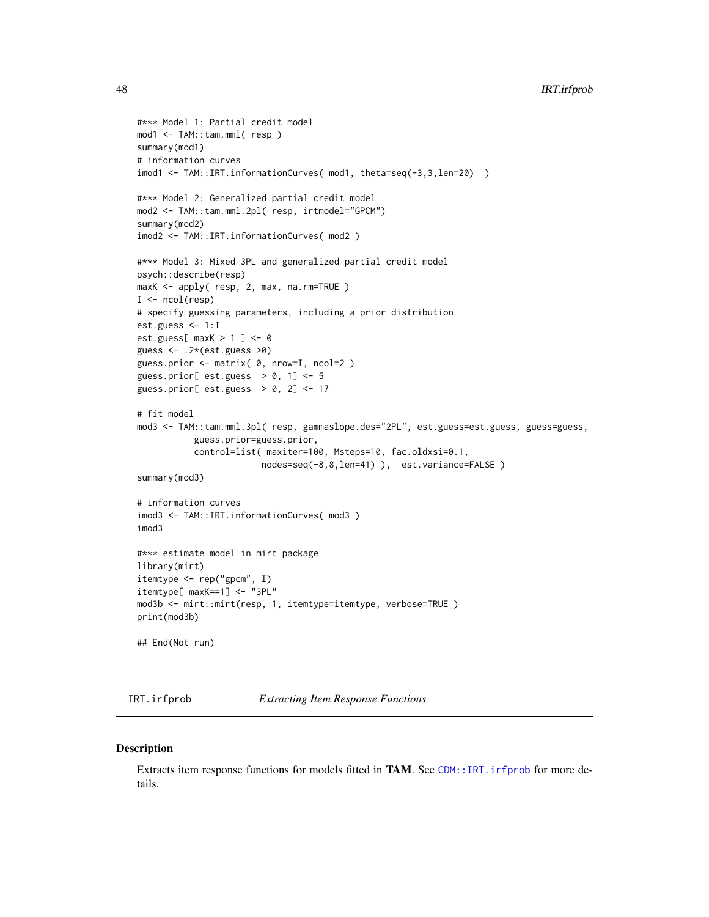```
#*** Model 1: Partial credit model
mod1 <- TAM::tam.mml( resp )
summary(mod1)
# information curves
imod1 <- TAM::IRT.informationCurves( mod1, theta=seq(-3,3,len=20)  )

#*** Model 2: Generalized partial credit model
mod2 <- TAM::tam.mml.2pl( resp, irtmodel="GPCM")
summary(mod2)
imod2 <- TAM::IRT.informationCurves( mod2 )

#*** Model 3: Mixed 3PL and generalized partial credit model
psych::describe(resp)
maxK <- apply( resp, 2, max, na.rm=TRUE )
I <- ncol(resp)
# specify guessing parameters, including a prior distribution
est.guess <- 1:I
est.guess[ maxK > 1 ] <- 0
guess <- .2*(est.guess >0)
guess.prior <- matrix( 0, nrow=I, ncol=2 )
guess.prior[ est.guess  > 0, 1] <- 5
guess.prior[ est.guess  > 0, 2] <- 17

# fit model
mod3 <- TAM::tam.mml.3pl( resp, gammaslope.des="2PL", est.guess=est.guess, guess=guess,
            guess.prior=guess.prior,
            control=list( maxiter=100, Msteps=10, fac.oldxsi=0.1,
                          nodes=seq(-8,8,len=41) ),  est.variance=FALSE )
summary(mod3)

# information curves
imod3 <- TAM::IRT.informationCurves( mod3 )
imod3

#*** estimate model in mirt package
library(mirt)
itemtype <- rep("gpcm", I)
itemtype[ maxK==1] <- "3PL"
mod3b <- mirt::mirt(resp, 1, itemtype=itemtype, verbose=TRUE )
print(mod3b)

## End(Not run)
```

---

IRT.irfprob        *Extracting Item Response Functions*

---

## Description

Extracts item response functions for models fitted in **TAM**. See `CDM::IRT.irfprob` for more details.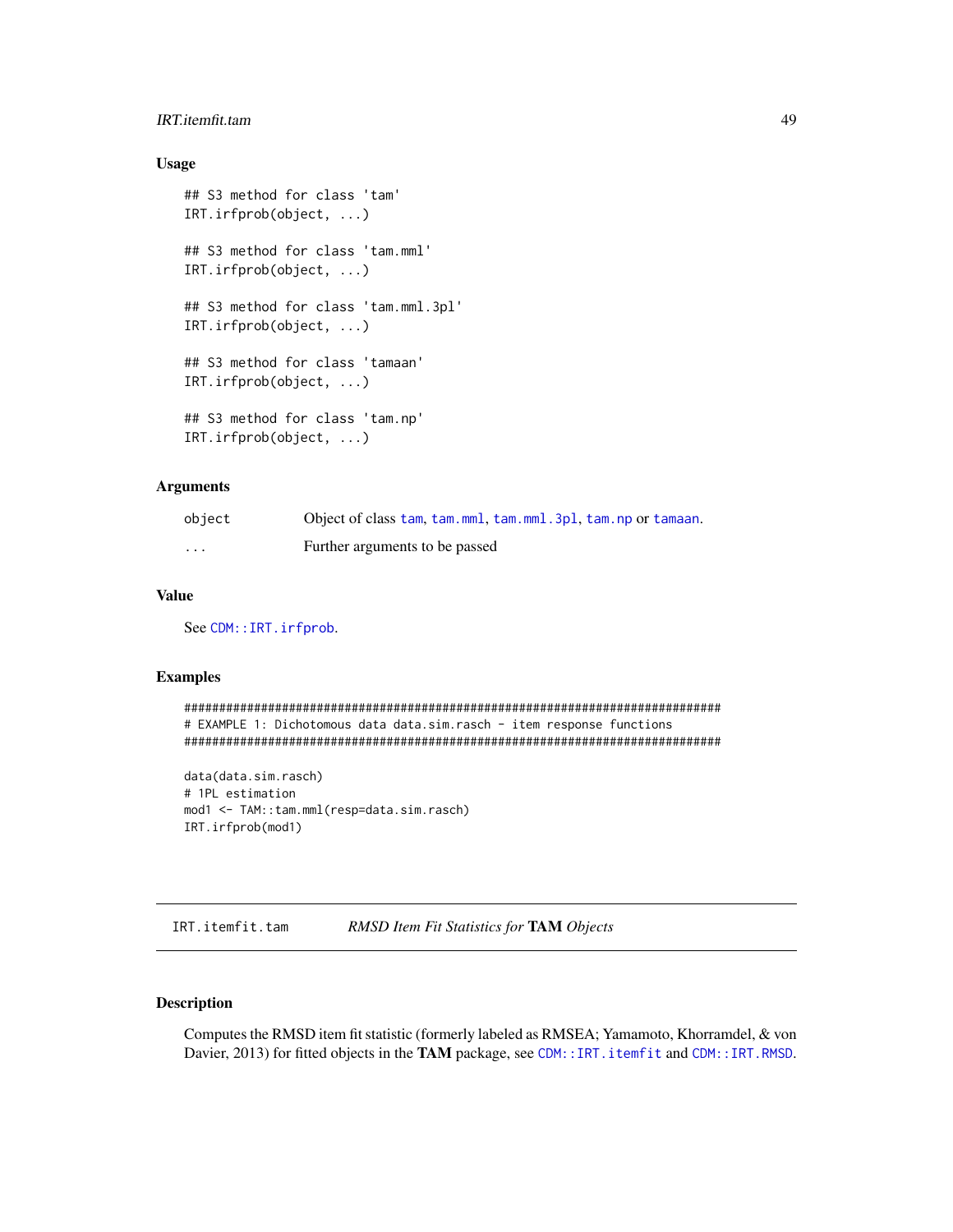### Usage

```
## S3 method for class 'tam'
IRT.irfprob(object, ...)

## S3 method for class 'tam.mml'
IRT.irfprob(object, ...)

## S3 method for class 'tam.mml.3pl'
IRT.irfprob(object, ...)

## S3 method for class 'tamaan'
IRT.irfprob(object, ...)

## S3 method for class 'tam.np'
IRT.irfprob(object, ...)
```

### Arguments

| | |
|---|---|
| `object` | Object of class `tam`, `tam.mml`, `tam.mml.3pl`, `tam.np` or `tamaan`. |
| `...` | Further arguments to be passed |

### Value

See `CDM::IRT.irfprob`.

### Examples

```
#############################################################################
# EXAMPLE 1: Dichotomous data data.sim.rasch - item response functions
#############################################################################

data(data.sim.rasch)
# 1PL estimation
mod1 <- TAM::tam.mml(resp=data.sim.rasch)
IRT.irfprob(mod1)
```

---

## IRT.itemfit.tam — *RMSD Item Fit Statistics for* **TAM** *Objects*

### Description

Computes the RMSD item fit statistic (formerly labeled as RMSEA; Yamamoto, Khorramdel, & von Davier, 2013) for fitted objects in the **TAM** package, see `CDM::IRT.itemfit` and `CDM::IRT.RMSD`.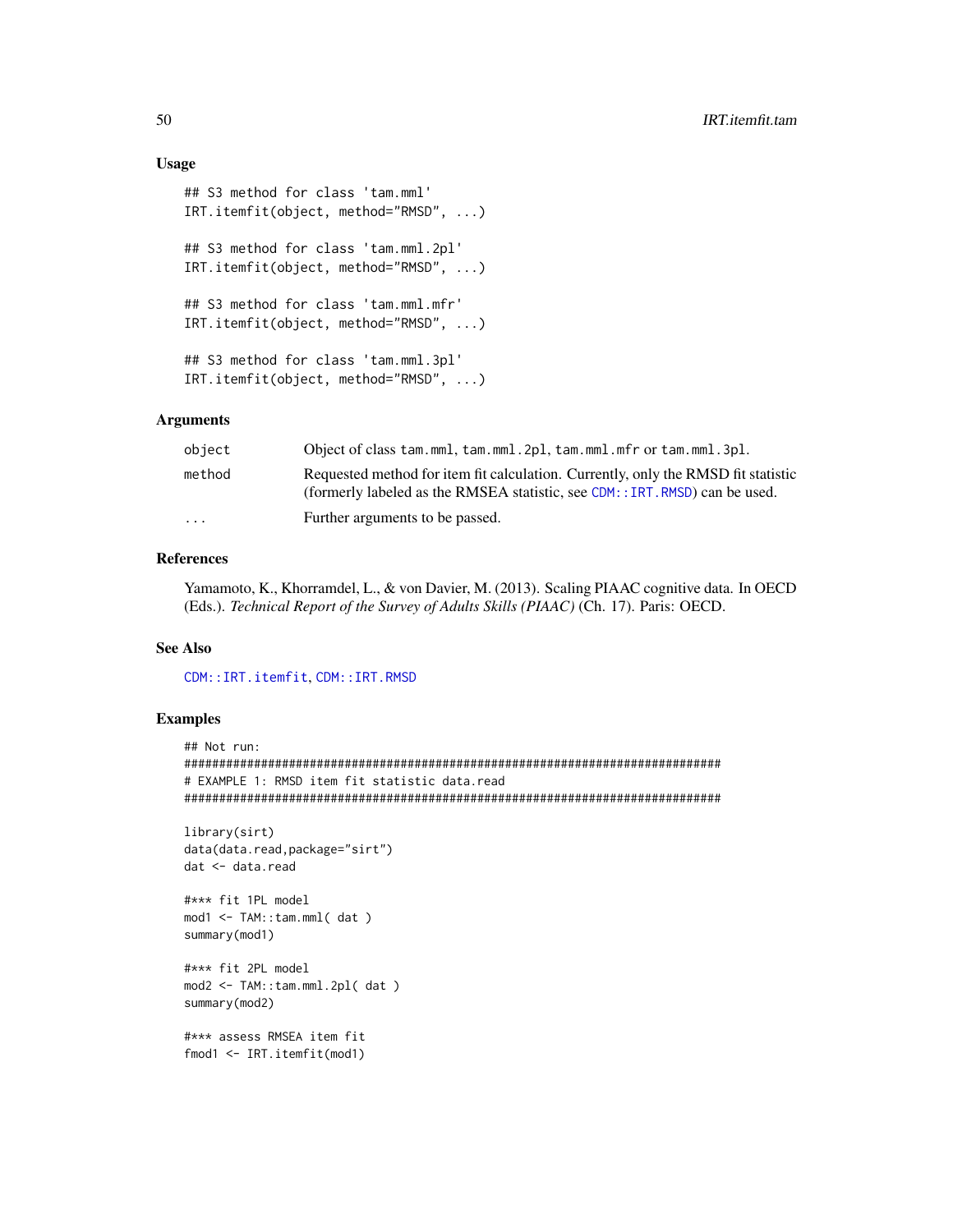### Usage

```
## S3 method for class 'tam.mml'
IRT.itemfit(object, method="RMSD", ...)

## S3 method for class 'tam.mml.2pl'
IRT.itemfit(object, method="RMSD", ...)

## S3 method for class 'tam.mml.mfr'
IRT.itemfit(object, method="RMSD", ...)

## S3 method for class 'tam.mml.3pl'
IRT.itemfit(object, method="RMSD", ...)
```

### Arguments

| | |
|---|---|
| object | Object of class tam.mml, tam.mml.2pl, tam.mml.mfr or tam.mml.3pl. |
| method | Requested method for item fit calculation. Currently, only the RMSD fit statistic (formerly labeled as the RMSEA statistic, see CDM::IRT.RMSD) can be used. |
| ... | Further arguments to be passed. |

### References

Yamamoto, K., Khorramdel, L., & von Davier, M. (2013). Scaling PIAAC cognitive data. In OECD (Eds.). *Technical Report of the Survey of Adults Skills (PIAAC)* (Ch. 17). Paris: OECD.

### See Also

CDM::IRT.itemfit, CDM::IRT.RMSD

### Examples

```
## Not run:
#############################################################################
# EXAMPLE 1: RMSD item fit statistic data.read
#############################################################################

library(sirt)
data(data.read,package="sirt")
dat <- data.read

#*** fit 1PL model
mod1 <- TAM::tam.mml( dat )
summary(mod1)

#*** fit 2PL model
mod2 <- TAM::tam.mml.2pl( dat )
summary(mod2)

#*** assess RMSEA item fit
fmod1 <- IRT.itemfit(mod1)
```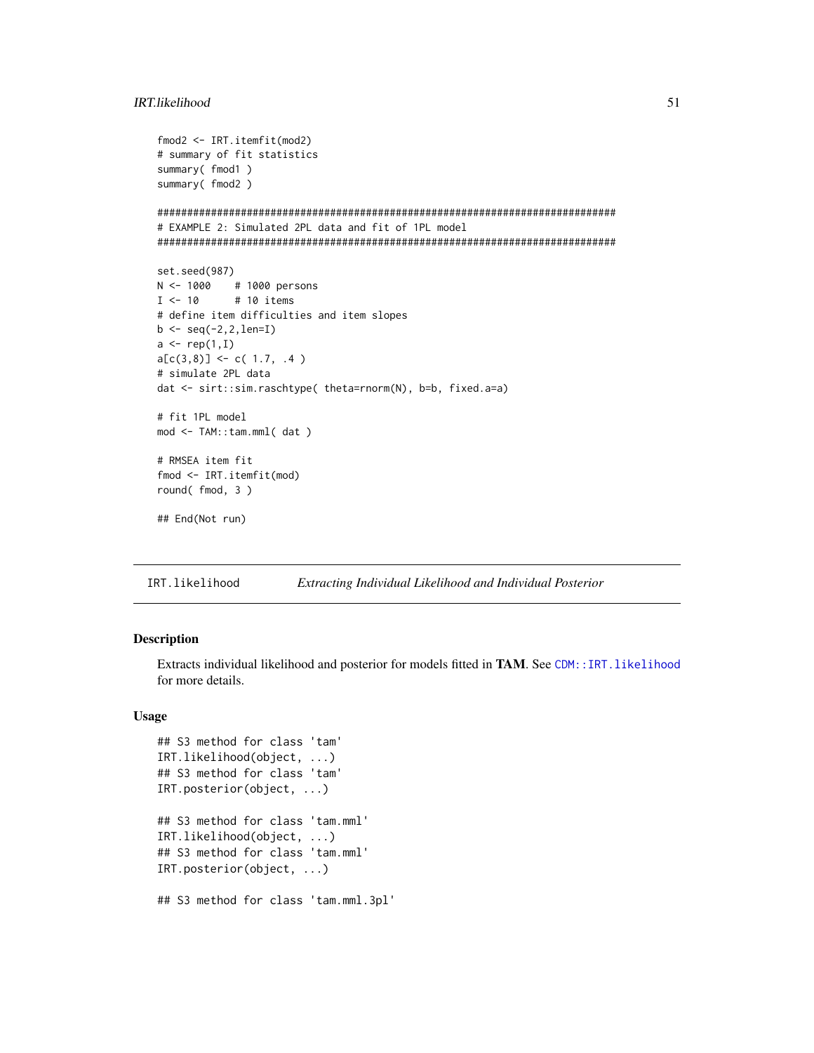```
fmod2 <- IRT.itemfit(mod2)
# summary of fit statistics
summary( fmod1 )
summary( fmod2 )

#############################################################################
# EXAMPLE 2: Simulated 2PL data and fit of 1PL model
#############################################################################

set.seed(987)
N <- 1000    # 1000 persons
I <- 10      # 10 items
# define item difficulties and item slopes
b <- seq(-2,2,len=I)
a <- rep(1,I)
a[c(3,8)] <- c( 1.7, .4 )
# simulate 2PL data
dat <- sirt::sim.raschtype( theta=rnorm(N), b=b, fixed.a=a)

# fit 1PL model
mod <- TAM::tam.mml( dat )

# RMSEA item fit
fmod <- IRT.itemfit(mod)
round( fmod, 3 )

## End(Not run)
```

---

## IRT.likelihood — *Extracting Individual Likelihood and Individual Posterior*

### Description

Extracts individual likelihood and posterior for models fitted in **TAM**. See `CDM::IRT.likelihood` for more details.

### Usage

```
## S3 method for class 'tam'
IRT.likelihood(object, ...)
## S3 method for class 'tam'
IRT.posterior(object, ...)

## S3 method for class 'tam.mml'
IRT.likelihood(object, ...)
## S3 method for class 'tam.mml'
IRT.posterior(object, ...)

## S3 method for class 'tam.mml.3pl'
```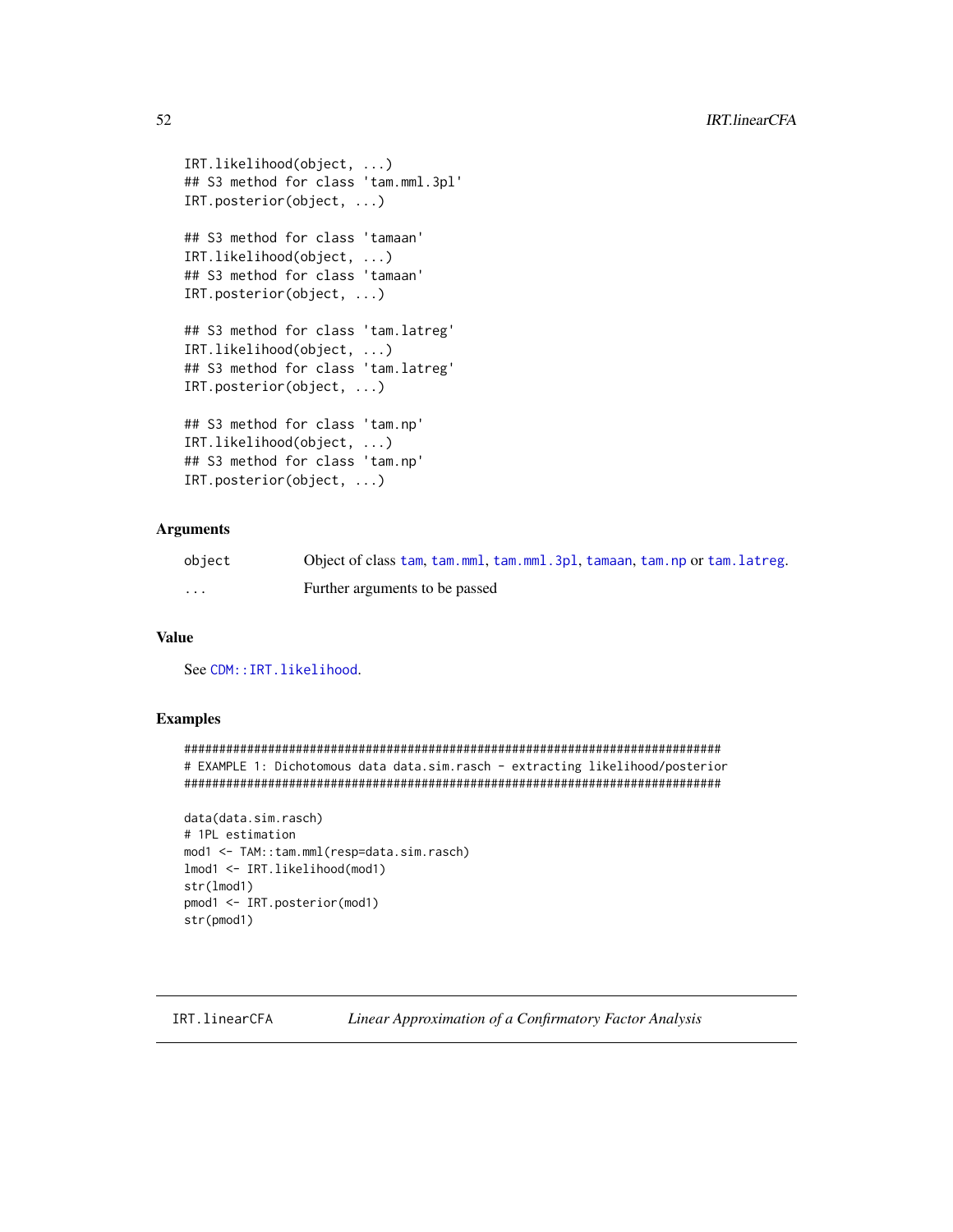```
IRT.likelihood(object, ...)
## S3 method for class 'tam.mml.3pl'
IRT.posterior(object, ...)

## S3 method for class 'tamaan'
IRT.likelihood(object, ...)
## S3 method for class 'tamaan'
IRT.posterior(object, ...)

## S3 method for class 'tam.latreg'
IRT.likelihood(object, ...)
## S3 method for class 'tam.latreg'
IRT.posterior(object, ...)

## S3 method for class 'tam.np'
IRT.likelihood(object, ...)
## S3 method for class 'tam.np'
IRT.posterior(object, ...)
```

### Arguments

| | |
|---|---|
| `object` | Object of class `tam`, `tam.mml`, `tam.mml.3pl`, `tamaan`, `tam.np` or `tam.latreg`. |
| `...` | Further arguments to be passed |

### Value

See `CDM::IRT.likelihood`.

### Examples

```
#############################################################################
# EXAMPLE 1: Dichotomous data data.sim.rasch - extracting likelihood/posterior
#############################################################################

data(data.sim.rasch)
# 1PL estimation
mod1 <- TAM::tam.mml(resp=data.sim.rasch)
lmod1 <- IRT.likelihood(mod1)
str(lmod1)
pmod1 <- IRT.posterior(mod1)
str(pmod1)
```

---

## IRT.linearCFA — *Linear Approximation of a Confirmatory Factor Analysis*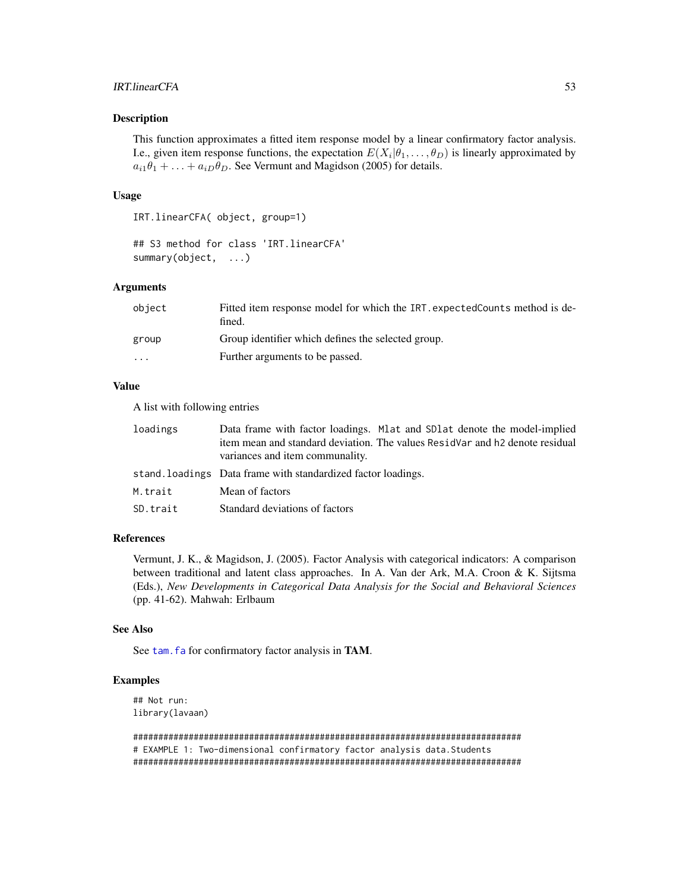## Description

This function approximates a fitted item response model by a linear confirmatory factor analysis. I.e., given item response functions, the expectation $E(X_i|\theta_1, \ldots, \theta_D)$ is linearly approximated by $a_{i1}\theta_1 + \ldots + a_{iD}\theta_D$. See Vermunt and Magidson (2005) for details.

## Usage

```
IRT.linearCFA( object, group=1)

## S3 method for class 'IRT.linearCFA'
summary(object,  ...)
```

## Arguments

| | |
|---|---|
| `object` | Fitted item response model for which the `IRT.expectedCounts` method is defined. |
| `group` | Group identifier which defines the selected group. |
| `...` | Further arguments to be passed. |

## Value

A list with following entries

| | |
|---|---|
| `loadings` | Data frame with factor loadings. `Mlat` and `SDlat` denote the model-implied item mean and standard deviation. The values `ResidVar` and `h2` denote residual variances and item communality. |
| `stand.loadings` | Data frame with standardized factor loadings. |
| `M.trait` | Mean of factors |
| `SD.trait` | Standard deviations of factors |

## References

Vermunt, J. K., & Magidson, J. (2005). Factor Analysis with categorical indicators: A comparison between traditional and latent class approaches. In A. Van der Ark, M.A. Croon & K. Sijtsma (Eds.), *New Developments in Categorical Data Analysis for the Social and Behavioral Sciences* (pp. 41-62). Mahwah: Erlbaum

## See Also

See `tam.fa` for confirmatory factor analysis in **TAM**.

## Examples

```
## Not run:
library(lavaan)

#############################################################################
# EXAMPLE 1: Two-dimensional confirmatory factor analysis data.Students
#############################################################################
```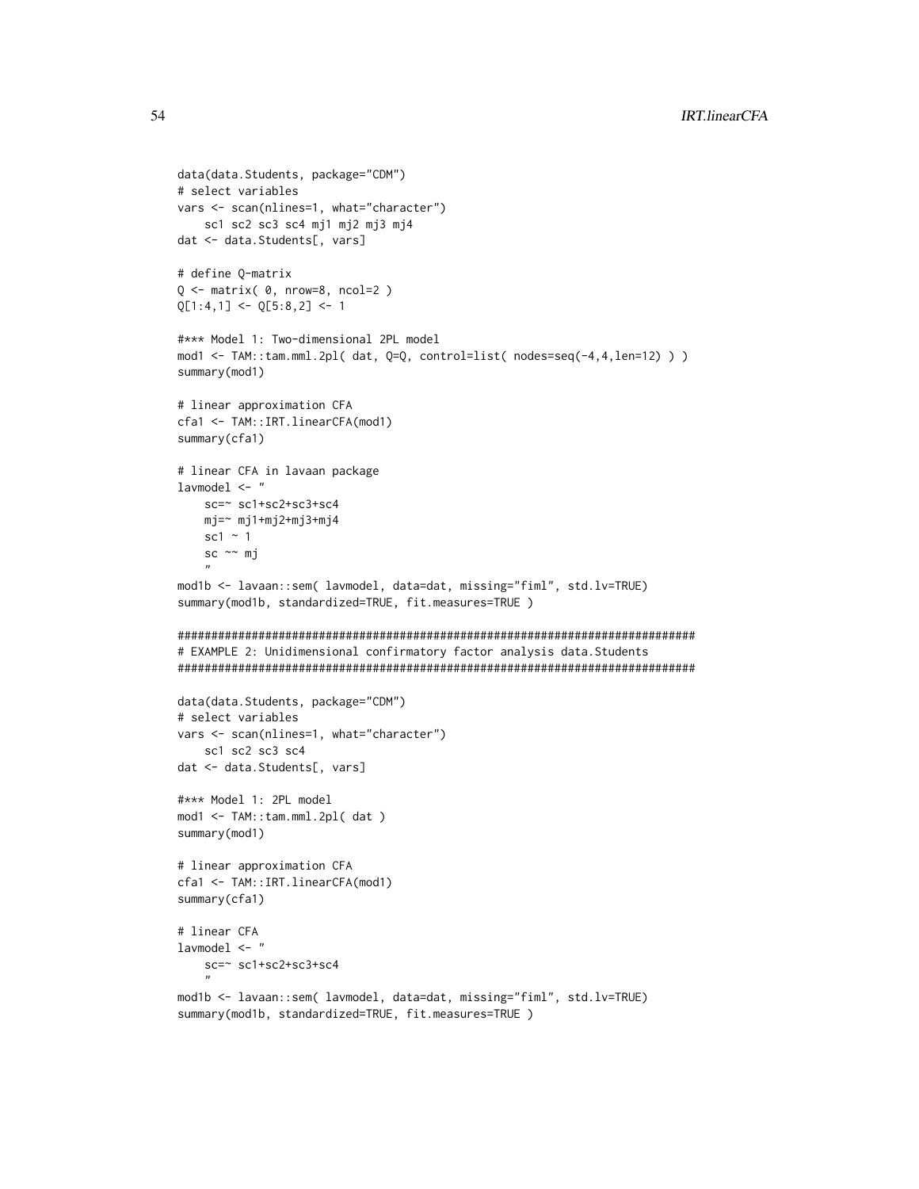```
data(data.Students, package="CDM")
# select variables
vars <- scan(nlines=1, what="character")
    sc1 sc2 sc3 sc4 mj1 mj2 mj3 mj4
dat <- data.Students[, vars]

# define Q-matrix
Q <- matrix( 0, nrow=8, ncol=2 )
Q[1:4,1] <- Q[5:8,2] <- 1

#*** Model 1: Two-dimensional 2PL model
mod1 <- TAM::tam.mml.2pl( dat, Q=Q, control=list( nodes=seq(-4,4,len=12) ) )
summary(mod1)

# linear approximation CFA
cfa1 <- TAM::IRT.linearCFA(mod1)
summary(cfa1)

# linear CFA in lavaan package
lavmodel <- "
    sc=~ sc1+sc2+sc3+sc4
    mj=~ mj1+mj2+mj3+mj4
    sc1 ~ 1
    sc ~~ mj
    "
mod1b <- lavaan::sem( lavmodel, data=dat, missing="fiml", std.lv=TRUE)
summary(mod1b, standardized=TRUE, fit.measures=TRUE )

#############################################################################
# EXAMPLE 2: Unidimensional confirmatory factor analysis data.Students
#############################################################################

data(data.Students, package="CDM")
# select variables
vars <- scan(nlines=1, what="character")
    sc1 sc2 sc3 sc4
dat <- data.Students[, vars]

#*** Model 1: 2PL model
mod1 <- TAM::tam.mml.2pl( dat )
summary(mod1)

# linear approximation CFA
cfa1 <- TAM::IRT.linearCFA(mod1)
summary(cfa1)

# linear CFA
lavmodel <- "
    sc=~ sc1+sc2+sc3+sc4
    "
mod1b <- lavaan::sem( lavmodel, data=dat, missing="fiml", std.lv=TRUE)
summary(mod1b, standardized=TRUE, fit.measures=TRUE )
```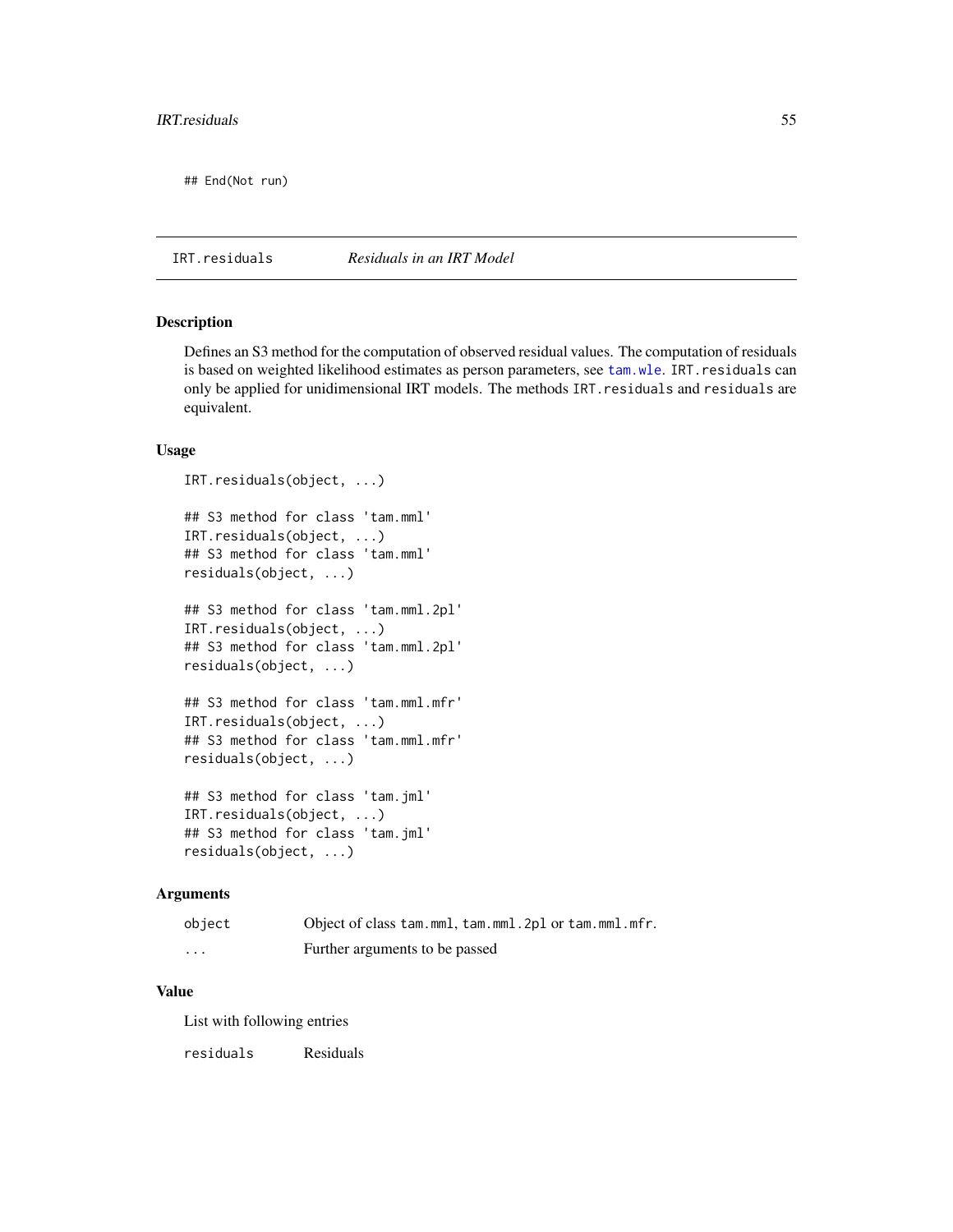```
## End(Not run)
```

---

IRT.residuals *Residuals in an IRT Model*

---

## Description

Defines an S3 method for the computation of observed residual values. The computation of residuals is based on weighted likelihood estimates as person parameters, see `tam.wle`. `IRT.residuals` can only be applied for unidimensional IRT models. The methods `IRT.residuals` and `residuals` are equivalent.

## Usage

```
IRT.residuals(object, ...)

## S3 method for class 'tam.mml'
IRT.residuals(object, ...)
## S3 method for class 'tam.mml'
residuals(object, ...)

## S3 method for class 'tam.mml.2pl'
IRT.residuals(object, ...)
## S3 method for class 'tam.mml.2pl'
residuals(object, ...)

## S3 method for class 'tam.mml.mfr'
IRT.residuals(object, ...)
## S3 method for class 'tam.mml.mfr'
residuals(object, ...)

## S3 method for class 'tam.jml'
IRT.residuals(object, ...)
## S3 method for class 'tam.jml'
residuals(object, ...)
```

## Arguments

| | |
|---|---|
| `object` | Object of class `tam.mml`, `tam.mml.2pl` or `tam.mml.mfr`. |
| `...` | Further arguments to be passed |

## Value

List with following entries

| | |
|---|---|
| `residuals` | Residuals |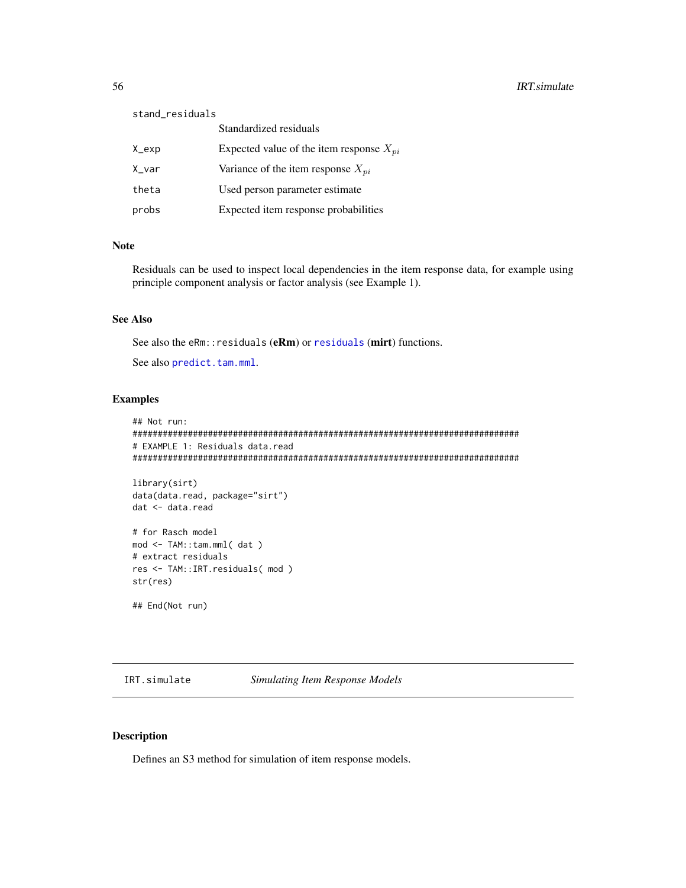`stand_residuals`
: Standardized residuals

`X_exp`
: Expected value of the item response $X_{pi}$

`X_var`
: Variance of the item response $X_{pi}$

`theta`
: Used person parameter estimate

`probs`
: Expected item response probabilities

### Note

Residuals can be used to inspect local dependencies in the item response data, for example using principle component analysis or factor analysis (see Example 1).

### See Also

See also the `eRm::residuals` (**eRm**) or `residuals` (**mirt**) functions.

See also `predict.tam.mml`.

### Examples

```
## Not run:
#############################################################################
# EXAMPLE 1: Residuals data.read
#############################################################################

library(sirt)
data(data.read, package="sirt")
dat <- data.read

# for Rasch model
mod <- TAM::tam.mml( dat )
# extract residuals
res <- TAM::IRT.residuals( mod )
str(res)

## End(Not run)
```

---

## IRT.simulate &nbsp;&nbsp;&nbsp; *Simulating Item Response Models*

---

### Description

Defines an S3 method for simulation of item response models.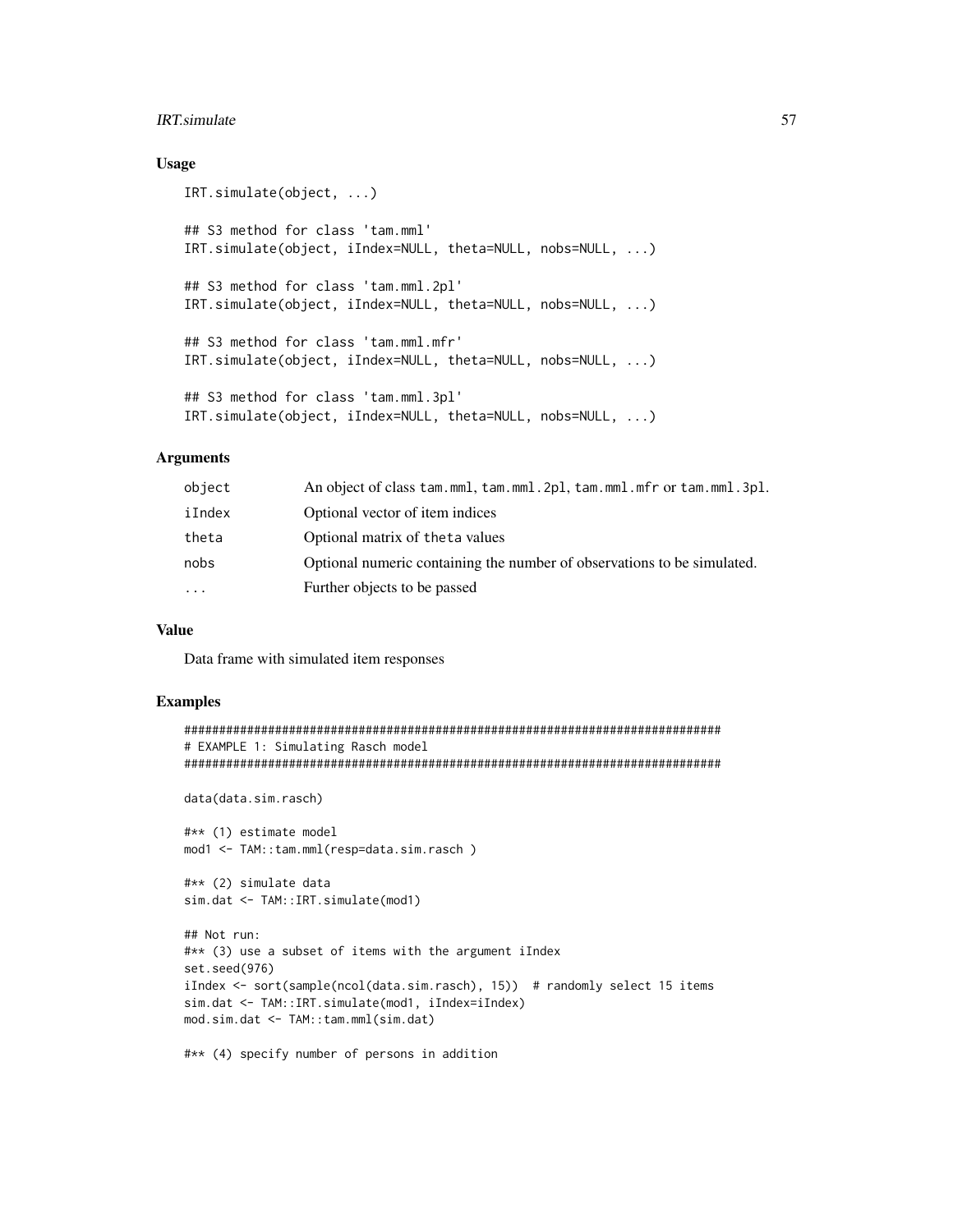### Usage

```
IRT.simulate(object, ...)

## S3 method for class 'tam.mml'
IRT.simulate(object, iIndex=NULL, theta=NULL, nobs=NULL, ...)

## S3 method for class 'tam.mml.2pl'
IRT.simulate(object, iIndex=NULL, theta=NULL, nobs=NULL, ...)

## S3 method for class 'tam.mml.mfr'
IRT.simulate(object, iIndex=NULL, theta=NULL, nobs=NULL, ...)

## S3 method for class 'tam.mml.3pl'
IRT.simulate(object, iIndex=NULL, theta=NULL, nobs=NULL, ...)
```

### Arguments

| | |
|---|---|
| object | An object of class tam.mml, tam.mml.2pl, tam.mml.mfr or tam.mml.3pl. |
| iIndex | Optional vector of item indices |
| theta | Optional matrix of theta values |
| nobs | Optional numeric containing the number of observations to be simulated. |
| ... | Further objects to be passed |

### Value

Data frame with simulated item responses

### Examples

```
#############################################################################
# EXAMPLE 1: Simulating Rasch model
#############################################################################

data(data.sim.rasch)

#** (1) estimate model
mod1 <- TAM::tam.mml(resp=data.sim.rasch )

#** (2) simulate data
sim.dat <- TAM::IRT.simulate(mod1)

## Not run:
#** (3) use a subset of items with the argument iIndex
set.seed(976)
iIndex <- sort(sample(ncol(data.sim.rasch), 15))  # randomly select 15 items
sim.dat <- TAM::IRT.simulate(mod1, iIndex=iIndex)
mod.sim.dat <- TAM::tam.mml(sim.dat)

#** (4) specify number of persons in addition
```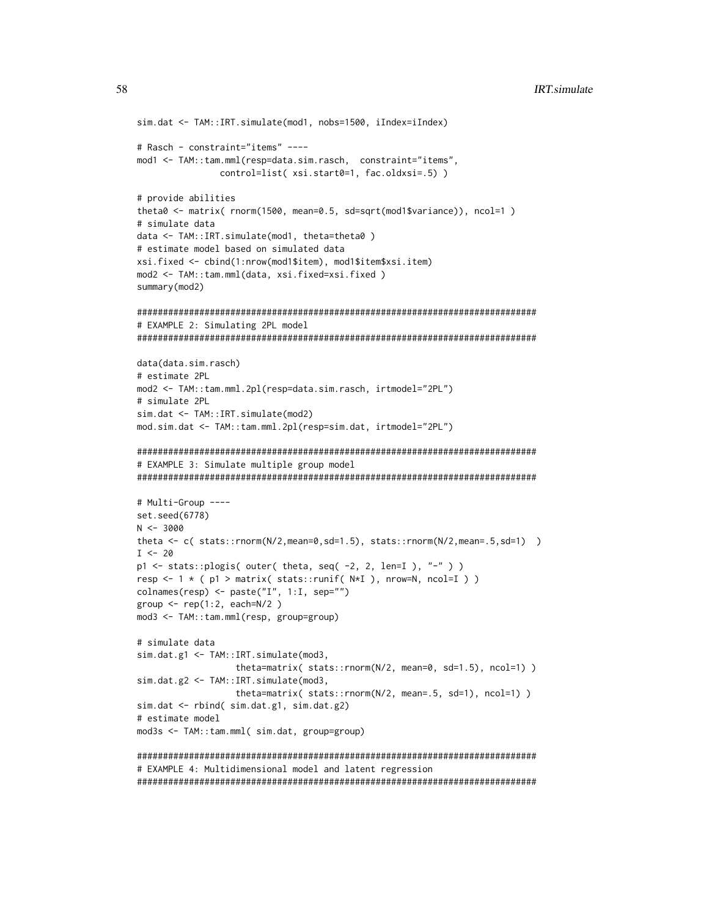```
sim.dat <- TAM::IRT.simulate(mod1, nobs=1500, iIndex=iIndex)

# Rasch - constraint="items" ----
mod1 <- TAM::tam.mml(resp=data.sim.rasch,  constraint="items",
               control=list( xsi.start0=1, fac.oldxsi=.5) )

# provide abilities
theta0 <- matrix( rnorm(1500, mean=0.5, sd=sqrt(mod1$variance)), ncol=1 )
# simulate data
data <- TAM::IRT.simulate(mod1, theta=theta0 )
# estimate model based on simulated data
xsi.fixed <- cbind(1:nrow(mod1$item), mod1$item$xsi.item)
mod2 <- TAM::tam.mml(data, xsi.fixed=xsi.fixed )
summary(mod2)

#############################################################################
# EXAMPLE 2: Simulating 2PL model
#############################################################################

data(data.sim.rasch)
# estimate 2PL
mod2 <- TAM::tam.mml.2pl(resp=data.sim.rasch, irtmodel="2PL")
# simulate 2PL
sim.dat <- TAM::IRT.simulate(mod2)
mod.sim.dat <- TAM::tam.mml.2pl(resp=sim.dat, irtmodel="2PL")

#############################################################################
# EXAMPLE 3: Simulate multiple group model
#############################################################################

# Multi-Group ----
set.seed(6778)
N <- 3000
theta <- c( stats::rnorm(N/2,mean=0,sd=1.5), stats::rnorm(N/2,mean=.5,sd=1)  )
I <- 20
p1 <- stats::plogis( outer( theta, seq( -2, 2, len=I ), "-" ) )
resp <- 1 * ( p1 > matrix( stats::runif( N*I ), nrow=N, ncol=I ) )
colnames(resp) <- paste("I", 1:I, sep="")
group <- rep(1:2, each=N/2 )
mod3 <- TAM::tam.mml(resp, group=group)

# simulate data
sim.dat.g1 <- TAM::IRT.simulate(mod3,
                 theta=matrix( stats::rnorm(N/2, mean=0, sd=1.5), ncol=1) )
sim.dat.g2 <- TAM::IRT.simulate(mod3,
                 theta=matrix( stats::rnorm(N/2, mean=.5, sd=1), ncol=1) )
sim.dat <- rbind( sim.dat.g1, sim.dat.g2)
# estimate model
mod3s <- TAM::tam.mml( sim.dat, group=group)

#############################################################################
# EXAMPLE 4: Multidimensional model and latent regression
#############################################################################
```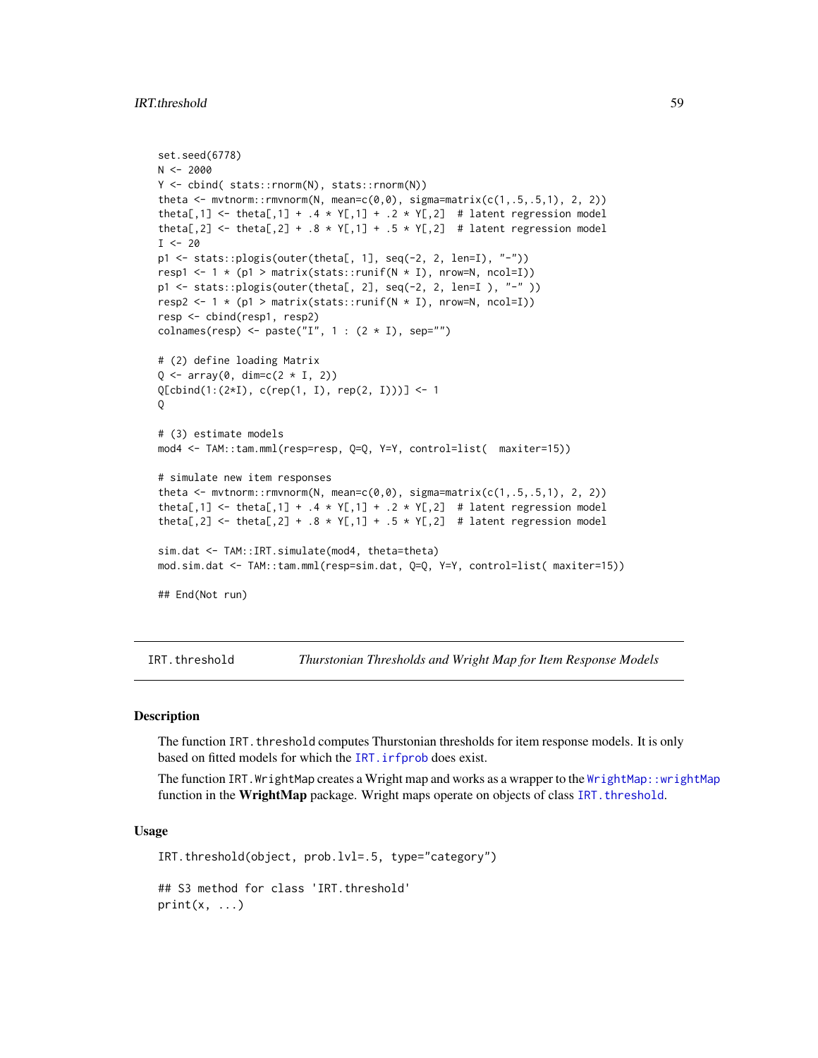```
set.seed(6778)
N <- 2000
Y <- cbind( stats::rnorm(N), stats::rnorm(N))
theta <- mvtnorm::rmvnorm(N, mean=c(0,0), sigma=matrix(c(1,.5,.5,1), 2, 2))
theta[,1] <- theta[,1] + .4 * Y[,1] + .2 * Y[,2]  # latent regression model
theta[,2] <- theta[,2] + .8 * Y[,1] + .5 * Y[,2]  # latent regression model
I <- 20
p1 <- stats::plogis(outer(theta[, 1], seq(-2, 2, len=I), "-"))
resp1 <- 1 * (p1 > matrix(stats::runif(N * I), nrow=N, ncol=I))
p1 <- stats::plogis(outer(theta[, 2], seq(-2, 2, len=I ), "-" ))
resp2 <- 1 * (p1 > matrix(stats::runif(N * I), nrow=N, ncol=I))
resp <- cbind(resp1, resp2)
colnames(resp) <- paste("I", 1 : (2 * I), sep="")

# (2) define loading Matrix
Q <- array(0, dim=c(2 * I, 2))
Q[cbind(1:(2*I), c(rep(1, I), rep(2, I)))] <- 1
Q

# (3) estimate models
mod4 <- TAM::tam.mml(resp=resp, Q=Q, Y=Y, control=list(  maxiter=15))

# simulate new item responses
theta <- mvtnorm::rmvnorm(N, mean=c(0,0), sigma=matrix(c(1,.5,.5,1), 2, 2))
theta[,1] <- theta[,1] + .4 * Y[,1] + .2 * Y[,2]  # latent regression model
theta[,2] <- theta[,2] + .8 * Y[,1] + .5 * Y[,2]  # latent regression model

sim.dat <- TAM::IRT.simulate(mod4, theta=theta)
mod.sim.dat <- TAM::tam.mml(resp=sim.dat, Q=Q, Y=Y, control=list( maxiter=15))

## End(Not run)
```

---

`IRT.threshold` *Thurstonian Thresholds and Wright Map for Item Response Models*

---

## Description

The function `IRT.threshold` computes Thurstonian thresholds for item response models. It is only based on fitted models for which the `IRT.irfprob` does exist.

The function `IRT.WrightMap` creates a Wright map and works as a wrapper to the `WrightMap::wrightMap` function in the **WrightMap** package. Wright maps operate on objects of class `IRT.threshold`.

## Usage

```
IRT.threshold(object, prob.lvl=.5, type="category")

## S3 method for class 'IRT.threshold'
print(x, ...)
```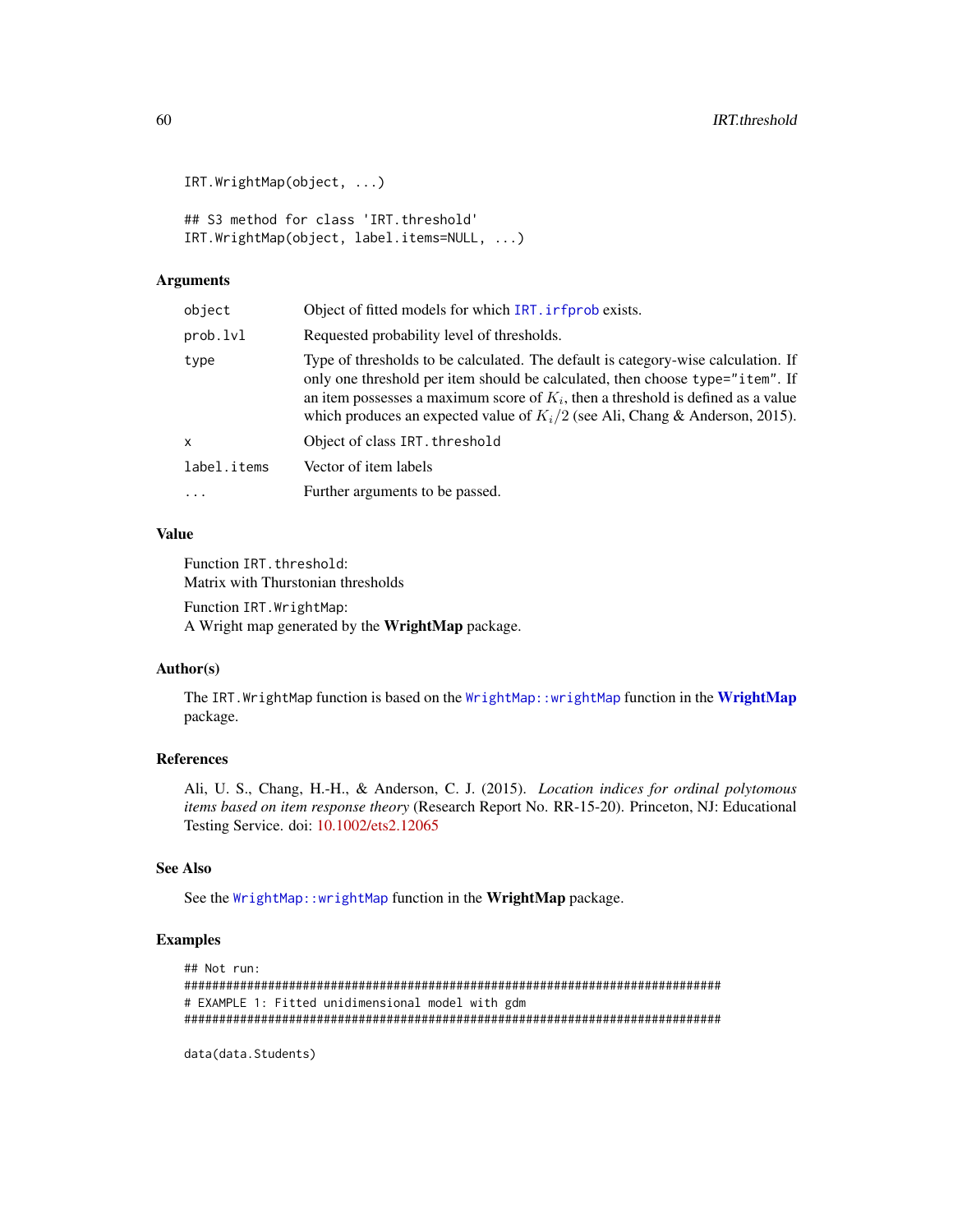```
IRT.WrightMap(object, ...)

## S3 method for class 'IRT.threshold'
IRT.WrightMap(object, label.items=NULL, ...)
```

### Arguments

| | |
|---|---|
| `object` | Object of fitted models for which `IRT.irfprob` exists. |
| `prob.lvl` | Requested probability level of thresholds. |
| `type` | Type of thresholds to be calculated. The default is category-wise calculation. If only one threshold per item should be calculated, then choose `type="item"`. If an item possesses a maximum score of $K_i$, then a threshold is defined as a value which produces an expected value of $K_i/2$ (see Ali, Chang & Anderson, 2015). |
| `x` | Object of class `IRT.threshold` |
| `label.items` | Vector of item labels |
| `...` | Further arguments to be passed. |

### Value

Function `IRT.threshold`:
Matrix with Thurstonian thresholds

Function `IRT.WrightMap`:
A Wright map generated by the **WrightMap** package.

### Author(s)

The `IRT.WrightMap` function is based on the `WrightMap::wrightMap` function in the **WrightMap** package.

### References

Ali, U. S., Chang, H.-H., & Anderson, C. J. (2015). *Location indices for ordinal polytomous items based on item response theory* (Research Report No. RR-15-20). Princeton, NJ: Educational Testing Service. doi: 10.1002/ets2.12065

### See Also

See the `WrightMap::wrightMap` function in the **WrightMap** package.

### Examples

```
## Not run:
#############################################################################
# EXAMPLE 1: Fitted unidimensional model with gdm
#############################################################################

data(data.Students)
```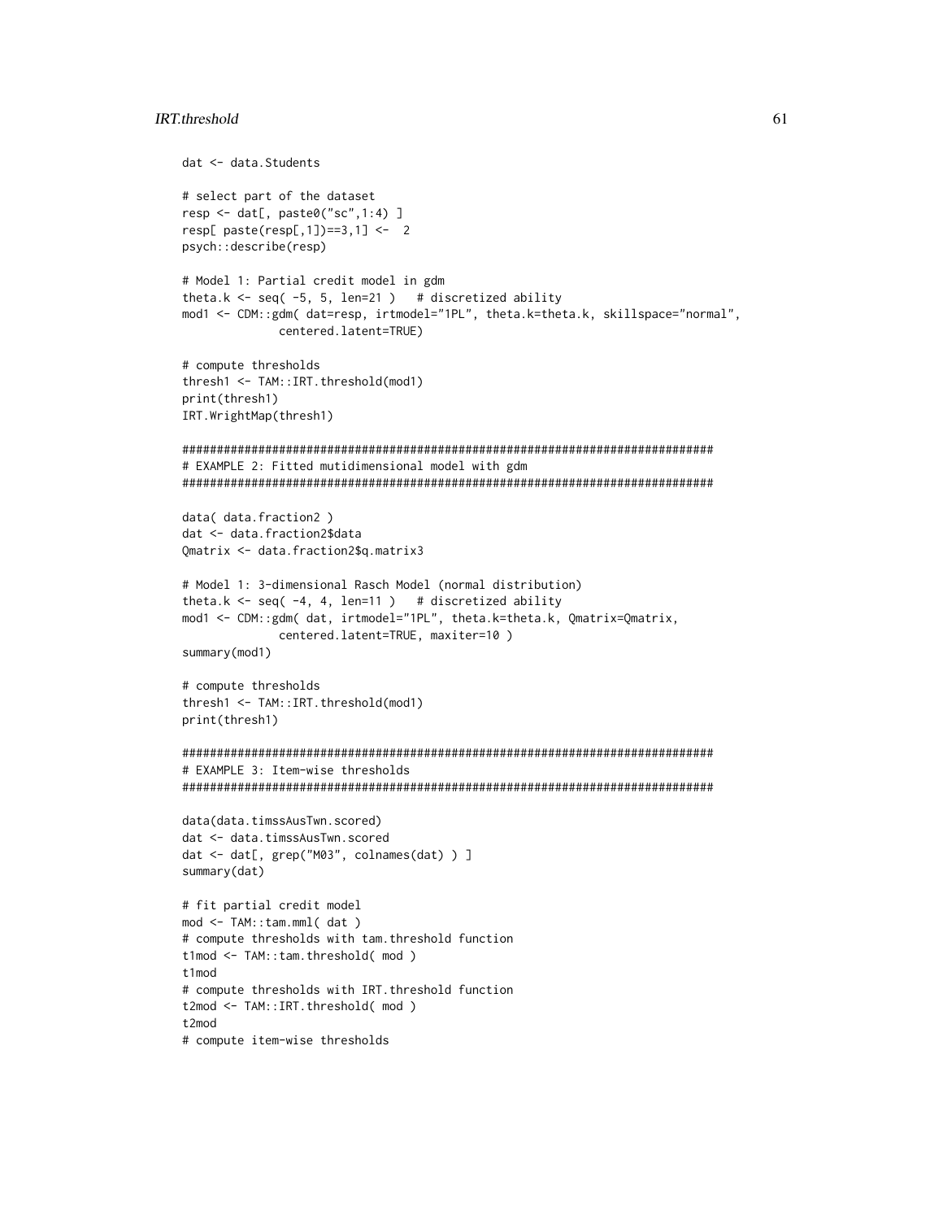```
dat <- data.Students

# select part of the dataset
resp <- dat[, paste0("sc",1:4) ]
resp[ paste(resp[,1])==3,1] <-  2
psych::describe(resp)

# Model 1: Partial credit model in gdm
theta.k <- seq( -5, 5, len=21 )   # discretized ability
mod1 <- CDM::gdm( dat=resp, irtmodel="1PL", theta.k=theta.k, skillspace="normal",
             centered.latent=TRUE)

# compute thresholds
thresh1 <- TAM::IRT.threshold(mod1)
print(thresh1)
IRT.WrightMap(thresh1)

#############################################################################
# EXAMPLE 2: Fitted mutidimensional model with gdm
#############################################################################

data( data.fraction2 )
dat <- data.fraction2$data
Qmatrix <- data.fraction2$q.matrix3

# Model 1: 3-dimensional Rasch Model (normal distribution)
theta.k <- seq( -4, 4, len=11 )   # discretized ability
mod1 <- CDM::gdm( dat, irtmodel="1PL", theta.k=theta.k, Qmatrix=Qmatrix,
             centered.latent=TRUE, maxiter=10 )
summary(mod1)

# compute thresholds
thresh1 <- TAM::IRT.threshold(mod1)
print(thresh1)

#############################################################################
# EXAMPLE 3: Item-wise thresholds
#############################################################################

data(data.timssAusTwn.scored)
dat <- data.timssAusTwn.scored
dat <- dat[, grep("M03", colnames(dat) ) ]
summary(dat)

# fit partial credit model
mod <- TAM::tam.mml( dat )
# compute thresholds with tam.threshold function
t1mod <- TAM::tam.threshold( mod )
t1mod
# compute thresholds with IRT.threshold function
t2mod <- TAM::IRT.threshold( mod )
t2mod
# compute item-wise thresholds
```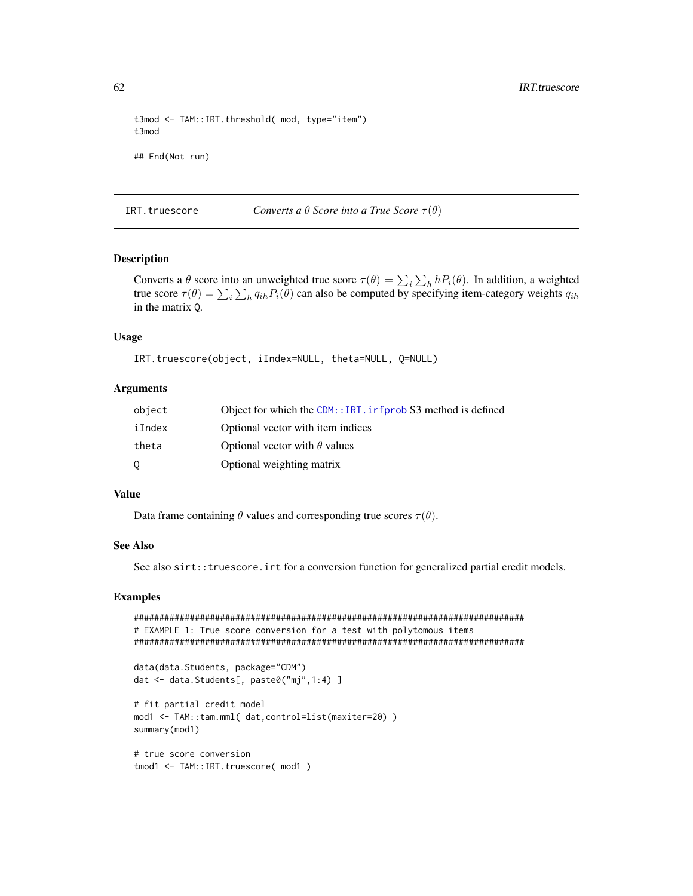```
t3mod <- TAM::IRT.threshold( mod, type="item")
t3mod

## End(Not run)
```

## IRT.truescore *Converts a $\theta$ Score into a True Score $\tau(\theta)$*

### Description

Converts a $\theta$ score into an unweighted true score $\tau(\theta) = \sum_i \sum_h h P_i(\theta)$. In addition, a weighted true score $\tau(\theta) = \sum_i \sum_h q_{ih} P_i(\theta)$ can also be computed by specifying item-category weights $q_{ih}$ in the matrix Q.

### Usage

```
IRT.truescore(object, iIndex=NULL, theta=NULL, Q=NULL)
```

### Arguments

| | |
|---|---|
| object | Object for which the CDM::IRT.irfprob S3 method is defined |
| iIndex | Optional vector with item indices |
| theta | Optional vector with $\theta$ values |
| Q | Optional weighting matrix |

### Value

Data frame containing $\theta$ values and corresponding true scores $\tau(\theta)$.

### See Also

See also sirt::truescore.irt for a conversion function for generalized partial credit models.

### Examples

```
#############################################################################
# EXAMPLE 1: True score conversion for a test with polytomous items
#############################################################################

data(data.Students, package="CDM")
dat <- data.Students[, paste0("mj",1:4) ]

# fit partial credit model
mod1 <- TAM::tam.mml( dat,control=list(maxiter=20) )
summary(mod1)

# true score conversion
tmod1 <- TAM::IRT.truescore( mod1 )
```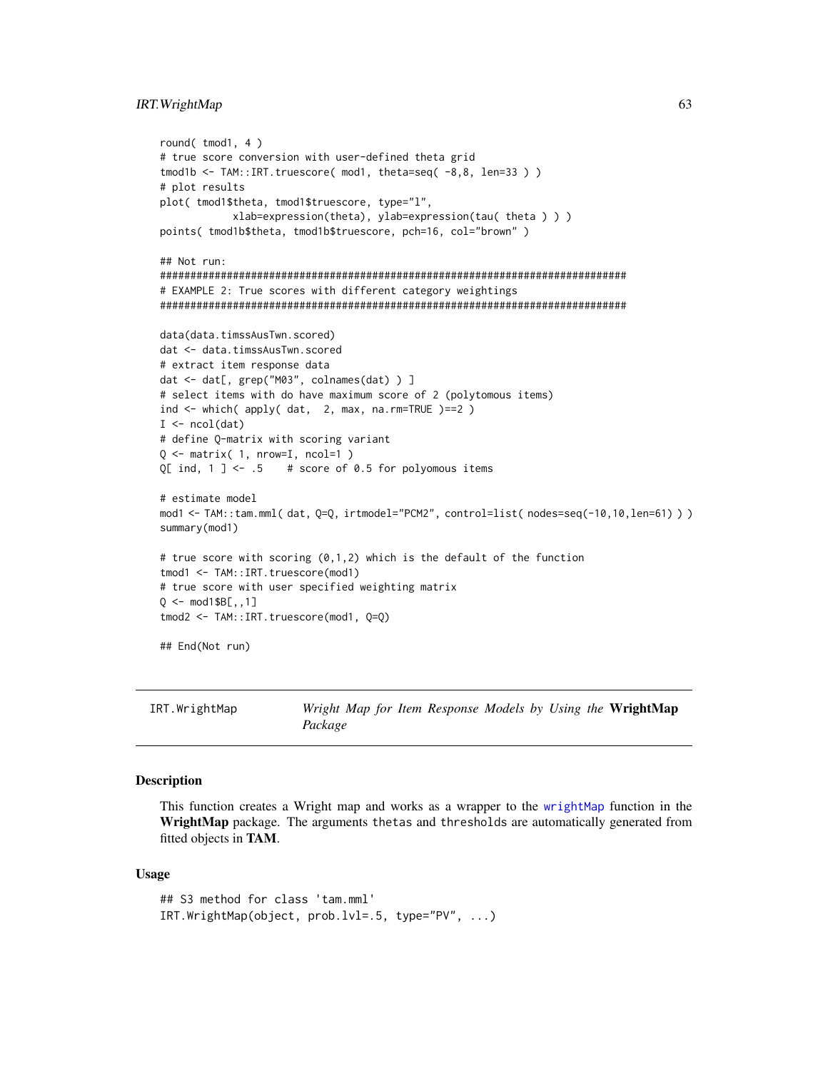```
round( tmod1, 4 )
# true score conversion with user-defined theta grid
tmod1b <- TAM::IRT.truescore( mod1, theta=seq( -8,8, len=33 ) )
# plot results
plot( tmod1$theta, tmod1$truescore, type="l",
            xlab=expression(theta), ylab=expression(tau( theta ) ) )
points( tmod1b$theta, tmod1b$truescore, pch=16, col="brown" )

## Not run:
#############################################################################
# EXAMPLE 2: True scores with different category weightings
#############################################################################

data(data.timssAusTwn.scored)
dat <- data.timssAusTwn.scored
# extract item response data
dat <- dat[, grep("M03", colnames(dat) ) ]
# select items with do have maximum score of 2 (polytomous items)
ind <- which( apply( dat,  2, max, na.rm=TRUE )==2 )
I <- ncol(dat)
# define Q-matrix with scoring variant
Q <- matrix( 1, nrow=I, ncol=1 )
Q[ ind, 1 ] <- .5    # score of 0.5 for polyomous items

# estimate model
mod1 <- TAM::tam.mml( dat, Q=Q, irtmodel="PCM2", control=list( nodes=seq(-10,10,len=61) ) )
summary(mod1)

# true score with scoring (0,1,2) which is the default of the function
tmod1 <- TAM::IRT.truescore(mod1)
# true score with user specified weighting matrix
Q <- mod1$B[,,1]
tmod2 <- TAM::IRT.truescore(mod1, Q=Q)

## End(Not run)
```

---

# IRT.WrightMap — *Wright Map for Item Response Models by Using the* **WrightMap** *Package*

---

## Description

This function creates a Wright map and works as a wrapper to the wrightMap function in the **WrightMap** package. The arguments thetas and thresholds are automatically generated from fitted objects in **TAM**.

## Usage

```
## S3 method for class 'tam.mml'
IRT.WrightMap(object, prob.lvl=.5, type="PV", ...)
```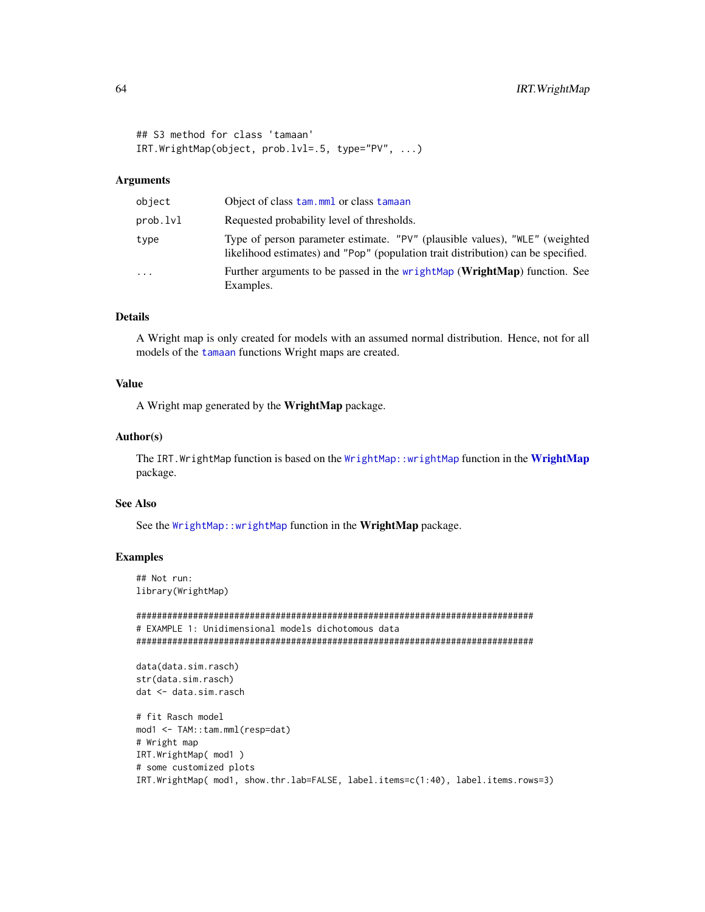```
## S3 method for class 'tamaan'
IRT.WrightMap(object, prob.lvl=.5, type="PV", ...)
```

## Arguments

| | |
|---|---|
| `object` | Object of class `tam.mml` or class `tamaan` |
| `prob.lvl` | Requested probability level of thresholds. |
| `type` | Type of person parameter estimate. `"PV"` (plausible values), `"WLE"` (weighted likelihood estimates) and `"Pop"` (population trait distribution) can be specified. |
| `...` | Further arguments to be passed in the `wrightMap` (**WrightMap**) function. See Examples. |

## Details

A Wright map is only created for models with an assumed normal distribution. Hence, not for all models of the `tamaan` functions Wright maps are created.

## Value

A Wright map generated by the **WrightMap** package.

## Author(s)

The `IRT.WrightMap` function is based on the `WrightMap::wrightMap` function in the **WrightMap** package.

## See Also

See the `WrightMap::wrightMap` function in the **WrightMap** package.

## Examples

```
## Not run:
library(WrightMap)

#############################################################################
# EXAMPLE 1: Unidimensional models dichotomous data
#############################################################################

data(data.sim.rasch)
str(data.sim.rasch)
dat <- data.sim.rasch

# fit Rasch model
mod1 <- TAM::tam.mml(resp=dat)
# Wright map
IRT.WrightMap( mod1 )
# some customized plots
IRT.WrightMap( mod1, show.thr.lab=FALSE, label.items=c(1:40), label.items.rows=3)
```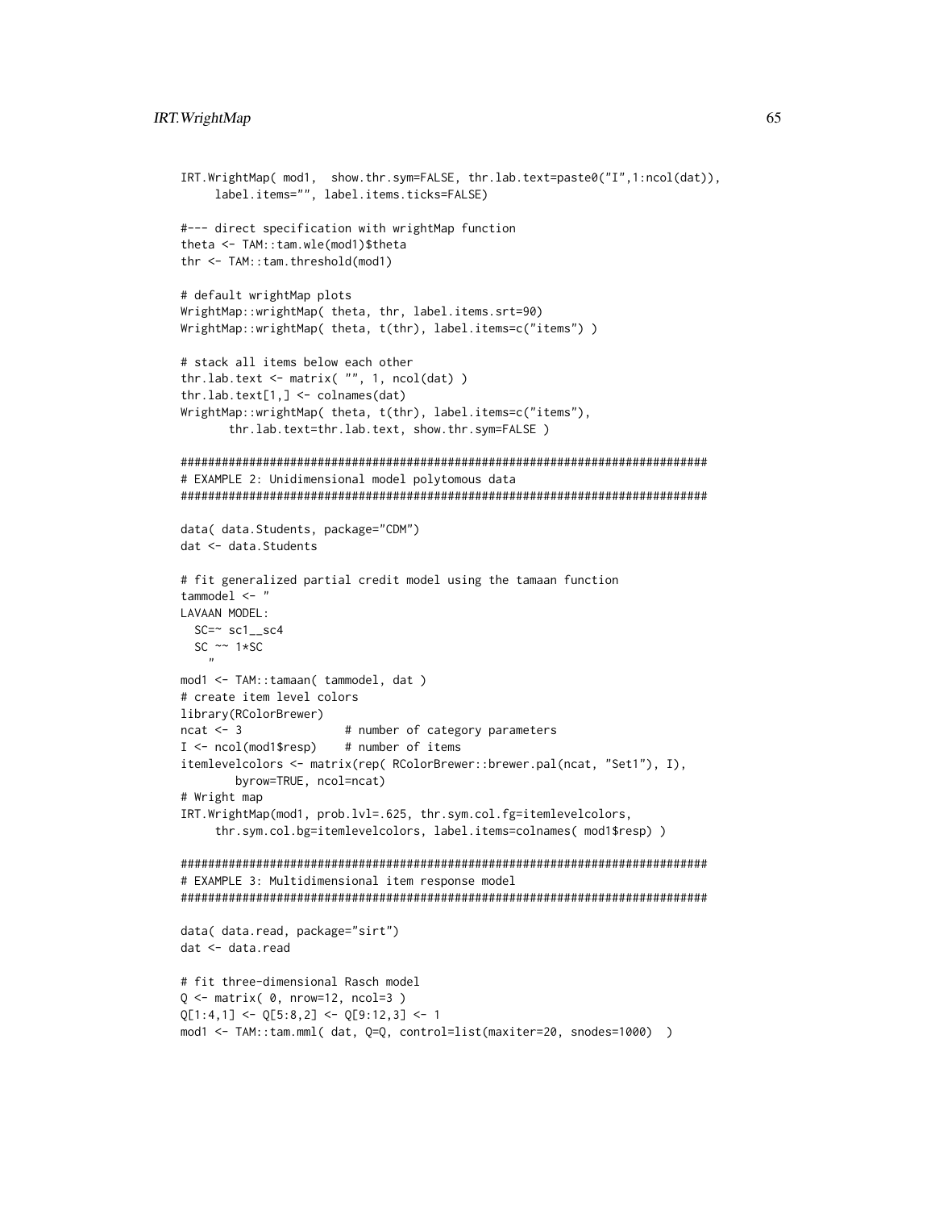```
IRT.WrightMap( mod1,  show.thr.sym=FALSE, thr.lab.text=paste0("I",1:ncol(dat)),
     label.items="", label.items.ticks=FALSE)

#--- direct specification with wrightMap function
theta <- TAM::tam.wle(mod1)$theta
thr <- TAM::tam.threshold(mod1)

# default wrightMap plots
WrightMap::wrightMap( theta, thr, label.items.srt=90)
WrightMap::wrightMap( theta, t(thr), label.items=c("items") )

# stack all items below each other
thr.lab.text <- matrix( "", 1, ncol(dat) )
thr.lab.text[1,] <- colnames(dat)
WrightMap::wrightMap( theta, t(thr), label.items=c("items"),
       thr.lab.text=thr.lab.text, show.thr.sym=FALSE )

#############################################################################
# EXAMPLE 2: Unidimensional model polytomous data
#############################################################################

data( data.Students, package="CDM")
dat <- data.Students

# fit generalized partial credit model using the tamaan function
tammodel <- "
LAVAAN MODEL:
  SC=~ sc1__sc4
  SC ~~ 1*SC
    "
mod1 <- TAM::tamaan( tammodel, dat )
# create item level colors
library(RColorBrewer)
ncat <- 3              # number of category parameters
I <- ncol(mod1$resp)    # number of items
itemlevelcolors <- matrix(rep( RColorBrewer::brewer.pal(ncat, "Set1"), I),
        byrow=TRUE, ncol=ncat)
# Wright map
IRT.WrightMap(mod1, prob.lvl=.625, thr.sym.col.fg=itemlevelcolors,
     thr.sym.col.bg=itemlevelcolors, label.items=colnames( mod1$resp) )

#############################################################################
# EXAMPLE 3: Multidimensional item response model
#############################################################################

data( data.read, package="sirt")
dat <- data.read

# fit three-dimensional Rasch model
Q <- matrix( 0, nrow=12, ncol=3 )
Q[1:4,1] <- Q[5:8,2] <- Q[9:12,3] <- 1
mod1 <- TAM::tam.mml( dat, Q=Q, control=list(maxiter=20, snodes=1000)  )
```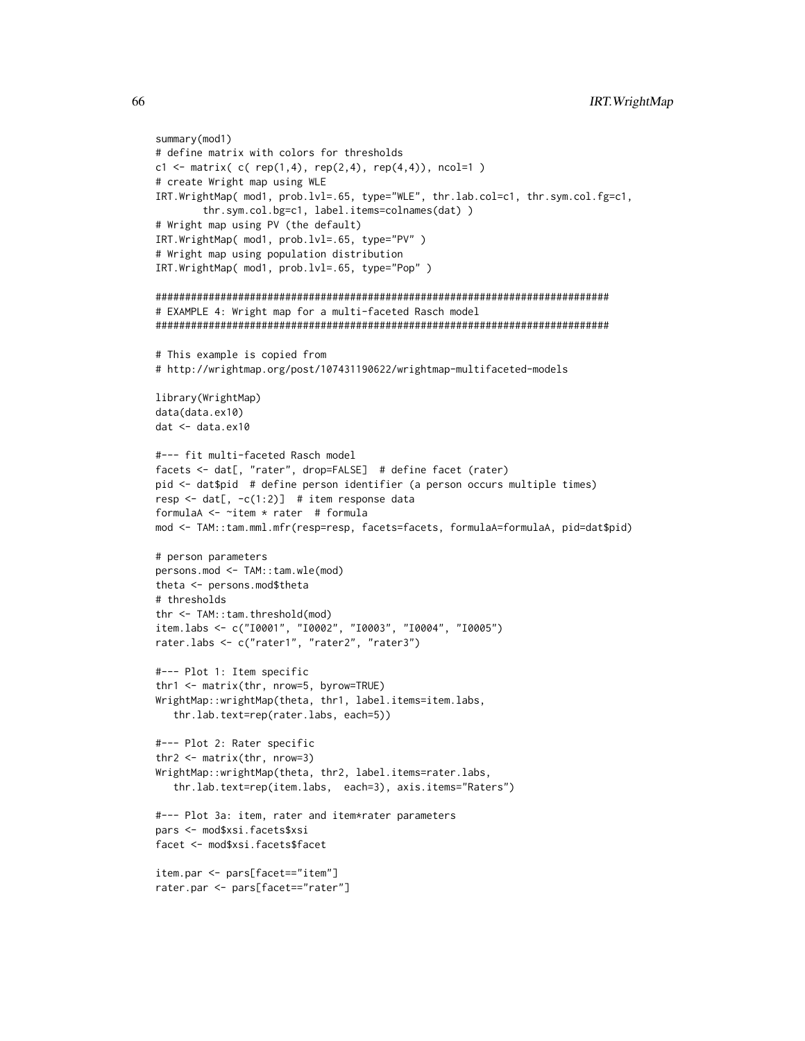```
summary(mod1)
# define matrix with colors for thresholds
c1 <- matrix( c( rep(1,4), rep(2,4), rep(4,4)), ncol=1 )
# create Wright map using WLE
IRT.WrightMap( mod1, prob.lvl=.65, type="WLE", thr.lab.col=c1, thr.sym.col.fg=c1,
        thr.sym.col.bg=c1, label.items=colnames(dat) )
# Wright map using PV (the default)
IRT.WrightMap( mod1, prob.lvl=.65, type="PV" )
# Wright map using population distribution
IRT.WrightMap( mod1, prob.lvl=.65, type="Pop" )

#############################################################################
# EXAMPLE 4: Wright map for a multi-faceted Rasch model
#############################################################################

# This example is copied from
# http://wrightmap.org/post/107431190622/wrightmap-multifaceted-models

library(WrightMap)
data(data.ex10)
dat <- data.ex10

#--- fit multi-faceted Rasch model
facets <- dat[, "rater", drop=FALSE]  # define facet (rater)
pid <- dat$pid  # define person identifier (a person occurs multiple times)
resp <- dat[, -c(1:2)]  # item response data
formulaA <- ~item * rater  # formula
mod <- TAM::tam.mml.mfr(resp=resp, facets=facets, formulaA=formulaA, pid=dat$pid)

# person parameters
persons.mod <- TAM::tam.wle(mod)
theta <- persons.mod$theta
# thresholds
thr <- TAM::tam.threshold(mod)
item.labs <- c("I0001", "I0002", "I0003", "I0004", "I0005")
rater.labs <- c("rater1", "rater2", "rater3")

#--- Plot 1: Item specific
thr1 <- matrix(thr, nrow=5, byrow=TRUE)
WrightMap::wrightMap(theta, thr1, label.items=item.labs,
   thr.lab.text=rep(rater.labs, each=5))

#--- Plot 2: Rater specific
thr2 <- matrix(thr, nrow=3)
WrightMap::wrightMap(theta, thr2, label.items=rater.labs,
   thr.lab.text=rep(item.labs,  each=3), axis.items="Raters")

#--- Plot 3a: item, rater and item*rater parameters
pars <- mod$xsi.facets$xsi
facet <- mod$xsi.facets$facet

item.par <- pars[facet=="item"]
rater.par <- pars[facet=="rater"]
```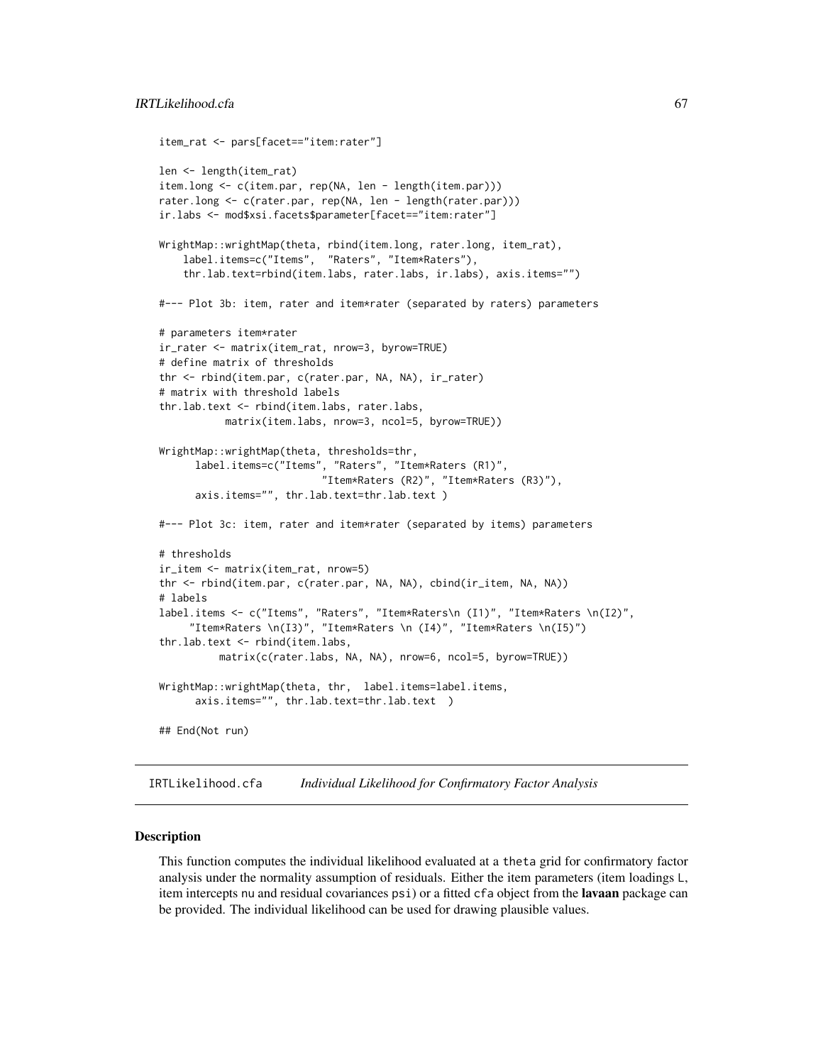```
item_rat <- pars[facet=="item:rater"]

len <- length(item_rat)
item.long <- c(item.par, rep(NA, len - length(item.par)))
rater.long <- c(rater.par, rep(NA, len - length(rater.par)))
ir.labs <- mod$xsi.facets$parameter[facet=="item:rater"]

WrightMap::wrightMap(theta, rbind(item.long, rater.long, item_rat),
    label.items=c("Items",  "Raters", "Item*Raters"),
    thr.lab.text=rbind(item.labs, rater.labs, ir.labs), axis.items="")

#--- Plot 3b: item, rater and item*rater (separated by raters) parameters

# parameters item*rater
ir_rater <- matrix(item_rat, nrow=3, byrow=TRUE)
# define matrix of thresholds
thr <- rbind(item.par, c(rater.par, NA, NA), ir_rater)
# matrix with threshold labels
thr.lab.text <- rbind(item.labs, rater.labs,
           matrix(item.labs, nrow=3, ncol=5, byrow=TRUE))

WrightMap::wrightMap(theta, thresholds=thr,
      label.items=c("Items", "Raters", "Item*Raters (R1)",
                          "Item*Raters (R2)", "Item*Raters (R3)"),
      axis.items="", thr.lab.text=thr.lab.text )

#--- Plot 3c: item, rater and item*rater (separated by items) parameters

# thresholds
ir_item <- matrix(item_rat, nrow=5)
thr <- rbind(item.par, c(rater.par, NA, NA), cbind(ir_item, NA, NA))
# labels
label.items <- c("Items", "Raters", "Item*Raters\n (I1)", "Item*Raters \n(I2)",
     "Item*Raters \n(I3)", "Item*Raters \n (I4)", "Item*Raters \n(I5)")
thr.lab.text <- rbind(item.labs,
          matrix(c(rater.labs, NA, NA), nrow=6, ncol=5, byrow=TRUE))

WrightMap::wrightMap(theta, thr,  label.items=label.items,
      axis.items="", thr.lab.text=thr.lab.text  )

## End(Not run)
```

---

## IRTLikelihood.cfa *Individual Likelihood for Confirmatory Factor Analysis*

---

### Description

This function computes the individual likelihood evaluated at a `theta` grid for confirmatory factor analysis under the normality assumption of residuals. Either the item parameters (item loadings `L`, item intercepts `nu` and residual covariances `psi`) or a fitted `cfa` object from the **lavaan** package can be provided. The individual likelihood can be used for drawing plausible values.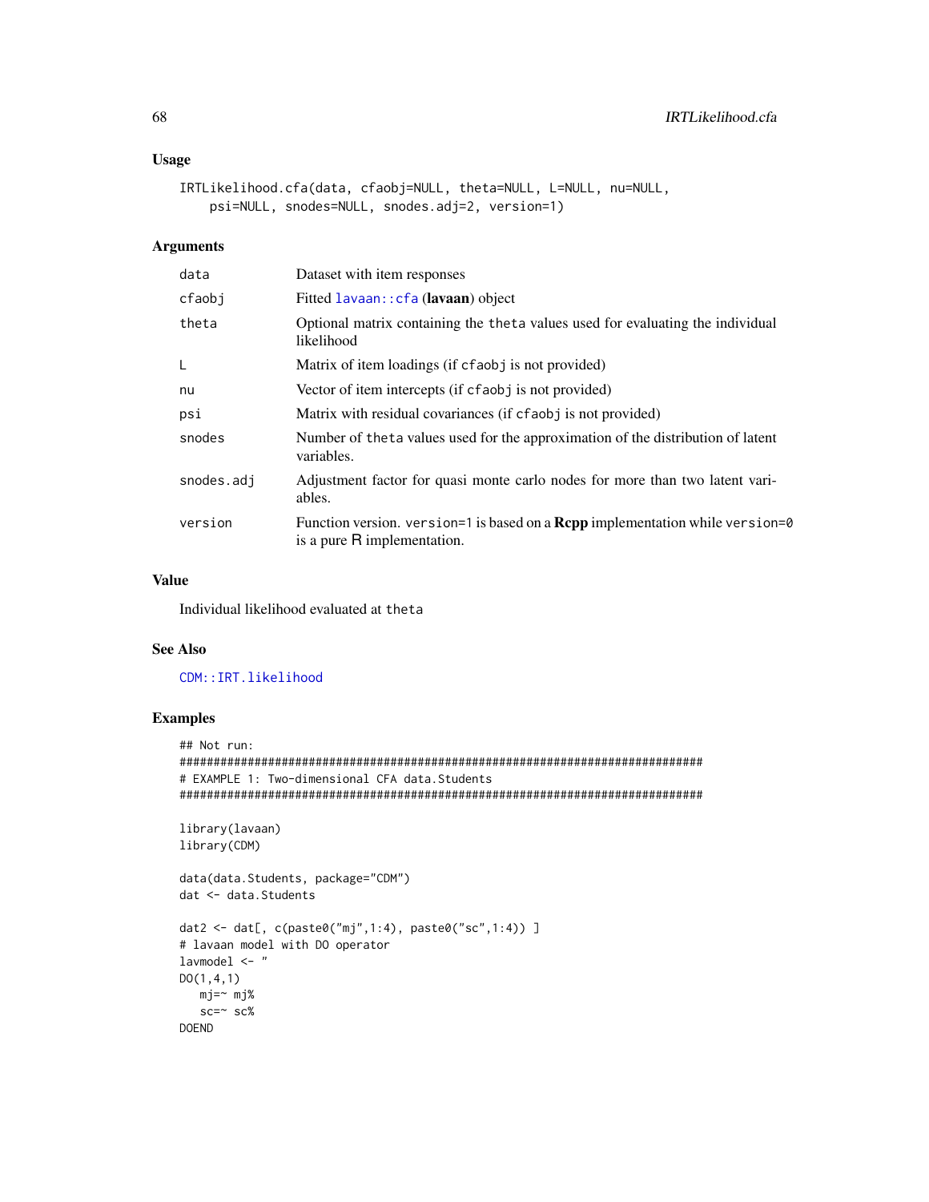### Usage

```
IRTLikelihood.cfa(data, cfaobj=NULL, theta=NULL, L=NULL, nu=NULL,
    psi=NULL, snodes=NULL, snodes.adj=2, version=1)
```

### Arguments

| | |
|---|---|
| data | Dataset with item responses |
| cfaobj | Fitted `lavaan::cfa` (**lavaan**) object |
| theta | Optional matrix containing the `theta` values used for evaluating the individual likelihood |
| L | Matrix of item loadings (if `cfaobj` is not provided) |
| nu | Vector of item intercepts (if `cfaobj` is not provided) |
| psi | Matrix with residual covariances (if `cfaobj` is not provided) |
| snodes | Number of `theta` values used for the approximation of the distribution of latent variables. |
| snodes.adj | Adjustment factor for quasi monte carlo nodes for more than two latent variables. |
| version | Function version. `version=1` is based on a **Rcpp** implementation while `version=0` is a pure R implementation. |

### Value

Individual likelihood evaluated at `theta`

### See Also

`CDM::IRT.likelihood`

### Examples

```
## Not run:
#############################################################################
# EXAMPLE 1: Two-dimensional CFA data.Students
#############################################################################

library(lavaan)
library(CDM)

data(data.Students, package="CDM")
dat <- data.Students

dat2 <- dat[, c(paste0("mj",1:4), paste0("sc",1:4)) ]
# lavaan model with DO operator
lavmodel <- "
DO(1,4,1)
   mj=~ mj%
   sc=~ sc%
DOEND
```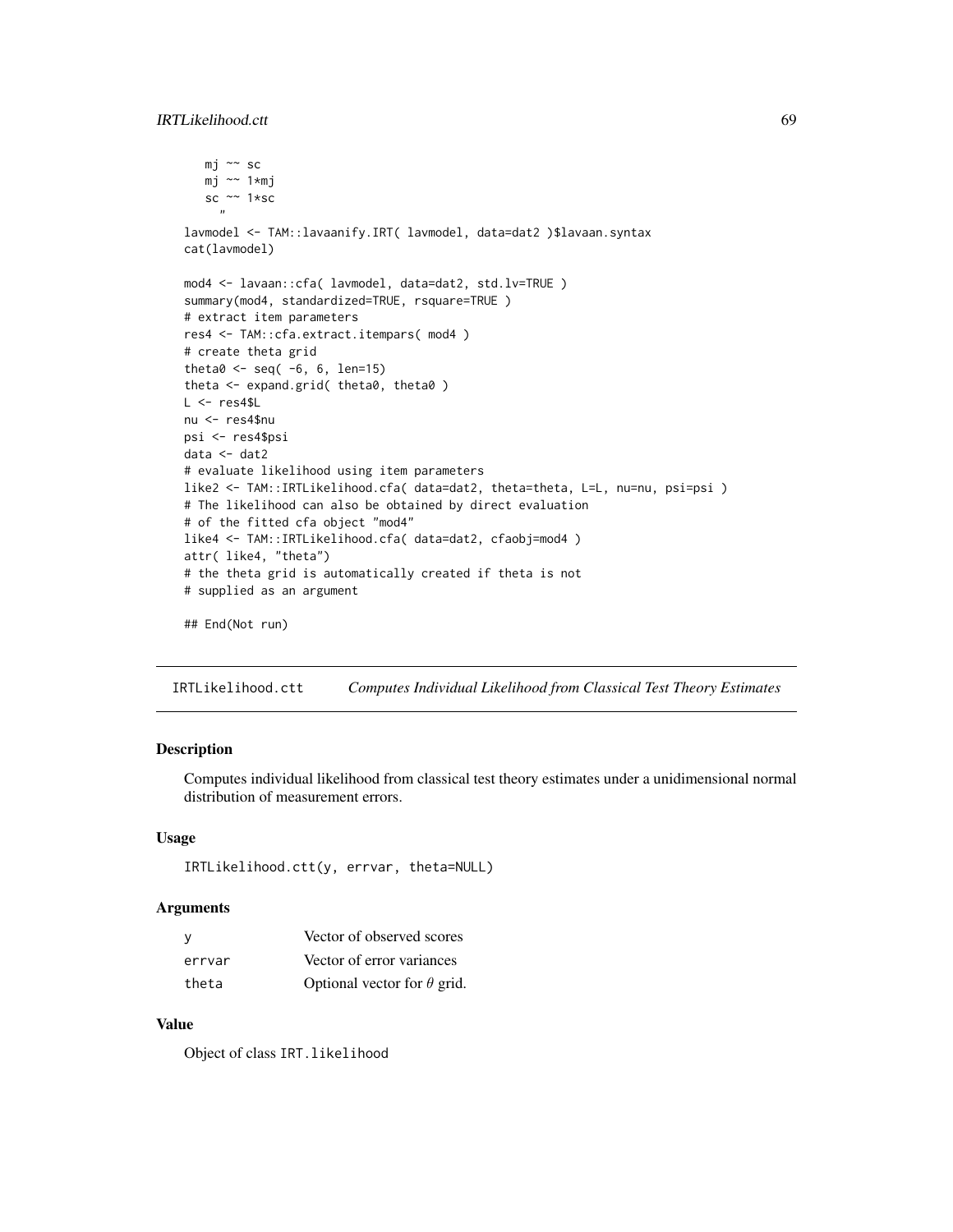```
   mj ~~ sc
   mj ~~ 1*mj
   sc ~~ 1*sc
     "
lavmodel <- TAM::lavaanify.IRT( lavmodel, data=dat2 )$lavaan.syntax
cat(lavmodel)

mod4 <- lavaan::cfa( lavmodel, data=dat2, std.lv=TRUE )
summary(mod4, standardized=TRUE, rsquare=TRUE )
# extract item parameters
res4 <- TAM::cfa.extract.itempars( mod4 )
# create theta grid
theta0 <- seq( -6, 6, len=15)
theta <- expand.grid( theta0, theta0 )
L <- res4$L
nu <- res4$nu
psi <- res4$psi
data <- dat2
# evaluate likelihood using item parameters
like2 <- TAM::IRTLikelihood.cfa( data=dat2, theta=theta, L=L, nu=nu, psi=psi )
# The likelihood can also be obtained by direct evaluation
# of the fitted cfa object "mod4"
like4 <- TAM::IRTLikelihood.cfa( data=dat2, cfaobj=mod4 )
attr( like4, "theta")
# the theta grid is automatically created if theta is not
# supplied as an argument

## End(Not run)
```

---

## IRTLikelihood.ctt — *Computes Individual Likelihood from Classical Test Theory Estimates*

### Description

Computes individual likelihood from classical test theory estimates under a unidimensional normal distribution of measurement errors.

### Usage

```
IRTLikelihood.ctt(y, errvar, theta=NULL)
```

### Arguments

| | |
|---|---|
| y | Vector of observed scores |
| errvar | Vector of error variances |
| theta | Optional vector for $\theta$ grid. |

### Value

Object of class `IRT.likelihood`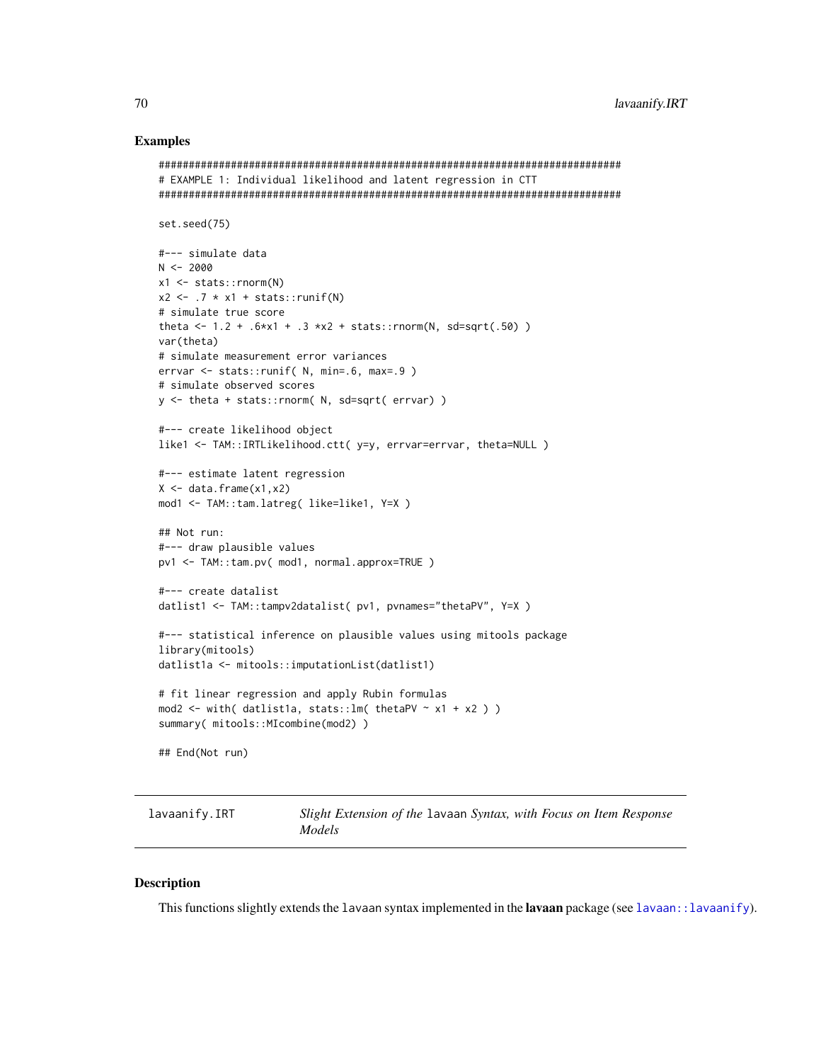## Examples

```
#############################################################################
# EXAMPLE 1: Individual likelihood and latent regression in CTT
#############################################################################

set.seed(75)

#--- simulate data
N <- 2000
x1 <- stats::rnorm(N)
x2 <- .7 * x1 + stats::runif(N)
# simulate true score
theta <- 1.2 + .6*x1 + .3 *x2 + stats::rnorm(N, sd=sqrt(.50) )
var(theta)
# simulate measurement error variances
errvar <- stats::runif( N, min=.6, max=.9 )
# simulate observed scores
y <- theta + stats::rnorm( N, sd=sqrt( errvar) )

#--- create likelihood object
like1 <- TAM::IRTLikelihood.ctt( y=y, errvar=errvar, theta=NULL )

#--- estimate latent regression
X <- data.frame(x1,x2)
mod1 <- TAM::tam.latreg( like=like1, Y=X )

## Not run:
#--- draw plausible values
pv1 <- TAM::tam.pv( mod1, normal.approx=TRUE )

#--- create datalist
datlist1 <- TAM::tampv2datalist( pv1, pvnames="thetaPV", Y=X )

#--- statistical inference on plausible values using mitools package
library(mitools)
datlist1a <- mitools::imputationList(datlist1)

# fit linear regression and apply Rubin formulas
mod2 <- with( datlist1a, stats::lm( thetaPV ~ x1 + x2 ) )
summary( mitools::MIcombine(mod2) )

## End(Not run)
```

---

`lavaanify.IRT` *Slight Extension of the* `lavaan` *Syntax, with Focus on Item Response Models*

---

## Description

This functions slightly extends the `lavaan` syntax implemented in the **lavaan** package (see `lavaan::lavaanify`).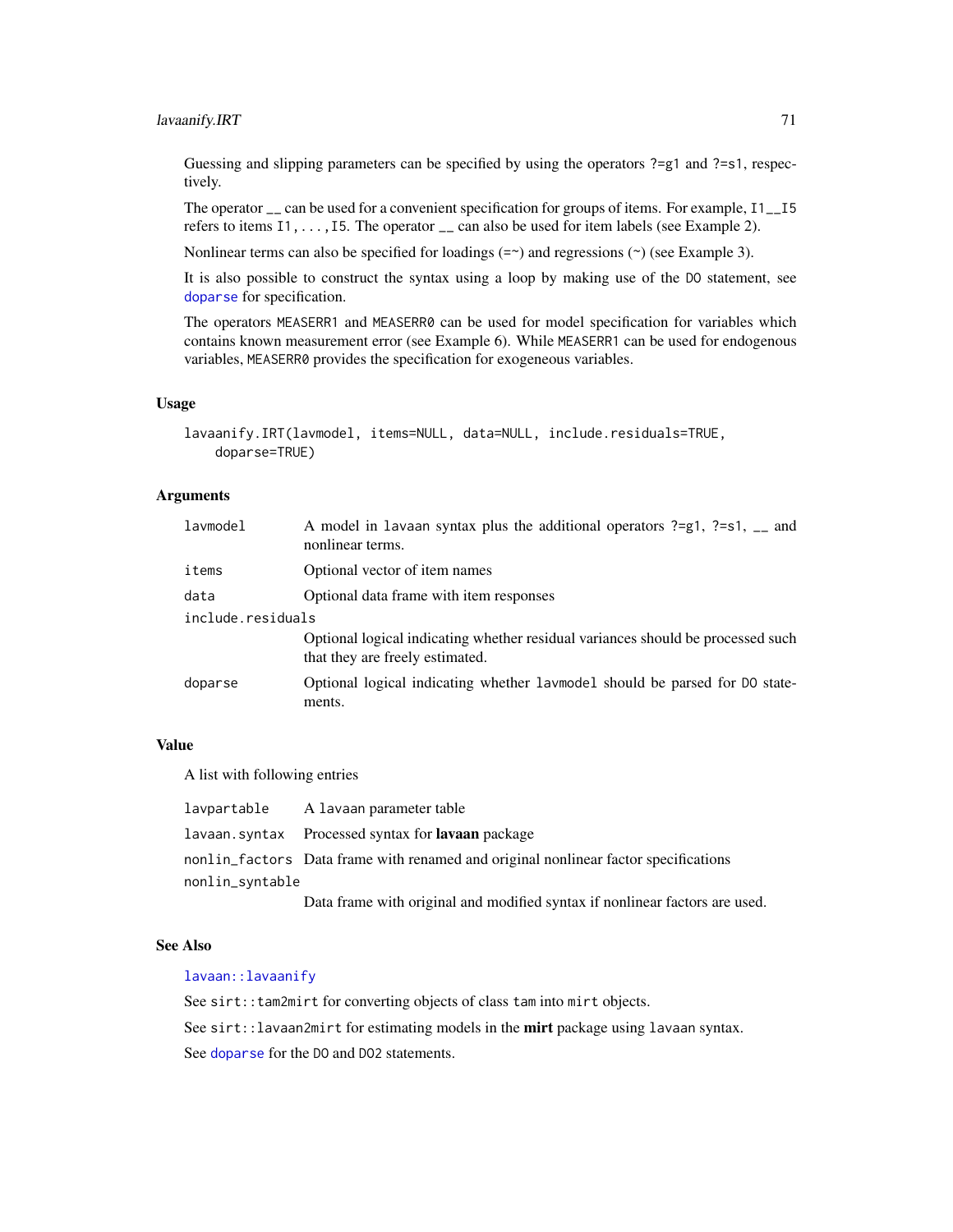Guessing and slipping parameters can be specified by using the operators ?=g1 and ?=s1, respectively.

The operator __ can be used for a convenient specification for groups of items. For example, I1__I5 refers to items I1,...,I5. The operator __ can also be used for item labels (see Example 2).

Nonlinear terms can also be specified for loadings (=~) and regressions (~) (see Example 3).

It is also possible to construct the syntax using a loop by making use of the DO statement, see doparse for specification.

The operators MEASERR1 and MEASERR0 can be used for model specification for variables which contains known measurement error (see Example 6). While MEASERR1 can be used for endogenous variables, MEASERR0 provides the specification for exogeneous variables.

### Usage

```
lavaanify.IRT(lavmodel, items=NULL, data=NULL, include.residuals=TRUE,
    doparse=TRUE)
```

### Arguments

| | |
|---|---|
| lavmodel | A model in lavaan syntax plus the additional operators ?=g1, ?=s1, __ and nonlinear terms. |
| items | Optional vector of item names |
| data | Optional data frame with item responses |
| include.residuals | Optional logical indicating whether residual variances should be processed such that they are freely estimated. |
| doparse | Optional logical indicating whether lavmodel should be parsed for DO statements. |

### Value

A list with following entries

| | |
|---|---|
| lavpartable | A lavaan parameter table |
| lavaan.syntax | Processed syntax for **lavaan** package |
| nonlin_factors | Data frame with renamed and original nonlinear factor specifications |
| nonlin_syntable | Data frame with original and modified syntax if nonlinear factors are used. |

### See Also

lavaan::lavaanify

See sirt::tam2mirt for converting objects of class tam into mirt objects.

See sirt::lavaan2mirt for estimating models in the **mirt** package using lavaan syntax.

See doparse for the DO and DO2 statements.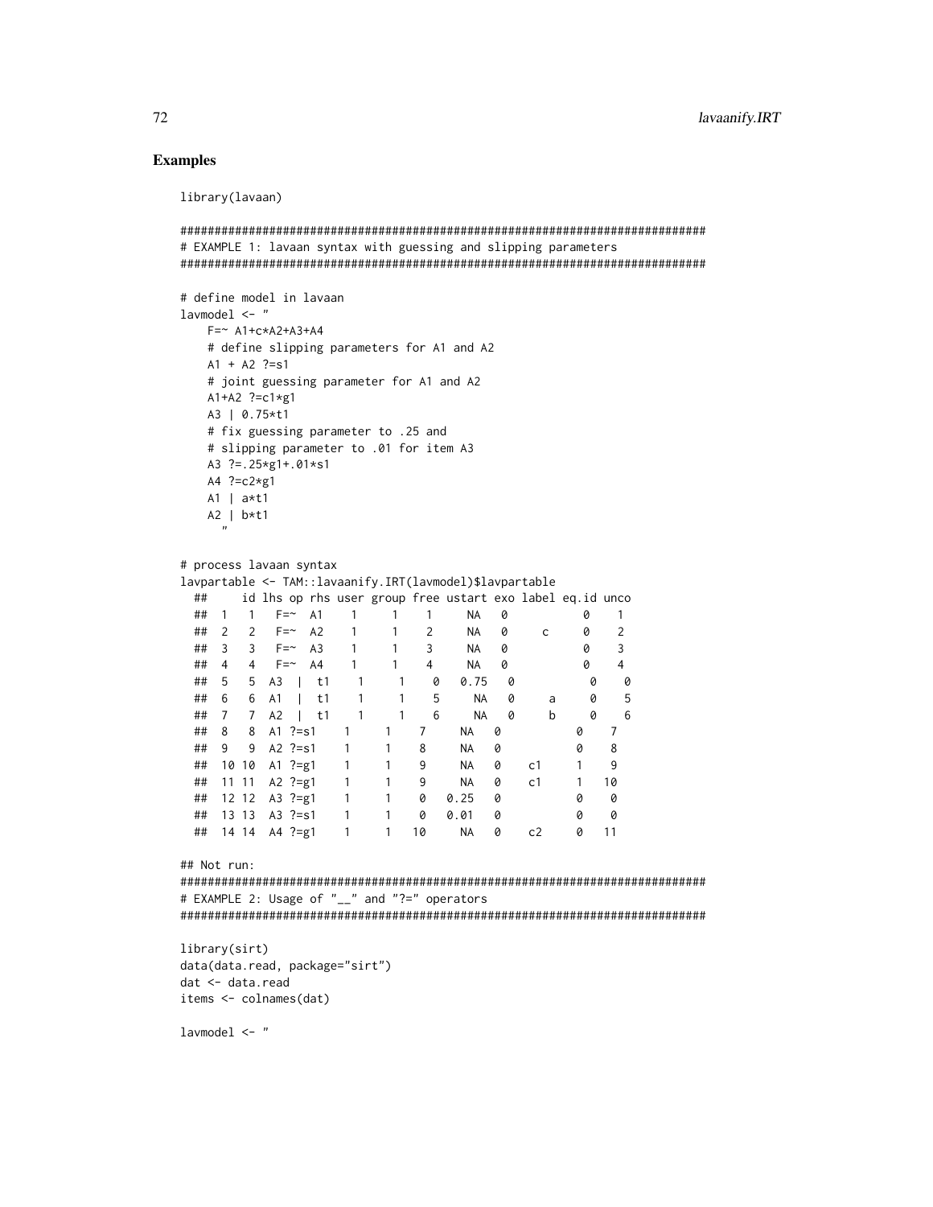## Examples

```
library(lavaan)

#############################################################################
# EXAMPLE 1: lavaan syntax with guessing and slipping parameters
#############################################################################

# define model in lavaan
lavmodel <- "
    F=~ A1+c*A2+A3+A4
    # define slipping parameters for A1 and A2
    A1 + A2 ?=s1
    # joint guessing parameter for A1 and A2
    A1+A2 ?=c1*g1
    A3 | 0.75*t1
    # fix guessing parameter to .25 and
    # slipping parameter to .01 for item A3
    A3 ?=.25*g1+.01*s1
    A4 ?=c2*g1
    A1 | a*t1
    A2 | b*t1
      "

# process lavaan syntax
lavpartable <- TAM::lavaanify.IRT(lavmodel)$lavpartable
  ##     id lhs op rhs user group free ustart exo label eq.id unco
  ##  1   1   F=~  A1    1     1    1     NA   0           0    1
  ##  2   2   F=~  A2    1     1    2     NA   0     c     0    2
  ##  3   3   F=~  A3    1     1    3     NA   0           0    3
  ##  4   4   F=~  A4    1     1    4     NA   0           0    4
  ##  5   5  A3  |  t1    1     1    0   0.75   0           0    0
  ##  6   6  A1  |  t1    1     1    5     NA   0     a     0    5
  ##  7   7  A2  |  t1    1     1    6     NA   0     b     0    6
  ##  8   8  A1 ?=s1    1     1    7     NA   0           0    7
  ##  9   9  A2 ?=s1    1     1    8     NA   0           0    8
  ##  10 10  A1 ?=g1    1     1    9     NA   0    c1     1    9
  ##  11 11  A2 ?=g1    1     1    9     NA   0    c1     1   10
  ##  12 12  A3 ?=g1    1     1    0   0.25   0           0    0
  ##  13 13  A3 ?=s1    1     1    0   0.01   0           0    0
  ##  14 14  A4 ?=g1    1     1   10     NA   0    c2     0   11

## Not run:
#############################################################################
# EXAMPLE 2: Usage of "__" and "?=" operators
#############################################################################

library(sirt)
data(data.read, package="sirt")
dat <- data.read
items <- colnames(dat)

lavmodel <- "
```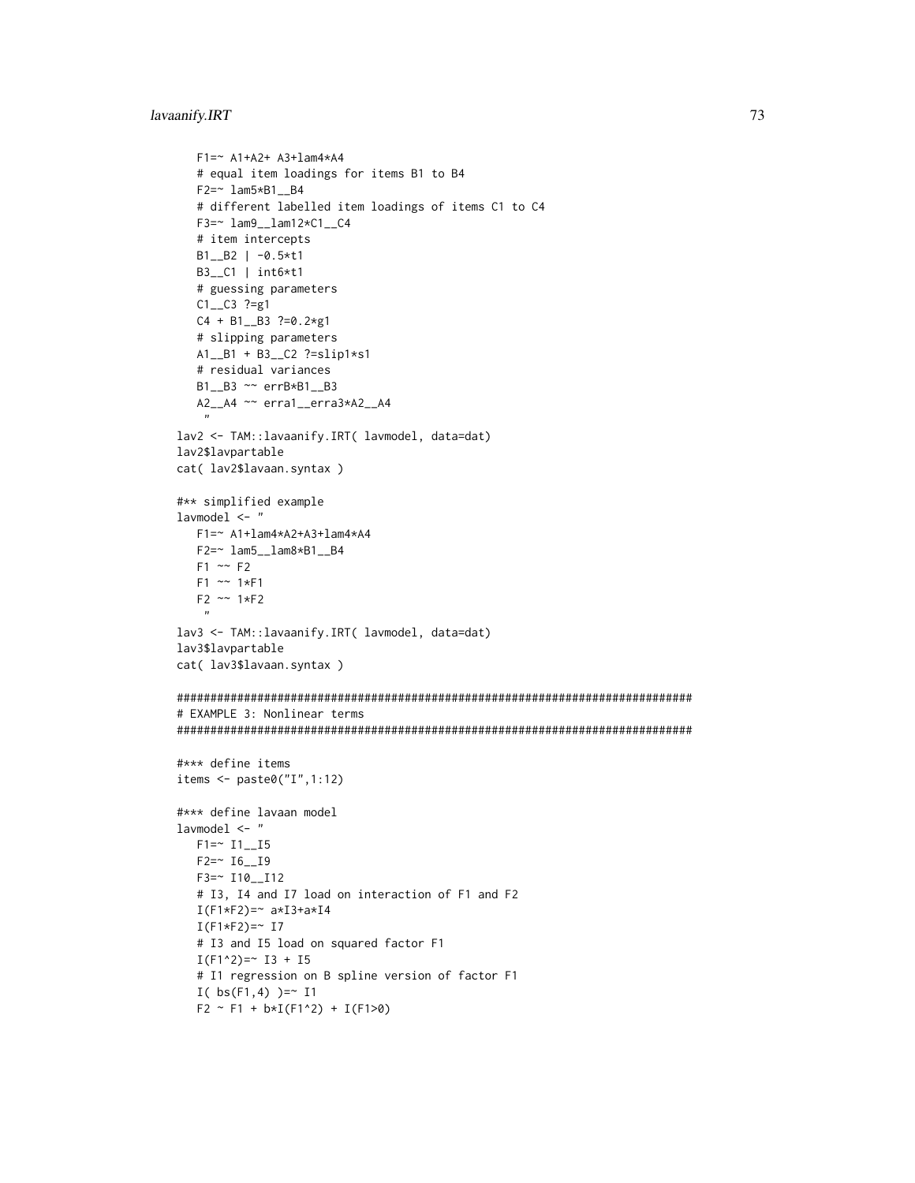```
   F1=~ A1+A2+ A3+lam4*A4
   # equal item loadings for items B1 to B4
   F2=~ lam5*B1__B4
   # different labelled item loadings of items C1 to C4
   F3=~ lam9__lam12*C1__C4
   # item intercepts
   B1__B2 | -0.5*t1
   B3__C1 | int6*t1
   # guessing parameters
   C1__C3 ?=g1
   C4 + B1__B3 ?=0.2*g1
   # slipping parameters
   A1__B1 + B3__C2 ?=slip1*s1
   # residual variances
   B1__B3 ~~ errB*B1__B3
   A2__A4 ~~ erra1__erra3*A2__A4
    "
lav2 <- TAM::lavaanify.IRT( lavmodel, data=dat)
lav2$lavpartable
cat( lav2$lavaan.syntax )

#** simplified example
lavmodel <- "
   F1=~ A1+lam4*A2+A3+lam4*A4
   F2=~ lam5__lam8*B1__B4
   F1 ~~ F2
   F1 ~~ 1*F1
   F2 ~~ 1*F2
    "
lav3 <- TAM::lavaanify.IRT( lavmodel, data=dat)
lav3$lavpartable
cat( lav3$lavaan.syntax )

#############################################################################
# EXAMPLE 3: Nonlinear terms
#############################################################################

#*** define items
items <- paste0("I",1:12)

#*** define lavaan model
lavmodel <- "
   F1=~ I1__I5
   F2=~ I6__I9
   F3=~ I10__I12
   # I3, I4 and I7 load on interaction of F1 and F2
   I(F1*F2)=~ a*I3+a*I4
   I(F1*F2)=~ I7
   # I3 and I5 load on squared factor F1
   I(F1^2)=~ I3 + I5
   # I1 regression on B spline version of factor F1
   I( bs(F1,4) )=~ I1
   F2 ~ F1 + b*I(F1^2) + I(F1>0)
```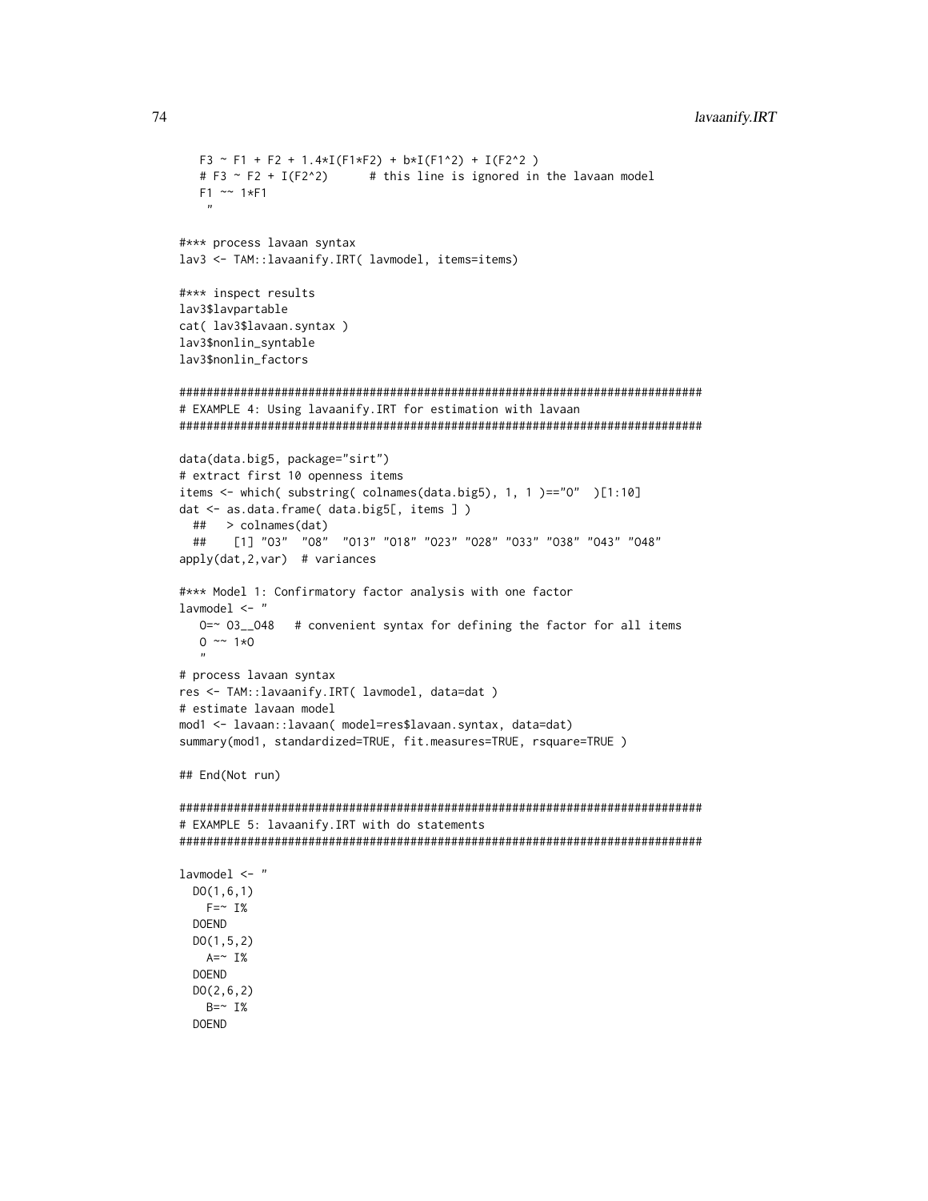```
   F3 ~ F1 + F2 + 1.4*I(F1*F2) + b*I(F1^2) + I(F2^2 )
   # F3 ~ F2 + I(F2^2)      # this line is ignored in the lavaan model
   F1 ~~ 1*F1
    "

#*** process lavaan syntax
lav3 <- TAM::lavaanify.IRT( lavmodel, items=items)

#*** inspect results
lav3$lavpartable
cat( lav3$lavaan.syntax )
lav3$nonlin_syntable
lav3$nonlin_factors

#############################################################################
# EXAMPLE 4: Using lavaanify.IRT for estimation with lavaan
#############################################################################

data(data.big5, package="sirt")
# extract first 10 openness items
items <- which( substring( colnames(data.big5), 1, 1 )=="O"  )[1:10]
dat <- as.data.frame( data.big5[, items ] )
  ##   > colnames(dat)
  ##    [1] "O3"  "O8"  "O13" "O18" "O23" "O28" "O33" "O38" "O43" "O48"
apply(dat,2,var)  # variances

#*** Model 1: Confirmatory factor analysis with one factor
lavmodel <- "
   O=~ O3__O48   # convenient syntax for defining the factor for all items
   O ~~ 1*O
   "
# process lavaan syntax
res <- TAM::lavaanify.IRT( lavmodel, data=dat )
# estimate lavaan model
mod1 <- lavaan::lavaan( model=res$lavaan.syntax, data=dat)
summary(mod1, standardized=TRUE, fit.measures=TRUE, rsquare=TRUE )

## End(Not run)

#############################################################################
# EXAMPLE 5: lavaanify.IRT with do statements
#############################################################################

lavmodel <- "
  DO(1,6,1)
    F=~ I%
  DOEND
  DO(1,5,2)
    A=~ I%
  DOEND
  DO(2,6,2)
    B=~ I%
  DOEND
```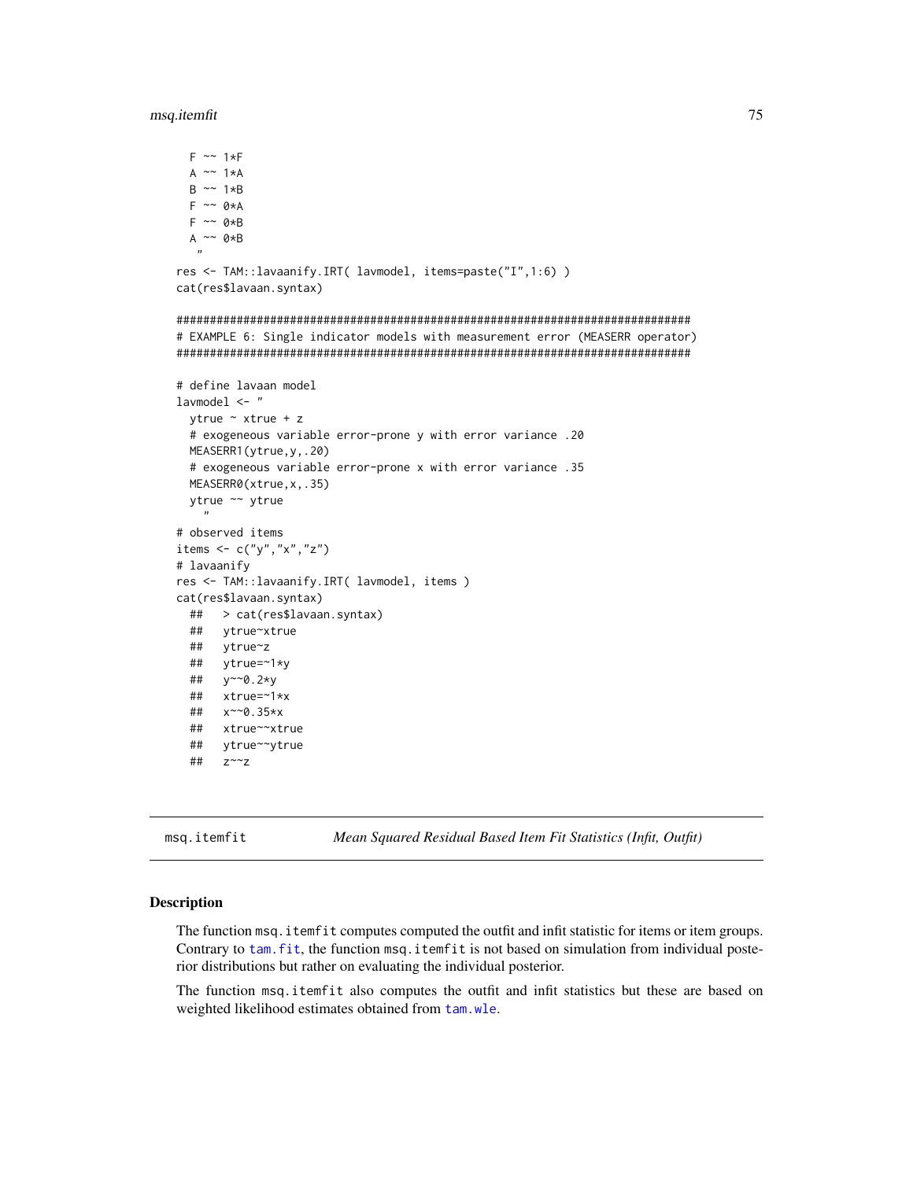```
  F ~~ 1*F
  A ~~ 1*A
  B ~~ 1*B
  F ~~ 0*A
  F ~~ 0*B
  A ~~ 0*B
   "
res <- TAM::lavaanify.IRT( lavmodel, items=paste("I",1:6) )
cat(res$lavaan.syntax)

#############################################################################
# EXAMPLE 6: Single indicator models with measurement error (MEASERR operator)
#############################################################################

# define lavaan model
lavmodel <- "
  ytrue ~ xtrue + z
  # exogeneous variable error-prone y with error variance .20
  MEASERR1(ytrue,y,.20)
  # exogeneous variable error-prone x with error variance .35
  MEASERR0(xtrue,x,.35)
  ytrue ~~ ytrue
    "
# observed items
items <- c("y","x","z")
# lavaanify
res <- TAM::lavaanify.IRT( lavmodel, items )
cat(res$lavaan.syntax)
  ##   > cat(res$lavaan.syntax)
  ##   ytrue~xtrue
  ##   ytrue~z
  ##   ytrue=~1*y
  ##   y~~0.2*y
  ##   xtrue=~1*x
  ##   x~~0.35*x
  ##   xtrue~~xtrue
  ##   ytrue~~ytrue
  ##   z~~z
```

---

`msq.itemfit` *Mean Squared Residual Based Item Fit Statistics (Infit, Outfit)*

---

### Description

The function `msq.itemfit` computes computed the outfit and infit statistic for items or item groups. Contrary to `tam.fit`, the function `msq.itemfit` is not based on simulation from individual posterior distributions but rather on evaluating the individual posterior.

The function `msq.itemfit` also computes the outfit and infit statistics but these are based on weighted likelihood estimates obtained from `tam.wle`.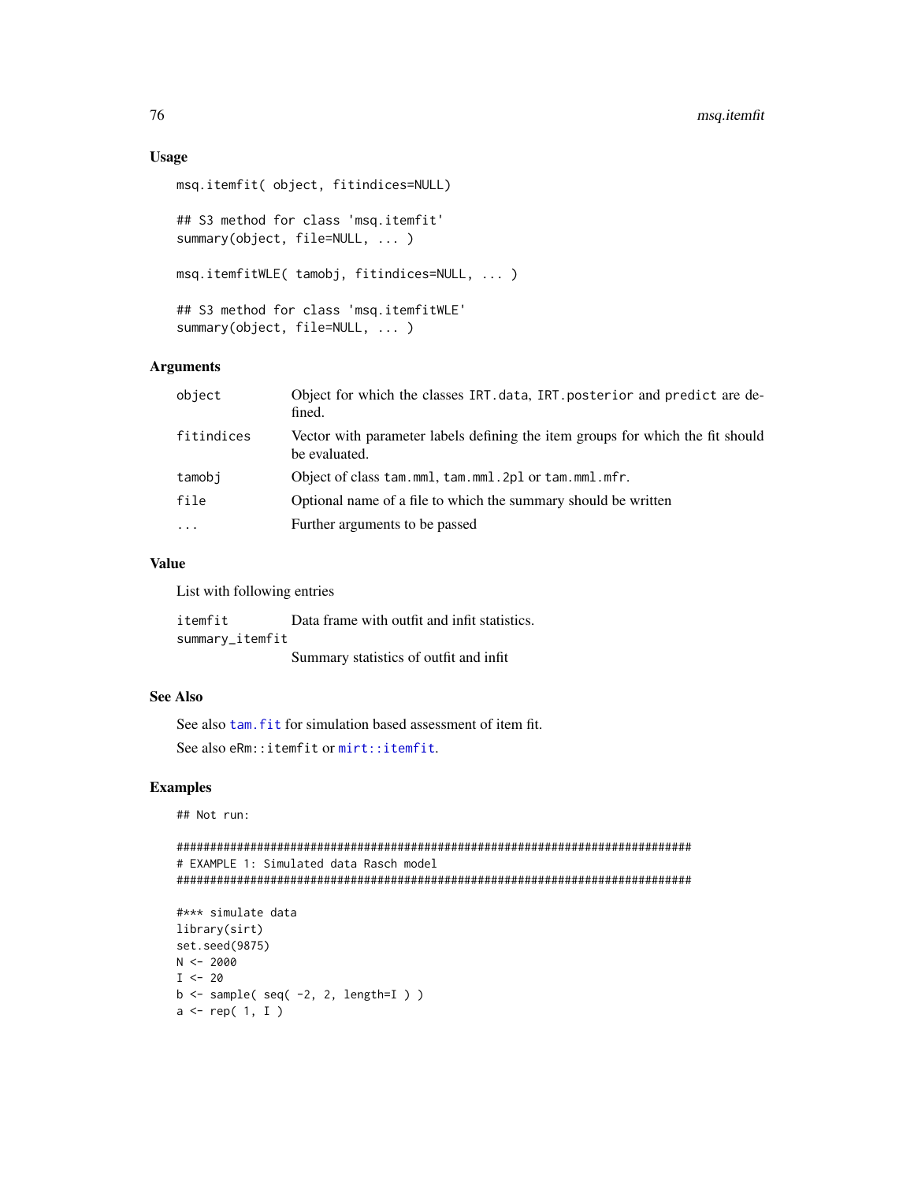### Usage

```
msq.itemfit( object, fitindices=NULL)

## S3 method for class 'msq.itemfit'
summary(object, file=NULL, ... )

msq.itemfitWLE( tamobj, fitindices=NULL, ... )

## S3 method for class 'msq.itemfitWLE'
summary(object, file=NULL, ... )
```

### Arguments

| | |
|---|---|
| `object` | Object for which the classes `IRT.data`, `IRT.posterior` and `predict` are defined. |
| `fitindices` | Vector with parameter labels defining the item groups for which the fit should be evaluated. |
| `tamobj` | Object of class `tam.mml`, `tam.mml.2pl` or `tam.mml.mfr`. |
| `file` | Optional name of a file to which the summary should be written |
| `...` | Further arguments to be passed |

### Value

List with following entries

| | |
|---|---|
| `itemfit` | Data frame with outfit and infit statistics. |
| `summary_itemfit` | Summary statistics of outfit and infit |

### See Also

See also `tam.fit` for simulation based assessment of item fit.

See also `eRm::itemfit` or `mirt::itemfit`.

### Examples

```
## Not run:

#############################################################################
# EXAMPLE 1: Simulated data Rasch model
#############################################################################

#*** simulate data
library(sirt)
set.seed(9875)
N <- 2000
I <- 20
b <- sample( seq( -2, 2, length=I ) )
a <- rep( 1, I )
```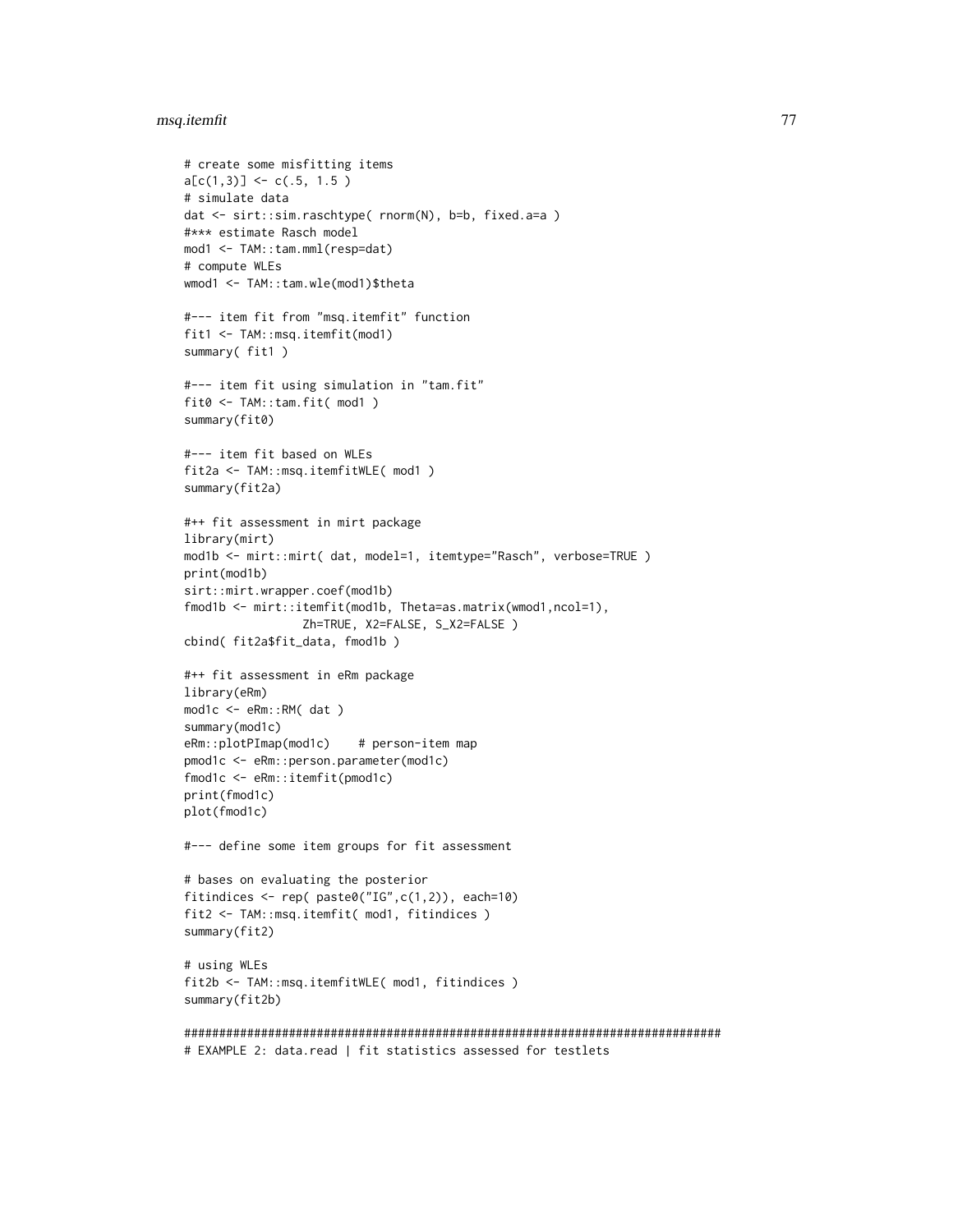```
# create some misfitting items
a[c(1,3)] <- c(.5, 1.5 )
# simulate data
dat <- sirt::sim.raschtype( rnorm(N), b=b, fixed.a=a )
#*** estimate Rasch model
mod1 <- TAM::tam.mml(resp=dat)
# compute WLEs
wmod1 <- TAM::tam.wle(mod1)$theta

#--- item fit from "msq.itemfit" function
fit1 <- TAM::msq.itemfit(mod1)
summary( fit1 )

#--- item fit using simulation in "tam.fit"
fit0 <- TAM::tam.fit( mod1 )
summary(fit0)

#--- item fit based on WLEs
fit2a <- TAM::msq.itemfitWLE( mod1 )
summary(fit2a)

#++ fit assessment in mirt package
library(mirt)
mod1b <- mirt::mirt( dat, model=1, itemtype="Rasch", verbose=TRUE )
print(mod1b)
sirt::mirt.wrapper.coef(mod1b)
fmod1b <- mirt::itemfit(mod1b, Theta=as.matrix(wmod1,ncol=1),
                Zh=TRUE, X2=FALSE, S_X2=FALSE )
cbind( fit2a$fit_data, fmod1b )

#++ fit assessment in eRm package
library(eRm)
mod1c <- eRm::RM( dat )
summary(mod1c)
eRm::plotPImap(mod1c)    # person-item map
pmod1c <- eRm::person.parameter(mod1c)
fmod1c <- eRm::itemfit(pmod1c)
print(fmod1c)
plot(fmod1c)

#--- define some item groups for fit assessment

# bases on evaluating the posterior
fitindices <- rep( paste0("IG",c(1,2)), each=10)
fit2 <- TAM::msq.itemfit( mod1, fitindices )
summary(fit2)

# using WLEs
fit2b <- TAM::msq.itemfitWLE( mod1, fitindices )
summary(fit2b)

#############################################################################
# EXAMPLE 2: data.read | fit statistics assessed for testlets
```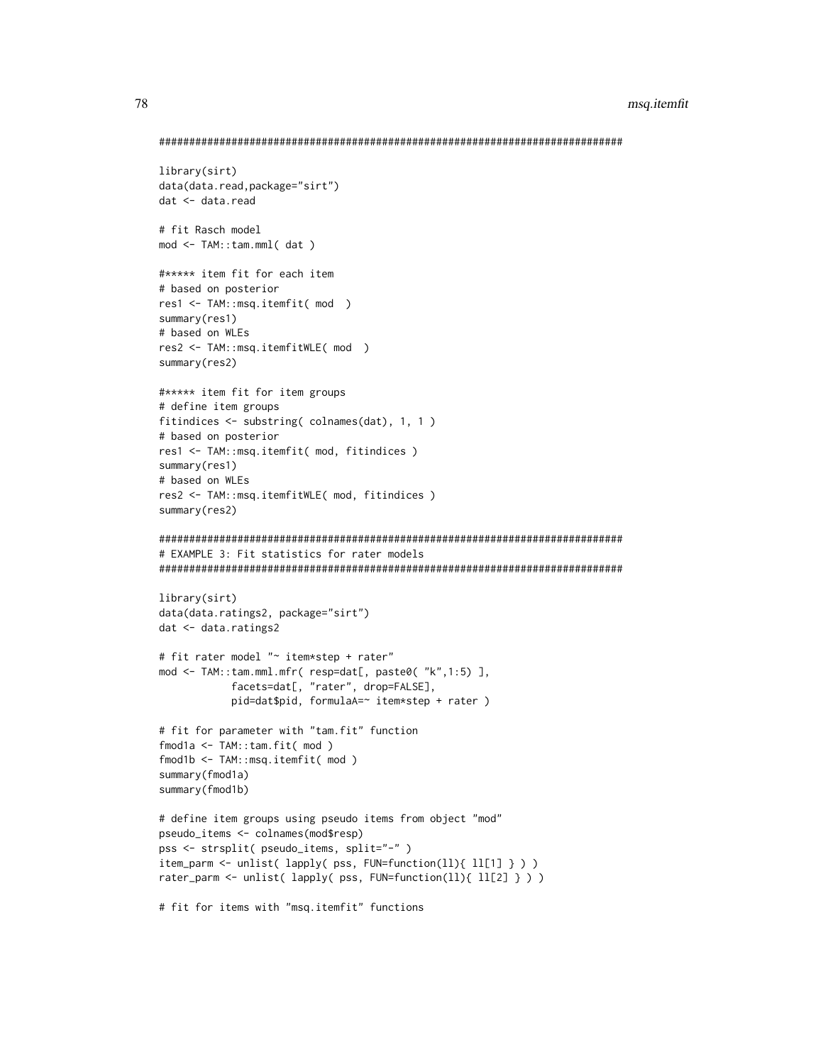```
#############################################################################

library(sirt)
data(data.read,package="sirt")
dat <- data.read

# fit Rasch model
mod <- TAM::tam.mml( dat )

#***** item fit for each item
# based on posterior
res1 <- TAM::msq.itemfit( mod  )
summary(res1)
# based on WLEs
res2 <- TAM::msq.itemfitWLE( mod  )
summary(res2)

#***** item fit for item groups
# define item groups
fitindices <- substring( colnames(dat), 1, 1 )
# based on posterior
res1 <- TAM::msq.itemfit( mod, fitindices )
summary(res1)
# based on WLEs
res2 <- TAM::msq.itemfitWLE( mod, fitindices )
summary(res2)

#############################################################################
# EXAMPLE 3: Fit statistics for rater models
#############################################################################

library(sirt)
data(data.ratings2, package="sirt")
dat <- data.ratings2

# fit rater model "~ item*step + rater"
mod <- TAM::tam.mml.mfr( resp=dat[, paste0( "k",1:5) ],
            facets=dat[, "rater", drop=FALSE],
            pid=dat$pid, formulaA=~ item*step + rater )

# fit for parameter with "tam.fit" function
fmod1a <- TAM::tam.fit( mod )
fmod1b <- TAM::msq.itemfit( mod )
summary(fmod1a)
summary(fmod1b)

# define item groups using pseudo items from object "mod"
pseudo_items <- colnames(mod$resp)
pss <- strsplit( pseudo_items, split="-" )
item_parm <- unlist( lapply( pss, FUN=function(ll){ ll[1] } ) )
rater_parm <- unlist( lapply( pss, FUN=function(ll){ ll[2] } ) )

# fit for items with "msq.itemfit" functions
```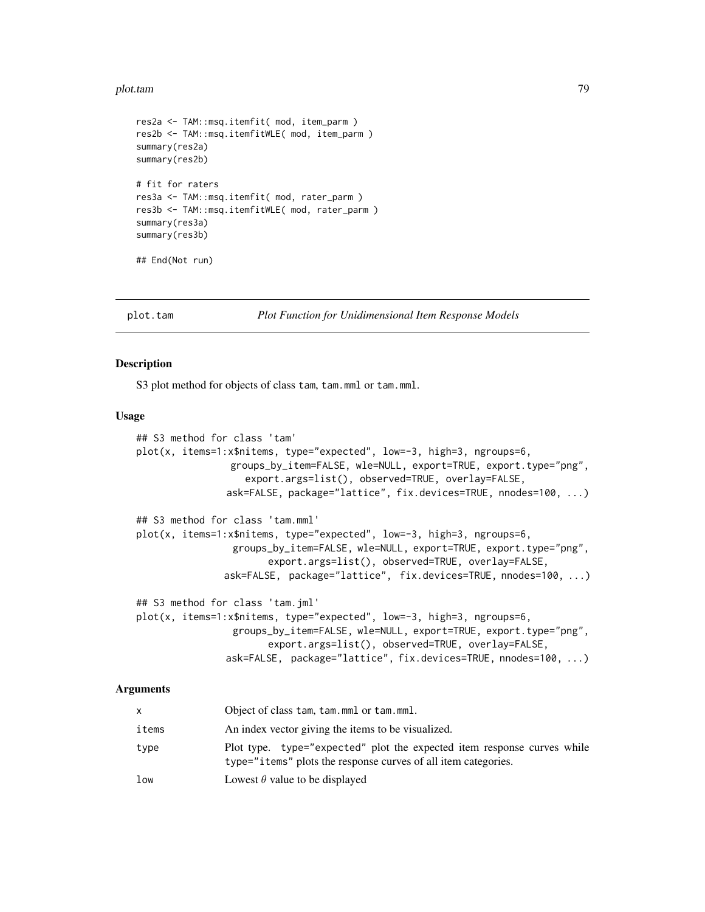```
res2a <- TAM::msq.itemfit( mod, item_parm )
res2b <- TAM::msq.itemfitWLE( mod, item_parm )
summary(res2a)
summary(res2b)

# fit for raters
res3a <- TAM::msq.itemfit( mod, rater_parm )
res3b <- TAM::msq.itemfitWLE( mod, rater_parm )
summary(res3a)
summary(res3b)

## End(Not run)
```

---

## plot.tam — *Plot Function for Unidimensional Item Response Models*

### Description

S3 plot method for objects of class tam, tam.mml or tam.mml.

### Usage

```
## S3 method for class 'tam'
plot(x, items=1:x$nitems, type="expected", low=-3, high=3, ngroups=6,
                groups_by_item=FALSE, wle=NULL, export=TRUE, export.type="png",
                   export.args=list(), observed=TRUE, overlay=FALSE,
               ask=FALSE, package="lattice", fix.devices=TRUE, nnodes=100, ...)

## S3 method for class 'tam.mml'
plot(x, items=1:x$nitems, type="expected", low=-3, high=3, ngroups=6,
                groups_by_item=FALSE, wle=NULL, export=TRUE, export.type="png",
                      export.args=list(), observed=TRUE, overlay=FALSE,
              ask=FALSE, package="lattice", fix.devices=TRUE, nnodes=100, ...)

## S3 method for class 'tam.jml'
plot(x, items=1:x$nitems, type="expected", low=-3, high=3, ngroups=6,
                groups_by_item=FALSE, wle=NULL, export=TRUE, export.type="png",
                      export.args=list(), observed=TRUE, overlay=FALSE,
               ask=FALSE, package="lattice", fix.devices=TRUE, nnodes=100, ...)
```

### Arguments

| | |
|---|---|
| x | Object of class tam, tam.mml or tam.mml. |
| items | An index vector giving the items to be visualized. |
| type | Plot type. type="expected" plot the expected item response curves while type="items" plots the response curves of all item categories. |
| low | Lowest $\theta$ value to be displayed |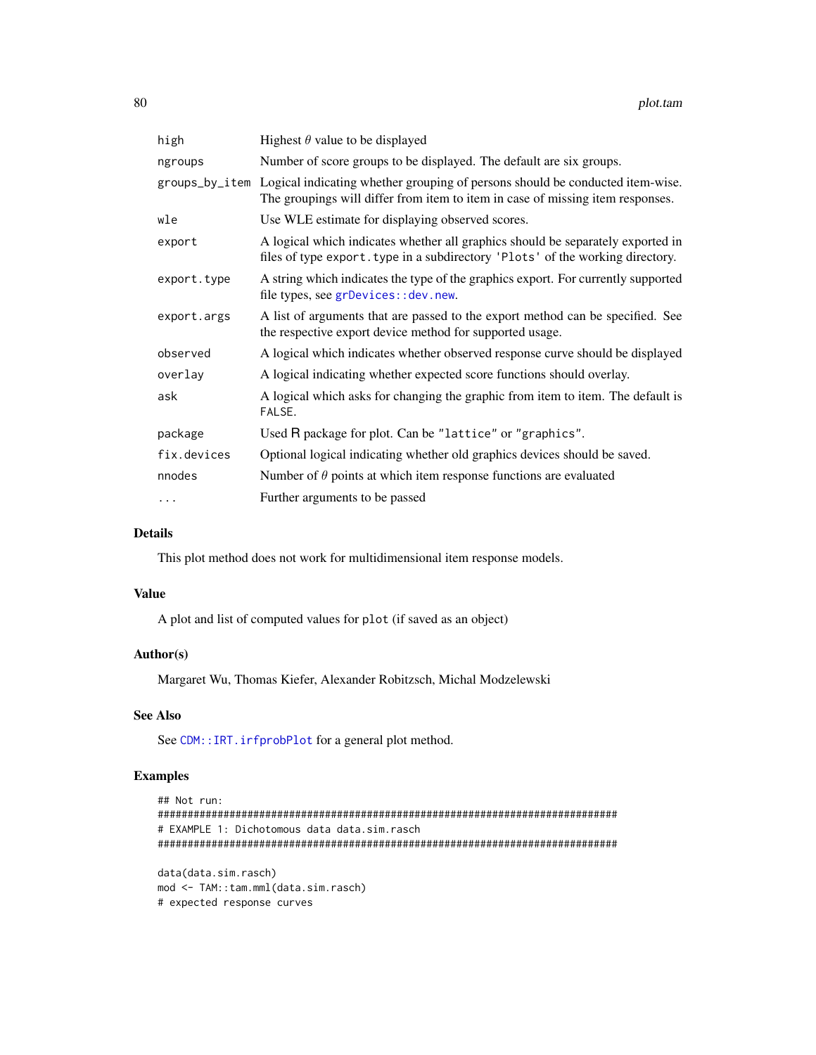| | |
|---|---|
| high | Highest $\theta$ value to be displayed |
| ngroups | Number of score groups to be displayed. The default are six groups. |
| groups_by_item | Logical indicating whether grouping of persons should be conducted item-wise. The groupings will differ from item to item in case of missing item responses. |
| wle | Use WLE estimate for displaying observed scores. |
| export | A logical which indicates whether all graphics should be separately exported in files of type `export.type` in a subdirectory `'Plots'` of the working directory. |
| export.type | A string which indicates the type of the graphics export. For currently supported file types, see `grDevices::dev.new`. |
| export.args | A list of arguments that are passed to the export method can be specified. See the respective export device method for supported usage. |
| observed | A logical which indicates whether observed response curve should be displayed |
| overlay | A logical indicating whether expected score functions should overlay. |
| ask | A logical which asks for changing the graphic from item to item. The default is `FALSE`. |
| package | Used R package for plot. Can be `"lattice"` or `"graphics"`. |
| fix.devices | Optional logical indicating whether old graphics devices should be saved. |
| nnodes | Number of $\theta$ points at which item response functions are evaluated |
| ... | Further arguments to be passed |

## Details

This plot method does not work for multidimensional item response models.

## Value

A plot and list of computed values for `plot` (if saved as an object)

## Author(s)

Margaret Wu, Thomas Kiefer, Alexander Robitzsch, Michal Modzelewski

## See Also

See `CDM::IRT.irfprobPlot` for a general plot method.

## Examples

```
## Not run:
#############################################################################
# EXAMPLE 1: Dichotomous data data.sim.rasch
#############################################################################

data(data.sim.rasch)
mod <- TAM::tam.mml(data.sim.rasch)
# expected response curves
```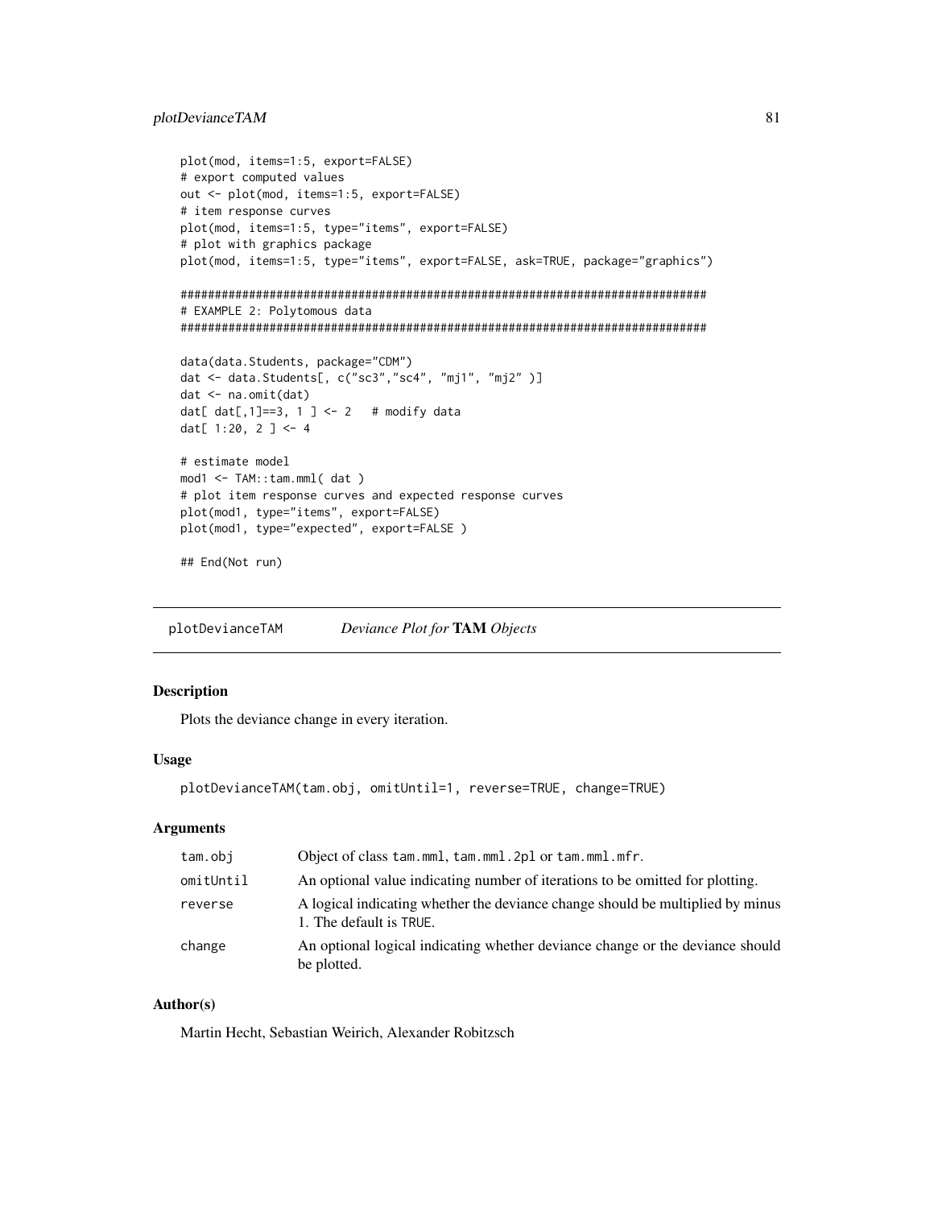```
plot(mod, items=1:5, export=FALSE)
# export computed values
out <- plot(mod, items=1:5, export=FALSE)
# item response curves
plot(mod, items=1:5, type="items", export=FALSE)
# plot with graphics package
plot(mod, items=1:5, type="items", export=FALSE, ask=TRUE, package="graphics")

#############################################################################
# EXAMPLE 2: Polytomous data
#############################################################################

data(data.Students, package="CDM")
dat <- data.Students[, c("sc3","sc4", "mj1", "mj2" )]
dat <- na.omit(dat)
dat[ dat[,1]==3, 1 ] <- 2   # modify data
dat[ 1:20, 2 ] <- 4

# estimate model
mod1 <- TAM::tam.mml( dat )
# plot item response curves and expected response curves
plot(mod1, type="items", export=FALSE)
plot(mod1, type="expected", export=FALSE )

## End(Not run)
```

## plotDevianceTAM — *Deviance Plot for* **TAM** *Objects*

### Description

Plots the deviance change in every iteration.

### Usage

```
plotDevianceTAM(tam.obj, omitUntil=1, reverse=TRUE, change=TRUE)
```

### Arguments

| | |
|---|---|
| `tam.obj` | Object of class `tam.mml`, `tam.mml.2pl` or `tam.mml.mfr`. |
| `omitUntil` | An optional value indicating number of iterations to be omitted for plotting. |
| `reverse` | A logical indicating whether the deviance change should be multiplied by minus 1. The default is `TRUE`. |
| `change` | An optional logical indicating whether deviance change or the deviance should be plotted. |

### Author(s)

Martin Hecht, Sebastian Weirich, Alexander Robitzsch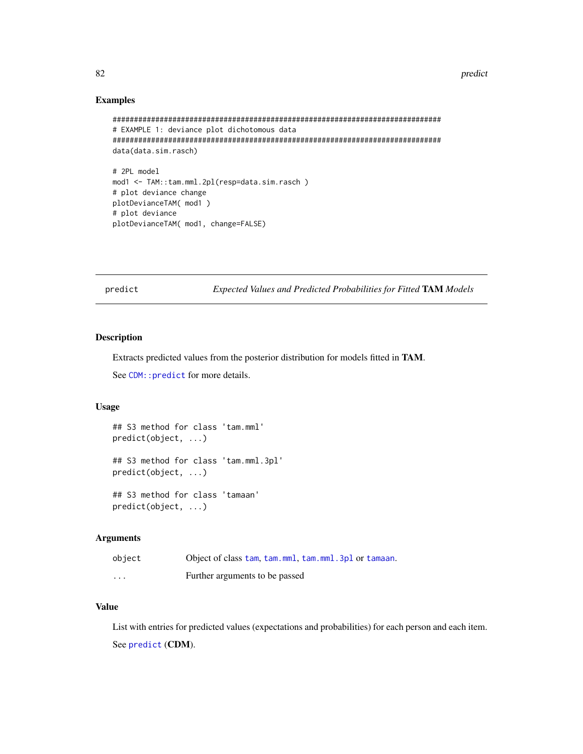## Examples

```
#############################################################################
# EXAMPLE 1: deviance plot dichotomous data
#############################################################################
data(data.sim.rasch)

# 2PL model
mod1 <- TAM::tam.mml.2pl(resp=data.sim.rasch )
# plot deviance change
plotDevianceTAM( mod1 )
# plot deviance
plotDevianceTAM( mod1, change=FALSE)
```

---

predict *Expected Values and Predicted Probabilities for Fitted* **TAM** *Models*

---

## Description

Extracts predicted values from the posterior distribution for models fitted in **TAM**.

See `CDM::predict` for more details.

## Usage

```
## S3 method for class 'tam.mml'
predict(object, ...)

## S3 method for class 'tam.mml.3pl'
predict(object, ...)

## S3 method for class 'tamaan'
predict(object, ...)
```

## Arguments

| | |
|---|---|
| `object` | Object of class `tam`, `tam.mml`, `tam.mml.3pl` or `tamaan`. |
| `...` | Further arguments to be passed |

## Value

List with entries for predicted values (expectations and probabilities) for each person and each item.

See `predict` (**CDM**).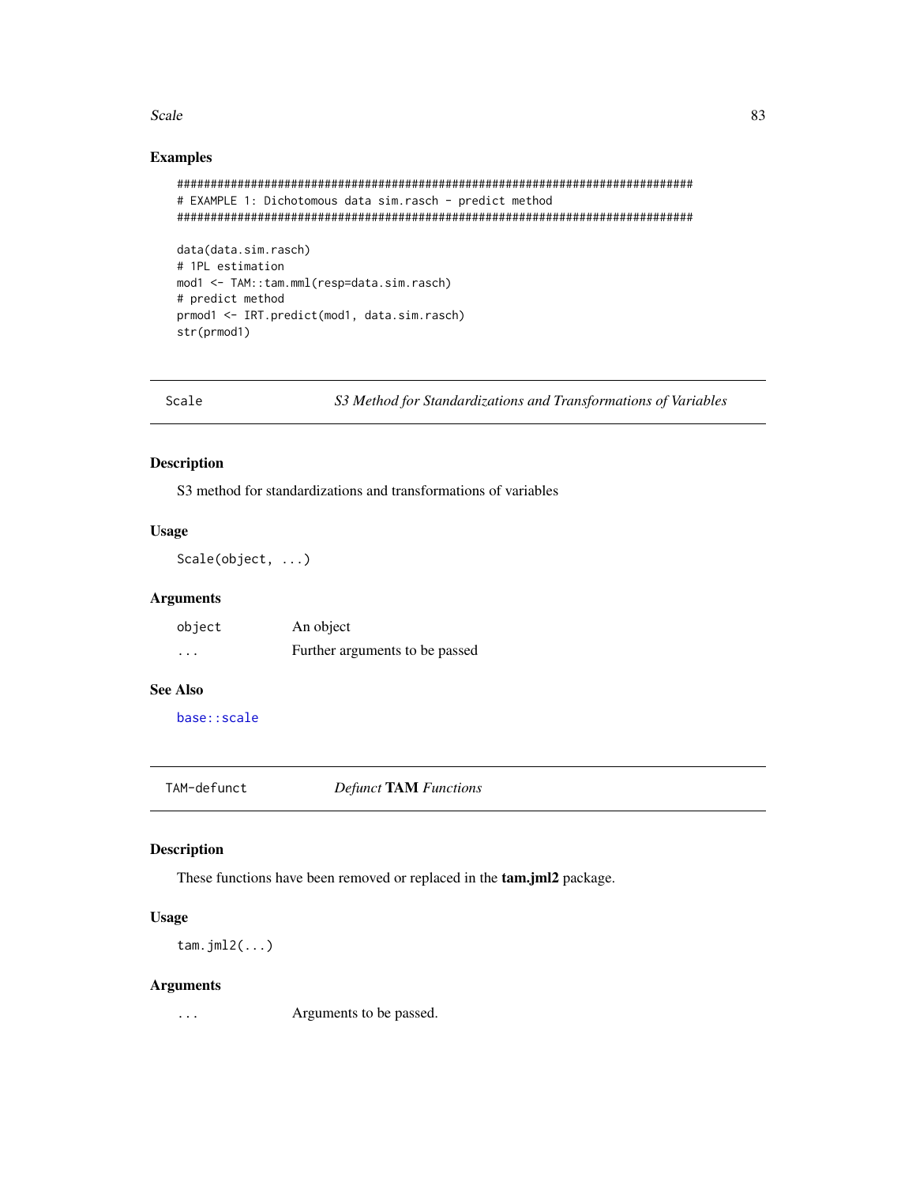### Examples

```
#############################################################################
# EXAMPLE 1: Dichotomous data sim.rasch - predict method
#############################################################################

data(data.sim.rasch)
# 1PL estimation
mod1 <- TAM::tam.mml(resp=data.sim.rasch)
# predict method
prmod1 <- IRT.predict(mod1, data.sim.rasch)
str(prmod1)
```

---

## Scale — *S3 Method for Standardizations and Transformations of Variables*

### Description

S3 method for standardizations and transformations of variables

### Usage

```
Scale(object, ...)
```

### Arguments

| | |
|---|---|
| `object` | An object |
| `...` | Further arguments to be passed |

### See Also

`base::scale`

---

## TAM-defunct — *Defunct* **TAM** *Functions*

### Description

These functions have been removed or replaced in the **tam.jml2** package.

### Usage

```
tam.jml2(...)
```

### Arguments

| | |
|---|---|
| `...` | Arguments to be passed. |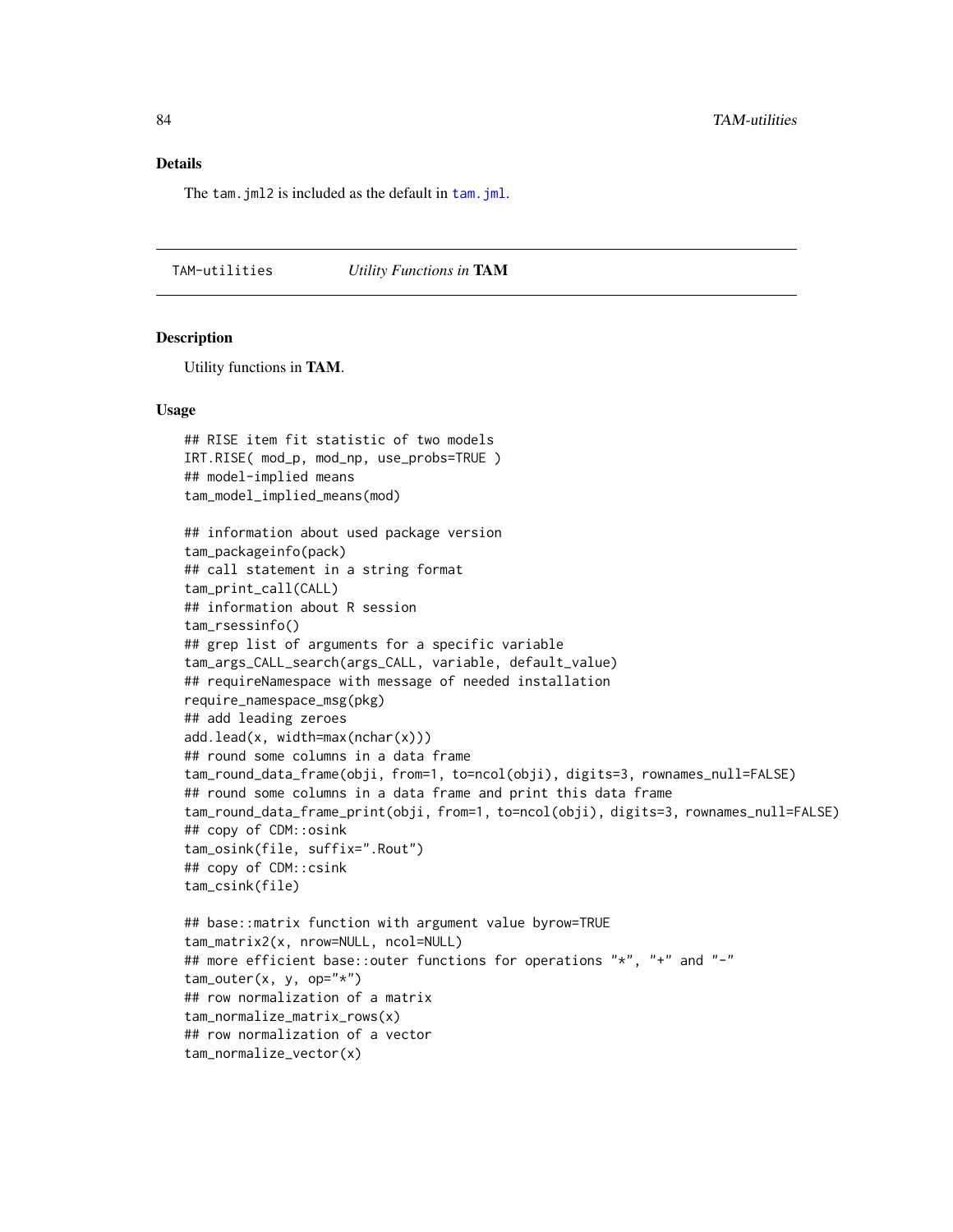## Details

The `tam.jml2` is included as the default in `tam.jml`.

---

## TAM-utilities &nbsp;&nbsp;&nbsp;&nbsp; *Utility Functions in* **TAM**

### Description

Utility functions in **TAM**.

### Usage

```
## RISE item fit statistic of two models
IRT.RISE( mod_p, mod_np, use_probs=TRUE )
## model-implied means
tam_model_implied_means(mod)

## information about used package version
tam_packageinfo(pack)
## call statement in a string format
tam_print_call(CALL)
## information about R session
tam_rsessinfo()
## grep list of arguments for a specific variable
tam_args_CALL_search(args_CALL, variable, default_value)
## requireNamespace with message of needed installation
require_namespace_msg(pkg)
## add leading zeroes
add.lead(x, width=max(nchar(x)))
## round some columns in a data frame
tam_round_data_frame(obji, from=1, to=ncol(obji), digits=3, rownames_null=FALSE)
## round some columns in a data frame and print this data frame
tam_round_data_frame_print(obji, from=1, to=ncol(obji), digits=3, rownames_null=FALSE)
## copy of CDM::osink
tam_osink(file, suffix=".Rout")
## copy of CDM::csink
tam_csink(file)

## base::matrix function with argument value byrow=TRUE
tam_matrix2(x, nrow=NULL, ncol=NULL)
## more efficient base::outer functions for operations "*", "+" and "-"
tam_outer(x, y, op="*")
## row normalization of a matrix
tam_normalize_matrix_rows(x)
## row normalization of a vector
tam_normalize_vector(x)
```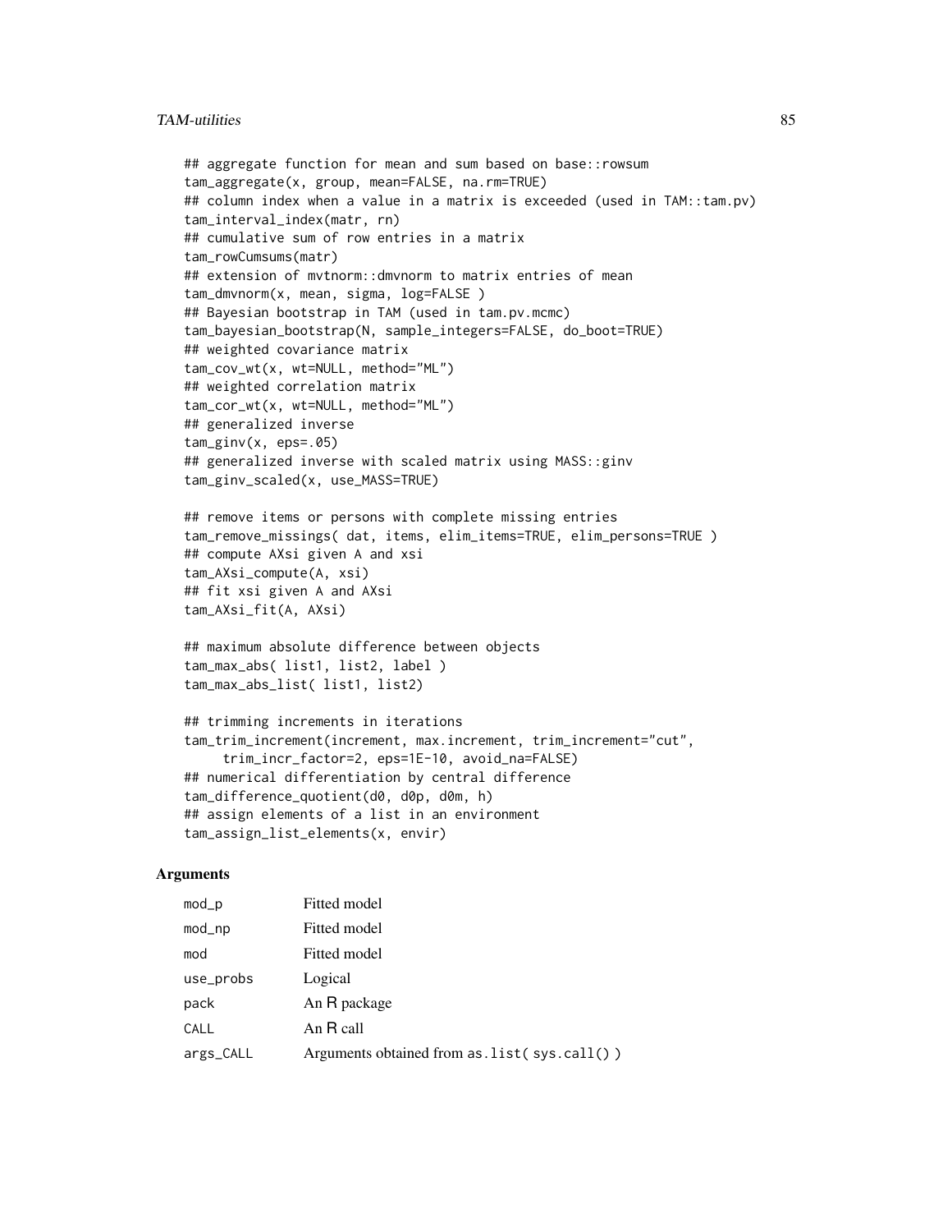```
## aggregate function for mean and sum based on base::rowsum
tam_aggregate(x, group, mean=FALSE, na.rm=TRUE)
## column index when a value in a matrix is exceeded (used in TAM::tam.pv)
tam_interval_index(matr, rn)
## cumulative sum of row entries in a matrix
tam_rowCumsums(matr)
## extension of mvtnorm::dmvnorm to matrix entries of mean
tam_dmvnorm(x, mean, sigma, log=FALSE )
## Bayesian bootstrap in TAM (used in tam.pv.mcmc)
tam_bayesian_bootstrap(N, sample_integers=FALSE, do_boot=TRUE)
## weighted covariance matrix
tam_cov_wt(x, wt=NULL, method="ML")
## weighted correlation matrix
tam_cor_wt(x, wt=NULL, method="ML")
## generalized inverse
tam_ginv(x, eps=.05)
## generalized inverse with scaled matrix using MASS::ginv
tam_ginv_scaled(x, use_MASS=TRUE)

## remove items or persons with complete missing entries
tam_remove_missings( dat, items, elim_items=TRUE, elim_persons=TRUE )
## compute AXsi given A and xsi
tam_AXsi_compute(A, xsi)
## fit xsi given A and AXsi
tam_AXsi_fit(A, AXsi)

## maximum absolute difference between objects
tam_max_abs( list1, list2, label )
tam_max_abs_list( list1, list2)

## trimming increments in iterations
tam_trim_increment(increment, max.increment, trim_increment="cut",
     trim_incr_factor=2, eps=1E-10, avoid_na=FALSE)
## numerical differentiation by central difference
tam_difference_quotient(d0, d0p, d0m, h)
## assign elements of a list in an environment
tam_assign_list_elements(x, envir)
```

## Arguments

| | |
|---|---|
| `mod_p` | Fitted model |
| `mod_np` | Fitted model |
| `mod` | Fitted model |
| `use_probs` | Logical |
| `pack` | An R package |
| `CALL` | An R call |
| `args_CALL` | Arguments obtained from `as.list( sys.call() )` |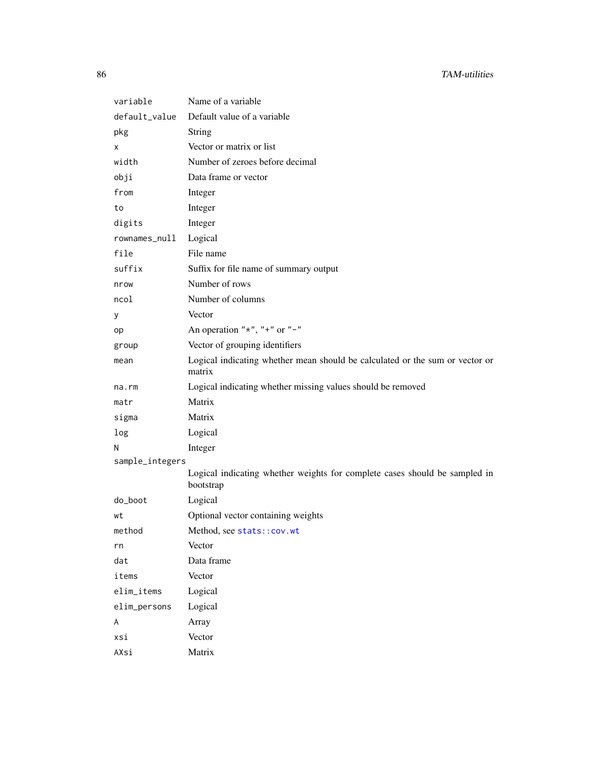| | |
|---|---|
| `variable` | Name of a variable |
| `default_value` | Default value of a variable |
| `pkg` | String |
| `x` | Vector or matrix or list |
| `width` | Number of zeroes before decimal |
| `obji` | Data frame or vector |
| `from` | Integer |
| `to` | Integer |
| `digits` | Integer |
| `rownames_null` | Logical |
| `file` | File name |
| `suffix` | Suffix for file name of summary output |
| `nrow` | Number of rows |
| `ncol` | Number of columns |
| `y` | Vector |
| `op` | An operation `"*"`, `"+"` or `"-"` |
| `group` | Vector of grouping identifiers |
| `mean` | Logical indicating whether mean should be calculated or the sum or vector or matrix |
| `na.rm` | Logical indicating whether missing values should be removed |
| `matr` | Matrix |
| `sigma` | Matrix |
| `log` | Logical |
| `N` | Integer |
| `sample_integers` | Logical indicating whether weights for complete cases should be sampled in bootstrap |
| `do_boot` | Logical |
| `wt` | Optional vector containing weights |
| `method` | Method, see `stats::cov.wt` |
| `rn` | Vector |
| `dat` | Data frame |
| `items` | Vector |
| `elim_items` | Logical |
| `elim_persons` | Logical |
| `A` | Array |
| `xsi` | Vector |
| `AXsi` | Matrix |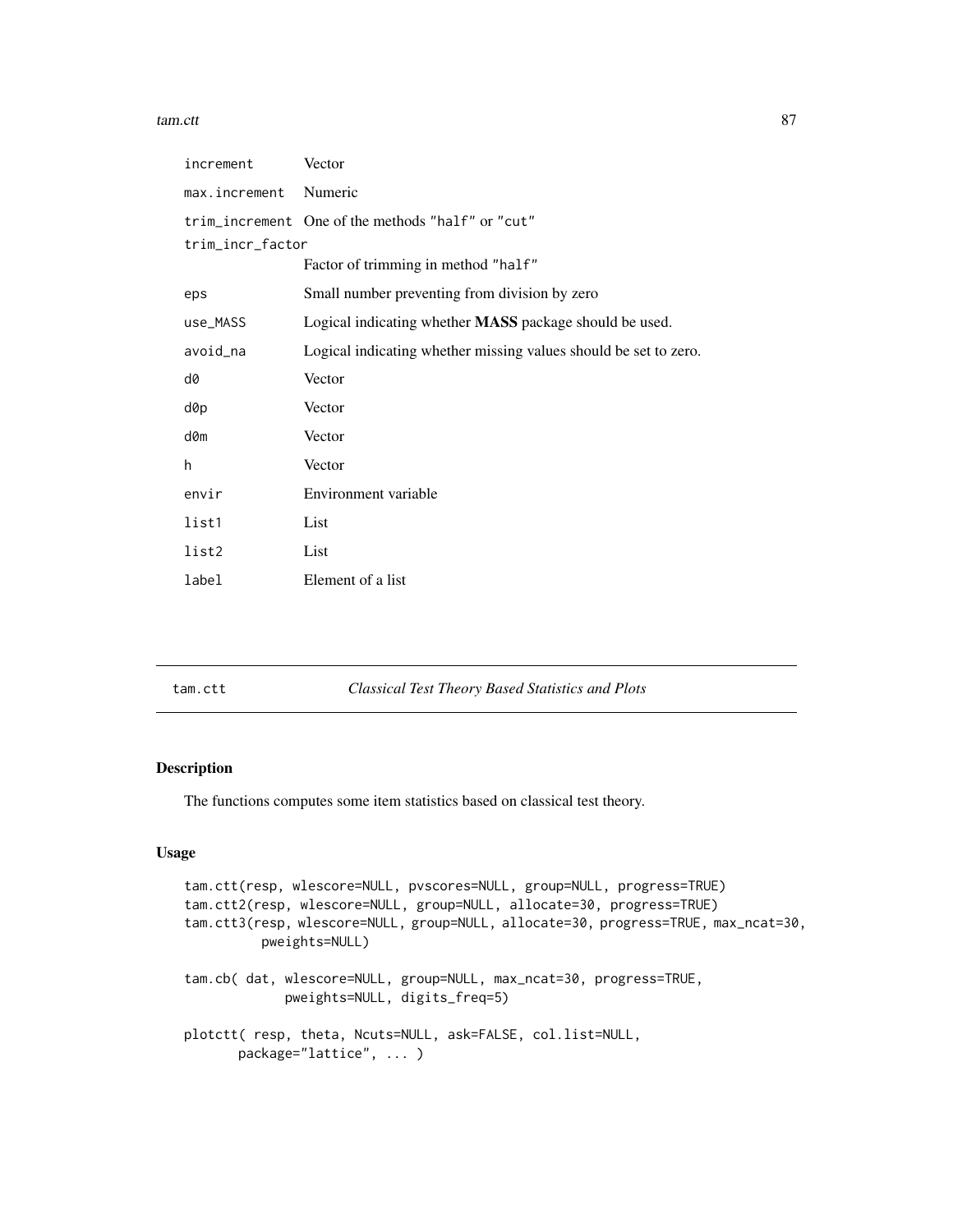| | |
|---|---|
| `increment` | Vector |
| `max.increment` | Numeric |
| `trim_increment` | One of the methods `"half"` or `"cut"` |
| `trim_incr_factor` | Factor of trimming in method `"half"` |
| `eps` | Small number preventing from division by zero |
| `use_MASS` | Logical indicating whether **MASS** package should be used. |
| `avoid_na` | Logical indicating whether missing values should be set to zero. |
| `d0` | Vector |
| `d0p` | Vector |
| `d0m` | Vector |
| `h` | Vector |
| `envir` | Environment variable |
| `list1` | List |
| `list2` | List |
| `label` | Element of a list |

---

## tam.ctt — *Classical Test Theory Based Statistics and Plots*

### Description

The functions computes some item statistics based on classical test theory.

### Usage

```
tam.ctt(resp, wlescore=NULL, pvscores=NULL, group=NULL, progress=TRUE)
tam.ctt2(resp, wlescore=NULL, group=NULL, allocate=30, progress=TRUE)
tam.ctt3(resp, wlescore=NULL, group=NULL, allocate=30, progress=TRUE, max_ncat=30,
          pweights=NULL)

tam.cb( dat, wlescore=NULL, group=NULL, max_ncat=30, progress=TRUE,
             pweights=NULL, digits_freq=5)

plotctt( resp, theta, Ncuts=NULL, ask=FALSE, col.list=NULL,
       package="lattice", ... )
```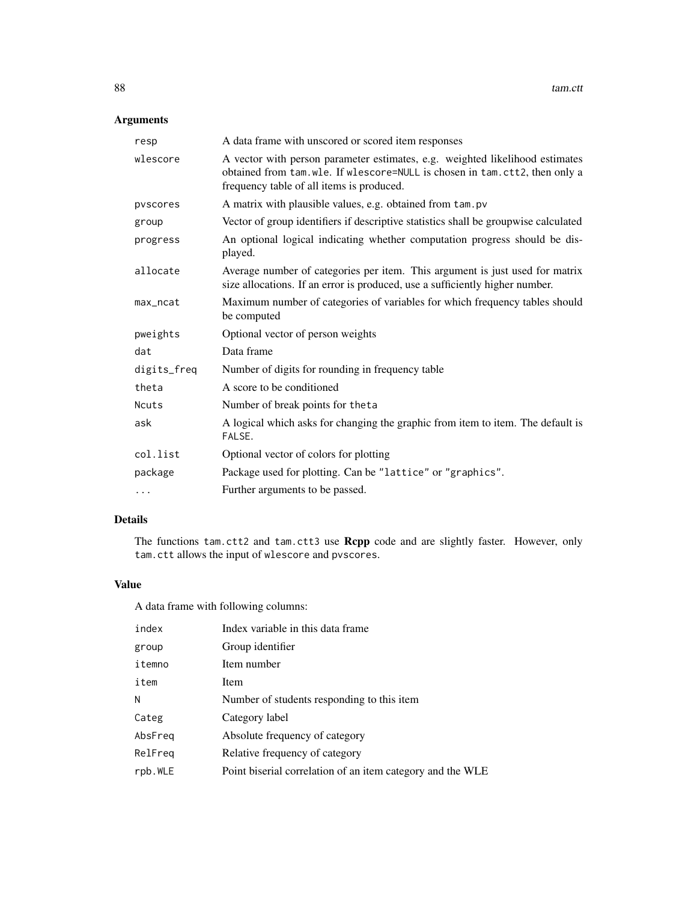## Arguments

| | |
|---|---|
| `resp` | A data frame with unscored or scored item responses |
| `wlescore` | A vector with person parameter estimates, e.g. weighted likelihood estimates obtained from `tam.wle`. If `wlescore=NULL` is chosen in `tam.ctt2`, then only a frequency table of all items is produced. |
| `pvscores` | A matrix with plausible values, e.g. obtained from `tam.pv` |
| `group` | Vector of group identifiers if descriptive statistics shall be groupwise calculated |
| `progress` | An optional logical indicating whether computation progress should be displayed. |
| `allocate` | Average number of categories per item. This argument is just used for matrix size allocations. If an error is produced, use a sufficiently higher number. |
| `max_ncat` | Maximum number of categories of variables for which frequency tables should be computed |
| `pweights` | Optional vector of person weights |
| `dat` | Data frame |
| `digits_freq` | Number of digits for rounding in frequency table |
| `theta` | A score to be conditioned |
| `Ncuts` | Number of break points for `theta` |
| `ask` | A logical which asks for changing the graphic from item to item. The default is `FALSE`. |
| `col.list` | Optional vector of colors for plotting |
| `package` | Package used for plotting. Can be `"lattice"` or `"graphics"`. |
| `...` | Further arguments to be passed. |

## Details

The functions `tam.ctt2` and `tam.ctt3` use **Rcpp** code and are slightly faster. However, only `tam.ctt` allows the input of `wlescore` and `pvscores`.

## Value

A data frame with following columns:

| | |
|---|---|
| `index` | Index variable in this data frame |
| `group` | Group identifier |
| `itemno` | Item number |
| `item` | Item |
| `N` | Number of students responding to this item |
| `Categ` | Category label |
| `AbsFreq` | Absolute frequency of category |
| `RelFreq` | Relative frequency of category |
| `rpb.WLE` | Point biserial correlation of an item category and the WLE |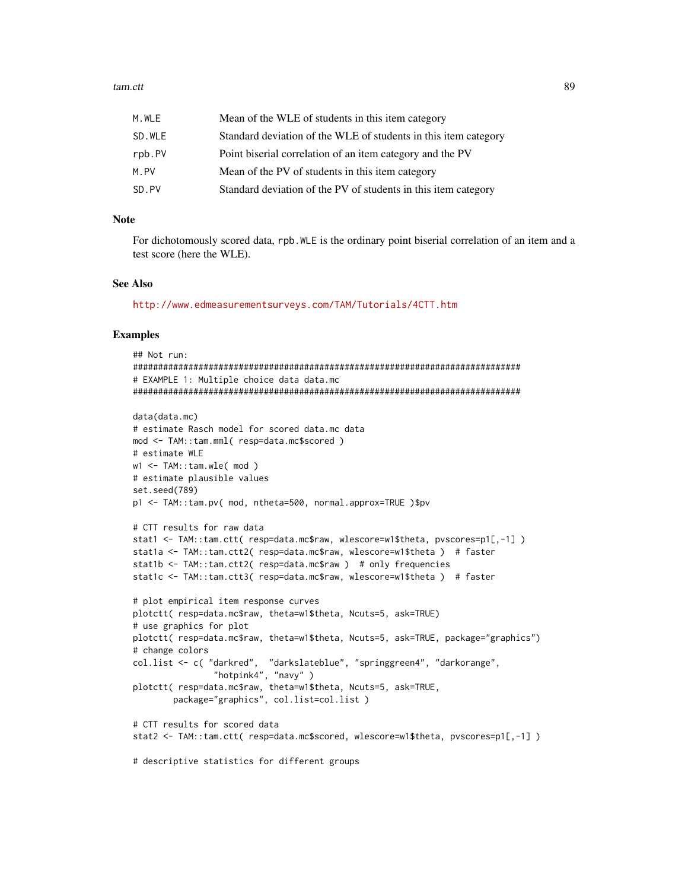| | |
|---|---|
| M.WLE | Mean of the WLE of students in this item category |
| SD.WLE | Standard deviation of the WLE of students in this item category |
| rpb.PV | Point biserial correlation of an item category and the PV |
| M.PV | Mean of the PV of students in this item category |
| SD.PV | Standard deviation of the PV of students in this item category |

## Note

For dichotomously scored data, `rpb.WLE` is the ordinary point biserial correlation of an item and a test score (here the WLE).

## See Also

http://www.edmeasurementsurveys.com/TAM/Tutorials/4CTT.htm

## Examples

```
## Not run:
#############################################################################
# EXAMPLE 1: Multiple choice data data.mc
#############################################################################

data(data.mc)
# estimate Rasch model for scored data.mc data
mod <- TAM::tam.mml( resp=data.mc$scored )
# estimate WLE
w1 <- TAM::tam.wle( mod )
# estimate plausible values
set.seed(789)
p1 <- TAM::tam.pv( mod, ntheta=500, normal.approx=TRUE )$pv

# CTT results for raw data
stat1 <- TAM::tam.ctt( resp=data.mc$raw, wlescore=w1$theta, pvscores=p1[,-1] )
stat1a <- TAM::tam.ctt2( resp=data.mc$raw, wlescore=w1$theta )  # faster
stat1b <- TAM::tam.ctt2( resp=data.mc$raw )  # only frequencies
stat1c <- TAM::tam.ctt3( resp=data.mc$raw, wlescore=w1$theta )  # faster

# plot empirical item response curves
plotctt( resp=data.mc$raw, theta=w1$theta, Ncuts=5, ask=TRUE)
# use graphics for plot
plotctt( resp=data.mc$raw, theta=w1$theta, Ncuts=5, ask=TRUE, package="graphics")
# change colors
col.list <- c( "darkred",  "darkslateblue", "springgreen4", "darkorange",
                "hotpink4", "navy" )
plotctt( resp=data.mc$raw, theta=w1$theta, Ncuts=5, ask=TRUE,
        package="graphics", col.list=col.list )

# CTT results for scored data
stat2 <- TAM::tam.ctt( resp=data.mc$scored, wlescore=w1$theta, pvscores=p1[,-1] )

# descriptive statistics for different groups
```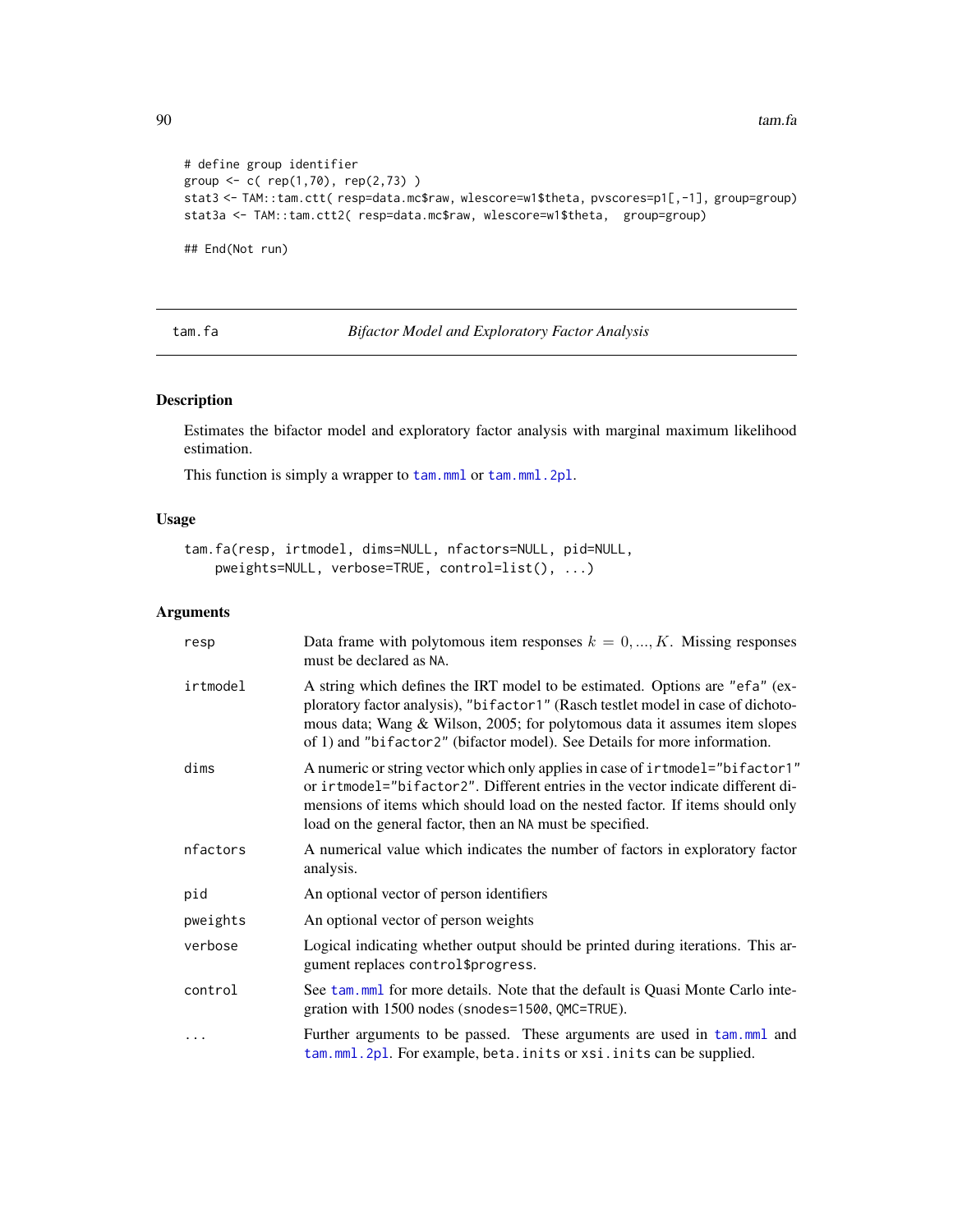```
# define group identifier
group <- c( rep(1,70), rep(2,73) )
stat3 <- TAM::tam.ctt( resp=data.mc$raw, wlescore=w1$theta, pvscores=p1[,-1], group=group)
stat3a <- TAM::tam.ctt2( resp=data.mc$raw, wlescore=w1$theta,  group=group)

## End(Not run)
```

---

## tam.fa — *Bifactor Model and Exploratory Factor Analysis*

---

### Description

Estimates the bifactor model and exploratory factor analysis with marginal maximum likelihood estimation.

This function is simply a wrapper to `tam.mml` or `tam.mml.2pl`.

### Usage

```
tam.fa(resp, irtmodel, dims=NULL, nfactors=NULL, pid=NULL,
    pweights=NULL, verbose=TRUE, control=list(), ...)
```

### Arguments

| | |
|---|---|
| `resp` | Data frame with polytomous item responses $k = 0, ..., K$. Missing responses must be declared as `NA`. |
| `irtmodel` | A string which defines the IRT model to be estimated. Options are `"efa"` (exploratory factor analysis), `"bifactor1"` (Rasch testlet model in case of dichotomous data; Wang & Wilson, 2005; for polytomous data it assumes item slopes of 1) and `"bifactor2"` (bifactor model). See Details for more information. |
| `dims` | A numeric or string vector which only applies in case of `irtmodel="bifactor1"` or `irtmodel="bifactor2"`. Different entries in the vector indicate different dimensions of items which should load on the nested factor. If items should only load on the general factor, then an `NA` must be specified. |
| `nfactors` | A numerical value which indicates the number of factors in exploratory factor analysis. |
| `pid` | An optional vector of person identifiers |
| `pweights` | An optional vector of person weights |
| `verbose` | Logical indicating whether output should be printed during iterations. This argument replaces `control$progress`. |
| `control` | See `tam.mml` for more details. Note that the default is Quasi Monte Carlo integration with 1500 nodes (`snodes=1500`, `QMC=TRUE`). |
| `...` | Further arguments to be passed. These arguments are used in `tam.mml` and `tam.mml.2pl`. For example, `beta.inits` or `xsi.inits` can be supplied. |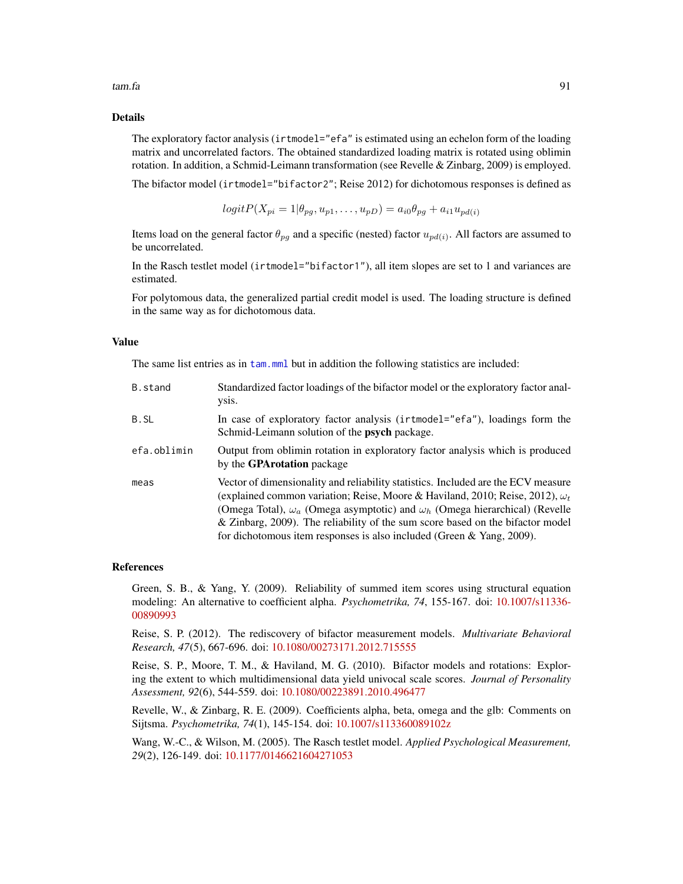## Details

The exploratory factor analysis (`irtmodel="efa"` is estimated using an echelon form of the loading matrix and uncorrelated factors. The obtained standardized loading matrix is rotated using oblimin rotation. In addition, a Schmid-Leimann transformation (see Revelle & Zinbarg, 2009) is employed.

The bifactor model (`irtmodel="bifactor2"`; Reise 2012) for dichotomous responses is defined as

$$logit P(X_{pi} = 1 | \theta_{pg}, u_{p1}, \ldots, u_{pD}) = a_{i0}\theta_{pg} + a_{i1}u_{pd(i)}$$

Items load on the general factor $\theta_{pg}$ and a specific (nested) factor $u_{pd(i)}$. All factors are assumed to be uncorrelated.

In the Rasch testlet model (`irtmodel="bifactor1"`), all item slopes are set to 1 and variances are estimated.

For polytomous data, the generalized partial credit model is used. The loading structure is defined in the same way as for dichotomous data.

## Value

The same list entries as in `tam.mml` but in addition the following statistics are included:

| | |
|---|---|
| `B.stand` | Standardized factor loadings of the bifactor model or the exploratory factor analysis. |
| `B.SL` | In case of exploratory factor analysis (`irtmodel="efa"`), loadings form the Schmid-Leimann solution of the **psych** package. |
| `efa.oblimin` | Output from oblimin rotation in exploratory factor analysis which is produced by the **GPArotation** package |
| `meas` | Vector of dimensionality and reliability statistics. Included are the ECV measure (explained common variation; Reise, Moore & Haviland, 2010; Reise, 2012), $\omega_t$ (Omega Total), $\omega_a$ (Omega asymptotic) and $\omega_h$ (Omega hierarchical) (Revelle & Zinbarg, 2009). The reliability of the sum score based on the bifactor model for dichotomous item responses is also included (Green & Yang, 2009). |

## References

Green, S. B., & Yang, Y. (2009). Reliability of summed item scores using structural equation modeling: An alternative to coefficient alpha. *Psychometrika, 74*, 155-167. doi: 10.1007/s11336-00890993

Reise, S. P. (2012). The rediscovery of bifactor measurement models. *Multivariate Behavioral Research, 47*(5), 667-696. doi: 10.1080/00273171.2012.715555

Reise, S. P., Moore, T. M., & Haviland, M. G. (2010). Bifactor models and rotations: Exploring the extent to which multidimensional data yield univocal scale scores. *Journal of Personality Assessment, 92*(6), 544-559. doi: 10.1080/00223891.2010.496477

Revelle, W., & Zinbarg, R. E. (2009). Coefficients alpha, beta, omega and the glb: Comments on Sijtsma. *Psychometrika, 74*(1), 145-154. doi: 10.1007/s113360089102z

Wang, W.-C., & Wilson, M. (2005). The Rasch testlet model. *Applied Psychological Measurement, 29*(2), 126-149. doi: 10.1177/0146621604271053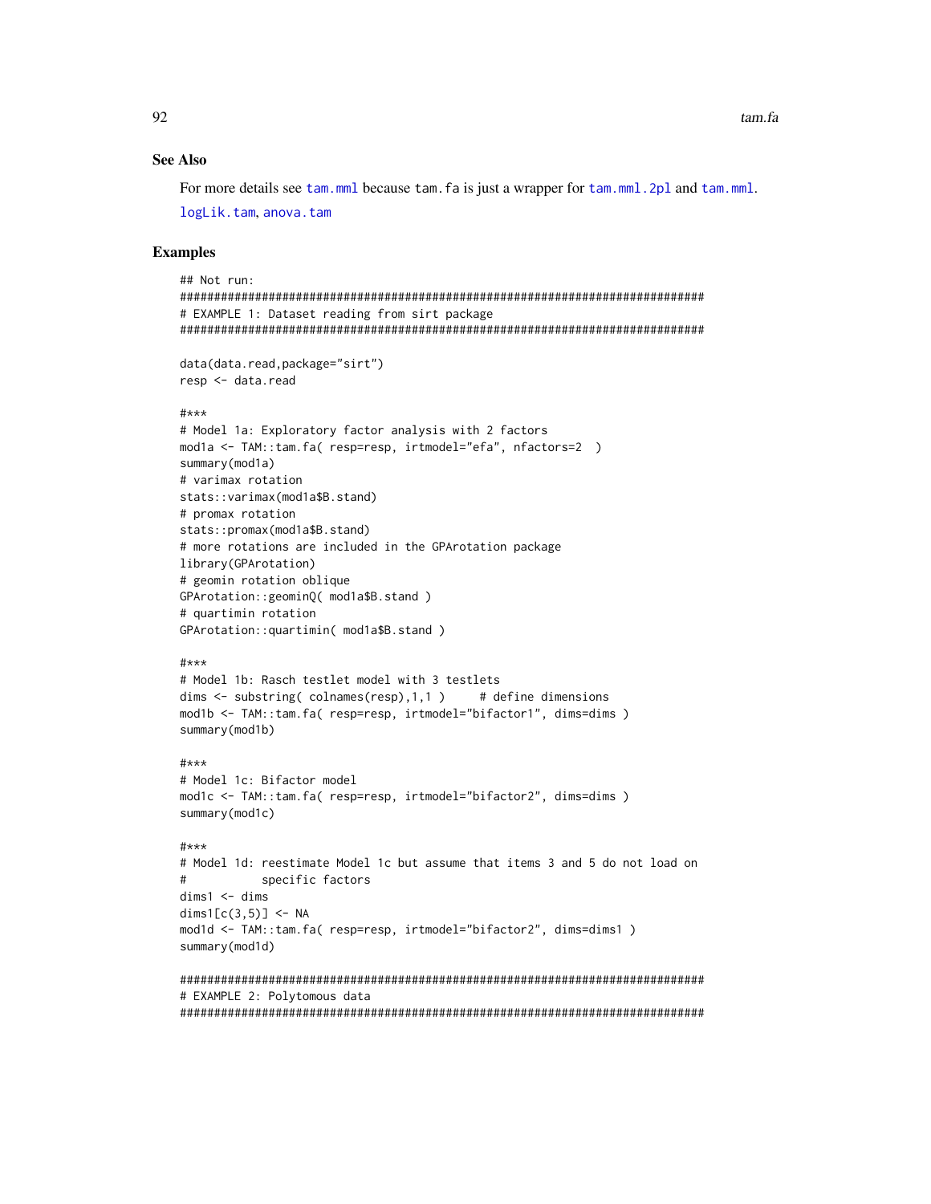## See Also

For more details see `tam.mml` because `tam.fa` is just a wrapper for `tam.mml.2pl` and `tam.mml`.

`logLik.tam`, `anova.tam`

## Examples

```
## Not run:
#############################################################################
# EXAMPLE 1: Dataset reading from sirt package
#############################################################################

data(data.read,package="sirt")
resp <- data.read

#***
# Model 1a: Exploratory factor analysis with 2 factors
mod1a <- TAM::tam.fa( resp=resp, irtmodel="efa", nfactors=2  )
summary(mod1a)
# varimax rotation
stats::varimax(mod1a$B.stand)
# promax rotation
stats::promax(mod1a$B.stand)
# more rotations are included in the GPArotation package
library(GPArotation)
# geomin rotation oblique
GPArotation::geominQ( mod1a$B.stand )
# quartimin rotation
GPArotation::quartimin( mod1a$B.stand )

#***
# Model 1b: Rasch testlet model with 3 testlets
dims <- substring( colnames(resp),1,1 )     # define dimensions
mod1b <- TAM::tam.fa( resp=resp, irtmodel="bifactor1", dims=dims )
summary(mod1b)

#***
# Model 1c: Bifactor model
mod1c <- TAM::tam.fa( resp=resp, irtmodel="bifactor2", dims=dims )
summary(mod1c)

#***
# Model 1d: reestimate Model 1c but assume that items 3 and 5 do not load on
#           specific factors
dims1 <- dims
dims1[c(3,5)] <- NA
mod1d <- TAM::tam.fa( resp=resp, irtmodel="bifactor2", dims=dims1 )
summary(mod1d)

#############################################################################
# EXAMPLE 2: Polytomous data
#############################################################################
```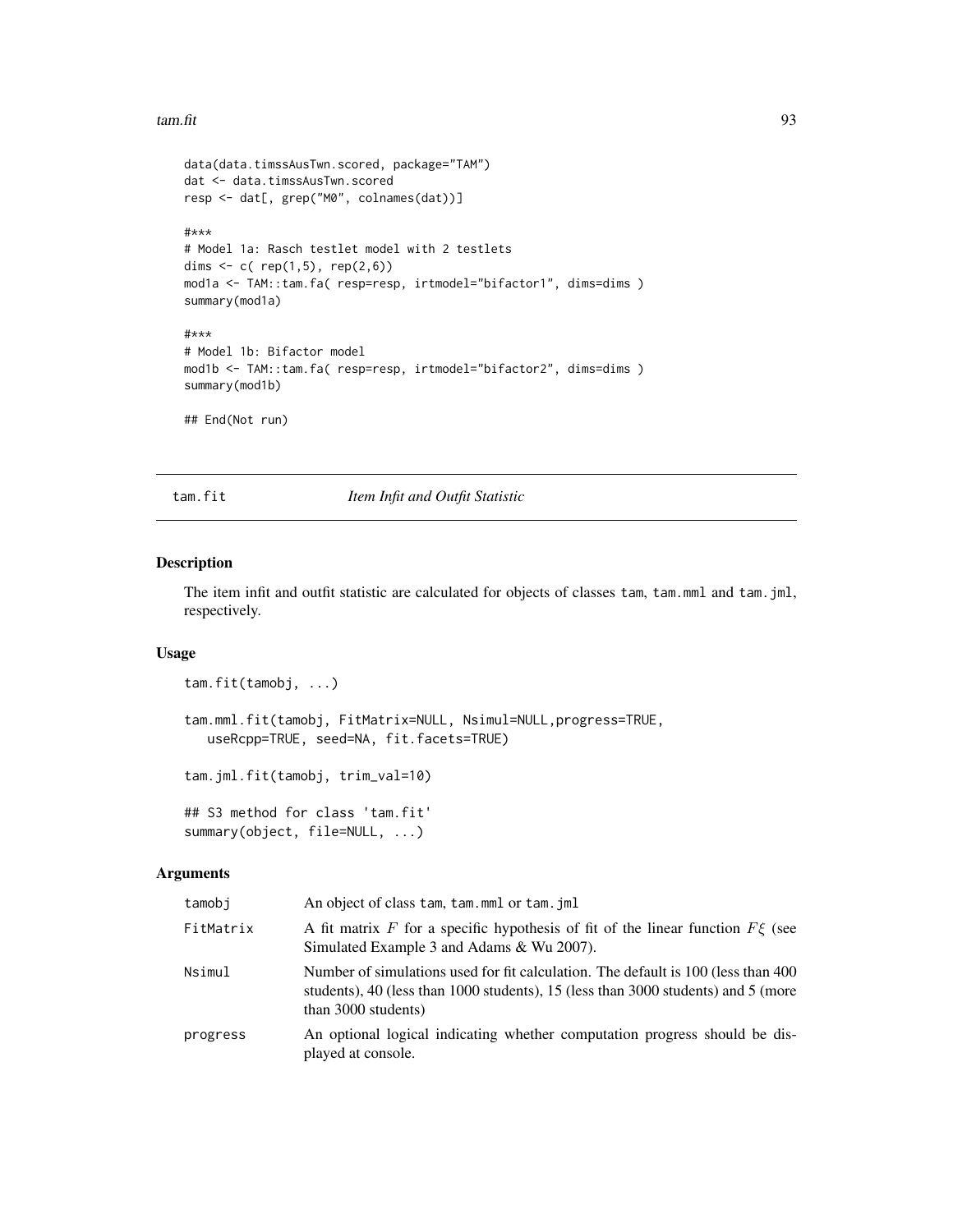```
data(data.timssAusTwn.scored, package="TAM")
dat <- data.timssAusTwn.scored
resp <- dat[, grep("M0", colnames(dat))]

#***
# Model 1a: Rasch testlet model with 2 testlets
dims <- c( rep(1,5), rep(2,6))
mod1a <- TAM::tam.fa( resp=resp, irtmodel="bifactor1", dims=dims )
summary(mod1a)

#***
# Model 1b: Bifactor model
mod1b <- TAM::tam.fa( resp=resp, irtmodel="bifactor2", dims=dims )
summary(mod1b)

## End(Not run)
```

---

`tam.fit` *Item Infit and Outfit Statistic*

---

## Description

The item infit and outfit statistic are calculated for objects of classes `tam`, `tam.mml` and `tam.jml`, respectively.

## Usage

```
tam.fit(tamobj, ...)

tam.mml.fit(tamobj, FitMatrix=NULL, Nsimul=NULL,progress=TRUE,
   useRcpp=TRUE, seed=NA, fit.facets=TRUE)

tam.jml.fit(tamobj, trim_val=10)

## S3 method for class 'tam.fit'
summary(object, file=NULL, ...)
```

## Arguments

| | |
|---|---|
| `tamobj` | An object of class `tam`, `tam.mml` or `tam.jml` |
| `FitMatrix` | A fit matrix $F$ for a specific hypothesis of fit of the linear function $F\xi$ (see Simulated Example 3 and Adams & Wu 2007). |
| `Nsimul` | Number of simulations used for fit calculation. The default is 100 (less than 400 students), 40 (less than 1000 students), 15 (less than 3000 students) and 5 (more than 3000 students) |
| `progress` | An optional logical indicating whether computation progress should be displayed at console. |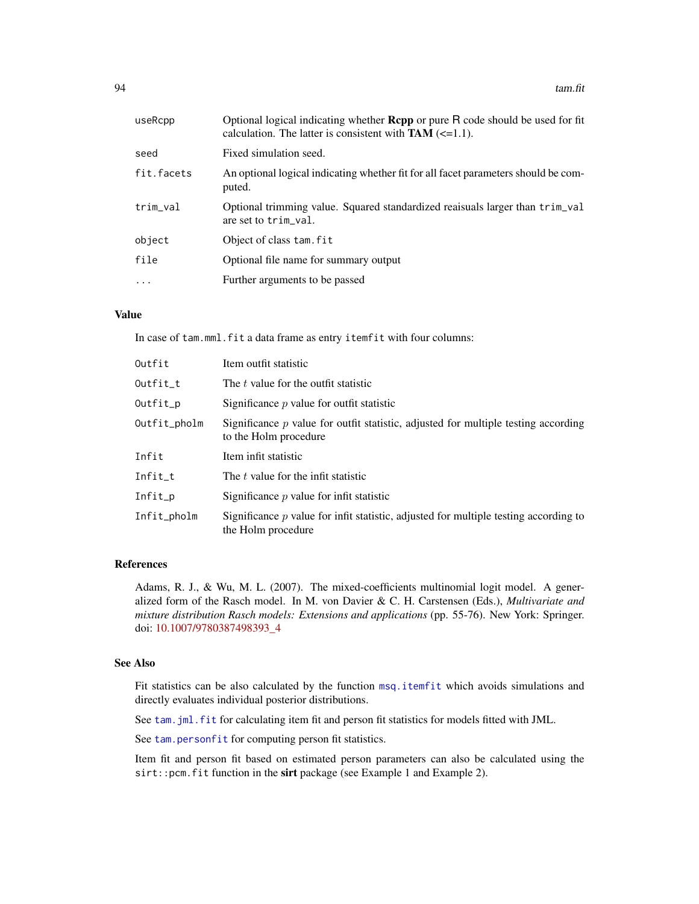| | |
|---|---|
| useRcpp | Optional logical indicating whether **Rcpp** or pure R code should be used for fit calculation. The latter is consistent with **TAM** (<=1.1). |
| seed | Fixed simulation seed. |
| fit.facets | An optional logical indicating whether fit for all facet parameters should be computed. |
| trim_val | Optional trimming value. Squared standardized reaisuals larger than trim_val are set to trim_val. |
| object | Object of class tam.fit |
| file | Optional file name for summary output |
| ... | Further arguments to be passed |

## Value

In case of tam.mml.fit a data frame as entry itemfit with four columns:

| | |
|---|---|
| Outfit | Item outfit statistic |
| Outfit_t | The $t$ value for the outfit statistic |
| Outfit_p | Significance $p$ value for outfit statistic |
| Outfit_pholm | Significance $p$ value for outfit statistic, adjusted for multiple testing according to the Holm procedure |
| Infit | Item infit statistic |
| Infit_t | The $t$ value for the infit statistic |
| Infit_p | Significance $p$ value for infit statistic |
| Infit_pholm | Significance $p$ value for infit statistic, adjusted for multiple testing according to the Holm procedure |

## References

Adams, R. J., & Wu, M. L. (2007). The mixed-coefficients multinomial logit model. A generalized form of the Rasch model. In M. von Davier & C. H. Carstensen (Eds.), *Multivariate and mixture distribution Rasch models: Extensions and applications* (pp. 55-76). New York: Springer. doi: 10.1007/9780387498393_4

## See Also

Fit statistics can be also calculated by the function msq.itemfit which avoids simulations and directly evaluates individual posterior distributions.

See tam.jml.fit for calculating item fit and person fit statistics for models fitted with JML.

See tam.personfit for computing person fit statistics.

Item fit and person fit based on estimated person parameters can also be calculated using the sirt::pcm.fit function in the **sirt** package (see Example 1 and Example 2).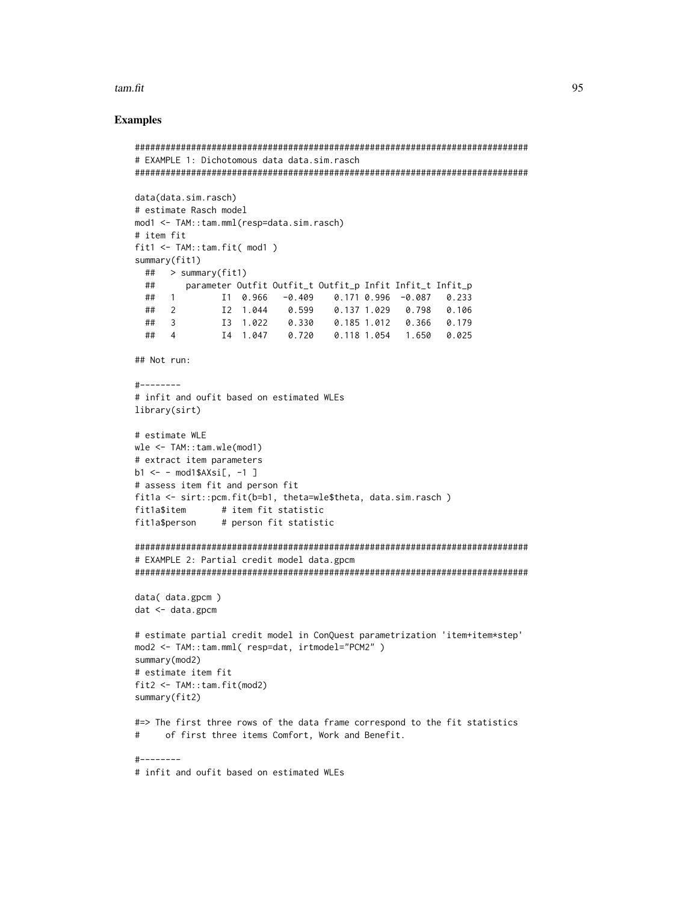## Examples

```
#############################################################################
# EXAMPLE 1: Dichotomous data data.sim.rasch
#############################################################################

data(data.sim.rasch)
# estimate Rasch model
mod1 <- TAM::tam.mml(resp=data.sim.rasch)
# item fit
fit1 <- TAM::tam.fit( mod1 )
summary(fit1)
  ##   > summary(fit1)
  ##      parameter Outfit Outfit_t Outfit_p Infit Infit_t Infit_p
  ##   1         I1  0.966   -0.409    0.171 0.996  -0.087   0.233
  ##   2         I2  1.044    0.599    0.137 1.029   0.798   0.106
  ##   3         I3  1.022    0.330    0.185 1.012   0.366   0.179
  ##   4         I4  1.047    0.720    0.118 1.054   1.650   0.025

## Not run:

#--------
# infit and oufit based on estimated WLEs
library(sirt)

# estimate WLE
wle <- TAM::tam.wle(mod1)
# extract item parameters
b1 <- - mod1$AXsi[, -1 ]
# assess item fit and person fit
fit1a <- sirt::pcm.fit(b=b1, theta=wle$theta, data.sim.rasch )
fit1a$item       # item fit statistic
fit1a$person     # person fit statistic

#############################################################################
# EXAMPLE 2: Partial credit model data.gpcm
#############################################################################

data( data.gpcm )
dat <- data.gpcm

# estimate partial credit model in ConQuest parametrization 'item+item*step'
mod2 <- TAM::tam.mml( resp=dat, irtmodel="PCM2" )
summary(mod2)
# estimate item fit
fit2 <- TAM::tam.fit(mod2)
summary(fit2)

#=> The first three rows of the data frame correspond to the fit statistics
#     of first three items Comfort, Work and Benefit.

#--------
# infit and oufit based on estimated WLEs
```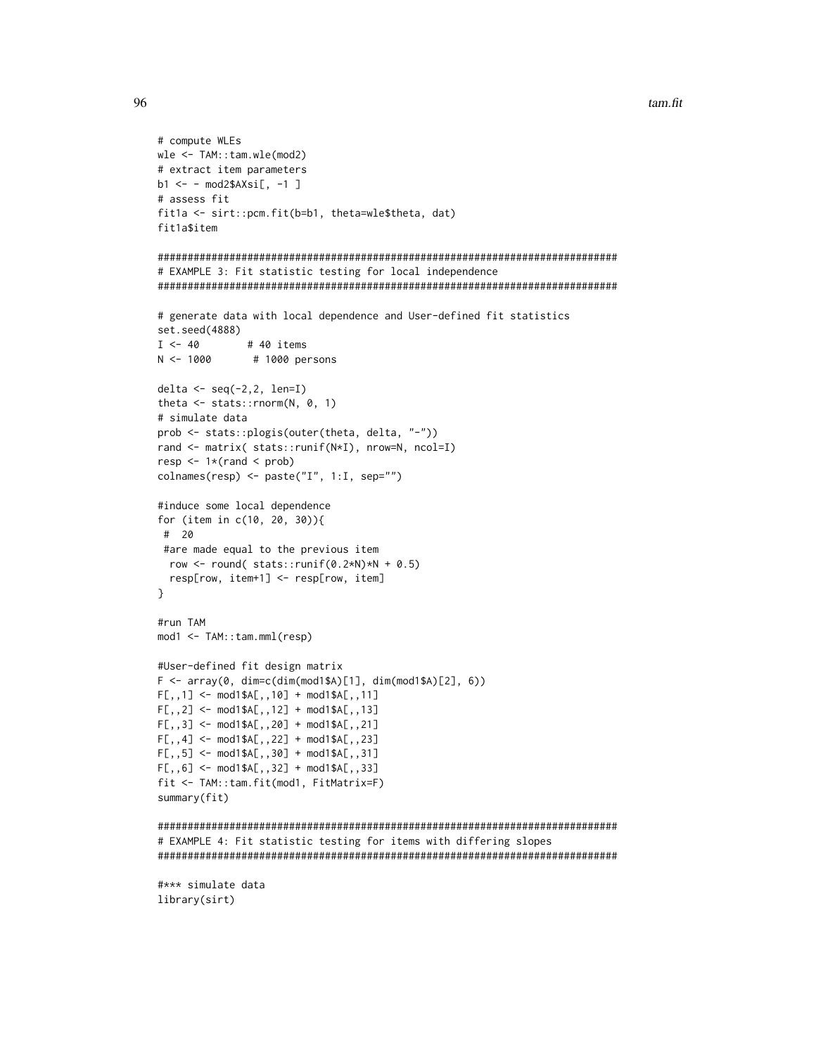```
# compute WLEs
wle <- TAM::tam.wle(mod2)
# extract item parameters
b1 <- - mod2$AXsi[, -1 ]
# assess fit
fit1a <- sirt::pcm.fit(b=b1, theta=wle$theta, dat)
fit1a$item

#############################################################################
# EXAMPLE 3: Fit statistic testing for local independence
#############################################################################

# generate data with local dependence and User-defined fit statistics
set.seed(4888)
I <- 40        # 40 items
N <- 1000       # 1000 persons

delta <- seq(-2,2, len=I)
theta <- stats::rnorm(N, 0, 1)
# simulate data
prob <- stats::plogis(outer(theta, delta, "-"))
rand <- matrix( stats::runif(N*I), nrow=N, ncol=I)
resp <- 1*(rand < prob)
colnames(resp) <- paste("I", 1:I, sep="")

#induce some local dependence
for (item in c(10, 20, 30)){
 #  20
 #are made equal to the previous item
  row <- round( stats::runif(0.2*N)*N + 0.5)
  resp[row, item+1] <- resp[row, item]
}

#run TAM
mod1 <- TAM::tam.mml(resp)

#User-defined fit design matrix
F <- array(0, dim=c(dim(mod1$A)[1], dim(mod1$A)[2], 6))
F[,,1] <- mod1$A[,,10] + mod1$A[,,11]
F[,,2] <- mod1$A[,,12] + mod1$A[,,13]
F[,,3] <- mod1$A[,,20] + mod1$A[,,21]
F[,,4] <- mod1$A[,,22] + mod1$A[,,23]
F[,,5] <- mod1$A[,,30] + mod1$A[,,31]
F[,,6] <- mod1$A[,,32] + mod1$A[,,33]
fit <- TAM::tam.fit(mod1, FitMatrix=F)
summary(fit)

#############################################################################
# EXAMPLE 4: Fit statistic testing for items with differing slopes
#############################################################################

#*** simulate data
library(sirt)
```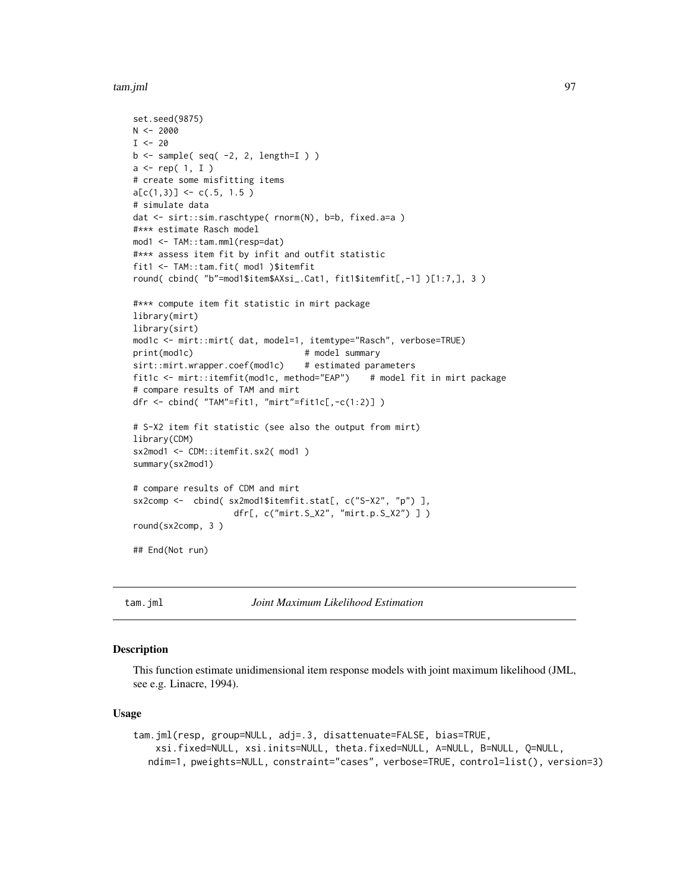```
set.seed(9875)
N <- 2000
I <- 20
b <- sample( seq( -2, 2, length=I ) )
a <- rep( 1, I )
# create some misfitting items
a[c(1,3)] <- c(.5, 1.5 )
# simulate data
dat <- sirt::sim.raschtype( rnorm(N), b=b, fixed.a=a )
#*** estimate Rasch model
mod1 <- TAM::tam.mml(resp=dat)
#*** assess item fit by infit and outfit statistic
fit1 <- TAM::tam.fit( mod1 )$itemfit
round( cbind( "b"=mod1$item$AXsi_.Cat1, fit1$itemfit[,-1] )[1:7,], 3 )

#*** compute item fit statistic in mirt package
library(mirt)
library(sirt)
mod1c <- mirt::mirt( dat, model=1, itemtype="Rasch", verbose=TRUE)
print(mod1c)                      # model summary
sirt::mirt.wrapper.coef(mod1c)    # estimated parameters
fit1c <- mirt::itemfit(mod1c, method="EAP")    # model fit in mirt package
# compare results of TAM and mirt
dfr <- cbind( "TAM"=fit1, "mirt"=fit1c[,-c(1:2)] )

# S-X2 item fit statistic (see also the output from mirt)
library(CDM)
sx2mod1 <- CDM::itemfit.sx2( mod1 )
summary(sx2mod1)

# compare results of CDM and mirt
sx2comp <-  cbind( sx2mod1$itemfit.stat[, c("S-X2", "p") ],
                    dfr[, c("mirt.S_X2", "mirt.p.S_X2") ] )
round(sx2comp, 3 )

## End(Not run)
```

---

tam.jml    *Joint Maximum Likelihood Estimation*

---

## Description

This function estimate unidimensional item response models with joint maximum likelihood (JML, see e.g. Linacre, 1994).

## Usage

```
tam.jml(resp, group=NULL, adj=.3, disattenuate=FALSE, bias=TRUE,
    xsi.fixed=NULL, xsi.inits=NULL, theta.fixed=NULL, A=NULL, B=NULL, Q=NULL,
   ndim=1, pweights=NULL, constraint="cases", verbose=TRUE, control=list(), version=3)
```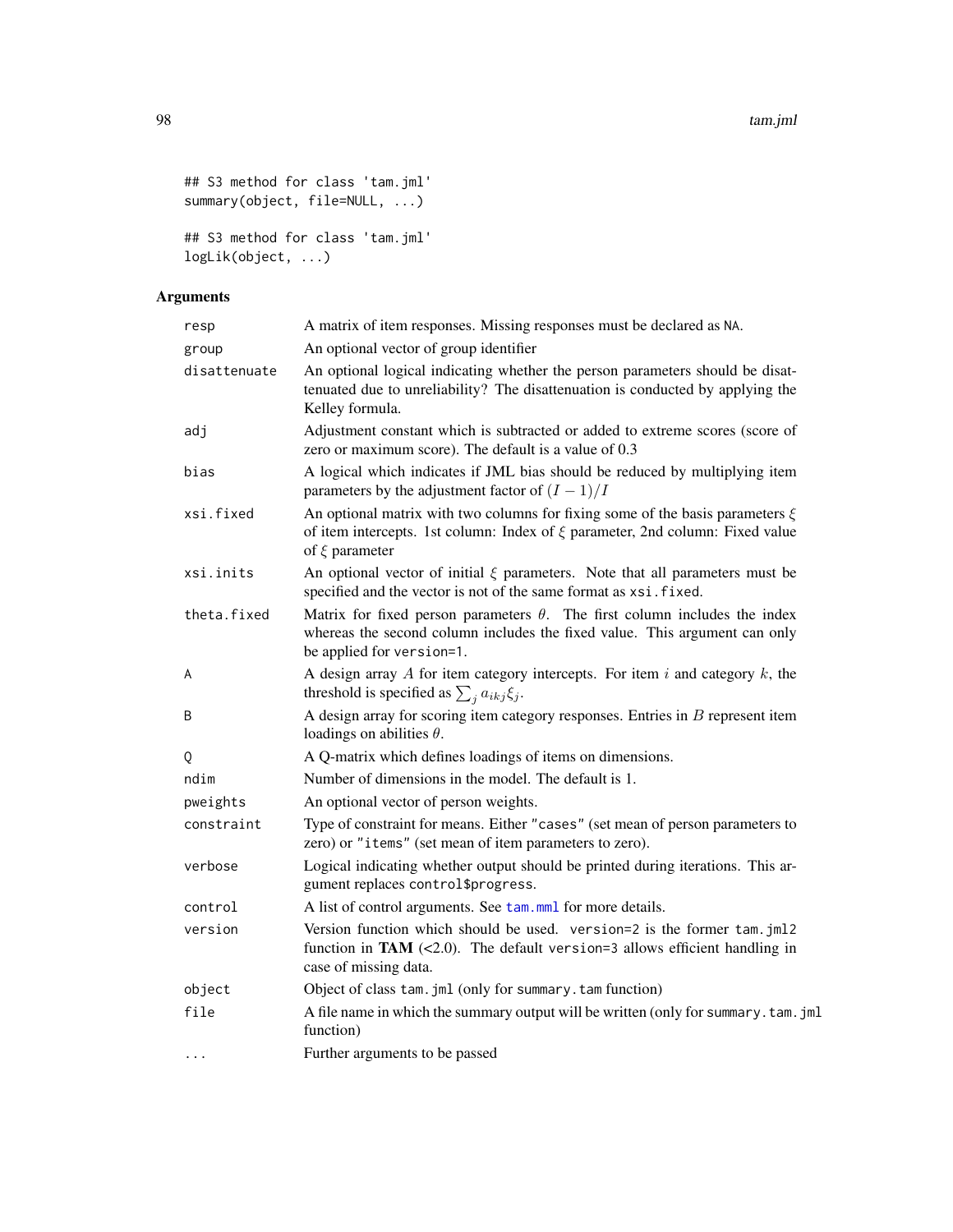```
## S3 method for class 'tam.jml'
summary(object, file=NULL, ...)

## S3 method for class 'tam.jml'
logLik(object, ...)
```

## Arguments

| | |
|---|---|
| resp | A matrix of item responses. Missing responses must be declared as NA. |
| group | An optional vector of group identifier |
| disattenuate | An optional logical indicating whether the person parameters should be disattenuated due to unreliability? The disattenuation is conducted by applying the Kelley formula. |
| adj | Adjustment constant which is subtracted or added to extreme scores (score of zero or maximum score). The default is a value of 0.3 |
| bias | A logical which indicates if JML bias should be reduced by multiplying item parameters by the adjustment factor of $(I-1)/I$ |
| xsi.fixed | An optional matrix with two columns for fixing some of the basis parameters $\xi$ of item intercepts. 1st column: Index of $\xi$ parameter, 2nd column: Fixed value of $\xi$ parameter |
| xsi.inits | An optional vector of initial $\xi$ parameters. Note that all parameters must be specified and the vector is not of the same format as `xsi.fixed`. |
| theta.fixed | Matrix for fixed person parameters $\theta$. The first column includes the index whereas the second column includes the fixed value. This argument can only be applied for `version=1`. |
| A | A design array $A$ for item category intercepts. For item $i$ and category $k$, the threshold is specified as $\sum_j a_{ikj}\xi_j$. |
| B | A design array for scoring item category responses. Entries in $B$ represent item loadings on abilities $\theta$. |
| Q | A Q-matrix which defines loadings of items on dimensions. |
| ndim | Number of dimensions in the model. The default is 1. |
| pweights | An optional vector of person weights. |
| constraint | Type of constraint for means. Either "cases" (set mean of person parameters to zero) or "items" (set mean of item parameters to zero). |
| verbose | Logical indicating whether output should be printed during iterations. This argument replaces `control$progress`. |
| control | A list of control arguments. See `tam.mml` for more details. |
| version | Version function which should be used. `version=2` is the former `tam.jml2` function in **TAM** (<2.0). The default `version=3` allows efficient handling in case of missing data. |
| object | Object of class `tam.jml` (only for `summary.tam` function) |
| file | A file name in which the summary output will be written (only for `summary.tam.jml` function) |
| ... | Further arguments to be passed |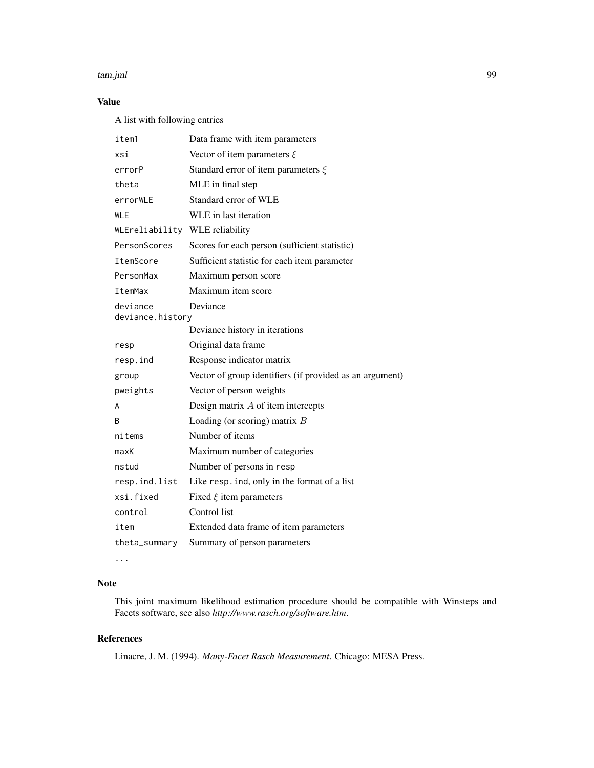## Value

A list with following entries

| | |
|---|---|
| `item1` | Data frame with item parameters |
| `xsi` | Vector of item parameters $\xi$ |
| `errorP` | Standard error of item parameters $\xi$ |
| `theta` | MLE in final step |
| `errorWLE` | Standard error of WLE |
| `WLE` | WLE in last iteration |
| `WLEreliability` | WLE reliability |
| `PersonScores` | Scores for each person (sufficient statistic) |
| `ItemScore` | Sufficient statistic for each item parameter |
| `PersonMax` | Maximum person score |
| `ItemMax` | Maximum item score |
| `deviance` | Deviance |
| `deviance.history` | Deviance history in iterations |
| `resp` | Original data frame |
| `resp.ind` | Response indicator matrix |
| `group` | Vector of group identifiers (if provided as an argument) |
| `pweights` | Vector of person weights |
| `A` | Design matrix $A$ of item intercepts |
| `B` | Loading (or scoring) matrix $B$ |
| `nitems` | Number of items |
| `maxK` | Maximum number of categories |
| `nstud` | Number of persons in `resp` |
| `resp.ind.list` | Like `resp.ind`, only in the format of a list |
| `xsi.fixed` | Fixed $\xi$ item parameters |
| `control` | Control list |
| `item` | Extended data frame of item parameters |
| `theta_summary` | Summary of person parameters |
| `...` | |

## Note

This joint maximum likelihood estimation procedure should be compatible with Winsteps and Facets software, see also *http://www.rasch.org/software.htm*.

## References

Linacre, J. M. (1994). *Many-Facet Rasch Measurement*. Chicago: MESA Press.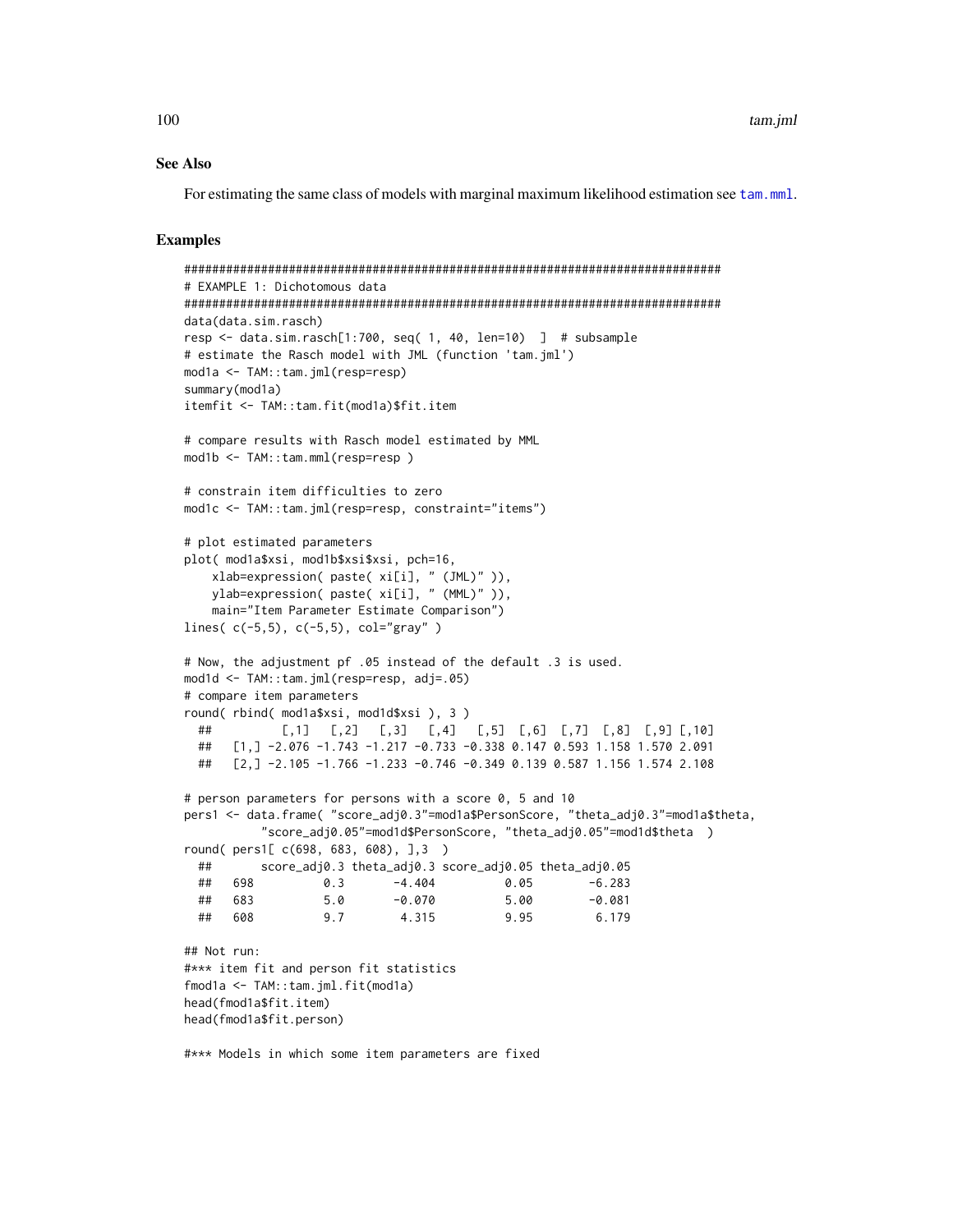## See Also

For estimating the same class of models with marginal maximum likelihood estimation see `tam.mml`.

## Examples

```
#############################################################################
# EXAMPLE 1: Dichotomous data
#############################################################################
data(data.sim.rasch)
resp <- data.sim.rasch[1:700, seq( 1, 40, len=10)  ]  # subsample
# estimate the Rasch model with JML (function 'tam.jml')
mod1a <- TAM::tam.jml(resp=resp)
summary(mod1a)
itemfit <- TAM::tam.fit(mod1a)$fit.item

# compare results with Rasch model estimated by MML
mod1b <- TAM::tam.mml(resp=resp )

# constrain item difficulties to zero
mod1c <- TAM::tam.jml(resp=resp, constraint="items")

# plot estimated parameters
plot( mod1a$xsi, mod1b$xsi$xsi, pch=16,
    xlab=expression( paste( xi[i], " (JML)" )),
    ylab=expression( paste( xi[i], " (MML)" )),
    main="Item Parameter Estimate Comparison")
lines( c(-5,5), c(-5,5), col="gray" )

# Now, the adjustment pf .05 instead of the default .3 is used.
mod1d <- TAM::tam.jml(resp=resp, adj=.05)
# compare item parameters
round( rbind( mod1a$xsi, mod1d$xsi ), 3 )
  ##          [,1]   [,2]   [,3]   [,4]   [,5]  [,6]  [,7]  [,8]  [,9] [,10]
  ##   [1,] -2.076 -1.743 -1.217 -0.733 -0.338 0.147 0.593 1.158 1.570 2.091
  ##   [2,] -2.105 -1.766 -1.233 -0.746 -0.349 0.139 0.587 1.156 1.574 2.108

# person parameters for persons with a score 0, 5 and 10
pers1 <- data.frame( "score_adj0.3"=mod1a$PersonScore, "theta_adj0.3"=mod1a$theta,
           "score_adj0.05"=mod1d$PersonScore, "theta_adj0.05"=mod1d$theta  )
round( pers1[ c(698, 683, 608), ],3  )
  ##       score_adj0.3 theta_adj0.3 score_adj0.05 theta_adj0.05
  ##   698          0.3       -4.404          0.05        -6.283
  ##   683          5.0       -0.070          5.00        -0.081
  ##   608          9.7        4.315          9.95         6.179

## Not run:
#*** item fit and person fit statistics
fmod1a <- TAM::tam.jml.fit(mod1a)
head(fmod1a$fit.item)
head(fmod1a$fit.person)

#*** Models in which some item parameters are fixed
```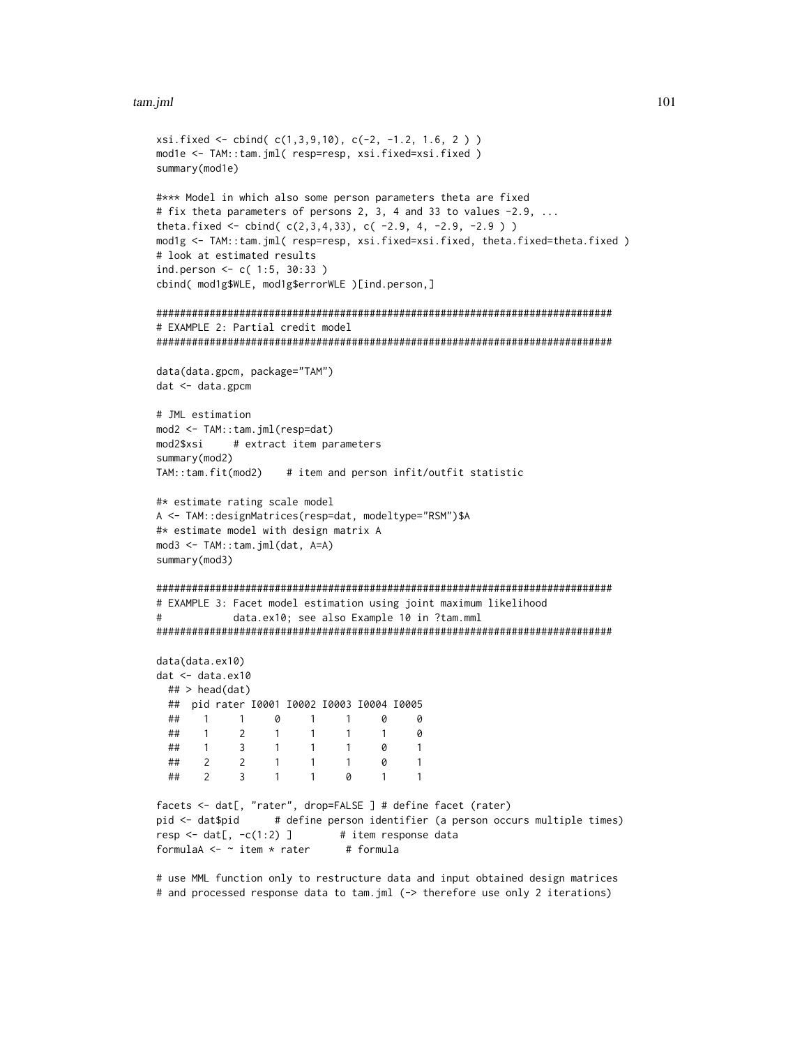```
xsi.fixed <- cbind( c(1,3,9,10), c(-2, -1.2, 1.6, 2 ) )
mod1e <- TAM::tam.jml( resp=resp, xsi.fixed=xsi.fixed )
summary(mod1e)

#*** Model in which also some person parameters theta are fixed
# fix theta parameters of persons 2, 3, 4 and 33 to values -2.9, ...
theta.fixed <- cbind( c(2,3,4,33), c( -2.9, 4, -2.9, -2.9 ) )
mod1g <- TAM::tam.jml( resp=resp, xsi.fixed=xsi.fixed, theta.fixed=theta.fixed )
# look at estimated results
ind.person <- c( 1:5, 30:33 )
cbind( mod1g$WLE, mod1g$errorWLE )[ind.person,]

#############################################################################
# EXAMPLE 2: Partial credit model
#############################################################################

data(data.gpcm, package="TAM")
dat <- data.gpcm

# JML estimation
mod2 <- TAM::tam.jml(resp=dat)
mod2$xsi     # extract item parameters
summary(mod2)
TAM::tam.fit(mod2)    # item and person infit/outfit statistic

#* estimate rating scale model
A <- TAM::designMatrices(resp=dat, modeltype="RSM")$A
#* estimate model with design matrix A
mod3 <- TAM::tam.jml(dat, A=A)
summary(mod3)

#############################################################################
# EXAMPLE 3: Facet model estimation using joint maximum likelihood
#            data.ex10; see also Example 10 in ?tam.mml
#############################################################################

data(data.ex10)
dat <- data.ex10
  ## > head(dat)
  ##  pid rater I0001 I0002 I0003 I0004 I0005
  ##    1     1     0     1     1     0     0
  ##    1     2     1     1     1     1     0
  ##    1     3     1     1     1     0     1
  ##    2     2     1     1     1     0     1
  ##    2     3     1     1     0     1     1

facets <- dat[, "rater", drop=FALSE ] # define facet (rater)
pid <- dat$pid      # define person identifier (a person occurs multiple times)
resp <- dat[, -c(1:2) ]        # item response data
formulaA <- ~ item * rater      # formula

# use MML function only to restructure data and input obtained design matrices
# and processed response data to tam.jml (-> therefore use only 2 iterations)
```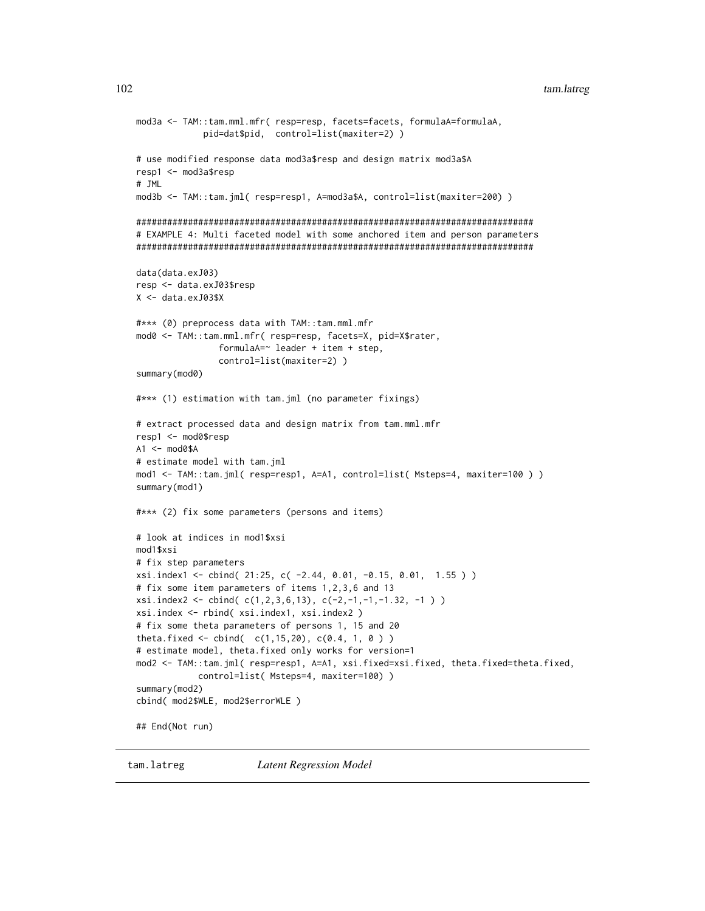```
mod3a <- TAM::tam.mml.mfr( resp=resp, facets=facets, formulaA=formulaA,
             pid=dat$pid,  control=list(maxiter=2) )

# use modified response data mod3a$resp and design matrix mod3a$A
resp1 <- mod3a$resp
# JML
mod3b <- TAM::tam.jml( resp=resp1, A=mod3a$A, control=list(maxiter=200) )

#############################################################################
# EXAMPLE 4: Multi faceted model with some anchored item and person parameters
#############################################################################

data(data.exJ03)
resp <- data.exJ03$resp
X <- data.exJ03$X

#*** (0) preprocess data with TAM::tam.mml.mfr
mod0 <- TAM::tam.mml.mfr( resp=resp, facets=X, pid=X$rater,
                formulaA=~ leader + item + step,
                control=list(maxiter=2) )
summary(mod0)

#*** (1) estimation with tam.jml (no parameter fixings)

# extract processed data and design matrix from tam.mml.mfr
resp1 <- mod0$resp
A1 <- mod0$A
# estimate model with tam.jml
mod1 <- TAM::tam.jml( resp=resp1, A=A1, control=list( Msteps=4, maxiter=100 ) )
summary(mod1)

#*** (2) fix some parameters (persons and items)

# look at indices in mod1$xsi
mod1$xsi
# fix step parameters
xsi.index1 <- cbind( 21:25, c( -2.44, 0.01, -0.15, 0.01,  1.55 ) )
# fix some item parameters of items 1,2,3,6 and 13
xsi.index2 <- cbind( c(1,2,3,6,13), c(-2,-1,-1,-1.32, -1 ) )
xsi.index <- rbind( xsi.index1, xsi.index2 )
# fix some theta parameters of persons 1, 15 and 20
theta.fixed <- cbind(  c(1,15,20), c(0.4, 1, 0 ) )
# estimate model, theta.fixed only works for version=1
mod2 <- TAM::tam.jml( resp=resp1, A=A1, xsi.fixed=xsi.fixed, theta.fixed=theta.fixed,
           control=list( Msteps=4, maxiter=100) )
summary(mod2)
cbind( mod2$WLE, mod2$errorWLE )

## End(Not run)
```

## tam.latreg *Latent Regression Model*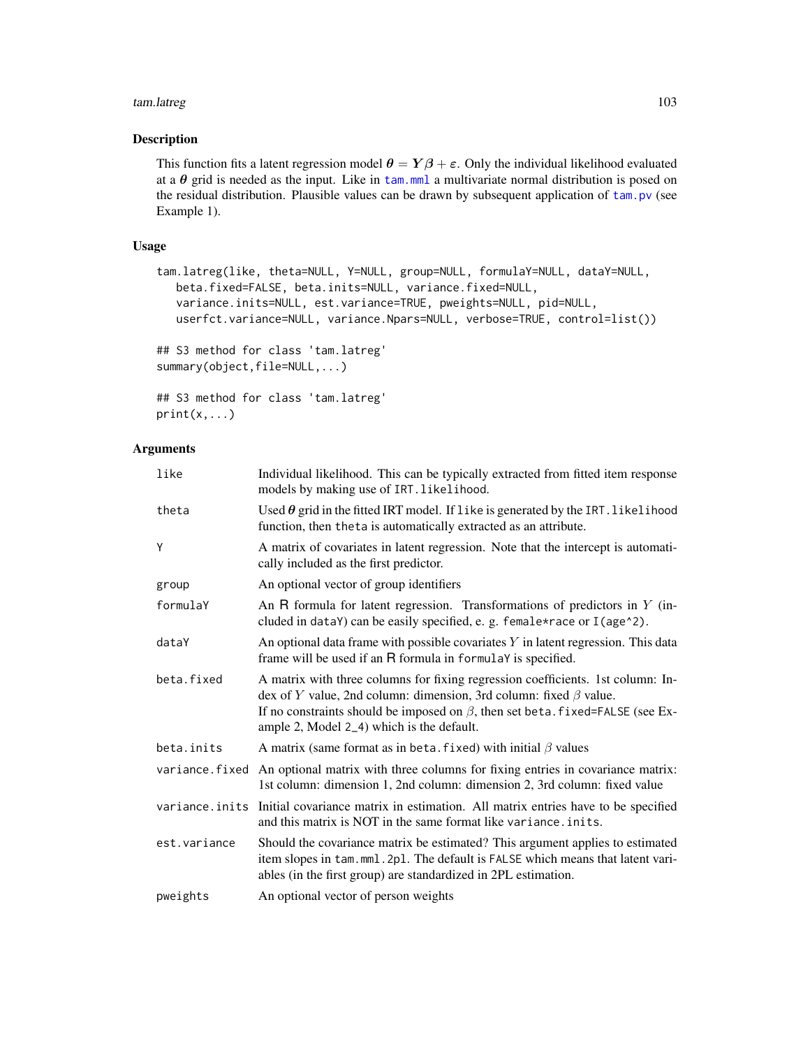## Description

This function fits a latent regression model $\boldsymbol{\theta} = \boldsymbol{Y}\boldsymbol{\beta} + \varepsilon$. Only the individual likelihood evaluated at a $\boldsymbol{\theta}$ grid is needed as the input. Like in tam.mml a multivariate normal distribution is posed on the residual distribution. Plausible values can be drawn by subsequent application of tam.pv (see Example 1).

## Usage

```
tam.latreg(like, theta=NULL, Y=NULL, group=NULL, formulaY=NULL, dataY=NULL,
   beta.fixed=FALSE, beta.inits=NULL, variance.fixed=NULL,
   variance.inits=NULL, est.variance=TRUE, pweights=NULL, pid=NULL,
   userfct.variance=NULL, variance.Npars=NULL, verbose=TRUE, control=list())

## S3 method for class 'tam.latreg'
summary(object,file=NULL,...)

## S3 method for class 'tam.latreg'
print(x,...)
```

## Arguments

| | |
|---|---|
| like | Individual likelihood. This can be typically extracted from fitted item response models by making use of `IRT.likelihood`. |
| theta | Used $\boldsymbol{\theta}$ grid in the fitted IRT model. If `like` is generated by the `IRT.likelihood` function, then `theta` is automatically extracted as an attribute. |
| Y | A matrix of covariates in latent regression. Note that the intercept is automatically included as the first predictor. |
| group | An optional vector of group identifiers |
| formulaY | An R formula for latent regression. Transformations of predictors in $Y$ (included in `dataY`) can be easily specified, e. g. `female*race` or `I(age^2)`. |
| dataY | An optional data frame with possible covariates $Y$ in latent regression. This data frame will be used if an R formula in `formulaY` is specified. |
| beta.fixed | A matrix with three columns for fixing regression coefficients. 1st column: Index of $Y$ value, 2nd column: dimension, 3rd column: fixed $\beta$ value. If no constraints should be imposed on $\beta$, then set `beta.fixed=FALSE` (see Example 2, Model 2_4) which is the default. |
| beta.inits | A matrix (same format as in `beta.fixed`) with initial $\beta$ values |
| variance.fixed | An optional matrix with three columns for fixing entries in covariance matrix: 1st column: dimension 1, 2nd column: dimension 2, 3rd column: fixed value |
| variance.inits | Initial covariance matrix in estimation. All matrix entries have to be specified and this matrix is NOT in the same format like `variance.inits`. |
| est.variance | Should the covariance matrix be estimated? This argument applies to estimated item slopes in `tam.mml.2pl`. The default is `FALSE` which means that latent variables (in the first group) are standardized in 2PL estimation. |
| pweights | An optional vector of person weights |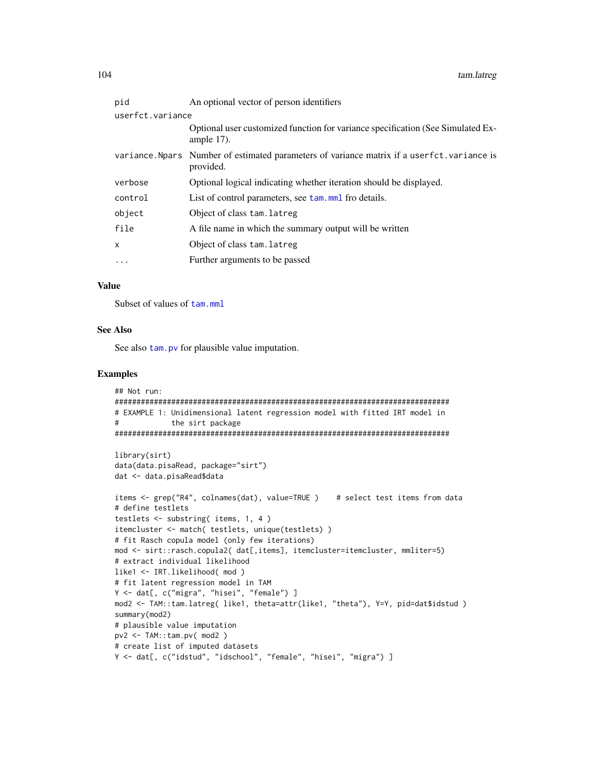| | |
|---|---|
| `pid` | An optional vector of person identifiers |
| `userfct.variance` | Optional user customized function for variance specification (See Simulated Example 17). |
| `variance.Npars` | Number of estimated parameters of variance matrix if a `userfct.variance` is provided. |
| `verbose` | Optional logical indicating whether iteration should be displayed. |
| `control` | List of control parameters, see `tam.mml` fro details. |
| `object` | Object of class `tam.latreg` |
| `file` | A file name in which the summary output will be written |
| `x` | Object of class `tam.latreg` |
| `...` | Further arguments to be passed |

## Value

Subset of values of `tam.mml`

## See Also

See also `tam.pv` for plausible value imputation.

## Examples

```
## Not run:
#############################################################################
# EXAMPLE 1: Unidimensional latent regression model with fitted IRT model in
#            the sirt package
#############################################################################

library(sirt)
data(data.pisaRead, package="sirt")
dat <- data.pisaRead$data

items <- grep("R4", colnames(dat), value=TRUE )    # select test items from data
# define testlets
testlets <- substring( items, 1, 4 )
itemcluster <- match( testlets, unique(testlets) )
# fit Rasch copula model (only few iterations)
mod <- sirt::rasch.copula2( dat[,items], itemcluster=itemcluster, mmliter=5)
# extract individual likelihood
like1 <- IRT.likelihood( mod )
# fit latent regression model in TAM
Y <- dat[, c("migra", "hisei", "female") ]
mod2 <- TAM::tam.latreg( like1, theta=attr(like1, "theta"), Y=Y, pid=dat$idstud )
summary(mod2)
# plausible value imputation
pv2 <- TAM::tam.pv( mod2 )
# create list of imputed datasets
Y <- dat[, c("idstud", "idschool", "female", "hisei", "migra") ]
```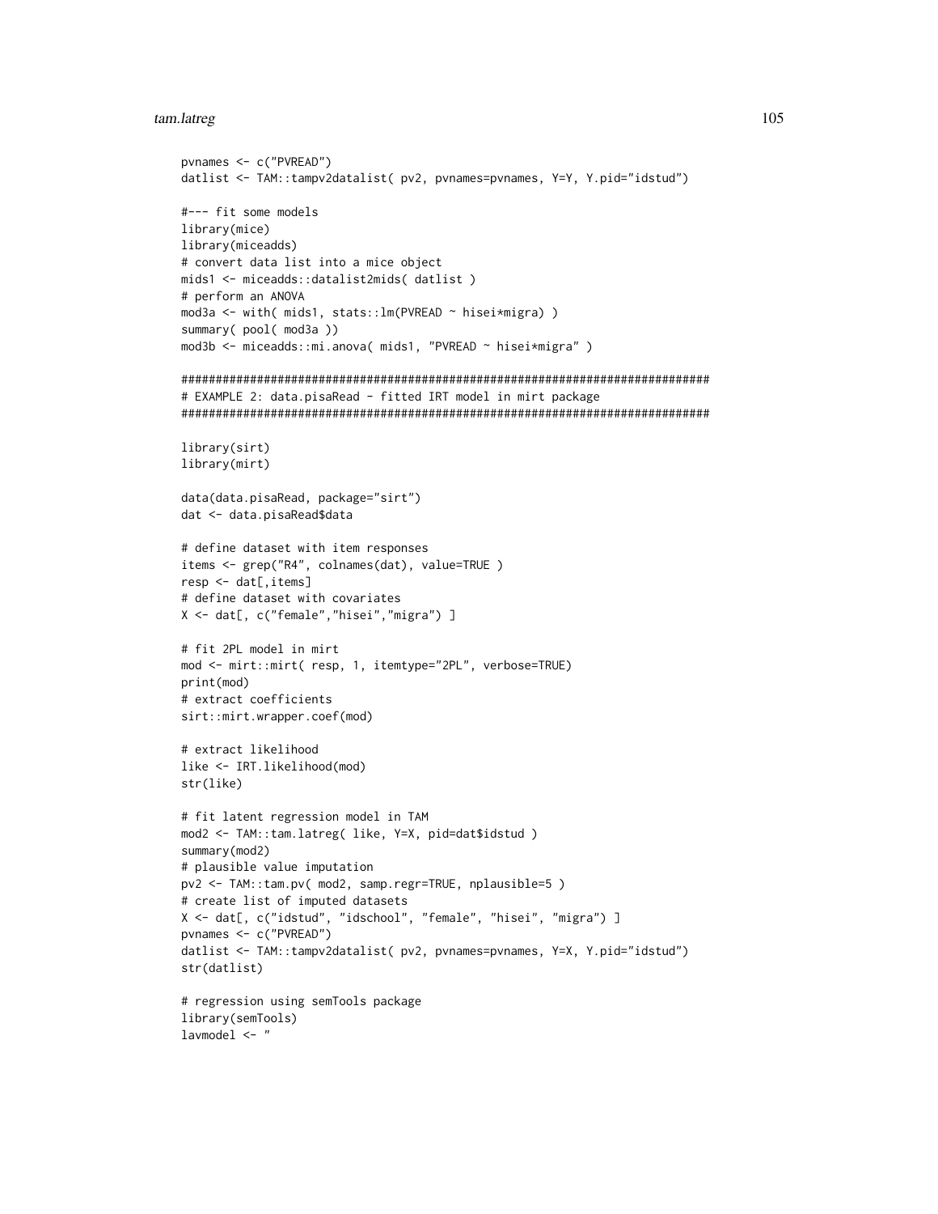```
pvnames <- c("PVREAD")
datlist <- TAM::tampv2datalist( pv2, pvnames=pvnames, Y=Y, Y.pid="idstud")

#--- fit some models
library(mice)
library(miceadds)
# convert data list into a mice object
mids1 <- miceadds::datalist2mids( datlist )
# perform an ANOVA
mod3a <- with( mids1, stats::lm(PVREAD ~ hisei*migra) )
summary( pool( mod3a ))
mod3b <- miceadds::mi.anova( mids1, "PVREAD ~ hisei*migra" )

#############################################################################
# EXAMPLE 2: data.pisaRead - fitted IRT model in mirt package
#############################################################################

library(sirt)
library(mirt)

data(data.pisaRead, package="sirt")
dat <- data.pisaRead$data

# define dataset with item responses
items <- grep("R4", colnames(dat), value=TRUE )
resp <- dat[,items]
# define dataset with covariates
X <- dat[, c("female","hisei","migra") ]

# fit 2PL model in mirt
mod <- mirt::mirt( resp, 1, itemtype="2PL", verbose=TRUE)
print(mod)
# extract coefficients
sirt::mirt.wrapper.coef(mod)

# extract likelihood
like <- IRT.likelihood(mod)
str(like)

# fit latent regression model in TAM
mod2 <- TAM::tam.latreg( like, Y=X, pid=dat$idstud )
summary(mod2)
# plausible value imputation
pv2 <- TAM::tam.pv( mod2, samp.regr=TRUE, nplausible=5 )
# create list of imputed datasets
X <- dat[, c("idstud", "idschool", "female", "hisei", "migra") ]
pvnames <- c("PVREAD")
datlist <- TAM::tampv2datalist( pv2, pvnames=pvnames, Y=X, Y.pid="idstud")
str(datlist)

# regression using semTools package
library(semTools)
lavmodel <- "
```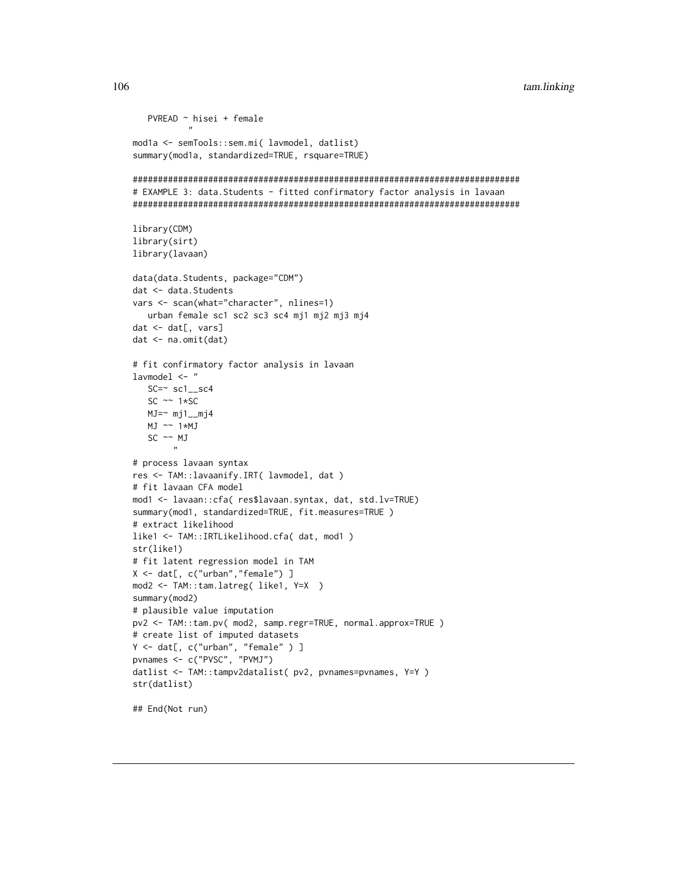```
   PVREAD ~ hisei + female
          "
mod1a <- semTools::sem.mi( lavmodel, datlist)
summary(mod1a, standardized=TRUE, rsquare=TRUE)

#############################################################################
# EXAMPLE 3: data.Students - fitted confirmatory factor analysis in lavaan
#############################################################################

library(CDM)
library(sirt)
library(lavaan)

data(data.Students, package="CDM")
dat <- data.Students
vars <- scan(what="character", nlines=1)
   urban female sc1 sc2 sc3 sc4 mj1 mj2 mj3 mj4
dat <- dat[, vars]
dat <- na.omit(dat)

# fit confirmatory factor analysis in lavaan
lavmodel <- "
   SC=~ sc1__sc4
   SC ~~ 1*SC
   MJ=~ mj1__mj4
   MJ ~~ 1*MJ
   SC ~~ MJ
        "
# process lavaan syntax
res <- TAM::lavaanify.IRT( lavmodel, dat )
# fit lavaan CFA model
mod1 <- lavaan::cfa( res$lavaan.syntax, dat, std.lv=TRUE)
summary(mod1, standardized=TRUE, fit.measures=TRUE )
# extract likelihood
like1 <- TAM::IRTLikelihood.cfa( dat, mod1 )
str(like1)
# fit latent regression model in TAM
X <- dat[, c("urban","female") ]
mod2 <- TAM::tam.latreg( like1, Y=X  )
summary(mod2)
# plausible value imputation
pv2 <- TAM::tam.pv( mod2, samp.regr=TRUE, normal.approx=TRUE )
# create list of imputed datasets
Y <- dat[, c("urban", "female" ) ]
pvnames <- c("PVSC", "PVMJ")
datlist <- TAM::tampv2datalist( pv2, pvnames=pvnames, Y=Y )
str(datlist)

## End(Not run)
```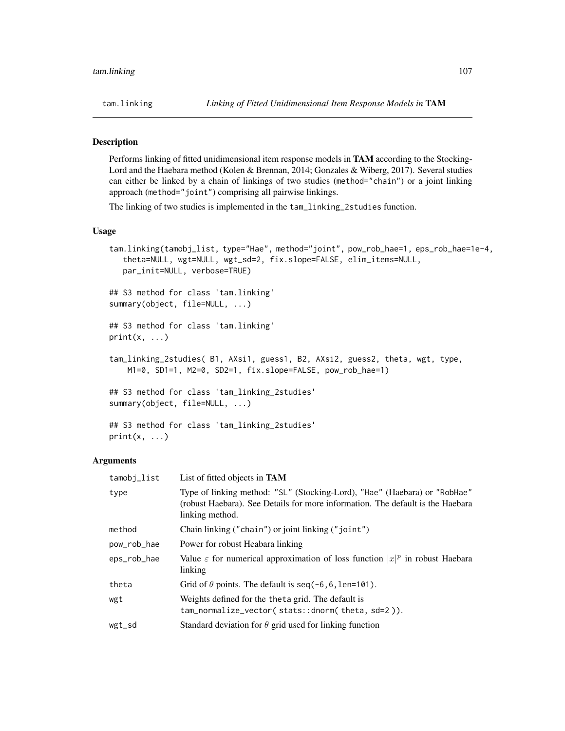# tam.linking — *Linking of Fitted Unidimensional Item Response Models in* **TAM**

## Description

Performs linking of fitted unidimensional item response models in **TAM** according to the Stocking-Lord and the Haebara method (Kolen & Brennan, 2014; Gonzales & Wiberg, 2017). Several studies can either be linked by a chain of linkings of two studies (method="chain") or a joint linking approach (method="joint") comprising all pairwise linkings.

The linking of two studies is implemented in the tam_linking_2studies function.

## Usage

```
tam.linking(tamobj_list, type="Hae", method="joint", pow_rob_hae=1, eps_rob_hae=1e-4,
   theta=NULL, wgt=NULL, wgt_sd=2, fix.slope=FALSE, elim_items=NULL,
   par_init=NULL, verbose=TRUE)

## S3 method for class 'tam.linking'
summary(object, file=NULL, ...)

## S3 method for class 'tam.linking'
print(x, ...)

tam_linking_2studies( B1, AXsi1, guess1, B2, AXsi2, guess2, theta, wgt, type,
    M1=0, SD1=1, M2=0, SD2=1, fix.slope=FALSE, pow_rob_hae=1)

## S3 method for class 'tam_linking_2studies'
summary(object, file=NULL, ...)

## S3 method for class 'tam_linking_2studies'
print(x, ...)
```

## Arguments

| | |
|---|---|
| tamobj_list | List of fitted objects in **TAM** |
| type | Type of linking method: "SL" (Stocking-Lord), "Hae" (Haebara) or "RobHae" (robust Haebara). See Details for more information. The default is the Haebara linking method. |
| method | Chain linking ("chain") or joint linking ("joint") |
| pow_rob_hae | Power for robust Heabara linking |
| eps_rob_hae | Value $\varepsilon$ for numerical approximation of loss function $\|x\|^p$ in robust Haebara linking |
| theta | Grid of $\theta$ points. The default is seq(-6,6,len=101). |
| wgt | Weights defined for the theta grid. The default is tam_normalize_vector( stats::dnorm( theta, sd=2 )). |
| wgt_sd | Standard deviation for $\theta$ grid used for linking function |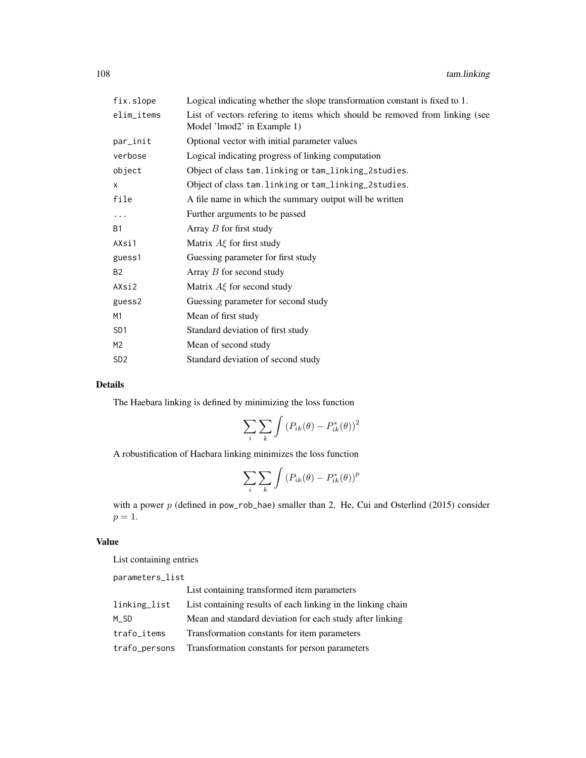| | |
|---|---|
| fix.slope | Logical indicating whether the slope transformation constant is fixed to 1. |
| elim_items | List of vectors refering to items which should be removed from linking (see Model 'lmod2' in Example 1) |
| par_init | Optional vector with initial parameter values |
| verbose | Logical indicating progress of linking computation |
| object | Object of class tam.linking or tam_linking_2studies. |
| x | Object of class tam.linking or tam_linking_2studies. |
| file | A file name in which the summary output will be written |
| ... | Further arguments to be passed |
| B1 | Array $B$ for first study |
| AXsi1 | Matrix $A\xi$ for first study |
| guess1 | Guessing parameter for first study |
| B2 | Array $B$ for second study |
| AXsi2 | Matrix $A\xi$ for second study |
| guess2 | Guessing parameter for second study |
| M1 | Mean of first study |
| SD1 | Standard deviation of first study |
| M2 | Mean of second study |
| SD2 | Standard deviation of second study |

## Details

The Haebara linking is defined by minimizing the loss function

$$\sum_i \sum_k \int \left( P_{ik}(\theta) - P^*_{ik}(\theta) \right)^2$$

A robustification of Haebara linking minimizes the loss function

$$\sum_i \sum_k \int \left( P_{ik}(\theta) - P^*_{ik}(\theta) \right)^p$$

with a power $p$ (defined in pow_rob_hae) smaller than 2. He, Cui and Osterlind (2015) consider $p = 1$.

## Value

List containing entries

| | |
|---|---|
| parameters_list | List containing transformed item parameters |
| linking_list | List containing results of each linking in the linking chain |
| M_SD | Mean and standard deviation for each study after linking |
| trafo_items | Transformation constants for item parameters |
| trafo_persons | Transformation constants for person parameters |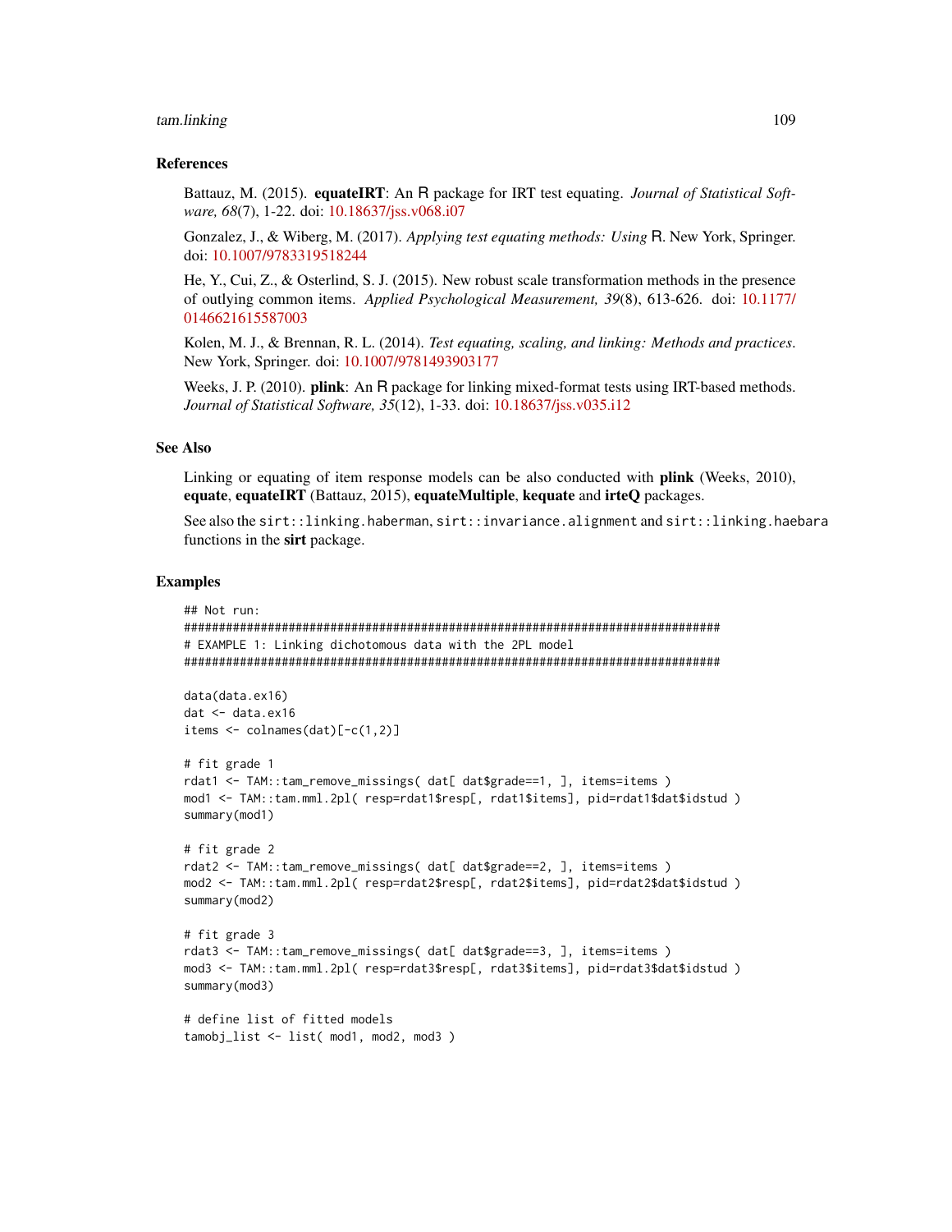## References

Battauz, M. (2015). **equateIRT**: An R package for IRT test equating. *Journal of Statistical Software, 68*(7), 1-22. doi: 10.18637/jss.v068.i07

Gonzalez, J., & Wiberg, M. (2017). *Applying test equating methods: Using* R. New York, Springer. doi: 10.1007/9783319518244

He, Y., Cui, Z., & Osterlind, S. J. (2015). New robust scale transformation methods in the presence of outlying common items. *Applied Psychological Measurement, 39*(8), 613-626. doi: 10.1177/0146621615587003

Kolen, M. J., & Brennan, R. L. (2014). *Test equating, scaling, and linking: Methods and practices*. New York, Springer. doi: 10.1007/9781493903177

Weeks, J. P. (2010). **plink**: An R package for linking mixed-format tests using IRT-based methods. *Journal of Statistical Software, 35*(12), 1-33. doi: 10.18637/jss.v035.i12

## See Also

Linking or equating of item response models can be also conducted with **plink** (Weeks, 2010), **equate**, **equateIRT** (Battauz, 2015), **equateMultiple**, **kequate** and **irteQ** packages.

See also the `sirt::linking.haberman`, `sirt::invariance.alignment` and `sirt::linking.haebara` functions in the **sirt** package.

## Examples

```
## Not run:
#############################################################################
# EXAMPLE 1: Linking dichotomous data with the 2PL model
#############################################################################

data(data.ex16)
dat <- data.ex16
items <- colnames(dat)[-c(1,2)]

# fit grade 1
rdat1 <- TAM::tam_remove_missings( dat[ dat$grade==1, ], items=items )
mod1 <- TAM::tam.mml.2pl( resp=rdat1$resp[, rdat1$items], pid=rdat1$dat$idstud )
summary(mod1)

# fit grade 2
rdat2 <- TAM::tam_remove_missings( dat[ dat$grade==2, ], items=items )
mod2 <- TAM::tam.mml.2pl( resp=rdat2$resp[, rdat2$items], pid=rdat2$dat$idstud )
summary(mod2)

# fit grade 3
rdat3 <- TAM::tam_remove_missings( dat[ dat$grade==3, ], items=items )
mod3 <- TAM::tam.mml.2pl( resp=rdat3$resp[, rdat3$items], pid=rdat3$dat$idstud )
summary(mod3)

# define list of fitted models
tamobj_list <- list( mod1, mod2, mod3 )
```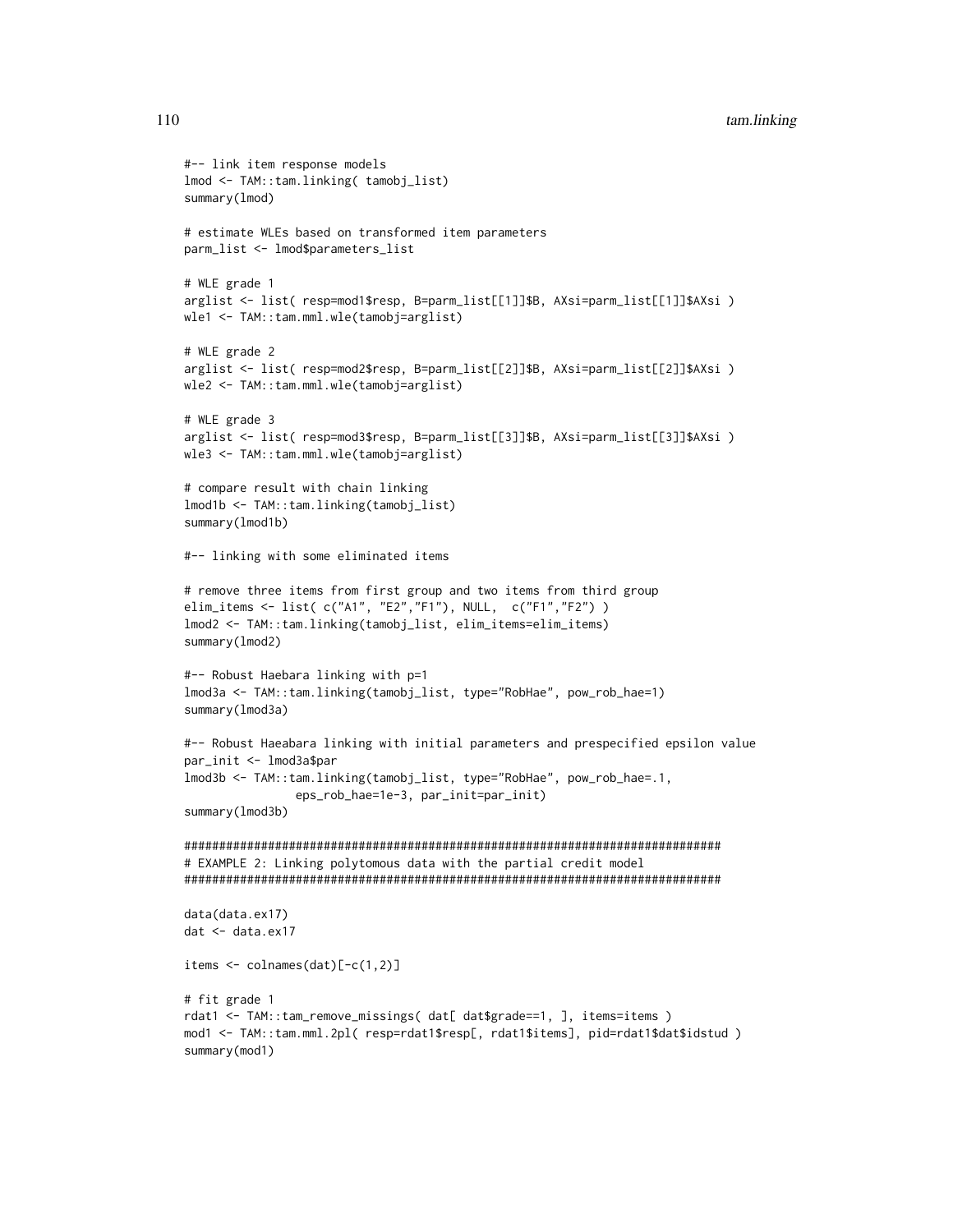```
#-- link item response models
lmod <- TAM::tam.linking( tamobj_list)
summary(lmod)

# estimate WLEs based on transformed item parameters
parm_list <- lmod$parameters_list

# WLE grade 1
arglist <- list( resp=mod1$resp, B=parm_list[[1]]$B, AXsi=parm_list[[1]]$AXsi )
wle1 <- TAM::tam.mml.wle(tamobj=arglist)

# WLE grade 2
arglist <- list( resp=mod2$resp, B=parm_list[[2]]$B, AXsi=parm_list[[2]]$AXsi )
wle2 <- TAM::tam.mml.wle(tamobj=arglist)

# WLE grade 3
arglist <- list( resp=mod3$resp, B=parm_list[[3]]$B, AXsi=parm_list[[3]]$AXsi )
wle3 <- TAM::tam.mml.wle(tamobj=arglist)

# compare result with chain linking
lmod1b <- TAM::tam.linking(tamobj_list)
summary(lmod1b)

#-- linking with some eliminated items

# remove three items from first group and two items from third group
elim_items <- list( c("A1", "E2","F1"), NULL,  c("F1","F2") )
lmod2 <- TAM::tam.linking(tamobj_list, elim_items=elim_items)
summary(lmod2)

#-- Robust Haebara linking with p=1
lmod3a <- TAM::tam.linking(tamobj_list, type="RobHae", pow_rob_hae=1)
summary(lmod3a)

#-- Robust Haeabara linking with initial parameters and prespecified epsilon value
par_init <- lmod3a$par
lmod3b <- TAM::tam.linking(tamobj_list, type="RobHae", pow_rob_hae=.1,
                eps_rob_hae=1e-3, par_init=par_init)
summary(lmod3b)

#############################################################################
# EXAMPLE 2: Linking polytomous data with the partial credit model
#############################################################################

data(data.ex17)
dat <- data.ex17

items <- colnames(dat)[-c(1,2)]

# fit grade 1
rdat1 <- TAM::tam_remove_missings( dat[ dat$grade==1, ], items=items )
mod1 <- TAM::tam.mml.2pl( resp=rdat1$resp[, rdat1$items], pid=rdat1$dat$idstud )
summary(mod1)
```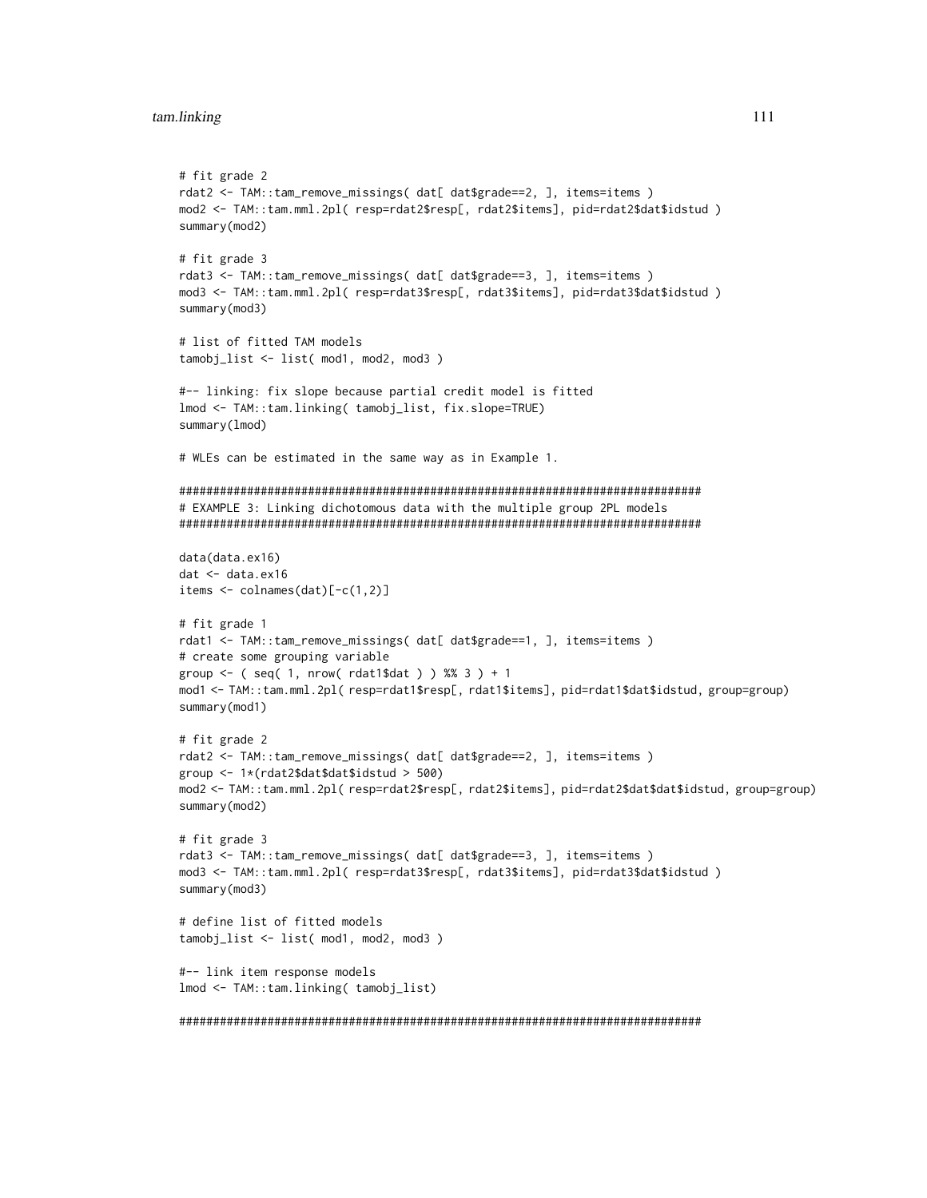```
# fit grade 2
rdat2 <- TAM::tam_remove_missings( dat[ dat$grade==2, ], items=items )
mod2 <- TAM::tam.mml.2pl( resp=rdat2$resp[, rdat2$items], pid=rdat2$dat$idstud )
summary(mod2)

# fit grade 3
rdat3 <- TAM::tam_remove_missings( dat[ dat$grade==3, ], items=items )
mod3 <- TAM::tam.mml.2pl( resp=rdat3$resp[, rdat3$items], pid=rdat3$dat$idstud )
summary(mod3)

# list of fitted TAM models
tamobj_list <- list( mod1, mod2, mod3 )

#-- linking: fix slope because partial credit model is fitted
lmod <- TAM::tam.linking( tamobj_list, fix.slope=TRUE)
summary(lmod)

# WLEs can be estimated in the same way as in Example 1.

#############################################################################
# EXAMPLE 3: Linking dichotomous data with the multiple group 2PL models
#############################################################################

data(data.ex16)
dat <- data.ex16
items <- colnames(dat)[-c(1,2)]

# fit grade 1
rdat1 <- TAM::tam_remove_missings( dat[ dat$grade==1, ], items=items )
# create some grouping variable
group <- ( seq( 1, nrow( rdat1$dat ) ) %% 3 ) + 1
mod1 <- TAM::tam.mml.2pl( resp=rdat1$resp[, rdat1$items], pid=rdat1$dat$idstud, group=group)
summary(mod1)

# fit grade 2
rdat2 <- TAM::tam_remove_missings( dat[ dat$grade==2, ], items=items )
group <- 1*(rdat2$dat$dat$idstud > 500)
mod2 <- TAM::tam.mml.2pl( resp=rdat2$resp[, rdat2$items], pid=rdat2$dat$dat$idstud, group=group)
summary(mod2)

# fit grade 3
rdat3 <- TAM::tam_remove_missings( dat[ dat$grade==3, ], items=items )
mod3 <- TAM::tam.mml.2pl( resp=rdat3$resp[, rdat3$items], pid=rdat3$dat$idstud )
summary(mod3)

# define list of fitted models
tamobj_list <- list( mod1, mod2, mod3 )

#-- link item response models
lmod <- TAM::tam.linking( tamobj_list)

#############################################################################
```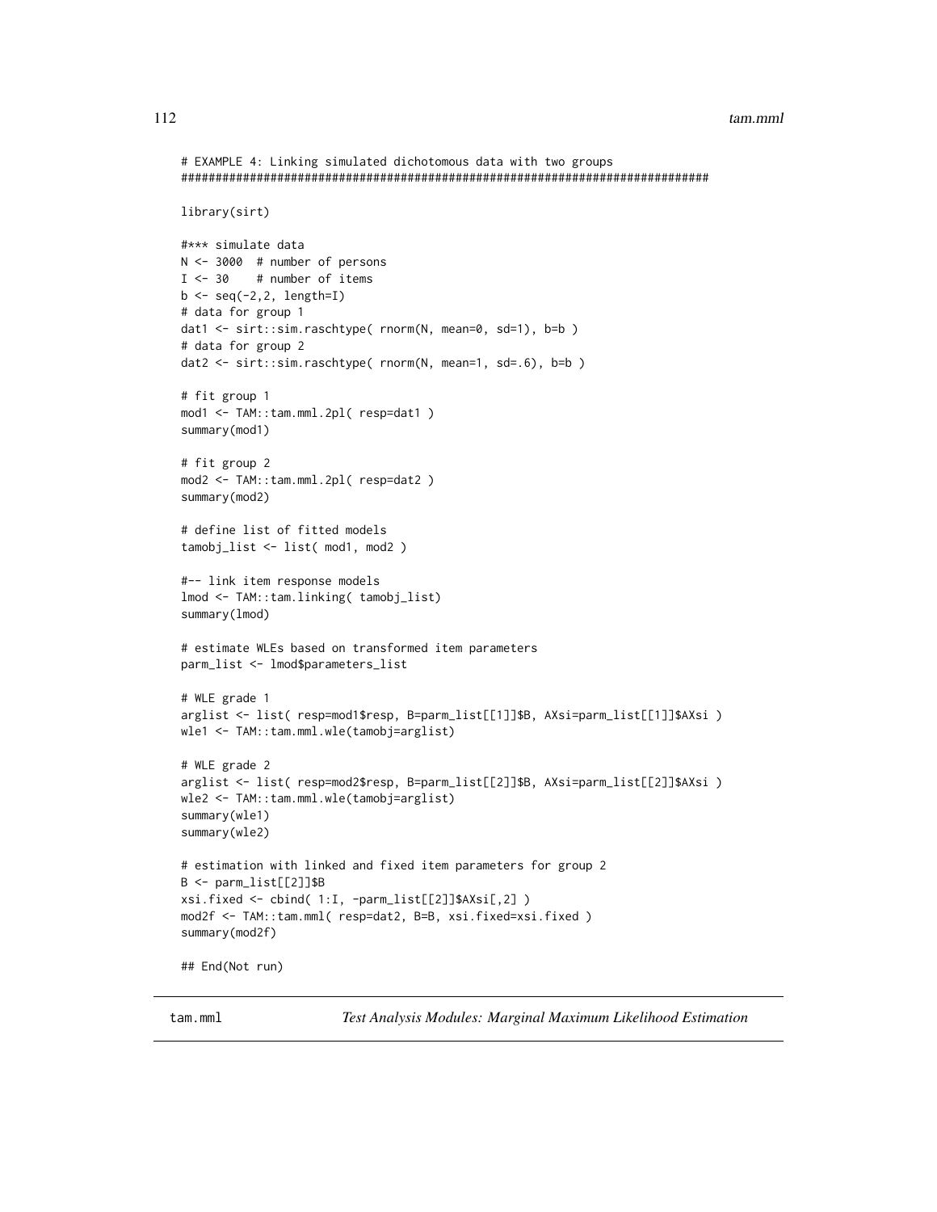```
# EXAMPLE 4: Linking simulated dichotomous data with two groups
#############################################################################

library(sirt)

#*** simulate data
N <- 3000  # number of persons
I <- 30    # number of items
b <- seq(-2,2, length=I)
# data for group 1
dat1 <- sirt::sim.raschtype( rnorm(N, mean=0, sd=1), b=b )
# data for group 2
dat2 <- sirt::sim.raschtype( rnorm(N, mean=1, sd=.6), b=b )

# fit group 1
mod1 <- TAM::tam.mml.2pl( resp=dat1 )
summary(mod1)

# fit group 2
mod2 <- TAM::tam.mml.2pl( resp=dat2 )
summary(mod2)

# define list of fitted models
tamobj_list <- list( mod1, mod2 )

#-- link item response models
lmod <- TAM::tam.linking( tamobj_list)
summary(lmod)

# estimate WLEs based on transformed item parameters
parm_list <- lmod$parameters_list

# WLE grade 1
arglist <- list( resp=mod1$resp, B=parm_list[[1]]$B, AXsi=parm_list[[1]]$AXsi )
wle1 <- TAM::tam.mml.wle(tamobj=arglist)

# WLE grade 2
arglist <- list( resp=mod2$resp, B=parm_list[[2]]$B, AXsi=parm_list[[2]]$AXsi )
wle2 <- TAM::tam.mml.wle(tamobj=arglist)
summary(wle1)
summary(wle2)

# estimation with linked and fixed item parameters for group 2
B <- parm_list[[2]]$B
xsi.fixed <- cbind( 1:I, -parm_list[[2]]$AXsi[,2] )
mod2f <- TAM::tam.mml( resp=dat2, B=B, xsi.fixed=xsi.fixed )
summary(mod2f)

## End(Not run)
```

---

tam.mml &nbsp;&nbsp;&nbsp;&nbsp; *Test Analysis Modules: Marginal Maximum Likelihood Estimation*

---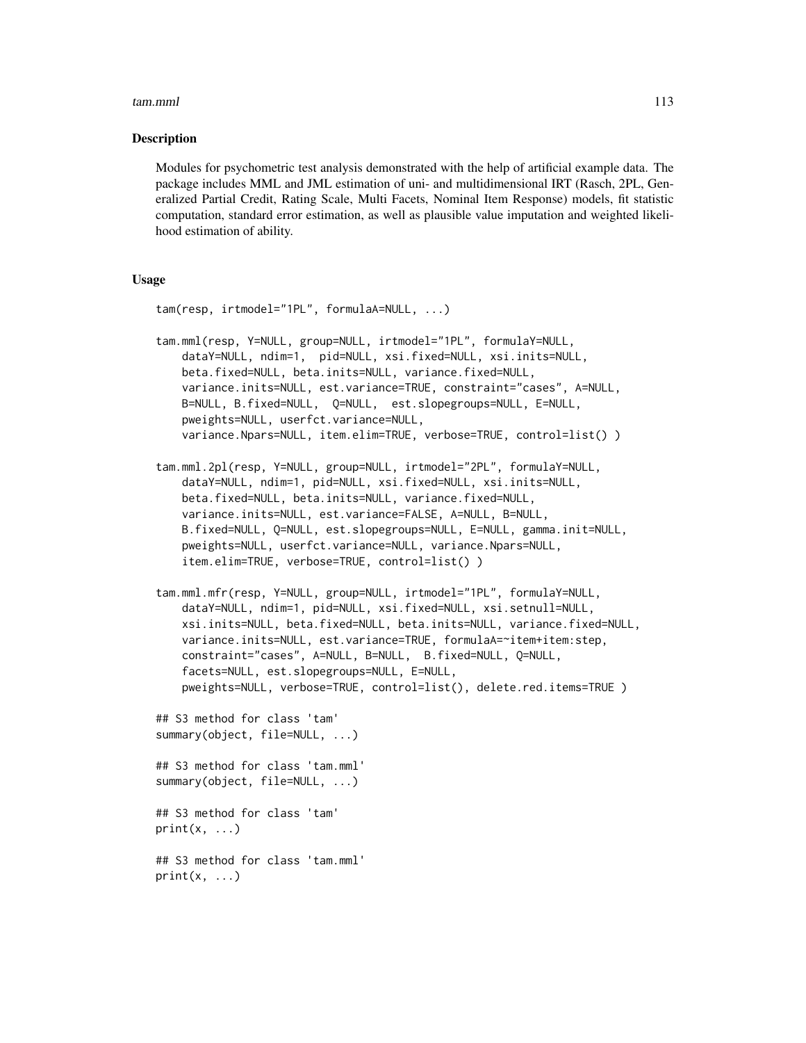## Description

Modules for psychometric test analysis demonstrated with the help of artificial example data. The package includes MML and JML estimation of uni- and multidimensional IRT (Rasch, 2PL, Generalized Partial Credit, Rating Scale, Multi Facets, Nominal Item Response) models, fit statistic computation, standard error estimation, as well as plausible value imputation and weighted likelihood estimation of ability.

## Usage

```
tam(resp, irtmodel="1PL", formulaA=NULL, ...)

tam.mml(resp, Y=NULL, group=NULL, irtmodel="1PL", formulaY=NULL,
    dataY=NULL, ndim=1,  pid=NULL, xsi.fixed=NULL, xsi.inits=NULL,
    beta.fixed=NULL, beta.inits=NULL, variance.fixed=NULL,
    variance.inits=NULL, est.variance=TRUE, constraint="cases", A=NULL,
    B=NULL, B.fixed=NULL,  Q=NULL,  est.slopegroups=NULL, E=NULL,
    pweights=NULL, userfct.variance=NULL,
    variance.Npars=NULL, item.elim=TRUE, verbose=TRUE, control=list() )

tam.mml.2pl(resp, Y=NULL, group=NULL, irtmodel="2PL", formulaY=NULL,
    dataY=NULL, ndim=1, pid=NULL, xsi.fixed=NULL, xsi.inits=NULL,
    beta.fixed=NULL, beta.inits=NULL, variance.fixed=NULL,
    variance.inits=NULL, est.variance=FALSE, A=NULL, B=NULL,
    B.fixed=NULL, Q=NULL, est.slopegroups=NULL, E=NULL, gamma.init=NULL,
    pweights=NULL, userfct.variance=NULL, variance.Npars=NULL,
    item.elim=TRUE, verbose=TRUE, control=list() )

tam.mml.mfr(resp, Y=NULL, group=NULL, irtmodel="1PL", formulaY=NULL,
    dataY=NULL, ndim=1, pid=NULL, xsi.fixed=NULL, xsi.setnull=NULL,
    xsi.inits=NULL, beta.fixed=NULL, beta.inits=NULL, variance.fixed=NULL,
    variance.inits=NULL, est.variance=TRUE, formulaA=~item+item:step,
    constraint="cases", A=NULL, B=NULL,  B.fixed=NULL, Q=NULL,
    facets=NULL, est.slopegroups=NULL, E=NULL,
    pweights=NULL, verbose=TRUE, control=list(), delete.red.items=TRUE )

## S3 method for class 'tam'
summary(object, file=NULL, ...)

## S3 method for class 'tam.mml'
summary(object, file=NULL, ...)

## S3 method for class 'tam'
print(x, ...)

## S3 method for class 'tam.mml'
print(x, ...)
```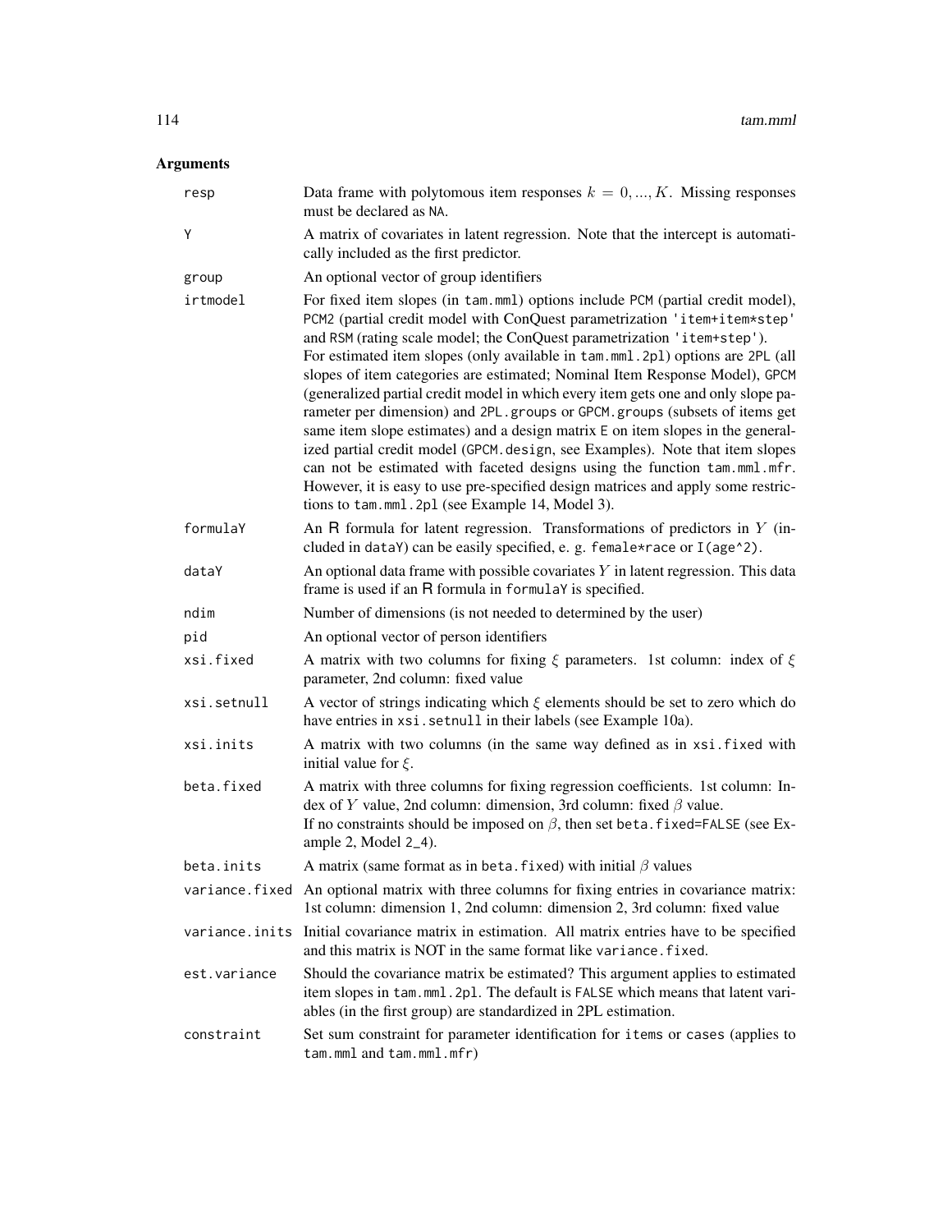## Arguments

**resp**
: Data frame with polytomous item responses $k = 0, ..., K$. Missing responses must be declared as `NA`.

**Y**
: A matrix of covariates in latent regression. Note that the intercept is automatically included as the first predictor.

**group**
: An optional vector of group identifiers

**irtmodel**
: For fixed item slopes (in `tam.mml`) options include `PCM` (partial credit model), `PCM2` (partial credit model with ConQuest parametrization `'item+item*step'` and `RSM` (rating scale model; the ConQuest parametrization `'item+step'`).
For estimated item slopes (only available in `tam.mml.2pl`) options are `2PL` (all slopes of item categories are estimated; Nominal Item Response Model), `GPCM` (generalized partial credit model in which every item gets one and only slope parameter per dimension) and `2PL.groups` or `GPCM.groups` (subsets of items get same item slope estimates) and a design matrix `E` on item slopes in the generalized partial credit model (`GPCM.design`, see Examples). Note that item slopes can not be estimated with faceted designs using the function `tam.mml.mfr`. However, it is easy to use pre-specified design matrices and apply some restrictions to `tam.mml.2pl` (see Example 14, Model 3).

**formulaY**
: An R formula for latent regression. Transformations of predictors in $Y$ (included in `dataY`) can be easily specified, e. g. `female*race` or `I(age^2)`.

**dataY**
: An optional data frame with possible covariates $Y$ in latent regression. This data frame is used if an R formula in `formulaY` is specified.

**ndim**
: Number of dimensions (is not needed to determined by the user)

**pid**
: An optional vector of person identifiers

**xsi.fixed**
: A matrix with two columns for fixing $\xi$ parameters. 1st column: index of $\xi$ parameter, 2nd column: fixed value

**xsi.setnull**
: A vector of strings indicating which $\xi$ elements should be set to zero which do have entries in `xsi.setnull` in their labels (see Example 10a).

**xsi.inits**
: A matrix with two columns (in the same way defined as in `xsi.fixed` with initial value for $\xi$.

**beta.fixed**
: A matrix with three columns for fixing regression coefficients. 1st column: Index of $Y$ value, 2nd column: dimension, 3rd column: fixed $\beta$ value.
If no constraints should be imposed on $\beta$, then set `beta.fixed=FALSE` (see Example 2, Model `2_4`).

**beta.inits**
: A matrix (same format as in `beta.fixed`) with initial $\beta$ values

**variance.fixed**
: An optional matrix with three columns for fixing entries in covariance matrix: 1st column: dimension 1, 2nd column: dimension 2, 3rd column: fixed value

**variance.inits**
: Initial covariance matrix in estimation. All matrix entries have to be specified and this matrix is NOT in the same format like `variance.fixed`.

**est.variance**
: Should the covariance matrix be estimated? This argument applies to estimated item slopes in `tam.mml.2pl`. The default is `FALSE` which means that latent variables (in the first group) are standardized in 2PL estimation.

**constraint**
: Set sum constraint for parameter identification for `items` or `cases` (applies to `tam.mml` and `tam.mml.mfr`)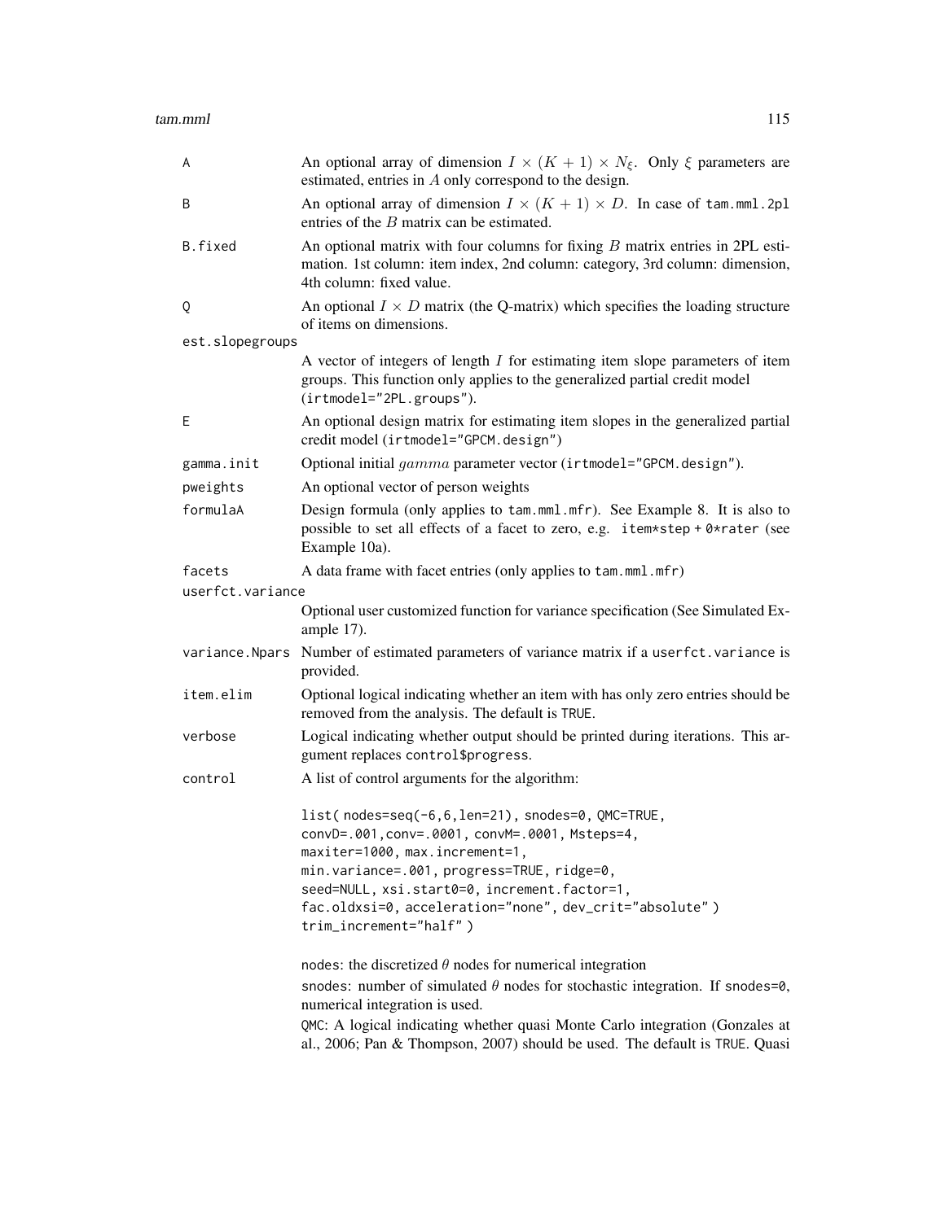| | |
|---|---|
| A | An optional array of dimension $I \times (K+1) \times N_\xi$. Only $\xi$ parameters are estimated, entries in $A$ only correspond to the design. |
| B | An optional array of dimension $I \times (K+1) \times D$. In case of `tam.mml.2pl` entries of the $B$ matrix can be estimated. |
| B.fixed | An optional matrix with four columns for fixing $B$ matrix entries in 2PL estimation. 1st column: item index, 2nd column: category, 3rd column: dimension, 4th column: fixed value. |
| Q | An optional $I \times D$ matrix (the Q-matrix) which specifies the loading structure of items on dimensions. |
| est.slopegroups | A vector of integers of length $I$ for estimating item slope parameters of item groups. This function only applies to the generalized partial credit model (`irtmodel="2PL.groups"`). |
| E | An optional design matrix for estimating item slopes in the generalized partial credit model (`irtmodel="GPCM.design"`) |
| gamma.init | Optional initial $gamma$ parameter vector (`irtmodel="GPCM.design"`). |
| pweights | An optional vector of person weights |
| formulaA | Design formula (only applies to `tam.mml.mfr`). See Example 8. It is also to possible to set all effects of a facet to zero, e.g. `item*step + 0*rater` (see Example 10a). |
| facets | A data frame with facet entries (only applies to `tam.mml.mfr`) |
| userfct.variance | Optional user customized function for variance specification (See Simulated Example 17). |
| variance.Npars | Number of estimated parameters of variance matrix if a `userfct.variance` is provided. |
| item.elim | Optional logical indicating whether an item with has only zero entries should be removed from the analysis. The default is `TRUE`. |
| verbose | Logical indicating whether output should be printed during iterations. This argument replaces `control$progress`. |
| control | A list of control arguments for the algorithm: |

```
list( nodes=seq(-6,6,len=21), snodes=0, QMC=TRUE,
convD=.001,conv=.0001, convM=.0001, Msteps=4,
maxiter=1000, max.increment=1,
min.variance=.001, progress=TRUE, ridge=0,
seed=NULL, xsi.start0=0, increment.factor=1,
fac.oldxsi=0, acceleration="none", dev_crit="absolute" )
trim_increment="half" )
```

`nodes`: the discretized $\theta$ nodes for numerical integration

`snodes`: number of simulated $\theta$ nodes for stochastic integration. If `snodes=0`, numerical integration is used.

`QMC`: A logical indicating whether quasi Monte Carlo integration (Gonzales at al., 2006; Pan & Thompson, 2007) should be used. The default is `TRUE`. Quasi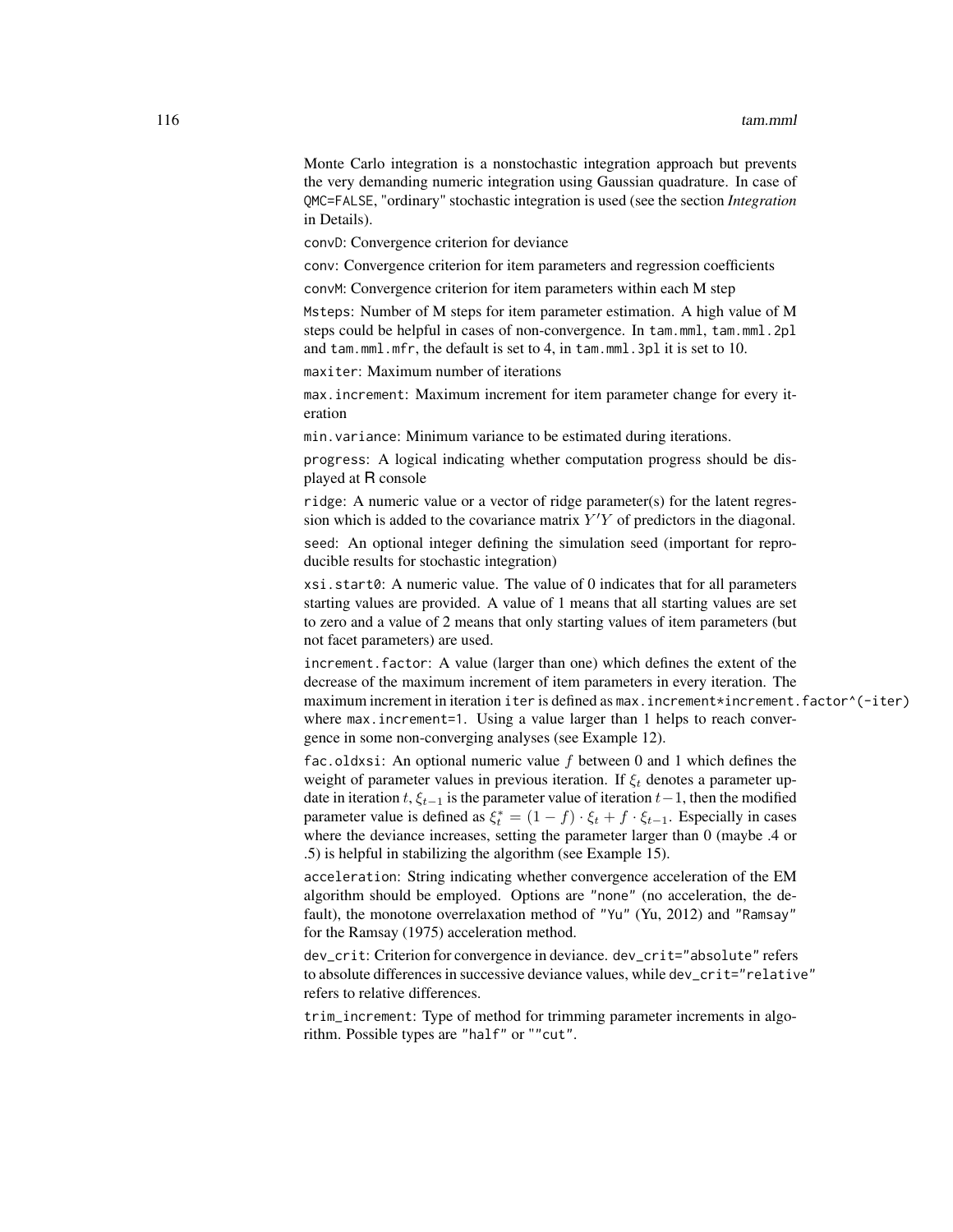Monte Carlo integration is a nonstochastic integration approach but prevents the very demanding numeric integration using Gaussian quadrature. In case of `QMC=FALSE`, "ordinary" stochastic integration is used (see the section *Integration* in Details).

`convD`: Convergence criterion for deviance

`conv`: Convergence criterion for item parameters and regression coefficients

`convM`: Convergence criterion for item parameters within each M step

`Msteps`: Number of M steps for item parameter estimation. A high value of M steps could be helpful in cases of non-convergence. In `tam.mml`, `tam.mml.2pl` and `tam.mml.mfr`, the default is set to 4, in `tam.mml.3pl` it is set to 10.

`maxiter`: Maximum number of iterations

`max.increment`: Maximum increment for item parameter change for every iteration

`min.variance`: Minimum variance to be estimated during iterations.

`progress`: A logical indicating whether computation progress should be displayed at R console

`ridge`: A numeric value or a vector of ridge parameter(s) for the latent regression which is added to the covariance matrix $Y'Y$ of predictors in the diagonal.

`seed`: An optional integer defining the simulation seed (important for reproducible results for stochastic integration)

`xsi.start0`: A numeric value. The value of 0 indicates that for all parameters starting values are provided. A value of 1 means that all starting values are set to zero and a value of 2 means that only starting values of item parameters (but not facet parameters) are used.

`increment.factor`: A value (larger than one) which defines the extent of the decrease of the maximum increment of item parameters in every iteration. The maximum increment in iteration `iter` is defined as `max.increment*increment.factor^(-iter)` where `max.increment=1`. Using a value larger than 1 helps to reach convergence in some non-converging analyses (see Example 12).

`fac.oldxsi`: An optional numeric value $f$ between 0 and 1 which defines the weight of parameter values in previous iteration. If $\xi_t$ denotes a parameter update in iteration $t$, $\xi_{t-1}$ is the parameter value of iteration $t-1$, then the modified parameter value is defined as $\xi_t^* = (1-f) \cdot \xi_t + f \cdot \xi_{t-1}$. Especially in cases where the deviance increases, setting the parameter larger than 0 (maybe .4 or .5) is helpful in stabilizing the algorithm (see Example 15).

`acceleration`: String indicating whether convergence acceleration of the EM algorithm should be employed. Options are `"none"` (no acceleration, the default), the monotone overrelaxation method of `"Yu"` (Yu, 2012) and `"Ramsay"` for the Ramsay (1975) acceleration method.

`dev_crit`: Criterion for convergence in deviance. `dev_crit="absolute"` refers to absolute differences in successive deviance values, while `dev_crit="relative"` refers to relative differences.

`trim_increment`: Type of method for trimming parameter increments in algorithm. Possible types are `"half"` or `""cut"`.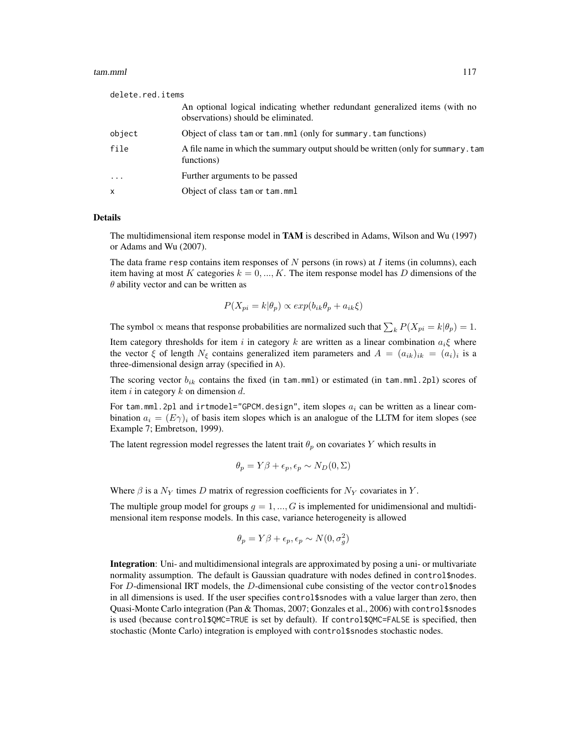| | |
|---|---|
| delete.red.items | An optional logical indicating whether redundant generalized items (with no observations) should be eliminated. |
| object | Object of class tam or tam.mml (only for summary.tam functions) |
| file | A file name in which the summary output should be written (only for summary.tam functions) |
| ... | Further arguments to be passed |
| x | Object of class tam or tam.mml |

## Details

The multidimensional item response model in **TAM** is described in Adams, Wilson and Wu (1997) or Adams and Wu (2007).

The data frame resp contains item responses of $N$ persons (in rows) at $I$ items (in columns), each item having at most $K$ categories $k = 0, ..., K$. The item response model has $D$ dimensions of the $\theta$ ability vector and can be written as

$$P(X_{pi} = k|\theta_p) \propto exp(b_{ik}\theta_p + a_{ik}\xi)$$

The symbol $\propto$ means that response probabilities are normalized such that $\sum_k P(X_{pi} = k|\theta_p) = 1$.

Item category thresholds for item $i$ in category $k$ are written as a linear combination $a_i\xi$ where the vector $\xi$ of length $N_\xi$ contains generalized item parameters and $A = (a_{ik})_{ik} = (a_i)_i$ is a three-dimensional design array (specified in A).

The scoring vector $b_{ik}$ contains the fixed (in tam.mml) or estimated (in tam.mml.2pl) scores of item $i$ in category $k$ on dimension $d$.

For tam.mml.2pl and irtmodel="GPCM.design", item slopes $a_i$ can be written as a linear combination $a_i = (E\gamma)_i$ of basis item slopes which is an analogue of the LLTM for item slopes (see Example 7; Embretson, 1999).

The latent regression model regresses the latent trait $\theta_p$ on covariates $Y$ which results in

$$\theta_p = Y\beta + \epsilon_p, \epsilon_p \sim N_D(0, \Sigma)$$

Where $\beta$ is a $N_Y$ times $D$ matrix of regression coefficients for $N_Y$ covariates in $Y$.

The multiple group model for groups $g = 1, ..., G$ is implemented for unidimensional and multidimensional item response models. In this case, variance heterogeneity is allowed

$$\theta_p = Y\beta + \epsilon_p, \epsilon_p \sim N(0, \sigma_g^2)$$

**Integration**: Uni- and multidimensional integrals are approximated by posing a uni- or multivariate normality assumption. The default is Gaussian quadrature with nodes defined in control$nodes. For $D$-dimensional IRT models, the $D$-dimensional cube consisting of the vector control$nodes in all dimensions is used. If the user specifies control$snodes with a value larger than zero, then Quasi-Monte Carlo integration (Pan & Thomas, 2007; Gonzales et al., 2006) with control$snodes is used (because control$QMC=TRUE is set by default). If control$QMC=FALSE is specified, then stochastic (Monte Carlo) integration is employed with control$snodes stochastic nodes.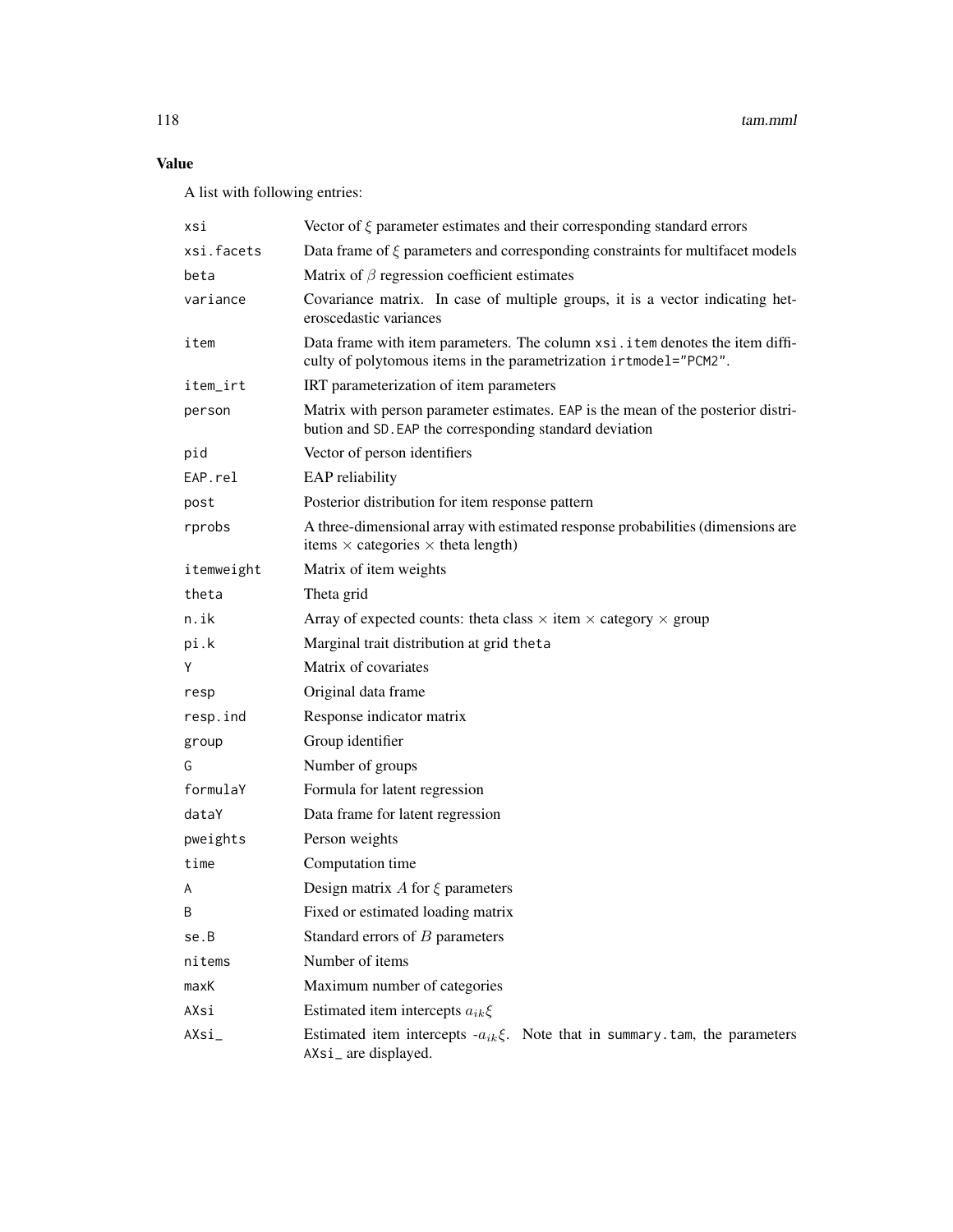## Value

A list with following entries:

| | |
|---|---|
| `xsi` | Vector of $\xi$ parameter estimates and their corresponding standard errors |
| `xsi.facets` | Data frame of $\xi$ parameters and corresponding constraints for multifacet models |
| `beta` | Matrix of $\beta$ regression coefficient estimates |
| `variance` | Covariance matrix. In case of multiple groups, it is a vector indicating heteroscedastic variances |
| `item` | Data frame with item parameters. The column `xsi.item` denotes the item difficulty of polytomous items in the parametrization `irtmodel="PCM2"`. |
| `item_irt` | IRT parameterization of item parameters |
| `person` | Matrix with person parameter estimates. `EAP` is the mean of the posterior distribution and `SD.EAP` the corresponding standard deviation |
| `pid` | Vector of person identifiers |
| `EAP.rel` | EAP reliability |
| `post` | Posterior distribution for item response pattern |
| `rprobs` | A three-dimensional array with estimated response probabilities (dimensions are items $\times$ categories $\times$ theta length) |
| `itemweight` | Matrix of item weights |
| `theta` | Theta grid |
| `n.ik` | Array of expected counts: theta class $\times$ item $\times$ category $\times$ group |
| `pi.k` | Marginal trait distribution at grid `theta` |
| `Y` | Matrix of covariates |
| `resp` | Original data frame |
| `resp.ind` | Response indicator matrix |
| `group` | Group identifier |
| `G` | Number of groups |
| `formulaY` | Formula for latent regression |
| `dataY` | Data frame for latent regression |
| `pweights` | Person weights |
| `time` | Computation time |
| `A` | Design matrix $A$ for $\xi$ parameters |
| `B` | Fixed or estimated loading matrix |
| `se.B` | Standard errors of $B$ parameters |
| `nitems` | Number of items |
| `maxK` | Maximum number of categories |
| `AXsi` | Estimated item intercepts $a_{ik}\xi$ |
| `AXsi_` | Estimated item intercepts -$a_{ik}\xi$. Note that in `summary.tam`, the parameters `AXsi_` are displayed. |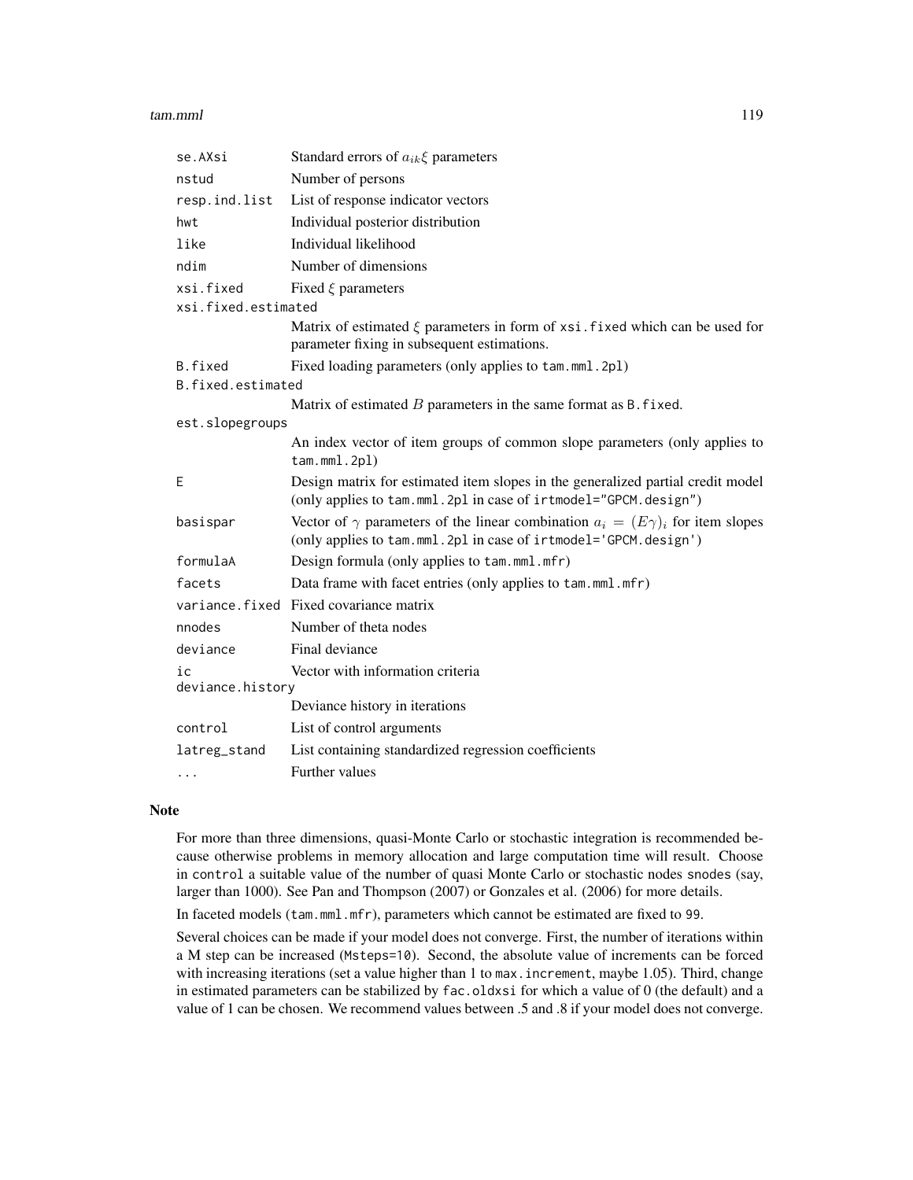| | |
|---|---|
| `se.AXsi` | Standard errors of $a_{ik}\xi$ parameters |
| `nstud` | Number of persons |
| `resp.ind.list` | List of response indicator vectors |
| `hwt` | Individual posterior distribution |
| `like` | Individual likelihood |
| `ndim` | Number of dimensions |
| `xsi.fixed` | Fixed $\xi$ parameters |
| `xsi.fixed.estimated` | Matrix of estimated $\xi$ parameters in form of `xsi.fixed` which can be used for parameter fixing in subsequent estimations. |
| `B.fixed` | Fixed loading parameters (only applies to `tam.mml.2pl`) |
| `B.fixed.estimated` | Matrix of estimated $B$ parameters in the same format as `B.fixed`. |
| `est.slopegroups` | An index vector of item groups of common slope parameters (only applies to `tam.mml.2pl`) |
| `E` | Design matrix for estimated item slopes in the generalized partial credit model (only applies to `tam.mml.2pl` in case of `irtmodel="GPCM.design"`) |
| `basispar` | Vector of $\gamma$ parameters of the linear combination $a_i = (E\gamma)_i$ for item slopes (only applies to `tam.mml.2pl` in case of `irtmodel='GPCM.design'`) |
| `formulaA` | Design formula (only applies to `tam.mml.mfr`) |
| `facets` | Data frame with facet entries (only applies to `tam.mml.mfr`) |
| `variance.fixed` | Fixed covariance matrix |
| `nnodes` | Number of theta nodes |
| `deviance` | Final deviance |
| `ic` | Vector with information criteria |
| `deviance.history` | Deviance history in iterations |
| `control` | List of control arguments |
| `latreg_stand` | List containing standardized regression coefficients |
| `...` | Further values |

## Note

For more than three dimensions, quasi-Monte Carlo or stochastic integration is recommended because otherwise problems in memory allocation and large computation time will result. Choose in `control` a suitable value of the number of quasi Monte Carlo or stochastic nodes `snodes` (say, larger than 1000). See Pan and Thompson (2007) or Gonzales et al. (2006) for more details.

In faceted models (`tam.mml.mfr`), parameters which cannot be estimated are fixed to `99`.

Several choices can be made if your model does not converge. First, the number of iterations within a M step can be increased (`Msteps=10`). Second, the absolute value of increments can be forced with increasing iterations (set a value higher than 1 to `max.increment`, maybe 1.05). Third, change in estimated parameters can be stabilized by `fac.oldxsi` for which a value of 0 (the default) and a value of 1 can be chosen. We recommend values between .5 and .8 if your model does not converge.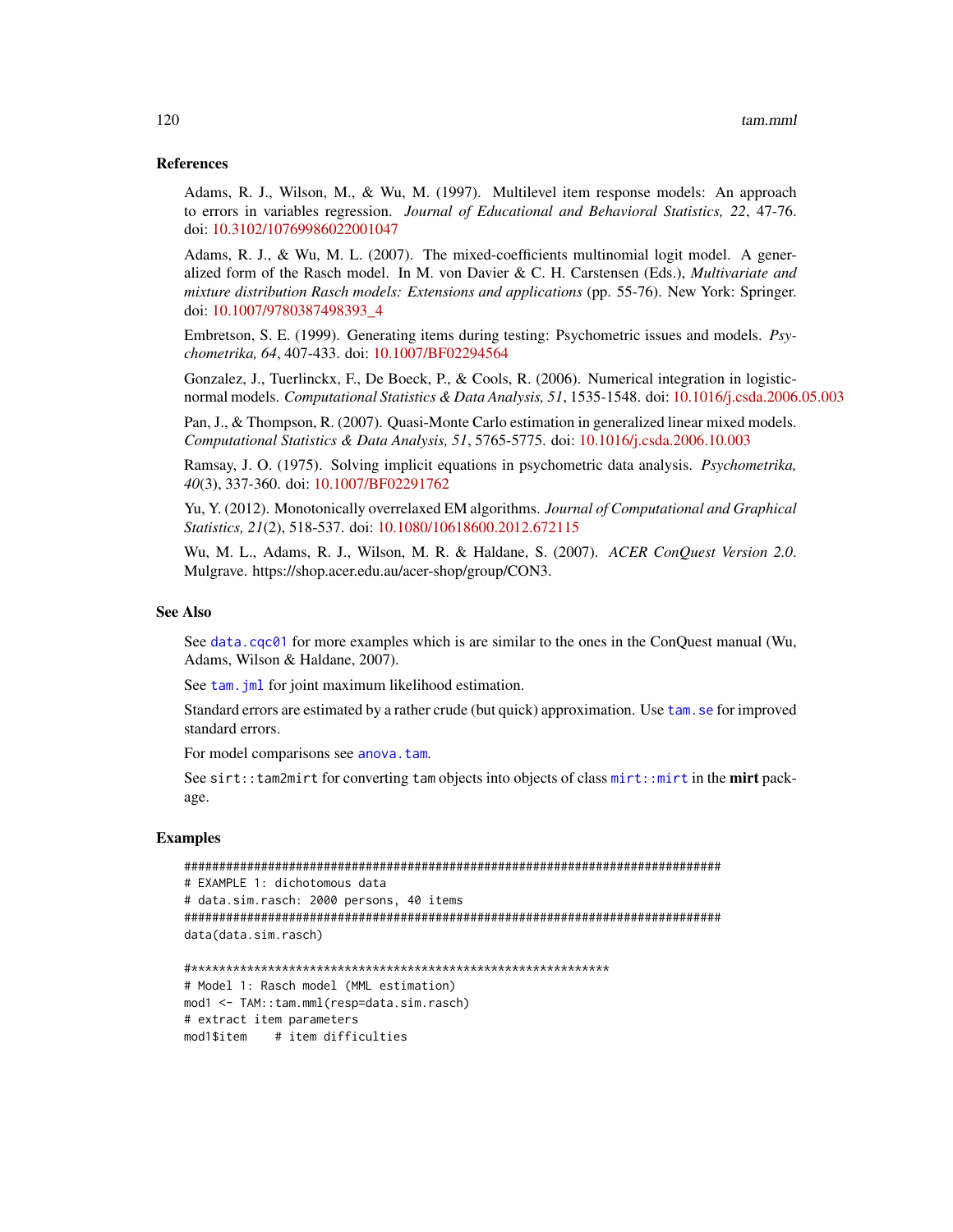### References

Adams, R. J., Wilson, M., & Wu, M. (1997). Multilevel item response models: An approach to errors in variables regression. *Journal of Educational and Behavioral Statistics, 22*, 47-76. doi: 10.3102/10769986022001047

Adams, R. J., & Wu, M. L. (2007). The mixed-coefficients multinomial logit model. A generalized form of the Rasch model. In M. von Davier & C. H. Carstensen (Eds.), *Multivariate and mixture distribution Rasch models: Extensions and applications* (pp. 55-76). New York: Springer. doi: 10.1007/9780387498393_4

Embretson, S. E. (1999). Generating items during testing: Psychometric issues and models. *Psychometrika, 64*, 407-433. doi: 10.1007/BF02294564

Gonzalez, J., Tuerlinckx, F., De Boeck, P., & Cools, R. (2006). Numerical integration in logistic-normal models. *Computational Statistics & Data Analysis, 51*, 1535-1548. doi: 10.1016/j.csda.2006.05.003

Pan, J., & Thompson, R. (2007). Quasi-Monte Carlo estimation in generalized linear mixed models. *Computational Statistics & Data Analysis, 51*, 5765-5775. doi: 10.1016/j.csda.2006.10.003

Ramsay, J. O. (1975). Solving implicit equations in psychometric data analysis. *Psychometrika, 40*(3), 337-360. doi: 10.1007/BF02291762

Yu, Y. (2012). Monotonically overrelaxed EM algorithms. *Journal of Computational and Graphical Statistics, 21*(2), 518-537. doi: 10.1080/10618600.2012.672115

Wu, M. L., Adams, R. J., Wilson, M. R. & Haldane, S. (2007). *ACER ConQuest Version 2.0*. Mulgrave. https://shop.acer.edu.au/acer-shop/group/CON3.

### See Also

See `data.cqc01` for more examples which is are similar to the ones in the ConQuest manual (Wu, Adams, Wilson & Haldane, 2007).

See `tam.jml` for joint maximum likelihood estimation.

Standard errors are estimated by a rather crude (but quick) approximation. Use `tam.se` for improved standard errors.

For model comparisons see `anova.tam`.

See `sirt::tam2mirt` for converting `tam` objects into objects of class `mirt::mirt` in the **mirt** package.

### Examples

```
#############################################################################
# EXAMPLE 1: dichotomous data
# data.sim.rasch: 2000 persons, 40 items
#############################################################################
data(data.sim.rasch)

#**************************************************************
# Model 1: Rasch model (MML estimation)
mod1 <- TAM::tam.mml(resp=data.sim.rasch)
# extract item parameters
mod1$item    # item difficulties
```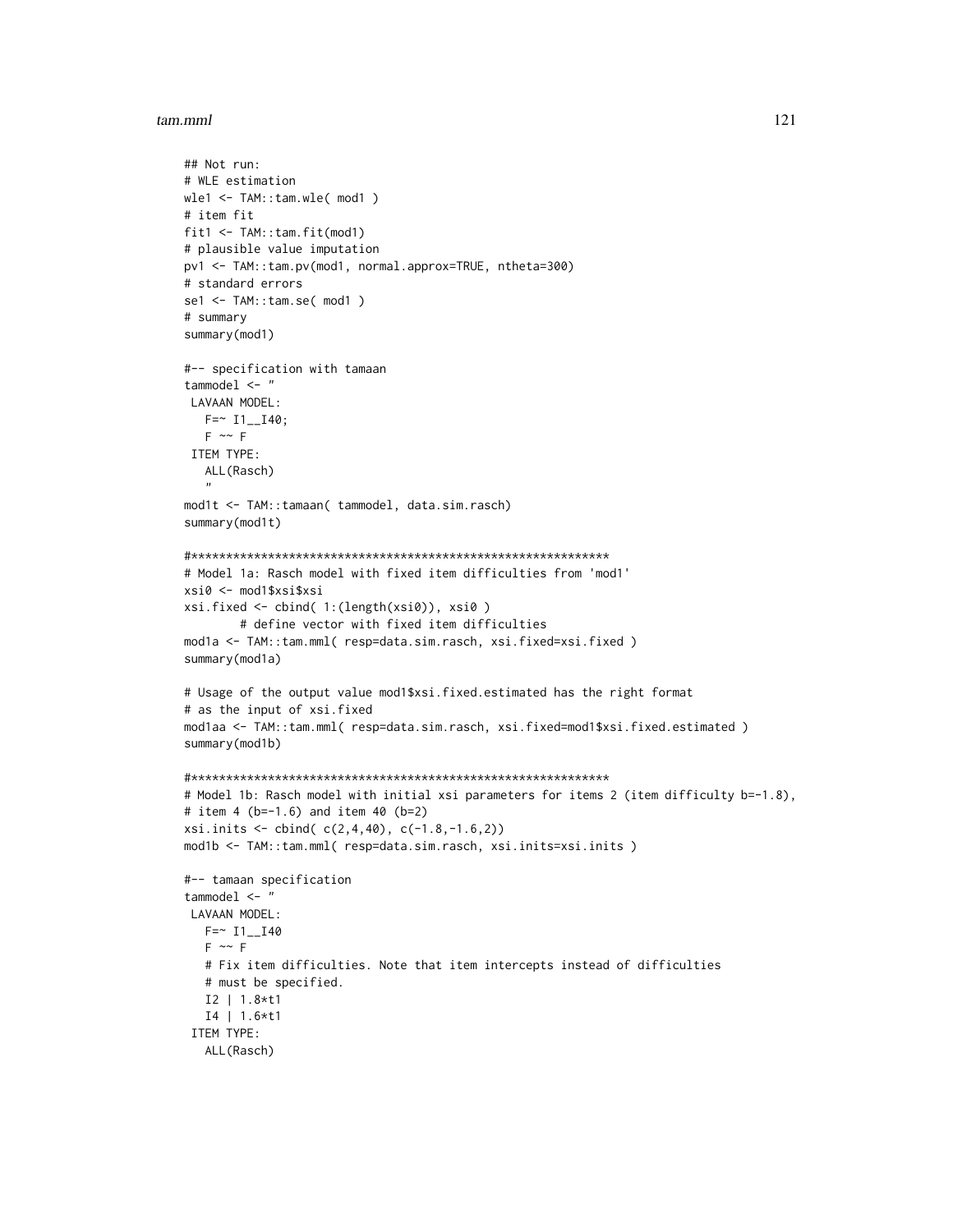```
## Not run:
# WLE estimation
wle1 <- TAM::tam.wle( mod1 )
# item fit
fit1 <- TAM::tam.fit(mod1)
# plausible value imputation
pv1 <- TAM::tam.pv(mod1, normal.approx=TRUE, ntheta=300)
# standard errors
se1 <- TAM::tam.se( mod1 )
# summary
summary(mod1)

#-- specification with tamaan
tammodel <- "
 LAVAAN MODEL:
   F=~ I1__I40;
   F ~~ F
 ITEM TYPE:
   ALL(Rasch)
   "
mod1t <- TAM::tamaan( tammodel, data.sim.rasch)
summary(mod1t)

#*************************************************************
# Model 1a: Rasch model with fixed item difficulties from 'mod1'
xsi0 <- mod1$xsi$xsi
xsi.fixed <- cbind( 1:(length(xsi0)), xsi0 )
        # define vector with fixed item difficulties
mod1a <- TAM::tam.mml( resp=data.sim.rasch, xsi.fixed=xsi.fixed )
summary(mod1a)

# Usage of the output value mod1$xsi.fixed.estimated has the right format
# as the input of xsi.fixed
mod1aa <- TAM::tam.mml( resp=data.sim.rasch, xsi.fixed=mod1$xsi.fixed.estimated )
summary(mod1b)

#*************************************************************
# Model 1b: Rasch model with initial xsi parameters for items 2 (item difficulty b=-1.8),
# item 4 (b=-1.6) and item 40 (b=2)
xsi.inits <- cbind( c(2,4,40), c(-1.8,-1.6,2))
mod1b <- TAM::tam.mml( resp=data.sim.rasch, xsi.inits=xsi.inits )

#-- tamaan specification
tammodel <- "
 LAVAAN MODEL:
   F=~ I1__I40
   F ~~ F
   # Fix item difficulties. Note that item intercepts instead of difficulties
   # must be specified.
   I2 | 1.8*t1
   I4 | 1.6*t1
 ITEM TYPE:
   ALL(Rasch)
```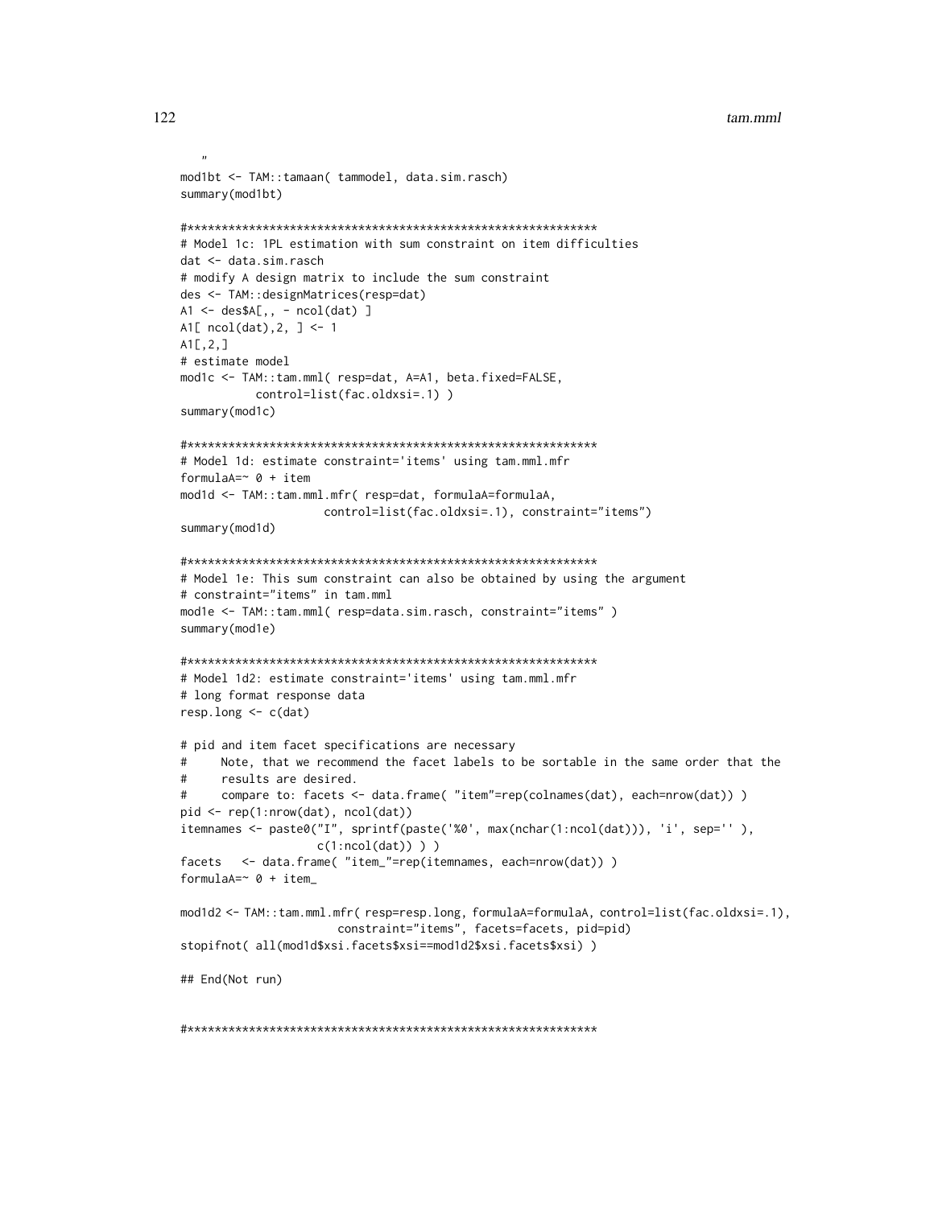```
  "
mod1bt <- TAM::tamaan( tammodel, data.sim.rasch)
summary(mod1bt)

#************************************************************
# Model 1c: 1PL estimation with sum constraint on item difficulties
dat <- data.sim.rasch
# modify A design matrix to include the sum constraint
des <- TAM::designMatrices(resp=dat)
A1 <- des$A[,, - ncol(dat) ]
A1[ ncol(dat),2, ] <- 1
A1[,2,]
# estimate model
mod1c <- TAM::tam.mml( resp=dat, A=A1, beta.fixed=FALSE,
          control=list(fac.oldxsi=.1) )
summary(mod1c)

#************************************************************
# Model 1d: estimate constraint='items' using tam.mml.mfr
formulaA=~ 0 + item
mod1d <- TAM::tam.mml.mfr( resp=dat, formulaA=formulaA,
                   control=list(fac.oldxsi=.1), constraint="items")
summary(mod1d)

#************************************************************
# Model 1e: This sum constraint can also be obtained by using the argument
# constraint="items" in tam.mml
mod1e <- TAM::tam.mml( resp=data.sim.rasch, constraint="items" )
summary(mod1e)

#************************************************************
# Model 1d2: estimate constraint='items' using tam.mml.mfr
# long format response data
resp.long <- c(dat)

# pid and item facet specifications are necessary
#     Note, that we recommend the facet labels to be sortable in the same order that the
#     results are desired.
#     compare to: facets <- data.frame( "item"=rep(colnames(dat), each=nrow(dat)) )
pid <- rep(1:nrow(dat), ncol(dat))
itemnames <- paste0("I", sprintf(paste('%0', max(nchar(1:ncol(dat))), 'i', sep='' ),
                 c(1:ncol(dat)) ) )
facets   <- data.frame( "item_"=rep(itemnames, each=nrow(dat)) )
formulaA=~ 0 + item_

mod1d2 <- TAM::tam.mml.mfr( resp=resp.long, formulaA=formulaA, control=list(fac.oldxsi=.1),
                     constraint="items", facets=facets, pid=pid)
stopifnot( all(mod1d$xsi.facets$xsi==mod1d2$xsi.facets$xsi) )

## End(Not run)


#************************************************************
```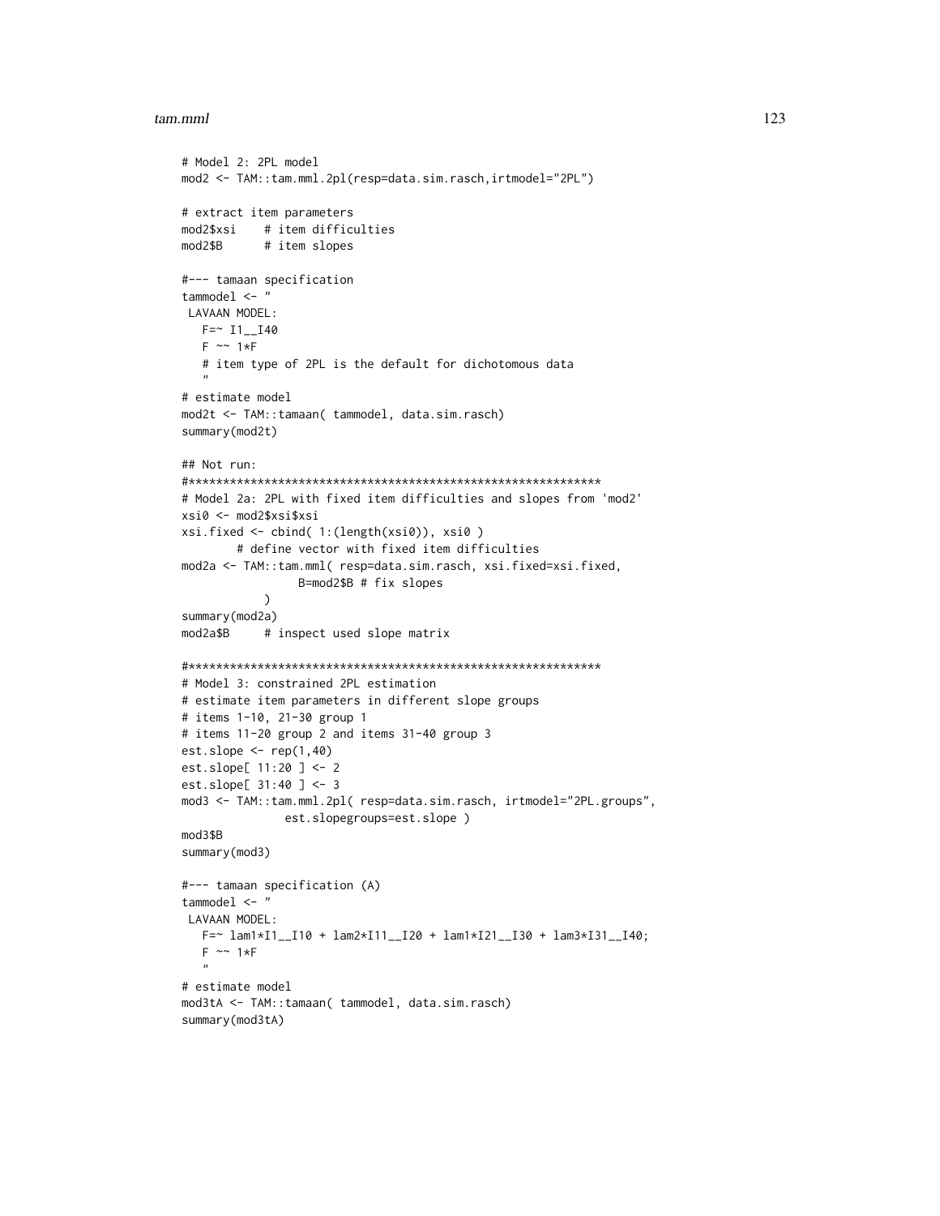```
# Model 2: 2PL model
mod2 <- TAM::tam.mml.2pl(resp=data.sim.rasch,irtmodel="2PL")

# extract item parameters
mod2$xsi    # item difficulties
mod2$B      # item slopes

#--- tamaan specification
tammodel <- "
 LAVAAN MODEL:
   F=~ I1__I40
   F ~~ 1*F
   # item type of 2PL is the default for dichotomous data
   "
# estimate model
mod2t <- TAM::tamaan( tammodel, data.sim.rasch)
summary(mod2t)

## Not run:
#************************************************************
# Model 2a: 2PL with fixed item difficulties and slopes from 'mod2'
xsi0 <- mod2$xsi$xsi
xsi.fixed <- cbind( 1:(length(xsi0)), xsi0 )
        # define vector with fixed item difficulties
mod2a <- TAM::tam.mml( resp=data.sim.rasch, xsi.fixed=xsi.fixed,
                 B=mod2$B # fix slopes
            )
summary(mod2a)
mod2a$B     # inspect used slope matrix

#************************************************************
# Model 3: constrained 2PL estimation
# estimate item parameters in different slope groups
# items 1-10, 21-30 group 1
# items 11-20 group 2 and items 31-40 group 3
est.slope <- rep(1,40)
est.slope[ 11:20 ] <- 2
est.slope[ 31:40 ] <- 3
mod3 <- TAM::tam.mml.2pl( resp=data.sim.rasch, irtmodel="2PL.groups",
               est.slopegroups=est.slope )
mod3$B
summary(mod3)

#--- tamaan specification (A)
tammodel <- "
 LAVAAN MODEL:
   F=~ lam1*I1__I10 + lam2*I11__I20 + lam1*I21__I30 + lam3*I31__I40;
   F ~~ 1*F
   "
# estimate model
mod3tA <- TAM::tamaan( tammodel, data.sim.rasch)
summary(mod3tA)
```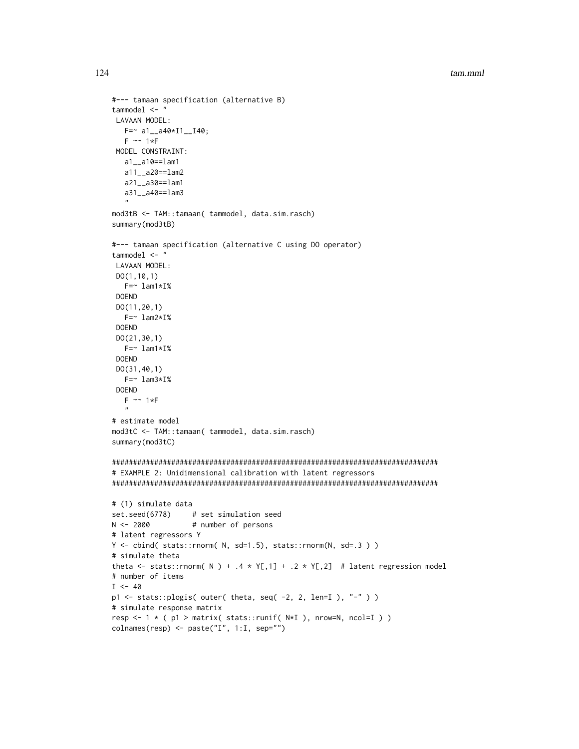```
#--- tamaan specification (alternative B)
tammodel <- "
 LAVAAN MODEL:
   F=~ a1__a40*I1__I40;
   F ~~ 1*F
 MODEL CONSTRAINT:
   a1__a10==lam1
   a11__a20==lam2
   a21__a30==lam1
   a31__a40==lam3
   "
mod3tB <- TAM::tamaan( tammodel, data.sim.rasch)
summary(mod3tB)

#--- tamaan specification (alternative C using DO operator)
tammodel <- "
 LAVAAN MODEL:
 DO(1,10,1)
   F=~ lam1*I%
 DOEND
 DO(11,20,1)
   F=~ lam2*I%
 DOEND
 DO(21,30,1)
   F=~ lam1*I%
 DOEND
 DO(31,40,1)
   F=~ lam3*I%
 DOEND
   F ~~ 1*F
   "
# estimate model
mod3tC <- TAM::tamaan( tammodel, data.sim.rasch)
summary(mod3tC)

#############################################################################
# EXAMPLE 2: Unidimensional calibration with latent regressors
#############################################################################

# (1) simulate data
set.seed(6778)     # set simulation seed
N <- 2000          # number of persons
# latent regressors Y
Y <- cbind( stats::rnorm( N, sd=1.5), stats::rnorm(N, sd=.3 ) )
# simulate theta
theta <- stats::rnorm( N ) + .4 * Y[,1] + .2 * Y[,2]  # latent regression model
# number of items
I <- 40
p1 <- stats::plogis( outer( theta, seq( -2, 2, len=I ), "-" ) )
# simulate response matrix
resp <- 1 * ( p1 > matrix( stats::runif( N*I ), nrow=N, ncol=I ) )
colnames(resp) <- paste("I", 1:I, sep="")
```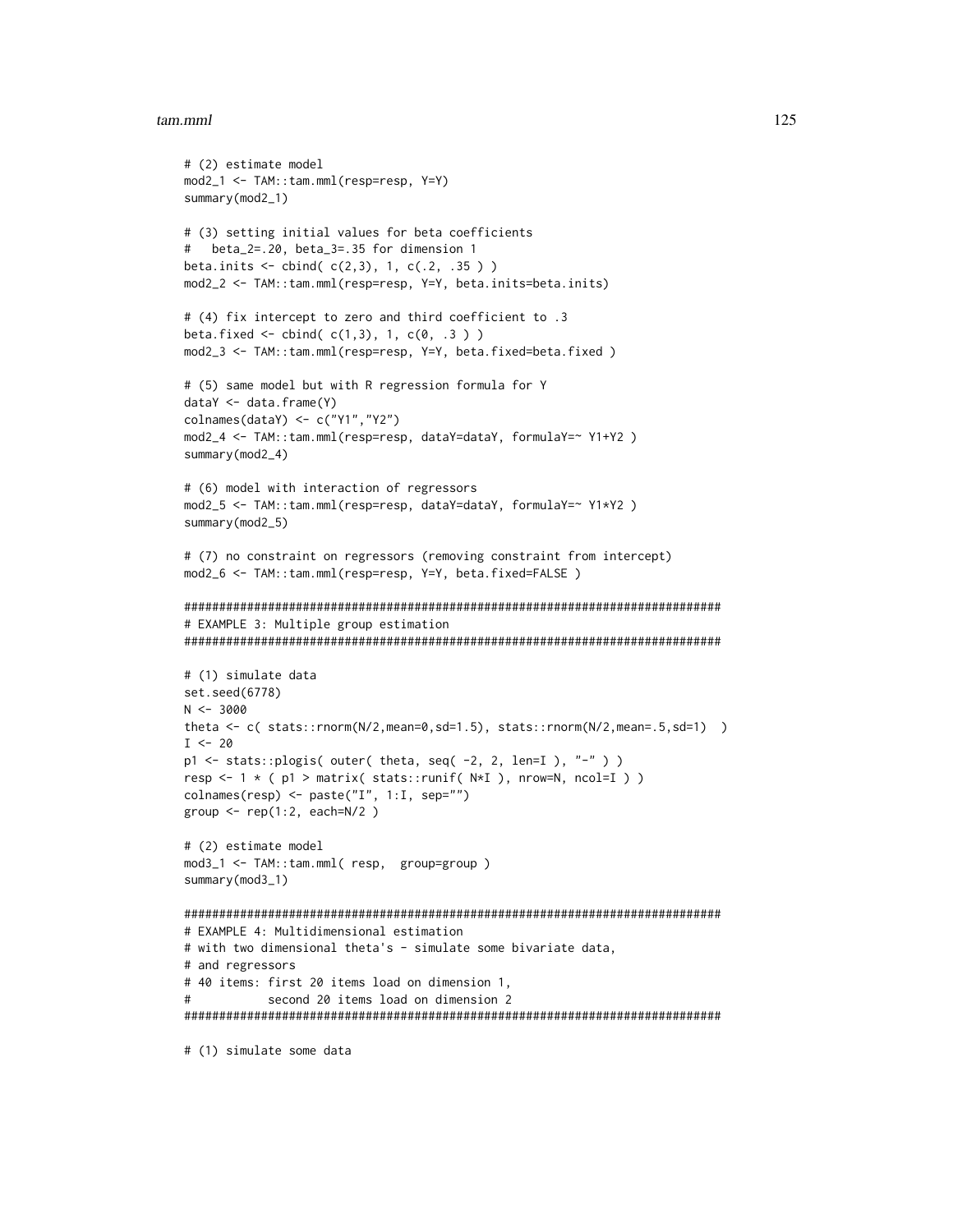```
# (2) estimate model
mod2_1 <- TAM::tam.mml(resp=resp, Y=Y)
summary(mod2_1)

# (3) setting initial values for beta coefficients
#   beta_2=.20, beta_3=.35 for dimension 1
beta.inits <- cbind( c(2,3), 1, c(.2, .35 ) )
mod2_2 <- TAM::tam.mml(resp=resp, Y=Y, beta.inits=beta.inits)

# (4) fix intercept to zero and third coefficient to .3
beta.fixed <- cbind( c(1,3), 1, c(0, .3 ) )
mod2_3 <- TAM::tam.mml(resp=resp, Y=Y, beta.fixed=beta.fixed )

# (5) same model but with R regression formula for Y
dataY <- data.frame(Y)
colnames(dataY) <- c("Y1","Y2")
mod2_4 <- TAM::tam.mml(resp=resp, dataY=dataY, formulaY=~ Y1+Y2 )
summary(mod2_4)

# (6) model with interaction of regressors
mod2_5 <- TAM::tam.mml(resp=resp, dataY=dataY, formulaY=~ Y1*Y2 )
summary(mod2_5)

# (7) no constraint on regressors (removing constraint from intercept)
mod2_6 <- TAM::tam.mml(resp=resp, Y=Y, beta.fixed=FALSE )

#############################################################################
# EXAMPLE 3: Multiple group estimation
#############################################################################

# (1) simulate data
set.seed(6778)
N <- 3000
theta <- c( stats::rnorm(N/2,mean=0,sd=1.5), stats::rnorm(N/2,mean=.5,sd=1)  )
I <- 20
p1 <- stats::plogis( outer( theta, seq( -2, 2, len=I ), "-" ) )
resp <- 1 * ( p1 > matrix( stats::runif( N*I ), nrow=N, ncol=I ) )
colnames(resp) <- paste("I", 1:I, sep="")
group <- rep(1:2, each=N/2 )

# (2) estimate model
mod3_1 <- TAM::tam.mml( resp,  group=group )
summary(mod3_1)

#############################################################################
# EXAMPLE 4: Multidimensional estimation
# with two dimensional theta's - simulate some bivariate data,
# and regressors
# 40 items: first 20 items load on dimension 1,
#           second 20 items load on dimension 2
#############################################################################

# (1) simulate some data
```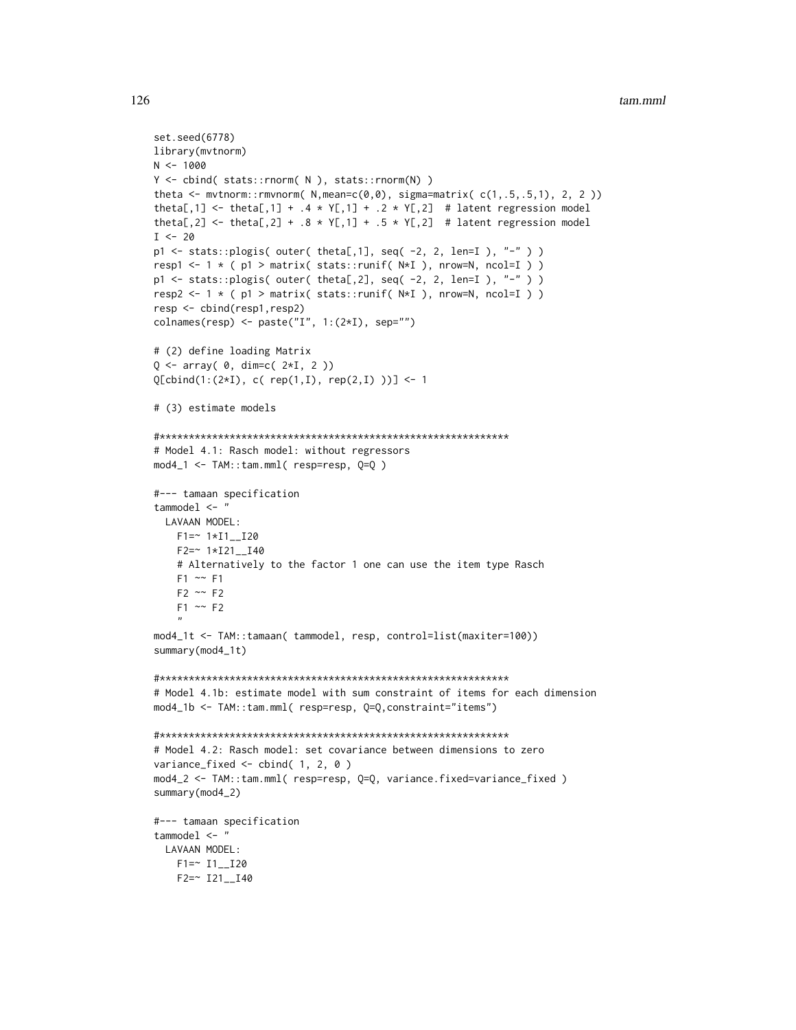```
set.seed(6778)
library(mvtnorm)
N <- 1000
Y <- cbind( stats::rnorm( N ), stats::rnorm(N) )
theta <- mvtnorm::rmvnorm( N,mean=c(0,0), sigma=matrix( c(1,.5,.5,1), 2, 2 ))
theta[,1] <- theta[,1] + .4 * Y[,1] + .2 * Y[,2]  # latent regression model
theta[,2] <- theta[,2] + .8 * Y[,1] + .5 * Y[,2]  # latent regression model
I <- 20
p1 <- stats::plogis( outer( theta[,1], seq( -2, 2, len=I ), "-" ) )
resp1 <- 1 * ( p1 > matrix( stats::runif( N*I ), nrow=N, ncol=I ) )
p1 <- stats::plogis( outer( theta[,2], seq( -2, 2, len=I ), "-" ) )
resp2 <- 1 * ( p1 > matrix( stats::runif( N*I ), nrow=N, ncol=I ) )
resp <- cbind(resp1,resp2)
colnames(resp) <- paste("I", 1:(2*I), sep="")

# (2) define loading Matrix
Q <- array( 0, dim=c( 2*I, 2 ))
Q[cbind(1:(2*I), c( rep(1,I), rep(2,I) ))] <- 1

# (3) estimate models

#************************************************************
# Model 4.1: Rasch model: without regressors
mod4_1 <- TAM::tam.mml( resp=resp, Q=Q )

#--- tamaan specification
tammodel <- "
  LAVAAN MODEL:
    F1=~ 1*I1__I20
    F2=~ 1*I21__I40
    # Alternatively to the factor 1 one can use the item type Rasch
    F1 ~~ F1
    F2 ~~ F2
    F1 ~~ F2
    "
mod4_1t <- TAM::tamaan( tammodel, resp, control=list(maxiter=100))
summary(mod4_1t)

#************************************************************
# Model 4.1b: estimate model with sum constraint of items for each dimension
mod4_1b <- TAM::tam.mml( resp=resp, Q=Q,constraint="items")

#************************************************************
# Model 4.2: Rasch model: set covariance between dimensions to zero
variance_fixed <- cbind( 1, 2, 0 )
mod4_2 <- TAM::tam.mml( resp=resp, Q=Q, variance.fixed=variance_fixed )
summary(mod4_2)

#--- tamaan specification
tammodel <- "
  LAVAAN MODEL:
    F1=~ I1__I20
    F2=~ I21__I40
```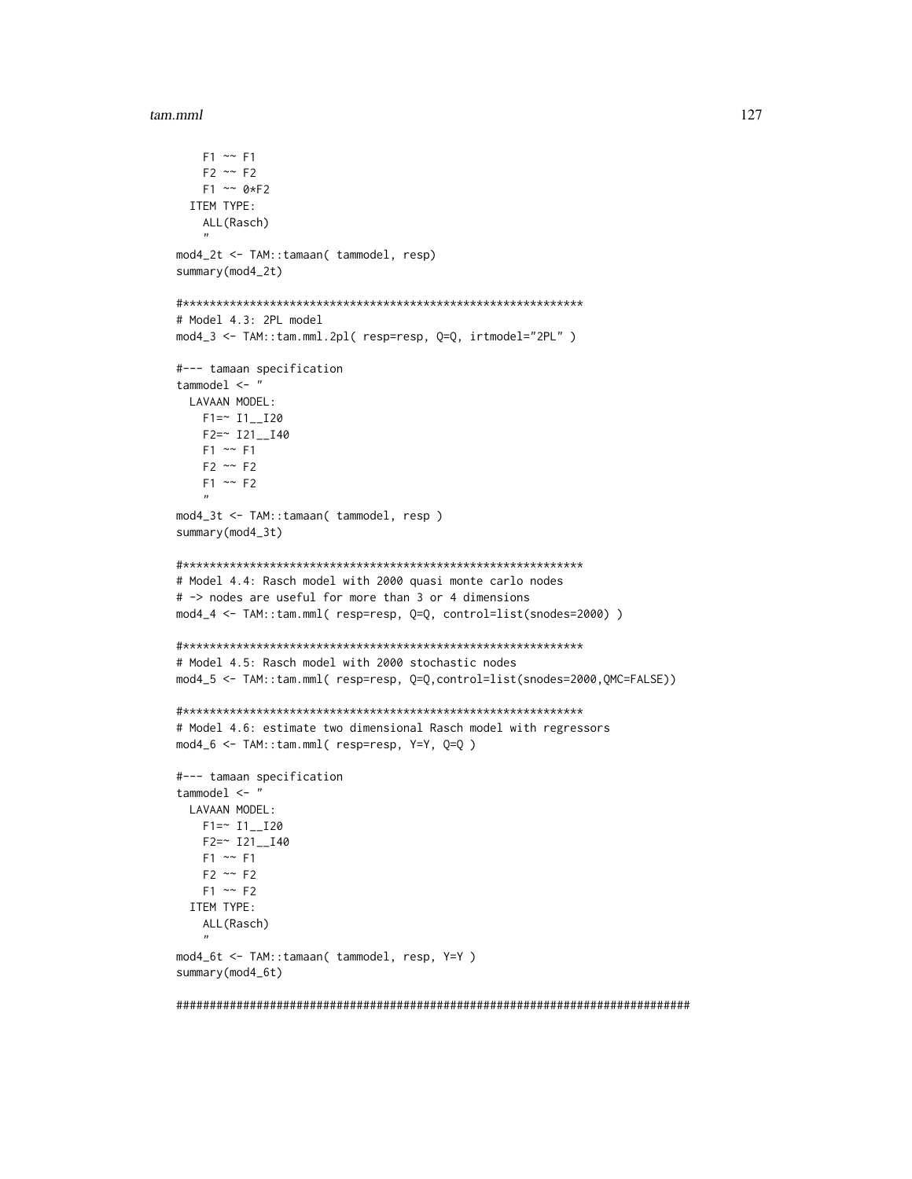```
    F1 ~~ F1
    F2 ~~ F2
    F1 ~~ 0*F2
  ITEM TYPE:
    ALL(Rasch)
    "
mod4_2t <- TAM::tamaan( tammodel, resp)
summary(mod4_2t)

#************************************************************
# Model 4.3: 2PL model
mod4_3 <- TAM::tam.mml.2pl( resp=resp, Q=Q, irtmodel="2PL" )

#--- tamaan specification
tammodel <- "
  LAVAAN MODEL:
    F1=~ I1__I20
    F2=~ I21__I40
    F1 ~~ F1
    F2 ~~ F2
    F1 ~~ F2
    "
mod4_3t <- TAM::tamaan( tammodel, resp )
summary(mod4_3t)

#************************************************************
# Model 4.4: Rasch model with 2000 quasi monte carlo nodes
# -> nodes are useful for more than 3 or 4 dimensions
mod4_4 <- TAM::tam.mml( resp=resp, Q=Q, control=list(snodes=2000) )

#************************************************************
# Model 4.5: Rasch model with 2000 stochastic nodes
mod4_5 <- TAM::tam.mml( resp=resp, Q=Q,control=list(snodes=2000,QMC=FALSE))

#************************************************************
# Model 4.6: estimate two dimensional Rasch model with regressors
mod4_6 <- TAM::tam.mml( resp=resp, Y=Y, Q=Q )

#--- tamaan specification
tammodel <- "
  LAVAAN MODEL:
    F1=~ I1__I20
    F2=~ I21__I40
    F1 ~~ F1
    F2 ~~ F2
    F1 ~~ F2
  ITEM TYPE:
    ALL(Rasch)
    "
mod4_6t <- TAM::tamaan( tammodel, resp, Y=Y )
summary(mod4_6t)

#############################################################################
```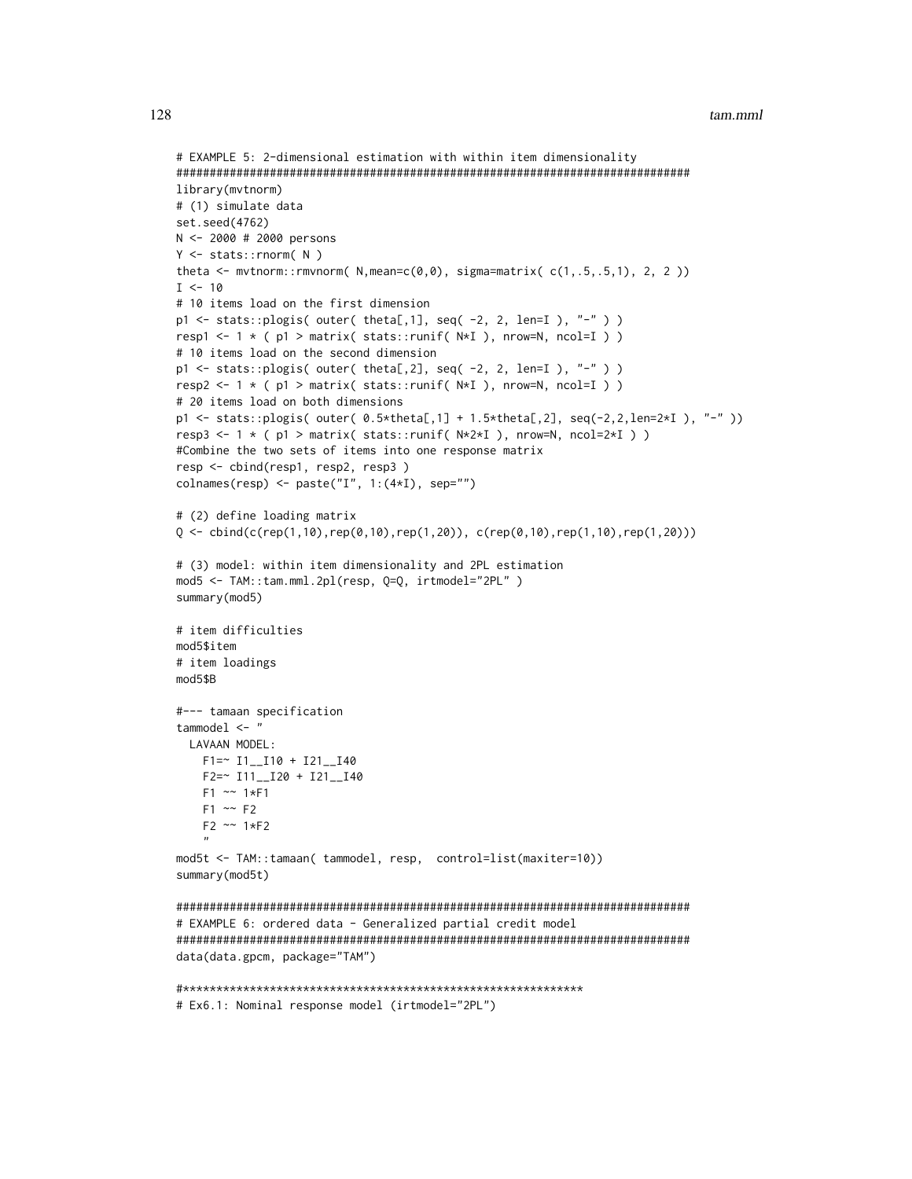```
# EXAMPLE 5: 2-dimensional estimation with within item dimensionality
#############################################################################
library(mvtnorm)
# (1) simulate data
set.seed(4762)
N <- 2000 # 2000 persons
Y <- stats::rnorm( N )
theta <- mvtnorm::rmvnorm( N,mean=c(0,0), sigma=matrix( c(1,.5,.5,1), 2, 2 ))
I <- 10
# 10 items load on the first dimension
p1 <- stats::plogis( outer( theta[,1], seq( -2, 2, len=I ), "-" ) )
resp1 <- 1 * ( p1 > matrix( stats::runif( N*I ), nrow=N, ncol=I ) )
# 10 items load on the second dimension
p1 <- stats::plogis( outer( theta[,2], seq( -2, 2, len=I ), "-" ) )
resp2 <- 1 * ( p1 > matrix( stats::runif( N*I ), nrow=N, ncol=I ) )
# 20 items load on both dimensions
p1 <- stats::plogis( outer( 0.5*theta[,1] + 1.5*theta[,2], seq(-2,2,len=2*I ), "-" ))
resp3 <- 1 * ( p1 > matrix( stats::runif( N*2*I ), nrow=N, ncol=2*I ) )
#Combine the two sets of items into one response matrix
resp <- cbind(resp1, resp2, resp3 )
colnames(resp) <- paste("I", 1:(4*I), sep="")

# (2) define loading matrix
Q <- cbind(c(rep(1,10),rep(0,10),rep(1,20)), c(rep(0,10),rep(1,10),rep(1,20)))

# (3) model: within item dimensionality and 2PL estimation
mod5 <- TAM::tam.mml.2pl(resp, Q=Q, irtmodel="2PL" )
summary(mod5)

# item difficulties
mod5$item
# item loadings
mod5$B

#--- tamaan specification
tammodel <- "
  LAVAAN MODEL:
    F1=~ I1__I10 + I21__I40
    F2=~ I11__I20 + I21__I40
    F1 ~~ 1*F1
    F1 ~~ F2
    F2 ~~ 1*F2
    "
mod5t <- TAM::tamaan( tammodel, resp,  control=list(maxiter=10))
summary(mod5t)

#############################################################################
# EXAMPLE 6: ordered data - Generalized partial credit model
#############################################################################
data(data.gpcm, package="TAM")

#*************************************************************
# Ex6.1: Nominal response model (irtmodel="2PL")
```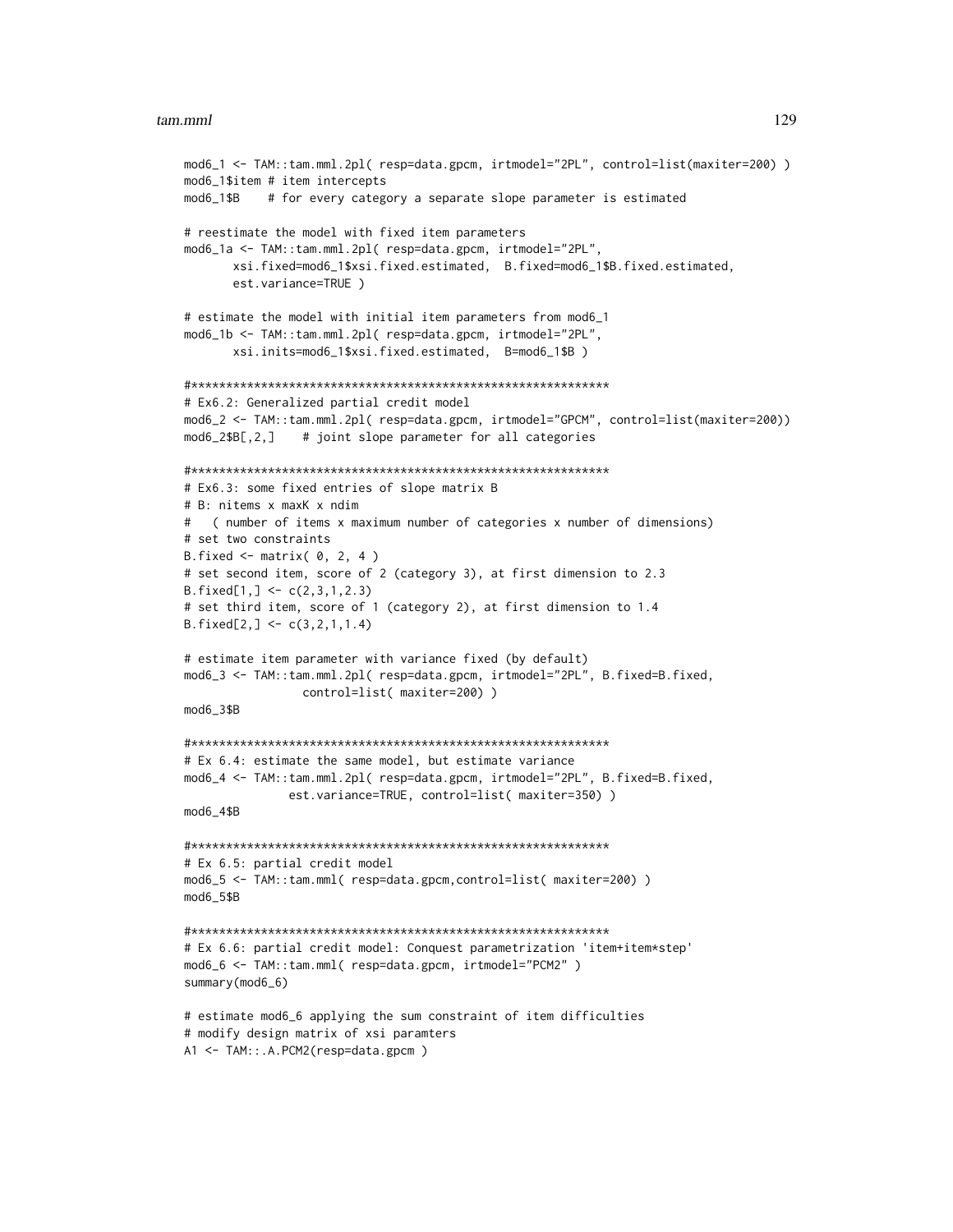```
mod6_1 <- TAM::tam.mml.2pl( resp=data.gpcm, irtmodel="2PL", control=list(maxiter=200) )
mod6_1$item # item intercepts
mod6_1$B    # for every category a separate slope parameter is estimated

# reestimate the model with fixed item parameters
mod6_1a <- TAM::tam.mml.2pl( resp=data.gpcm, irtmodel="2PL",
       xsi.fixed=mod6_1$xsi.fixed.estimated,  B.fixed=mod6_1$B.fixed.estimated,
       est.variance=TRUE )

# estimate the model with initial item parameters from mod6_1
mod6_1b <- TAM::tam.mml.2pl( resp=data.gpcm, irtmodel="2PL",
       xsi.inits=mod6_1$xsi.fixed.estimated,  B=mod6_1$B )

#*************************************************************
# Ex6.2: Generalized partial credit model
mod6_2 <- TAM::tam.mml.2pl( resp=data.gpcm, irtmodel="GPCM", control=list(maxiter=200))
mod6_2$B[,2,]    # joint slope parameter for all categories

#*************************************************************
# Ex6.3: some fixed entries of slope matrix B
# B: nitems x maxK x ndim
#   ( number of items x maximum number of categories x number of dimensions)
# set two constraints
B.fixed <- matrix( 0, 2, 4 )
# set second item, score of 2 (category 3), at first dimension to 2.3
B.fixed[1,] <- c(2,3,1,2.3)
# set third item, score of 1 (category 2), at first dimension to 1.4
B.fixed[2,] <- c(3,2,1,1.4)

# estimate item parameter with variance fixed (by default)
mod6_3 <- TAM::tam.mml.2pl( resp=data.gpcm, irtmodel="2PL", B.fixed=B.fixed,
                control=list( maxiter=200) )
mod6_3$B

#*************************************************************
# Ex 6.4: estimate the same model, but estimate variance
mod6_4 <- TAM::tam.mml.2pl( resp=data.gpcm, irtmodel="2PL", B.fixed=B.fixed,
              est.variance=TRUE, control=list( maxiter=350) )
mod6_4$B

#*************************************************************
# Ex 6.5: partial credit model
mod6_5 <- TAM::tam.mml( resp=data.gpcm,control=list( maxiter=200) )
mod6_5$B

#*************************************************************
# Ex 6.6: partial credit model: Conquest parametrization 'item+item*step'
mod6_6 <- TAM::tam.mml( resp=data.gpcm, irtmodel="PCM2" )
summary(mod6_6)

# estimate mod6_6 applying the sum constraint of item difficulties
# modify design matrix of xsi paramters
A1 <- TAM::.A.PCM2(resp=data.gpcm )
```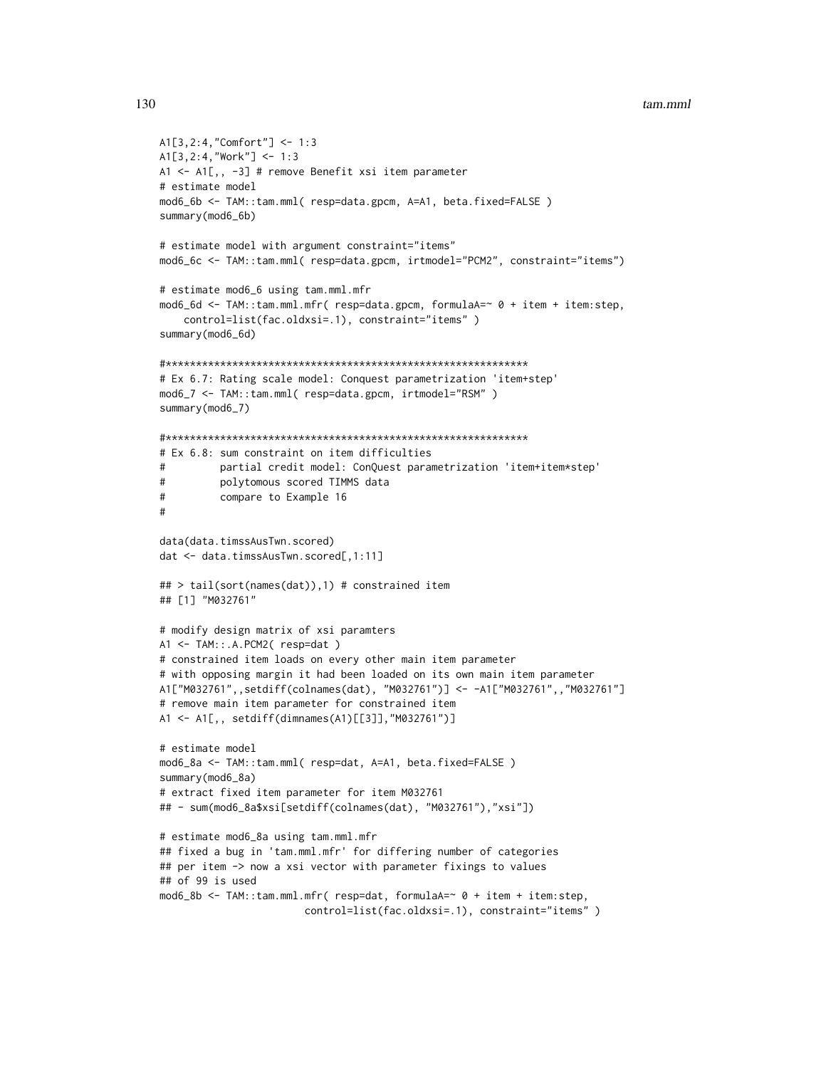```
A1[3,2:4,"Comfort"] <- 1:3
A1[3,2:4,"Work"] <- 1:3
A1 <- A1[,, -3] # remove Benefit xsi item parameter
# estimate model
mod6_6b <- TAM::tam.mml( resp=data.gpcm, A=A1, beta.fixed=FALSE )
summary(mod6_6b)

# estimate model with argument constraint="items"
mod6_6c <- TAM::tam.mml( resp=data.gpcm, irtmodel="PCM2", constraint="items")

# estimate mod6_6 using tam.mml.mfr
mod6_6d <- TAM::tam.mml.mfr( resp=data.gpcm, formulaA=~ 0 + item + item:step,
    control=list(fac.oldxsi=.1), constraint="items" )
summary(mod6_6d)

#************************************************************
# Ex 6.7: Rating scale model: Conquest parametrization 'item+step'
mod6_7 <- TAM::tam.mml( resp=data.gpcm, irtmodel="RSM" )
summary(mod6_7)

#************************************************************
# Ex 6.8: sum constraint on item difficulties
#         partial credit model: ConQuest parametrization 'item+item*step'
#         polytomous scored TIMMS data
#         compare to Example 16
#

data(data.timssAusTwn.scored)
dat <- data.timssAusTwn.scored[,1:11]

## > tail(sort(names(dat)),1) # constrained item
## [1] "M032761"

# modify design matrix of xsi paramters
A1 <- TAM::.A.PCM2( resp=dat )
# constrained item loads on every other main item parameter
# with opposing margin it had been loaded on its own main item parameter
A1["M032761",,setdiff(colnames(dat), "M032761")] <- -A1["M032761",,"M032761"]
# remove main item parameter for constrained item
A1 <- A1[,, setdiff(dimnames(A1)[[3]],"M032761")]

# estimate model
mod6_8a <- TAM::tam.mml( resp=dat, A=A1, beta.fixed=FALSE )
summary(mod6_8a)
# extract fixed item parameter for item M032761
## - sum(mod6_8a$xsi[setdiff(colnames(dat), "M032761"),"xsi"])

# estimate mod6_8a using tam.mml.mfr
## fixed a bug in 'tam.mml.mfr' for differing number of categories
## per item -> now a xsi vector with parameter fixings to values
## of 99 is used
mod6_8b <- TAM::tam.mml.mfr( resp=dat, formulaA=~ 0 + item + item:step,
                        control=list(fac.oldxsi=.1), constraint="items" )
```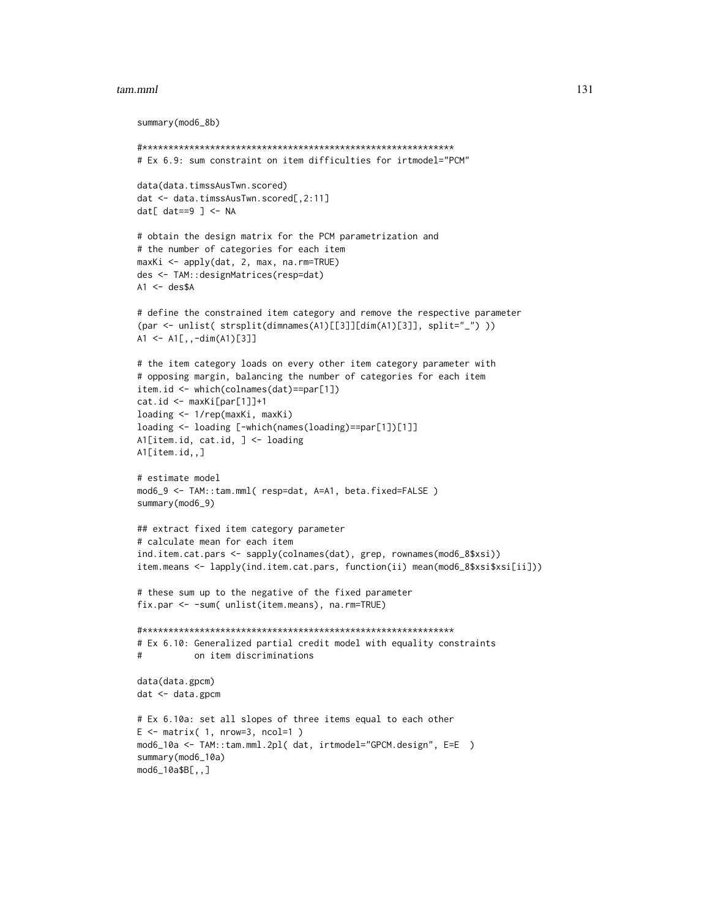```
summary(mod6_8b)

#*************************************************************
# Ex 6.9: sum constraint on item difficulties for irtmodel="PCM"

data(data.timssAusTwn.scored)
dat <- data.timssAusTwn.scored[,2:11]
dat[ dat==9 ] <- NA

# obtain the design matrix for the PCM parametrization and
# the number of categories for each item
maxKi <- apply(dat, 2, max, na.rm=TRUE)
des <- TAM::designMatrices(resp=dat)
A1 <- des$A

# define the constrained item category and remove the respective parameter
(par <- unlist( strsplit(dimnames(A1)[[3]][dim(A1)[3]], split="_") ))
A1 <- A1[,,-dim(A1)[3]]

# the item category loads on every other item category parameter with
# opposing margin, balancing the number of categories for each item
item.id <- which(colnames(dat)==par[1])
cat.id <- maxKi[par[1]]+1
loading <- 1/rep(maxKi, maxKi)
loading <- loading [-which(names(loading)==par[1])[1]]
A1[item.id, cat.id, ] <- loading
A1[item.id,,]

# estimate model
mod6_9 <- TAM::tam.mml( resp=dat, A=A1, beta.fixed=FALSE )
summary(mod6_9)

## extract fixed item category parameter
# calculate mean for each item
ind.item.cat.pars <- sapply(colnames(dat), grep, rownames(mod6_8$xsi))
item.means <- lapply(ind.item.cat.pars, function(ii) mean(mod6_8$xsi$xsi[ii]))

# these sum up to the negative of the fixed parameter
fix.par <- -sum( unlist(item.means), na.rm=TRUE)

#*************************************************************
# Ex 6.10: Generalized partial credit model with equality constraints
#          on item discriminations

data(data.gpcm)
dat <- data.gpcm

# Ex 6.10a: set all slopes of three items equal to each other
E <- matrix( 1, nrow=3, ncol=1 )
mod6_10a <- TAM::tam.mml.2pl( dat, irtmodel="GPCM.design", E=E  )
summary(mod6_10a)
mod6_10a$B[,,]
```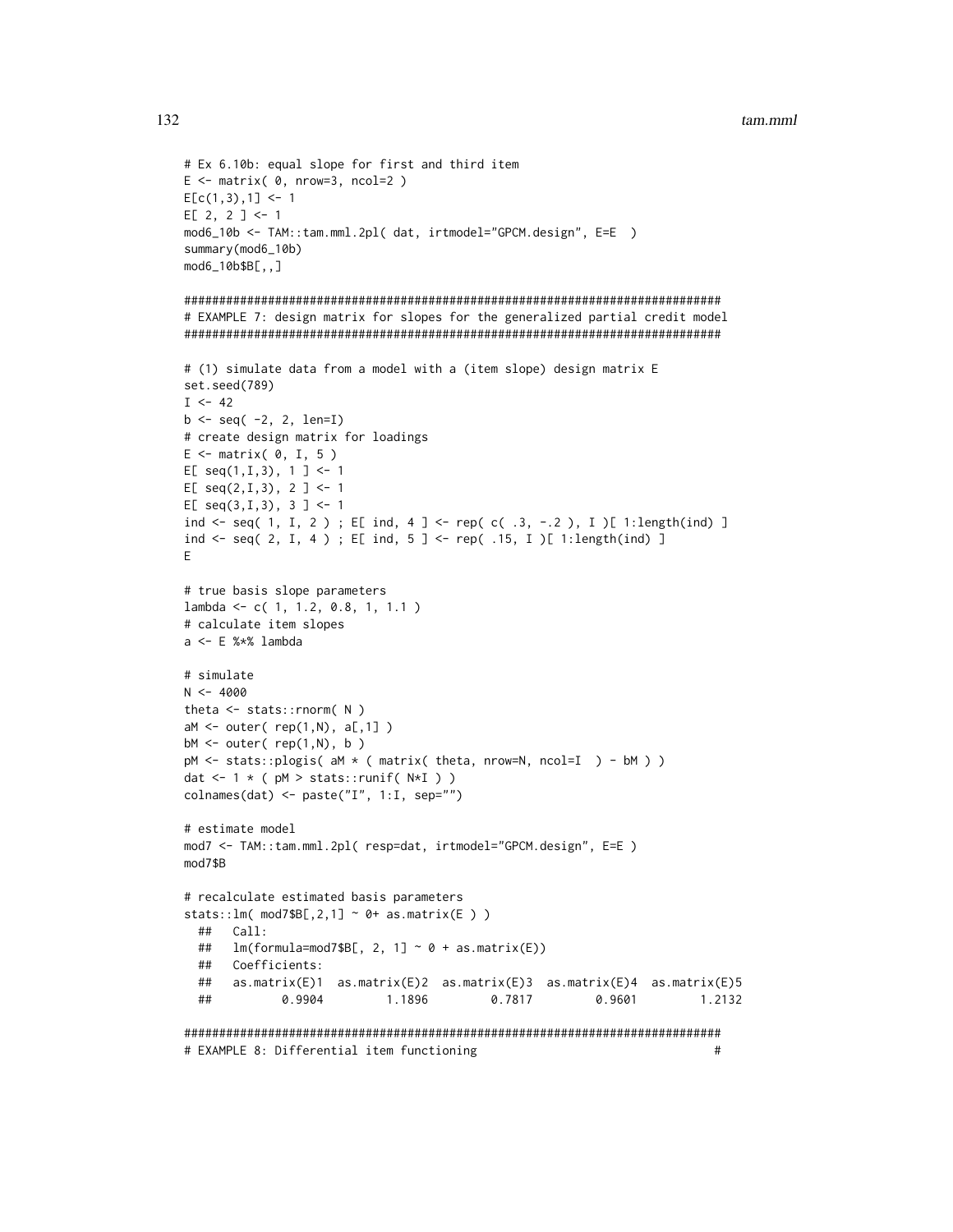```
# Ex 6.10b: equal slope for first and third item
E <- matrix( 0, nrow=3, ncol=2 )
E[c(1,3),1] <- 1
E[ 2, 2 ] <- 1
mod6_10b <- TAM::tam.mml.2pl( dat, irtmodel="GPCM.design", E=E  )
summary(mod6_10b)
mod6_10b$B[,,]

#############################################################################
# EXAMPLE 7: design matrix for slopes for the generalized partial credit model
#############################################################################

# (1) simulate data from a model with a (item slope) design matrix E
set.seed(789)
I <- 42
b <- seq( -2, 2, len=I)
# create design matrix for loadings
E <- matrix( 0, I, 5 )
E[ seq(1,I,3), 1 ] <- 1
E[ seq(2,I,3), 2 ] <- 1
E[ seq(3,I,3), 3 ] <- 1
ind <- seq( 1, I, 2 ) ; E[ ind, 4 ] <- rep( c( .3, -.2 ), I )[ 1:length(ind) ]
ind <- seq( 2, I, 4 ) ; E[ ind, 5 ] <- rep( .15, I )[ 1:length(ind) ]
E

# true basis slope parameters
lambda <- c( 1, 1.2, 0.8, 1, 1.1 )
# calculate item slopes
a <- E %*% lambda

# simulate
N <- 4000
theta <- stats::rnorm( N )
aM <- outer( rep(1,N), a[,1] )
bM <- outer( rep(1,N), b )
pM <- stats::plogis( aM * ( matrix( theta, nrow=N, ncol=I  ) - bM ) )
dat <- 1 * ( pM > stats::runif( N*I ) )
colnames(dat) <- paste("I", 1:I, sep="")

# estimate model
mod7 <- TAM::tam.mml.2pl( resp=dat, irtmodel="GPCM.design", E=E )
mod7$B

# recalculate estimated basis parameters
stats::lm( mod7$B[,2,1] ~ 0+ as.matrix(E ) )
  ##   Call:
  ##   lm(formula=mod7$B[, 2, 1] ~ 0 + as.matrix(E))
  ##   Coefficients:
  ##   as.matrix(E)1  as.matrix(E)2  as.matrix(E)3  as.matrix(E)4  as.matrix(E)5
  ##          0.9904         1.1896         0.7817         0.9601         1.2132

#############################################################################
# EXAMPLE 8: Differential item functioning                                  #
```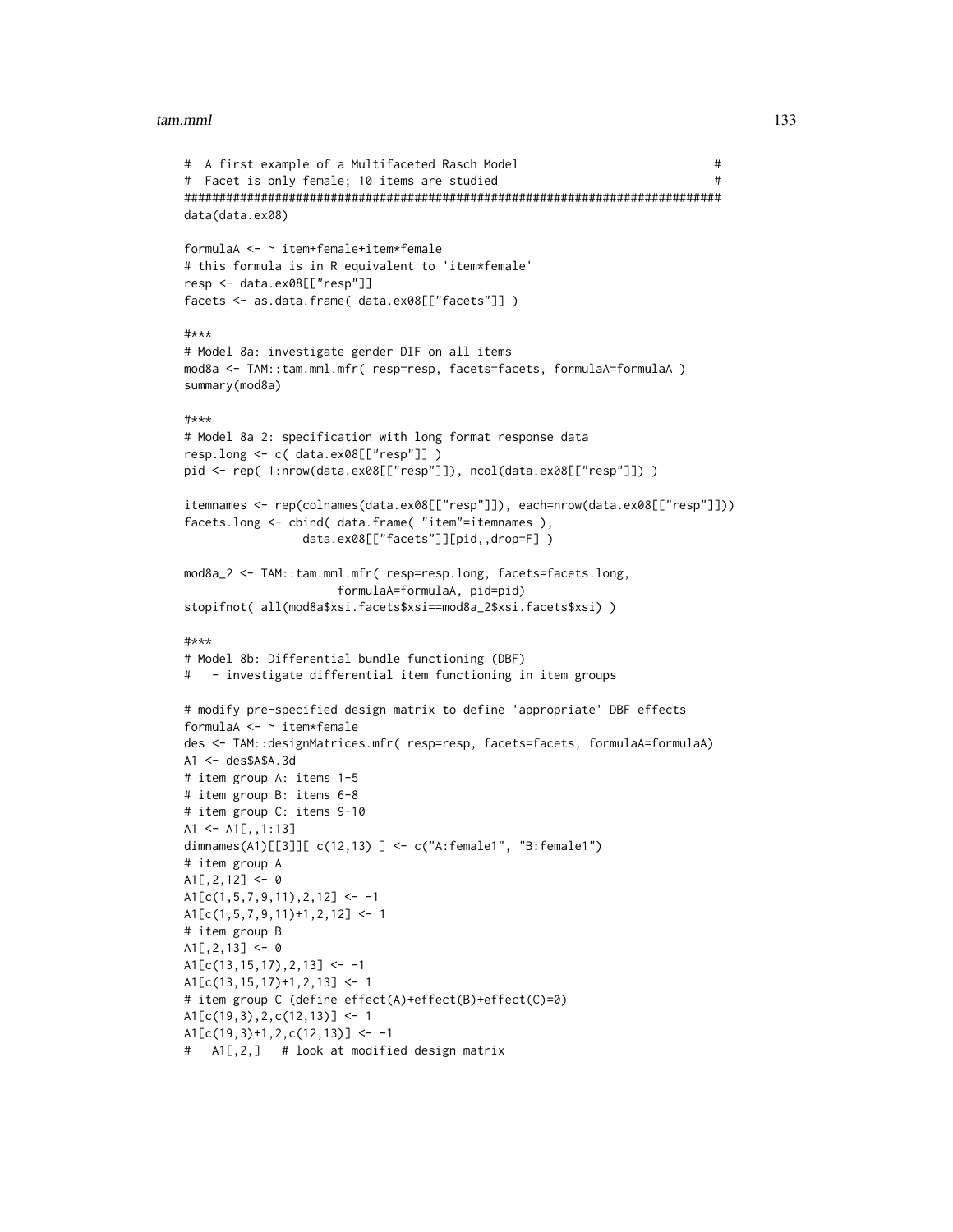```
#  A first example of a Multifaceted Rasch Model                              #
#  Facet is only female; 10 items are studied                                 #
##############################################################################
data(data.ex08)

formulaA <- ~ item+female+item*female
# this formula is in R equivalent to 'item*female'
resp <- data.ex08[["resp"]]
facets <- as.data.frame( data.ex08[["facets"]] )

#***
# Model 8a: investigate gender DIF on all items
mod8a <- TAM::tam.mml.mfr( resp=resp, facets=facets, formulaA=formulaA )
summary(mod8a)

#***
# Model 8a 2: specification with long format response data
resp.long <- c( data.ex08[["resp"]] )
pid <- rep( 1:nrow(data.ex08[["resp"]]), ncol(data.ex08[["resp"]]) )

itemnames <- rep(colnames(data.ex08[["resp"]]), each=nrow(data.ex08[["resp"]]))
facets.long <- cbind( data.frame( "item"=itemnames ),
                 data.ex08[["facets"]][pid,,drop=F] )

mod8a_2 <- TAM::tam.mml.mfr( resp=resp.long, facets=facets.long,
                      formulaA=formulaA, pid=pid)
stopifnot( all(mod8a$xsi.facets$xsi==mod8a_2$xsi.facets$xsi) )

#***
# Model 8b: Differential bundle functioning (DBF)
#   - investigate differential item functioning in item groups

# modify pre-specified design matrix to define 'appropriate' DBF effects
formulaA <- ~ item*female
des <- TAM::designMatrices.mfr( resp=resp, facets=facets, formulaA=formulaA)
A1 <- des$A$A.3d
# item group A: items 1-5
# item group B: items 6-8
# item group C: items 9-10
A1 <- A1[,,1:13]
dimnames(A1)[[3]][ c(12,13) ] <- c("A:female1", "B:female1")
# item group A
A1[,2,12] <- 0
A1[c(1,5,7,9,11),2,12] <- -1
A1[c(1,5,7,9,11)+1,2,12] <- 1
# item group B
A1[,2,13] <- 0
A1[c(13,15,17),2,13] <- -1
A1[c(13,15,17)+1,2,13] <- 1
# item group C (define effect(A)+effect(B)+effect(C)=0)
A1[c(19,3),2,c(12,13)] <- 1
A1[c(19,3)+1,2,c(12,13)] <- -1
#   A1[,2,]   # look at modified design matrix
```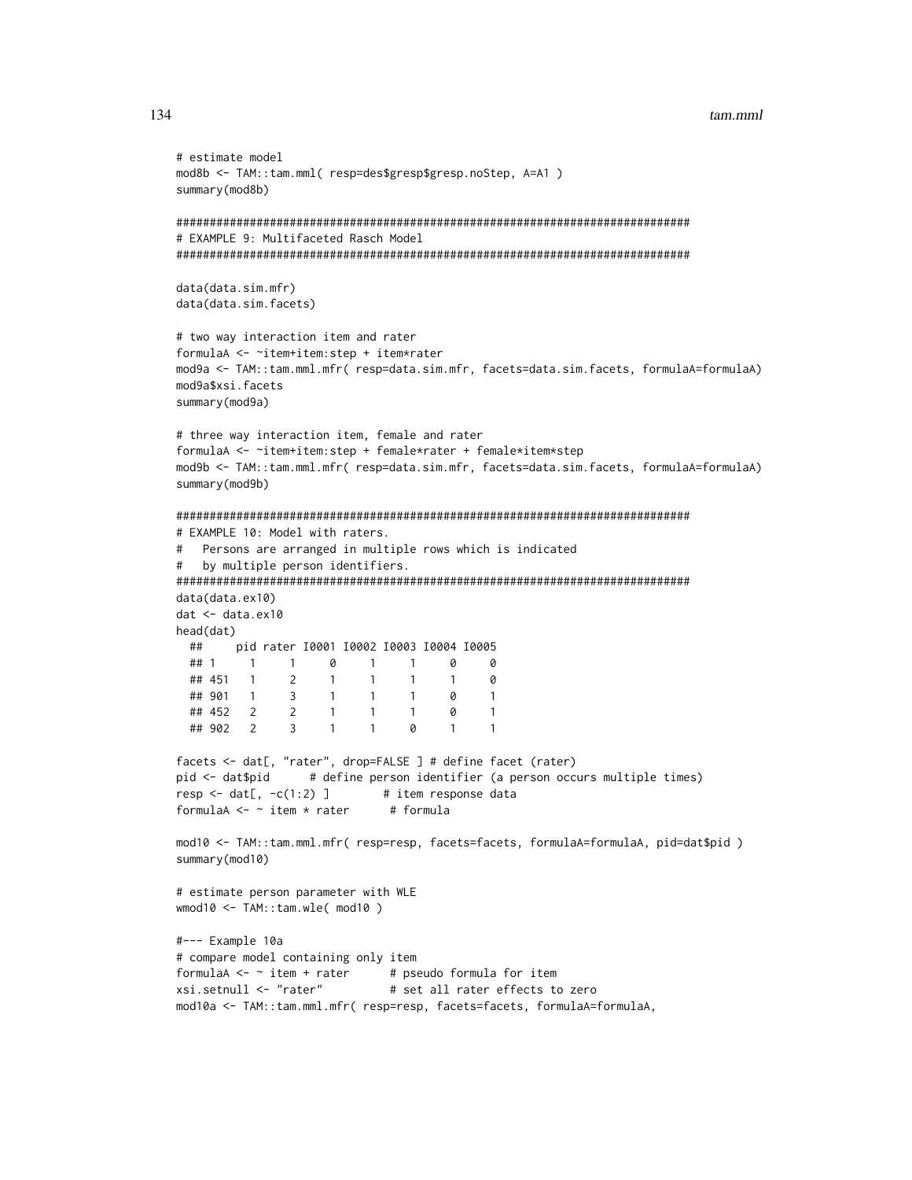```
# estimate model
mod8b <- TAM::tam.mml( resp=des$gresp$gresp.noStep, A=A1 )
summary(mod8b)

#############################################################################
# EXAMPLE 9: Multifaceted Rasch Model
#############################################################################

data(data.sim.mfr)
data(data.sim.facets)

# two way interaction item and rater
formulaA <- ~item+item:step + item*rater
mod9a <- TAM::tam.mml.mfr( resp=data.sim.mfr, facets=data.sim.facets, formulaA=formulaA)
mod9a$xsi.facets
summary(mod9a)

# three way interaction item, female and rater
formulaA <- ~item+item:step + female*rater + female*item*step
mod9b <- TAM::tam.mml.mfr( resp=data.sim.mfr, facets=data.sim.facets, formulaA=formulaA)
summary(mod9b)

#############################################################################
# EXAMPLE 10: Model with raters.
#   Persons are arranged in multiple rows which is indicated
#   by multiple person identifiers.
#############################################################################
data(data.ex10)
dat <- data.ex10
head(dat)
  ##     pid rater I0001 I0002 I0003 I0004 I0005
  ## 1     1     1     0     1     1     0     0
  ## 451   1     2     1     1     1     1     0
  ## 901   1     3     1     1     1     0     1
  ## 452   2     2     1     1     1     0     1
  ## 902   2     3     1     1     0     1     1

facets <- dat[, "rater", drop=FALSE ] # define facet (rater)
pid <- dat$pid      # define person identifier (a person occurs multiple times)
resp <- dat[, -c(1:2) ]        # item response data
formulaA <- ~ item * rater      # formula

mod10 <- TAM::tam.mml.mfr( resp=resp, facets=facets, formulaA=formulaA, pid=dat$pid )
summary(mod10)

# estimate person parameter with WLE
wmod10 <- TAM::tam.wle( mod10 )

#--- Example 10a
# compare model containing only item
formulaA <- ~ item + rater      # pseudo formula for item
xsi.setnull <- "rater"          # set all rater effects to zero
mod10a <- TAM::tam.mml.mfr( resp=resp, facets=facets, formulaA=formulaA,
```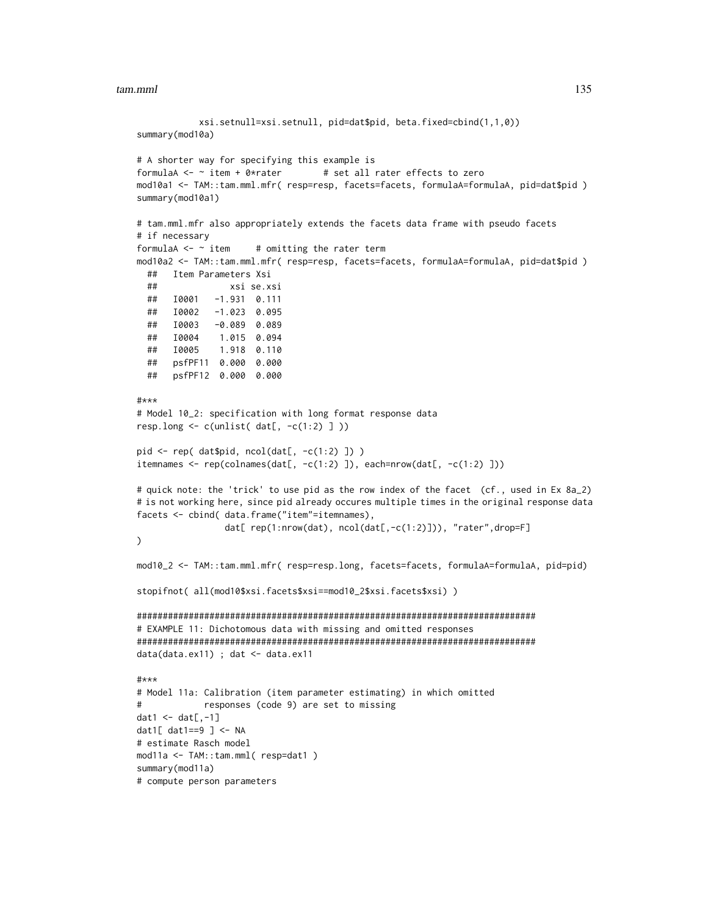```
            xsi.setnull=xsi.setnull, pid=dat$pid, beta.fixed=cbind(1,1,0))
summary(mod10a)

# A shorter way for specifying this example is
formulaA <- ~ item + 0*rater        # set all rater effects to zero
mod10a1 <- TAM::tam.mml.mfr( resp=resp, facets=facets, formulaA=formulaA, pid=dat$pid )
summary(mod10a1)

# tam.mml.mfr also appropriately extends the facets data frame with pseudo facets
# if necessary
formulaA <- ~ item     # omitting the rater term
mod10a2 <- TAM::tam.mml.mfr( resp=resp, facets=facets, formulaA=formulaA, pid=dat$pid )
  ##   Item Parameters Xsi
  ##              xsi se.xsi
  ##   I0001   -1.931  0.111
  ##   I0002   -1.023  0.095
  ##   I0003   -0.089  0.089
  ##   I0004    1.015  0.094
  ##   I0005    1.918  0.110
  ##   psfPF11  0.000  0.000
  ##   psfPF12  0.000  0.000

#***
# Model 10_2: specification with long format response data
resp.long <- c(unlist( dat[, -c(1:2) ] ))

pid <- rep( dat$pid, ncol(dat[, -c(1:2) ]) )
itemnames <- rep(colnames(dat[, -c(1:2) ]), each=nrow(dat[, -c(1:2) ]))

# quick note: the 'trick' to use pid as the row index of the facet  (cf., used in Ex 8a_2)
# is not working here, since pid already occures multiple times in the original response data
facets <- cbind( data.frame("item"=itemnames),
                 dat[ rep(1:nrow(dat), ncol(dat[,-c(1:2)])), "rater",drop=F]
)

mod10_2 <- TAM::tam.mml.mfr( resp=resp.long, facets=facets, formulaA=formulaA, pid=pid)

stopifnot( all(mod10$xsi.facets$xsi==mod10_2$xsi.facets$xsi) )

#############################################################################
# EXAMPLE 11: Dichotomous data with missing and omitted responses
#############################################################################
data(data.ex11) ; dat <- data.ex11

#***
# Model 11a: Calibration (item parameter estimating) in which omitted
#            responses (code 9) are set to missing
dat1 <- dat[,-1]
dat1[ dat1==9 ] <- NA
# estimate Rasch model
mod11a <- TAM::tam.mml( resp=dat1 )
summary(mod11a)
# compute person parameters
```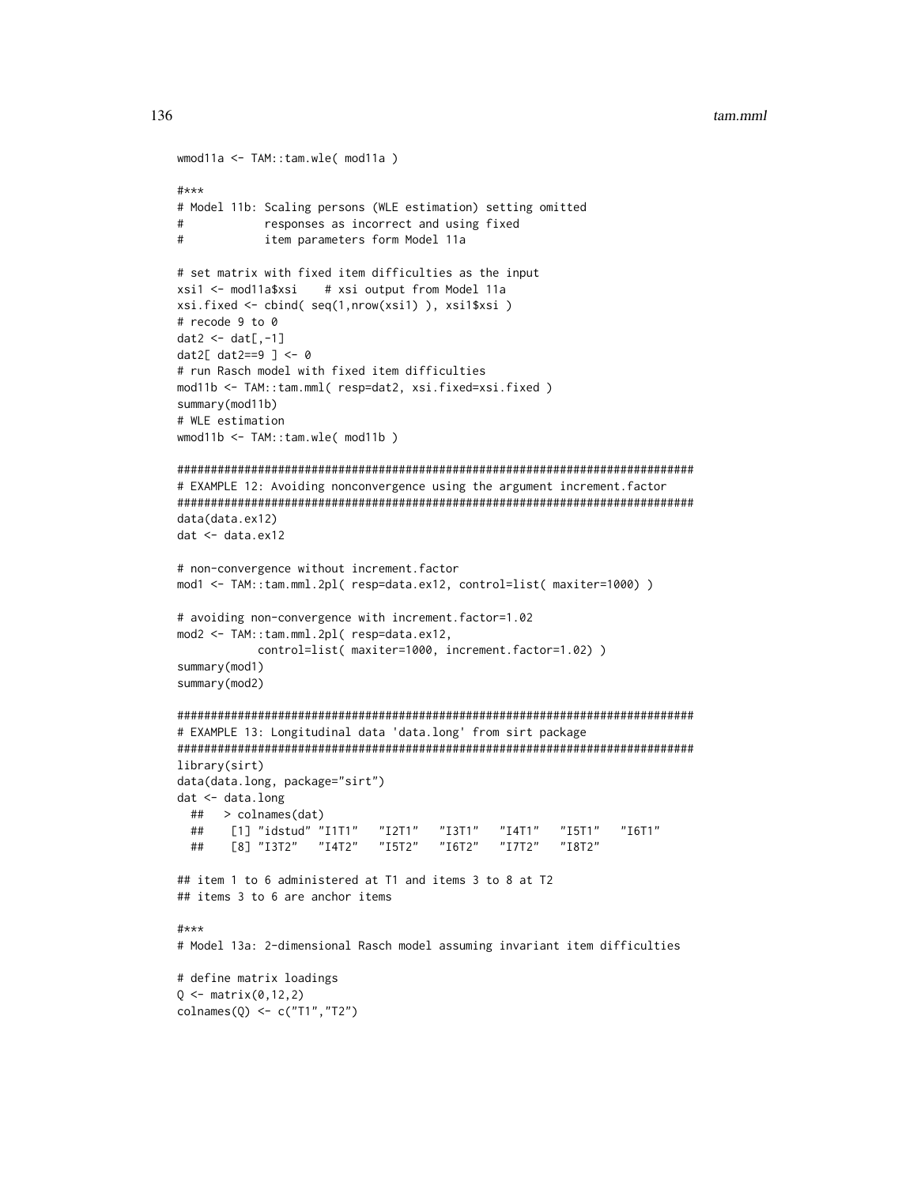```
wmod11a <- TAM::tam.wle( mod11a )

#***
# Model 11b: Scaling persons (WLE estimation) setting omitted
#            responses as incorrect and using fixed
#            item parameters form Model 11a

# set matrix with fixed item difficulties as the input
xsi1 <- mod11a$xsi    # xsi output from Model 11a
xsi.fixed <- cbind( seq(1,nrow(xsi1) ), xsi1$xsi )
# recode 9 to 0
dat2 <- dat[,-1]
dat2[ dat2==9 ] <- 0
# run Rasch model with fixed item difficulties
mod11b <- TAM::tam.mml( resp=dat2, xsi.fixed=xsi.fixed )
summary(mod11b)
# WLE estimation
wmod11b <- TAM::tam.wle( mod11b )

#############################################################################
# EXAMPLE 12: Avoiding nonconvergence using the argument increment.factor
#############################################################################
data(data.ex12)
dat <- data.ex12

# non-convergence without increment.factor
mod1 <- TAM::tam.mml.2pl( resp=data.ex12, control=list( maxiter=1000) )

# avoiding non-convergence with increment.factor=1.02
mod2 <- TAM::tam.mml.2pl( resp=data.ex12,
           control=list( maxiter=1000, increment.factor=1.02) )
summary(mod1)
summary(mod2)

#############################################################################
# EXAMPLE 13: Longitudinal data 'data.long' from sirt package
#############################################################################
library(sirt)
data(data.long, package="sirt")
dat <- data.long
  ##   > colnames(dat)
  ##    [1] "idstud" "I1T1"   "I2T1"   "I3T1"   "I4T1"   "I5T1"   "I6T1"
  ##    [8] "I3T2"   "I4T2"   "I5T2"   "I6T2"   "I7T2"   "I8T2"

## item 1 to 6 administered at T1 and items 3 to 8 at T2
## items 3 to 6 are anchor items

#***
# Model 13a: 2-dimensional Rasch model assuming invariant item difficulties

# define matrix loadings
Q <- matrix(0,12,2)
colnames(Q) <- c("T1","T2")
```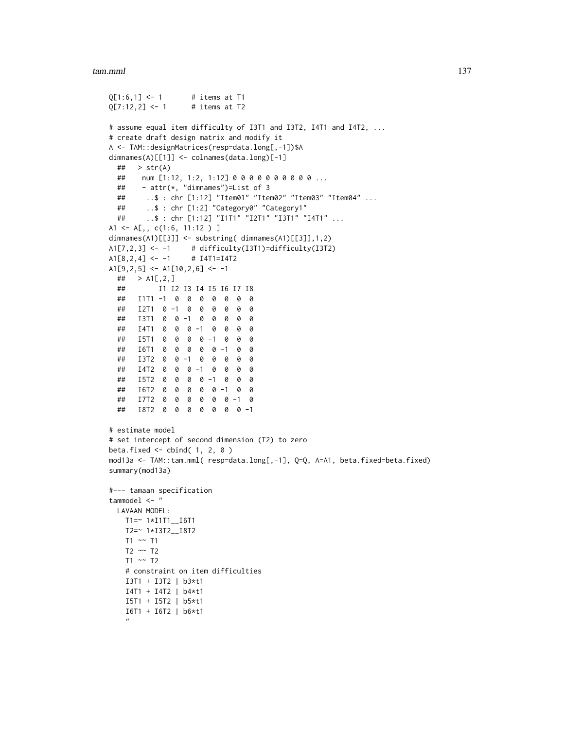```
Q[1:6,1] <- 1       # items at T1
Q[7:12,2] <- 1      # items at T2

# assume equal item difficulty of I3T1 and I3T2, I4T1 and I4T2, ...
# create draft design matrix and modify it
A <- TAM::designMatrices(resp=data.long[,-1])$A
dimnames(A)[[1]] <- colnames(data.long)[-1]
  ##   > str(A)
  ##    num [1:12, 1:2, 1:12] 0 0 0 0 0 0 0 0 0 0 ...
  ##    - attr(*, "dimnames")=List of 3
  ##     ..$ : chr [1:12] "Item01" "Item02" "Item03" "Item04" ...
  ##     ..$ : chr [1:2] "Category0" "Category1"
  ##     ..$ : chr [1:12] "I1T1" "I2T1" "I3T1" "I4T1" ...
A1 <- A[,, c(1:6, 11:12 ) ]
dimnames(A1)[[3]] <- substring( dimnames(A1)[[3]],1,2)
A1[7,2,3] <- -1     # difficulty(I3T1)=difficulty(I3T2)
A1[8,2,4] <- -1     # I4T1=I4T2
A1[9,2,5] <- A1[10,2,6] <- -1
  ##   > A1[,2,]
  ##        I1 I2 I3 I4 I5 I6 I7 I8
  ##   I1T1 -1  0  0  0  0  0  0  0
  ##   I2T1  0 -1  0  0  0  0  0  0
  ##   I3T1  0  0 -1  0  0  0  0  0
  ##   I4T1  0  0  0 -1  0  0  0  0
  ##   I5T1  0  0  0  0 -1  0  0  0
  ##   I6T1  0  0  0  0  0 -1  0  0
  ##   I3T2  0  0 -1  0  0  0  0  0
  ##   I4T2  0  0  0 -1  0  0  0  0
  ##   I5T2  0  0  0  0 -1  0  0  0
  ##   I6T2  0  0  0  0  0 -1  0  0
  ##   I7T2  0  0  0  0  0  0 -1  0
  ##   I8T2  0  0  0  0  0  0  0 -1

# estimate model
# set intercept of second dimension (T2) to zero
beta.fixed <- cbind( 1, 2, 0 )
mod13a <- TAM::tam.mml( resp=data.long[,-1], Q=Q, A=A1, beta.fixed=beta.fixed)
summary(mod13a)

#--- tamaan specification
tammodel <- "
  LAVAAN MODEL:
    T1=~ 1*I1T1__I6T1
    T2=~ 1*I3T2__I8T2
    T1 ~~ T1
    T2 ~~ T2
    T1 ~~ T2
    # constraint on item difficulties
    I3T1 + I3T2 | b3*t1
    I4T1 + I4T2 | b4*t1
    I5T1 + I5T2 | b5*t1
    I6T1 + I6T2 | b6*t1
    "
```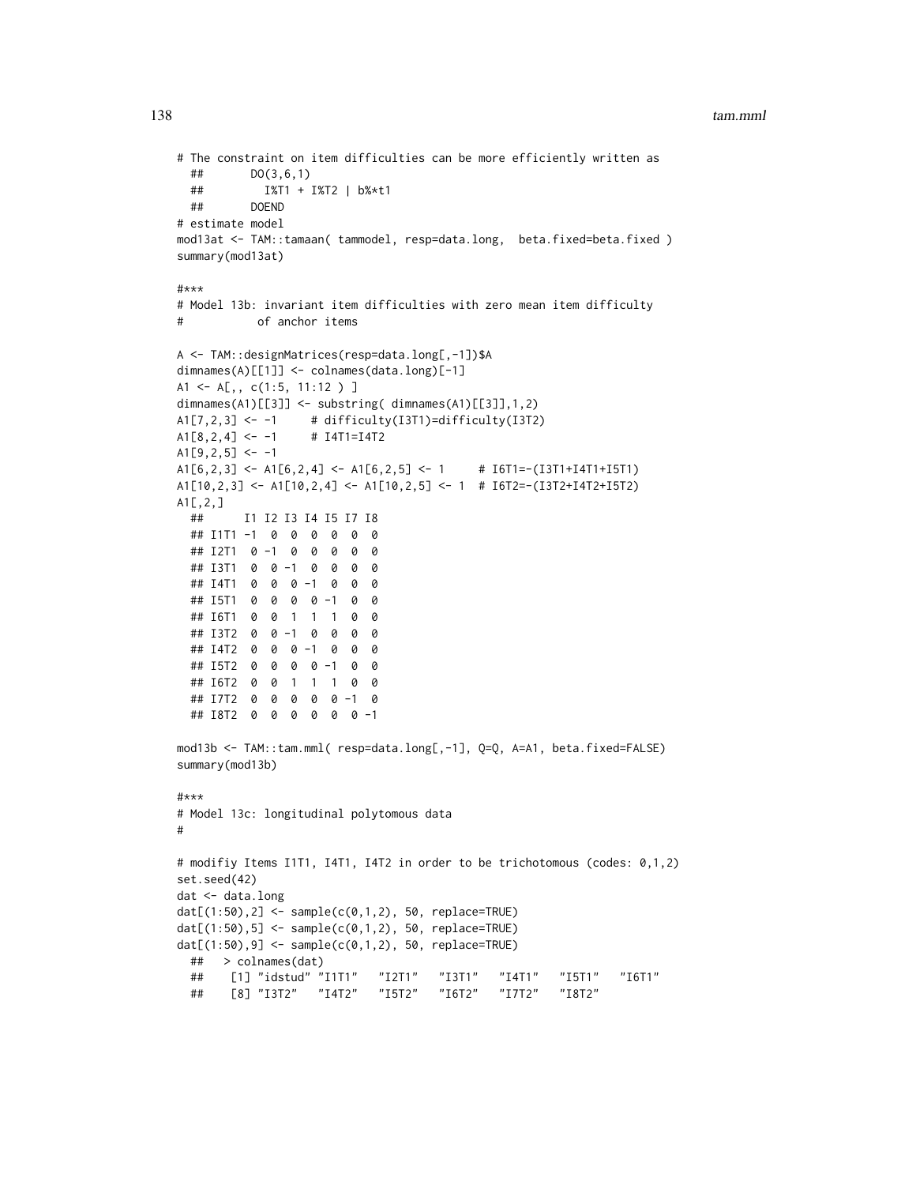```
# The constraint on item difficulties can be more efficiently written as
  ##       DO(3,6,1)
  ##         I%T1 + I%T2 | b%*t1
  ##       DOEND
# estimate model
mod13at <- TAM::tamaan( tammodel, resp=data.long,  beta.fixed=beta.fixed )
summary(mod13at)

#***
# Model 13b: invariant item difficulties with zero mean item difficulty
#           of anchor items

A <- TAM::designMatrices(resp=data.long[,-1])$A
dimnames(A)[[1]] <- colnames(data.long)[-1]
A1 <- A[,, c(1:5, 11:12 ) ]
dimnames(A1)[[3]] <- substring( dimnames(A1)[[3]],1,2)
A1[7,2,3] <- -1     # difficulty(I3T1)=difficulty(I3T2)
A1[8,2,4] <- -1     # I4T1=I4T2
A1[9,2,5] <- -1
A1[6,2,3] <- A1[6,2,4] <- A1[6,2,5] <- 1     # I6T1=-(I3T1+I4T1+I5T1)
A1[10,2,3] <- A1[10,2,4] <- A1[10,2,5] <- 1  # I6T2=-(I3T2+I4T2+I5T2)
A1[,2,]
  ##      I1 I2 I3 I4 I5 I7 I8
  ## I1T1 -1  0  0  0  0  0  0
  ## I2T1  0 -1  0  0  0  0  0
  ## I3T1  0  0 -1  0  0  0  0
  ## I4T1  0  0  0 -1  0  0  0
  ## I5T1  0  0  0  0 -1  0  0
  ## I6T1  0  0  1  1  1  0  0
  ## I3T2  0  0 -1  0  0  0  0
  ## I4T2  0  0  0 -1  0  0  0
  ## I5T2  0  0  0  0 -1  0  0
  ## I6T2  0  0  1  1  1  0  0
  ## I7T2  0  0  0  0  0 -1  0
  ## I8T2  0  0  0  0  0  0 -1

mod13b <- TAM::tam.mml( resp=data.long[,-1], Q=Q, A=A1, beta.fixed=FALSE)
summary(mod13b)

#***
# Model 13c: longitudinal polytomous data
#

# modifiy Items I1T1, I4T1, I4T2 in order to be trichotomous (codes: 0,1,2)
set.seed(42)
dat <- data.long
dat[(1:50),2] <- sample(c(0,1,2), 50, replace=TRUE)
dat[(1:50),5] <- sample(c(0,1,2), 50, replace=TRUE)
dat[(1:50),9] <- sample(c(0,1,2), 50, replace=TRUE)
  ##   > colnames(dat)
  ##    [1] "idstud" "I1T1"   "I2T1"   "I3T1"   "I4T1"   "I5T1"   "I6T1"
  ##    [8] "I3T2"   "I4T2"   "I5T2"   "I6T2"   "I7T2"   "I8T2"
```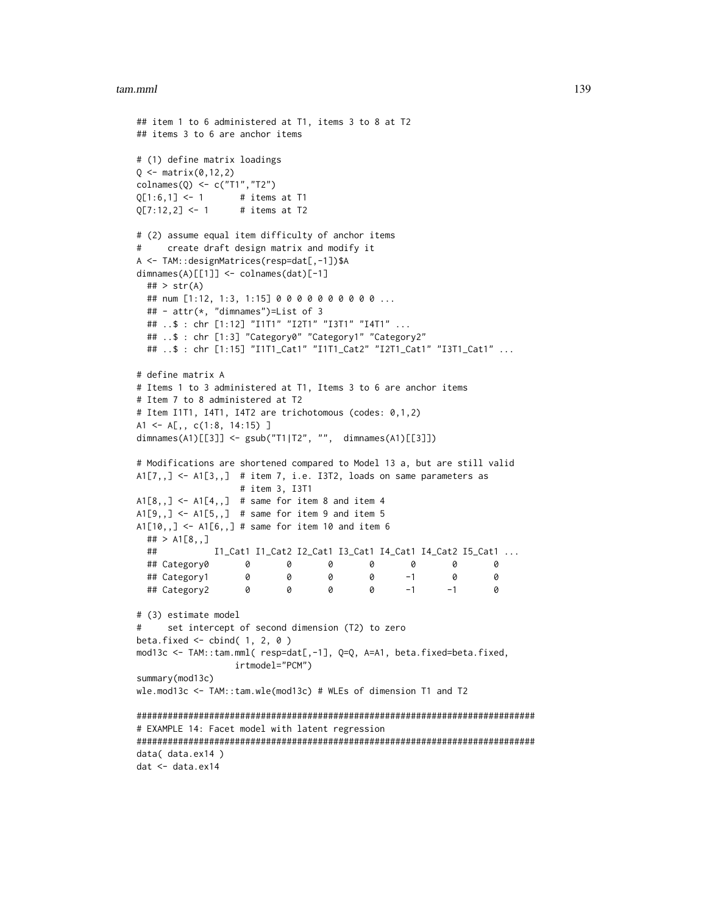```
## item 1 to 6 administered at T1, items 3 to 8 at T2
## items 3 to 6 are anchor items

# (1) define matrix loadings
Q <- matrix(0,12,2)
colnames(Q) <- c("T1","T2")
Q[1:6,1] <- 1       # items at T1
Q[7:12,2] <- 1      # items at T2

# (2) assume equal item difficulty of anchor items
#     create draft design matrix and modify it
A <- TAM::designMatrices(resp=dat[,-1])$A
dimnames(A)[[1]] <- colnames(dat)[-1]
  ## > str(A)
  ## num [1:12, 1:3, 1:15] 0 0 0 0 0 0 0 0 0 0 ...
  ## - attr(*, "dimnames")=List of 3
  ## ..$ : chr [1:12] "I1T1" "I2T1" "I3T1" "I4T1" ...
  ## ..$ : chr [1:3] "Category0" "Category1" "Category2"
  ## ..$ : chr [1:15] "I1T1_Cat1" "I1T1_Cat2" "I2T1_Cat1" "I3T1_Cat1" ...

# define matrix A
# Items 1 to 3 administered at T1, Items 3 to 6 are anchor items
# Item 7 to 8 administered at T2
# Item I1T1, I4T1, I4T2 are trichotomous (codes: 0,1,2)
A1 <- A[,, c(1:8, 14:15) ]
dimnames(A1)[[3]] <- gsub("T1|T2", "",  dimnames(A1)[[3]])

# Modifications are shortened compared to Model 13 a, but are still valid
A1[7,,] <- A1[3,,]  # item 7, i.e. I3T2, loads on same parameters as
                    # item 3, I3T1
A1[8,,] <- A1[4,,]  # same for item 8 and item 4
A1[9,,] <- A1[5,,]  # same for item 9 and item 5
A1[10,,] <- A1[6,,] # same for item 10 and item 6
  ## > A1[8,,]
  ##           I1_Cat1 I1_Cat2 I2_Cat1 I3_Cat1 I4_Cat1 I4_Cat2 I5_Cat1 ...
  ## Category0       0       0       0       0       0       0       0
  ## Category1       0       0       0       0      -1       0       0
  ## Category2       0       0       0       0      -1      -1       0

# (3) estimate model
#     set intercept of second dimension (T2) to zero
beta.fixed <- cbind( 1, 2, 0 )
mod13c <- TAM::tam.mml( resp=dat[,-1], Q=Q, A=A1, beta.fixed=beta.fixed,
                irtmodel="PCM")
summary(mod13c)
wle.mod13c <- TAM::tam.wle(mod13c) # WLEs of dimension T1 and T2

#############################################################################
# EXAMPLE 14: Facet model with latent regression
#############################################################################
data( data.ex14 )
dat <- data.ex14
```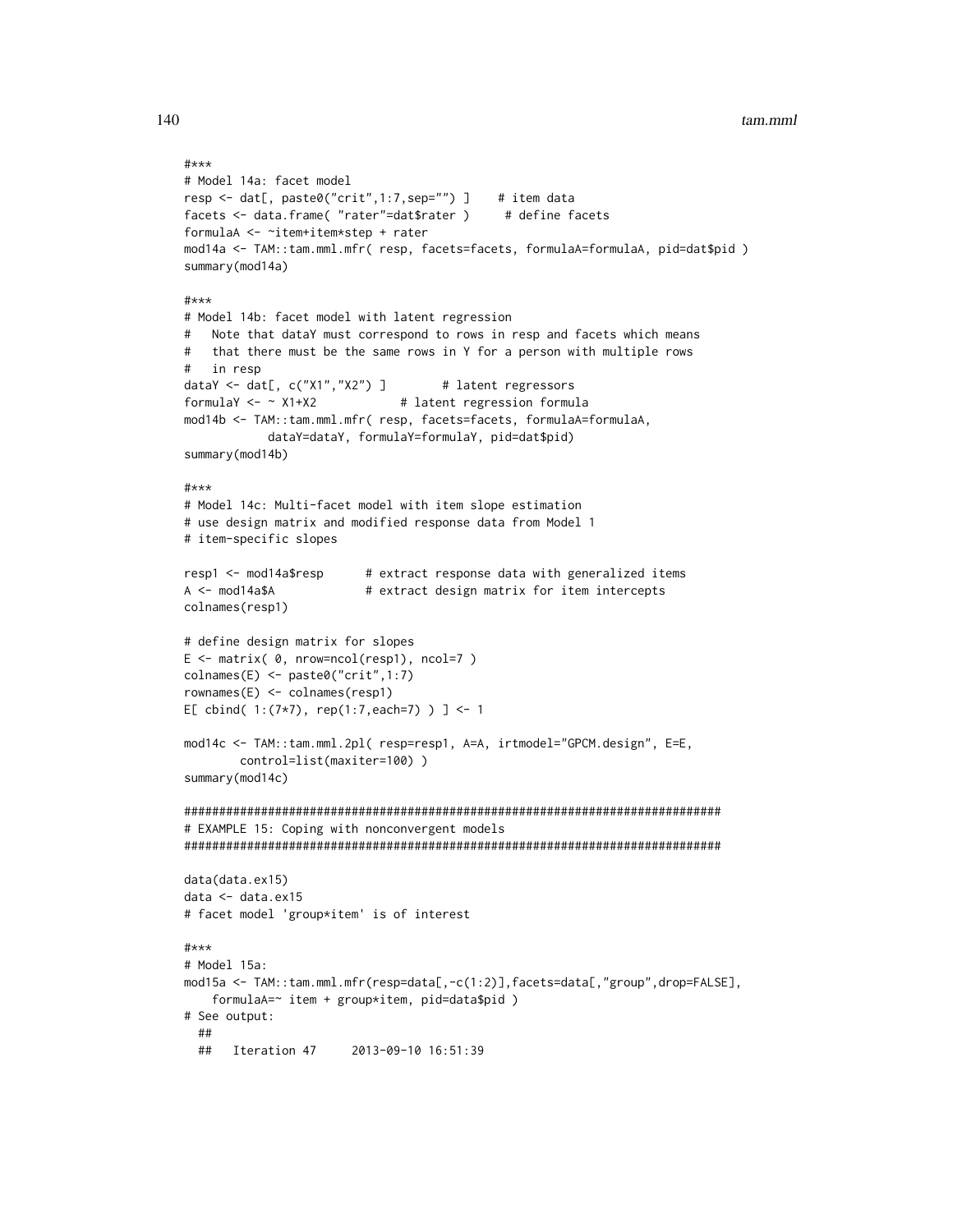```
#***
# Model 14a: facet model
resp <- dat[, paste0("crit",1:7,sep="") ]    # item data
facets <- data.frame( "rater"=dat$rater )     # define facets
formulaA <- ~item+item*step + rater
mod14a <- TAM::tam.mml.mfr( resp, facets=facets, formulaA=formulaA, pid=dat$pid )
summary(mod14a)

#***
# Model 14b: facet model with latent regression
#   Note that dataY must correspond to rows in resp and facets which means
#   that there must be the same rows in Y for a person with multiple rows
#   in resp
dataY <- dat[, c("X1","X2") ]        # latent regressors
formulaY <- ~ X1+X2            # latent regression formula
mod14b <- TAM::tam.mml.mfr( resp, facets=facets, formulaA=formulaA,
            dataY=dataY, formulaY=formulaY, pid=dat$pid)
summary(mod14b)

#***
# Model 14c: Multi-facet model with item slope estimation
# use design matrix and modified response data from Model 1
# item-specific slopes

resp1 <- mod14a$resp      # extract response data with generalized items
A <- mod14a$A             # extract design matrix for item intercepts
colnames(resp1)

# define design matrix for slopes
E <- matrix( 0, nrow=ncol(resp1), ncol=7 )
colnames(E) <- paste0("crit",1:7)
rownames(E) <- colnames(resp1)
E[ cbind( 1:(7*7), rep(1:7,each=7) ) ] <- 1

mod14c <- TAM::tam.mml.2pl( resp=resp1, A=A, irtmodel="GPCM.design", E=E,
        control=list(maxiter=100) )
summary(mod14c)

#############################################################################
# EXAMPLE 15: Coping with nonconvergent models
#############################################################################

data(data.ex15)
data <- data.ex15
# facet model 'group*item' is of interest

#***
# Model 15a:
mod15a <- TAM::tam.mml.mfr(resp=data[,-c(1:2)],facets=data[,"group",drop=FALSE],
    formulaA=~ item + group*item, pid=data$pid )
# See output:
  ##
  ##   Iteration 47     2013-09-10 16:51:39
```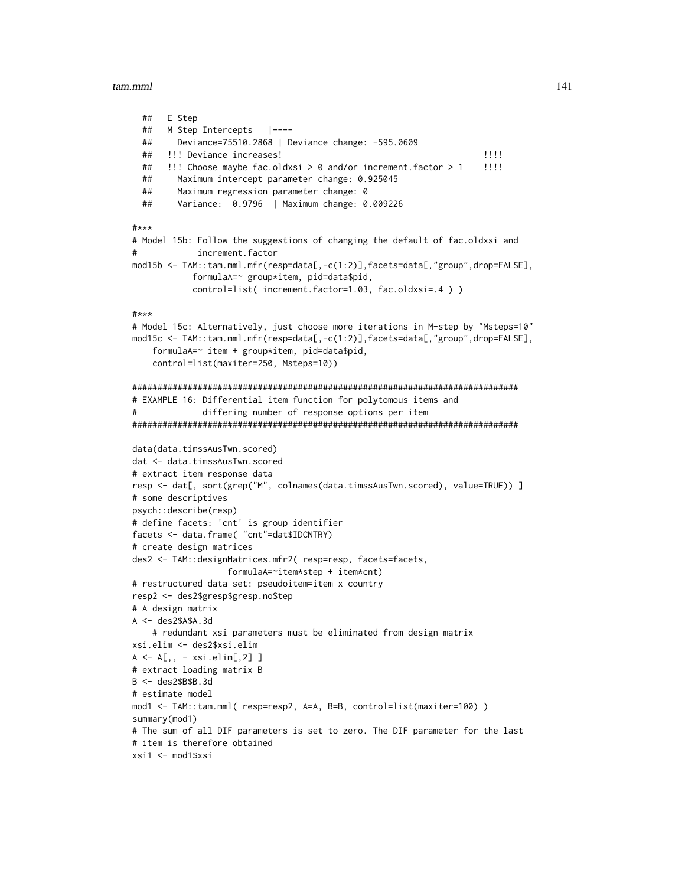```
  ##   E Step
  ##   M Step Intercepts   |----
  ##     Deviance=75510.2868 | Deviance change: -595.0609
  ##   !!! Deviance increases!                                      !!!!
  ##   !!! Choose maybe fac.oldxsi > 0 and/or increment.factor > 1    !!!!
  ##     Maximum intercept parameter change: 0.925045
  ##     Maximum regression parameter change: 0
  ##     Variance:  0.9796  | Maximum change: 0.009226

#***
# Model 15b: Follow the suggestions of changing the default of fac.oldxsi and
#            increment.factor
mod15b <- TAM::tam.mml.mfr(resp=data[,-c(1:2)],facets=data[,"group",drop=FALSE],
            formulaA=~ group*item, pid=data$pid,
            control=list( increment.factor=1.03, fac.oldxsi=.4 ) )

#***
# Model 15c: Alternatively, just choose more iterations in M-step by "Msteps=10"
mod15c <- TAM::tam.mml.mfr(resp=data[,-c(1:2)],facets=data[,"group",drop=FALSE],
    formulaA=~ item + group*item, pid=data$pid,
    control=list(maxiter=250, Msteps=10))

#############################################################################
# EXAMPLE 16: Differential item function for polytomous items and
#             differing number of response options per item
#############################################################################

data(data.timssAusTwn.scored)
dat <- data.timssAusTwn.scored
# extract item response data
resp <- dat[, sort(grep("M", colnames(data.timssAusTwn.scored), value=TRUE)) ]
# some descriptives
psych::describe(resp)
# define facets: 'cnt' is group identifier
facets <- data.frame( "cnt"=dat$IDCNTRY)
# create design matrices
des2 <- TAM::designMatrices.mfr2( resp=resp, facets=facets,
                  formulaA=~item*step + item*cnt)
# restructured data set: pseudoitem=item x country
resp2 <- des2$gresp$gresp.noStep
# A design matrix
A <- des2$A$A.3d
    # redundant xsi parameters must be eliminated from design matrix
xsi.elim <- des2$xsi.elim
A <- A[,, - xsi.elim[,2] ]
# extract loading matrix B
B <- des2$B$B.3d
# estimate model
mod1 <- TAM::tam.mml( resp=resp2, A=A, B=B, control=list(maxiter=100) )
summary(mod1)
# The sum of all DIF parameters is set to zero. The DIF parameter for the last
# item is therefore obtained
xsi1 <- mod1$xsi
```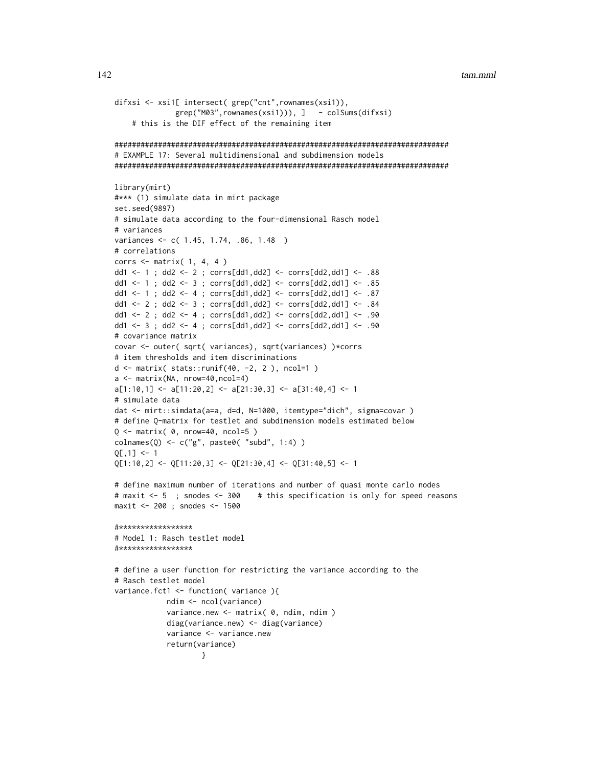```
difxsi <- xsi1[ intersect( grep("cnt",rownames(xsi1)),
              grep("M03",rownames(xsi1))), ]   - colSums(difxsi)
    # this is the DIF effect of the remaining item

#############################################################################
# EXAMPLE 17: Several multidimensional and subdimension models
#############################################################################

library(mirt)
#*** (1) simulate data in mirt package
set.seed(9897)
# simulate data according to the four-dimensional Rasch model
# variances
variances <- c( 1.45, 1.74, .86, 1.48  )
# correlations
corrs <- matrix( 1, 4, 4 )
dd1 <- 1 ; dd2 <- 2 ; corrs[dd1,dd2] <- corrs[dd2,dd1] <- .88
dd1 <- 1 ; dd2 <- 3 ; corrs[dd1,dd2] <- corrs[dd2,dd1] <- .85
dd1 <- 1 ; dd2 <- 4 ; corrs[dd1,dd2] <- corrs[dd2,dd1] <- .87
dd1 <- 2 ; dd2 <- 3 ; corrs[dd1,dd2] <- corrs[dd2,dd1] <- .84
dd1 <- 2 ; dd2 <- 4 ; corrs[dd1,dd2] <- corrs[dd2,dd1] <- .90
dd1 <- 3 ; dd2 <- 4 ; corrs[dd1,dd2] <- corrs[dd2,dd1] <- .90
# covariance matrix
covar <- outer( sqrt( variances), sqrt(variances) )*corrs
# item thresholds and item discriminations
d <- matrix( stats::runif(40, -2, 2 ), ncol=1 )
a <- matrix(NA, nrow=40,ncol=4)
a[1:10,1] <- a[11:20,2] <- a[21:30,3] <- a[31:40,4] <- 1
# simulate data
dat <- mirt::simdata(a=a, d=d, N=1000, itemtype="dich", sigma=covar )
# define Q-matrix for testlet and subdimension models estimated below
Q <- matrix( 0, nrow=40, ncol=5 )
colnames(Q) <- c("g", paste0( "subd", 1:4) )
Q[,1] <- 1
Q[1:10,2] <- Q[11:20,3] <- Q[21:30,4] <- Q[31:40,5] <- 1

# define maximum number of iterations and number of quasi monte carlo nodes
# maxit <- 5  ; snodes <- 300    # this specification is only for speed reasons
maxit <- 200 ; snodes <- 1500

#*****************
# Model 1: Rasch testlet model
#*****************

# define a user function for restricting the variance according to the
# Rasch testlet model
variance.fct1 <- function( variance ){
            ndim <- ncol(variance)
            variance.new <- matrix( 0, ndim, ndim )
            diag(variance.new) <- diag(variance)
            variance <- variance.new
            return(variance)
                    }
```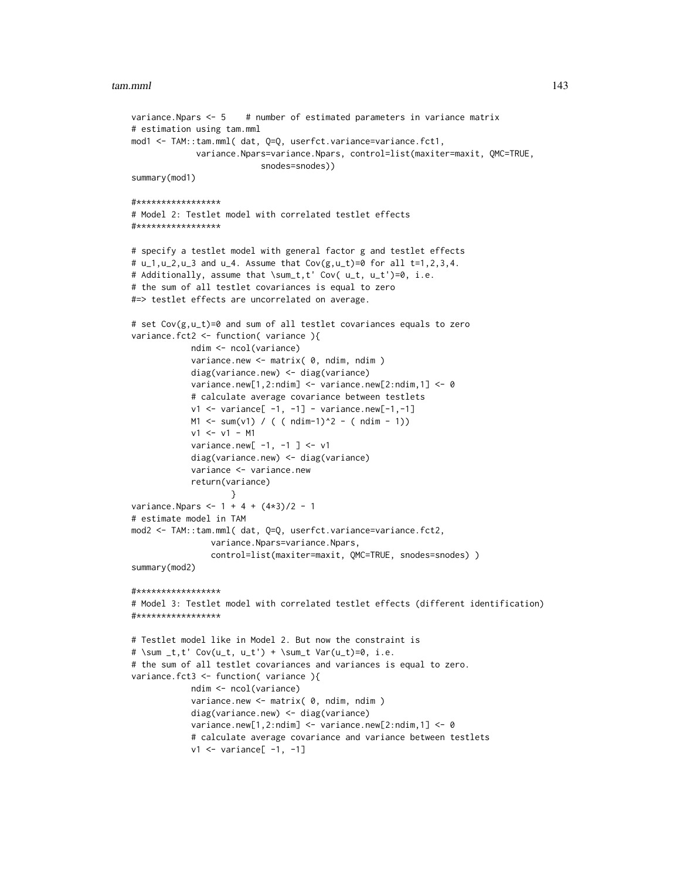```
variance.Npars <- 5    # number of estimated parameters in variance matrix
# estimation using tam.mml
mod1 <- TAM::tam.mml( dat, Q=Q, userfct.variance=variance.fct1,
             variance.Npars=variance.Npars, control=list(maxiter=maxit, QMC=TRUE,
                         snodes=snodes))
summary(mod1)

#*****************
# Model 2: Testlet model with correlated testlet effects
#*****************

# specify a testlet model with general factor g and testlet effects
# u_1,u_2,u_3 and u_4. Assume that Cov(g,u_t)=0 for all t=1,2,3,4.
# Additionally, assume that \sum_t,t' Cov( u_t, u_t')=0, i.e.
# the sum of all testlet covariances is equal to zero
#=> testlet effects are uncorrelated on average.

# set Cov(g,u_t)=0 and sum of all testlet covariances equals to zero
variance.fct2 <- function( variance ){
            ndim <- ncol(variance)
            variance.new <- matrix( 0, ndim, ndim )
            diag(variance.new) <- diag(variance)
            variance.new[1,2:ndim] <- variance.new[2:ndim,1] <- 0
            # calculate average covariance between testlets
            v1 <- variance[ -1, -1] - variance.new[-1,-1]
            M1 <- sum(v1) / ( ( ndim-1)^2 - ( ndim - 1))
            v1 <- v1 - M1
            variance.new[ -1, -1 ] <- v1
            diag(variance.new) <- diag(variance)
            variance <- variance.new
            return(variance)
                    }
variance.Npars <- 1 + 4 + (4*3)/2 - 1
# estimate model in TAM
mod2 <- TAM::tam.mml( dat, Q=Q, userfct.variance=variance.fct2,
                variance.Npars=variance.Npars,
                control=list(maxiter=maxit, QMC=TRUE, snodes=snodes) )
summary(mod2)

#*****************
# Model 3: Testlet model with correlated testlet effects (different identification)
#*****************

# Testlet model like in Model 2. But now the constraint is
# \sum _t,t' Cov(u_t, u_t') + \sum_t Var(u_t)=0, i.e.
# the sum of all testlet covariances and variances is equal to zero.
variance.fct3 <- function( variance ){
            ndim <- ncol(variance)
            variance.new <- matrix( 0, ndim, ndim )
            diag(variance.new) <- diag(variance)
            variance.new[1,2:ndim] <- variance.new[2:ndim,1] <- 0
            # calculate average covariance and variance between testlets
            v1 <- variance[ -1, -1]
```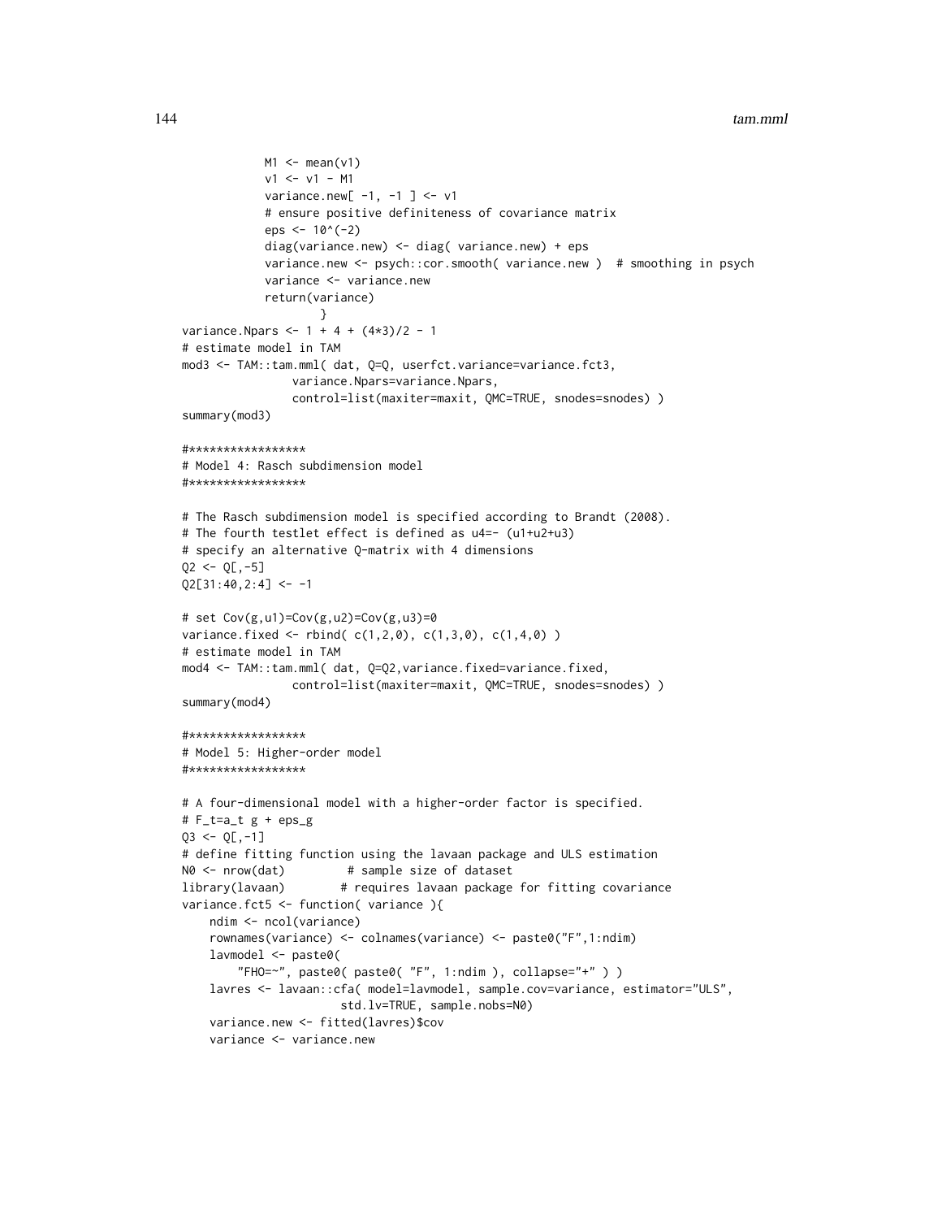```
            M1 <- mean(v1)
            v1 <- v1 - M1
            variance.new[ -1, -1 ] <- v1
            # ensure positive definiteness of covariance matrix
            eps <- 10^(-2)
            diag(variance.new) <- diag( variance.new) + eps
            variance.new <- psych::cor.smooth( variance.new )  # smoothing in psych
            variance <- variance.new
            return(variance)
                    }
variance.Npars <- 1 + 4 + (4*3)/2 - 1
# estimate model in TAM
mod3 <- TAM::tam.mml( dat, Q=Q, userfct.variance=variance.fct3,
                variance.Npars=variance.Npars,
                control=list(maxiter=maxit, QMC=TRUE, snodes=snodes) )
summary(mod3)

#*****************
# Model 4: Rasch subdimension model
#*****************

# The Rasch subdimension model is specified according to Brandt (2008).
# The fourth testlet effect is defined as u4=- (u1+u2+u3)
# specify an alternative Q-matrix with 4 dimensions
Q2 <- Q[,-5]
Q2[31:40,2:4] <- -1

# set Cov(g,u1)=Cov(g,u2)=Cov(g,u3)=0
variance.fixed <- rbind( c(1,2,0), c(1,3,0), c(1,4,0) )
# estimate model in TAM
mod4 <- TAM::tam.mml( dat, Q=Q2,variance.fixed=variance.fixed,
                control=list(maxiter=maxit, QMC=TRUE, snodes=snodes) )
summary(mod4)

#*****************
# Model 5: Higher-order model
#*****************

# A four-dimensional model with a higher-order factor is specified.
# F_t=a_t g + eps_g
Q3 <- Q[,-1]
# define fitting function using the lavaan package and ULS estimation
N0 <- nrow(dat)         # sample size of dataset
library(lavaan)        # requires lavaan package for fitting covariance
variance.fct5 <- function( variance ){
    ndim <- ncol(variance)
    rownames(variance) <- colnames(variance) <- paste0("F",1:ndim)
    lavmodel <- paste0(
        "FHO=~", paste0( paste0( "F", 1:ndim ), collapse="+" ) )
    lavres <- lavaan::cfa( model=lavmodel, sample.cov=variance, estimator="ULS",
                        std.lv=TRUE, sample.nobs=N0)
    variance.new <- fitted(lavres)$cov
    variance <- variance.new
```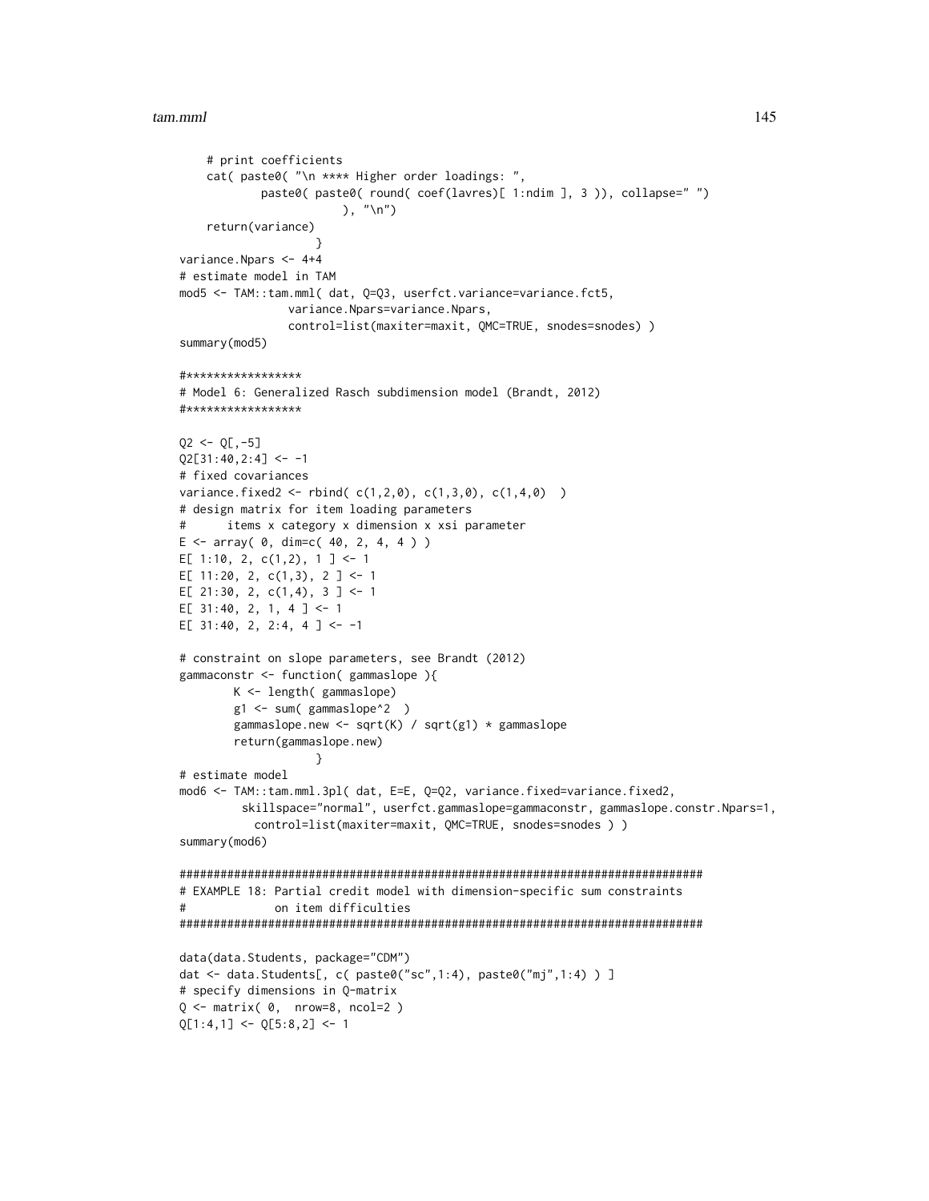```
    # print coefficients
    cat( paste0( "\n **** Higher order loadings: ",
            paste0( paste0( round( coef(lavres)[ 1:ndim ], 3 )), collapse=" ")
                    ), "\n")
    return(variance)
                }
variance.Npars <- 4+4
# estimate model in TAM
mod5 <- TAM::tam.mml( dat, Q=Q3, userfct.variance=variance.fct5,
                variance.Npars=variance.Npars,
                control=list(maxiter=maxit, QMC=TRUE, snodes=snodes) )
summary(mod5)

#*****************
# Model 6: Generalized Rasch subdimension model (Brandt, 2012)
#*****************

Q2 <- Q[,-5]
Q2[31:40,2:4] <- -1
# fixed covariances
variance.fixed2 <- rbind( c(1,2,0), c(1,3,0), c(1,4,0)  )
# design matrix for item loading parameters
#      items x category x dimension x xsi parameter
E <- array( 0, dim=c( 40, 2, 4, 4 ) )
E[ 1:10, 2, c(1,2), 1 ] <- 1
E[ 11:20, 2, c(1,3), 2 ] <- 1
E[ 21:30, 2, c(1,4), 3 ] <- 1
E[ 31:40, 2, 1, 4 ] <- 1
E[ 31:40, 2, 2:4, 4 ] <- -1

# constraint on slope parameters, see Brandt (2012)
gammaconstr <- function( gammaslope ){
        K <- length( gammaslope)
        g1 <- sum( gammaslope^2  )
        gammaslope.new <- sqrt(K) / sqrt(g1) * gammaslope
        return(gammaslope.new)
                }
# estimate model
mod6 <- TAM::tam.mml.3pl( dat, E=E, Q=Q2, variance.fixed=variance.fixed2,
         skillspace="normal", userfct.gammaslope=gammaconstr, gammaslope.constr.Npars=1,
           control=list(maxiter=maxit, QMC=TRUE, snodes=snodes ) )
summary(mod6)

#############################################################################
# EXAMPLE 18: Partial credit model with dimension-specific sum constraints
#             on item difficulties
#############################################################################

data(data.Students, package="CDM")
dat <- data.Students[, c( paste0("sc",1:4), paste0("mj",1:4) ) ]
# specify dimensions in Q-matrix
Q <- matrix( 0,  nrow=8, ncol=2 )
Q[1:4,1] <- Q[5:8,2] <- 1
```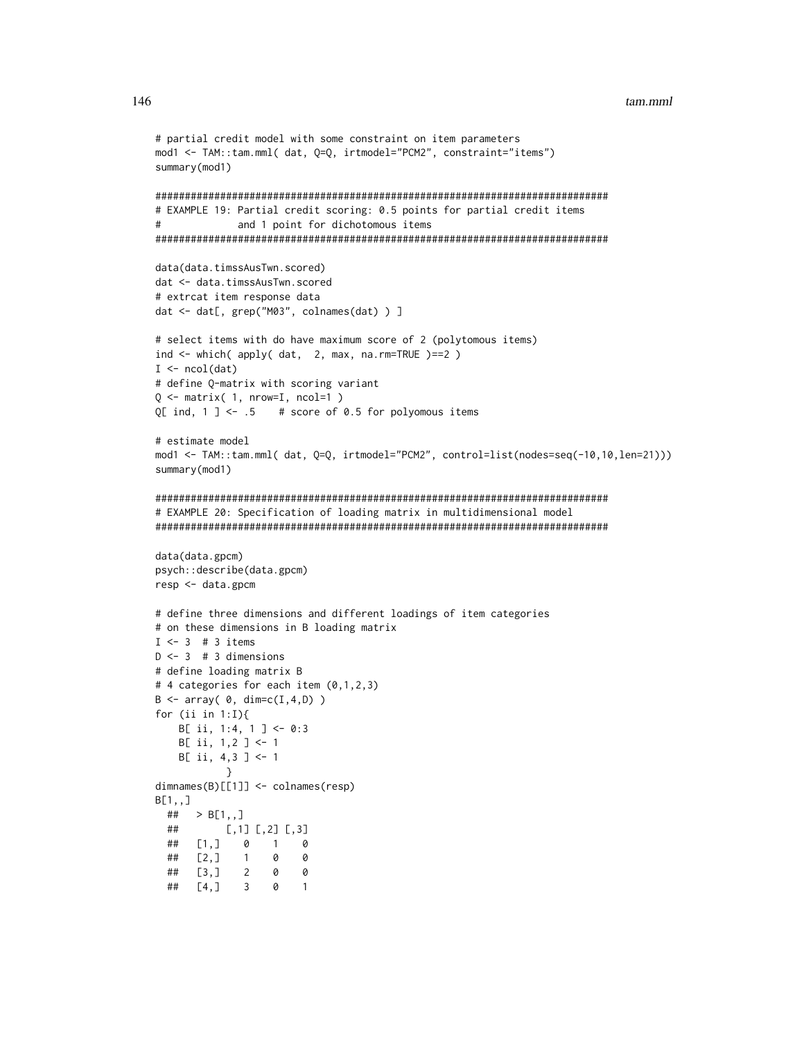```
# partial credit model with some constraint on item parameters
mod1 <- TAM::tam.mml( dat, Q=Q, irtmodel="PCM2", constraint="items")
summary(mod1)

#############################################################################
# EXAMPLE 19: Partial credit scoring: 0.5 points for partial credit items
#             and 1 point for dichotomous items
#############################################################################

data(data.timssAusTwn.scored)
dat <- data.timssAusTwn.scored
# extrcat item response data
dat <- dat[, grep("M03", colnames(dat) ) ]

# select items with do have maximum score of 2 (polytomous items)
ind <- which( apply( dat,  2, max, na.rm=TRUE )==2 )
I <- ncol(dat)
# define Q-matrix with scoring variant
Q <- matrix( 1, nrow=I, ncol=1 )
Q[ ind, 1 ] <- .5    # score of 0.5 for polyomous items

# estimate model
mod1 <- TAM::tam.mml( dat, Q=Q, irtmodel="PCM2", control=list(nodes=seq(-10,10,len=21)))
summary(mod1)

#############################################################################
# EXAMPLE 20: Specification of loading matrix in multidimensional model
#############################################################################

data(data.gpcm)
psych::describe(data.gpcm)
resp <- data.gpcm

# define three dimensions and different loadings of item categories
# on these dimensions in B loading matrix
I <- 3  # 3 items
D <- 3  # 3 dimensions
# define loading matrix B
# 4 categories for each item (0,1,2,3)
B <- array( 0, dim=c(I,4,D) )
for (ii in 1:I){
    B[ ii, 1:4, 1 ] <- 0:3
    B[ ii, 1,2 ] <- 1
    B[ ii, 4,3 ] <- 1
            }
dimnames(B)[[1]] <- colnames(resp)
B[1,,]
  ##   > B[1,,]
  ##        [,1] [,2] [,3]
  ##   [1,]    0    1    0
  ##   [2,]    1    0    0
  ##   [3,]    2    0    0
  ##   [4,]    3    0    1
```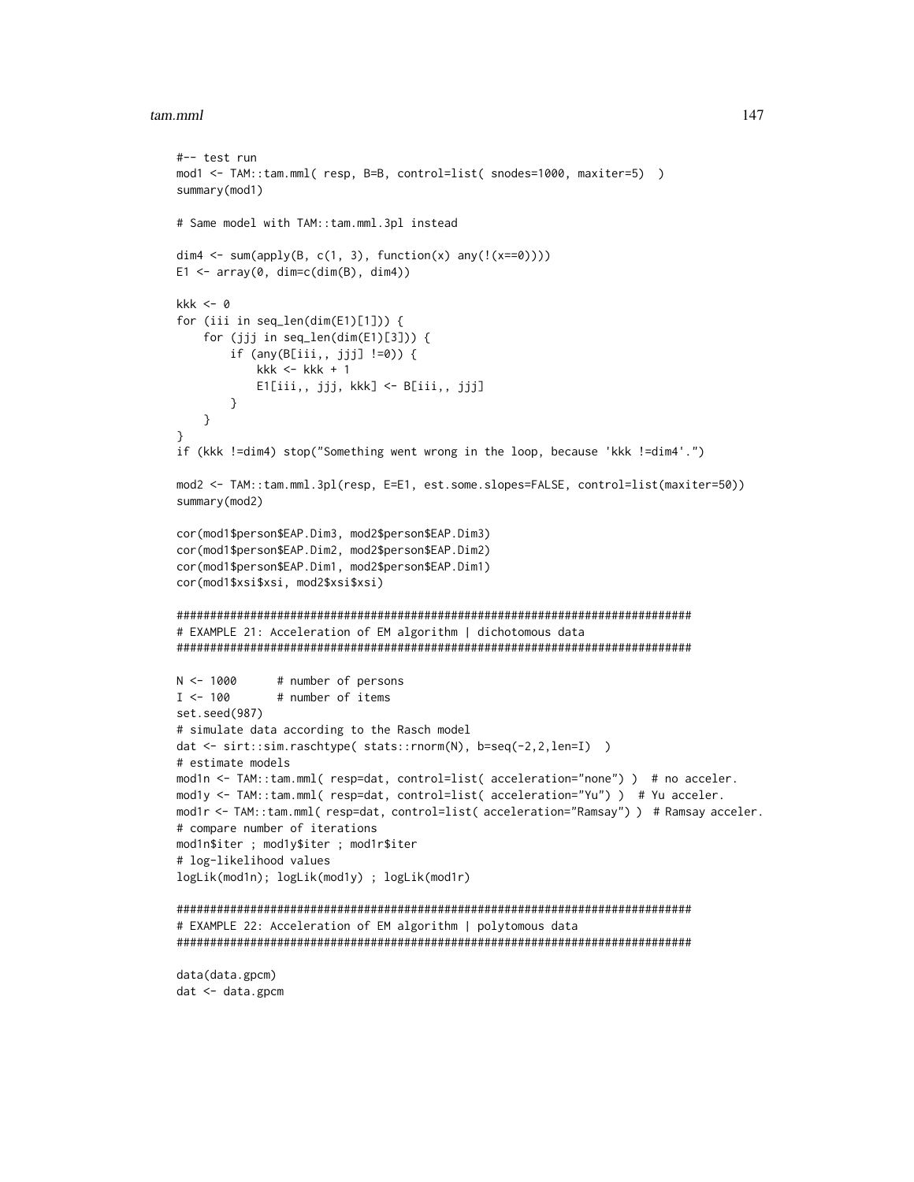```
#-- test run
mod1 <- TAM::tam.mml( resp, B=B, control=list( snodes=1000, maxiter=5)  )
summary(mod1)

# Same model with TAM::tam.mml.3pl instead

dim4 <- sum(apply(B, c(1, 3), function(x) any(!(x==0))))
E1 <- array(0, dim=c(dim(B), dim4))

kkk <- 0
for (iii in seq_len(dim(E1)[1])) {
    for (jjj in seq_len(dim(E1)[3])) {
        if (any(B[iii,, jjj] !=0)) {
            kkk <- kkk + 1
            E1[iii,, jjj, kkk] <- B[iii,, jjj]
        }
    }
}
if (kkk !=dim4) stop("Something went wrong in the loop, because 'kkk !=dim4'.")

mod2 <- TAM::tam.mml.3pl(resp, E=E1, est.some.slopes=FALSE, control=list(maxiter=50))
summary(mod2)

cor(mod1$person$EAP.Dim3, mod2$person$EAP.Dim3)
cor(mod1$person$EAP.Dim2, mod2$person$EAP.Dim2)
cor(mod1$person$EAP.Dim1, mod2$person$EAP.Dim1)
cor(mod1$xsi$xsi, mod2$xsi$xsi)

#############################################################################
# EXAMPLE 21: Acceleration of EM algorithm | dichotomous data
#############################################################################

N <- 1000      # number of persons
I <- 100       # number of items
set.seed(987)
# simulate data according to the Rasch model
dat <- sirt::sim.raschtype( stats::rnorm(N), b=seq(-2,2,len=I)  )
# estimate models
mod1n <- TAM::tam.mml( resp=dat, control=list( acceleration="none") )  # no acceler.
mod1y <- TAM::tam.mml( resp=dat, control=list( acceleration="Yu") )  # Yu acceler.
mod1r <- TAM::tam.mml( resp=dat, control=list( acceleration="Ramsay") )  # Ramsay acceler.
# compare number of iterations
mod1n$iter ; mod1y$iter ; mod1r$iter
# log-likelihood values
logLik(mod1n); logLik(mod1y) ; logLik(mod1r)

#############################################################################
# EXAMPLE 22: Acceleration of EM algorithm | polytomous data
#############################################################################

data(data.gpcm)
dat <- data.gpcm
```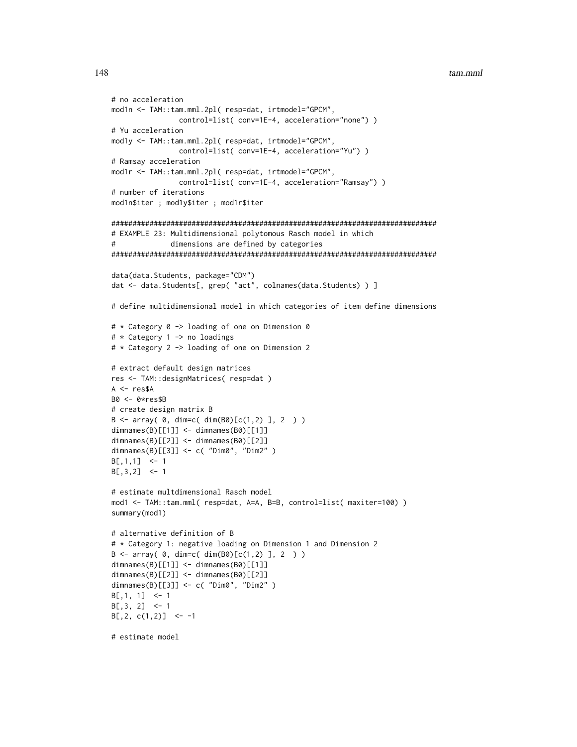```
# no acceleration
mod1n <- TAM::tam.mml.2pl( resp=dat, irtmodel="GPCM",
                control=list( conv=1E-4, acceleration="none") )
# Yu acceleration
mod1y <- TAM::tam.mml.2pl( resp=dat, irtmodel="GPCM",
                control=list( conv=1E-4, acceleration="Yu") )
# Ramsay acceleration
mod1r <- TAM::tam.mml.2pl( resp=dat, irtmodel="GPCM",
                control=list( conv=1E-4, acceleration="Ramsay") )
# number of iterations
mod1n$iter ; mod1y$iter ; mod1r$iter

#############################################################################
# EXAMPLE 23: Multidimensional polytomous Rasch model in which
#             dimensions are defined by categories
#############################################################################

data(data.Students, package="CDM")
dat <- data.Students[, grep( "act", colnames(data.Students) ) ]

# define multidimensional model in which categories of item define dimensions

# * Category 0 -> loading of one on Dimension 0
# * Category 1 -> no loadings
# * Category 2 -> loading of one on Dimension 2

# extract default design matrices
res <- TAM::designMatrices( resp=dat )
A <- res$A
B0 <- 0*res$B
# create design matrix B
B <- array( 0, dim=c( dim(B0)[c(1,2) ], 2  ) )
dimnames(B)[[1]] <- dimnames(B0)[[1]]
dimnames(B)[[2]] <- dimnames(B0)[[2]]
dimnames(B)[[3]] <- c( "Dim0", "Dim2" )
B[,1,1]  <- 1
B[,3,2]  <- 1

# estimate multdimensional Rasch model
mod1 <- TAM::tam.mml( resp=dat, A=A, B=B, control=list( maxiter=100) )
summary(mod1)

# alternative definition of B
# * Category 1: negative loading on Dimension 1 and Dimension 2
B <- array( 0, dim=c( dim(B0)[c(1,2) ], 2  ) )
dimnames(B)[[1]] <- dimnames(B0)[[1]]
dimnames(B)[[2]] <- dimnames(B0)[[2]]
dimnames(B)[[3]] <- c( "Dim0", "Dim2" )
B[,1, 1]  <- 1
B[,3, 2]  <- 1
B[,2, c(1,2)]  <- -1

# estimate model
```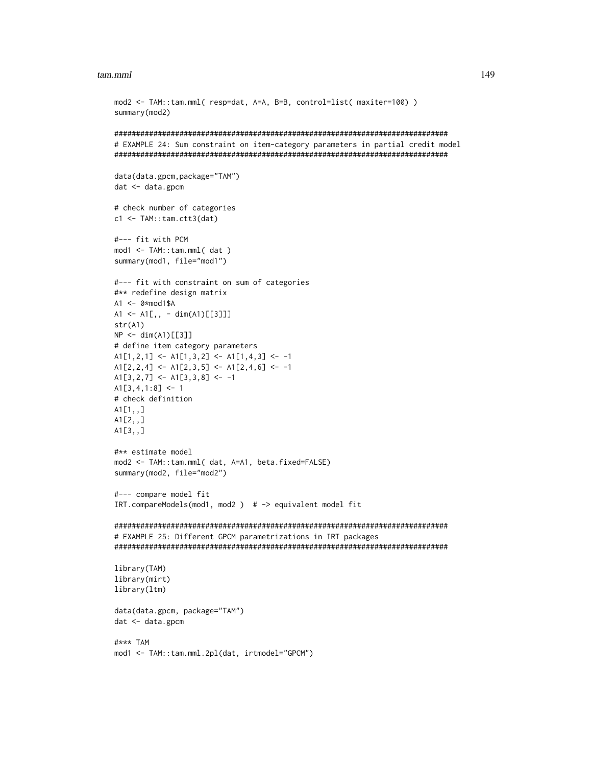```
mod2 <- TAM::tam.mml( resp=dat, A=A, B=B, control=list( maxiter=100) )
summary(mod2)

#############################################################################
# EXAMPLE 24: Sum constraint on item-category parameters in partial credit model
#############################################################################

data(data.gpcm,package="TAM")
dat <- data.gpcm

# check number of categories
c1 <- TAM::tam.ctt3(dat)

#--- fit with PCM
mod1 <- TAM::tam.mml( dat )
summary(mod1, file="mod1")

#--- fit with constraint on sum of categories
#** redefine design matrix
A1 <- 0*mod1$A
A1 <- A1[,, - dim(A1)[[3]]]
str(A1)
NP <- dim(A1)[[3]]
# define item category parameters
A1[1,2,1] <- A1[1,3,2] <- A1[1,4,3] <- -1
A1[2,2,4] <- A1[2,3,5] <- A1[2,4,6] <- -1
A1[3,2,7] <- A1[3,3,8] <- -1
A1[3,4,1:8] <- 1
# check definition
A1[1,,]
A1[2,,]
A1[3,,]

#** estimate model
mod2 <- TAM::tam.mml( dat, A=A1, beta.fixed=FALSE)
summary(mod2, file="mod2")

#--- compare model fit
IRT.compareModels(mod1, mod2 )  # -> equivalent model fit

#############################################################################
# EXAMPLE 25: Different GPCM parametrizations in IRT packages
#############################################################################

library(TAM)
library(mirt)
library(ltm)

data(data.gpcm, package="TAM")
dat <- data.gpcm

#*** TAM
mod1 <- TAM::tam.mml.2pl(dat, irtmodel="GPCM")
```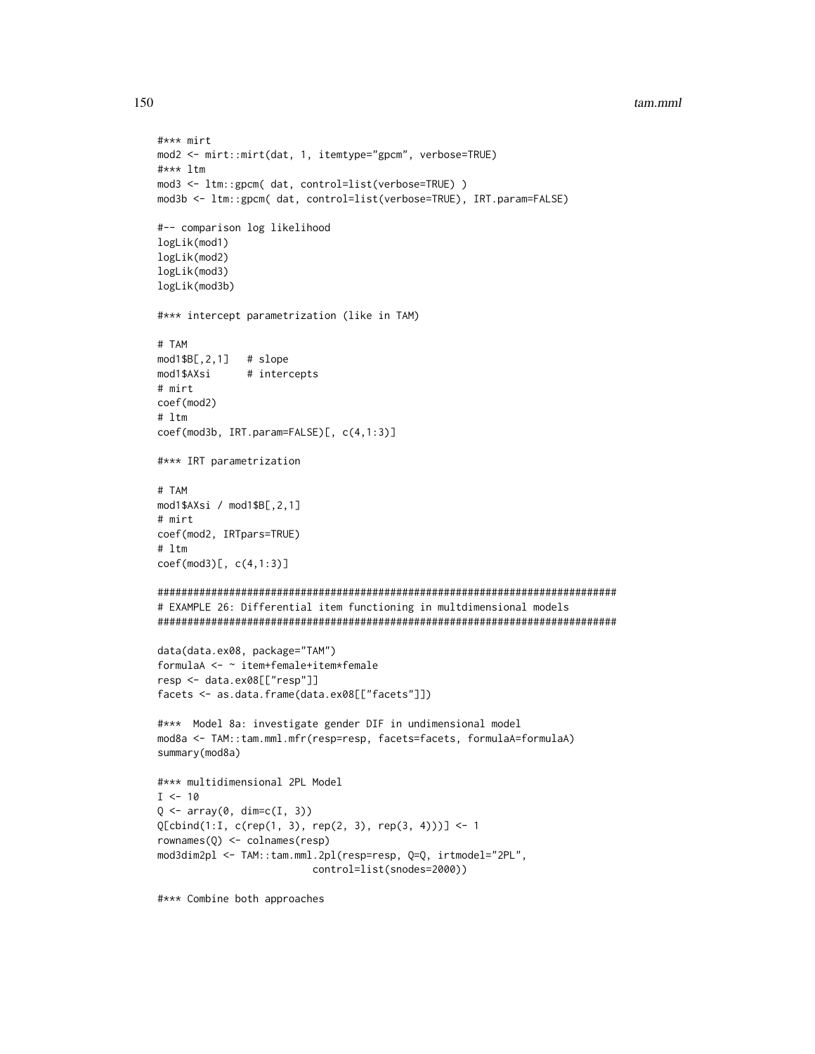```
#*** mirt
mod2 <- mirt::mirt(dat, 1, itemtype="gpcm", verbose=TRUE)
#*** ltm
mod3 <- ltm::gpcm( dat, control=list(verbose=TRUE) )
mod3b <- ltm::gpcm( dat, control=list(verbose=TRUE), IRT.param=FALSE)

#-- comparison log likelihood
logLik(mod1)
logLik(mod2)
logLik(mod3)
logLik(mod3b)

#*** intercept parametrization (like in TAM)

# TAM
mod1$B[,2,1]   # slope
mod1$AXsi      # intercepts
# mirt
coef(mod2)
# ltm
coef(mod3b, IRT.param=FALSE)[, c(4,1:3)]

#*** IRT parametrization

# TAM
mod1$AXsi / mod1$B[,2,1]
# mirt
coef(mod2, IRTpars=TRUE)
# ltm
coef(mod3)[, c(4,1:3)]

#############################################################################
# EXAMPLE 26: Differential item functioning in multdimensional models
#############################################################################

data(data.ex08, package="TAM")
formulaA <- ~ item+female+item*female
resp <- data.ex08[["resp"]]
facets <- as.data.frame(data.ex08[["facets"]])

#***  Model 8a: investigate gender DIF in undimensional model
mod8a <- TAM::tam.mml.mfr(resp=resp, facets=facets, formulaA=formulaA)
summary(mod8a)

#*** multidimensional 2PL Model
I <- 10
Q <- array(0, dim=c(I, 3))
Q[cbind(1:I, c(rep(1, 3), rep(2, 3), rep(3, 4)))] <- 1
rownames(Q) <- colnames(resp)
mod3dim2pl <- TAM::tam.mml.2pl(resp=resp, Q=Q, irtmodel="2PL",
                          control=list(snodes=2000))

#*** Combine both approaches
```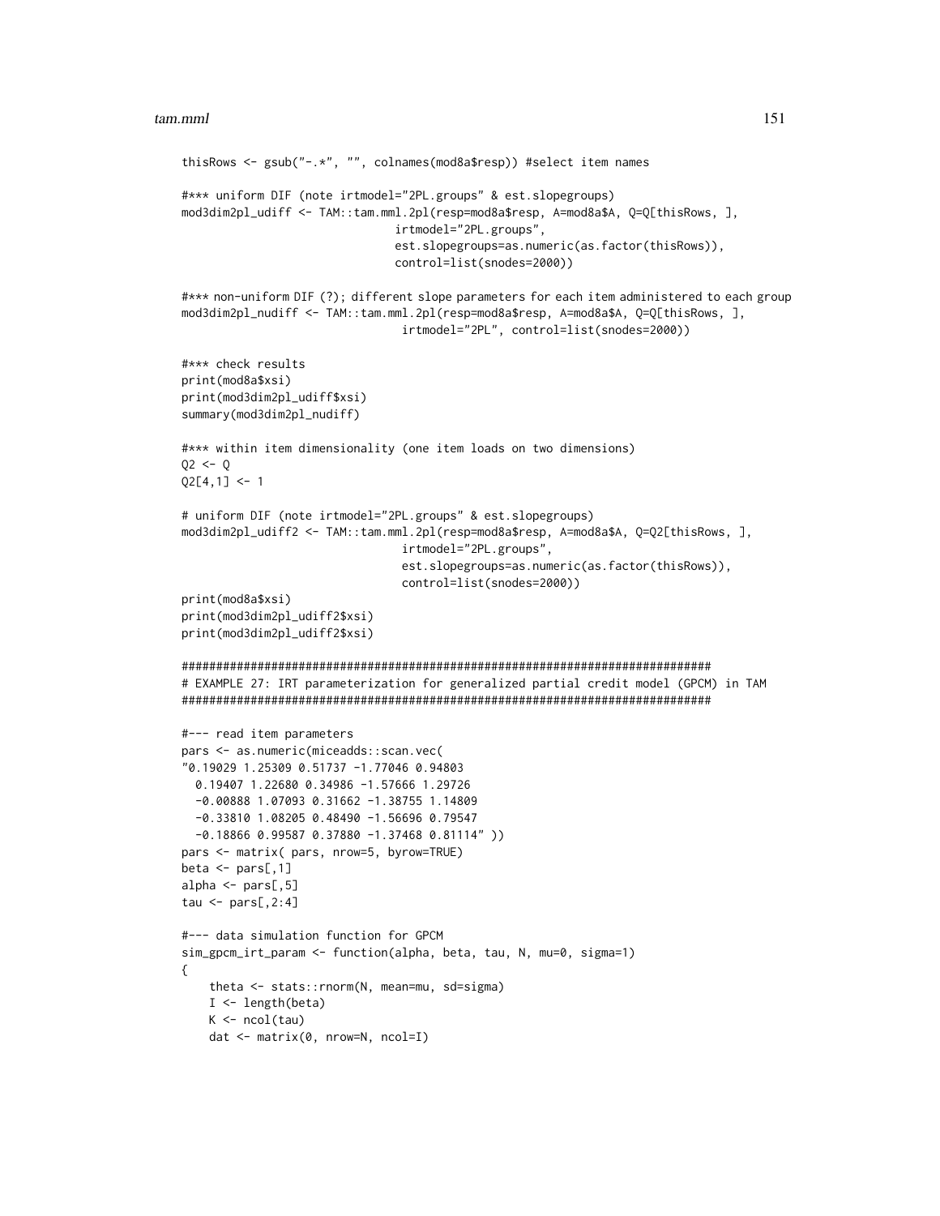```
thisRows <- gsub("-.*", "", colnames(mod8a$resp)) #select item names

#*** uniform DIF (note irtmodel="2PL.groups" & est.slopegroups)
mod3dim2pl_udiff <- TAM::tam.mml.2pl(resp=mod8a$resp, A=mod8a$A, Q=Q[thisRows, ],
                              irtmodel="2PL.groups",
                              est.slopegroups=as.numeric(as.factor(thisRows)),
                              control=list(snodes=2000))

#*** non-uniform DIF (?); different slope parameters for each item administered to each group
mod3dim2pl_nudiff <- TAM::tam.mml.2pl(resp=mod8a$resp, A=mod8a$A, Q=Q[thisRows, ],
                               irtmodel="2PL", control=list(snodes=2000))

#*** check results
print(mod8a$xsi)
print(mod3dim2pl_udiff$xsi)
summary(mod3dim2pl_nudiff)

#*** within item dimensionality (one item loads on two dimensions)
Q2 <- Q
Q2[4,1] <- 1

# uniform DIF (note irtmodel="2PL.groups" & est.slopegroups)
mod3dim2pl_udiff2 <- TAM::tam.mml.2pl(resp=mod8a$resp, A=mod8a$A, Q=Q2[thisRows, ],
                               irtmodel="2PL.groups",
                               est.slopegroups=as.numeric(as.factor(thisRows)),
                               control=list(snodes=2000))
print(mod8a$xsi)
print(mod3dim2pl_udiff2$xsi)
print(mod3dim2pl_udiff2$xsi)

#############################################################################
# EXAMPLE 27: IRT parameterization for generalized partial credit model (GPCM) in TAM
#############################################################################

#--- read item parameters
pars <- as.numeric(miceadds::scan.vec(
"0.19029 1.25309 0.51737 -1.77046 0.94803
  0.19407 1.22680 0.34986 -1.57666 1.29726
  -0.00888 1.07093 0.31662 -1.38755 1.14809
  -0.33810 1.08205 0.48490 -1.56696 0.79547
  -0.18866 0.99587 0.37880 -1.37468 0.81114" ))
pars <- matrix( pars, nrow=5, byrow=TRUE)
beta <- pars[,1]
alpha <- pars[,5]
tau <- pars[,2:4]

#--- data simulation function for GPCM
sim_gpcm_irt_param <- function(alpha, beta, tau, N, mu=0, sigma=1)
{
    theta <- stats::rnorm(N, mean=mu, sd=sigma)
    I <- length(beta)
    K <- ncol(tau)
    dat <- matrix(0, nrow=N, ncol=I)
```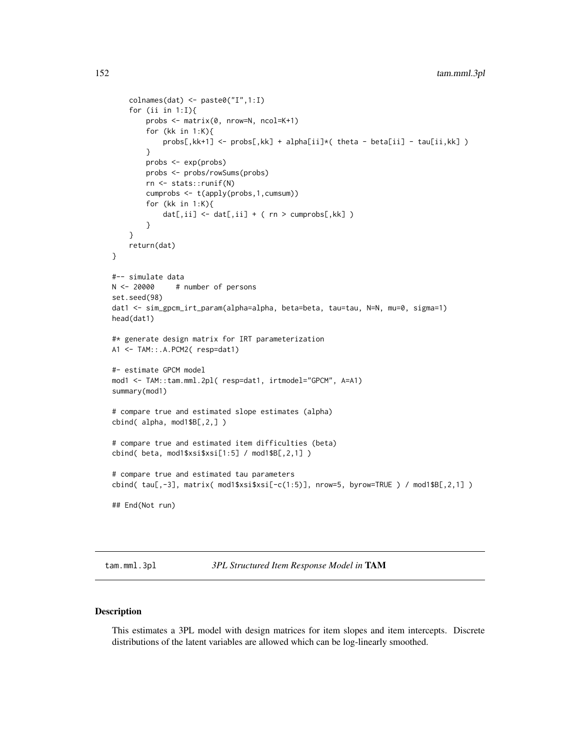```
    colnames(dat) <- paste0("I",1:I)
    for (ii in 1:I){
        probs <- matrix(0, nrow=N, ncol=K+1)
        for (kk in 1:K){
            probs[,kk+1] <- probs[,kk] + alpha[ii]*( theta - beta[ii] - tau[ii,kk] )
        }
        probs <- exp(probs)
        probs <- probs/rowSums(probs)
        rn <- stats::runif(N)
        cumprobs <- t(apply(probs,1,cumsum))
        for (kk in 1:K){
            dat[,ii] <- dat[,ii] + ( rn > cumprobs[,kk] )
        }
    }
    return(dat)
}

#-- simulate data
N <- 20000     # number of persons
set.seed(98)
dat1 <- sim_gpcm_irt_param(alpha=alpha, beta=beta, tau=tau, N=N, mu=0, sigma=1)
head(dat1)

#* generate design matrix for IRT parameterization
A1 <- TAM::.A.PCM2( resp=dat1)

#- estimate GPCM model
mod1 <- TAM::tam.mml.2pl( resp=dat1, irtmodel="GPCM", A=A1)
summary(mod1)

# compare true and estimated slope estimates (alpha)
cbind( alpha, mod1$B[,2,] )

# compare true and estimated item difficulties (beta)
cbind( beta, mod1$xsi$xsi[1:5] / mod1$B[,2,1] )

# compare true and estimated tau parameters
cbind( tau[,-3], matrix( mod1$xsi$xsi[-c(1:5)], nrow=5, byrow=TRUE ) / mod1$B[,2,1] )

## End(Not run)
```

## tam.mml.3pl — *3PL Structured Item Response Model in* **TAM**

### Description

This estimates a 3PL model with design matrices for item slopes and item intercepts. Discrete distributions of the latent variables are allowed which can be log-linearly smoothed.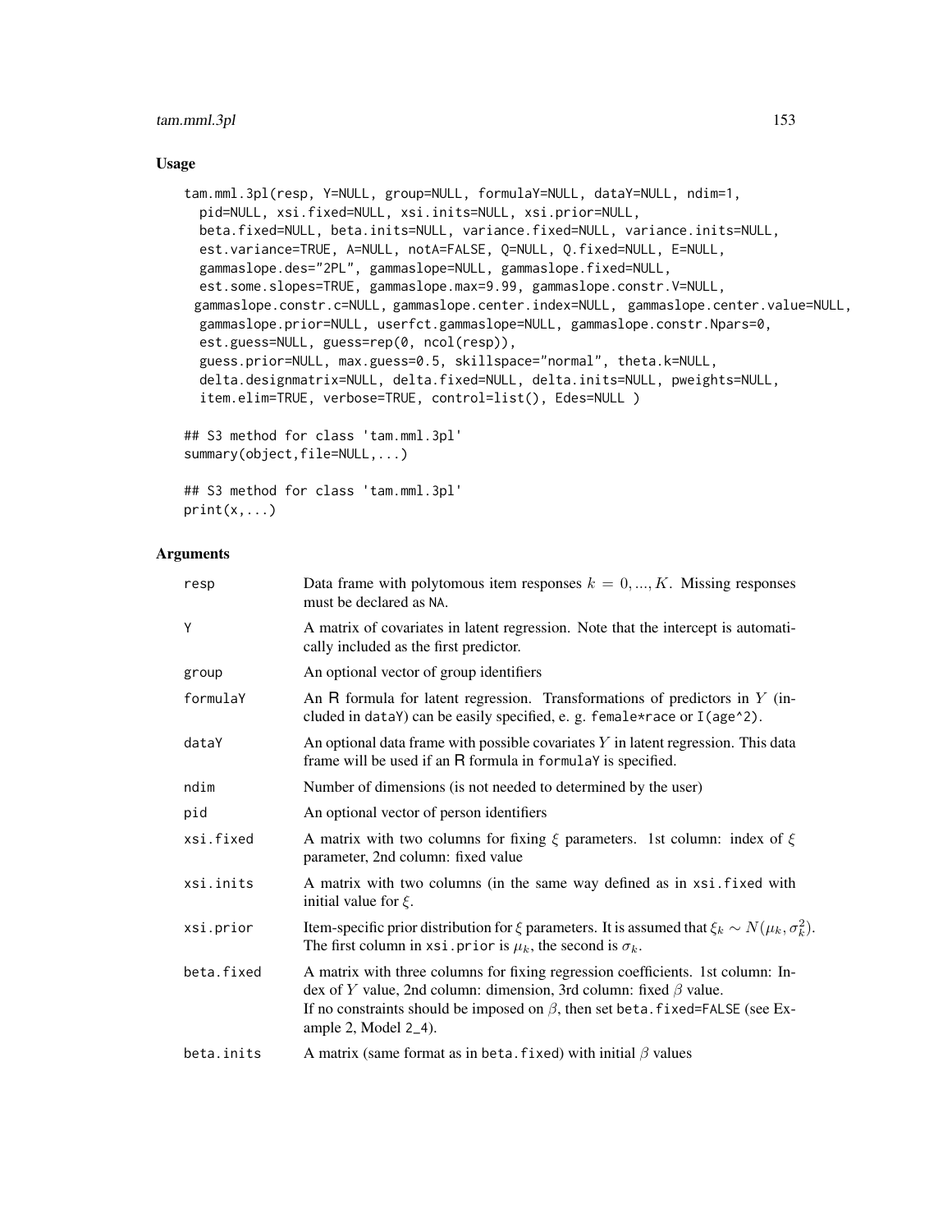## Usage

```
tam.mml.3pl(resp, Y=NULL, group=NULL, formulaY=NULL, dataY=NULL, ndim=1,
  pid=NULL, xsi.fixed=NULL, xsi.inits=NULL, xsi.prior=NULL,
  beta.fixed=NULL, beta.inits=NULL, variance.fixed=NULL, variance.inits=NULL,
  est.variance=TRUE, A=NULL, notA=FALSE, Q=NULL, Q.fixed=NULL, E=NULL,
  gammaslope.des="2PL", gammaslope=NULL, gammaslope.fixed=NULL,
  est.some.slopes=TRUE, gammaslope.max=9.99, gammaslope.constr.V=NULL,
 gammaslope.constr.c=NULL, gammaslope.center.index=NULL, gammaslope.center.value=NULL,
  gammaslope.prior=NULL, userfct.gammaslope=NULL, gammaslope.constr.Npars=0,
  est.guess=NULL, guess=rep(0, ncol(resp)),
  guess.prior=NULL, max.guess=0.5, skillspace="normal", theta.k=NULL,
  delta.designmatrix=NULL, delta.fixed=NULL, delta.inits=NULL, pweights=NULL,
  item.elim=TRUE, verbose=TRUE, control=list(), Edes=NULL )

## S3 method for class 'tam.mml.3pl'
summary(object,file=NULL,...)

## S3 method for class 'tam.mml.3pl'
print(x,...)
```

## Arguments

| | |
|---|---|
| resp | Data frame with polytomous item responses $k = 0, ..., K$. Missing responses must be declared as NA. |
| Y | A matrix of covariates in latent regression. Note that the intercept is automatically included as the first predictor. |
| group | An optional vector of group identifiers |
| formulaY | An R formula for latent regression. Transformations of predictors in $Y$ (included in dataY) can be easily specified, e. g. female*race or I(age^2). |
| dataY | An optional data frame with possible covariates $Y$ in latent regression. This data frame will be used if an R formula in formulaY is specified. |
| ndim | Number of dimensions (is not needed to determined by the user) |
| pid | An optional vector of person identifiers |
| xsi.fixed | A matrix with two columns for fixing $\xi$ parameters. 1st column: index of $\xi$ parameter, 2nd column: fixed value |
| xsi.inits | A matrix with two columns (in the same way defined as in xsi.fixed with initial value for $\xi$. |
| xsi.prior | Item-specific prior distribution for $\xi$ parameters. It is assumed that $\xi_k \sim N(\mu_k, \sigma_k^2)$. The first column in xsi.prior is $\mu_k$, the second is $\sigma_k$. |
| beta.fixed | A matrix with three columns for fixing regression coefficients. 1st column: Index of $Y$ value, 2nd column: dimension, 3rd column: fixed $\beta$ value. If no constraints should be imposed on $\beta$, then set beta.fixed=FALSE (see Example 2, Model 2_4). |
| beta.inits | A matrix (same format as in beta.fixed) with initial $\beta$ values |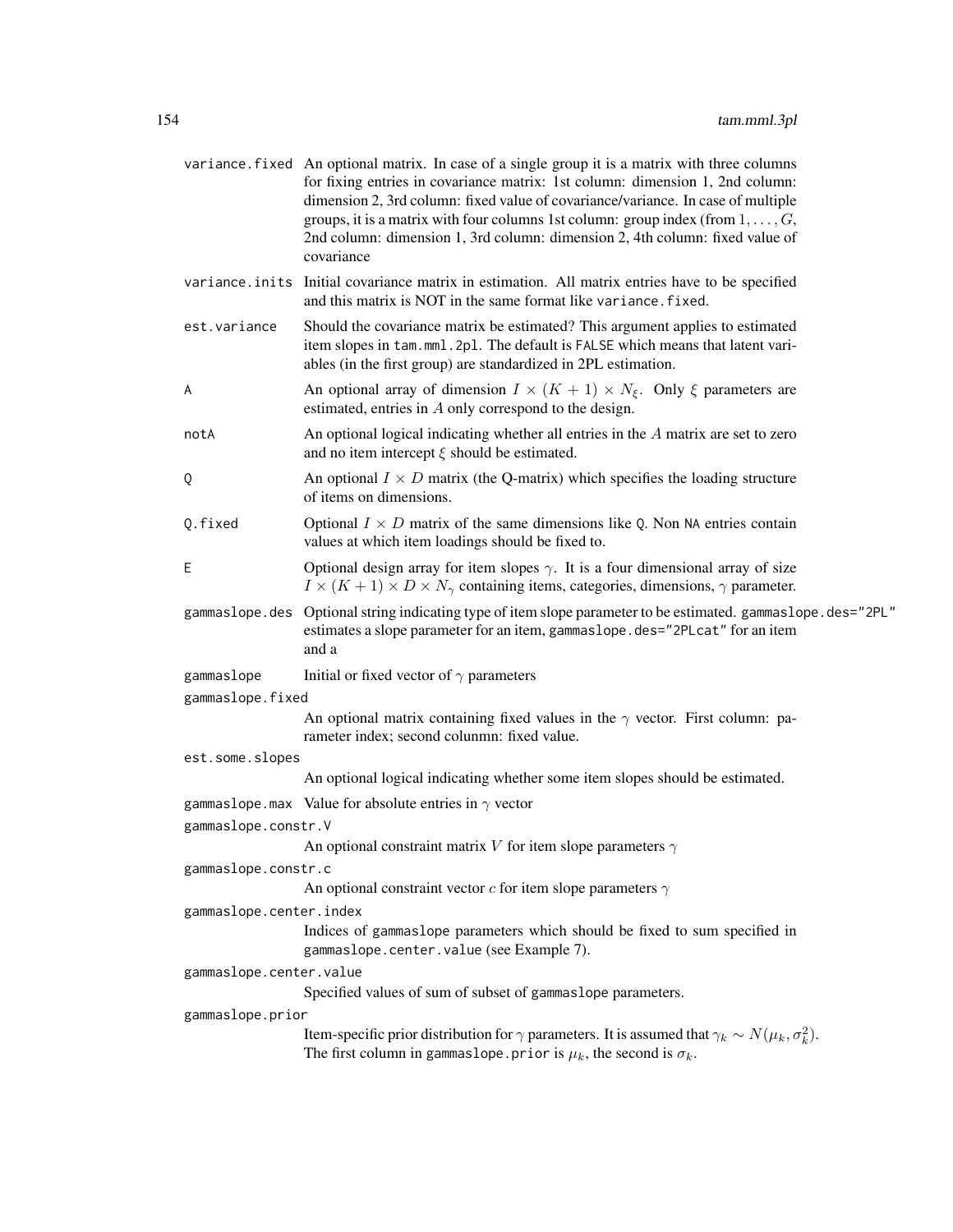`variance.fixed` An optional matrix. In case of a single group it is a matrix with three columns for fixing entries in covariance matrix: 1st column: dimension 1, 2nd column: dimension 2, 3rd column: fixed value of covariance/variance. In case of multiple groups, it is a matrix with four columns 1st column: group index (from $1, \ldots, G$, 2nd column: dimension 1, 3rd column: dimension 2, 4th column: fixed value of covariance

`variance.inits` Initial covariance matrix in estimation. All matrix entries have to be specified and this matrix is NOT in the same format like `variance.fixed`.

`est.variance` Should the covariance matrix be estimated? This argument applies to estimated item slopes in `tam.mml.2pl`. The default is `FALSE` which means that latent variables (in the first group) are standardized in 2PL estimation.

`A` An optional array of dimension $I \times (K+1) \times N_\xi$. Only $\xi$ parameters are estimated, entries in $A$ only correspond to the design.

`notA` An optional logical indicating whether all entries in the $A$ matrix are set to zero and no item intercept $\xi$ should be estimated.

`Q` An optional $I \times D$ matrix (the Q-matrix) which specifies the loading structure of items on dimensions.

`Q.fixed` Optional $I \times D$ matrix of the same dimensions like `Q`. Non `NA` entries contain values at which item loadings should be fixed to.

`E` Optional design array for item slopes $\gamma$. It is a four dimensional array of size $I \times (K+1) \times D \times N_\gamma$ containing items, categories, dimensions, $\gamma$ parameter.

`gammaslope.des` Optional string indicating type of item slope parameter to be estimated. `gammaslope.des="2PL"` estimates a slope parameter for an item, `gammaslope.des="2PLcat"` for an item and a

`gammaslope` Initial or fixed vector of $\gamma$ parameters

`gammaslope.fixed`
An optional matrix containing fixed values in the $\gamma$ vector. First column: parameter index; second colunmn: fixed value.

`est.some.slopes`
An optional logical indicating whether some item slopes should be estimated.

`gammaslope.max` Value for absolute entries in $\gamma$ vector

`gammaslope.constr.V`
An optional constraint matrix $V$ for item slope parameters $\gamma$

`gammaslope.constr.c`
An optional constraint vector $c$ for item slope parameters $\gamma$

`gammaslope.center.index`
Indices of `gammaslope` parameters which should be fixed to sum specified in `gammaslope.center.value` (see Example 7).

`gammaslope.center.value`
Specified values of sum of subset of `gammaslope` parameters.

`gammaslope.prior`
Item-specific prior distribution for $\gamma$ parameters. It is assumed that $\gamma_k \sim N(\mu_k, \sigma_k^2)$. The first column in `gammaslope.prior` is $\mu_k$, the second is $\sigma_k$.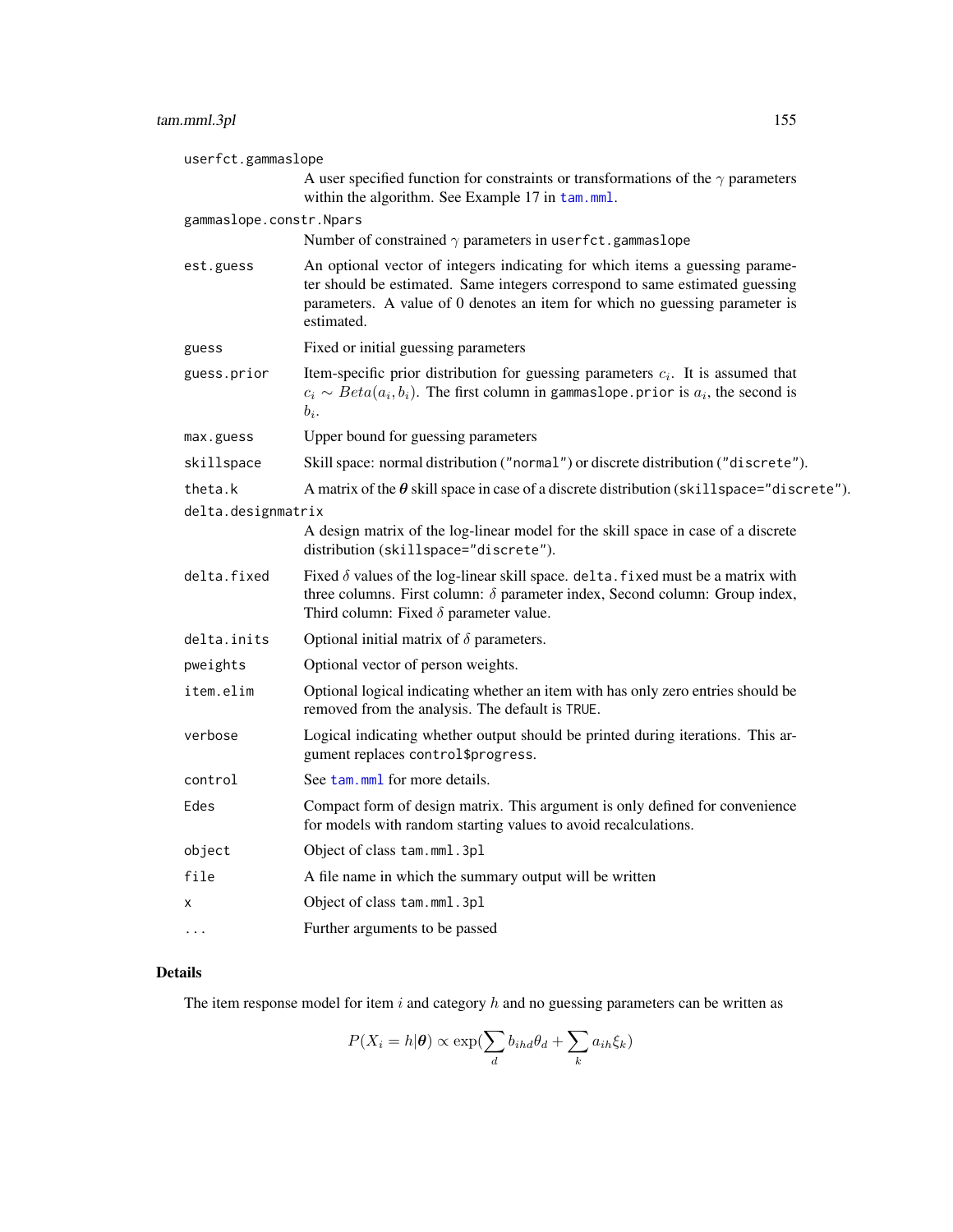`userfct.gammaslope`
: A user specified function for constraints or transformations of the $\gamma$ parameters within the algorithm. See Example 17 in `tam.mml`.

`gammaslope.constr.Npars`
: Number of constrained $\gamma$ parameters in `userfct.gammaslope`

`est.guess`
: An optional vector of integers indicating for which items a guessing parameter should be estimated. Same integers correspond to same estimated guessing parameters. A value of 0 denotes an item for which no guessing parameter is estimated.

`guess`
: Fixed or initial guessing parameters

`guess.prior`
: Item-specific prior distribution for guessing parameters $c_i$. It is assumed that $c_i \sim Beta(a_i, b_i)$. The first column in `gammaslope.prior` is $a_i$, the second is $b_i$.

`max.guess`
: Upper bound for guessing parameters

`skillspace`
: Skill space: normal distribution (`"normal"`) or discrete distribution (`"discrete"`).

`theta.k`
: A matrix of the $\boldsymbol{\theta}$ skill space in case of a discrete distribution (`skillspace="discrete"`).

`delta.designmatrix`
: A design matrix of the log-linear model for the skill space in case of a discrete distribution (`skillspace="discrete"`).

`delta.fixed`
: Fixed $\delta$ values of the log-linear skill space. `delta.fixed` must be a matrix with three columns. First column: $\delta$ parameter index, Second column: Group index, Third column: Fixed $\delta$ parameter value.

`delta.inits`
: Optional initial matrix of $\delta$ parameters.

`pweights`
: Optional vector of person weights.

`item.elim`
: Optional logical indicating whether an item with has only zero entries should be removed from the analysis. The default is `TRUE`.

`verbose`
: Logical indicating whether output should be printed during iterations. This argument replaces `control$progress`.

`control`
: See `tam.mml` for more details.

`Edes`
: Compact form of design matrix. This argument is only defined for convenience for models with random starting values to avoid recalculations.

`object`
: Object of class `tam.mml.3pl`

`file`
: A file name in which the summary output will be written

`x`
: Object of class `tam.mml.3pl`

`...`
: Further arguments to be passed

## Details

The item response model for item $i$ and category $h$ and no guessing parameters can be written as

$$P(X_i = h|\boldsymbol{\theta}) \propto \exp(\sum_d b_{ihd}\theta_d + \sum_k a_{ih}\xi_k)$$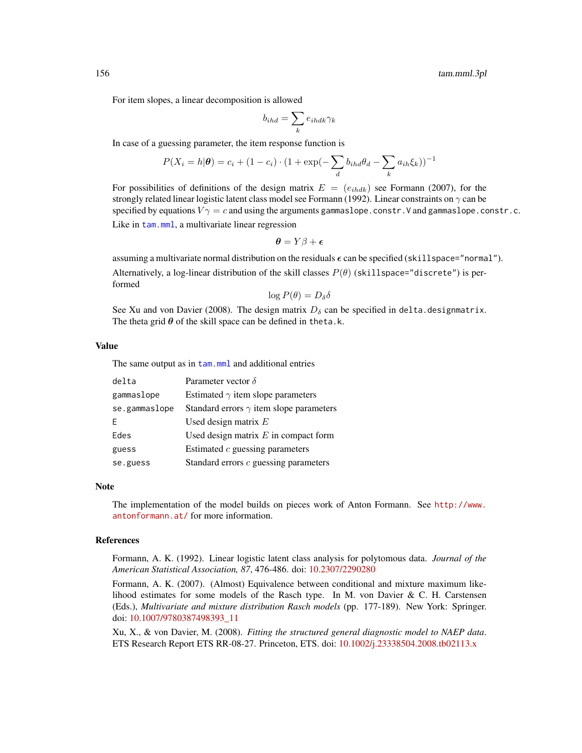For item slopes, a linear decomposition is allowed

$$b_{ihd} = \sum_k e_{ihdk} \gamma_k$$

In case of a guessing parameter, the item response function is

$$P(X_i = h | \boldsymbol{\theta}) = c_i + (1 - c_i) \cdot (1 + \exp(-\sum_d b_{ihd} \theta_d - \sum_k a_{ih} \xi_k))^{-1}$$

For possibilities of definitions of the design matrix $E = (e_{ihdk})$ see Formann (2007), for the strongly related linear logistic latent class model see Formann (1992). Linear constraints on $\gamma$ can be specified by equations $V\gamma = c$ and using the arguments `gammaslope.constr.V` and `gammaslope.constr.c`.

Like in `tam.mml`, a multivariate linear regression

$$\boldsymbol{\theta} = Y\beta + \boldsymbol{\epsilon}$$

assuming a multivariate normal distribution on the residuals $\boldsymbol{\epsilon}$ can be specified (`skillspace="normal"`).

Alternatively, a log-linear distribution of the skill classes $P(\theta)$ (`skillspace="discrete"`) is performed

$$\log P(\theta) = D_\delta \delta$$

See Xu and von Davier (2008). The design matrix $D_\delta$ can be specified in `delta.designmatrix`. The theta grid $\boldsymbol{\theta}$ of the skill space can be defined in `theta.k`.

## Value

The same output as in `tam.mml` and additional entries

| | |
|---|---|
| `delta` | Parameter vector $\delta$ |
| `gammaslope` | Estimated $\gamma$ item slope parameters |
| `se.gammaslope` | Standard errors $\gamma$ item slope parameters |
| `E` | Used design matrix $E$ |
| `Edes` | Used design matrix $E$ in compact form |
| `guess` | Estimated $c$ guessing parameters |
| `se.guess` | Standard errors $c$ guessing parameters |

## Note

The implementation of the model builds on pieces work of Anton Formann. See http://www.antonformann.at/ for more information.

## References

Formann, A. K. (1992). Linear logistic latent class analysis for polytomous data. *Journal of the American Statistical Association, 87*, 476-486. doi: 10.2307/2290280

Formann, A. K. (2007). (Almost) Equivalence between conditional and mixture maximum likelihood estimates for some models of the Rasch type. In M. von Davier & C. H. Carstensen (Eds.), *Multivariate and mixture distribution Rasch models* (pp. 177-189). New York: Springer. doi: 10.1007/9780387498393_11

Xu, X., & von Davier, M. (2008). *Fitting the structured general diagnostic model to NAEP data*. ETS Research Report ETS RR-08-27. Princeton, ETS. doi: 10.1002/j.23338504.2008.tb02113.x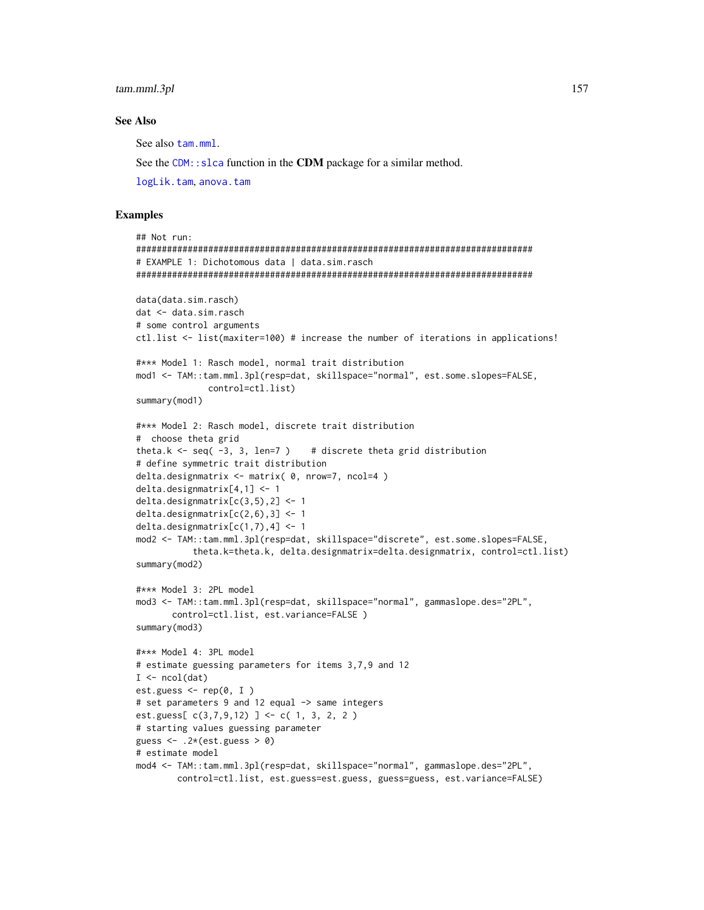## See Also

See also `tam.mml`.

See the `CDM::slca` function in the **CDM** package for a similar method.

`logLik.tam`, `anova.tam`

## Examples

```
## Not run:
#############################################################################
# EXAMPLE 1: Dichotomous data | data.sim.rasch
#############################################################################

data(data.sim.rasch)
dat <- data.sim.rasch
# some control arguments
ctl.list <- list(maxiter=100) # increase the number of iterations in applications!

#*** Model 1: Rasch model, normal trait distribution
mod1 <- TAM::tam.mml.3pl(resp=dat, skillspace="normal", est.some.slopes=FALSE,
              control=ctl.list)
summary(mod1)

#*** Model 2: Rasch model, discrete trait distribution
#  choose theta grid
theta.k <- seq( -3, 3, len=7 )    # discrete theta grid distribution
# define symmetric trait distribution
delta.designmatrix <- matrix( 0, nrow=7, ncol=4 )
delta.designmatrix[4,1] <- 1
delta.designmatrix[c(3,5),2] <- 1
delta.designmatrix[c(2,6),3] <- 1
delta.designmatrix[c(1,7),4] <- 1
mod2 <- TAM::tam.mml.3pl(resp=dat, skillspace="discrete", est.some.slopes=FALSE,
           theta.k=theta.k, delta.designmatrix=delta.designmatrix, control=ctl.list)
summary(mod2)

#*** Model 3: 2PL model
mod3 <- TAM::tam.mml.3pl(resp=dat, skillspace="normal", gammaslope.des="2PL",
       control=ctl.list, est.variance=FALSE )
summary(mod3)

#*** Model 4: 3PL model
# estimate guessing parameters for items 3,7,9 and 12
I <- ncol(dat)
est.guess <- rep(0, I )
# set parameters 9 and 12 equal -> same integers
est.guess[ c(3,7,9,12) ] <- c( 1, 3, 2, 2 )
# starting values guessing parameter
guess <- .2*(est.guess > 0)
# estimate model
mod4 <- TAM::tam.mml.3pl(resp=dat, skillspace="normal", gammaslope.des="2PL",
        control=ctl.list, est.guess=est.guess, guess=guess, est.variance=FALSE)
```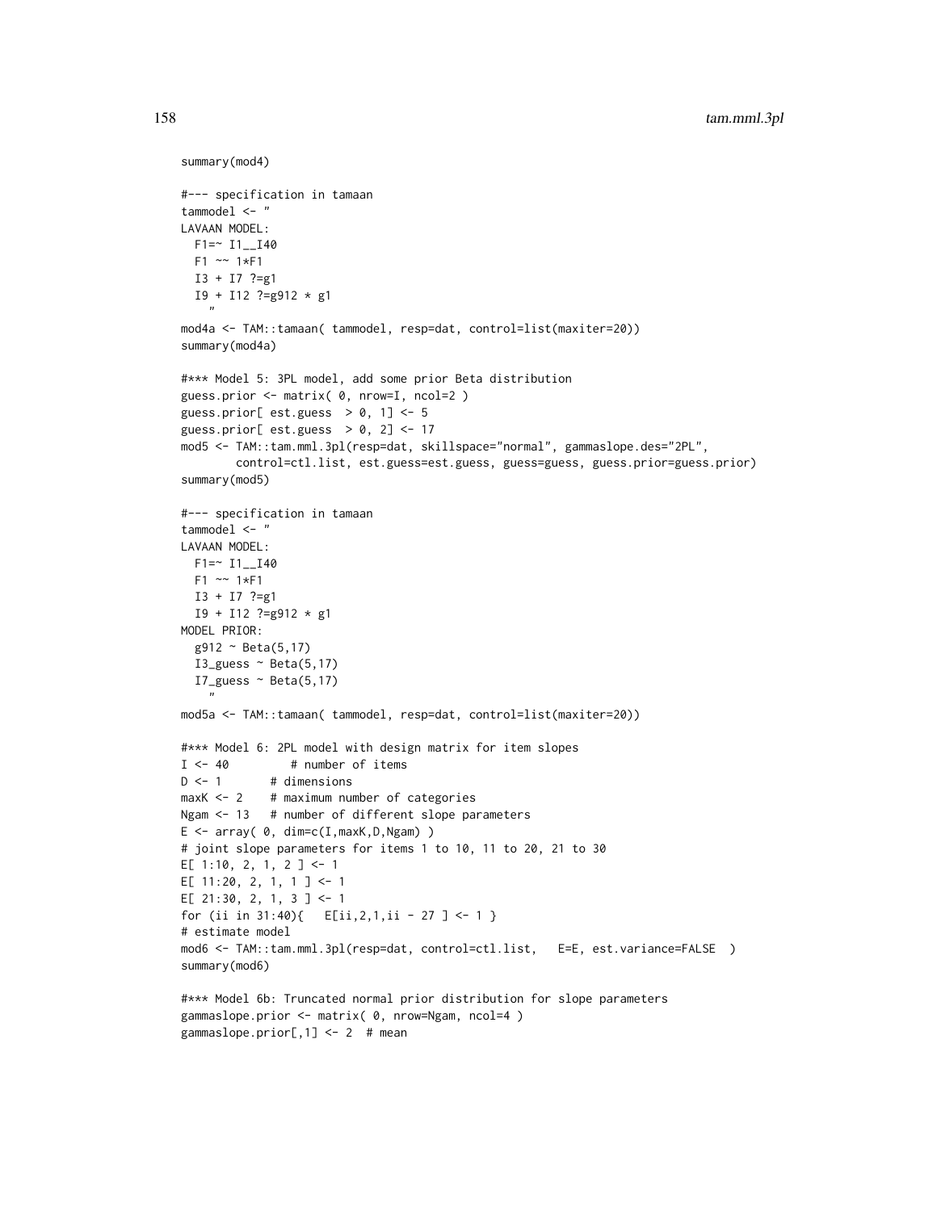```
summary(mod4)

#--- specification in tamaan
tammodel <- "
LAVAAN MODEL:
  F1=~ I1__I40
  F1 ~~ 1*F1
  I3 + I7 ?=g1
  I9 + I12 ?=g912 * g1
    "
mod4a <- TAM::tamaan( tammodel, resp=dat, control=list(maxiter=20))
summary(mod4a)

#*** Model 5: 3PL model, add some prior Beta distribution
guess.prior <- matrix( 0, nrow=I, ncol=2 )
guess.prior[ est.guess  > 0, 1] <- 5
guess.prior[ est.guess  > 0, 2] <- 17
mod5 <- TAM::tam.mml.3pl(resp=dat, skillspace="normal", gammaslope.des="2PL",
        control=ctl.list, est.guess=est.guess, guess=guess, guess.prior=guess.prior)
summary(mod5)

#--- specification in tamaan
tammodel <- "
LAVAAN MODEL:
  F1=~ I1__I40
  F1 ~~ 1*F1
  I3 + I7 ?=g1
  I9 + I12 ?=g912 * g1
MODEL PRIOR:
  g912 ~ Beta(5,17)
  I3_guess ~ Beta(5,17)
  I7_guess ~ Beta(5,17)
    "
mod5a <- TAM::tamaan( tammodel, resp=dat, control=list(maxiter=20))

#*** Model 6: 2PL model with design matrix for item slopes
I <- 40         # number of items
D <- 1       # dimensions
maxK <- 2    # maximum number of categories
Ngam <- 13   # number of different slope parameters
E <- array( 0, dim=c(I,maxK,D,Ngam) )
# joint slope parameters for items 1 to 10, 11 to 20, 21 to 30
E[ 1:10, 2, 1, 2 ] <- 1
E[ 11:20, 2, 1, 1 ] <- 1
E[ 21:30, 2, 1, 3 ] <- 1
for (ii in 31:40){   E[ii,2,1,ii - 27 ] <- 1 }
# estimate model
mod6 <- TAM::tam.mml.3pl(resp=dat, control=ctl.list,   E=E, est.variance=FALSE  )
summary(mod6)

#*** Model 6b: Truncated normal prior distribution for slope parameters
gammaslope.prior <- matrix( 0, nrow=Ngam, ncol=4 )
gammaslope.prior[,1] <- 2  # mean
```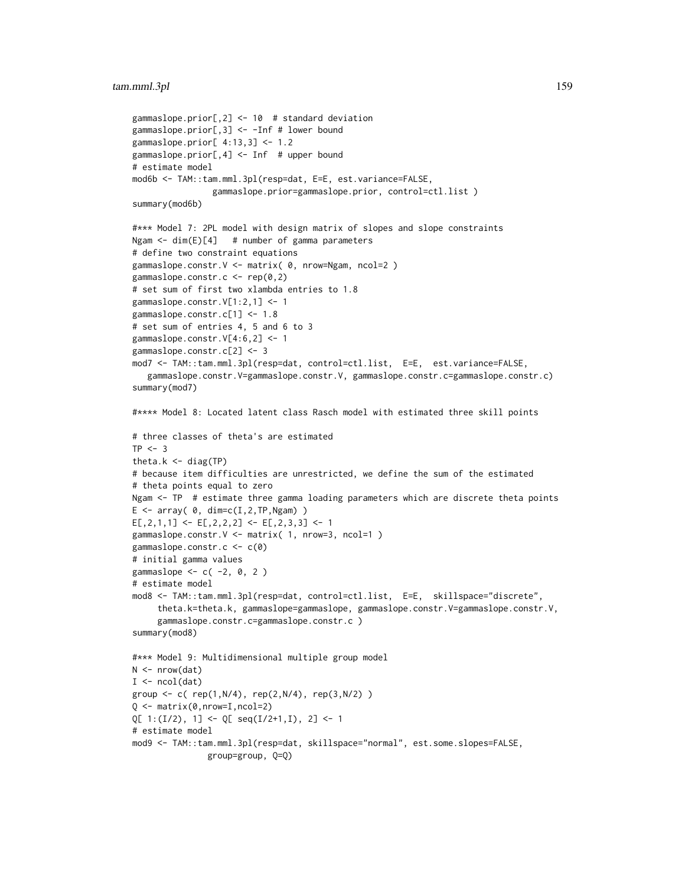```
gammaslope.prior[,2] <- 10  # standard deviation
gammaslope.prior[,3] <- -Inf # lower bound
gammaslope.prior[ 4:13,3] <- 1.2
gammaslope.prior[,4] <- Inf  # upper bound
# estimate model
mod6b <- TAM::tam.mml.3pl(resp=dat, E=E, est.variance=FALSE,
                gammaslope.prior=gammaslope.prior, control=ctl.list )
summary(mod6b)

#*** Model 7: 2PL model with design matrix of slopes and slope constraints
Ngam <- dim(E)[4]   # number of gamma parameters
# define two constraint equations
gammaslope.constr.V <- matrix( 0, nrow=Ngam, ncol=2 )
gammaslope.constr.c <- rep(0,2)
# set sum of first two xlambda entries to 1.8
gammaslope.constr.V[1:2,1] <- 1
gammaslope.constr.c[1] <- 1.8
# set sum of entries 4, 5 and 6 to 3
gammaslope.constr.V[4:6,2] <- 1
gammaslope.constr.c[2] <- 3
mod7 <- TAM::tam.mml.3pl(resp=dat, control=ctl.list,  E=E,  est.variance=FALSE,
   gammaslope.constr.V=gammaslope.constr.V, gammaslope.constr.c=gammaslope.constr.c)
summary(mod7)

#**** Model 8: Located latent class Rasch model with estimated three skill points

# three classes of theta's are estimated
TP <- 3
theta.k <- diag(TP)
# because item difficulties are unrestricted, we define the sum of the estimated
# theta points equal to zero
Ngam <- TP  # estimate three gamma loading parameters which are discrete theta points
E <- array( 0, dim=c(I,2,TP,Ngam) )
E[,2,1,1] <- E[,2,2,2] <- E[,2,3,3] <- 1
gammaslope.constr.V <- matrix( 1, nrow=3, ncol=1 )
gammaslope.constr.c <- c(0)
# initial gamma values
gammaslope <- c( -2, 0, 2 )
# estimate model
mod8 <- TAM::tam.mml.3pl(resp=dat, control=ctl.list,  E=E,  skillspace="discrete",
     theta.k=theta.k, gammaslope=gammaslope, gammaslope.constr.V=gammaslope.constr.V,
     gammaslope.constr.c=gammaslope.constr.c )
summary(mod8)

#*** Model 9: Multidimensional multiple group model
N <- nrow(dat)
I <- ncol(dat)
group <- c( rep(1,N/4), rep(2,N/4), rep(3,N/2) )
Q <- matrix(0,nrow=I,ncol=2)
Q[ 1:(I/2), 1] <- Q[ seq(I/2+1,I), 2] <- 1
# estimate model
mod9 <- TAM::tam.mml.3pl(resp=dat, skillspace="normal", est.some.slopes=FALSE,
              group=group, Q=Q)
```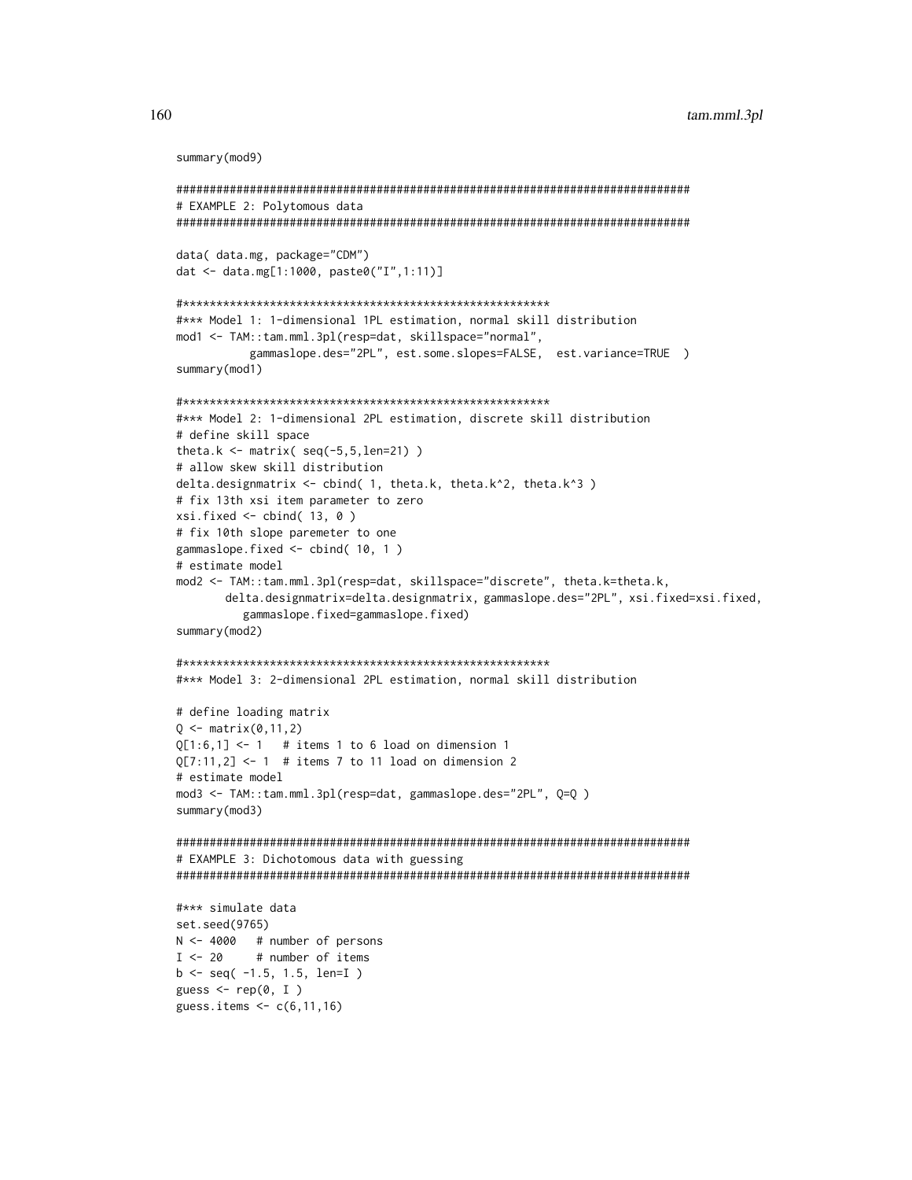```
summary(mod9)

#############################################################################
# EXAMPLE 2: Polytomous data
#############################################################################

data( data.mg, package="CDM")
dat <- data.mg[1:1000, paste0("I",1:11)]

#*******************************************************
#*** Model 1: 1-dimensional 1PL estimation, normal skill distribution
mod1 <- TAM::tam.mml.3pl(resp=dat, skillspace="normal",
           gammaslope.des="2PL", est.some.slopes=FALSE,  est.variance=TRUE  )
summary(mod1)

#*******************************************************
#*** Model 2: 1-dimensional 2PL estimation, discrete skill distribution
# define skill space
theta.k <- matrix( seq(-5,5,len=21) )
# allow skew skill distribution
delta.designmatrix <- cbind( 1, theta.k, theta.k^2, theta.k^3 )
# fix 13th xsi item parameter to zero
xsi.fixed <- cbind( 13, 0 )
# fix 10th slope paremeter to one
gammaslope.fixed <- cbind( 10, 1 )
# estimate model
mod2 <- TAM::tam.mml.3pl(resp=dat, skillspace="discrete", theta.k=theta.k,
        delta.designmatrix=delta.designmatrix, gammaslope.des="2PL", xsi.fixed=xsi.fixed,
          gammaslope.fixed=gammaslope.fixed)
summary(mod2)

#*******************************************************
#*** Model 3: 2-dimensional 2PL estimation, normal skill distribution

# define loading matrix
Q <- matrix(0,11,2)
Q[1:6,1] <- 1   # items 1 to 6 load on dimension 1
Q[7:11,2] <- 1  # items 7 to 11 load on dimension 2
# estimate model
mod3 <- TAM::tam.mml.3pl(resp=dat, gammaslope.des="2PL", Q=Q )
summary(mod3)

#############################################################################
# EXAMPLE 3: Dichotomous data with guessing
#############################################################################

#*** simulate data
set.seed(9765)
N <- 4000   # number of persons
I <- 20     # number of items
b <- seq( -1.5, 1.5, len=I )
guess <- rep(0, I )
guess.items <- c(6,11,16)
```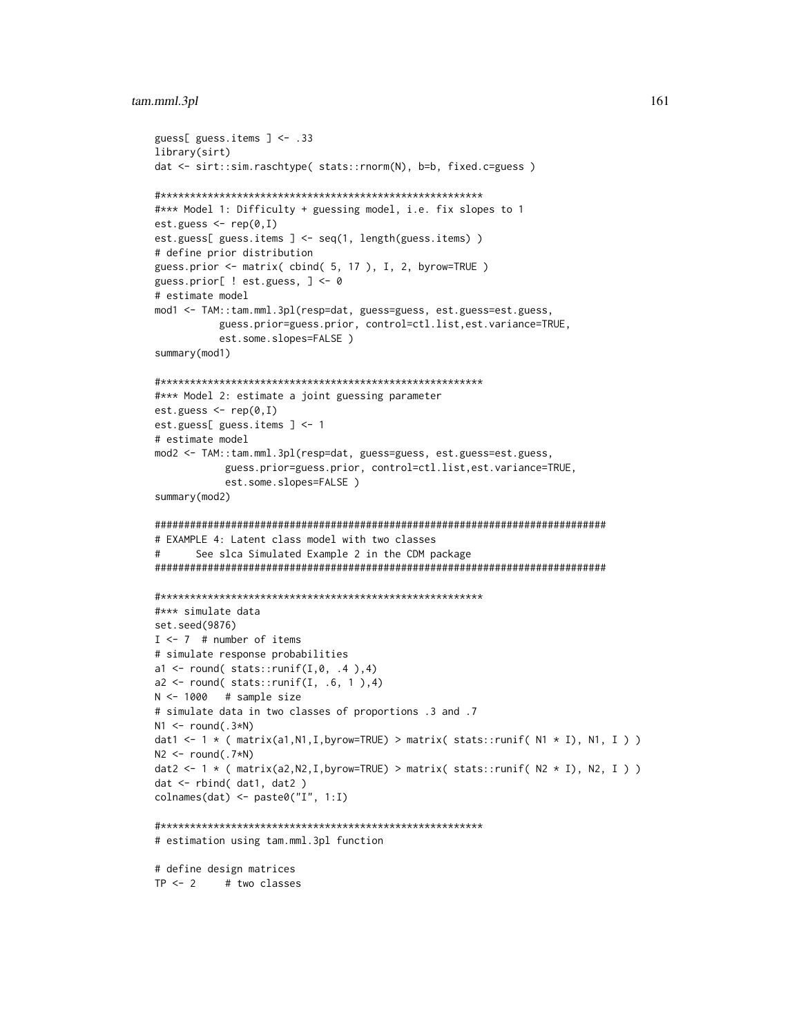```
guess[ guess.items ] <- .33
library(sirt)
dat <- sirt::sim.raschtype( stats::rnorm(N), b=b, fixed.c=guess )

#*******************************************************
#*** Model 1: Difficulty + guessing model, i.e. fix slopes to 1
est.guess <- rep(0,I)
est.guess[ guess.items ] <- seq(1, length(guess.items) )
# define prior distribution
guess.prior <- matrix( cbind( 5, 17 ), I, 2, byrow=TRUE )
guess.prior[ ! est.guess, ] <- 0
# estimate model
mod1 <- TAM::tam.mml.3pl(resp=dat, guess=guess, est.guess=est.guess,
           guess.prior=guess.prior, control=ctl.list,est.variance=TRUE,
           est.some.slopes=FALSE )
summary(mod1)

#*******************************************************
#*** Model 2: estimate a joint guessing parameter
est.guess <- rep(0,I)
est.guess[ guess.items ] <- 1
# estimate model
mod2 <- TAM::tam.mml.3pl(resp=dat, guess=guess, est.guess=est.guess,
            guess.prior=guess.prior, control=ctl.list,est.variance=TRUE,
            est.some.slopes=FALSE )
summary(mod2)

#############################################################################
# EXAMPLE 4: Latent class model with two classes
#      See slca Simulated Example 2 in the CDM package
#############################################################################

#*******************************************************
#*** simulate data
set.seed(9876)
I <- 7  # number of items
# simulate response probabilities
a1 <- round( stats::runif(I,0, .4 ),4)
a2 <- round( stats::runif(I, .6, 1 ),4)
N <- 1000   # sample size
# simulate data in two classes of proportions .3 and .7
N1 <- round(.3*N)
dat1 <- 1 * ( matrix(a1,N1,I,byrow=TRUE) > matrix( stats::runif( N1 * I), N1, I ) )
N2 <- round(.7*N)
dat2 <- 1 * ( matrix(a2,N2,I,byrow=TRUE) > matrix( stats::runif( N2 * I), N2, I ) )
dat <- rbind( dat1, dat2 )
colnames(dat) <- paste0("I", 1:I)

#*******************************************************
# estimation using tam.mml.3pl function

# define design matrices
TP <- 2     # two classes
```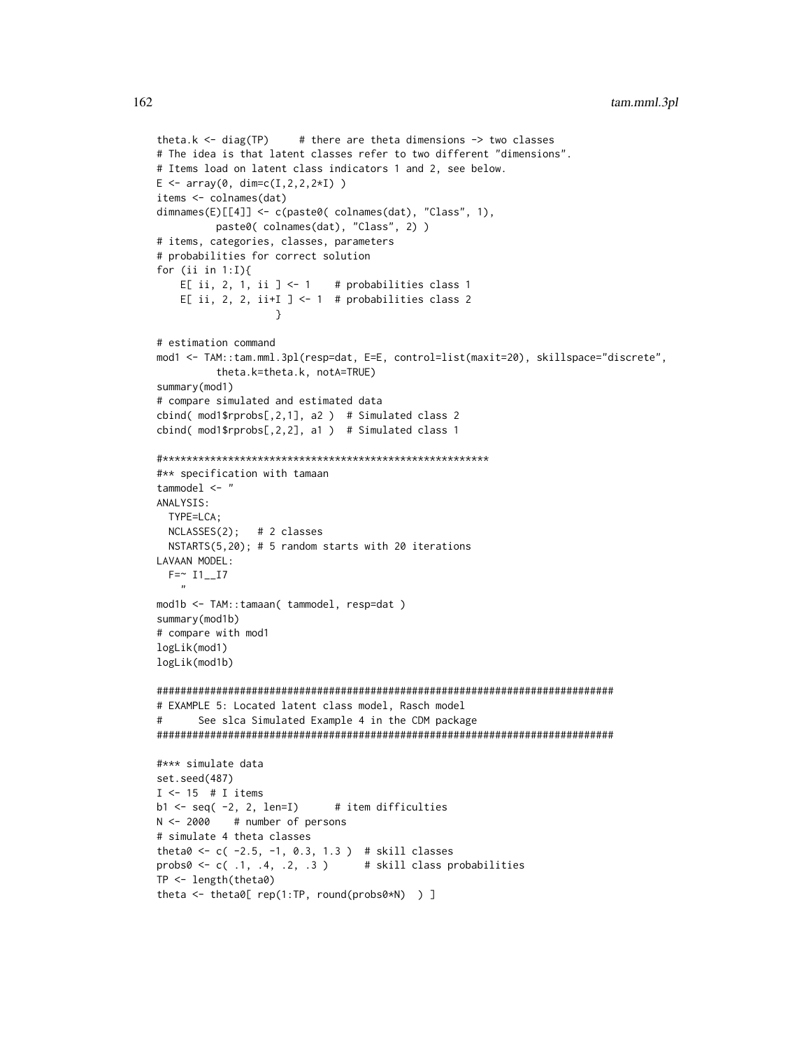```
theta.k <- diag(TP)     # there are theta dimensions -> two classes
# The idea is that latent classes refer to two different "dimensions".
# Items load on latent class indicators 1 and 2, see below.
E <- array(0, dim=c(I,2,2,2*I) )
items <- colnames(dat)
dimnames(E)[[4]] <- c(paste0( colnames(dat), "Class", 1),
          paste0( colnames(dat), "Class", 2) )
# items, categories, classes, parameters
# probabilities for correct solution
for (ii in 1:I){
    E[ ii, 2, 1, ii ] <- 1    # probabilities class 1
    E[ ii, 2, 2, ii+I ] <- 1  # probabilities class 2
                   }

# estimation command
mod1 <- TAM::tam.mml.3pl(resp=dat, E=E, control=list(maxit=20), skillspace="discrete",
          theta.k=theta.k, notA=TRUE)
summary(mod1)
# compare simulated and estimated data
cbind( mod1$rprobs[,2,1], a2 )  # Simulated class 2
cbind( mod1$rprobs[,2,2], a1 )  # Simulated class 1

#*******************************************************
#** specification with tamaan
tammodel <- "
ANALYSIS:
  TYPE=LCA;
  NCLASSES(2);   # 2 classes
  NSTARTS(5,20); # 5 random starts with 20 iterations
LAVAAN MODEL:
  F=~ I1__I7
    "
mod1b <- TAM::tamaan( tammodel, resp=dat )
summary(mod1b)
# compare with mod1
logLik(mod1)
logLik(mod1b)

#############################################################################
# EXAMPLE 5: Located latent class model, Rasch model
#      See slca Simulated Example 4 in the CDM package
#############################################################################

#*** simulate data
set.seed(487)
I <- 15  # I items
b1 <- seq( -2, 2, len=I)      # item difficulties
N <- 2000    # number of persons
# simulate 4 theta classes
theta0 <- c( -2.5, -1, 0.3, 1.3 )  # skill classes
probs0 <- c( .1, .4, .2, .3 )      # skill class probabilities
TP <- length(theta0)
theta <- theta0[ rep(1:TP, round(probs0*N)  ) ]
```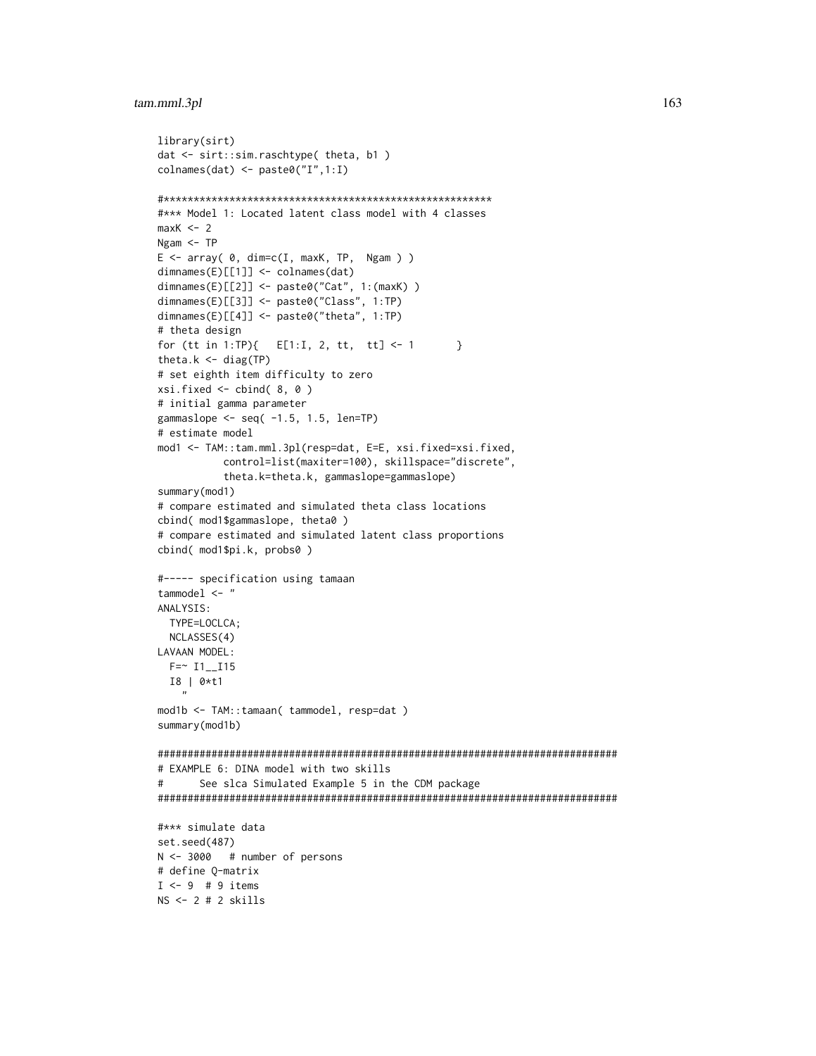```
library(sirt)
dat <- sirt::sim.raschtype( theta, b1 )
colnames(dat) <- paste0("I",1:I)

#*******************************************************
#*** Model 1: Located latent class model with 4 classes
maxK <- 2
Ngam <- TP
E <- array( 0, dim=c(I, maxK, TP,  Ngam ) )
dimnames(E)[[1]] <- colnames(dat)
dimnames(E)[[2]] <- paste0("Cat", 1:(maxK) )
dimnames(E)[[3]] <- paste0("Class", 1:TP)
dimnames(E)[[4]] <- paste0("theta", 1:TP)
# theta design
for (tt in 1:TP){   E[1:I, 2, tt,  tt] <- 1       }
theta.k <- diag(TP)
# set eighth item difficulty to zero
xsi.fixed <- cbind( 8, 0 )
# initial gamma parameter
gammaslope <- seq( -1.5, 1.5, len=TP)
# estimate model
mod1 <- TAM::tam.mml.3pl(resp=dat, E=E, xsi.fixed=xsi.fixed,
           control=list(maxiter=100), skillspace="discrete",
           theta.k=theta.k, gammaslope=gammaslope)
summary(mod1)
# compare estimated and simulated theta class locations
cbind( mod1$gammaslope, theta0 )
# compare estimated and simulated latent class proportions
cbind( mod1$pi.k, probs0 )

#----- specification using tamaan
tammodel <- "
ANALYSIS:
  TYPE=LOCLCA;
  NCLASSES(4)
LAVAAN MODEL:
  F=~ I1__I15
  I8 | 0*t1
    "
mod1b <- TAM::tamaan( tammodel, resp=dat )
summary(mod1b)

#############################################################################
# EXAMPLE 6: DINA model with two skills
#      See slca Simulated Example 5 in the CDM package
#############################################################################

#*** simulate data
set.seed(487)
N <- 3000   # number of persons
# define Q-matrix
I <- 9  # 9 items
NS <- 2 # 2 skills
```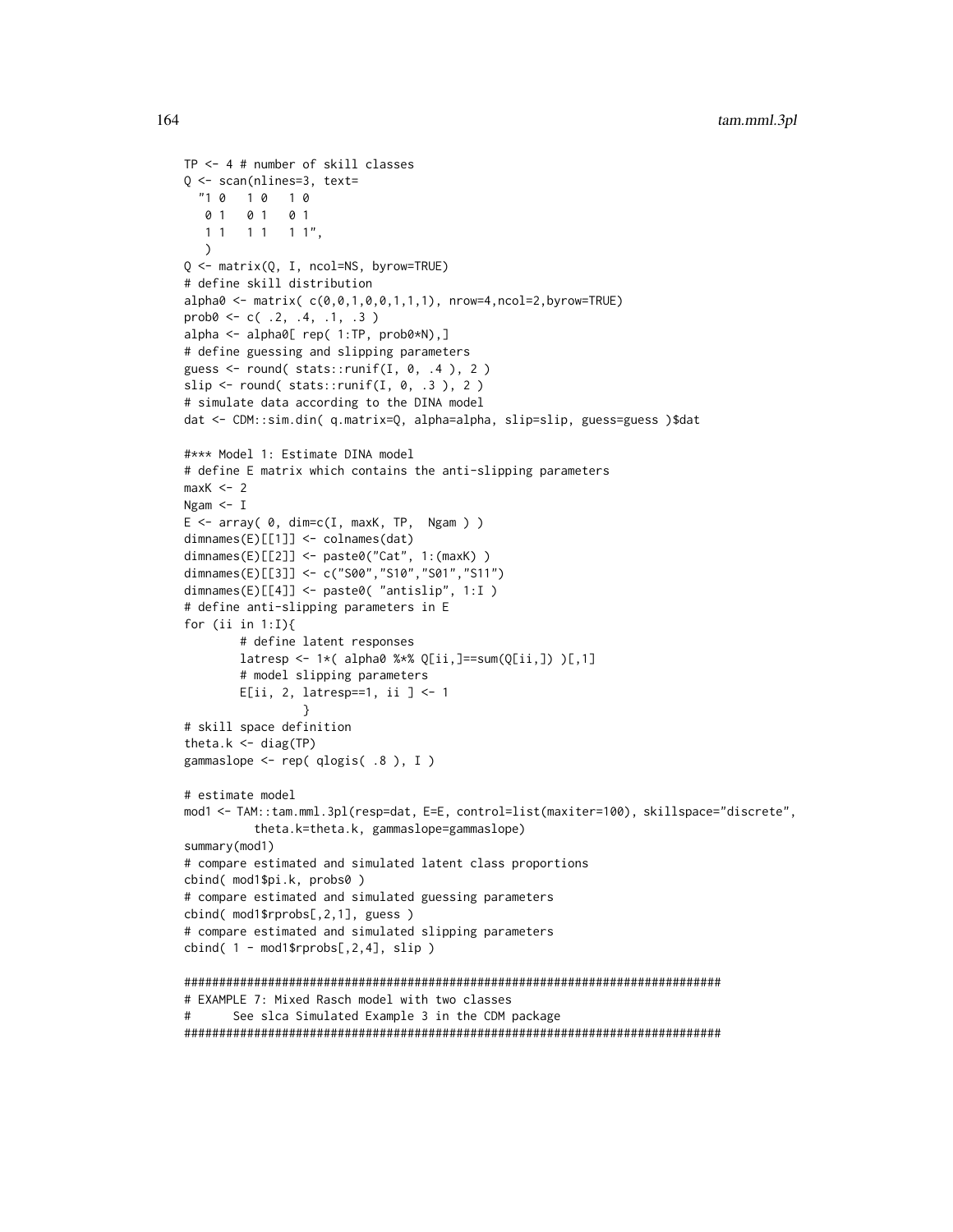```
TP <- 4 # number of skill classes
Q <- scan(nlines=3, text=
  "1 0   1 0   1 0
   0 1   0 1   0 1
   1 1   1 1   1 1",
   )
Q <- matrix(Q, I, ncol=NS, byrow=TRUE)
# define skill distribution
alpha0 <- matrix( c(0,0,1,0,0,1,1,1), nrow=4,ncol=2,byrow=TRUE)
prob0 <- c( .2, .4, .1, .3 )
alpha <- alpha0[ rep( 1:TP, prob0*N),]
# define guessing and slipping parameters
guess <- round( stats::runif(I, 0, .4 ), 2 )
slip <- round( stats::runif(I, 0, .3 ), 2 )
# simulate data according to the DINA model
dat <- CDM::sim.din( q.matrix=Q, alpha=alpha, slip=slip, guess=guess )$dat

#*** Model 1: Estimate DINA model
# define E matrix which contains the anti-slipping parameters
maxK <- 2
Ngam <- I
E <- array( 0, dim=c(I, maxK, TP,  Ngam ) )
dimnames(E)[[1]] <- colnames(dat)
dimnames(E)[[2]] <- paste0("Cat", 1:(maxK) )
dimnames(E)[[3]] <- c("S00","S10","S01","S11")
dimnames(E)[[4]] <- paste0( "antislip", 1:I )
# define anti-slipping parameters in E
for (ii in 1:I){
        # define latent responses
        latresp <- 1*( alpha0 %*% Q[ii,]==sum(Q[ii,]) )[,1]
        # model slipping parameters
        E[ii, 2, latresp==1, ii ] <- 1
                }
# skill space definition
theta.k <- diag(TP)
gammaslope <- rep( qlogis( .8 ), I )

# estimate model
mod1 <- TAM::tam.mml.3pl(resp=dat, E=E, control=list(maxiter=100), skillspace="discrete",
          theta.k=theta.k, gammaslope=gammaslope)
summary(mod1)
# compare estimated and simulated latent class proportions
cbind( mod1$pi.k, probs0 )
# compare estimated and simulated guessing parameters
cbind( mod1$rprobs[,2,1], guess )
# compare estimated and simulated slipping parameters
cbind( 1 - mod1$rprobs[,2,4], slip )

#############################################################################
# EXAMPLE 7: Mixed Rasch model with two classes
#      See slca Simulated Example 3 in the CDM package
#############################################################################
```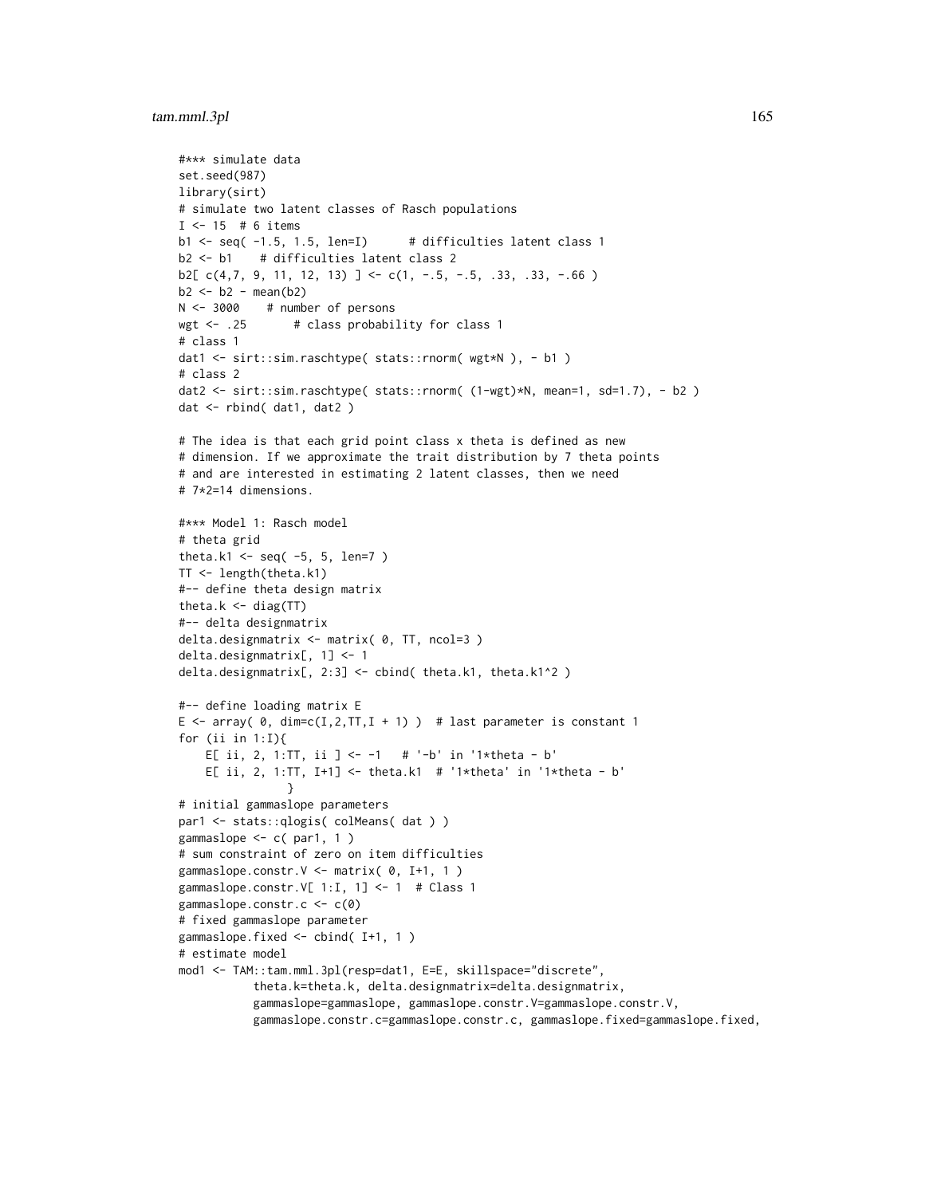```
#*** simulate data
set.seed(987)
library(sirt)
# simulate two latent classes of Rasch populations
I <- 15  # 6 items
b1 <- seq( -1.5, 1.5, len=I)      # difficulties latent class 1
b2 <- b1    # difficulties latent class 2
b2[ c(4,7, 9, 11, 12, 13) ] <- c(1, -.5, -.5, .33, .33, -.66 )
b2 <- b2 - mean(b2)
N <- 3000    # number of persons
wgt <- .25       # class probability for class 1
# class 1
dat1 <- sirt::sim.raschtype( stats::rnorm( wgt*N ), - b1 )
# class 2
dat2 <- sirt::sim.raschtype( stats::rnorm( (1-wgt)*N, mean=1, sd=1.7), - b2 )
dat <- rbind( dat1, dat2 )

# The idea is that each grid point class x theta is defined as new
# dimension. If we approximate the trait distribution by 7 theta points
# and are interested in estimating 2 latent classes, then we need
# 7*2=14 dimensions.

#*** Model 1: Rasch model
# theta grid
theta.k1 <- seq( -5, 5, len=7 )
TT <- length(theta.k1)
#-- define theta design matrix
theta.k <- diag(TT)
#-- delta designmatrix
delta.designmatrix <- matrix( 0, TT, ncol=3 )
delta.designmatrix[, 1] <- 1
delta.designmatrix[, 2:3] <- cbind( theta.k1, theta.k1^2 )

#-- define loading matrix E
E <- array( 0, dim=c(I,2,TT,I + 1) )  # last parameter is constant 1
for (ii in 1:I){
    E[ ii, 2, 1:TT, ii ] <- -1   # '-b' in '1*theta - b'
    E[ ii, 2, 1:TT, I+1] <- theta.k1  # '1*theta' in '1*theta - b'
            }
# initial gammaslope parameters
par1 <- stats::qlogis( colMeans( dat ) )
gammaslope <- c( par1, 1 )
# sum constraint of zero on item difficulties
gammaslope.constr.V <- matrix( 0, I+1, 1 )
gammaslope.constr.V[ 1:I, 1] <- 1  # Class 1
gammaslope.constr.c <- c(0)
# fixed gammaslope parameter
gammaslope.fixed <- cbind( I+1, 1 )
# estimate model
mod1 <- TAM::tam.mml.3pl(resp=dat1, E=E, skillspace="discrete",
           theta.k=theta.k, delta.designmatrix=delta.designmatrix,
           gammaslope=gammaslope, gammaslope.constr.V=gammaslope.constr.V,
           gammaslope.constr.c=gammaslope.constr.c, gammaslope.fixed=gammaslope.fixed,
```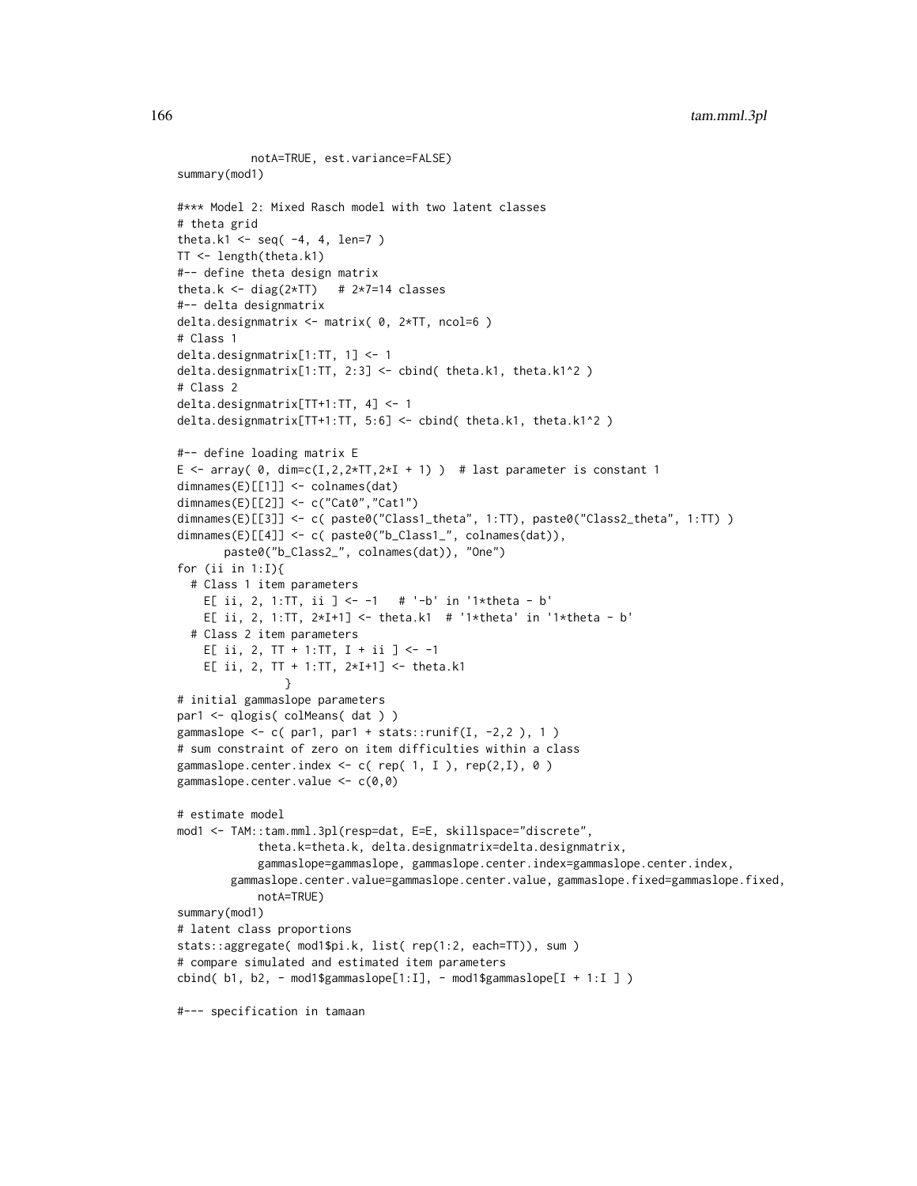```
            notA=TRUE, est.variance=FALSE)
summary(mod1)

#*** Model 2: Mixed Rasch model with two latent classes
# theta grid
theta.k1 <- seq( -4, 4, len=7 )
TT <- length(theta.k1)
#-- define theta design matrix
theta.k <- diag(2*TT)   # 2*7=14 classes
#-- delta designmatrix
delta.designmatrix <- matrix( 0, 2*TT, ncol=6 )
# Class 1
delta.designmatrix[1:TT, 1] <- 1
delta.designmatrix[1:TT, 2:3] <- cbind( theta.k1, theta.k1^2 )
# Class 2
delta.designmatrix[TT+1:TT, 4] <- 1
delta.designmatrix[TT+1:TT, 5:6] <- cbind( theta.k1, theta.k1^2 )

#-- define loading matrix E
E <- array( 0, dim=c(I,2,2*TT,2*I + 1) )  # last parameter is constant 1
dimnames(E)[[1]] <- colnames(dat)
dimnames(E)[[2]] <- c("Cat0","Cat1")
dimnames(E)[[3]] <- c( paste0("Class1_theta", 1:TT), paste0("Class2_theta", 1:TT) )
dimnames(E)[[4]] <- c( paste0("b_Class1_", colnames(dat)),
       paste0("b_Class2_", colnames(dat)), "One")
for (ii in 1:I){
  # Class 1 item parameters
    E[ ii, 2, 1:TT, ii ] <- -1   # '-b' in '1*theta - b'
    E[ ii, 2, 1:TT, 2*I+1] <- theta.k1  # '1*theta' in '1*theta - b'
  # Class 2 item parameters
    E[ ii, 2, TT + 1:TT, I + ii ] <- -1
    E[ ii, 2, TT + 1:TT, 2*I+1] <- theta.k1
                }
# initial gammaslope parameters
par1 <- qlogis( colMeans( dat ) )
gammaslope <- c( par1, par1 + stats::runif(I, -2,2 ), 1 )
# sum constraint of zero on item difficulties within a class
gammaslope.center.index <- c( rep( 1, I ), rep(2,I), 0 )
gammaslope.center.value <- c(0,0)

# estimate model
mod1 <- TAM::tam.mml.3pl(resp=dat, E=E, skillspace="discrete",
            theta.k=theta.k, delta.designmatrix=delta.designmatrix,
            gammaslope=gammaslope, gammaslope.center.index=gammaslope.center.index,
        gammaslope.center.value=gammaslope.center.value, gammaslope.fixed=gammaslope.fixed,
            notA=TRUE)
summary(mod1)
# latent class proportions
stats::aggregate( mod1$pi.k, list( rep(1:2, each=TT)), sum )
# compare simulated and estimated item parameters
cbind( b1, b2, - mod1$gammaslope[1:I], - mod1$gammaslope[I + 1:I ] )

#--- specification in tamaan
```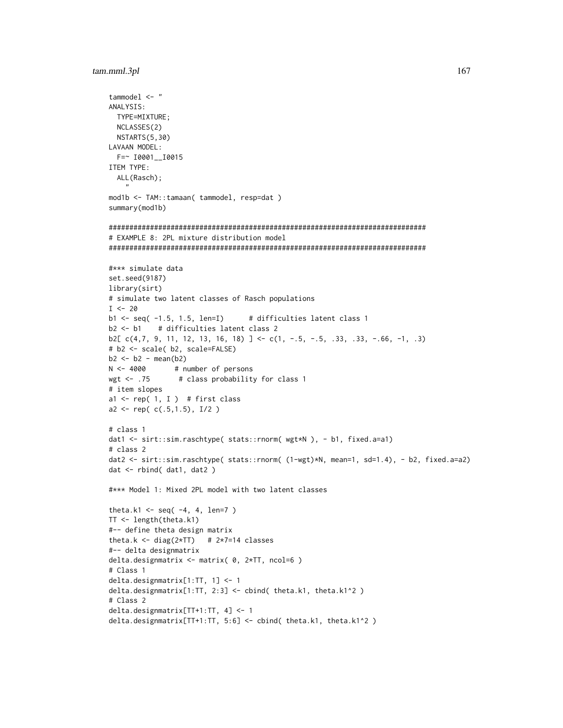```
tammodel <- "
ANALYSIS:
  TYPE=MIXTURE;
  NCLASSES(2)
  NSTARTS(5,30)
LAVAAN MODEL:
  F=~ I0001__I0015
ITEM TYPE:
  ALL(Rasch);
    "
mod1b <- TAM::tamaan( tammodel, resp=dat )
summary(mod1b)

#############################################################################
# EXAMPLE 8: 2PL mixture distribution model
#############################################################################

#*** simulate data
set.seed(9187)
library(sirt)
# simulate two latent classes of Rasch populations
I <- 20
b1 <- seq( -1.5, 1.5, len=I)      # difficulties latent class 1
b2 <- b1    # difficulties latent class 2
b2[ c(4,7, 9, 11, 12, 13, 16, 18) ] <- c(1, -.5, -.5, .33, .33, -.66, -1, .3)
# b2 <- scale( b2, scale=FALSE)
b2 <- b2 - mean(b2)
N <- 4000       # number of persons
wgt <- .75       # class probability for class 1
# item slopes
a1 <- rep( 1, I )  # first class
a2 <- rep( c(.5,1.5), I/2 )

# class 1
dat1 <- sirt::sim.raschtype( stats::rnorm( wgt*N ), - b1, fixed.a=a1)
# class 2
dat2 <- sirt::sim.raschtype( stats::rnorm( (1-wgt)*N, mean=1, sd=1.4), - b2, fixed.a=a2)
dat <- rbind( dat1, dat2 )

#*** Model 1: Mixed 2PL model with two latent classes

theta.k1 <- seq( -4, 4, len=7 )
TT <- length(theta.k1)
#-- define theta design matrix
theta.k <- diag(2*TT)   # 2*7=14 classes
#-- delta designmatrix
delta.designmatrix <- matrix( 0, 2*TT, ncol=6 )
# Class 1
delta.designmatrix[1:TT, 1] <- 1
delta.designmatrix[1:TT, 2:3] <- cbind( theta.k1, theta.k1^2 )
# Class 2
delta.designmatrix[TT+1:TT, 4] <- 1
delta.designmatrix[TT+1:TT, 5:6] <- cbind( theta.k1, theta.k1^2 )
```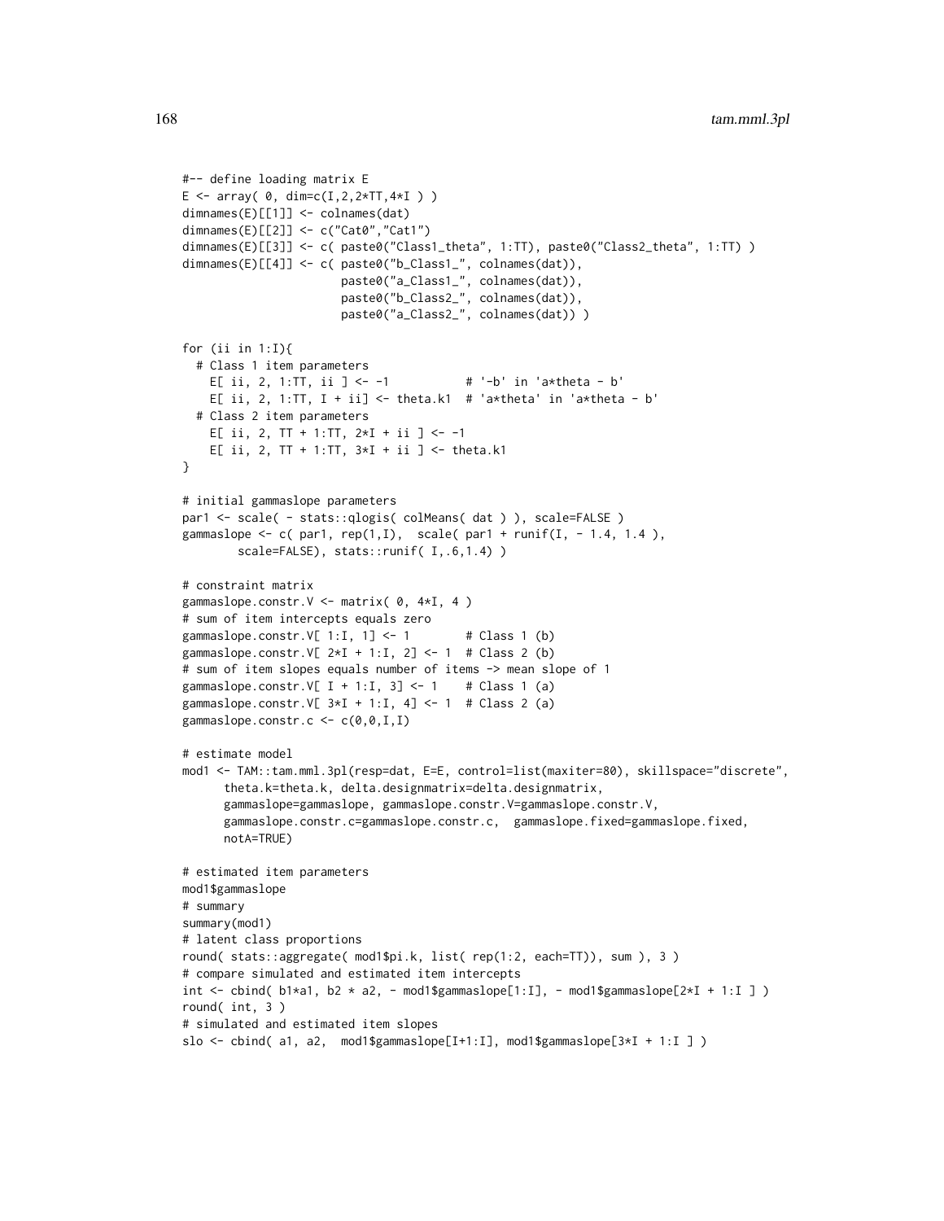```
#-- define loading matrix E
E <- array( 0, dim=c(I,2,2*TT,4*I ) )
dimnames(E)[[1]] <- colnames(dat)
dimnames(E)[[2]] <- c("Cat0","Cat1")
dimnames(E)[[3]] <- c( paste0("Class1_theta", 1:TT), paste0("Class2_theta", 1:TT) )
dimnames(E)[[4]] <- c( paste0("b_Class1_", colnames(dat)),
                       paste0("a_Class1_", colnames(dat)),
                       paste0("b_Class2_", colnames(dat)),
                       paste0("a_Class2_", colnames(dat)) )

for (ii in 1:I){
  # Class 1 item parameters
    E[ ii, 2, 1:TT, ii ] <- -1           # '-b' in 'a*theta - b'
    E[ ii, 2, 1:TT, I + ii] <- theta.k1  # 'a*theta' in 'a*theta - b'
  # Class 2 item parameters
    E[ ii, 2, TT + 1:TT, 2*I + ii ] <- -1
    E[ ii, 2, TT + 1:TT, 3*I + ii ] <- theta.k1
}

# initial gammaslope parameters
par1 <- scale( - stats::qlogis( colMeans( dat ) ), scale=FALSE )
gammaslope <- c( par1, rep(1,I),  scale( par1 + runif(I, - 1.4, 1.4 ),
        scale=FALSE), stats::runif( I,.6,1.4) )

# constraint matrix
gammaslope.constr.V <- matrix( 0, 4*I, 4 )
# sum of item intercepts equals zero
gammaslope.constr.V[ 1:I, 1] <- 1        # Class 1 (b)
gammaslope.constr.V[ 2*I + 1:I, 2] <- 1  # Class 2 (b)
# sum of item slopes equals number of items -> mean slope of 1
gammaslope.constr.V[ I + 1:I, 3] <- 1    # Class 1 (a)
gammaslope.constr.V[ 3*I + 1:I, 4] <- 1  # Class 2 (a)
gammaslope.constr.c <- c(0,0,I,I)

# estimate model
mod1 <- TAM::tam.mml.3pl(resp=dat, E=E, control=list(maxiter=80), skillspace="discrete",
      theta.k=theta.k, delta.designmatrix=delta.designmatrix,
      gammaslope=gammaslope, gammaslope.constr.V=gammaslope.constr.V,
      gammaslope.constr.c=gammaslope.constr.c,  gammaslope.fixed=gammaslope.fixed,
      notA=TRUE)

# estimated item parameters
mod1$gammaslope
# summary
summary(mod1)
# latent class proportions
round( stats::aggregate( mod1$pi.k, list( rep(1:2, each=TT)), sum ), 3 )
# compare simulated and estimated item intercepts
int <- cbind( b1*a1, b2 * a2, - mod1$gammaslope[1:I], - mod1$gammaslope[2*I + 1:I ] )
round( int, 3 )
# simulated and estimated item slopes
slo <- cbind( a1, a2,  mod1$gammaslope[I+1:I], mod1$gammaslope[3*I + 1:I ] )
```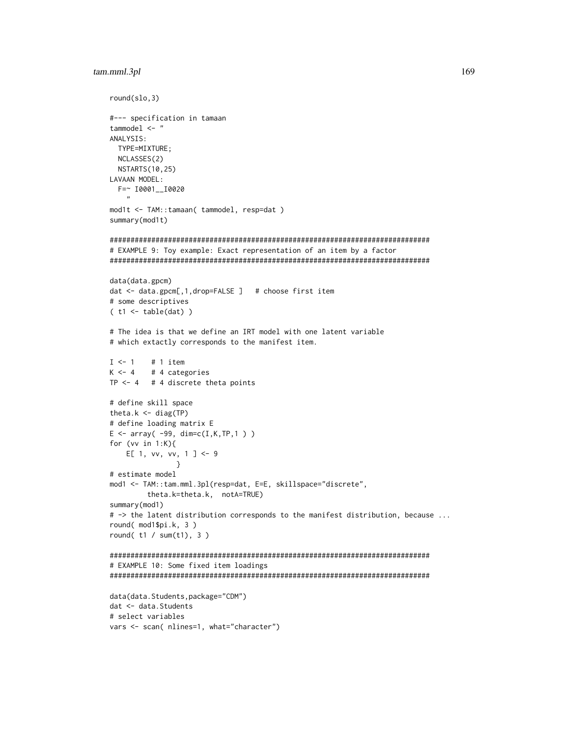```
round(slo,3)

#--- specification in tamaan
tammodel <- "
ANALYSIS:
  TYPE=MIXTURE;
  NCLASSES(2)
  NSTARTS(10,25)
LAVAAN MODEL:
  F=~ I0001__I0020
    "
mod1t <- TAM::tamaan( tammodel, resp=dat )
summary(mod1t)

#############################################################################
# EXAMPLE 9: Toy example: Exact representation of an item by a factor
#############################################################################

data(data.gpcm)
dat <- data.gpcm[,1,drop=FALSE ]   # choose first item
# some descriptives
( t1 <- table(dat) )

# The idea is that we define an IRT model with one latent variable
# which extactly corresponds to the manifest item.

I <- 1    # 1 item
K <- 4    # 4 categories
TP <- 4   # 4 discrete theta points

# define skill space
theta.k <- diag(TP)
# define loading matrix E
E <- array( -99, dim=c(I,K,TP,1 ) )
for (vv in 1:K){
    E[ 1, vv, vv, 1 ] <- 9
                }
# estimate model
mod1 <- TAM::tam.mml.3pl(resp=dat, E=E, skillspace="discrete",
         theta.k=theta.k,  notA=TRUE)
summary(mod1)
# -> the latent distribution corresponds to the manifest distribution, because ...
round( mod1$pi.k, 3 )
round( t1 / sum(t1), 3 )

#############################################################################
# EXAMPLE 10: Some fixed item loadings
#############################################################################

data(data.Students,package="CDM")
dat <- data.Students
# select variables
vars <- scan( nlines=1, what="character")
```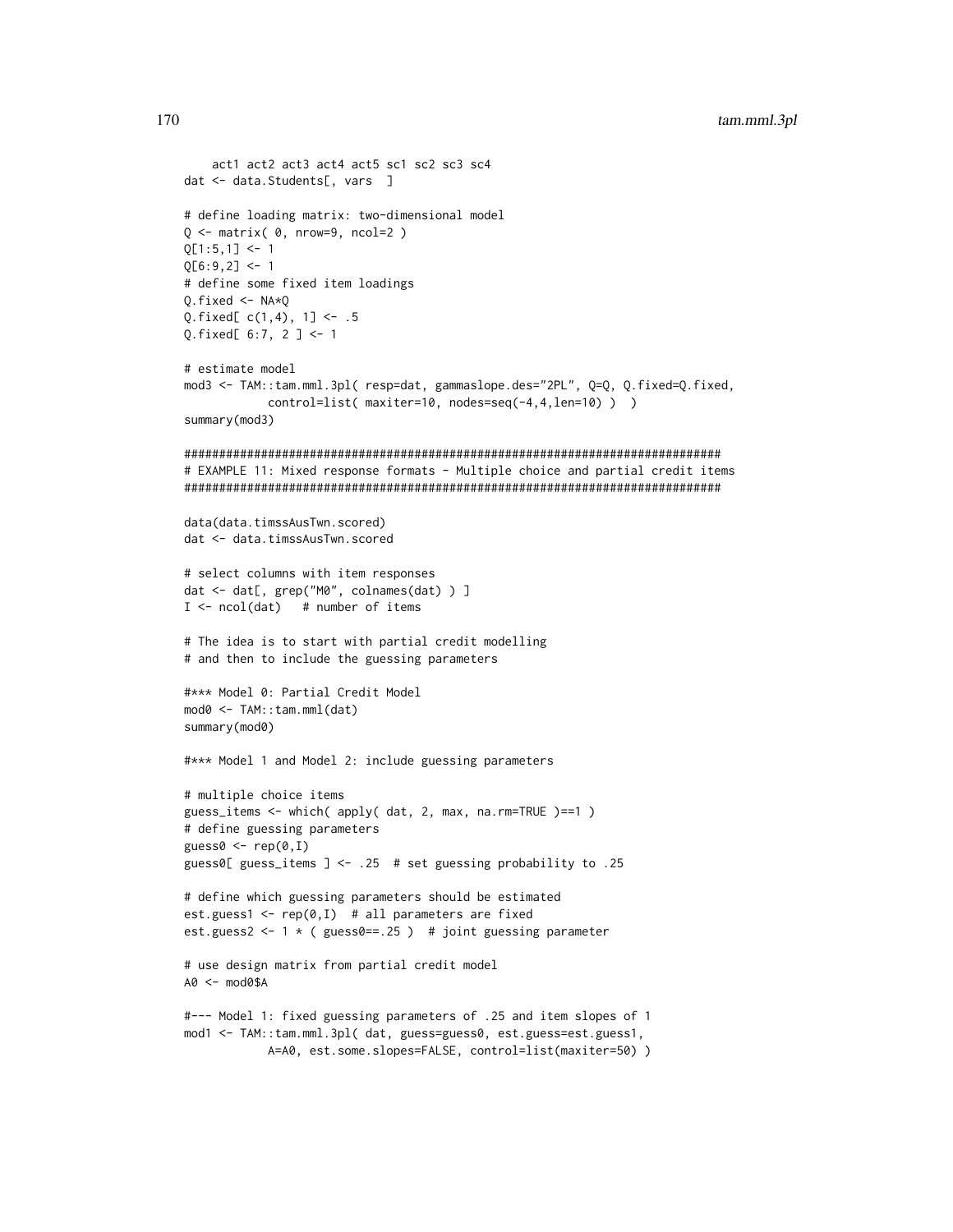```
    act1 act2 act3 act4 act5 sc1 sc2 sc3 sc4
dat <- data.Students[, vars  ]

# define loading matrix: two-dimensional model
Q <- matrix( 0, nrow=9, ncol=2 )
Q[1:5,1] <- 1
Q[6:9,2] <- 1
# define some fixed item loadings
Q.fixed <- NA*Q
Q.fixed[ c(1,4), 1] <- .5
Q.fixed[ 6:7, 2 ] <- 1

# estimate model
mod3 <- TAM::tam.mml.3pl( resp=dat, gammaslope.des="2PL", Q=Q, Q.fixed=Q.fixed,
            control=list( maxiter=10, nodes=seq(-4,4,len=10) )  )
summary(mod3)

#############################################################################
# EXAMPLE 11: Mixed response formats - Multiple choice and partial credit items
#############################################################################

data(data.timssAusTwn.scored)
dat <- data.timssAusTwn.scored

# select columns with item responses
dat <- dat[, grep("M0", colnames(dat) ) ]
I <- ncol(dat)   # number of items

# The idea is to start with partial credit modelling
# and then to include the guessing parameters

#*** Model 0: Partial Credit Model
mod0 <- TAM::tam.mml(dat)
summary(mod0)

#*** Model 1 and Model 2: include guessing parameters

# multiple choice items
guess_items <- which( apply( dat, 2, max, na.rm=TRUE )==1 )
# define guessing parameters
guess0 <- rep(0,I)
guess0[ guess_items ] <- .25  # set guessing probability to .25

# define which guessing parameters should be estimated
est.guess1 <- rep(0,I)  # all parameters are fixed
est.guess2 <- 1 * ( guess0==.25 )  # joint guessing parameter

# use design matrix from partial credit model
A0 <- mod0$A

#--- Model 1: fixed guessing parameters of .25 and item slopes of 1
mod1 <- TAM::tam.mml.3pl( dat, guess=guess0, est.guess=est.guess1,
            A=A0, est.some.slopes=FALSE, control=list(maxiter=50) )
```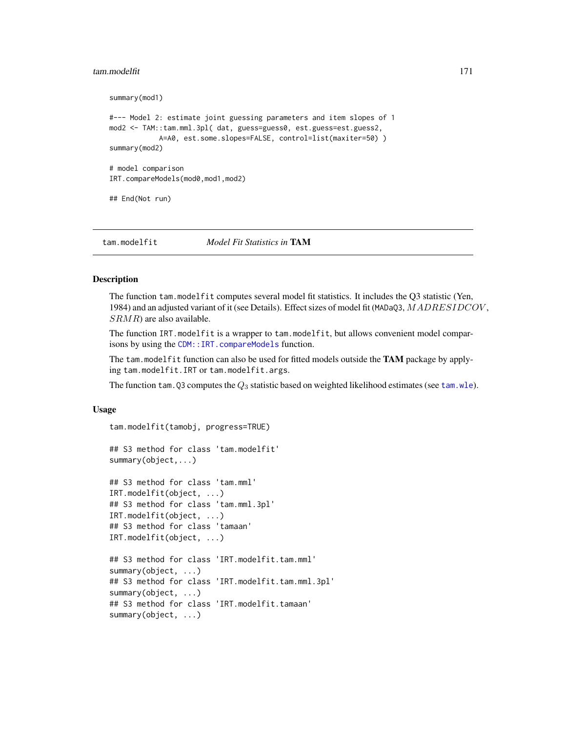```
summary(mod1)

#--- Model 2: estimate joint guessing parameters and item slopes of 1
mod2 <- TAM::tam.mml.3pl( dat, guess=guess0, est.guess=est.guess2,
            A=A0, est.some.slopes=FALSE, control=list(maxiter=50) )
summary(mod2)

# model comparison
IRT.compareModels(mod0,mod1,mod2)

## End(Not run)
```

## tam.modelfit — *Model Fit Statistics in* **TAM**

### Description

The function `tam.modelfit` computes several model fit statistics. It includes the Q3 statistic (Yen, 1984) and an adjusted variant of it (see Details). Effect sizes of model fit (`MADaQ3`, $MADRESIDCOV$, $SRMR$) are also available.

The function `IRT.modelfit` is a wrapper to `tam.modelfit`, but allows convenient model comparisons by using the `CDM::IRT.compareModels` function.

The `tam.modelfit` function can also be used for fitted models outside the **TAM** package by applying `tam.modelfit.IRT` or `tam.modelfit.args`.

The function `tam.Q3` computes the $Q_3$ statistic based on weighted likelihood estimates (see `tam.wle`).

### Usage

```
tam.modelfit(tamobj, progress=TRUE)

## S3 method for class 'tam.modelfit'
summary(object,...)

## S3 method for class 'tam.mml'
IRT.modelfit(object, ...)
## S3 method for class 'tam.mml.3pl'
IRT.modelfit(object, ...)
## S3 method for class 'tamaan'
IRT.modelfit(object, ...)

## S3 method for class 'IRT.modelfit.tam.mml'
summary(object, ...)
## S3 method for class 'IRT.modelfit.tam.mml.3pl'
summary(object, ...)
## S3 method for class 'IRT.modelfit.tamaan'
summary(object, ...)
```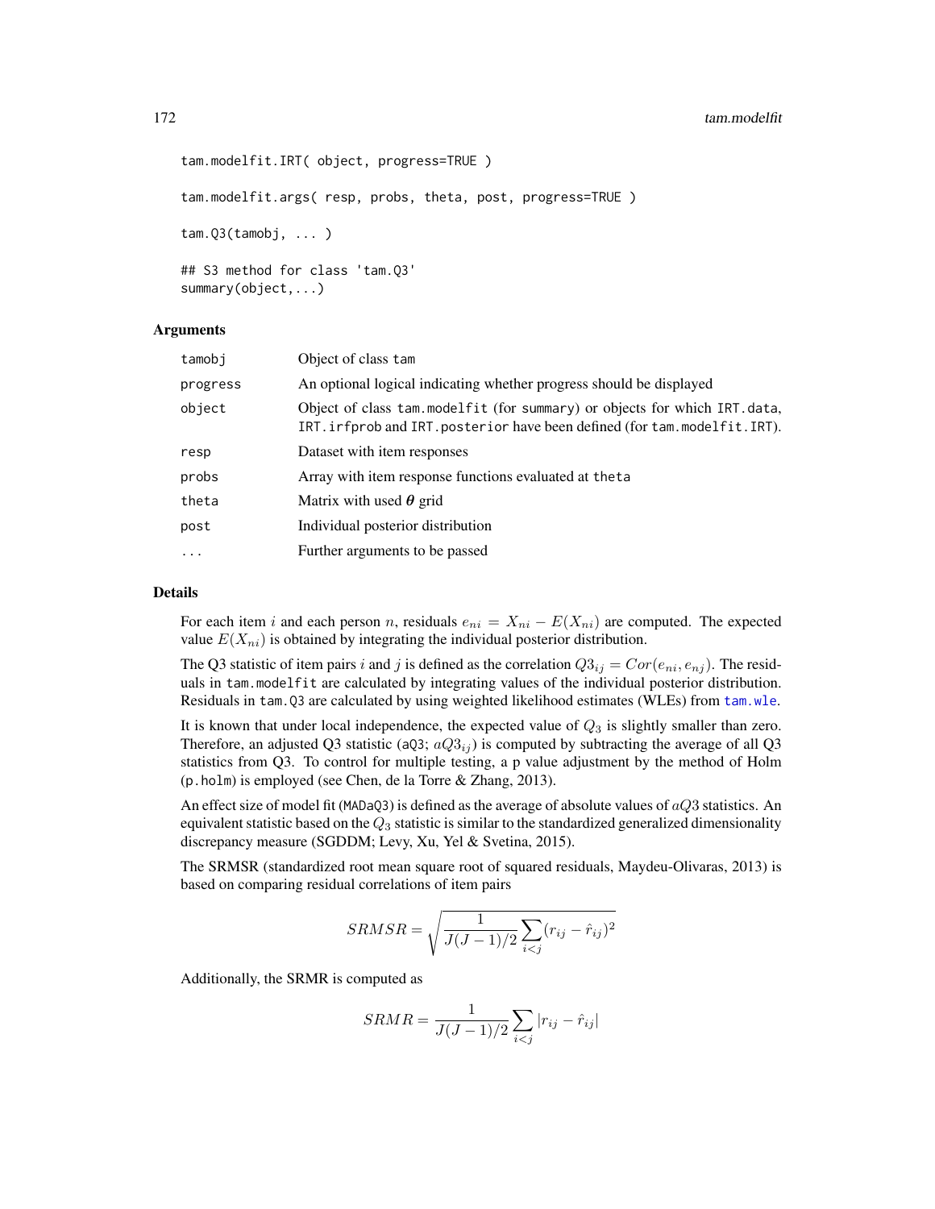```
tam.modelfit.IRT( object, progress=TRUE )

tam.modelfit.args( resp, probs, theta, post, progress=TRUE )

tam.Q3(tamobj, ... )

## S3 method for class 'tam.Q3'
summary(object,...)
```

## Arguments

| | |
|---|---|
| tamobj | Object of class tam |
| progress | An optional logical indicating whether progress should be displayed |
| object | Object of class tam.modelfit (for summary) or objects for which IRT.data, IRT.irfprob and IRT.posterior have been defined (for tam.modelfit.IRT). |
| resp | Dataset with item responses |
| probs | Array with item response functions evaluated at theta |
| theta | Matrix with used $\boldsymbol{\theta}$ grid |
| post | Individual posterior distribution |
| ... | Further arguments to be passed |

## Details

For each item $i$ and each person $n$, residuals $e_{ni} = X_{ni} - E(X_{ni})$ are computed. The expected value $E(X_{ni})$ is obtained by integrating the individual posterior distribution.

The Q3 statistic of item pairs $i$ and $j$ is defined as the correlation $Q3_{ij} = Cor(e_{ni}, e_{nj})$. The residuals in tam.modelfit are calculated by integrating values of the individual posterior distribution. Residuals in tam.Q3 are calculated by using weighted likelihood estimates (WLEs) from tam.wle.

It is known that under local independence, the expected value of $Q_3$ is slightly smaller than zero. Therefore, an adjusted Q3 statistic (aQ3; $aQ3_{ij}$) is computed by subtracting the average of all Q3 statistics from Q3. To control for multiple testing, a p value adjustment by the method of Holm (p.holm) is employed (see Chen, de la Torre & Zhang, 2013).

An effect size of model fit (MADaQ3) is defined as the average of absolute values of $aQ3$ statistics. An equivalent statistic based on the $Q_3$ statistic is similar to the standardized generalized dimensionality discrepancy measure (SGDDM; Levy, Xu, Yel & Svetina, 2015).

The SRMSR (standardized root mean square root of squared residuals, Maydeu-Olivaras, 2013) is based on comparing residual correlations of item pairs

$$SRMSR = \sqrt{\frac{1}{J(J-1)/2} \sum_{i<j} (r_{ij} - \hat{r}_{ij})^2}$$

Additionally, the SRMR is computed as

$$SRMR = \frac{1}{J(J-1)/2} \sum_{i<j} |r_{ij} - \hat{r}_{ij}|$$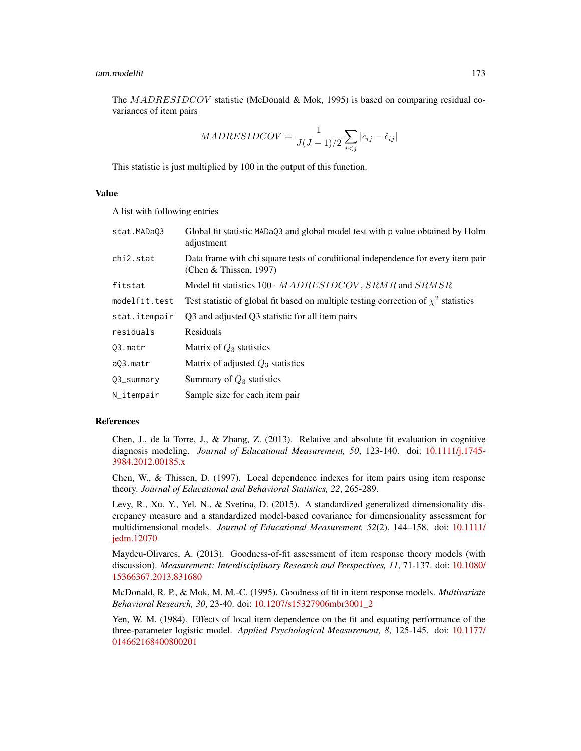The $MADRESIDCOV$ statistic (McDonald & Mok, 1995) is based on comparing residual covariances of item pairs

$$MADRESIDCOV = \frac{1}{J(J-1)/2} \sum_{i<j} |c_{ij} - \hat{c}_{ij}|$$

This statistic is just multiplied by 100 in the output of this function.

## Value

A list with following entries

| | |
|---|---|
| `stat.MADaQ3` | Global fit statistic `MADaQ3` and global model test with p value obtained by Holm adjustment |
| `chi2.stat` | Data frame with chi square tests of conditional independence for every item pair (Chen & Thissen, 1997) |
| `fitstat` | Model fit statistics $100 \cdot MADRESIDCOV$, $SRMR$ and $SRMSR$ |
| `modelfit.test` | Test statistic of global fit based on multiple testing correction of $\chi^2$ statistics |
| `stat.itempair` | Q3 and adjusted Q3 statistic for all item pairs |
| `residuals` | Residuals |
| `Q3.matr` | Matrix of $Q_3$ statistics |
| `aQ3.matr` | Matrix of adjusted $Q_3$ statistics |
| `Q3_summary` | Summary of $Q_3$ statistics |
| `N_itempair` | Sample size for each item pair |

## References

Chen, J., de la Torre, J., & Zhang, Z. (2013). Relative and absolute fit evaluation in cognitive diagnosis modeling. *Journal of Educational Measurement, 50*, 123-140. doi: 10.1111/j.1745-3984.2012.00185.x

Chen, W., & Thissen, D. (1997). Local dependence indexes for item pairs using item response theory. *Journal of Educational and Behavioral Statistics, 22*, 265-289.

Levy, R., Xu, Y., Yel, N., & Svetina, D. (2015). A standardized generalized dimensionality discrepancy measure and a standardized model-based covariance for dimensionality assessment for multidimensional models. *Journal of Educational Measurement, 52*(2), 144–158. doi: 10.1111/jedm.12070

Maydeu-Olivares, A. (2013). Goodness-of-fit assessment of item response theory models (with discussion). *Measurement: Interdisciplinary Research and Perspectives, 11*, 71-137. doi: 10.1080/15366367.2013.831680

McDonald, R. P., & Mok, M. M.-C. (1995). Goodness of fit in item response models. *Multivariate Behavioral Research, 30*, 23-40. doi: 10.1207/s15327906mbr3001_2

Yen, W. M. (1984). Effects of local item dependence on the fit and equating performance of the three-parameter logistic model. *Applied Psychological Measurement, 8*, 125-145. doi: 10.1177/014662168400800201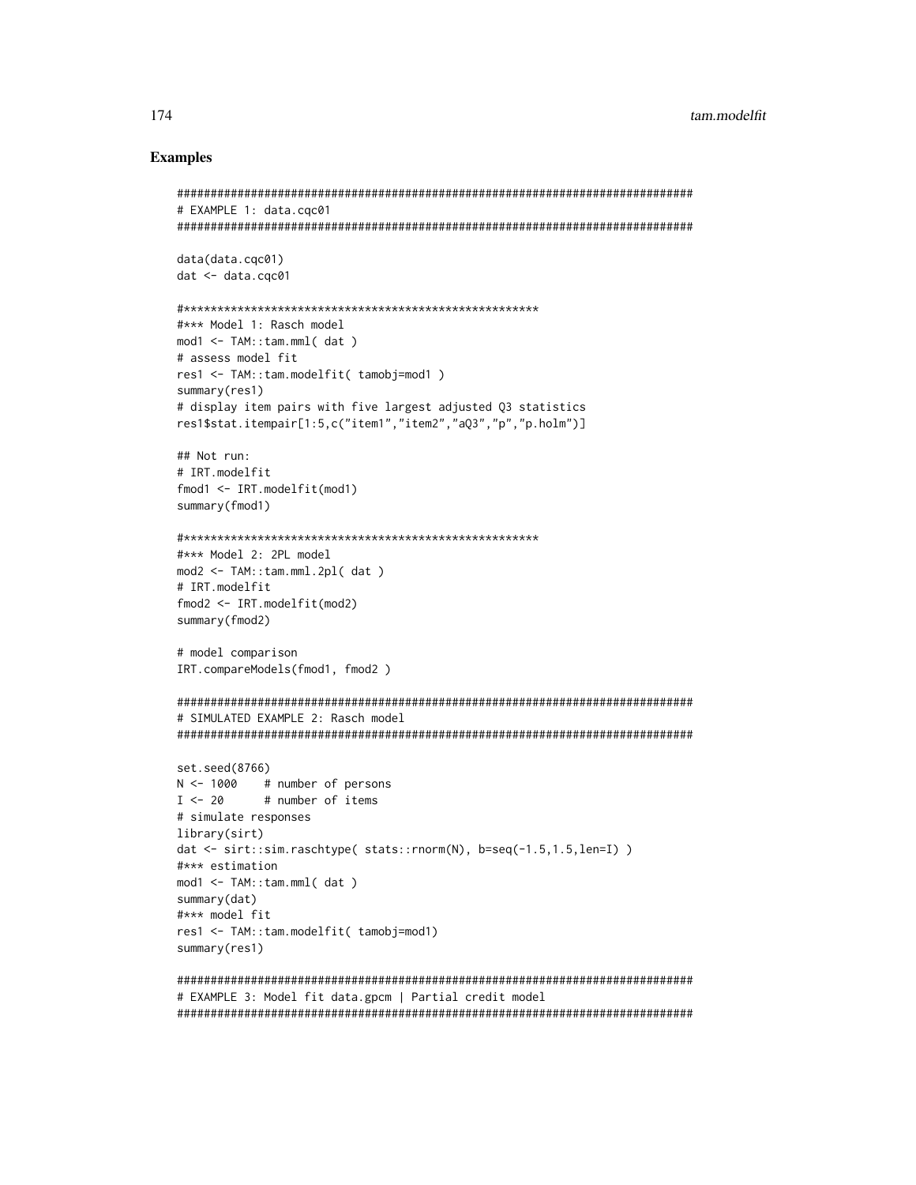## Examples

```
#############################################################################
# EXAMPLE 1: data.cqc01
#############################################################################

data(data.cqc01)
dat <- data.cqc01

#*****************************************************
#*** Model 1: Rasch model
mod1 <- TAM::tam.mml( dat )
# assess model fit
res1 <- TAM::tam.modelfit( tamobj=mod1 )
summary(res1)
# display item pairs with five largest adjusted Q3 statistics
res1$stat.itempair[1:5,c("item1","item2","aQ3","p","p.holm")]

## Not run:
# IRT.modelfit
fmod1 <- IRT.modelfit(mod1)
summary(fmod1)

#*****************************************************
#*** Model 2: 2PL model
mod2 <- TAM::tam.mml.2pl( dat )
# IRT.modelfit
fmod2 <- IRT.modelfit(mod2)
summary(fmod2)

# model comparison
IRT.compareModels(fmod1, fmod2 )

#############################################################################
# SIMULATED EXAMPLE 2: Rasch model
#############################################################################

set.seed(8766)
N <- 1000    # number of persons
I <- 20      # number of items
# simulate responses
library(sirt)
dat <- sirt::sim.raschtype( stats::rnorm(N), b=seq(-1.5,1.5,len=I) )
#*** estimation
mod1 <- TAM::tam.mml( dat )
summary(dat)
#*** model fit
res1 <- TAM::tam.modelfit( tamobj=mod1)
summary(res1)

#############################################################################
# EXAMPLE 3: Model fit data.gpcm | Partial credit model
#############################################################################
```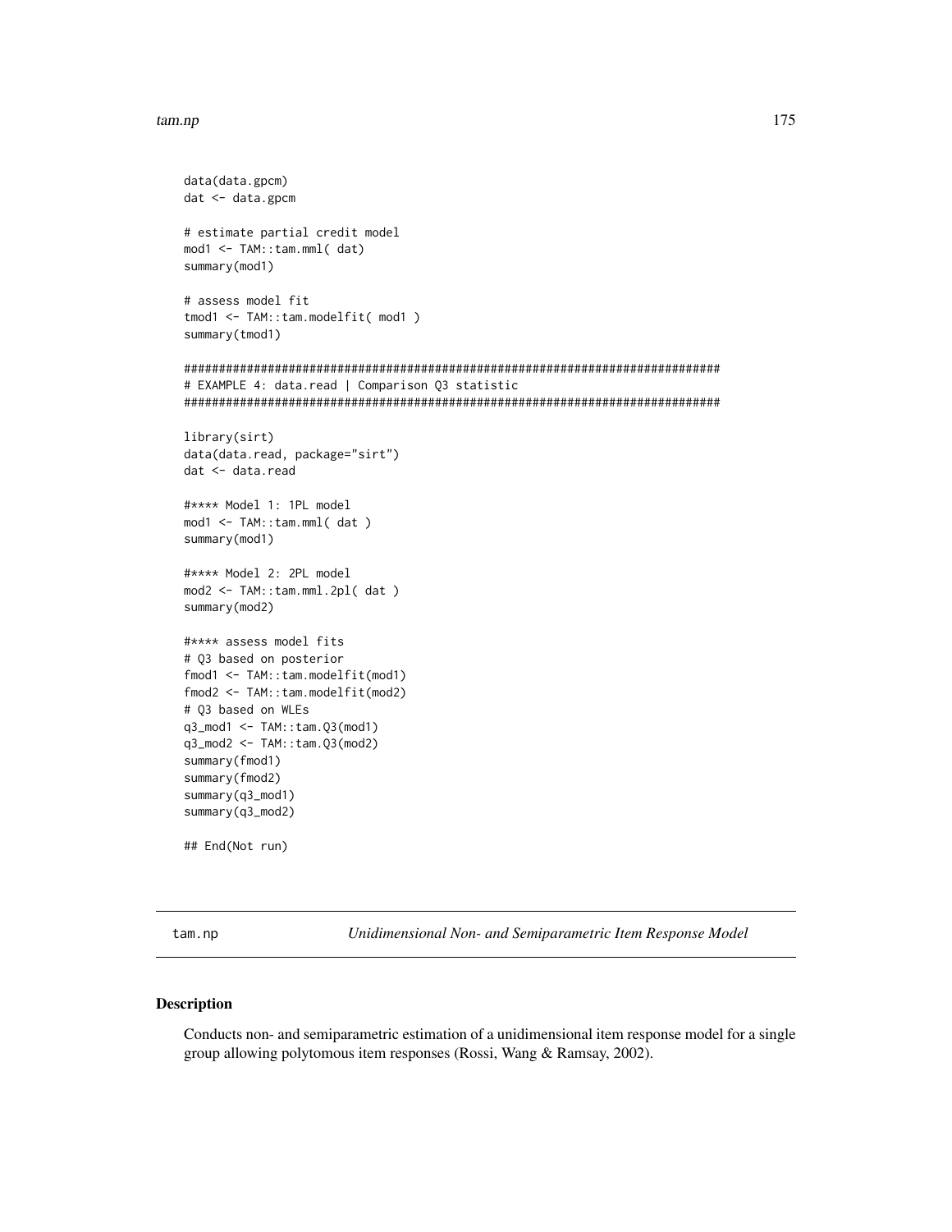```
data(data.gpcm)
dat <- data.gpcm

# estimate partial credit model
mod1 <- TAM::tam.mml( dat)
summary(mod1)

# assess model fit
tmod1 <- TAM::tam.modelfit( mod1 )
summary(tmod1)

#############################################################################
# EXAMPLE 4: data.read | Comparison Q3 statistic
#############################################################################

library(sirt)
data(data.read, package="sirt")
dat <- data.read

#**** Model 1: 1PL model
mod1 <- TAM::tam.mml( dat )
summary(mod1)

#**** Model 2: 2PL model
mod2 <- TAM::tam.mml.2pl( dat )
summary(mod2)

#**** assess model fits
# Q3 based on posterior
fmod1 <- TAM::tam.modelfit(mod1)
fmod2 <- TAM::tam.modelfit(mod2)
# Q3 based on WLEs
q3_mod1 <- TAM::tam.Q3(mod1)
q3_mod2 <- TAM::tam.Q3(mod2)
summary(fmod1)
summary(fmod2)
summary(q3_mod1)
summary(q3_mod2)

## End(Not run)
```

---

tam.np — *Unidimensional Non- and Semiparametric Item Response Model*

---

## Description

Conducts non- and semiparametric estimation of a unidimensional item response model for a single group allowing polytomous item responses (Rossi, Wang & Ramsay, 2002).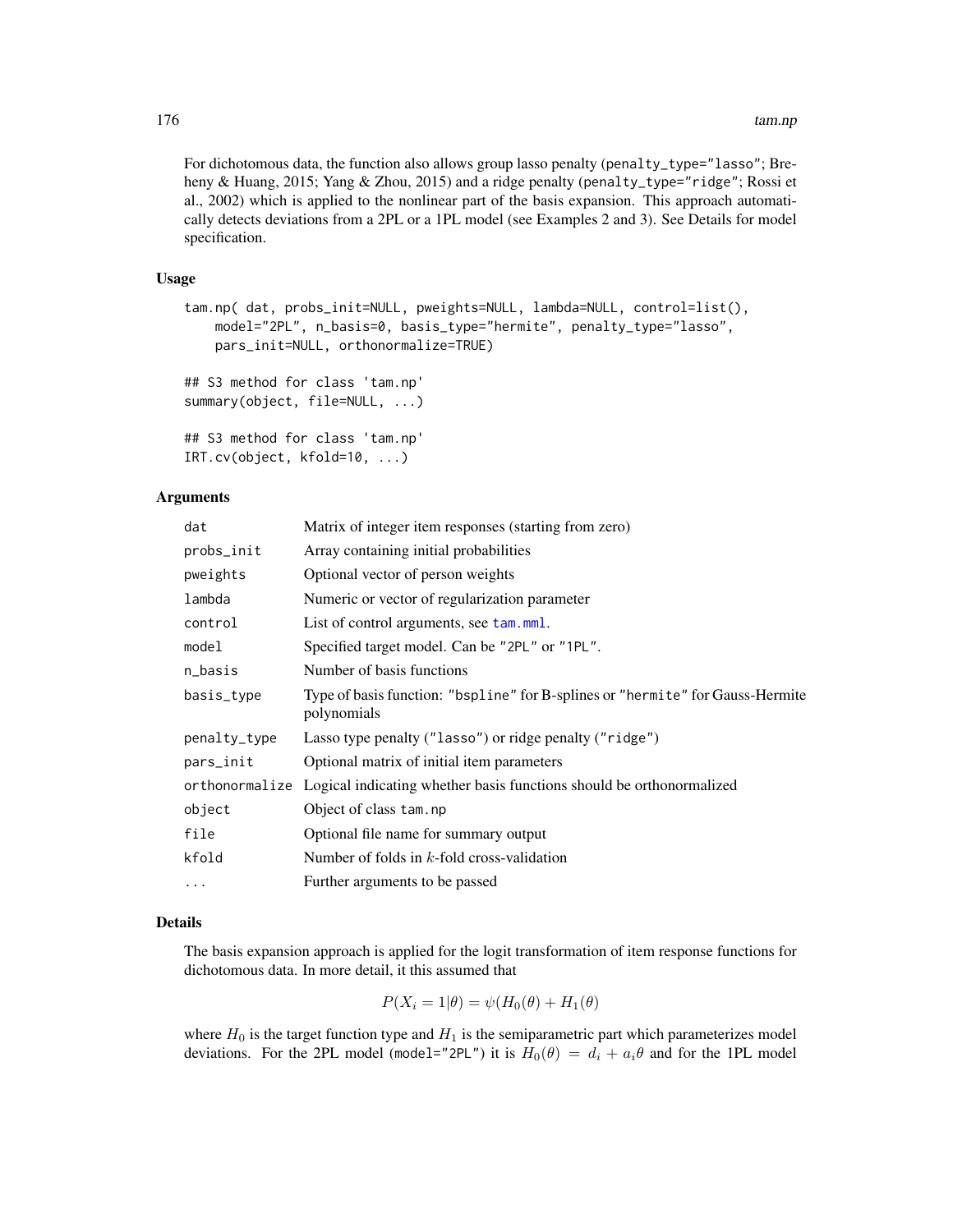For dichotomous data, the function also allows group lasso penalty (`penalty_type="lasso"`; Breheny & Huang, 2015; Yang & Zhou, 2015) and a ridge penalty (`penalty_type="ridge"`; Rossi et al., 2002) which is applied to the nonlinear part of the basis expansion. This approach automatically detects deviations from a 2PL or a 1PL model (see Examples 2 and 3). See Details for model specification.

### Usage

```
tam.np( dat, probs_init=NULL, pweights=NULL, lambda=NULL, control=list(),
    model="2PL", n_basis=0, basis_type="hermite", penalty_type="lasso",
    pars_init=NULL, orthonormalize=TRUE)

## S3 method for class 'tam.np'
summary(object, file=NULL, ...)

## S3 method for class 'tam.np'
IRT.cv(object, kfold=10, ...)
```

### Arguments

| | |
|---|---|
| `dat` | Matrix of integer item responses (starting from zero) |
| `probs_init` | Array containing initial probabilities |
| `pweights` | Optional vector of person weights |
| `lambda` | Numeric or vector of regularization parameter |
| `control` | List of control arguments, see `tam.mml`. |
| `model` | Specified target model. Can be `"2PL"` or `"1PL"`. |
| `n_basis` | Number of basis functions |
| `basis_type` | Type of basis function: `"bspline"` for B-splines or `"hermite"` for Gauss-Hermite polynomials |
| `penalty_type` | Lasso type penalty (`"lasso"`) or ridge penalty (`"ridge"`) |
| `pars_init` | Optional matrix of initial item parameters |
| `orthonormalize` | Logical indicating whether basis functions should be orthonormalized |
| `object` | Object of class `tam.np` |
| `file` | Optional file name for summary output |
| `kfold` | Number of folds in $k$-fold cross-validation |
| `...` | Further arguments to be passed |

### Details

The basis expansion approach is applied for the logit transformation of item response functions for dichotomous data. In more detail, it this assumed that

$$P(X_i = 1|\theta) = \psi(H_0(\theta) + H_1(\theta)$$

where $H_0$ is the target function type and $H_1$ is the semiparametric part which parameterizes model deviations. For the 2PL model (`model="2PL"`) it is $H_0(\theta) = d_i + a_i\theta$ and for the 1PL model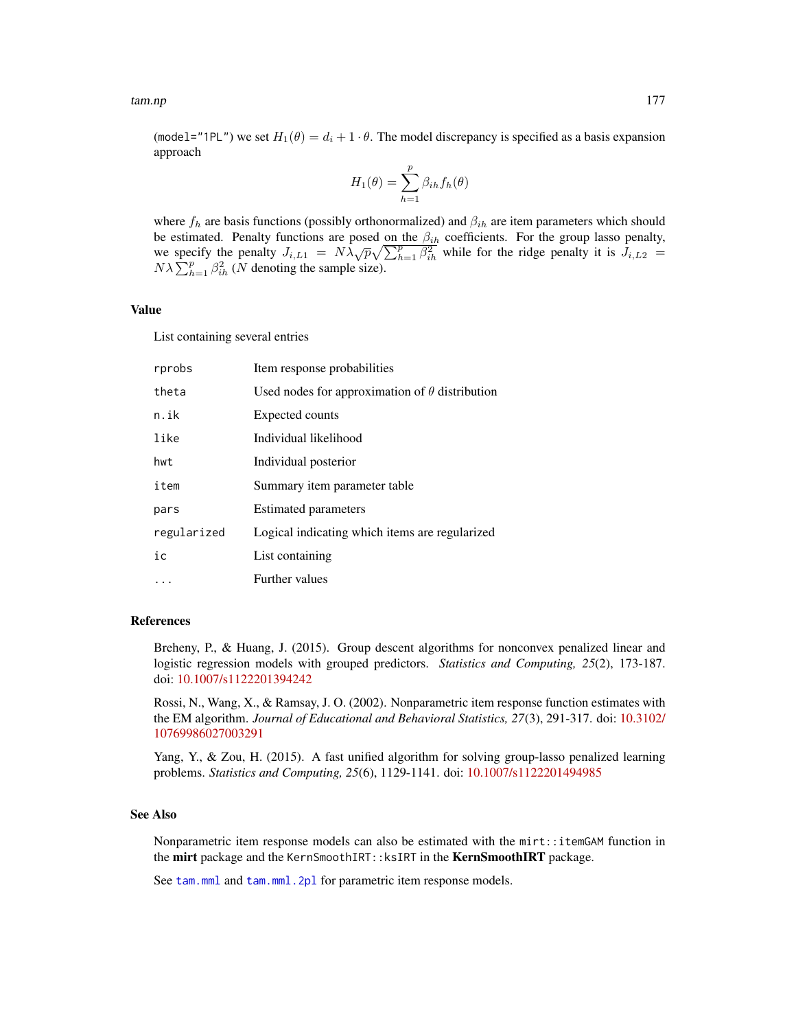(`model="1PL"`) we set $H_1(\theta) = d_i + 1 \cdot \theta$. The model discrepancy is specified as a basis expansion approach

$$H_1(\theta) = \sum_{h=1}^{p} \beta_{ih} f_h(\theta)$$

where $f_h$ are basis functions (possibly orthonormalized) and $\beta_{ih}$ are item parameters which should be estimated. Penalty functions are posed on the $\beta_{ih}$ coefficients. For the group lasso penalty, we specify the penalty $J_{i,L1} = N\lambda\sqrt{p}\sqrt{\sum_{h=1}^{p}\beta_{ih}^2}$ while for the ridge penalty it is $J_{i,L2} = N\lambda\sum_{h=1}^{p}\beta_{ih}^2$ ($N$ denoting the sample size).

## Value

List containing several entries

| | |
|---|---|
| `rprobs` | Item response probabilities |
| `theta` | Used nodes for approximation of $\theta$ distribution |
| `n.ik` | Expected counts |
| `like` | Individual likelihood |
| `hwt` | Individual posterior |
| `item` | Summary item parameter table |
| `pars` | Estimated parameters |
| `regularized` | Logical indicating which items are regularized |
| `ic` | List containing |
| `...` | Further values |

## References

Breheny, P., & Huang, J. (2015). Group descent algorithms for nonconvex penalized linear and logistic regression models with grouped predictors. *Statistics and Computing, 25*(2), 173-187. doi: 10.1007/s1122201394242

Rossi, N., Wang, X., & Ramsay, J. O. (2002). Nonparametric item response function estimates with the EM algorithm. *Journal of Educational and Behavioral Statistics, 27*(3), 291-317. doi: 10.3102/10769986027003291

Yang, Y., & Zou, H. (2015). A fast unified algorithm for solving group-lasso penalized learning problems. *Statistics and Computing, 25*(6), 1129-1141. doi: 10.1007/s1122201494985

## See Also

Nonparametric item response models can also be estimated with the `mirt::itemGAM` function in the **mirt** package and the `KernSmoothIRT::ksIRT` in the **KernSmoothIRT** package.

See `tam.mml` and `tam.mml.2pl` for parametric item response models.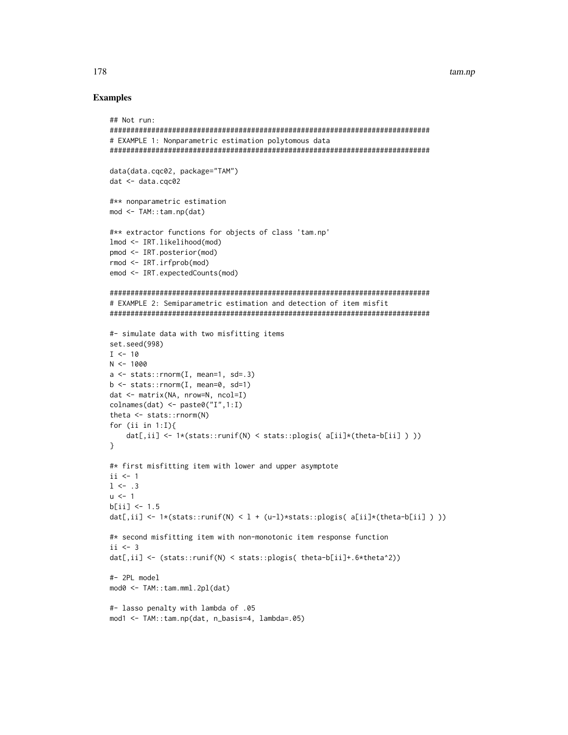## Examples

```
## Not run:
#############################################################################
# EXAMPLE 1: Nonparametric estimation polytomous data
#############################################################################

data(data.cqc02, package="TAM")
dat <- data.cqc02

#** nonparametric estimation
mod <- TAM::tam.np(dat)

#** extractor functions for objects of class 'tam.np'
lmod <- IRT.likelihood(mod)
pmod <- IRT.posterior(mod)
rmod <- IRT.irfprob(mod)
emod <- IRT.expectedCounts(mod)

#############################################################################
# EXAMPLE 2: Semiparametric estimation and detection of item misfit
#############################################################################

#- simulate data with two misfitting items
set.seed(998)
I <- 10
N <- 1000
a <- stats::rnorm(I, mean=1, sd=.3)
b <- stats::rnorm(I, mean=0, sd=1)
dat <- matrix(NA, nrow=N, ncol=I)
colnames(dat) <- paste0("I",1:I)
theta <- stats::rnorm(N)
for (ii in 1:I){
    dat[,ii] <- 1*(stats::runif(N) < stats::plogis( a[ii]*(theta-b[ii] ) ))
}

#* first misfitting item with lower and upper asymptote
ii <- 1
l <- .3
u <- 1
b[ii] <- 1.5
dat[,ii] <- 1*(stats::runif(N) < l + (u-l)*stats::plogis( a[ii]*(theta-b[ii] ) ))

#* second misfitting item with non-monotonic item response function
ii <- 3
dat[,ii] <- (stats::runif(N) < stats::plogis( theta-b[ii]+.6*theta^2))

#- 2PL model
mod0 <- TAM::tam.mml.2pl(dat)

#- lasso penalty with lambda of .05
mod1 <- TAM::tam.np(dat, n_basis=4, lambda=.05)
```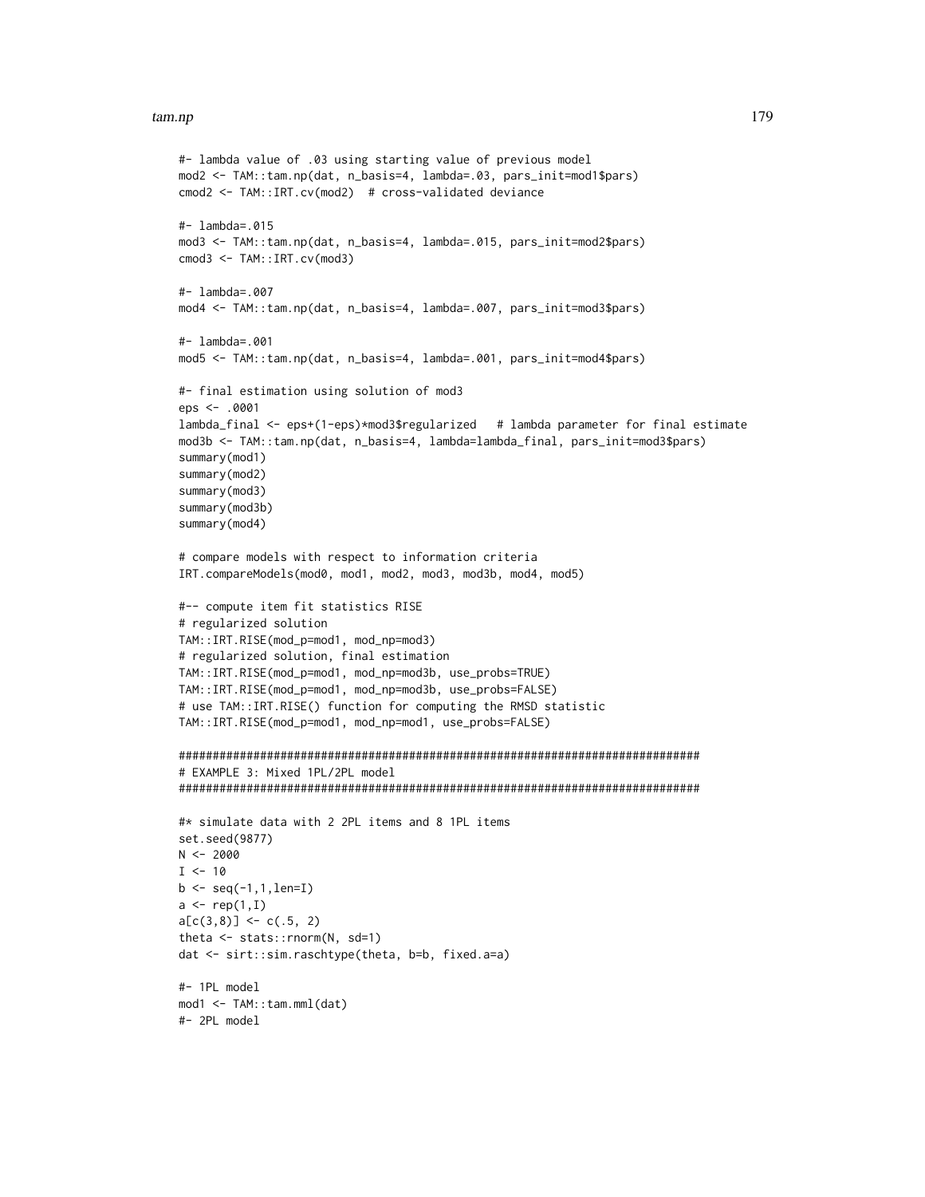```
#- lambda value of .03 using starting value of previous model
mod2 <- TAM::tam.np(dat, n_basis=4, lambda=.03, pars_init=mod1$pars)
cmod2 <- TAM::IRT.cv(mod2)  # cross-validated deviance

#- lambda=.015
mod3 <- TAM::tam.np(dat, n_basis=4, lambda=.015, pars_init=mod2$pars)
cmod3 <- TAM::IRT.cv(mod3)

#- lambda=.007
mod4 <- TAM::tam.np(dat, n_basis=4, lambda=.007, pars_init=mod3$pars)

#- lambda=.001
mod5 <- TAM::tam.np(dat, n_basis=4, lambda=.001, pars_init=mod4$pars)

#- final estimation using solution of mod3
eps <- .0001
lambda_final <- eps+(1-eps)*mod3$regularized   # lambda parameter for final estimate
mod3b <- TAM::tam.np(dat, n_basis=4, lambda=lambda_final, pars_init=mod3$pars)
summary(mod1)
summary(mod2)
summary(mod3)
summary(mod3b)
summary(mod4)

# compare models with respect to information criteria
IRT.compareModels(mod0, mod1, mod2, mod3, mod3b, mod4, mod5)

#-- compute item fit statistics RISE
# regularized solution
TAM::IRT.RISE(mod_p=mod1, mod_np=mod3)
# regularized solution, final estimation
TAM::IRT.RISE(mod_p=mod1, mod_np=mod3b, use_probs=TRUE)
TAM::IRT.RISE(mod_p=mod1, mod_np=mod3b, use_probs=FALSE)
# use TAM::IRT.RISE() function for computing the RMSD statistic
TAM::IRT.RISE(mod_p=mod1, mod_np=mod1, use_probs=FALSE)

#############################################################################
# EXAMPLE 3: Mixed 1PL/2PL model
#############################################################################

#* simulate data with 2 2PL items and 8 1PL items
set.seed(9877)
N <- 2000
I <- 10
b <- seq(-1,1,len=I)
a <- rep(1,I)
a[c(3,8)] <- c(.5, 2)
theta <- stats::rnorm(N, sd=1)
dat <- sirt::sim.raschtype(theta, b=b, fixed.a=a)

#- 1PL model
mod1 <- TAM::tam.mml(dat)
#- 2PL model
```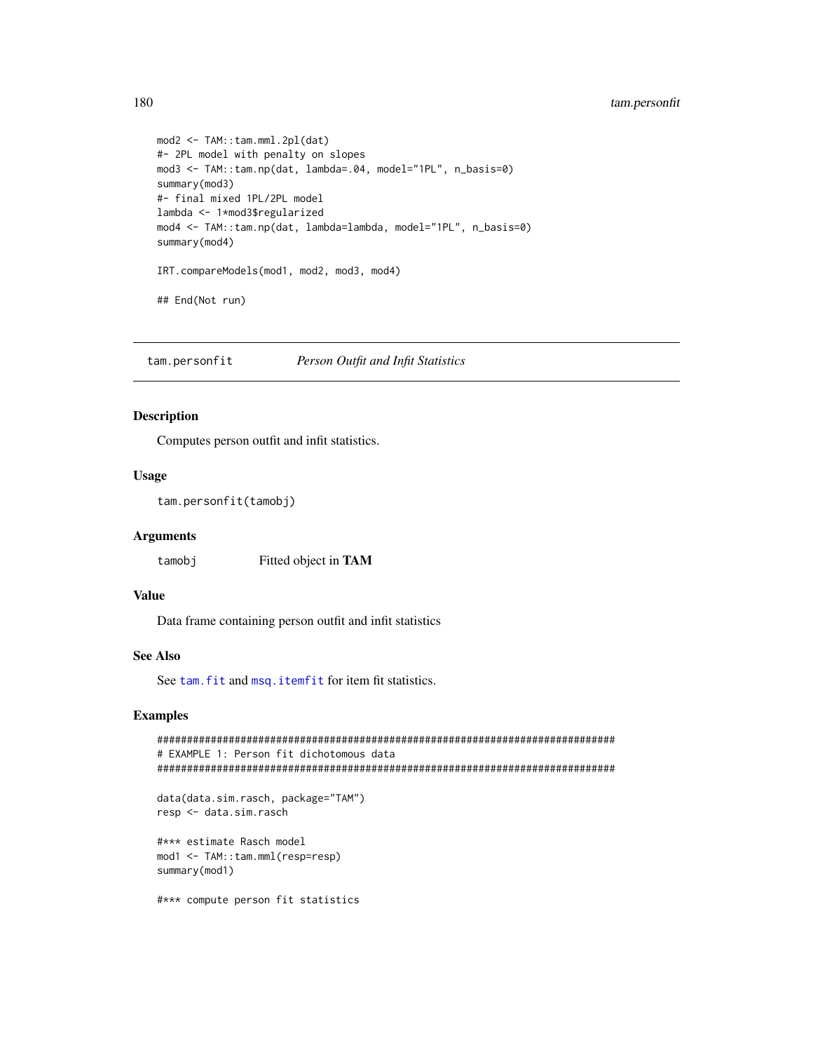```
mod2 <- TAM::tam.mml.2pl(dat)
#- 2PL model with penalty on slopes
mod3 <- TAM::tam.np(dat, lambda=.04, model="1PL", n_basis=0)
summary(mod3)
#- final mixed 1PL/2PL model
lambda <- 1*mod3$regularized
mod4 <- TAM::tam.np(dat, lambda=lambda, model="1PL", n_basis=0)
summary(mod4)

IRT.compareModels(mod1, mod2, mod3, mod4)

## End(Not run)
```

---

## tam.personfit — *Person Outfit and Infit Statistics*

### Description

Computes person outfit and infit statistics.

### Usage

```
tam.personfit(tamobj)
```

### Arguments

| | |
|---|---|
| `tamobj` | Fitted object in **TAM** |

### Value

Data frame containing person outfit and infit statistics

### See Also

See `tam.fit` and `msq.itemfit` for item fit statistics.

### Examples

```
#############################################################################
# EXAMPLE 1: Person fit dichotomous data
#############################################################################

data(data.sim.rasch, package="TAM")
resp <- data.sim.rasch

#*** estimate Rasch model
mod1 <- TAM::tam.mml(resp=resp)
summary(mod1)

#*** compute person fit statistics
```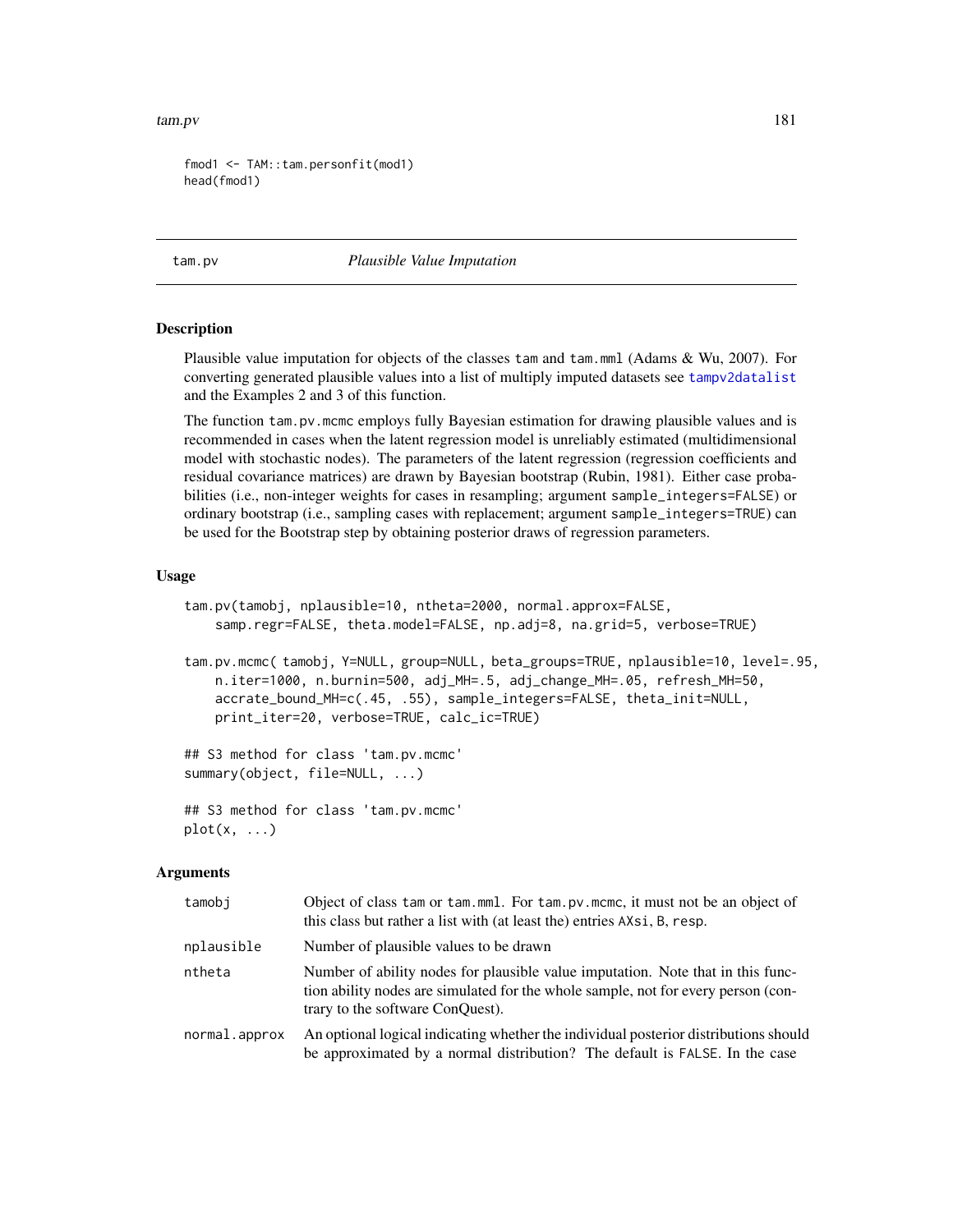```
fmod1 <- TAM::tam.personfit(mod1)
head(fmod1)
```

---

## tam.pv — *Plausible Value Imputation*

### Description

Plausible value imputation for objects of the classes `tam` and `tam.mml` (Adams & Wu, 2007). For converting generated plausible values into a list of multiply imputed datasets see `tampv2datalist` and the Examples 2 and 3 of this function.

The function `tam.pv.mcmc` employs fully Bayesian estimation for drawing plausible values and is recommended in cases when the latent regression model is unreliably estimated (multidimensional model with stochastic nodes). The parameters of the latent regression (regression coefficients and residual covariance matrices) are drawn by Bayesian bootstrap (Rubin, 1981). Either case probabilities (i.e., non-integer weights for cases in resampling; argument `sample_integers=FALSE`) or ordinary bootstrap (i.e., sampling cases with replacement; argument `sample_integers=TRUE`) can be used for the Bootstrap step by obtaining posterior draws of regression parameters.

### Usage

```
tam.pv(tamobj, nplausible=10, ntheta=2000, normal.approx=FALSE,
    samp.regr=FALSE, theta.model=FALSE, np.adj=8, na.grid=5, verbose=TRUE)

tam.pv.mcmc( tamobj, Y=NULL, group=NULL, beta_groups=TRUE, nplausible=10, level=.95,
    n.iter=1000, n.burnin=500, adj_MH=.5, adj_change_MH=.05, refresh_MH=50,
    accrate_bound_MH=c(.45, .55), sample_integers=FALSE, theta_init=NULL,
    print_iter=20, verbose=TRUE, calc_ic=TRUE)

## S3 method for class 'tam.pv.mcmc'
summary(object, file=NULL, ...)

## S3 method for class 'tam.pv.mcmc'
plot(x, ...)
```

### Arguments

| | |
|---|---|
| `tamobj` | Object of class `tam` or `tam.mml`. For `tam.pv.mcmc`, it must not be an object of this class but rather a list with (at least the) entries `AXsi`, `B`, `resp`. |
| `nplausible` | Number of plausible values to be drawn |
| `ntheta` | Number of ability nodes for plausible value imputation. Note that in this function ability nodes are simulated for the whole sample, not for every person (contrary to the software ConQuest). |
| `normal.approx` | An optional logical indicating whether the individual posterior distributions should be approximated by a normal distribution? The default is `FALSE`. In the case |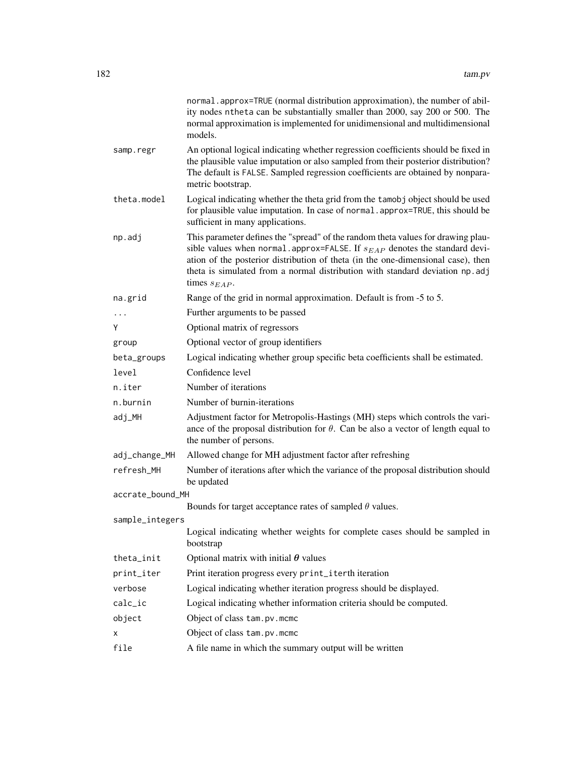| | |
|---|---|
| | normal.approx=TRUE (normal distribution approximation), the number of ability nodes ntheta can be substantially smaller than 2000, say 200 or 500. The normal approximation is implemented for unidimensional and multidimensional models. |
| samp.regr | An optional logical indicating whether regression coefficients should be fixed in the plausible value imputation or also sampled from their posterior distribution? The default is FALSE. Sampled regression coefficients are obtained by nonparametric bootstrap. |
| theta.model | Logical indicating whether the theta grid from the tamobj object should be used for plausible value imputation. In case of normal.approx=TRUE, this should be sufficient in many applications. |
| np.adj | This parameter defines the "spread" of the random theta values for drawing plausible values when normal.approx=FALSE. If $s_{EAP}$ denotes the standard deviation of the posterior distribution of theta (in the one-dimensional case), then theta is simulated from a normal distribution with standard deviation np.adj times $s_{EAP}$. |
| na.grid | Range of the grid in normal approximation. Default is from -5 to 5. |
| ... | Further arguments to be passed |
| Y | Optional matrix of regressors |
| group | Optional vector of group identifiers |
| beta_groups | Logical indicating whether group specific beta coefficients shall be estimated. |
| level | Confidence level |
| n.iter | Number of iterations |
| n.burnin | Number of burnin-iterations |
| adj_MH | Adjustment factor for Metropolis-Hastings (MH) steps which controls the variance of the proposal distribution for $\theta$. Can be also a vector of length equal to the number of persons. |
| adj_change_MH | Allowed change for MH adjustment factor after refreshing |
| refresh_MH | Number of iterations after which the variance of the proposal distribution should be updated |
| accrate_bound_MH | Bounds for target acceptance rates of sampled $\theta$ values. |
| sample_integers | Logical indicating whether weights for complete cases should be sampled in bootstrap |
| theta_init | Optional matrix with initial $\boldsymbol{\theta}$ values |
| print_iter | Print iteration progress every print_iterth iteration |
| verbose | Logical indicating whether iteration progress should be displayed. |
| calc_ic | Logical indicating whether information criteria should be computed. |
| object | Object of class tam.pv.mcmc |
| x | Object of class tam.pv.mcmc |
| file | A file name in which the summary output will be written |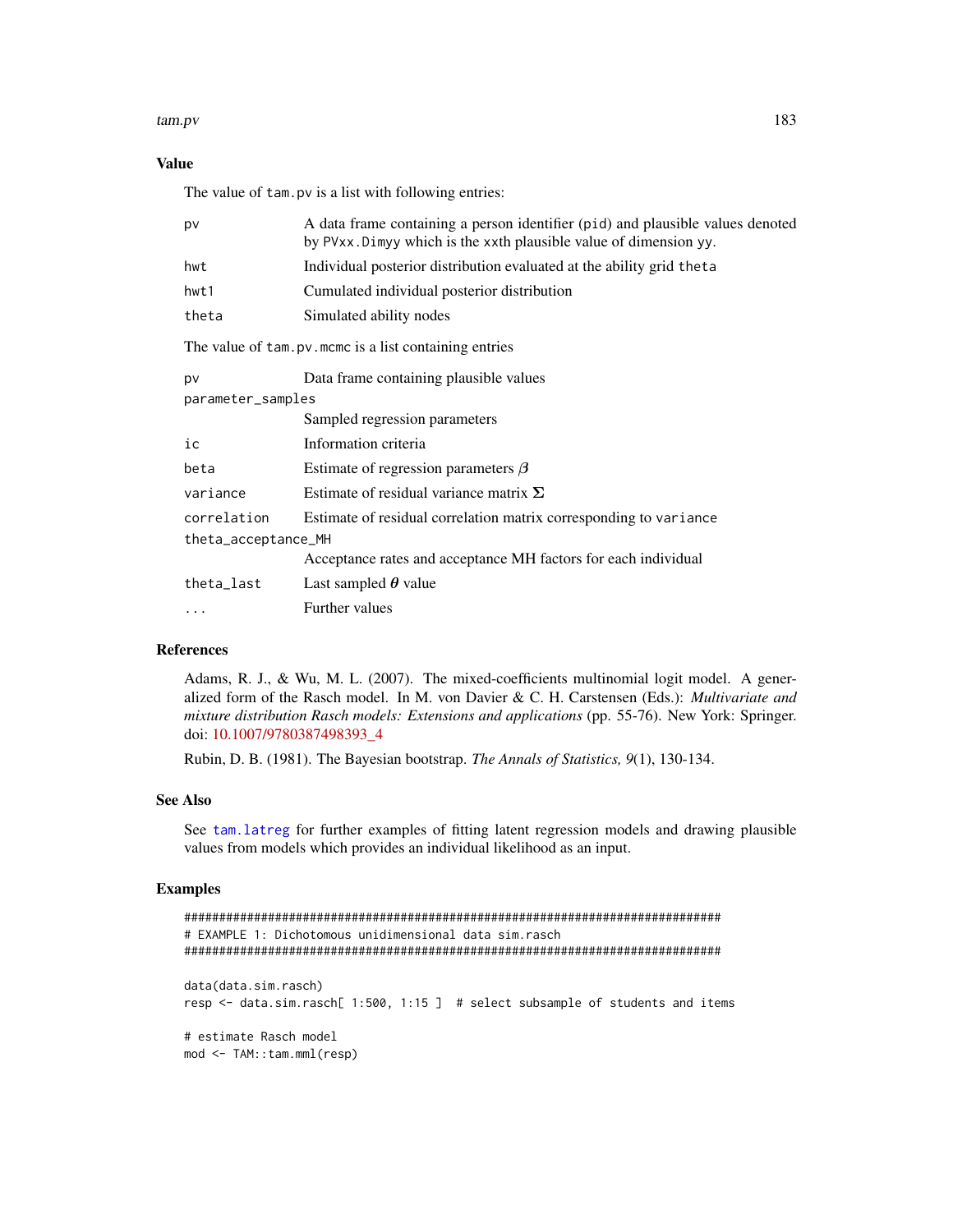## Value

The value of `tam.pv` is a list with following entries:

| | |
|---|---|
| `pv` | A data frame containing a person identifier (`pid`) and plausible values denoted by `PVxx.Dimyy` which is the `xx`th plausible value of dimension `yy`. |
| `hwt` | Individual posterior distribution evaluated at the ability grid `theta` |
| `hwt1` | Cumulated individual posterior distribution |
| `theta` | Simulated ability nodes |

The value of `tam.pv.mcmc` is a list containing entries

| | |
|---|---|
| `pv` | Data frame containing plausible values |
| `parameter_samples` | Sampled regression parameters |
| `ic` | Information criteria |
| `beta` | Estimate of regression parameters $\boldsymbol{\beta}$ |
| `variance` | Estimate of residual variance matrix $\boldsymbol{\Sigma}$ |
| `correlation` | Estimate of residual correlation matrix corresponding to `variance` |
| `theta_acceptance_MH` | Acceptance rates and acceptance MH factors for each individual |
| `theta_last` | Last sampled $\boldsymbol{\theta}$ value |
| `...` | Further values |

## References

Adams, R. J., & Wu, M. L. (2007). The mixed-coefficients multinomial logit model. A generalized form of the Rasch model. In M. von Davier & C. H. Carstensen (Eds.): *Multivariate and mixture distribution Rasch models: Extensions and applications* (pp. 55-76). New York: Springer. doi: 10.1007/9780387498393_4

Rubin, D. B. (1981). The Bayesian bootstrap. *The Annals of Statistics, 9*(1), 130-134.

## See Also

See `tam.latreg` for further examples of fitting latent regression models and drawing plausible values from models which provides an individual likelihood as an input.

## Examples

```
#############################################################################
# EXAMPLE 1: Dichotomous unidimensional data sim.rasch
#############################################################################

data(data.sim.rasch)
resp <- data.sim.rasch[ 1:500, 1:15 ]  # select subsample of students and items

# estimate Rasch model
mod <- TAM::tam.mml(resp)
```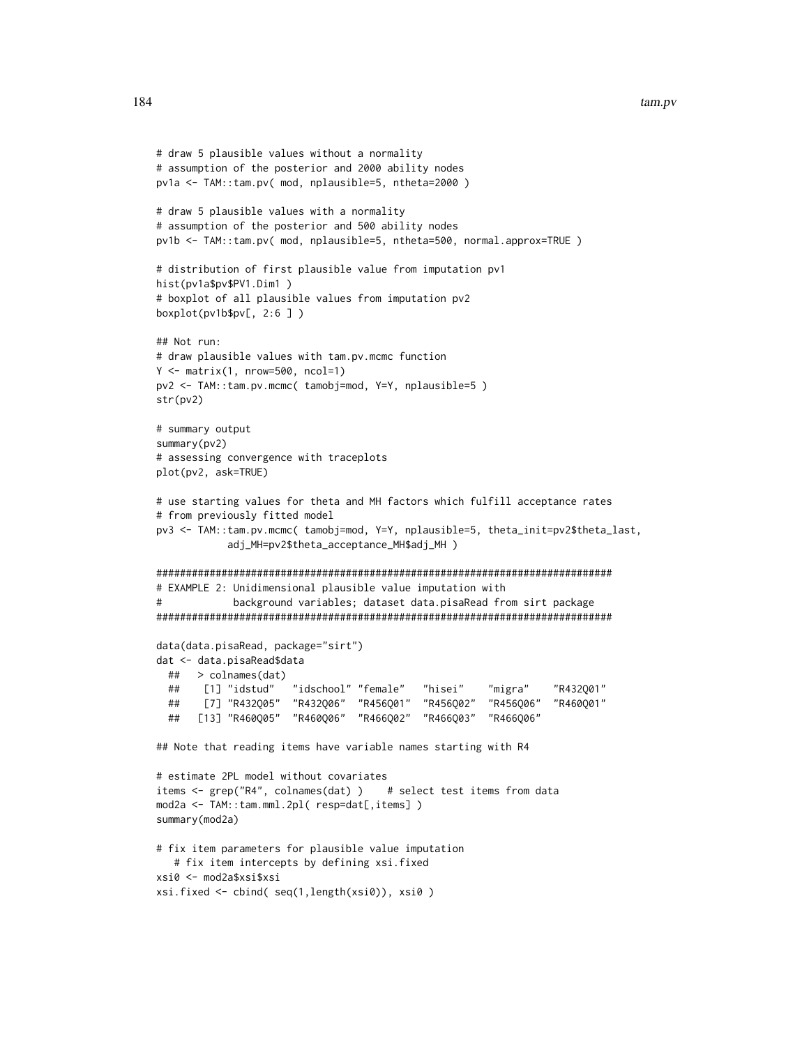```
# draw 5 plausible values without a normality
# assumption of the posterior and 2000 ability nodes
pv1a <- TAM::tam.pv( mod, nplausible=5, ntheta=2000 )

# draw 5 plausible values with a normality
# assumption of the posterior and 500 ability nodes
pv1b <- TAM::tam.pv( mod, nplausible=5, ntheta=500, normal.approx=TRUE )

# distribution of first plausible value from imputation pv1
hist(pv1a$pv$PV1.Dim1 )
# boxplot of all plausible values from imputation pv2
boxplot(pv1b$pv[, 2:6 ] )

## Not run:
# draw plausible values with tam.pv.mcmc function
Y <- matrix(1, nrow=500, ncol=1)
pv2 <- TAM::tam.pv.mcmc( tamobj=mod, Y=Y, nplausible=5 )
str(pv2)

# summary output
summary(pv2)
# assessing convergence with traceplots
plot(pv2, ask=TRUE)

# use starting values for theta and MH factors which fulfill acceptance rates
# from previously fitted model
pv3 <- TAM::tam.pv.mcmc( tamobj=mod, Y=Y, nplausible=5, theta_init=pv2$theta_last,
            adj_MH=pv2$theta_acceptance_MH$adj_MH )

#############################################################################
# EXAMPLE 2: Unidimensional plausible value imputation with
#            background variables; dataset data.pisaRead from sirt package
#############################################################################

data(data.pisaRead, package="sirt")
dat <- data.pisaRead$data
  ##   > colnames(dat)
  ##    [1] "idstud"   "idschool" "female"   "hisei"    "migra"    "R432Q01"
  ##    [7] "R432Q05"  "R432Q06"  "R456Q01"  "R456Q02"  "R456Q06"  "R460Q01"
  ##   [13] "R460Q05"  "R460Q06"  "R466Q02"  "R466Q03"  "R466Q06"

## Note that reading items have variable names starting with R4

# estimate 2PL model without covariates
items <- grep("R4", colnames(dat) )    # select test items from data
mod2a <- TAM::tam.mml.2pl( resp=dat[,items] )
summary(mod2a)

# fix item parameters for plausible value imputation
   # fix item intercepts by defining xsi.fixed
xsi0 <- mod2a$xsi$xsi
xsi.fixed <- cbind( seq(1,length(xsi0)), xsi0 )
```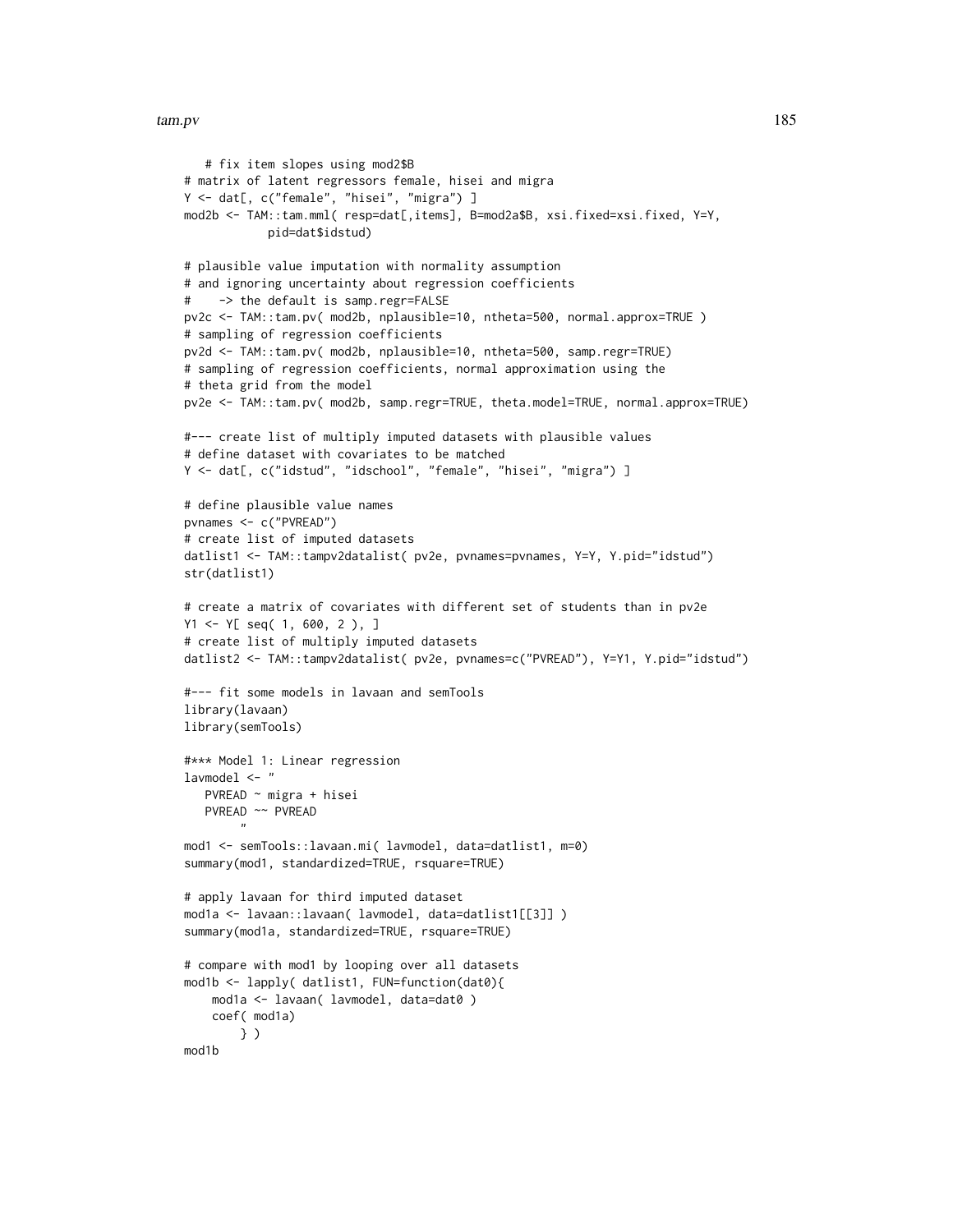```
   # fix item slopes using mod2$B
# matrix of latent regressors female, hisei and migra
Y <- dat[, c("female", "hisei", "migra") ]
mod2b <- TAM::tam.mml( resp=dat[,items], B=mod2a$B, xsi.fixed=xsi.fixed, Y=Y,
            pid=dat$idstud)

# plausible value imputation with normality assumption
# and ignoring uncertainty about regression coefficients
#    -> the default is samp.regr=FALSE
pv2c <- TAM::tam.pv( mod2b, nplausible=10, ntheta=500, normal.approx=TRUE )
# sampling of regression coefficients
pv2d <- TAM::tam.pv( mod2b, nplausible=10, ntheta=500, samp.regr=TRUE)
# sampling of regression coefficients, normal approximation using the
# theta grid from the model
pv2e <- TAM::tam.pv( mod2b, samp.regr=TRUE, theta.model=TRUE, normal.approx=TRUE)

#--- create list of multiply imputed datasets with plausible values
# define dataset with covariates to be matched
Y <- dat[, c("idstud", "idschool", "female", "hisei", "migra") ]

# define plausible value names
pvnames <- c("PVREAD")
# create list of imputed datasets
datlist1 <- TAM::tampv2datalist( pv2e, pvnames=pvnames, Y=Y, Y.pid="idstud")
str(datlist1)

# create a matrix of covariates with different set of students than in pv2e
Y1 <- Y[ seq( 1, 600, 2 ), ]
# create list of multiply imputed datasets
datlist2 <- TAM::tampv2datalist( pv2e, pvnames=c("PVREAD"), Y=Y1, Y.pid="idstud")

#--- fit some models in lavaan and semTools
library(lavaan)
library(semTools)

#*** Model 1: Linear regression
lavmodel <- "
   PVREAD ~ migra + hisei
   PVREAD ~~ PVREAD
        "
mod1 <- semTools::lavaan.mi( lavmodel, data=datlist1, m=0)
summary(mod1, standardized=TRUE, rsquare=TRUE)

# apply lavaan for third imputed dataset
mod1a <- lavaan::lavaan( lavmodel, data=datlist1[[3]] )
summary(mod1a, standardized=TRUE, rsquare=TRUE)

# compare with mod1 by looping over all datasets
mod1b <- lapply( datlist1, FUN=function(dat0){
    mod1a <- lavaan( lavmodel, data=dat0 )
    coef( mod1a)
        } )
mod1b
```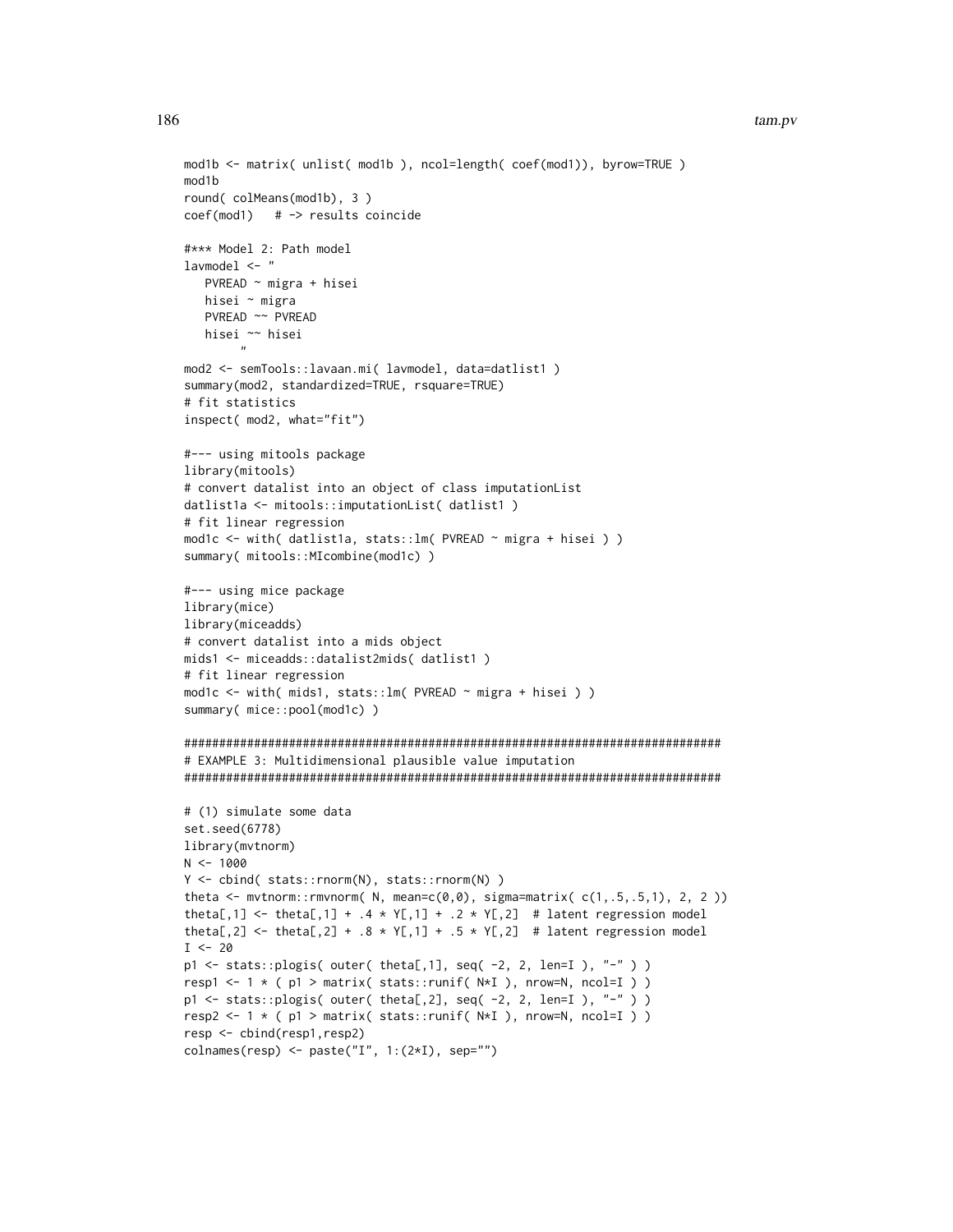```
mod1b <- matrix( unlist( mod1b ), ncol=length( coef(mod1)), byrow=TRUE )
mod1b
round( colMeans(mod1b), 3 )
coef(mod1)   # -> results coincide

#*** Model 2: Path model
lavmodel <- "
   PVREAD ~ migra + hisei
   hisei ~ migra
   PVREAD ~~ PVREAD
   hisei ~~ hisei
        "
mod2 <- semTools::lavaan.mi( lavmodel, data=datlist1 )
summary(mod2, standardized=TRUE, rsquare=TRUE)
# fit statistics
inspect( mod2, what="fit")

#--- using mitools package
library(mitools)
# convert datalist into an object of class imputationList
datlist1a <- mitools::imputationList( datlist1 )
# fit linear regression
mod1c <- with( datlist1a, stats::lm( PVREAD ~ migra + hisei ) )
summary( mitools::MIcombine(mod1c) )

#--- using mice package
library(mice)
library(miceadds)
# convert datalist into a mids object
mids1 <- miceadds::datalist2mids( datlist1 )
# fit linear regression
mod1c <- with( mids1, stats::lm( PVREAD ~ migra + hisei ) )
summary( mice::pool(mod1c) )

#############################################################################
# EXAMPLE 3: Multidimensional plausible value imputation
#############################################################################

# (1) simulate some data
set.seed(6778)
library(mvtnorm)
N <- 1000
Y <- cbind( stats::rnorm(N), stats::rnorm(N) )
theta <- mvtnorm::rmvnorm( N, mean=c(0,0), sigma=matrix( c(1,.5,.5,1), 2, 2 ))
theta[,1] <- theta[,1] + .4 * Y[,1] + .2 * Y[,2]  # latent regression model
theta[,2] <- theta[,2] + .8 * Y[,1] + .5 * Y[,2]  # latent regression model
I <- 20
p1 <- stats::plogis( outer( theta[,1], seq( -2, 2, len=I ), "-" ) )
resp1 <- 1 * ( p1 > matrix( stats::runif( N*I ), nrow=N, ncol=I ) )
p1 <- stats::plogis( outer( theta[,2], seq( -2, 2, len=I ), "-" ) )
resp2 <- 1 * ( p1 > matrix( stats::runif( N*I ), nrow=N, ncol=I ) )
resp <- cbind(resp1,resp2)
colnames(resp) <- paste("I", 1:(2*I), sep="")
```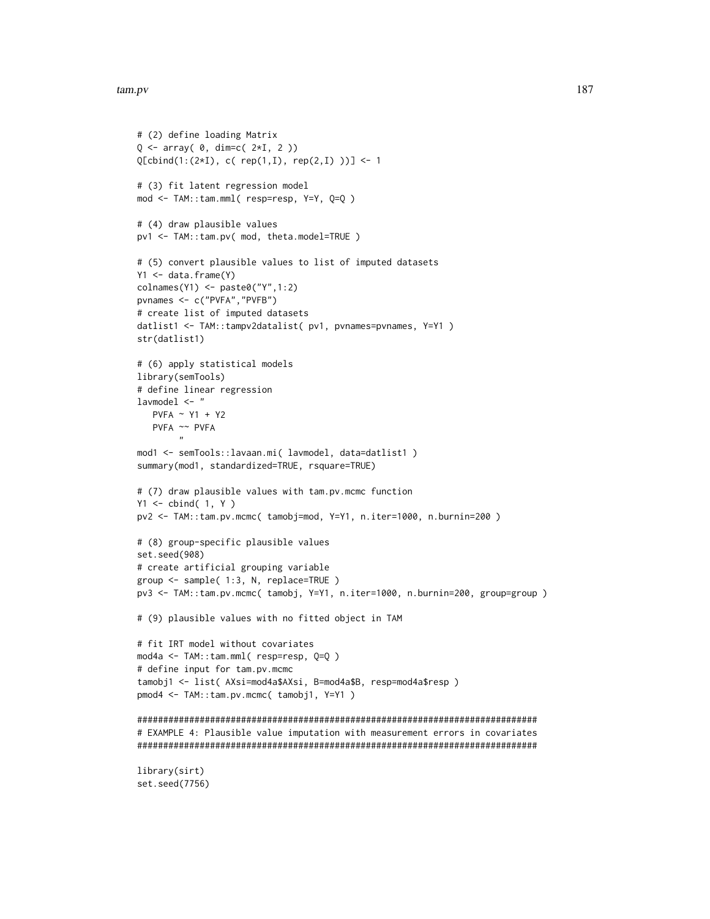```
# (2) define loading Matrix
Q <- array( 0, dim=c( 2*I, 2 ))
Q[cbind(1:(2*I), c( rep(1,I), rep(2,I) ))] <- 1

# (3) fit latent regression model
mod <- TAM::tam.mml( resp=resp, Y=Y, Q=Q )

# (4) draw plausible values
pv1 <- TAM::tam.pv( mod, theta.model=TRUE )

# (5) convert plausible values to list of imputed datasets
Y1 <- data.frame(Y)
colnames(Y1) <- paste0("Y",1:2)
pvnames <- c("PVFA","PVFB")
# create list of imputed datasets
datlist1 <- TAM::tampv2datalist( pv1, pvnames=pvnames, Y=Y1 )
str(datlist1)

# (6) apply statistical models
library(semTools)
# define linear regression
lavmodel <- "
   PVFA ~ Y1 + Y2
   PVFA ~~ PVFA
        "
mod1 <- semTools::lavaan.mi( lavmodel, data=datlist1 )
summary(mod1, standardized=TRUE, rsquare=TRUE)

# (7) draw plausible values with tam.pv.mcmc function
Y1 <- cbind( 1, Y )
pv2 <- TAM::tam.pv.mcmc( tamobj=mod, Y=Y1, n.iter=1000, n.burnin=200 )

# (8) group-specific plausible values
set.seed(908)
# create artificial grouping variable
group <- sample( 1:3, N, replace=TRUE )
pv3 <- TAM::tam.pv.mcmc( tamobj, Y=Y1, n.iter=1000, n.burnin=200, group=group )

# (9) plausible values with no fitted object in TAM

# fit IRT model without covariates
mod4a <- TAM::tam.mml( resp=resp, Q=Q )
# define input for tam.pv.mcmc
tamobj1 <- list( AXsi=mod4a$AXsi, B=mod4a$B, resp=mod4a$resp )
pmod4 <- TAM::tam.pv.mcmc( tamobj1, Y=Y1 )

#############################################################################
# EXAMPLE 4: Plausible value imputation with measurement errors in covariates
#############################################################################

library(sirt)
set.seed(7756)
```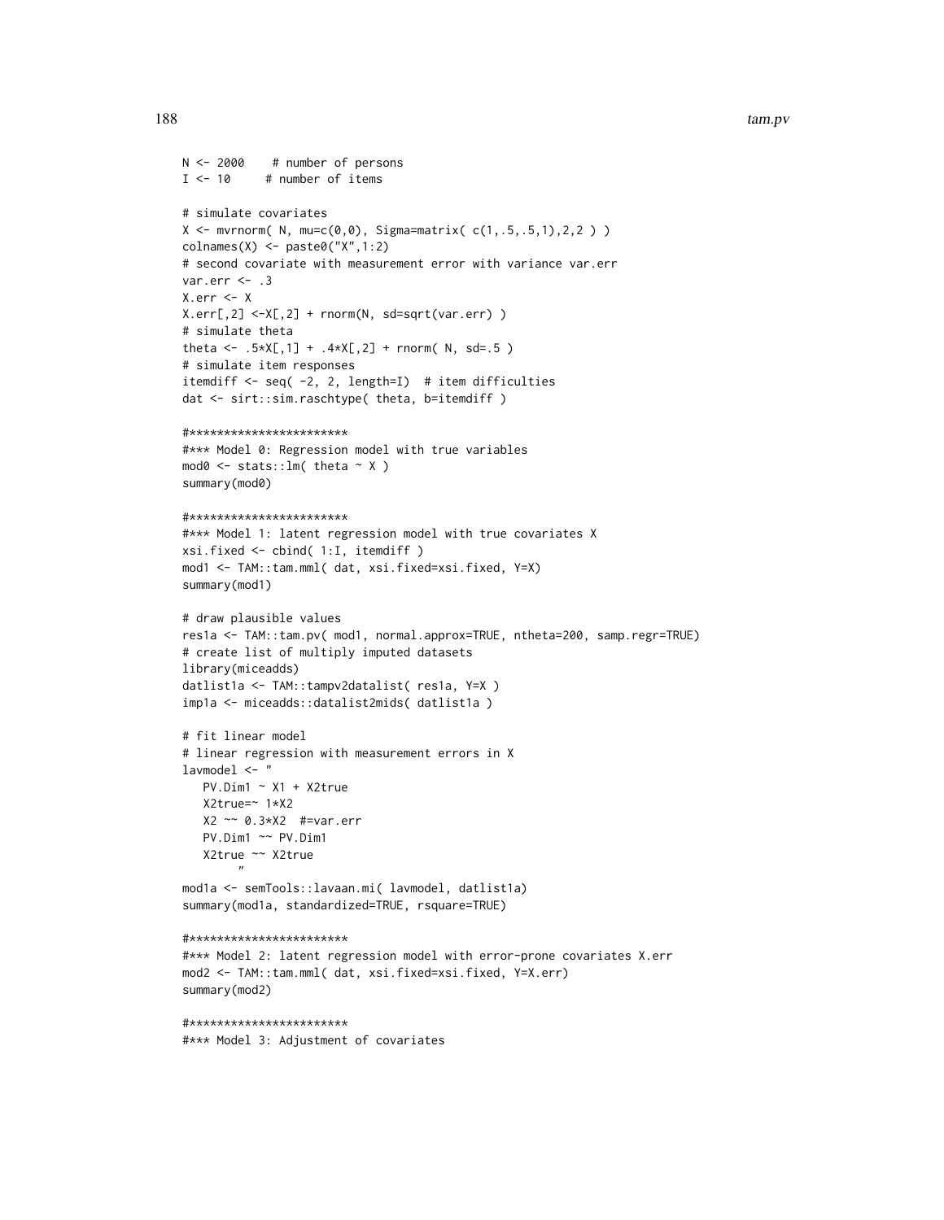```
N <- 2000    # number of persons
I <- 10      # number of items

# simulate covariates
X <- mvrnorm( N, mu=c(0,0), Sigma=matrix( c(1,.5,.5,1),2,2 ) )
colnames(X) <- paste0("X",1:2)
# second covariate with measurement error with variance var.err
var.err <- .3
X.err <- X
X.err[,2] <-X[,2] + rnorm(N, sd=sqrt(var.err) )
# simulate theta
theta <- .5*X[,1] + .4*X[,2] + rnorm( N, sd=.5 )
# simulate item responses
itemdiff <- seq( -2, 2, length=I)  # item difficulties
dat <- sirt::sim.raschtype( theta, b=itemdiff )

#***********************
#*** Model 0: Regression model with true variables
mod0 <- stats::lm( theta ~ X )
summary(mod0)

#***********************
#*** Model 1: latent regression model with true covariates X
xsi.fixed <- cbind( 1:I, itemdiff )
mod1 <- TAM::tam.mml( dat, xsi.fixed=xsi.fixed, Y=X)
summary(mod1)

# draw plausible values
res1a <- TAM::tam.pv( mod1, normal.approx=TRUE, ntheta=200, samp.regr=TRUE)
# create list of multiply imputed datasets
library(miceadds)
datlist1a <- TAM::tampv2datalist( res1a, Y=X )
imp1a <- miceadds::datalist2mids( datlist1a )

# fit linear model
# linear regression with measurement errors in X
lavmodel <- "
   PV.Dim1 ~ X1 + X2true
   X2true=~ 1*X2
   X2 ~~ 0.3*X2  #=var.err
   PV.Dim1 ~~ PV.Dim1
   X2true ~~ X2true
        "
mod1a <- semTools::lavaan.mi( lavmodel, datlist1a)
summary(mod1a, standardized=TRUE, rsquare=TRUE)

#***********************
#*** Model 2: latent regression model with error-prone covariates X.err
mod2 <- TAM::tam.mml( dat, xsi.fixed=xsi.fixed, Y=X.err)
summary(mod2)

#***********************
#*** Model 3: Adjustment of covariates
```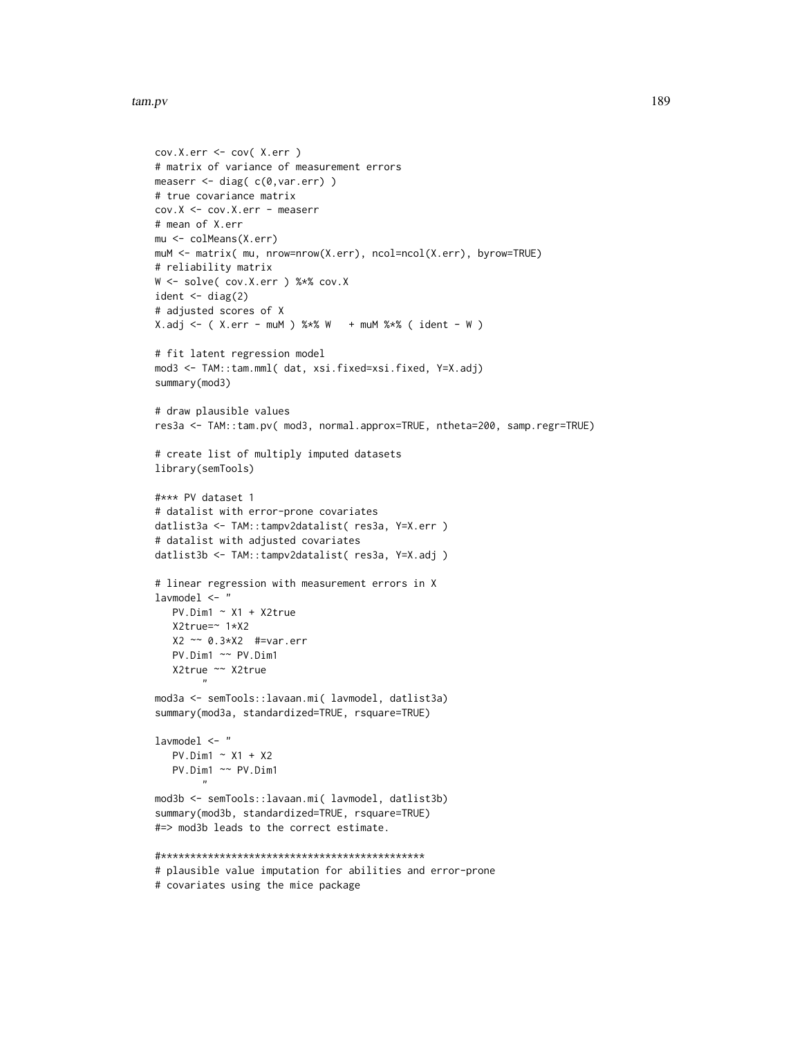```
cov.X.err <- cov( X.err )
# matrix of variance of measurement errors
measerr <- diag( c(0,var.err) )
# true covariance matrix
cov.X <- cov.X.err - measerr
# mean of X.err
mu <- colMeans(X.err)
muM <- matrix( mu, nrow=nrow(X.err), ncol=ncol(X.err), byrow=TRUE)
# reliability matrix
W <- solve( cov.X.err ) %*% cov.X
ident <- diag(2)
# adjusted scores of X
X.adj <- ( X.err - muM ) %*% W   + muM %*% ( ident - W )

# fit latent regression model
mod3 <- TAM::tam.mml( dat, xsi.fixed=xsi.fixed, Y=X.adj)
summary(mod3)

# draw plausible values
res3a <- TAM::tam.pv( mod3, normal.approx=TRUE, ntheta=200, samp.regr=TRUE)

# create list of multiply imputed datasets
library(semTools)

#*** PV dataset 1
# datalist with error-prone covariates
datlist3a <- TAM::tampv2datalist( res3a, Y=X.err )
# datalist with adjusted covariates
datlist3b <- TAM::tampv2datalist( res3a, Y=X.adj )

# linear regression with measurement errors in X
lavmodel <- "
   PV.Dim1 ~ X1 + X2true
   X2true=~ 1*X2
   X2 ~~ 0.3*X2  #=var.err
   PV.Dim1 ~~ PV.Dim1
   X2true ~~ X2true
        "
mod3a <- semTools::lavaan.mi( lavmodel, datlist3a)
summary(mod3a, standardized=TRUE, rsquare=TRUE)

lavmodel <- "
   PV.Dim1 ~ X1 + X2
   PV.Dim1 ~~ PV.Dim1
        "
mod3b <- semTools::lavaan.mi( lavmodel, datlist3b)
summary(mod3b, standardized=TRUE, rsquare=TRUE)
#=> mod3b leads to the correct estimate.

#**********************************************
# plausible value imputation for abilities and error-prone
# covariates using the mice package
```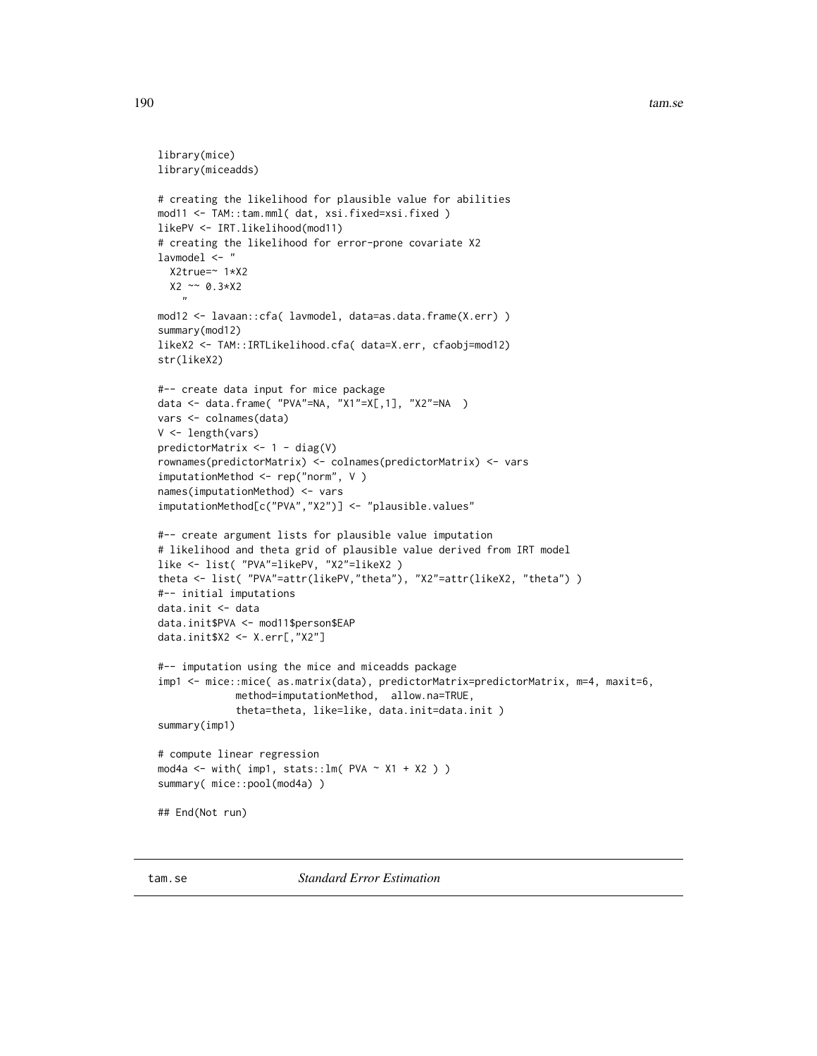```
library(mice)
library(miceadds)

# creating the likelihood for plausible value for abilities
mod11 <- TAM::tam.mml( dat, xsi.fixed=xsi.fixed )
likePV <- IRT.likelihood(mod11)
# creating the likelihood for error-prone covariate X2
lavmodel <- "
  X2true=~ 1*X2
  X2 ~~ 0.3*X2
    "
mod12 <- lavaan::cfa( lavmodel, data=as.data.frame(X.err) )
summary(mod12)
likeX2 <- TAM::IRTLikelihood.cfa( data=X.err, cfaobj=mod12)
str(likeX2)

#-- create data input for mice package
data <- data.frame( "PVA"=NA, "X1"=X[,1], "X2"=NA  )
vars <- colnames(data)
V <- length(vars)
predictorMatrix <- 1 - diag(V)
rownames(predictorMatrix) <- colnames(predictorMatrix) <- vars
imputationMethod <- rep("norm", V )
names(imputationMethod) <- vars
imputationMethod[c("PVA","X2")] <- "plausible.values"

#-- create argument lists for plausible value imputation
# likelihood and theta grid of plausible value derived from IRT model
like <- list( "PVA"=likePV, "X2"=likeX2 )
theta <- list( "PVA"=attr(likePV,"theta"), "X2"=attr(likeX2, "theta") )
#-- initial imputations
data.init <- data
data.init$PVA <- mod11$person$EAP
data.init$X2 <- X.err[,"X2"]

#-- imputation using the mice and miceadds package
imp1 <- mice::mice( as.matrix(data), predictorMatrix=predictorMatrix, m=4, maxit=6,
            method=imputationMethod,  allow.na=TRUE,
            theta=theta, like=like, data.init=data.init )
summary(imp1)

# compute linear regression
mod4a <- with( imp1, stats::lm( PVA ~ X1 + X2 ) )
summary( mice::pool(mod4a) )

## End(Not run)
```

---

tam.se &nbsp;&nbsp;&nbsp;&nbsp; *Standard Error Estimation*

---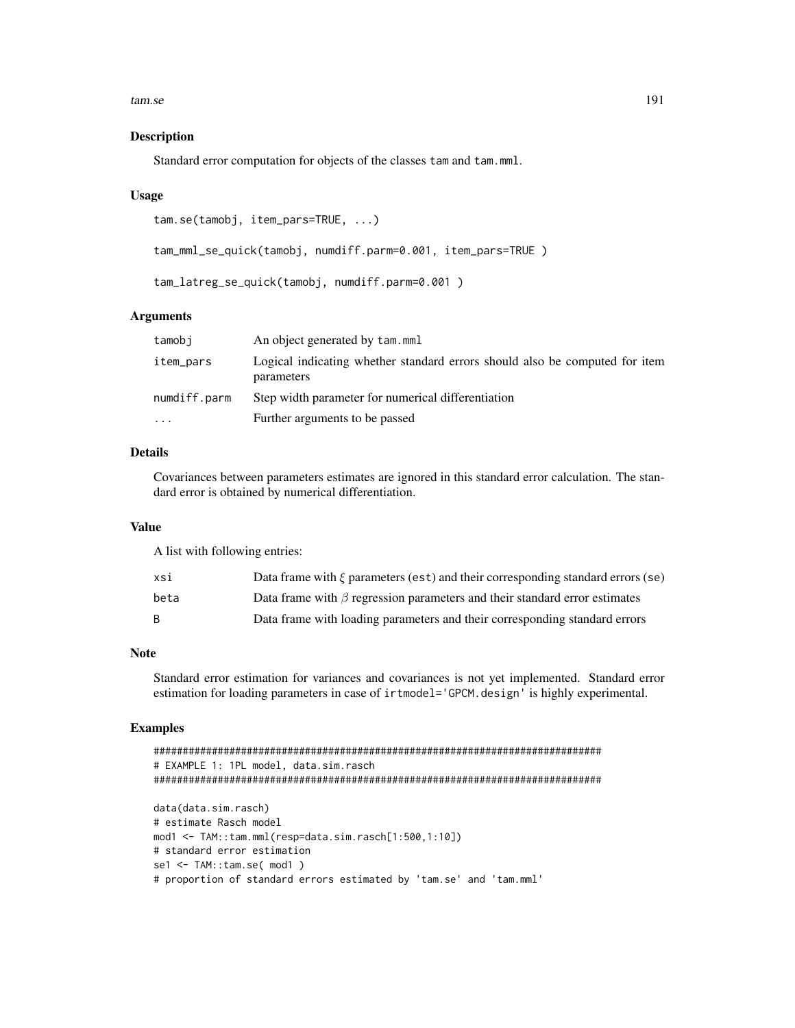## Description

Standard error computation for objects of the classes tam and tam.mml.

## Usage

```
tam.se(tamobj, item_pars=TRUE, ...)

tam_mml_se_quick(tamobj, numdiff.parm=0.001, item_pars=TRUE )

tam_latreg_se_quick(tamobj, numdiff.parm=0.001 )
```

## Arguments

| | |
|---|---|
| tamobj | An object generated by tam.mml |
| item_pars | Logical indicating whether standard errors should also be computed for item parameters |
| numdiff.parm | Step width parameter for numerical differentiation |
| ... | Further arguments to be passed |

## Details

Covariances between parameters estimates are ignored in this standard error calculation. The standard error is obtained by numerical differentiation.

## Value

A list with following entries:

| | |
|---|---|
| xsi | Data frame with $\xi$ parameters (est) and their corresponding standard errors (se) |
| beta | Data frame with $\beta$ regression parameters and their standard error estimates |
| B | Data frame with loading parameters and their corresponding standard errors |

## Note

Standard error estimation for variances and covariances is not yet implemented. Standard error estimation for loading parameters in case of irtmodel='GPCM.design' is highly experimental.

## Examples

```
#############################################################################
# EXAMPLE 1: 1PL model, data.sim.rasch
#############################################################################

data(data.sim.rasch)
# estimate Rasch model
mod1 <- TAM::tam.mml(resp=data.sim.rasch[1:500,1:10])
# standard error estimation
se1 <- TAM::tam.se( mod1 )
# proportion of standard errors estimated by 'tam.se' and 'tam.mml'
```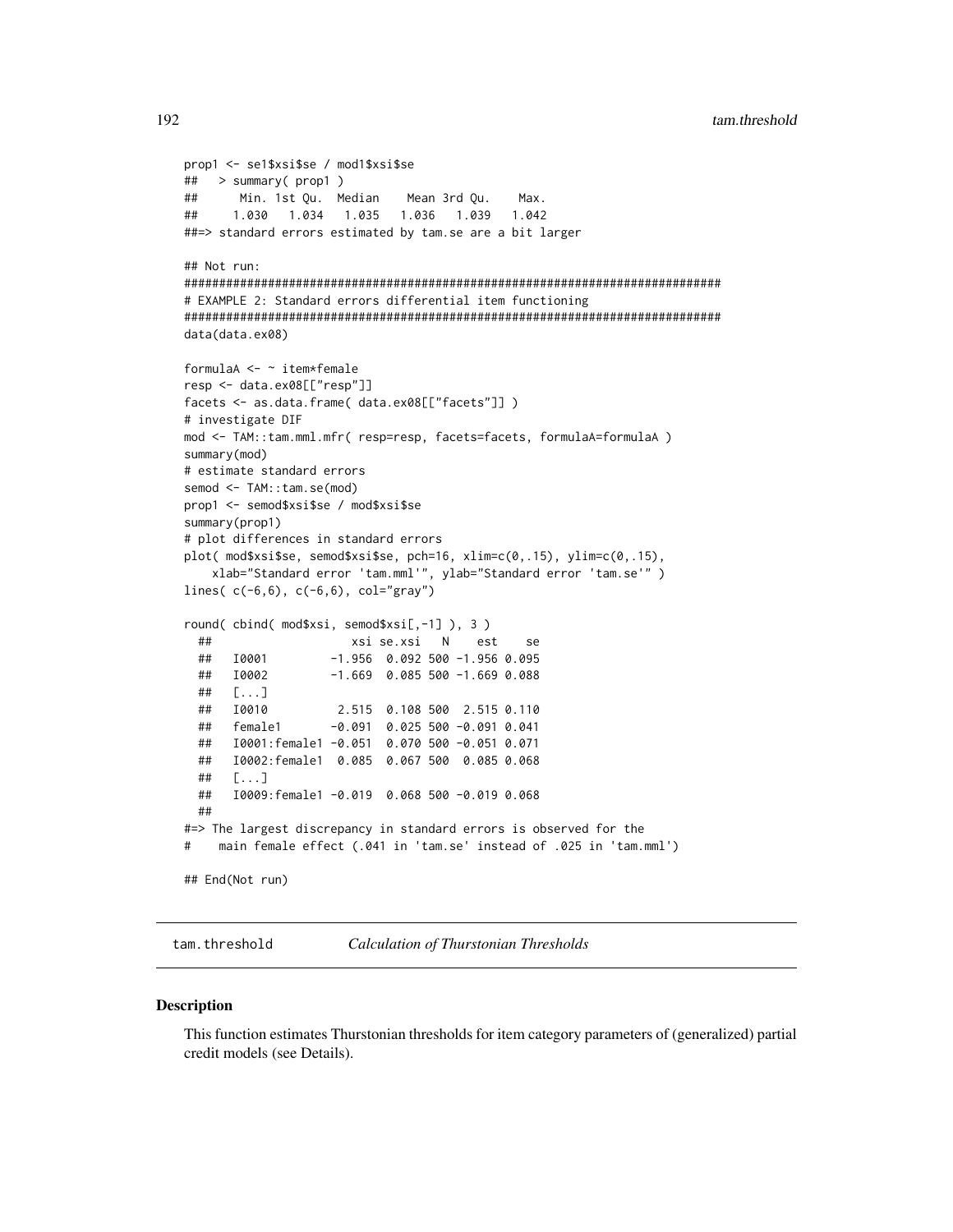```
prop1 <- se1$xsi$se / mod1$xsi$se
##   > summary( prop1 )
##      Min. 1st Qu.  Median    Mean 3rd Qu.    Max.
##     1.030   1.034   1.035   1.036   1.039   1.042
##=> standard errors estimated by tam.se are a bit larger

## Not run:
#############################################################################
# EXAMPLE 2: Standard errors differential item functioning
#############################################################################
data(data.ex08)

formulaA <- ~ item*female
resp <- data.ex08[["resp"]]
facets <- as.data.frame( data.ex08[["facets"]] )
# investigate DIF
mod <- TAM::tam.mml.mfr( resp=resp, facets=facets, formulaA=formulaA )
summary(mod)
# estimate standard errors
semod <- TAM::tam.se(mod)
prop1 <- semod$xsi$se / mod$xsi$se
summary(prop1)
# plot differences in standard errors
plot( mod$xsi$se, semod$xsi$se, pch=16, xlim=c(0,.15), ylim=c(0,.15),
    xlab="Standard error 'tam.mml'", ylab="Standard error 'tam.se'" )
lines( c(-6,6), c(-6,6), col="gray")

round( cbind( mod$xsi, semod$xsi[,-1] ), 3 )
  ##                    xsi se.xsi   N    est    se
  ##   I0001         -1.956  0.092 500 -1.956 0.095
  ##   I0002         -1.669  0.085 500 -1.669 0.088
  ##   [...]
  ##   I0010          2.515  0.108 500  2.515 0.110
  ##   female1       -0.091  0.025 500 -0.091 0.041
  ##   I0001:female1 -0.051  0.070 500 -0.051 0.071
  ##   I0002:female1  0.085  0.067 500  0.085 0.068
  ##   [...]
  ##   I0009:female1 -0.019  0.068 500 -0.019 0.068
  ##
#=> The largest discrepancy in standard errors is observed for the
#    main female effect (.041 in 'tam.se' instead of .025 in 'tam.mml')

## End(Not run)
```

---

tam.threshold    *Calculation of Thurstonian Thresholds*

---

## Description

This function estimates Thurstonian thresholds for item category parameters of (generalized) partial credit models (see Details).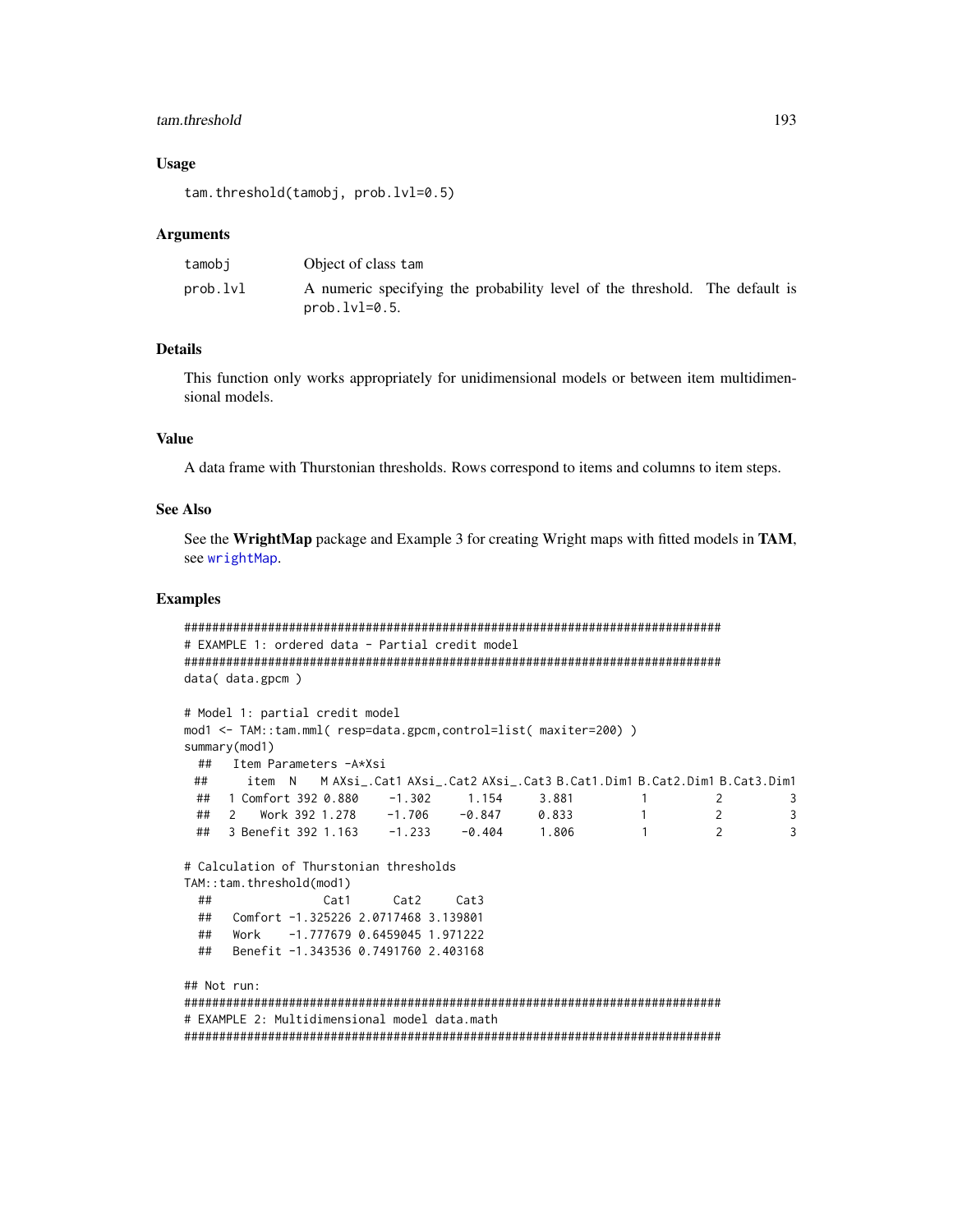### Usage

```
tam.threshold(tamobj, prob.lvl=0.5)
```

### Arguments

| | |
|---|---|
| tamobj | Object of class tam |
| prob.lvl | A numeric specifying the probability level of the threshold. The default is prob.lvl=0.5. |

### Details

This function only works appropriately for unidimensional models or between item multidimensional models.

### Value

A data frame with Thurstonian thresholds. Rows correspond to items and columns to item steps.

### See Also

See the **WrightMap** package and Example 3 for creating Wright maps with fitted models in **TAM**, see wrightMap.

### Examples

```
#############################################################################
# EXAMPLE 1: ordered data - Partial credit model
#############################################################################
data( data.gpcm )

# Model 1: partial credit model
mod1 <- TAM::tam.mml( resp=data.gpcm,control=list( maxiter=200) )
summary(mod1)
  ##   Item Parameters -A*Xsi
 ##      item  N    M AXsi_.Cat1 AXsi_.Cat2 AXsi_.Cat3 B.Cat1.Dim1 B.Cat2.Dim1 B.Cat3.Dim1
  ##   1 Comfort 392 0.880    -1.302      1.154      3.881          1          2          3
  ##   2    Work 392 1.278    -1.706     -0.847      0.833          1          2          3
  ##   3 Benefit 392 1.163    -1.233     -0.404      1.806          1          2          3

# Calculation of Thurstonian thresholds
TAM::tam.threshold(mod1)
  ##                Cat1      Cat2     Cat3
  ##   Comfort -1.325226 2.0717468 3.139801
  ##   Work    -1.777679 0.6459045 1.971222
  ##   Benefit -1.343536 0.7491760 2.403168

## Not run:
#############################################################################
# EXAMPLE 2: Multidimensional model data.math
#############################################################################
```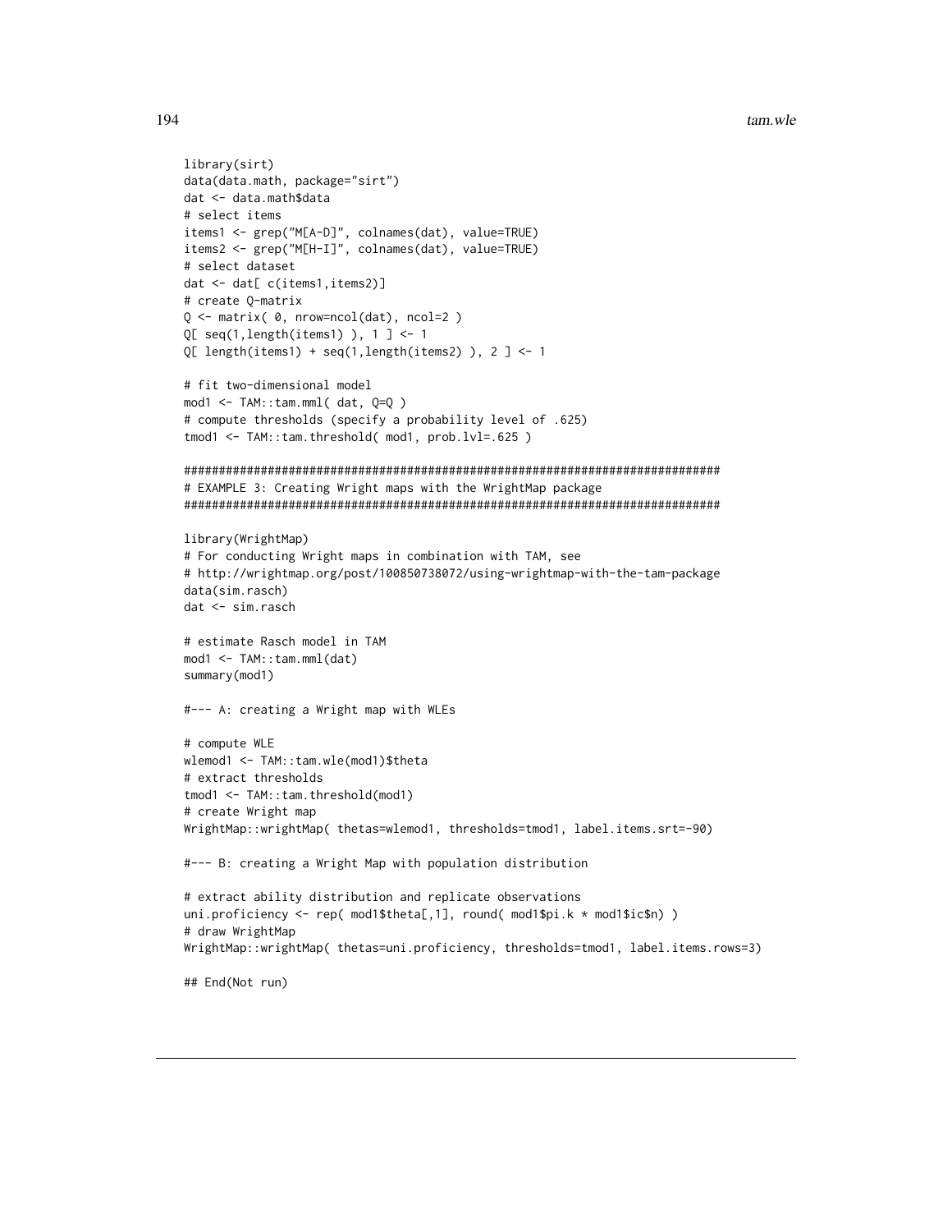```
library(sirt)
data(data.math, package="sirt")
dat <- data.math$data
# select items
items1 <- grep("M[A-D]", colnames(dat), value=TRUE)
items2 <- grep("M[H-I]", colnames(dat), value=TRUE)
# select dataset
dat <- dat[ c(items1,items2)]
# create Q-matrix
Q <- matrix( 0, nrow=ncol(dat), ncol=2 )
Q[ seq(1,length(items1) ), 1 ] <- 1
Q[ length(items1) + seq(1,length(items2) ), 2 ] <- 1

# fit two-dimensional model
mod1 <- TAM::tam.mml( dat, Q=Q )
# compute thresholds (specify a probability level of .625)
tmod1 <- TAM::tam.threshold( mod1, prob.lvl=.625 )

#############################################################################
# EXAMPLE 3: Creating Wright maps with the WrightMap package
#############################################################################

library(WrightMap)
# For conducting Wright maps in combination with TAM, see
# http://wrightmap.org/post/100850738072/using-wrightmap-with-the-tam-package
data(sim.rasch)
dat <- sim.rasch

# estimate Rasch model in TAM
mod1 <- TAM::tam.mml(dat)
summary(mod1)

#--- A: creating a Wright map with WLEs

# compute WLE
wlemod1 <- TAM::tam.wle(mod1)$theta
# extract thresholds
tmod1 <- TAM::tam.threshold(mod1)
# create Wright map
WrightMap::wrightMap( thetas=wlemod1, thresholds=tmod1, label.items.srt=-90)

#--- B: creating a Wright Map with population distribution

# extract ability distribution and replicate observations
uni.proficiency <- rep( mod1$theta[,1], round( mod1$pi.k * mod1$ic$n) )
# draw WrightMap
WrightMap::wrightMap( thetas=uni.proficiency, thresholds=tmod1, label.items.rows=3)

## End(Not run)
```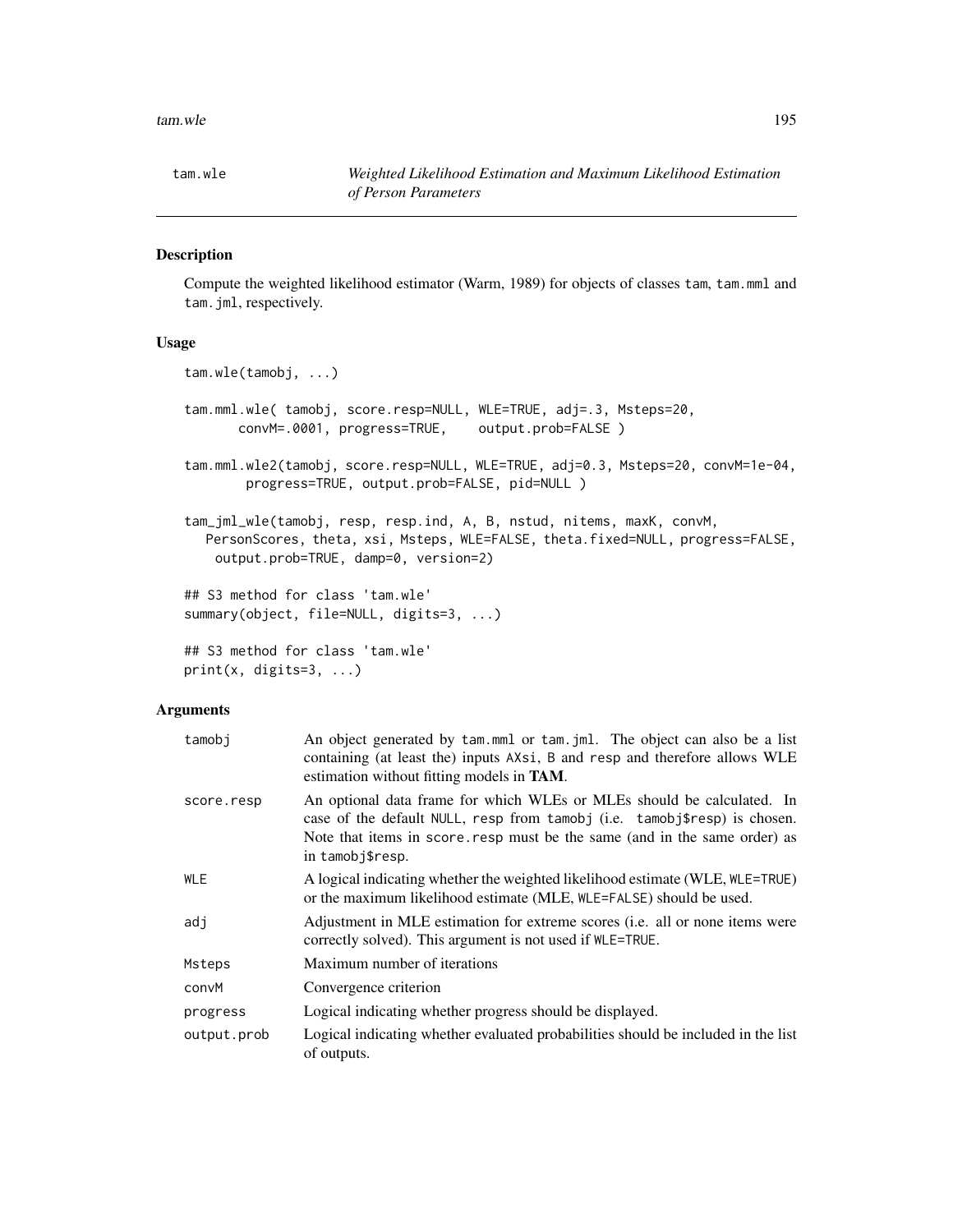# tam.wle — *Weighted Likelihood Estimation and Maximum Likelihood Estimation of Person Parameters*

## Description

Compute the weighted likelihood estimator (Warm, 1989) for objects of classes `tam`, `tam.mml` and `tam.jml`, respectively.

## Usage

```
tam.wle(tamobj, ...)

tam.mml.wle( tamobj, score.resp=NULL, WLE=TRUE, adj=.3, Msteps=20,
       convM=.0001, progress=TRUE,    output.prob=FALSE )

tam.mml.wle2(tamobj, score.resp=NULL, WLE=TRUE, adj=0.3, Msteps=20, convM=1e-04,
        progress=TRUE, output.prob=FALSE, pid=NULL )

tam_jml_wle(tamobj, resp, resp.ind, A, B, nstud, nitems, maxK, convM,
   PersonScores, theta, xsi, Msteps, WLE=FALSE, theta.fixed=NULL, progress=FALSE,
    output.prob=TRUE, damp=0, version=2)

## S3 method for class 'tam.wle'
summary(object, file=NULL, digits=3, ...)

## S3 method for class 'tam.wle'
print(x, digits=3, ...)
```

## Arguments

| | |
|---|---|
| `tamobj` | An object generated by `tam.mml` or `tam.jml`. The object can also be a list containing (at least the) inputs `AXsi`, `B` and `resp` and therefore allows WLE estimation without fitting models in **TAM**. |
| `score.resp` | An optional data frame for which WLEs or MLEs should be calculated. In case of the default `NULL`, `resp` from `tamobj` (i.e. `tamobj$resp`) is chosen. Note that items in `score.resp` must be the same (and in the same order) as in `tamobj$resp`. |
| `WLE` | A logical indicating whether the weighted likelihood estimate (WLE, `WLE=TRUE`) or the maximum likelihood estimate (MLE, `WLE=FALSE`) should be used. |
| `adj` | Adjustment in MLE estimation for extreme scores (i.e. all or none items were correctly solved). This argument is not used if `WLE=TRUE`. |
| `Msteps` | Maximum number of iterations |
| `convM` | Convergence criterion |
| `progress` | Logical indicating whether progress should be displayed. |
| `output.prob` | Logical indicating whether evaluated probabilities should be included in the list of outputs. |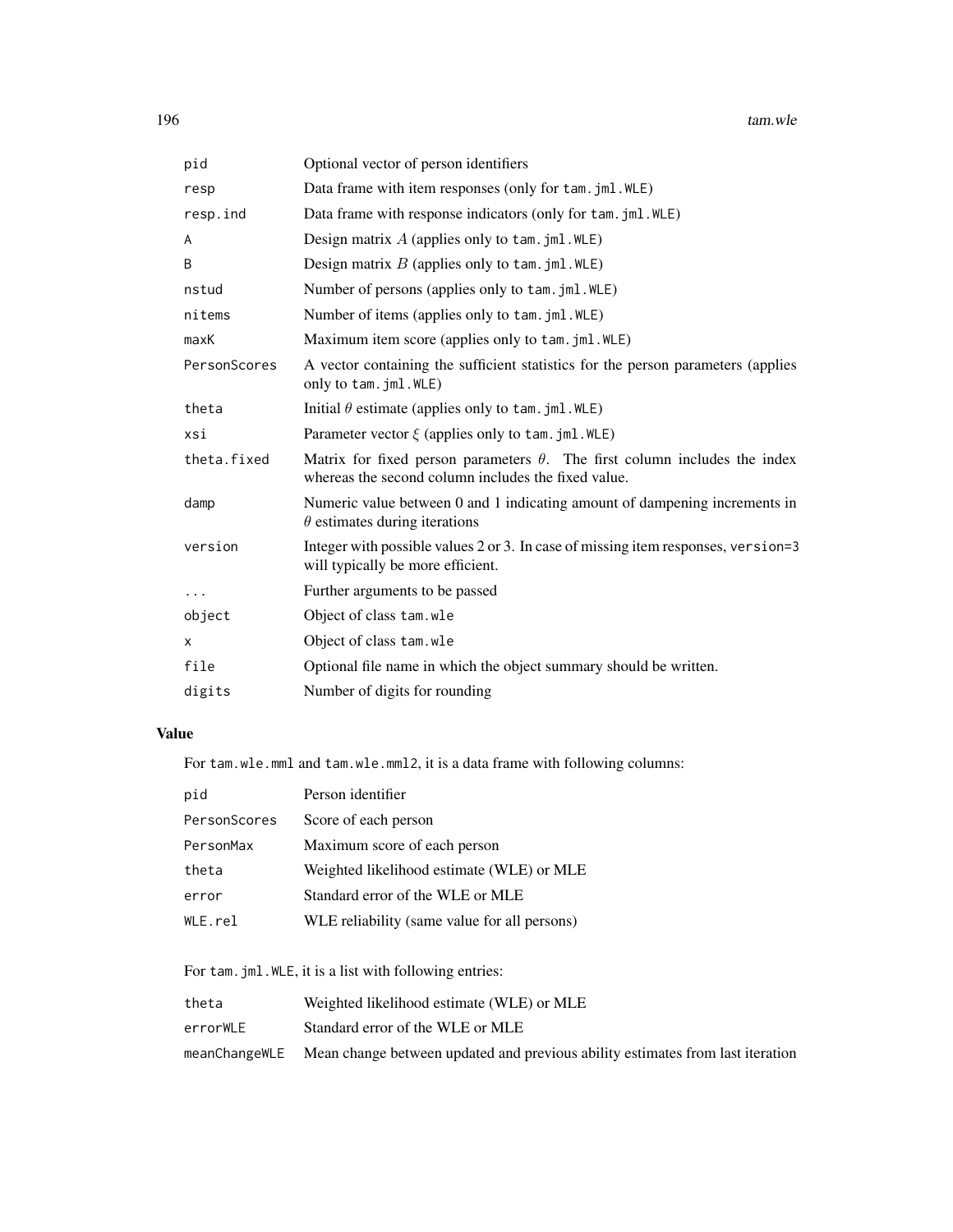| | |
|---|---|
| `pid` | Optional vector of person identifiers |
| `resp` | Data frame with item responses (only for `tam.jml.WLE`) |
| `resp.ind` | Data frame with response indicators (only for `tam.jml.WLE`) |
| `A` | Design matrix $A$ (applies only to `tam.jml.WLE`) |
| `B` | Design matrix $B$ (applies only to `tam.jml.WLE`) |
| `nstud` | Number of persons (applies only to `tam.jml.WLE`) |
| `nitems` | Number of items (applies only to `tam.jml.WLE`) |
| `maxK` | Maximum item score (applies only to `tam.jml.WLE`) |
| `PersonScores` | A vector containing the sufficient statistics for the person parameters (applies only to `tam.jml.WLE`) |
| `theta` | Initial $\theta$ estimate (applies only to `tam.jml.WLE`) |
| `xsi` | Parameter vector $\xi$ (applies only to `tam.jml.WLE`) |
| `theta.fixed` | Matrix for fixed person parameters $\theta$. The first column includes the index whereas the second column includes the fixed value. |
| `damp` | Numeric value between 0 and 1 indicating amount of dampening increments in $\theta$ estimates during iterations |
| `version` | Integer with possible values 2 or 3. In case of missing item responses, `version=3` will typically be more efficient. |
| `...` | Further arguments to be passed |
| `object` | Object of class `tam.wle` |
| `x` | Object of class `tam.wle` |
| `file` | Optional file name in which the object summary should be written. |
| `digits` | Number of digits for rounding |

## Value

For `tam.wle.mml` and `tam.wle.mml2`, it is a data frame with following columns:

| | |
|---|---|
| `pid` | Person identifier |
| `PersonScores` | Score of each person |
| `PersonMax` | Maximum score of each person |
| `theta` | Weighted likelihood estimate (WLE) or MLE |
| `error` | Standard error of the WLE or MLE |
| `WLE.rel` | WLE reliability (same value for all persons) |

For `tam.jml.WLE`, it is a list with following entries:

| | |
|---|---|
| `theta` | Weighted likelihood estimate (WLE) or MLE |
| `errorWLE` | Standard error of the WLE or MLE |
| `meanChangeWLE` | Mean change between updated and previous ability estimates from last iteration |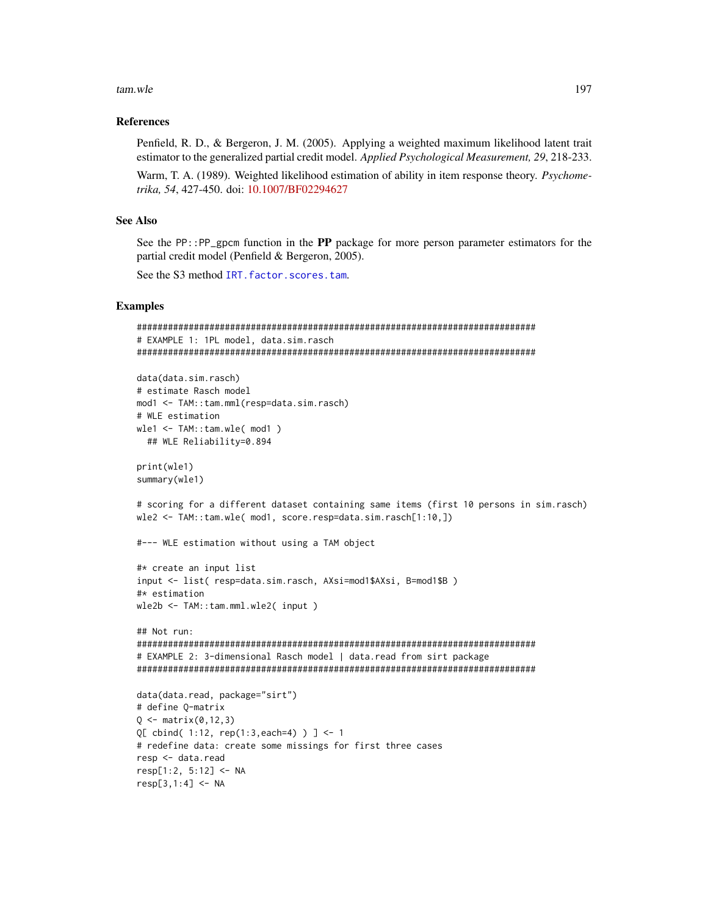### References

Penfield, R. D., & Bergeron, J. M. (2005). Applying a weighted maximum likelihood latent trait estimator to the generalized partial credit model. *Applied Psychological Measurement, 29*, 218-233.

Warm, T. A. (1989). Weighted likelihood estimation of ability in item response theory. *Psychometrika, 54*, 427-450. doi: 10.1007/BF02294627

### See Also

See the `PP::PP_gpcm` function in the **PP** package for more person parameter estimators for the partial credit model (Penfield & Bergeron, 2005).

See the S3 method `IRT.factor.scores.tam`.

### Examples

```
#############################################################################
# EXAMPLE 1: 1PL model, data.sim.rasch
#############################################################################

data(data.sim.rasch)
# estimate Rasch model
mod1 <- TAM::tam.mml(resp=data.sim.rasch)
# WLE estimation
wle1 <- TAM::tam.wle( mod1 )
  ## WLE Reliability=0.894

print(wle1)
summary(wle1)

# scoring for a different dataset containing same items (first 10 persons in sim.rasch)
wle2 <- TAM::tam.wle( mod1, score.resp=data.sim.rasch[1:10,])

#--- WLE estimation without using a TAM object

#* create an input list
input <- list( resp=data.sim.rasch, AXsi=mod1$AXsi, B=mod1$B )
#* estimation
wle2b <- TAM::tam.mml.wle2( input )

## Not run:
#############################################################################
# EXAMPLE 2: 3-dimensional Rasch model | data.read from sirt package
#############################################################################

data(data.read, package="sirt")
# define Q-matrix
Q <- matrix(0,12,3)
Q[ cbind( 1:12, rep(1:3,each=4) ) ] <- 1
# redefine data: create some missings for first three cases
resp <- data.read
resp[1:2, 5:12] <- NA
resp[3,1:4] <- NA
```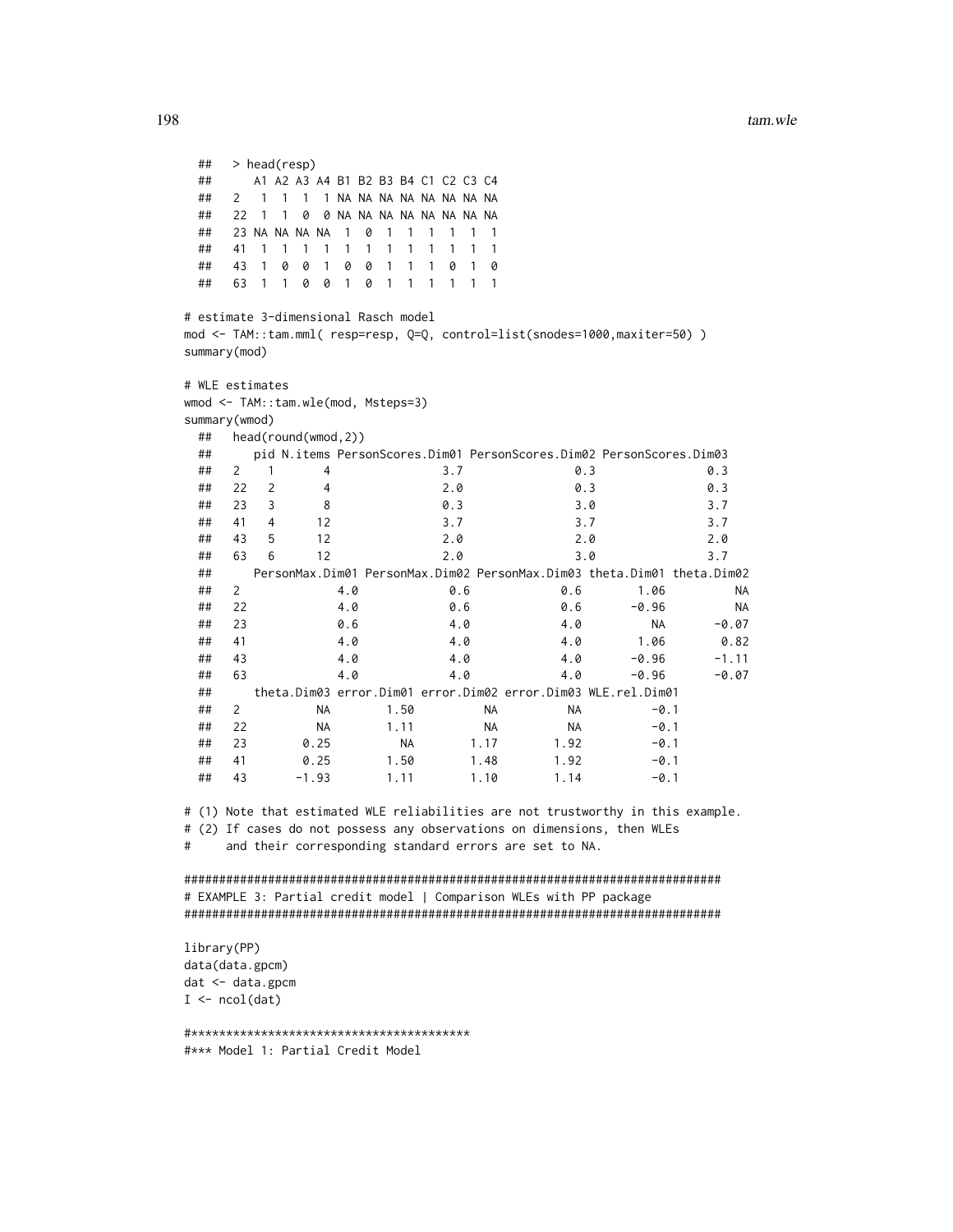```
  ##   > head(resp)
  ##      A1 A2 A3 A4 B1 B2 B3 B4 C1 C2 C3 C4
  ##   2   1  1  1  1 NA NA NA NA NA NA NA NA
  ##   22  1  1  0  0 NA NA NA NA NA NA NA NA
  ##   23 NA NA NA NA  1  0  1  1  1  1  1  1
  ##   41  1  1  1  1  1  1  1  1  1  1  1  1
  ##   43  1  0  0  1  0  0  1  1  1  0  1  0
  ##   63  1  1  0  0  1  0  1  1  1  1  1  1

# estimate 3-dimensional Rasch model
mod <- TAM::tam.mml( resp=resp, Q=Q, control=list(snodes=1000,maxiter=50) )
summary(mod)

# WLE estimates
wmod <- TAM::tam.wle(mod, Msteps=3)
summary(wmod)
  ##   head(round(wmod,2))
  ##      pid N.items PersonScores.Dim01 PersonScores.Dim02 PersonScores.Dim03
  ##   2    1       4                3.7                0.3                0.3
  ##   22   2       4                2.0                0.3                0.3
  ##   23   3       8                0.3                3.0                3.7
  ##   41   4      12                3.7                3.7                3.7
  ##   43   5      12                2.0                2.0                2.0
  ##   63   6      12                2.0                3.0                3.7
  ##      PersonMax.Dim01 PersonMax.Dim02 PersonMax.Dim03 theta.Dim01 theta.Dim02
  ##   2              4.0             0.6             0.6        1.06          NA
  ##   22             4.0             0.6             0.6       -0.96          NA
  ##   23             0.6             4.0             4.0          NA       -0.07
  ##   41             4.0             4.0             4.0        1.06        0.82
  ##   43             4.0             4.0             4.0       -0.96       -1.11
  ##   63             4.0             4.0             4.0       -0.96       -0.07
  ##      theta.Dim03 error.Dim01 error.Dim02 error.Dim03 WLE.rel.Dim01
  ##   2           NA        1.50          NA          NA          -0.1
  ##   22          NA        1.11          NA          NA          -0.1
  ##   23        0.25          NA        1.17        1.92          -0.1
  ##   41        0.25        1.50        1.48        1.92          -0.1
  ##   43       -1.93        1.11        1.10        1.14          -0.1

# (1) Note that estimated WLE reliabilities are not trustworthy in this example.
# (2) If cases do not possess any observations on dimensions, then WLEs
#     and their corresponding standard errors are set to NA.

#############################################################################
# EXAMPLE 3: Partial credit model | Comparison WLEs with PP package
#############################################################################

library(PP)
data(data.gpcm)
dat <- data.gpcm
I <- ncol(dat)

#****************************************
#*** Model 1: Partial Credit Model
```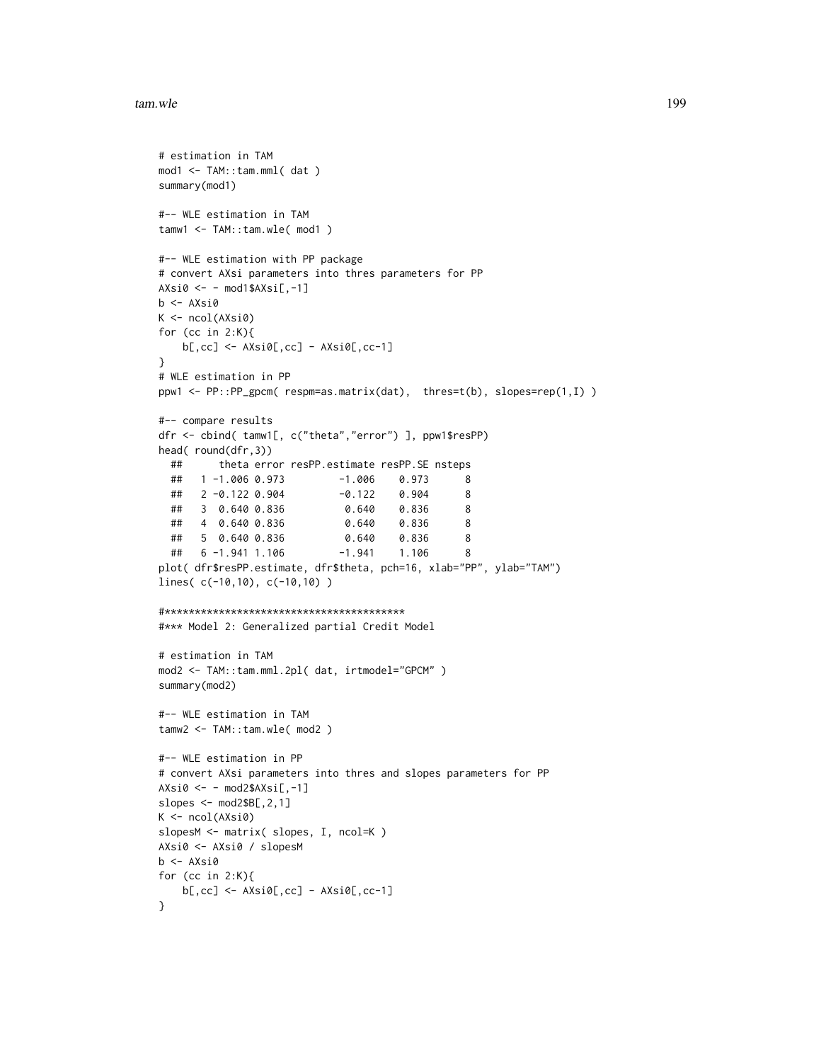```
# estimation in TAM
mod1 <- TAM::tam.mml( dat )
summary(mod1)

#-- WLE estimation in TAM
tamw1 <- TAM::tam.wle( mod1 )

#-- WLE estimation with PP package
# convert AXsi parameters into thres parameters for PP
AXsi0 <- - mod1$AXsi[,-1]
b <- AXsi0
K <- ncol(AXsi0)
for (cc in 2:K){
    b[,cc] <- AXsi0[,cc] - AXsi0[,cc-1]
}
# WLE estimation in PP
ppw1 <- PP::PP_gpcm( respm=as.matrix(dat),  thres=t(b), slopes=rep(1,I) )

#-- compare results
dfr <- cbind( tamw1[, c("theta","error") ], ppw1$resPP)
head( round(dfr,3))
  ##      theta error resPP.estimate resPP.SE nsteps
  ##   1 -1.006 0.973         -1.006    0.973      8
  ##   2 -0.122 0.904         -0.122    0.904      8
  ##   3  0.640 0.836          0.640    0.836      8
  ##   4  0.640 0.836          0.640    0.836      8
  ##   5  0.640 0.836          0.640    0.836      8
  ##   6 -1.941 1.106         -1.941    1.106      8
plot( dfr$resPP.estimate, dfr$theta, pch=16, xlab="PP", ylab="TAM")
lines( c(-10,10), c(-10,10) )

#****************************************
#*** Model 2: Generalized partial Credit Model

# estimation in TAM
mod2 <- TAM::tam.mml.2pl( dat, irtmodel="GPCM" )
summary(mod2)

#-- WLE estimation in TAM
tamw2 <- TAM::tam.wle( mod2 )

#-- WLE estimation in PP
# convert AXsi parameters into thres and slopes parameters for PP
AXsi0 <- - mod2$AXsi[,-1]
slopes <- mod2$B[,2,1]
K <- ncol(AXsi0)
slopesM <- matrix( slopes, I, ncol=K )
AXsi0 <- AXsi0 / slopesM
b <- AXsi0
for (cc in 2:K){
    b[,cc] <- AXsi0[,cc] - AXsi0[,cc-1]
}
```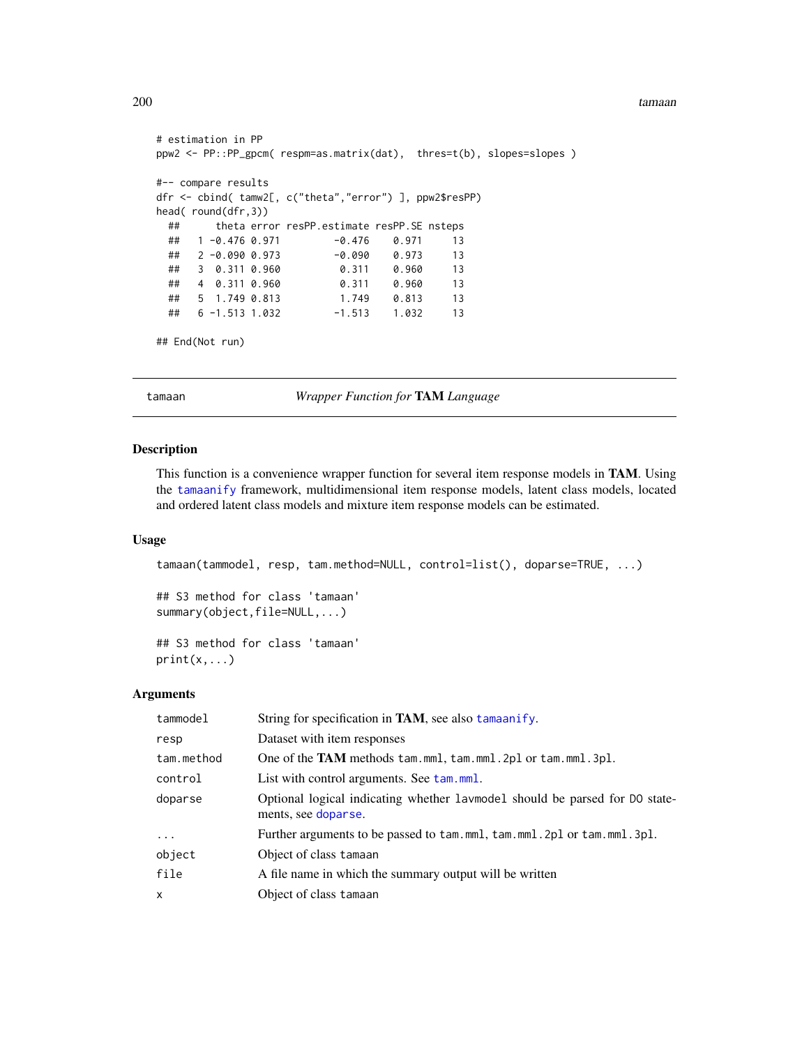```
# estimation in PP
ppw2 <- PP::PP_gpcm( respm=as.matrix(dat),  thres=t(b), slopes=slopes )

#-- compare results
dfr <- cbind( tamw2[, c("theta","error") ], ppw2$resPP)
head( round(dfr,3))
  ##      theta error resPP.estimate resPP.SE nsteps
  ##   1 -0.476 0.971         -0.476    0.971     13
  ##   2 -0.090 0.973         -0.090    0.973     13
  ##   3  0.311 0.960          0.311    0.960     13
  ##   4  0.311 0.960          0.311    0.960     13
  ##   5  1.749 0.813          1.749    0.813     13
  ##   6 -1.513 1.032         -1.513    1.032     13

## End(Not run)
```

---

tamaan — *Wrapper Function for* **TAM** *Language*

---

## Description

This function is a convenience wrapper function for several item response models in **TAM**. Using the `tamaanify` framework, multidimensional item response models, latent class models, located and ordered latent class models and mixture item response models can be estimated.

## Usage

```
tamaan(tammodel, resp, tam.method=NULL, control=list(), doparse=TRUE, ...)

## S3 method for class 'tamaan'
summary(object,file=NULL,...)

## S3 method for class 'tamaan'
print(x,...)
```

## Arguments

| | |
|---|---|
| `tammodel` | String for specification in **TAM**, see also `tamaanify`. |
| `resp` | Dataset with item responses |
| `tam.method` | One of the **TAM** methods `tam.mml`, `tam.mml.2pl` or `tam.mml.3pl`. |
| `control` | List with control arguments. See `tam.mml`. |
| `doparse` | Optional logical indicating whether `lavmodel` should be parsed for `DO` statements, see `doparse`. |
| `...` | Further arguments to be passed to `tam.mml`, `tam.mml.2pl` or `tam.mml.3pl`. |
| `object` | Object of class `tamaan` |
| `file` | A file name in which the summary output will be written |
| `x` | Object of class `tamaan` |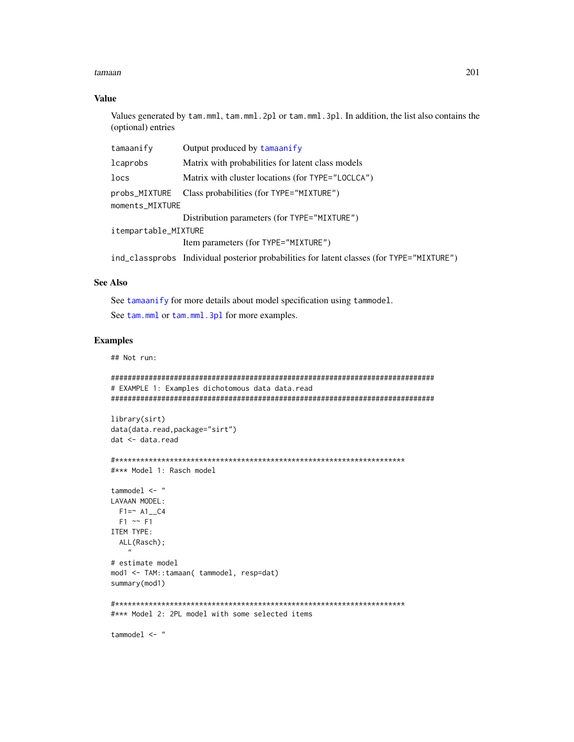## Value

Values generated by `tam.mml`, `tam.mml.2pl` or `tam.mml.3pl`. In addition, the list also contains the (optional) entries

| | |
|---|---|
| `tamaanify` | Output produced by `tamaanify` |
| `lcaprobs` | Matrix with probabilities for latent class models |
| `locs` | Matrix with cluster locations (for `TYPE="LOCLCA"`) |
| `probs_MIXTURE` | Class probabilities (for `TYPE="MIXTURE"`) |
| `moments_MIXTURE` | Distribution parameters (for `TYPE="MIXTURE"`) |
| `itempartable_MIXTURE` | Item parameters (for `TYPE="MIXTURE"`) |
| `ind_classprobs` | Individual posterior probabilities for latent classes (for `TYPE="MIXTURE"`) |

## See Also

See `tamaanify` for more details about model specification using `tammodel`.

See `tam.mml` or `tam.mml.3pl` for more examples.

## Examples

```
## Not run:

#############################################################################
# EXAMPLE 1: Examples dichotomous data data.read
#############################################################################

library(sirt)
data(data.read,package="sirt")
dat <- data.read

#*********************************************************************
#*** Model 1: Rasch model

tammodel <- "
LAVAAN MODEL:
  F1=~ A1__C4
  F1 ~~ F1
ITEM TYPE:
  ALL(Rasch);
    "
# estimate model
mod1 <- TAM::tamaan( tammodel, resp=dat)
summary(mod1)

#*********************************************************************
#*** Model 2: 2PL model with some selected items

tammodel <- "
```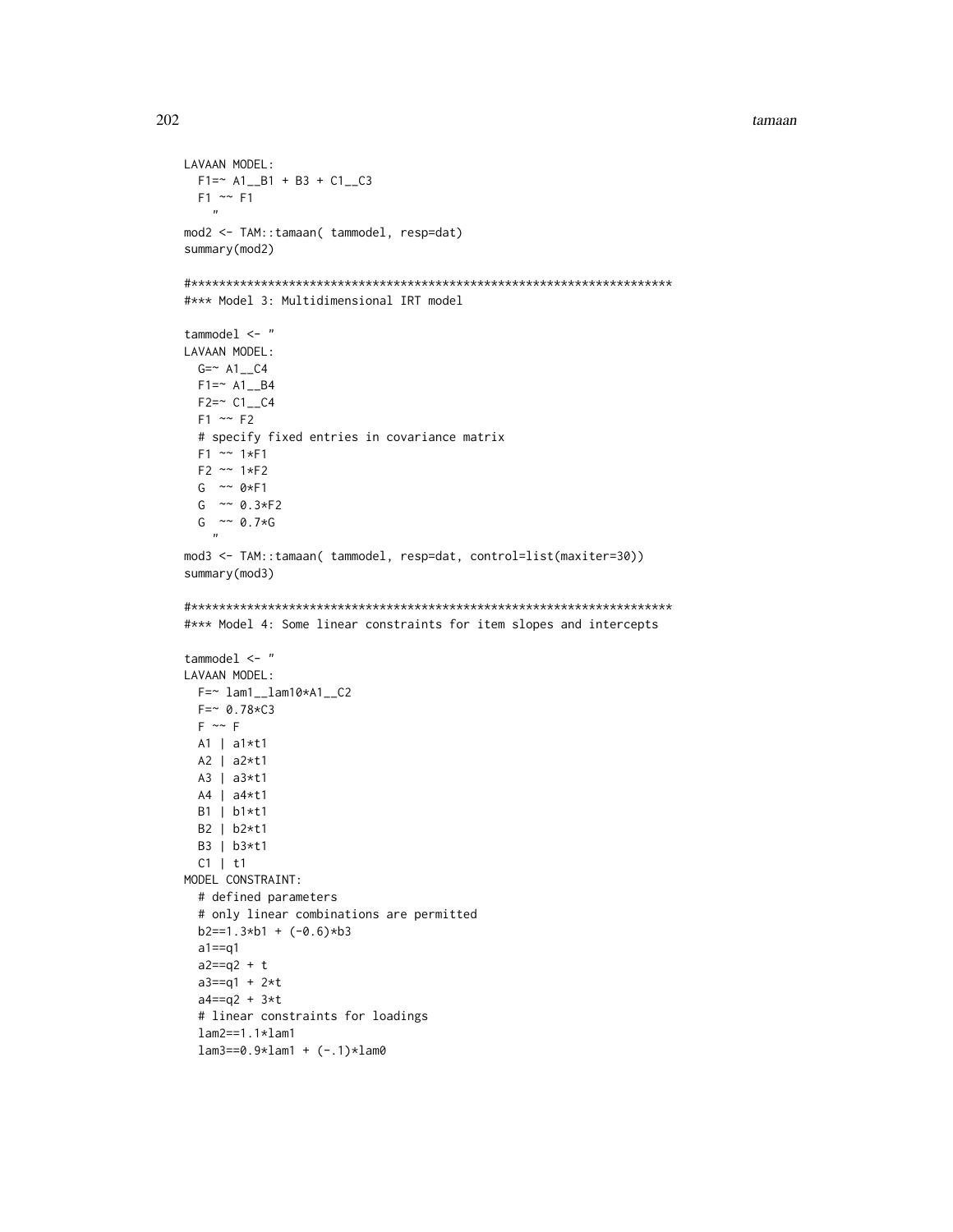```
LAVAAN MODEL:
  F1=~ A1__B1 + B3 + C1__C3
  F1 ~~ F1
    "
mod2 <- TAM::tamaan( tammodel, resp=dat)
summary(mod2)

#*********************************************************************
#*** Model 3: Multidimensional IRT model

tammodel <- "
LAVAAN MODEL:
  G=~ A1__C4
  F1=~ A1__B4
  F2=~ C1__C4
  F1 ~~ F2
  # specify fixed entries in covariance matrix
  F1 ~~ 1*F1
  F2 ~~ 1*F2
  G  ~~ 0*F1
  G  ~~ 0.3*F2
  G  ~~ 0.7*G
    "
mod3 <- TAM::tamaan( tammodel, resp=dat, control=list(maxiter=30))
summary(mod3)

#*********************************************************************
#*** Model 4: Some linear constraints for item slopes and intercepts

tammodel <- "
LAVAAN MODEL:
  F=~ lam1__lam10*A1__C2
  F=~ 0.78*C3
  F ~~ F
  A1 | a1*t1
  A2 | a2*t1
  A3 | a3*t1
  A4 | a4*t1
  B1 | b1*t1
  B2 | b2*t1
  B3 | b3*t1
  C1 | t1
MODEL CONSTRAINT:
  # defined parameters
  # only linear combinations are permitted
  b2==1.3*b1 + (-0.6)*b3
  a1==q1
  a2==q2 + t
  a3==q1 + 2*t
  a4==q2 + 3*t
  # linear constraints for loadings
  lam2==1.1*lam1
  lam3==0.9*lam1 + (-.1)*lam0
```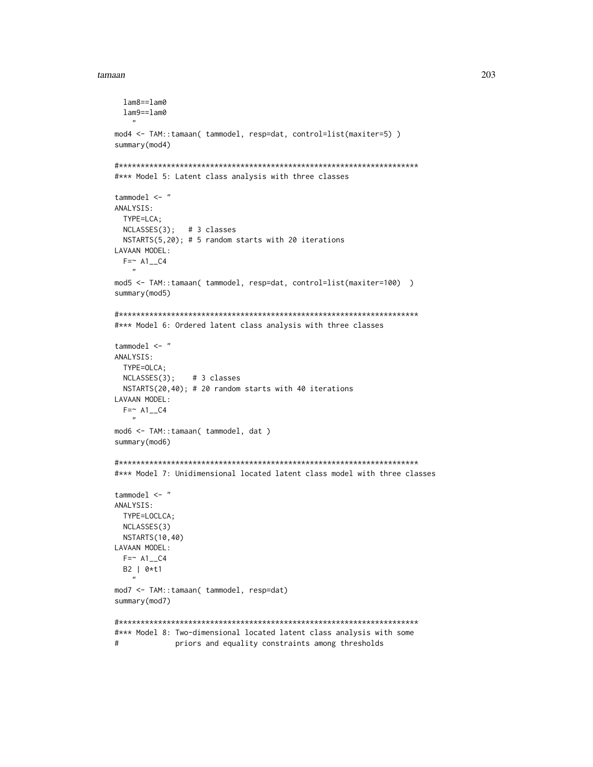```
  lam8==lam0
  lam9==lam0
    "
mod4 <- TAM::tamaan( tammodel, resp=dat, control=list(maxiter=5) )
summary(mod4)

#**********************************************************************
#*** Model 5: Latent class analysis with three classes

tammodel <- "
ANALYSIS:
  TYPE=LCA;
  NCLASSES(3);   # 3 classes
  NSTARTS(5,20); # 5 random starts with 20 iterations
LAVAAN MODEL:
  F=~ A1__C4
    "
mod5 <- TAM::tamaan( tammodel, resp=dat, control=list(maxiter=100)  )
summary(mod5)

#**********************************************************************
#*** Model 6: Ordered latent class analysis with three classes

tammodel <- "
ANALYSIS:
  TYPE=OLCA;
  NCLASSES(3);    # 3 classes
  NSTARTS(20,40); # 20 random starts with 40 iterations
LAVAAN MODEL:
  F=~ A1__C4
    "
mod6 <- TAM::tamaan( tammodel, dat )
summary(mod6)

#**********************************************************************
#*** Model 7: Unidimensional located latent class model with three classes

tammodel <- "
ANALYSIS:
  TYPE=LOCLCA;
  NCLASSES(3)
  NSTARTS(10,40)
LAVAAN MODEL:
  F=~ A1__C4
  B2 | 0*t1
    "
mod7 <- TAM::tamaan( tammodel, resp=dat)
summary(mod7)

#**********************************************************************
#*** Model 8: Two-dimensional located latent class analysis with some
#             priors and equality constraints among thresholds
```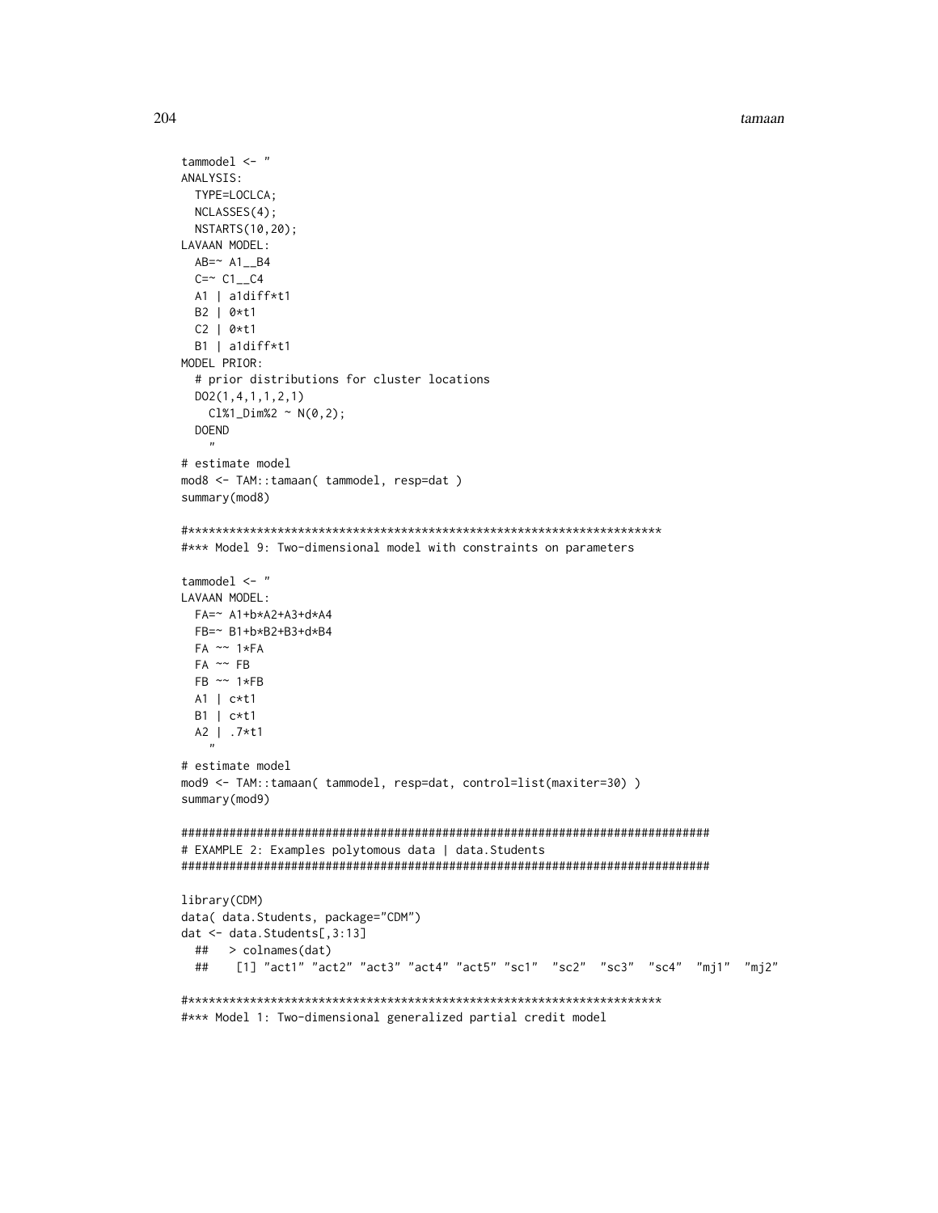```
tammodel <- "
ANALYSIS:
  TYPE=LOCLCA;
  NCLASSES(4);
  NSTARTS(10,20);
LAVAAN MODEL:
  AB=~ A1__B4
  C=~ C1__C4
  A1 | a1diff*t1
  B2 | 0*t1
  C2 | 0*t1
  B1 | a1diff*t1
MODEL PRIOR:
  # prior distributions for cluster locations
  DO2(1,4,1,1,2,1)
    Cl%1_Dim%2 ~ N(0,2);
  DOEND
    "
# estimate model
mod8 <- TAM::tamaan( tammodel, resp=dat )
summary(mod8)

#*********************************************************************
#*** Model 9: Two-dimensional model with constraints on parameters

tammodel <- "
LAVAAN MODEL:
  FA=~ A1+b*A2+A3+d*A4
  FB=~ B1+b*B2+B3+d*B4
  FA ~~ 1*FA
  FA ~~ FB
  FB ~~ 1*FB
  A1 | c*t1
  B1 | c*t1
  A2 | .7*t1
    "
# estimate model
mod9 <- TAM::tamaan( tammodel, resp=dat, control=list(maxiter=30) )
summary(mod9)

#############################################################################
# EXAMPLE 2: Examples polytomous data | data.Students
#############################################################################

library(CDM)
data( data.Students, package="CDM")
dat <- data.Students[,3:13]
  ##   > colnames(dat)
  ##    [1] "act1" "act2" "act3" "act4" "act5" "sc1"  "sc2"  "sc3"  "sc4"  "mj1"  "mj2"

#*********************************************************************
#*** Model 1: Two-dimensional generalized partial credit model
```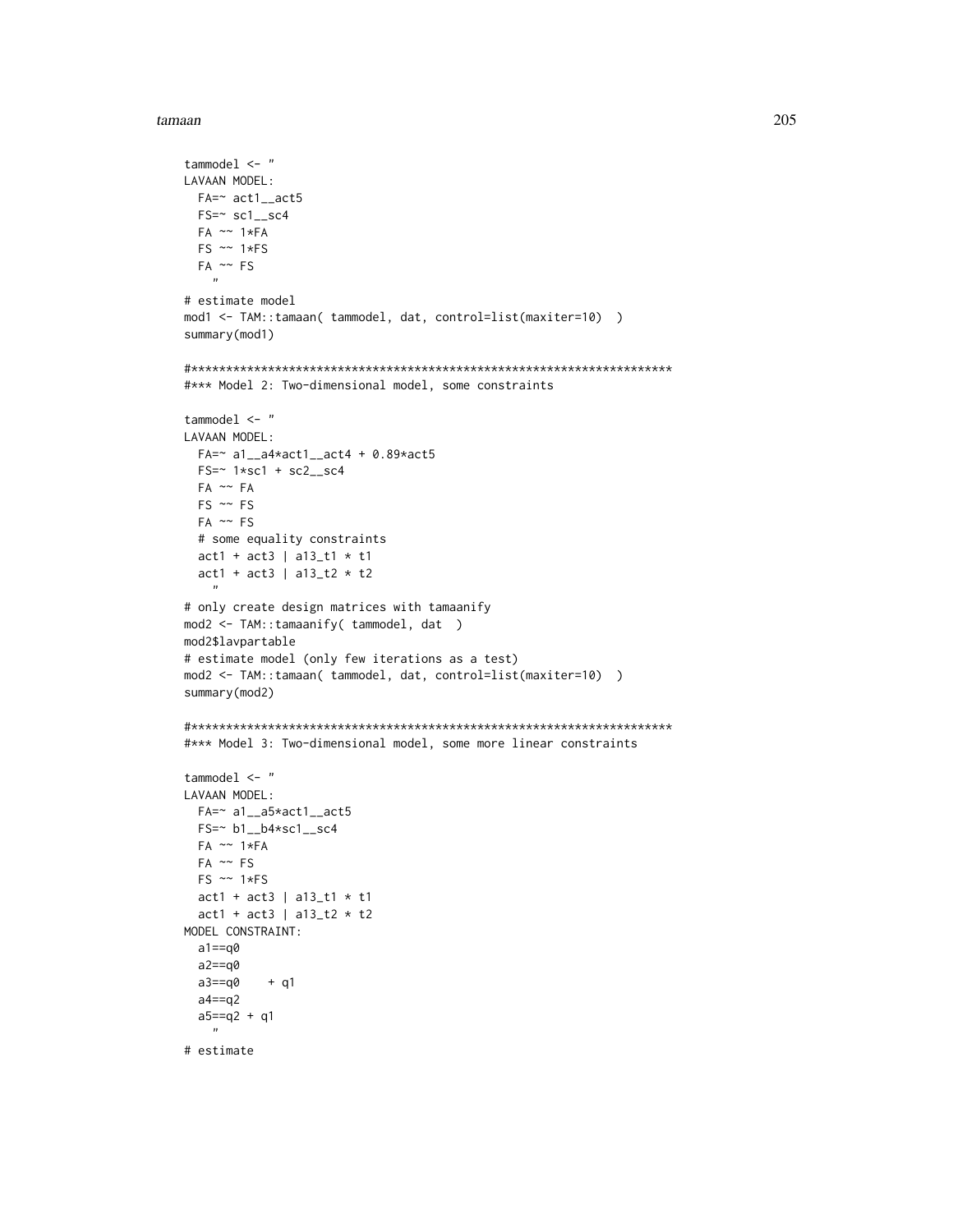```
tammodel <- "
LAVAAN MODEL:
  FA=~ act1__act5
  FS=~ sc1__sc4
  FA ~~ 1*FA
  FS ~~ 1*FS
  FA ~~ FS
    "
# estimate model
mod1 <- TAM::tamaan( tammodel, dat, control=list(maxiter=10)  )
summary(mod1)

#*********************************************************************
#*** Model 2: Two-dimensional model, some constraints

tammodel <- "
LAVAAN MODEL:
  FA=~ a1__a4*act1__act4 + 0.89*act5
  FS=~ 1*sc1 + sc2__sc4
  FA ~~ FA
  FS ~~ FS
  FA ~~ FS
  # some equality constraints
  act1 + act3 | a13_t1 * t1
  act1 + act3 | a13_t2 * t2
    "
# only create design matrices with tamaanify
mod2 <- TAM::tamaanify( tammodel, dat  )
mod2$lavpartable
# estimate model (only few iterations as a test)
mod2 <- TAM::tamaan( tammodel, dat, control=list(maxiter=10)  )
summary(mod2)

#*********************************************************************
#*** Model 3: Two-dimensional model, some more linear constraints

tammodel <- "
LAVAAN MODEL:
  FA=~ a1__a5*act1__act5
  FS=~ b1__b4*sc1__sc4
  FA ~~ 1*FA
  FA ~~ FS
  FS ~~ 1*FS
  act1 + act3 | a13_t1 * t1
  act1 + act3 | a13_t2 * t2
MODEL CONSTRAINT:
  a1==q0
  a2==q0
  a3==q0    + q1
  a4==q2
  a5==q2 + q1
    "
# estimate
```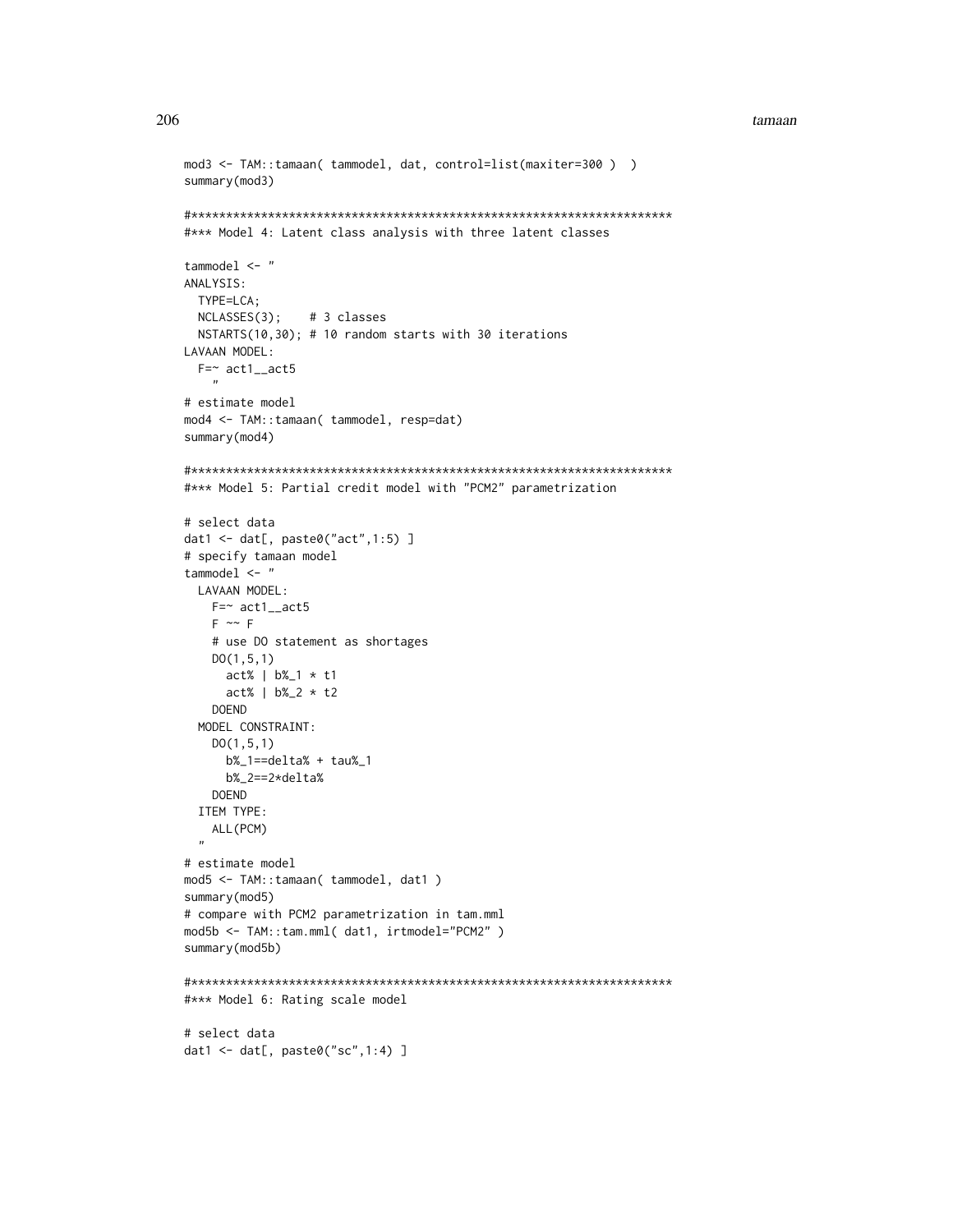```
mod3 <- TAM::tamaan( tammodel, dat, control=list(maxiter=300 )  )
summary(mod3)

#*********************************************************************
#*** Model 4: Latent class analysis with three latent classes

tammodel <- "
ANALYSIS:
  TYPE=LCA;
  NCLASSES(3);    # 3 classes
  NSTARTS(10,30); # 10 random starts with 30 iterations
LAVAAN MODEL:
  F=~ act1__act5
    "
# estimate model
mod4 <- TAM::tamaan( tammodel, resp=dat)
summary(mod4)

#*********************************************************************
#*** Model 5: Partial credit model with "PCM2" parametrization

# select data
dat1 <- dat[, paste0("act",1:5) ]
# specify tamaan model
tammodel <- "
  LAVAAN MODEL:
    F=~ act1__act5
    F ~~ F
    # use DO statement as shortages
    DO(1,5,1)
      act% | b%_1 * t1
      act% | b%_2 * t2
    DOEND
  MODEL CONSTRAINT:
    DO(1,5,1)
      b%_1==delta% + tau%_1
      b%_2==2*delta%
    DOEND
  ITEM TYPE:
    ALL(PCM)
  "
# estimate model
mod5 <- TAM::tamaan( tammodel, dat1 )
summary(mod5)
# compare with PCM2 parametrization in tam.mml
mod5b <- TAM::tam.mml( dat1, irtmodel="PCM2" )
summary(mod5b)

#*********************************************************************
#*** Model 6: Rating scale model

# select data
dat1 <- dat[, paste0("sc",1:4) ]
```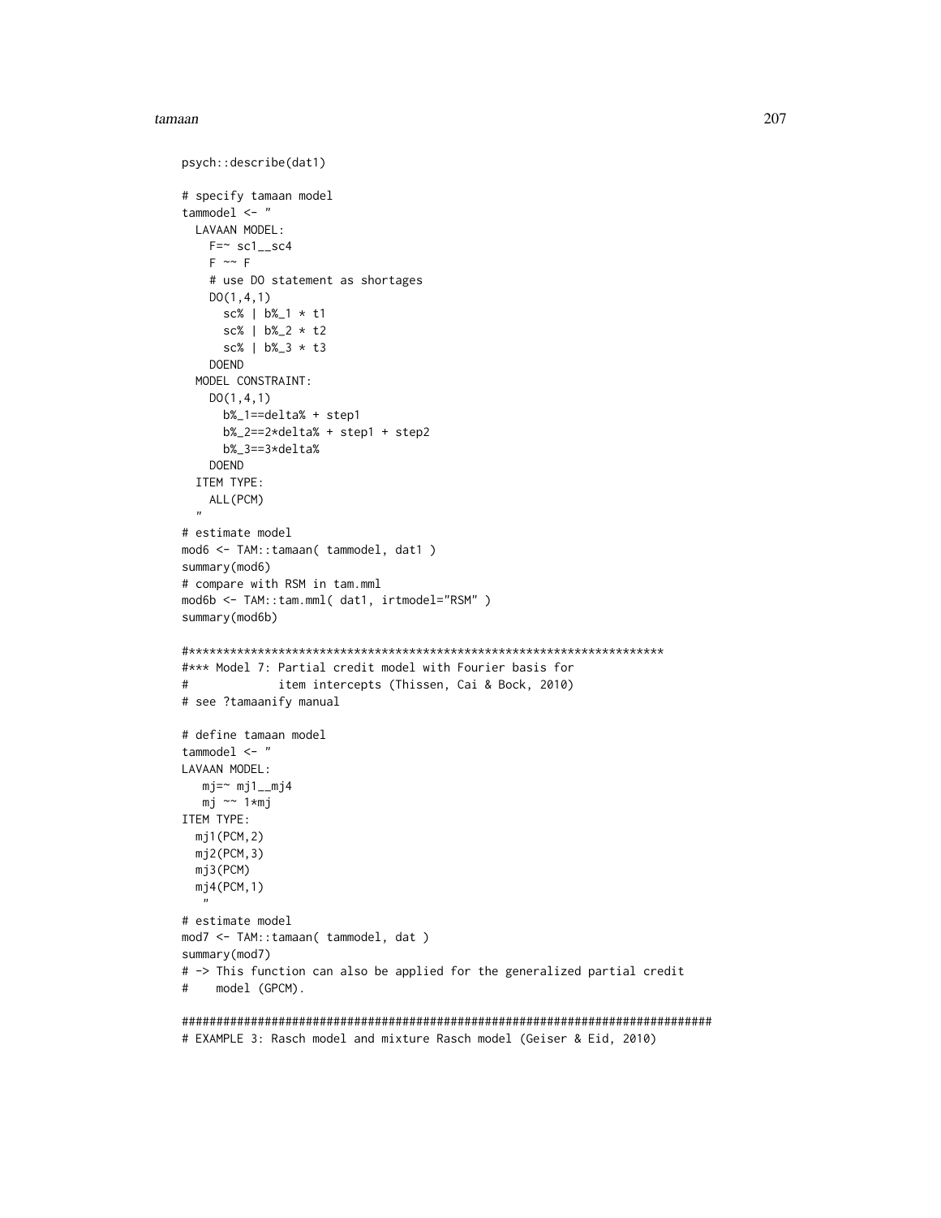```
psych::describe(dat1)

# specify tamaan model
tammodel <- "
  LAVAAN MODEL:
    F=~ sc1__sc4
    F ~~ F
    # use DO statement as shortages
    DO(1,4,1)
      sc% | b%_1 * t1
      sc% | b%_2 * t2
      sc% | b%_3 * t3
    DOEND
  MODEL CONSTRAINT:
    DO(1,4,1)
      b%_1==delta% + step1
      b%_2==2*delta% + step1 + step2
      b%_3==3*delta%
    DOEND
  ITEM TYPE:
    ALL(PCM)
  "
# estimate model
mod6 <- TAM::tamaan( tammodel, dat1 )
summary(mod6)
# compare with RSM in tam.mml
mod6b <- TAM::tam.mml( dat1, irtmodel="RSM" )
summary(mod6b)

#*********************************************************************
#*** Model 7: Partial credit model with Fourier basis for
#             item intercepts (Thissen, Cai & Bock, 2010)
# see ?tamaanify manual

# define tamaan model
tammodel <- "
LAVAAN MODEL:
   mj=~ mj1__mj4
   mj ~~ 1*mj
ITEM TYPE:
  mj1(PCM,2)
  mj2(PCM,3)
  mj3(PCM)
  mj4(PCM,1)
   "
# estimate model
mod7 <- TAM::tamaan( tammodel, dat )
summary(mod7)
# -> This function can also be applied for the generalized partial credit
#    model (GPCM).

#############################################################################
# EXAMPLE 3: Rasch model and mixture Rasch model (Geiser & Eid, 2010)
```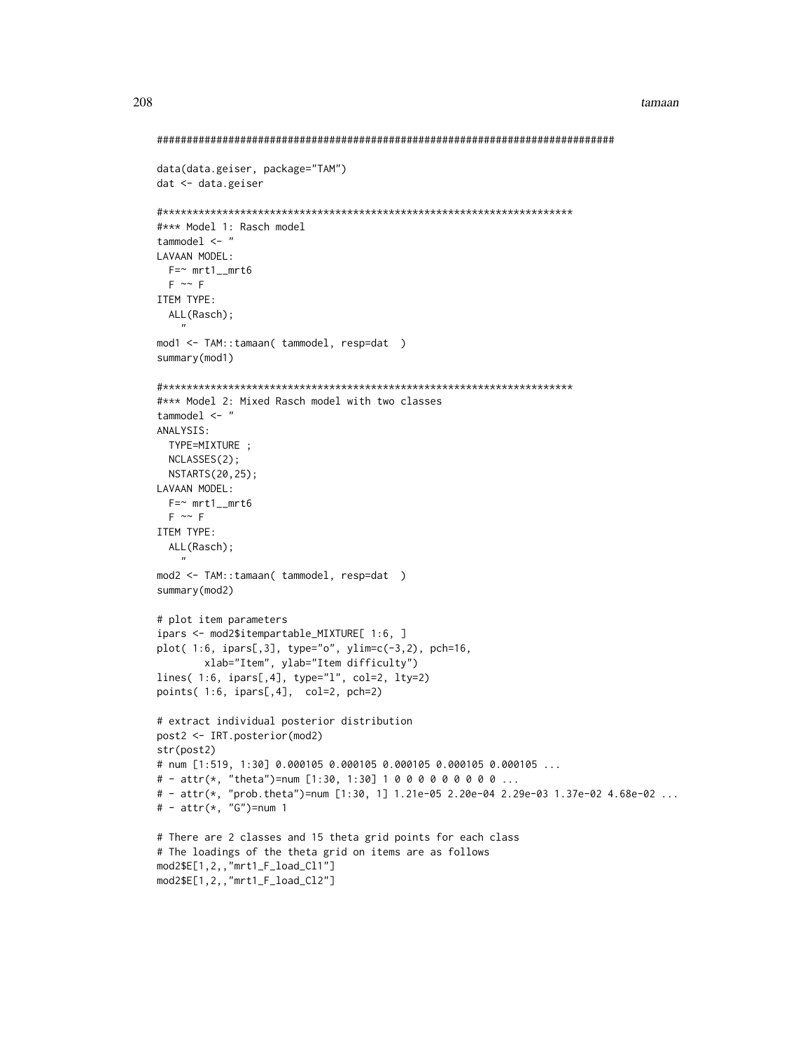```
#############################################################################

data(data.geiser, package="TAM")
dat <- data.geiser

#*********************************************************************
#*** Model 1: Rasch model
tammodel <- "
LAVAAN MODEL:
  F=~ mrt1__mrt6
  F ~~ F
ITEM TYPE:
  ALL(Rasch);
    "
mod1 <- TAM::tamaan( tammodel, resp=dat  )
summary(mod1)

#*********************************************************************
#*** Model 2: Mixed Rasch model with two classes
tammodel <- "
ANALYSIS:
  TYPE=MIXTURE ;
  NCLASSES(2);
  NSTARTS(20,25);
LAVAAN MODEL:
  F=~ mrt1__mrt6
  F ~~ F
ITEM TYPE:
  ALL(Rasch);
    "
mod2 <- TAM::tamaan( tammodel, resp=dat  )
summary(mod2)

# plot item parameters
ipars <- mod2$itempartable_MIXTURE[ 1:6, ]
plot( 1:6, ipars[,3], type="o", ylim=c(-3,2), pch=16,
        xlab="Item", ylab="Item difficulty")
lines( 1:6, ipars[,4], type="l", col=2, lty=2)
points( 1:6, ipars[,4],  col=2, pch=2)

# extract individual posterior distribution
post2 <- IRT.posterior(mod2)
str(post2)
# num [1:519, 1:30] 0.000105 0.000105 0.000105 0.000105 0.000105 ...
# - attr(*, "theta")=num [1:30, 1:30] 1 0 0 0 0 0 0 0 0 0 ...
# - attr(*, "prob.theta")=num [1:30, 1] 1.21e-05 2.20e-04 2.29e-03 1.37e-02 4.68e-02 ...
# - attr(*, "G")=num 1

# There are 2 classes and 15 theta grid points for each class
# The loadings of the theta grid on items are as follows
mod2$E[1,2,,"mrt1_F_load_Cl1"]
mod2$E[1,2,,"mrt1_F_load_Cl2"]
```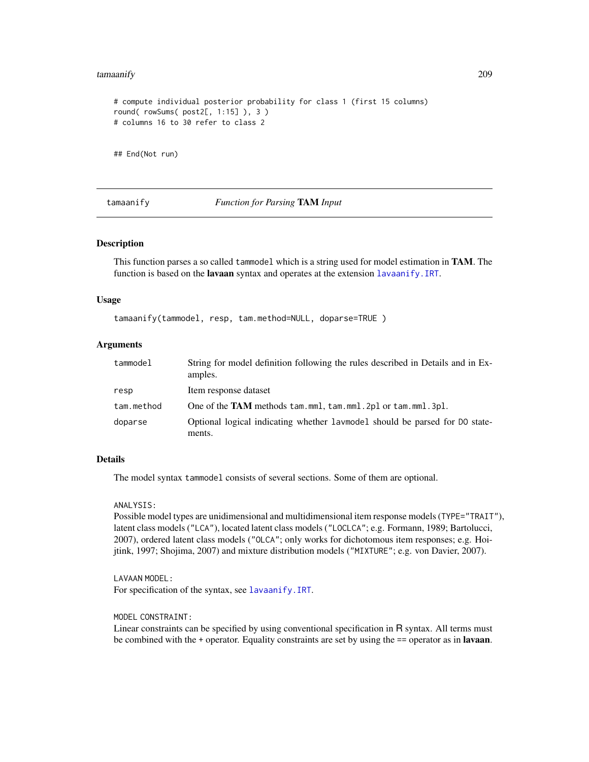```
# compute individual posterior probability for class 1 (first 15 columns)
round( rowSums( post2[, 1:15] ), 3 )
# columns 16 to 30 refer to class 2

## End(Not run)
```

---

## tamaanify — *Function for Parsing* **TAM** *Input*

### Description

This function parses a so called `tammodel` which is a string used for model estimation in **TAM**. The function is based on the **lavaan** syntax and operates at the extension `lavaanify.IRT`.

### Usage

```
tamaanify(tammodel, resp, tam.method=NULL, doparse=TRUE )
```

### Arguments

| | |
|---|---|
| `tammodel` | String for model definition following the rules described in Details and in Examples. |
| `resp` | Item response dataset |
| `tam.method` | One of the **TAM** methods `tam.mml`, `tam.mml.2pl` or `tam.mml.3pl`. |
| `doparse` | Optional logical indicating whether `lavmodel` should be parsed for `DO` statements. |

### Details

The model syntax `tammodel` consists of several sections. Some of them are optional.

`ANALYSIS:`
Possible model types are unidimensional and multidimensional item response models (`TYPE="TRAIT"`), latent class models (`"LCA"`), located latent class models (`"LOCLCA"`; e.g. Formann, 1989; Bartolucci, 2007), ordered latent class models (`"OLCA"`; only works for dichotomous item responses; e.g. Hoijtink, 1997; Shojima, 2007) and mixture distribution models (`"MIXTURE"`; e.g. von Davier, 2007).

`LAVAAN MODEL:`
For specification of the syntax, see `lavaanify.IRT`.

`MODEL CONSTRAINT:`
Linear constraints can be specified by using conventional specification in R syntax. All terms must be combined with the `+` operator. Equality constraints are set by using the `==` operator as in **lavaan**.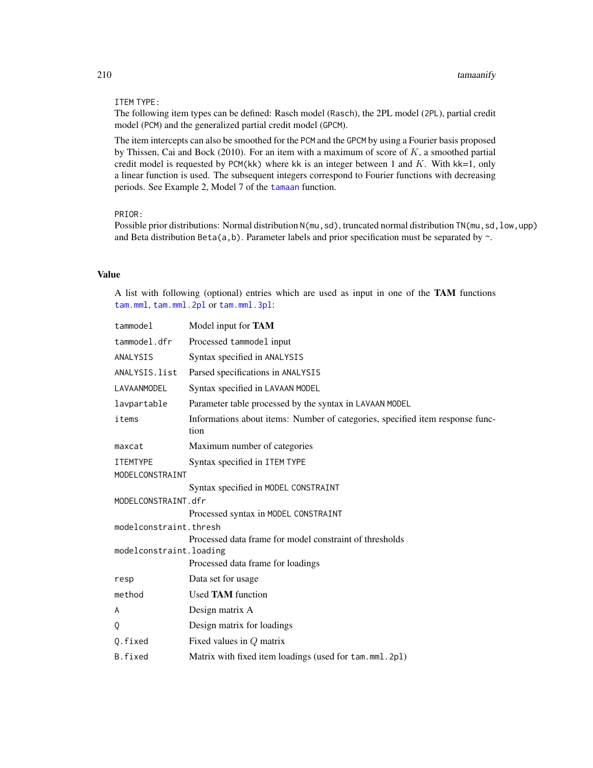ITEM TYPE:
The following item types can be defined: Rasch model (Rasch), the 2PL model (2PL), partial credit model (PCM) and the generalized partial credit model (GPCM).

The item intercepts can also be smoothed for the PCM and the GPCM by using a Fourier basis proposed by Thissen, Cai and Bock (2010). For an item with a maximum of score of $K$, a smoothed partial credit model is requested by PCM(kk) where kk is an integer between 1 and $K$. With kk=1, only a linear function is used. The subsequent integers correspond to Fourier functions with decreasing periods. See Example 2, Model 7 of the tamaan function.

PRIOR:
Possible prior distributions: Normal distribution N(mu,sd), truncated normal distribution TN(mu,sd,low,upp) and Beta distribution Beta(a,b). Parameter labels and prior specification must be separated by ~.

## Value

A list with following (optional) entries which are used as input in one of the **TAM** functions tam.mml, tam.mml.2pl or tam.mml.3pl:

| | |
|---|---|
| tammodel | Model input for **TAM** |
| tammodel.dfr | Processed tammodel input |
| ANALYSIS | Syntax specified in ANALYSIS |
| ANALYSIS.list | Parsed specifications in ANALYSIS |
| LAVAANMODEL | Syntax specified in LAVAAN MODEL |
| lavpartable | Parameter table processed by the syntax in LAVAAN MODEL |
| items | Informations about items: Number of categories, specified item response function |
| maxcat | Maximum number of categories |
| ITEMTYPE | Syntax specified in ITEM TYPE |
| MODELCONSTRAINT | Syntax specified in MODEL CONSTRAINT |
| MODELCONSTRAINT.dfr | Processed syntax in MODEL CONSTRAINT |
| modelconstraint.thresh | Processed data frame for model constraint of thresholds |
| modelconstraint.loading | Processed data frame for loadings |
| resp | Data set for usage |
| method | Used **TAM** function |
| A | Design matrix A |
| Q | Design matrix for loadings |
| Q.fixed | Fixed values in $Q$ matrix |
| B.fixed | Matrix with fixed item loadings (used for tam.mml.2pl) |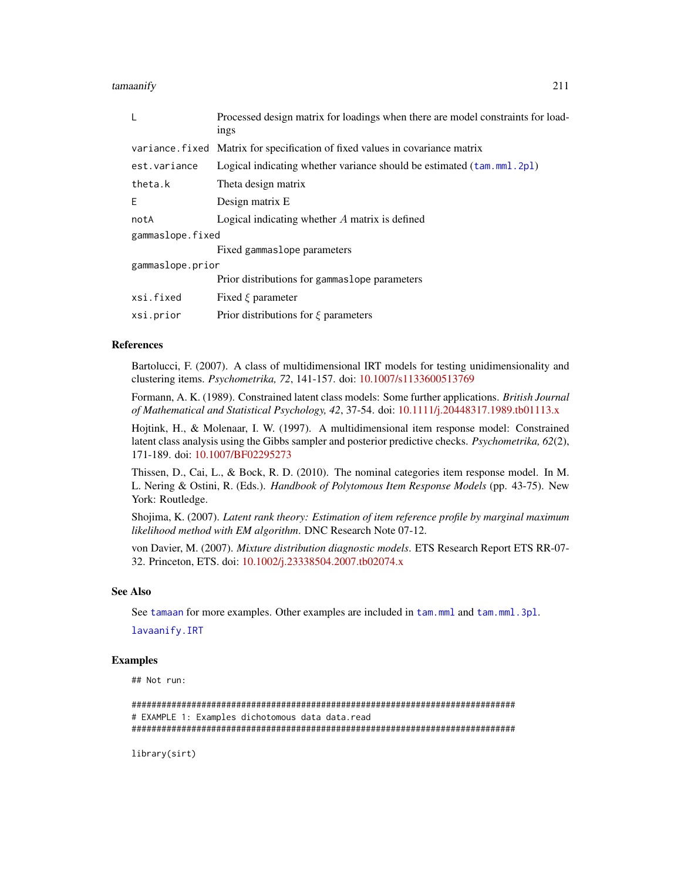| | |
|---|---|
| `L` | Processed design matrix for loadings when there are model constraints for loadings |
| `variance.fixed` | Matrix for specification of fixed values in covariance matrix |
| `est.variance` | Logical indicating whether variance should be estimated (`tam.mml.2pl`) |
| `theta.k` | Theta design matrix |
| `E` | Design matrix E |
| `notA` | Logical indicating whether $A$ matrix is defined |
| `gammaslope.fixed` | Fixed `gammaslope` parameters |
| `gammaslope.prior` | Prior distributions for `gammaslope` parameters |
| `xsi.fixed` | Fixed $\xi$ parameter |
| `xsi.prior` | Prior distributions for $\xi$ parameters |

## References

Bartolucci, F. (2007). A class of multidimensional IRT models for testing unidimensionality and clustering items. *Psychometrika, 72*, 141-157. doi: 10.1007/s1133600513769

Formann, A. K. (1989). Constrained latent class models: Some further applications. *British Journal of Mathematical and Statistical Psychology, 42*, 37-54. doi: 10.1111/j.20448317.1989.tb01113.x

Hojtink, H., & Molenaar, I. W. (1997). A multidimensional item response model: Constrained latent class analysis using the Gibbs sampler and posterior predictive checks. *Psychometrika, 62*(2), 171-189. doi: 10.1007/BF02295273

Thissen, D., Cai, L., & Bock, R. D. (2010). The nominal categories item response model. In M. L. Nering & Ostini, R. (Eds.). *Handbook of Polytomous Item Response Models* (pp. 43-75). New York: Routledge.

Shojima, K. (2007). *Latent rank theory: Estimation of item reference profile by marginal maximum likelihood method with EM algorithm*. DNC Research Note 07-12.

von Davier, M. (2007). *Mixture distribution diagnostic models*. ETS Research Report ETS RR-07-32. Princeton, ETS. doi: 10.1002/j.23338504.2007.tb02074.x

## See Also

See `tamaan` for more examples. Other examples are included in `tam.mml` and `tam.mml.3pl`.

`lavaanify.IRT`

## Examples

```
## Not run:

#############################################################################
# EXAMPLE 1: Examples dichotomous data data.read
#############################################################################

library(sirt)
```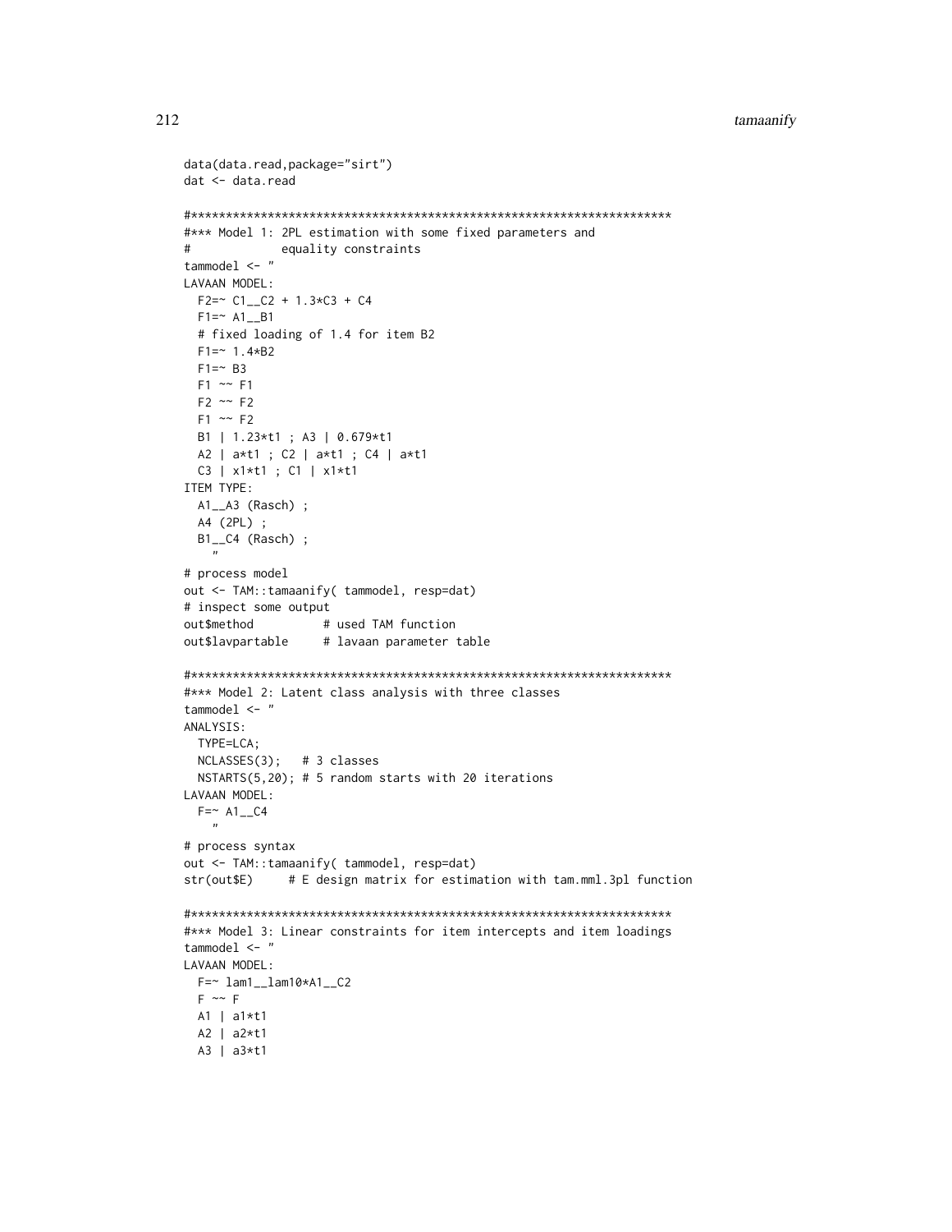```
data(data.read,package="sirt")
dat <- data.read

#*********************************************************************
#*** Model 1: 2PL estimation with some fixed parameters and
#             equality constraints
tammodel <- "
LAVAAN MODEL:
  F2=~ C1__C2 + 1.3*C3 + C4
  F1=~ A1__B1
  # fixed loading of 1.4 for item B2
  F1=~ 1.4*B2
  F1=~ B3
  F1 ~~ F1
  F2 ~~ F2
  F1 ~~ F2
  B1 | 1.23*t1 ; A3 | 0.679*t1
  A2 | a*t1 ; C2 | a*t1 ; C4 | a*t1
  C3 | x1*t1 ; C1 | x1*t1
ITEM TYPE:
  A1__A3 (Rasch) ;
  A4 (2PL) ;
  B1__C4 (Rasch) ;
    "
# process model
out <- TAM::tamaanify( tammodel, resp=dat)
# inspect some output
out$method          # used TAM function
out$lavpartable     # lavaan parameter table

#*********************************************************************
#*** Model 2: Latent class analysis with three classes
tammodel <- "
ANALYSIS:
  TYPE=LCA;
  NCLASSES(3);   # 3 classes
  NSTARTS(5,20); # 5 random starts with 20 iterations
LAVAAN MODEL:
  F=~ A1__C4
    "
# process syntax
out <- TAM::tamaanify( tammodel, resp=dat)
str(out$E)     # E design matrix for estimation with tam.mml.3pl function

#*********************************************************************
#*** Model 3: Linear constraints for item intercepts and item loadings
tammodel <- "
LAVAAN MODEL:
  F=~ lam1__lam10*A1__C2
  F ~~ F
  A1 | a1*t1
  A2 | a2*t1
  A3 | a3*t1
```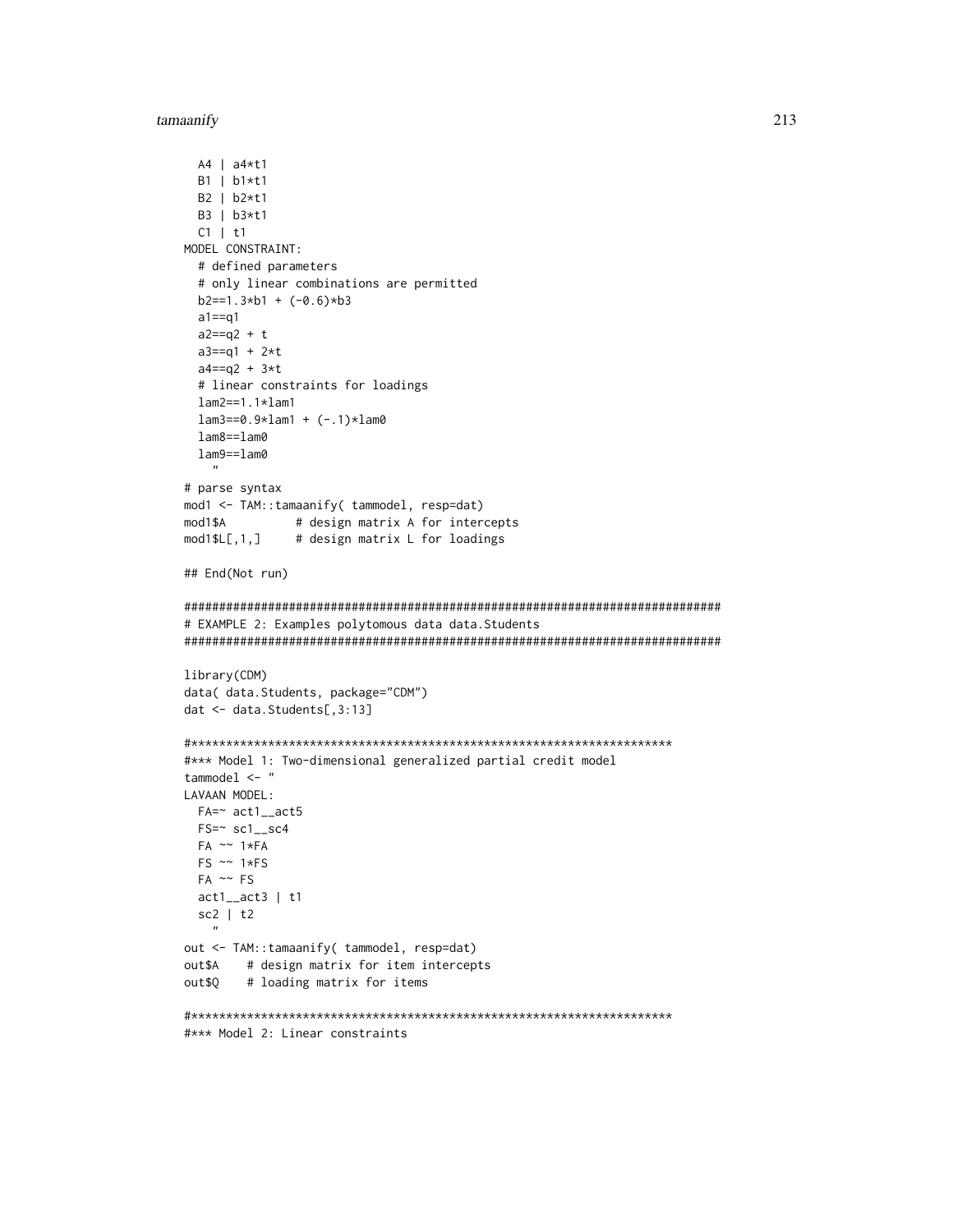```
  A4 | a4*t1
  B1 | b1*t1
  B2 | b2*t1
  B3 | b3*t1
  C1 | t1
MODEL CONSTRAINT:
  # defined parameters
  # only linear combinations are permitted
  b2==1.3*b1 + (-0.6)*b3
  a1==q1
  a2==q2 + t
  a3==q1 + 2*t
  a4==q2 + 3*t
  # linear constraints for loadings
  lam2==1.1*lam1
  lam3==0.9*lam1 + (-.1)*lam0
  lam8==lam0
  lam9==lam0
    "
# parse syntax
mod1 <- TAM::tamaanify( tammodel, resp=dat)
mod1$A          # design matrix A for intercepts
mod1$L[,1,]     # design matrix L for loadings

## End(Not run)

#############################################################################
# EXAMPLE 2: Examples polytomous data data.Students
#############################################################################

library(CDM)
data( data.Students, package="CDM")
dat <- data.Students[,3:13]

#**********************************************************************
#*** Model 1: Two-dimensional generalized partial credit model
tammodel <- "
LAVAAN MODEL:
  FA=~ act1__act5
  FS=~ sc1__sc4
  FA ~~ 1*FA
  FS ~~ 1*FS
  FA ~~ FS
  act1__act3 | t1
  sc2 | t2
    "
out <- TAM::tamaanify( tammodel, resp=dat)
out$A    # design matrix for item intercepts
out$Q    # loading matrix for items

#**********************************************************************
#*** Model 2: Linear constraints
```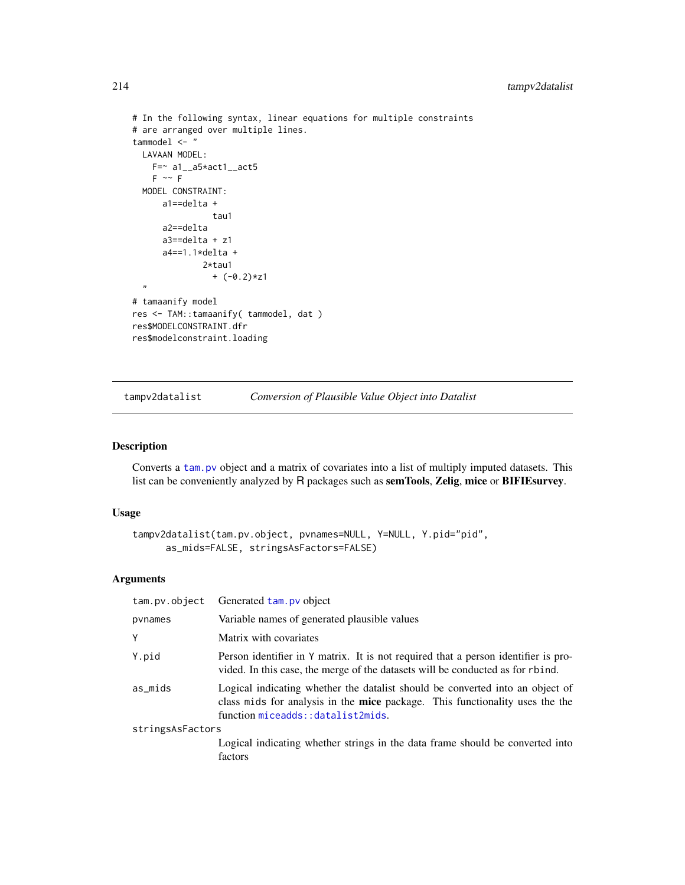```
# In the following syntax, linear equations for multiple constraints
# are arranged over multiple lines.
tammodel <- "
  LAVAAN MODEL:
    F=~ a1__a5*act1__act5
    F ~~ F
  MODEL CONSTRAINT:
      a1==delta +
                tau1
      a2==delta
      a3==delta + z1
      a4==1.1*delta +
              2*tau1
                + (-0.2)*z1
  "
# tamaanify model
res <- TAM::tamaanify( tammodel, dat )
res$MODELCONSTRAINT.dfr
res$modelconstraint.loading
```

## tampv2datalist — *Conversion of Plausible Value Object into Datalist*

### Description

Converts a `tam.pv` object and a matrix of covariates into a list of multiply imputed datasets. This list can be conveniently analyzed by R packages such as **semTools**, **Zelig**, **mice** or **BIFIEsurvey**.

### Usage

```
tampv2datalist(tam.pv.object, pvnames=NULL, Y=NULL, Y.pid="pid",
      as_mids=FALSE, stringsAsFactors=FALSE)
```

### Arguments

| | |
|---|---|
| `tam.pv.object` | Generated `tam.pv` object |
| `pvnames` | Variable names of generated plausible values |
| `Y` | Matrix with covariates |
| `Y.pid` | Person identifier in `Y` matrix. It is not required that a person identifier is provided. In this case, the merge of the datasets will be conducted as for `rbind`. |
| `as_mids` | Logical indicating whether the datalist should be converted into an object of class `mids` for analysis in the **mice** package. This functionality uses the the function `miceadds::datalist2mids`. |
| `stringsAsFactors` | Logical indicating whether strings in the data frame should be converted into factors |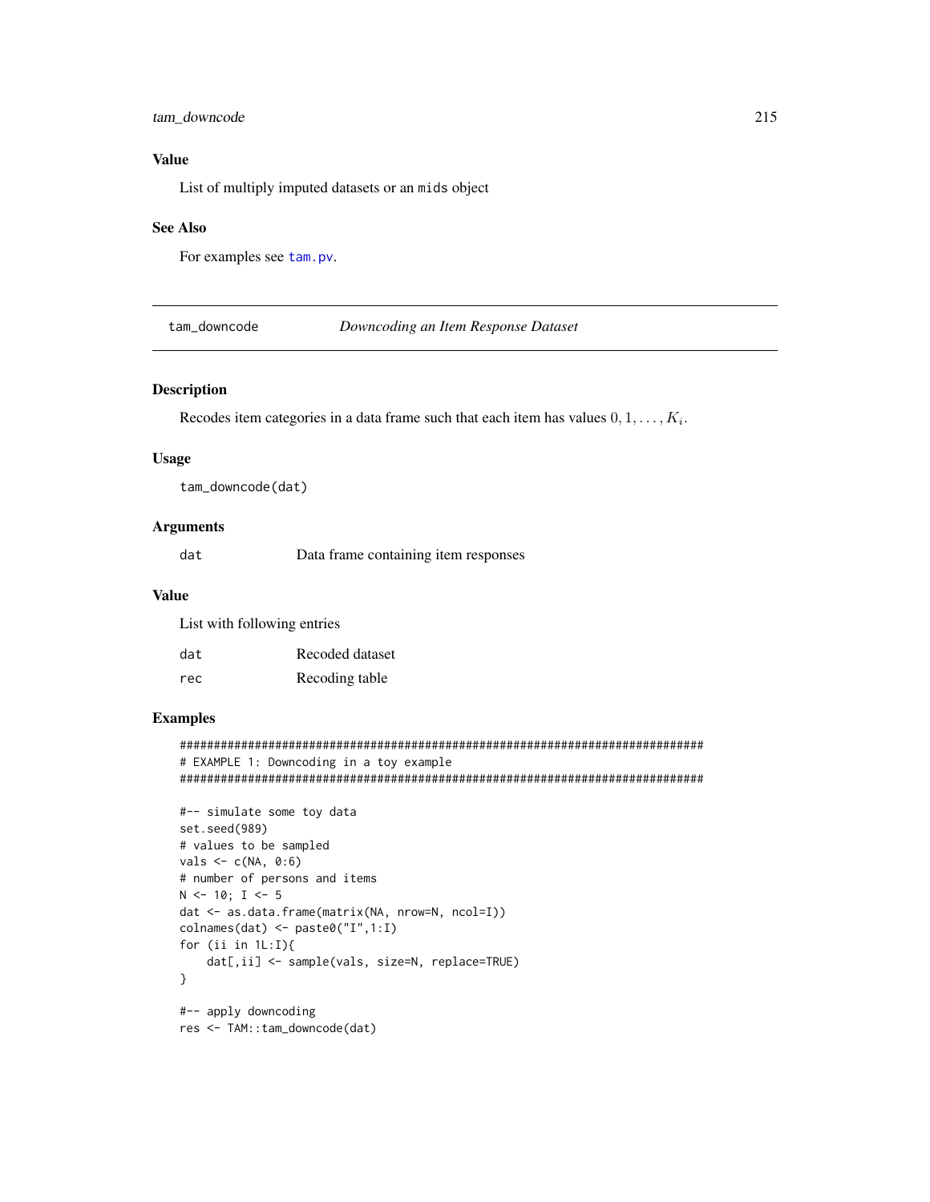### Value

List of multiply imputed datasets or an mids object

### See Also

For examples see tam.pv.

---

## tam_downcode — *Downcoding an Item Response Dataset*

### Description

Recodes item categories in a data frame such that each item has values $0, 1, \ldots, K_i$.

### Usage

```
tam_downcode(dat)
```

### Arguments

| | |
|---|---|
| dat | Data frame containing item responses |

### Value

List with following entries

| | |
|---|---|
| dat | Recoded dataset |
| rec | Recoding table |

### Examples

```
#############################################################################
# EXAMPLE 1: Downcoding in a toy example
#############################################################################

#-- simulate some toy data
set.seed(989)
# values to be sampled
vals <- c(NA, 0:6)
# number of persons and items
N <- 10; I <- 5
dat <- as.data.frame(matrix(NA, nrow=N, ncol=I))
colnames(dat) <- paste0("I",1:I)
for (ii in 1L:I){
    dat[,ii] <- sample(vals, size=N, replace=TRUE)
}

#-- apply downcoding
res <- TAM::tam_downcode(dat)
```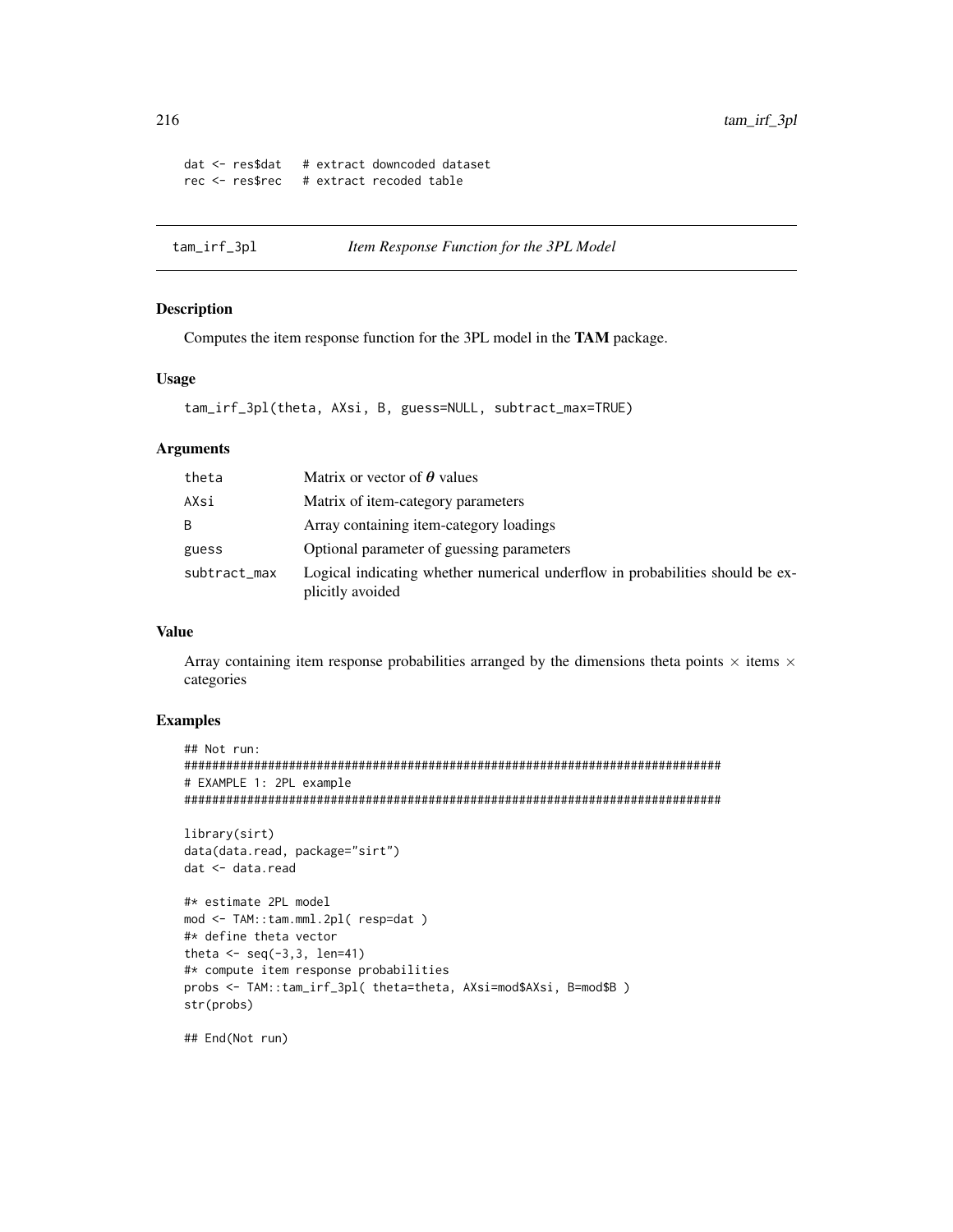```
dat <- res$dat   # extract downcoded dataset
rec <- res$rec   # extract recoded table
```

---

## tam_irf_3pl — *Item Response Function for the 3PL Model*

---

### Description

Computes the item response function for the 3PL model in the **TAM** package.

### Usage

```
tam_irf_3pl(theta, AXsi, B, guess=NULL, subtract_max=TRUE)
```

### Arguments

| | |
|---|---|
| `theta` | Matrix or vector of $\boldsymbol{\theta}$ values |
| `AXsi` | Matrix of item-category parameters |
| `B` | Array containing item-category loadings |
| `guess` | Optional parameter of guessing parameters |
| `subtract_max` | Logical indicating whether numerical underflow in probabilities should be explicitly avoided |

### Value

Array containing item response probabilities arranged by the dimensions theta points $\times$ items $\times$ categories

### Examples

```
## Not run:
#############################################################################
# EXAMPLE 1: 2PL example
#############################################################################

library(sirt)
data(data.read, package="sirt")
dat <- data.read

#* estimate 2PL model
mod <- TAM::tam.mml.2pl( resp=dat )
#* define theta vector
theta <- seq(-3,3, len=41)
#* compute item response probabilities
probs <- TAM::tam_irf_3pl( theta=theta, AXsi=mod$AXsi, B=mod$B )
str(probs)

## End(Not run)
```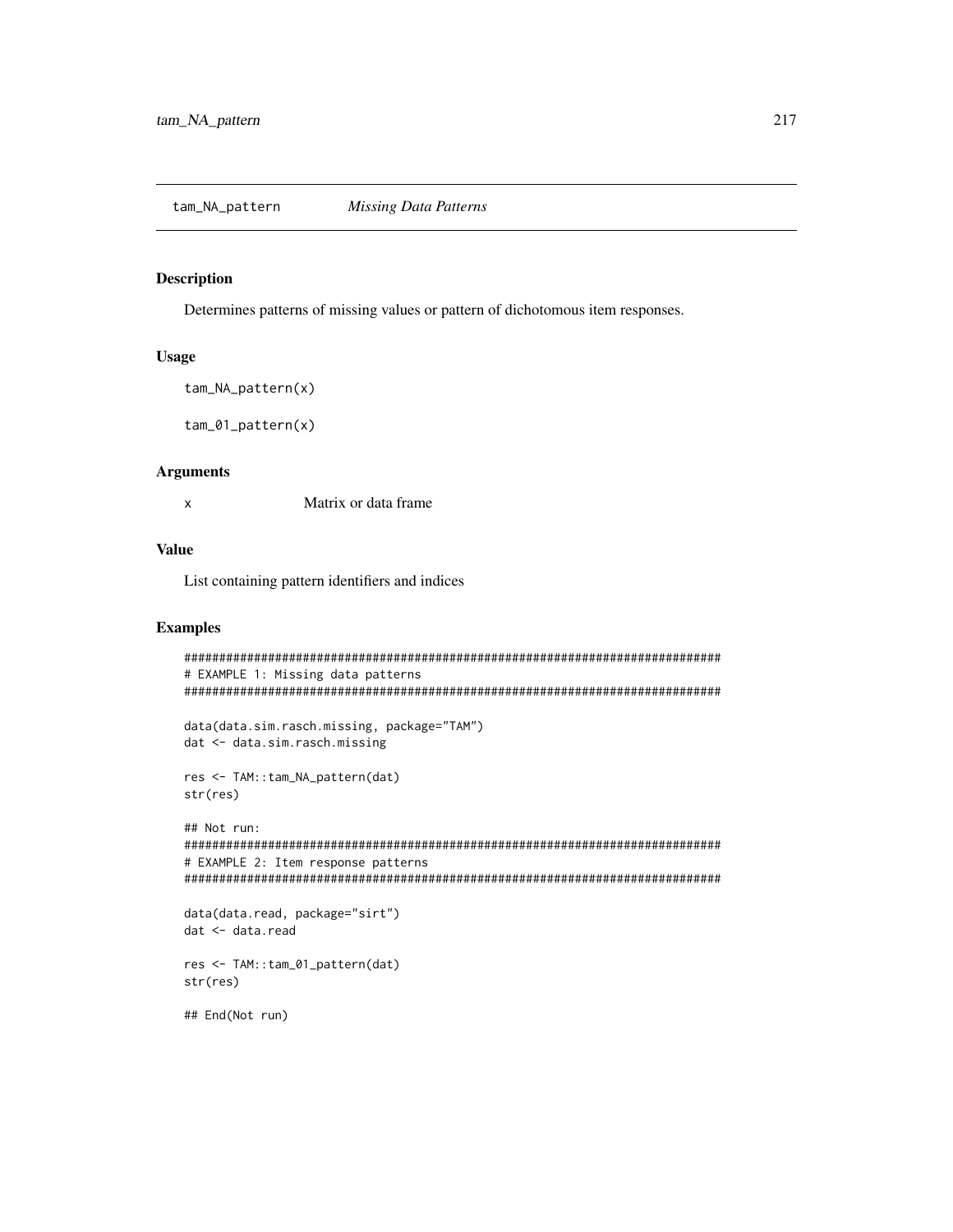## tam_NA_pattern *Missing Data Patterns*

### Description

Determines patterns of missing values or pattern of dichotomous item responses.

### Usage

```
tam_NA_pattern(x)

tam_01_pattern(x)
```

### Arguments

| | |
|---|---|
| x | Matrix or data frame |

### Value

List containing pattern identifiers and indices

### Examples

```
#############################################################################
# EXAMPLE 1: Missing data patterns
#############################################################################

data(data.sim.rasch.missing, package="TAM")
dat <- data.sim.rasch.missing

res <- TAM::tam_NA_pattern(dat)
str(res)

## Not run:
#############################################################################
# EXAMPLE 2: Item response patterns
#############################################################################

data(data.read, package="sirt")
dat <- data.read

res <- TAM::tam_01_pattern(dat)
str(res)

## End(Not run)
```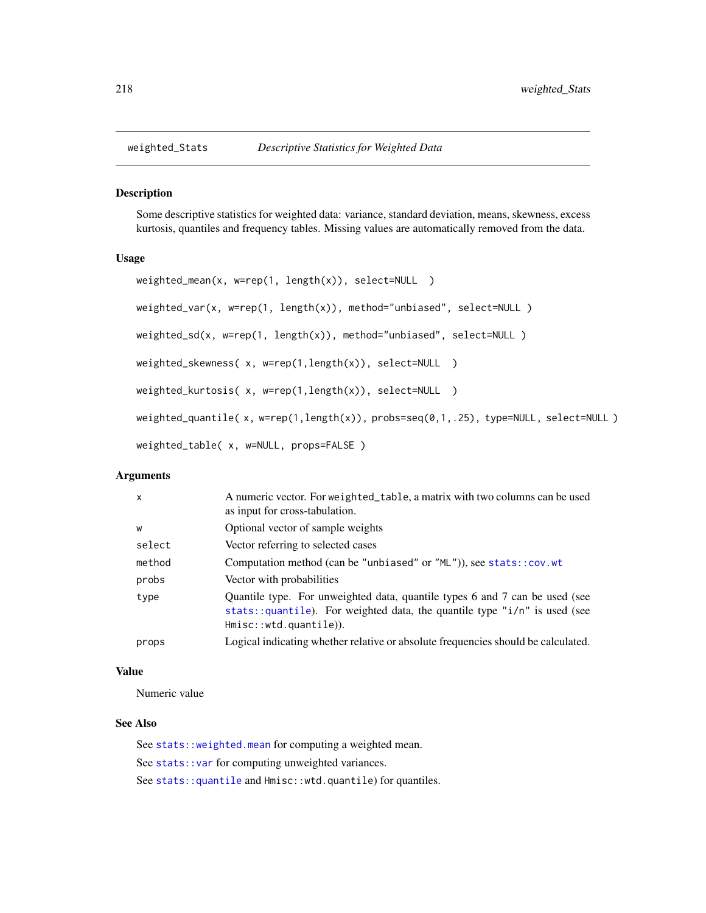# weighted_Stats *Descriptive Statistics for Weighted Data*

## Description

Some descriptive statistics for weighted data: variance, standard deviation, means, skewness, excess kurtosis, quantiles and frequency tables. Missing values are automatically removed from the data.

## Usage

```
weighted_mean(x, w=rep(1, length(x)), select=NULL  )

weighted_var(x, w=rep(1, length(x)), method="unbiased", select=NULL )

weighted_sd(x, w=rep(1, length(x)), method="unbiased", select=NULL )

weighted_skewness( x, w=rep(1,length(x)), select=NULL  )

weighted_kurtosis( x, w=rep(1,length(x)), select=NULL  )

weighted_quantile( x, w=rep(1,length(x)), probs=seq(0,1,.25), type=NULL, select=NULL )

weighted_table( x, w=NULL, props=FALSE )
```

## Arguments

| | |
|---|---|
| `x` | A numeric vector. For `weighted_table`, a matrix with two columns can be used as input for cross-tabulation. |
| `w` | Optional vector of sample weights |
| `select` | Vector referring to selected cases |
| `method` | Computation method (can be `"unbiased"` or `"ML"`)), see `stats::cov.wt` |
| `probs` | Vector with probabilities |
| `type` | Quantile type. For unweighted data, quantile types 6 and 7 can be used (see `stats::quantile`). For weighted data, the quantile type `"i/n"` is used (see `Hmisc::wtd.quantile`)). |
| `props` | Logical indicating whether relative or absolute frequencies should be calculated. |

## Value

Numeric value

## See Also

See `stats::weighted.mean` for computing a weighted mean.

See `stats::var` for computing unweighted variances.

See `stats::quantile` and `Hmisc::wtd.quantile`) for quantiles.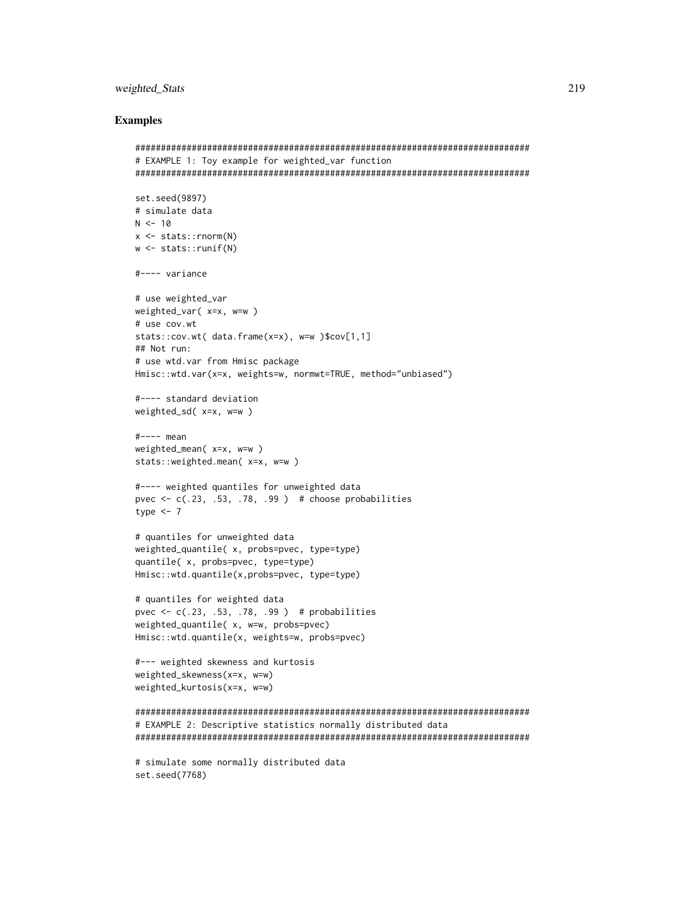## Examples

```
#############################################################################
# EXAMPLE 1: Toy example for weighted_var function
#############################################################################

set.seed(9897)
# simulate data
N <- 10
x <- stats::rnorm(N)
w <- stats::runif(N)

#---- variance

# use weighted_var
weighted_var( x=x, w=w )
# use cov.wt
stats::cov.wt( data.frame(x=x), w=w )$cov[1,1]
## Not run:
# use wtd.var from Hmisc package
Hmisc::wtd.var(x=x, weights=w, normwt=TRUE, method="unbiased")

#---- standard deviation
weighted_sd( x=x, w=w )

#---- mean
weighted_mean( x=x, w=w )
stats::weighted.mean( x=x, w=w )

#---- weighted quantiles for unweighted data
pvec <- c(.23, .53, .78, .99 )  # choose probabilities
type <- 7

# quantiles for unweighted data
weighted_quantile( x, probs=pvec, type=type)
quantile( x, probs=pvec, type=type)
Hmisc::wtd.quantile(x,probs=pvec, type=type)

# quantiles for weighted data
pvec <- c(.23, .53, .78, .99 )  # probabilities
weighted_quantile( x, w=w, probs=pvec)
Hmisc::wtd.quantile(x, weights=w, probs=pvec)

#--- weighted skewness and kurtosis
weighted_skewness(x=x, w=w)
weighted_kurtosis(x=x, w=w)

#############################################################################
# EXAMPLE 2: Descriptive statistics normally distributed data
#############################################################################

# simulate some normally distributed data
set.seed(7768)
```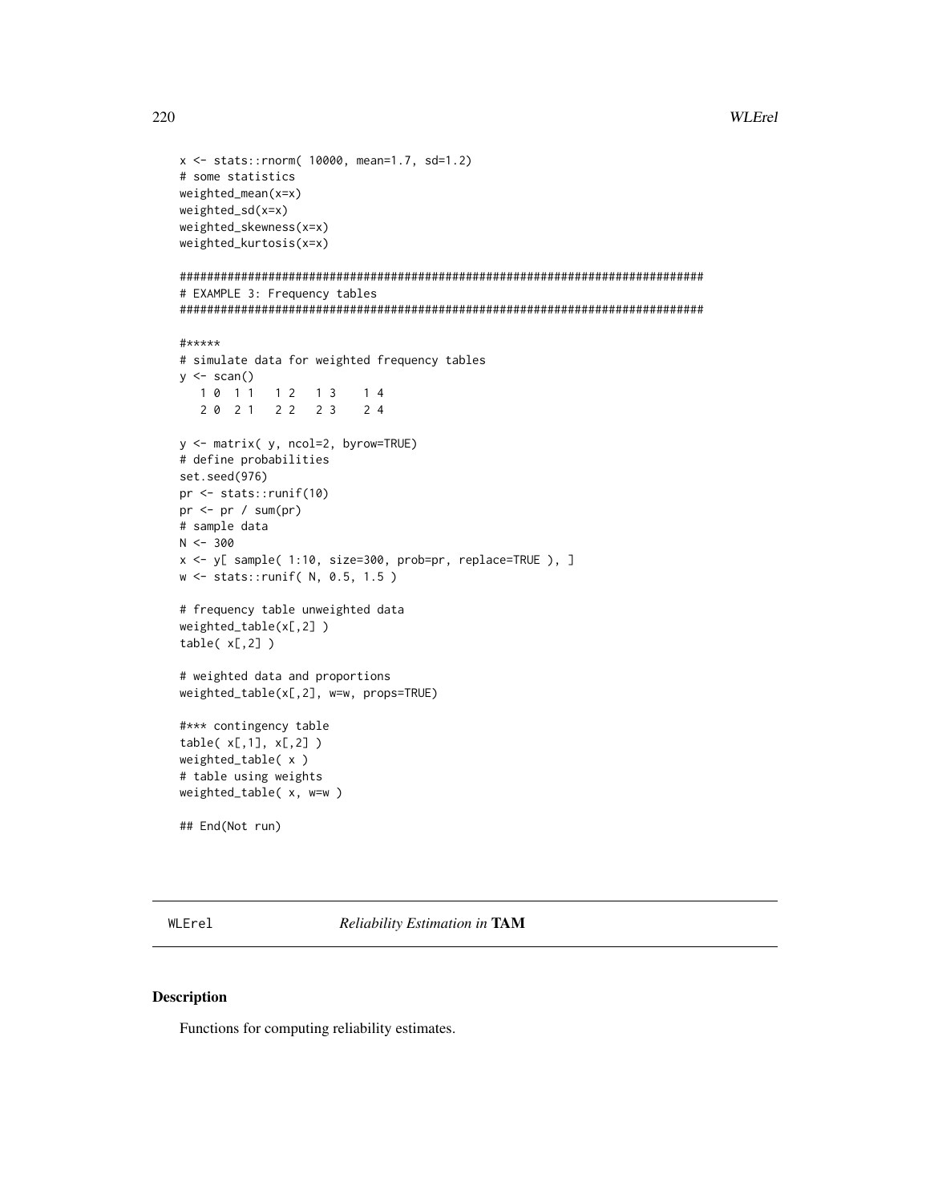```
x <- stats::rnorm( 10000, mean=1.7, sd=1.2)
# some statistics
weighted_mean(x=x)
weighted_sd(x=x)
weighted_skewness(x=x)
weighted_kurtosis(x=x)

#############################################################################
# EXAMPLE 3: Frequency tables
#############################################################################

#*****
# simulate data for weighted frequency tables
y <- scan()
   1 0  1 1   1 2   1 3    1 4
   2 0  2 1   2 2   2 3    2 4

y <- matrix( y, ncol=2, byrow=TRUE)
# define probabilities
set.seed(976)
pr <- stats::runif(10)
pr <- pr / sum(pr)
# sample data
N <- 300
x <- y[ sample( 1:10, size=300, prob=pr, replace=TRUE ), ]
w <- stats::runif( N, 0.5, 1.5 )

# frequency table unweighted data
weighted_table(x[,2] )
table( x[,2] )

# weighted data and proportions
weighted_table(x[,2], w=w, props=TRUE)

#*** contingency table
table( x[,1], x[,2] )
weighted_table( x )
# table using weights
weighted_table( x, w=w )

## End(Not run)
```

---

`WLErel` *Reliability Estimation in* **TAM**

---

## Description

Functions for computing reliability estimates.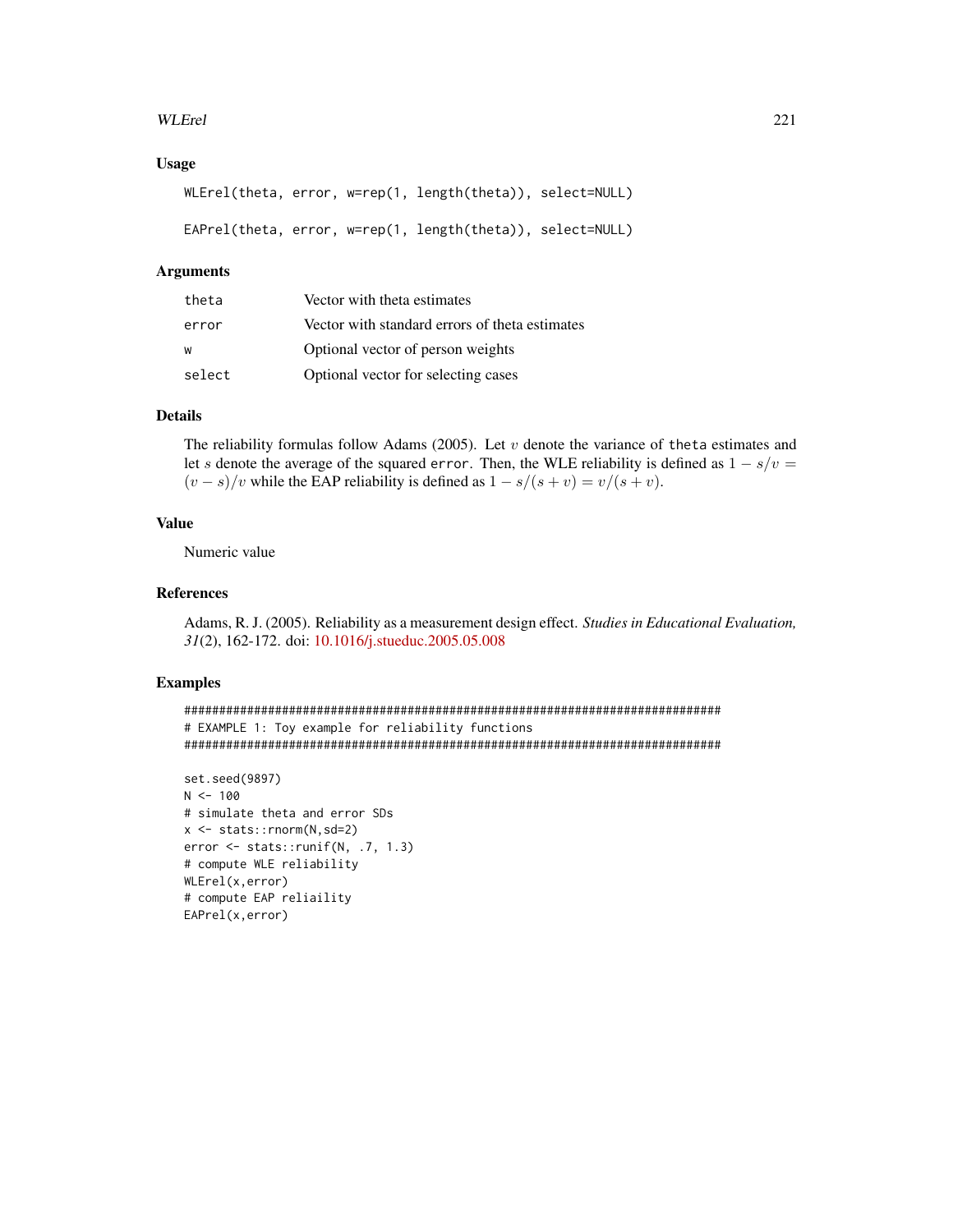## Usage

```
WLErel(theta, error, w=rep(1, length(theta)), select=NULL)

EAPrel(theta, error, w=rep(1, length(theta)), select=NULL)
```

## Arguments

| | |
|---|---|
| theta | Vector with theta estimates |
| error | Vector with standard errors of theta estimates |
| w | Optional vector of person weights |
| select | Optional vector for selecting cases |

## Details

The reliability formulas follow Adams (2005). Let $v$ denote the variance of `theta` estimates and let $s$ denote the average of the squared `error`. Then, the WLE reliability is defined as $1 - s/v = (v - s)/v$ while the EAP reliability is defined as $1 - s/(s + v) = v/(s + v)$.

## Value

Numeric value

## References

Adams, R. J. (2005). Reliability as a measurement design effect. *Studies in Educational Evaluation, 31*(2), 162-172. doi: 10.1016/j.stueduc.2005.05.008

## Examples

```
#############################################################################
# EXAMPLE 1: Toy example for reliability functions
#############################################################################

set.seed(9897)
N <- 100
# simulate theta and error SDs
x <- stats::rnorm(N,sd=2)
error <- stats::runif(N, .7, 1.3)
# compute WLE reliability
WLErel(x,error)
# compute EAP reliaility
EAPrel(x,error)
```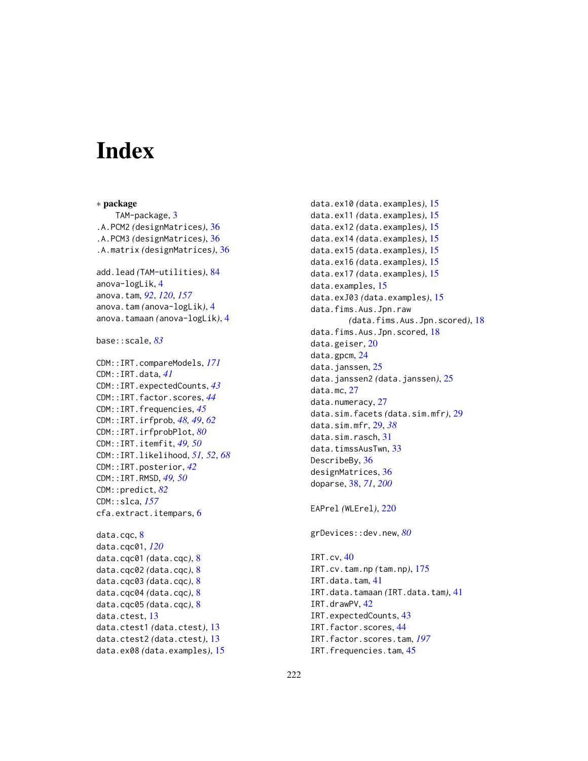# Index

∗ **package**
  TAM-package, 3

.A.PCM2 (designMatrices), 36
.A.PCM3 (designMatrices), 36
.A.matrix (designMatrices), 36

add.lead (TAM-utilities), 84
anova-logLik, 4
anova.tam, *92*, *120*, *157*
anova.tam (anova-logLik), 4
anova.tamaan (anova-logLik), 4

base::scale, *83*

CDM::IRT.compareModels, *171*
CDM::IRT.data, *41*
CDM::IRT.expectedCounts, *43*
CDM::IRT.factor.scores, *44*
CDM::IRT.frequencies, *45*
CDM::IRT.irfprob, *48*, *49*, *62*
CDM::IRT.irfprobPlot, *80*
CDM::IRT.itemfit, *49*, *50*
CDM::IRT.likelihood, *51*, *52*, *68*
CDM::IRT.posterior, *42*
CDM::IRT.RMSD, *49*, *50*
CDM::predict, *82*
CDM::slca, *157*
cfa.extract.itempars, 6

data.cqc, 8
data.cqc01, *120*
data.cqc01 (data.cqc), 8
data.cqc02 (data.cqc), 8
data.cqc03 (data.cqc), 8
data.cqc04 (data.cqc), 8
data.cqc05 (data.cqc), 8
data.ctest, 13
data.ctest1 (data.ctest), 13
data.ctest2 (data.ctest), 13
data.ex08 (data.examples), 15
data.ex10 (data.examples), 15
data.ex11 (data.examples), 15
data.ex12 (data.examples), 15
data.ex14 (data.examples), 15
data.ex15 (data.examples), 15
data.ex16 (data.examples), 15
data.ex17 (data.examples), 15
data.examples, 15
data.exJ03 (data.examples), 15
data.fims.Aus.Jpn.raw (data.fims.Aus.Jpn.scored), 18
data.fims.Aus.Jpn.scored, 18
data.geiser, 20
data.gpcm, 24
data.janssen, 25
data.janssen2 (data.janssen), 25
data.mc, 27
data.numeracy, 27
data.sim.facets (data.sim.mfr), 29
data.sim.mfr, 29, *38*
data.sim.rasch, 31
data.timssAusTwn, 33
DescribeBy, 36
designMatrices, 36
doparse, 38, *71*, *200*

EAPrel (WLErel), 220

grDevices::dev.new, *80*

IRT.cv, 40
IRT.cv.tam.np (tam.np), 175
IRT.data.tam, 41
IRT.data.tamaan (IRT.data.tam), 41
IRT.drawPV, 42
IRT.expectedCounts, 43
IRT.factor.scores, 44
IRT.factor.scores.tam, *197*
IRT.frequencies.tam, 45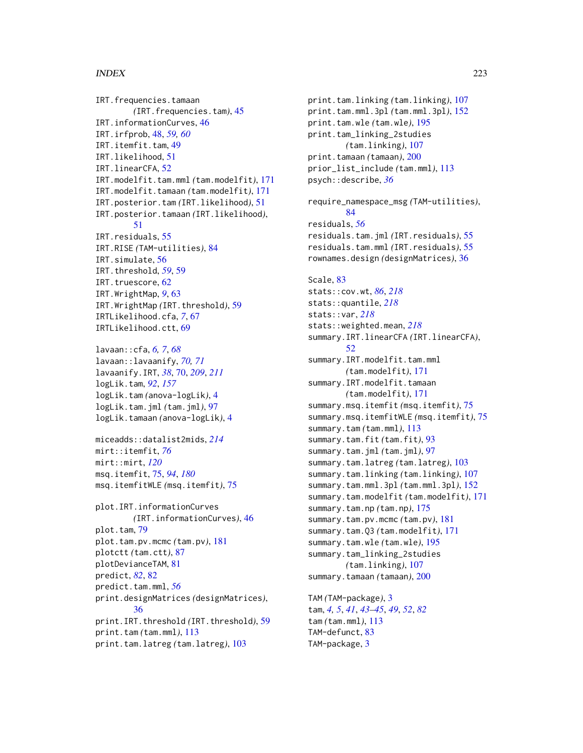IRT.frequencies.tamaan
    *(IRT.frequencies.tam)*, 45
IRT.informationCurves, 46
IRT.irfprob, 48, *59, 60*
IRT.itemfit.tam, 49
IRT.likelihood, 51
IRT.linearCFA, 52
IRT.modelfit.tam.mml *(tam.modelfit)*, 171
IRT.modelfit.tamaan *(tam.modelfit)*, 171
IRT.posterior.tam *(IRT.likelihood)*, 51
IRT.posterior.tamaan *(IRT.likelihood)*,
    51
IRT.residuals, 55
IRT.RISE *(TAM-utilities)*, 84
IRT.simulate, 56
IRT.threshold, *59*, 59
IRT.truescore, 62
IRT.WrightMap, *9*, 63
IRT.WrightMap *(IRT.threshold)*, 59
IRTLikelihood.cfa, *7*, 67
IRTLikelihood.ctt, 69

lavaan::cfa, *6, 7*, *68*
lavaan::lavaanify, *70, 71*
lavaanify.IRT, *38*, 70, *209*, *211*
logLik.tam, *92*, *157*
logLik.tam *(anova-logLik)*, 4
logLik.tam.jml *(tam.jml)*, 97
logLik.tamaan *(anova-logLik)*, 4

miceadds::datalist2mids, *214*
mirt::itemfit, *76*
mirt::mirt, *120*
msq.itemfit, 75, *94*, *180*
msq.itemfitWLE *(msq.itemfit)*, 75

plot.IRT.informationCurves
    *(IRT.informationCurves)*, 46
plot.tam, 79
plot.tam.pv.mcmc *(tam.pv)*, 181
plotctt *(tam.ctt)*, 87
plotDevianceTAM, 81
predict, *82*, 82
predict.tam.mml, *56*
print.designMatrices *(designMatrices)*,
    36
print.IRT.threshold *(IRT.threshold)*, 59
print.tam *(tam.mml)*, 113
print.tam.latreg *(tam.latreg)*, 103
print.tam.linking *(tam.linking)*, 107
print.tam.mml.3pl *(tam.mml.3pl)*, 152
print.tam.wle *(tam.wle)*, 195
print.tam_linking_2studies
    *(tam.linking)*, 107
print.tamaan *(tamaan)*, 200
prior_list_include *(tam.mml)*, 113
psych::describe, *36*

require_namespace_msg *(TAM-utilities)*,
    84
residuals, *56*
residuals.tam.jml *(IRT.residuals)*, 55
residuals.tam.mml *(IRT.residuals)*, 55
rownames.design *(designMatrices)*, 36

Scale, 83
stats::cov.wt, *86*, *218*
stats::quantile, *218*
stats::var, *218*
stats::weighted.mean, *218*
summary.IRT.linearCFA *(IRT.linearCFA)*,
    52
summary.IRT.modelfit.tam.mml
    *(tam.modelfit)*, 171
summary.IRT.modelfit.tamaan
    *(tam.modelfit)*, 171
summary.msq.itemfit *(msq.itemfit)*, 75
summary.msq.itemfitWLE *(msq.itemfit)*, 75
summary.tam *(tam.mml)*, 113
summary.tam.fit *(tam.fit)*, 93
summary.tam.jml *(tam.jml)*, 97
summary.tam.latreg *(tam.latreg)*, 103
summary.tam.linking *(tam.linking)*, 107
summary.tam.mml.3pl *(tam.mml.3pl)*, 152
summary.tam.modelfit *(tam.modelfit)*, 171
summary.tam.np *(tam.np)*, 175
summary.tam.pv.mcmc *(tam.pv)*, 181
summary.tam.Q3 *(tam.modelfit)*, 171
summary.tam.wle *(tam.wle)*, 195
summary.tam_linking_2studies
    *(tam.linking)*, 107
summary.tamaan *(tamaan)*, 200

TAM *(TAM-package)*, 3
tam, *4, 5*, *41*, *43–45*, *49*, *52*, *82*
tam *(tam.mml)*, 113
TAM-defunct, 83
TAM-package, 3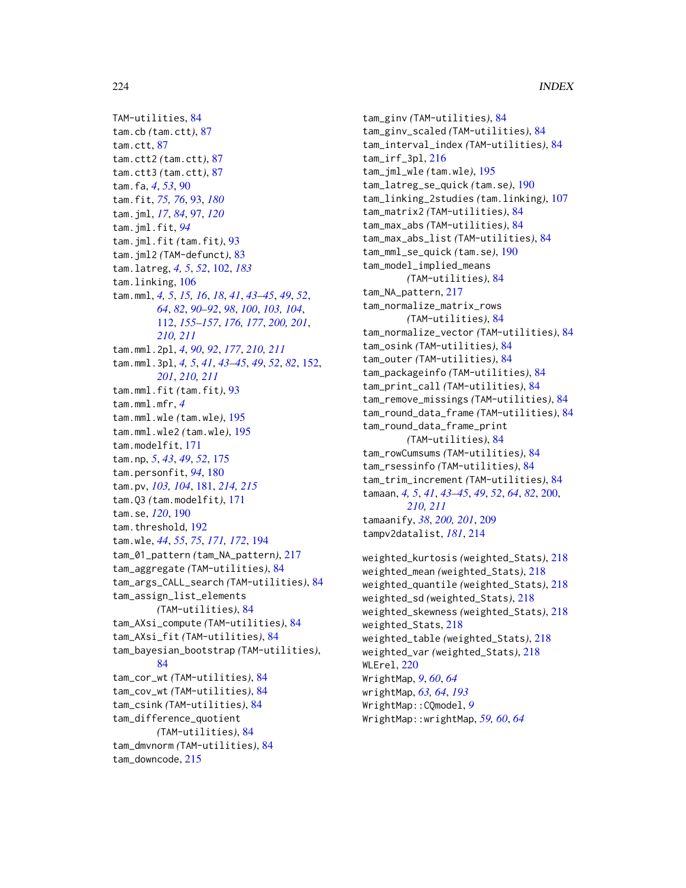TAM-utilities, 84
tam.cb (tam.ctt), 87
tam.ctt, 87
tam.ctt2 (tam.ctt), 87
tam.ctt3 (tam.ctt), 87
tam.fa, *4*, *53*, 90
tam.fit, *75, 76*, 93, *180*
tam.jml, *17*, *84*, 97, *120*
tam.jml.fit, *94*
tam.jml.fit (tam.fit), 93
tam.jml2 (TAM-defunct), 83
tam.latreg, *4, 5*, *52*, 102, *183*
tam.linking, 106
tam.mml, *4, 5*, *15, 16*, *18*, *41*, *43–45*, *49*, *52*, *64*, *82*, *90–92*, *98*, *100*, *103, 104*, 112, *155–157*, *176, 177*, *200, 201*, *210, 211*
tam.mml.2pl, *4*, *90*, *92*, *177*, *210, 211*
tam.mml.3pl, *4, 5*, *41*, *43–45*, *49*, *52*, *82*, 152, *201*, *210, 211*
tam.mml.fit (tam.fit), 93
tam.mml.mfr, *4*
tam.mml.wle (tam.wle), 195
tam.mml.wle2 (tam.wle), 195
tam.modelfit, 171
tam.np, *5*, *43*, *49*, *52*, 175
tam.personfit, *94*, 180
tam.pv, *103, 104*, 181, *214, 215*
tam.Q3 (tam.modelfit), 171
tam.se, *120*, 190
tam.threshold, 192
tam.wle, *44*, *55*, *75*, *171, 172*, 194
tam_01_pattern (tam_NA_pattern), 217
tam_aggregate (TAM-utilities), 84
tam_args_CALL_search (TAM-utilities), 84
tam_assign_list_elements (TAM-utilities), 84
tam_AXsi_compute (TAM-utilities), 84
tam_AXsi_fit (TAM-utilities), 84
tam_bayesian_bootstrap (TAM-utilities), 84
tam_cor_wt (TAM-utilities), 84
tam_cov_wt (TAM-utilities), 84
tam_csink (TAM-utilities), 84
tam_difference_quotient (TAM-utilities), 84
tam_dmvnorm (TAM-utilities), 84
tam_downcode, 215
tam_ginv (TAM-utilities), 84
tam_ginv_scaled (TAM-utilities), 84
tam_interval_index (TAM-utilities), 84
tam_irf_3pl, 216
tam_jml_wle (tam.wle), 195
tam_latreg_se_quick (tam.se), 190
tam_linking_2studies (tam.linking), 107
tam_matrix2 (TAM-utilities), 84
tam_max_abs (TAM-utilities), 84
tam_max_abs_list (TAM-utilities), 84
tam_mml_se_quick (tam.se), 190
tam_model_implied_means (TAM-utilities), 84
tam_NA_pattern, 217
tam_normalize_matrix_rows (TAM-utilities), 84
tam_normalize_vector (TAM-utilities), 84
tam_osink (TAM-utilities), 84
tam_outer (TAM-utilities), 84
tam_packageinfo (TAM-utilities), 84
tam_print_call (TAM-utilities), 84
tam_remove_missings (TAM-utilities), 84
tam_round_data_frame (TAM-utilities), 84
tam_round_data_frame_print (TAM-utilities), 84
tam_rowCumsums (TAM-utilities), 84
tam_rsessinfo (TAM-utilities), 84
tam_trim_increment (TAM-utilities), 84
tamaan, *4, 5*, *41*, *43–45*, *49*, *52*, *64*, *82*, 200, *210, 211*
tamaanify, *38*, *200, 201*, 209
tampv2datalist, *181*, 214

weighted_kurtosis (weighted_Stats), 218
weighted_mean (weighted_Stats), 218
weighted_quantile (weighted_Stats), 218
weighted_sd (weighted_Stats), 218
weighted_skewness (weighted_Stats), 218
weighted_Stats, 218
weighted_table (weighted_Stats), 218
weighted_var (weighted_Stats), 218
WLErel, 220
WrightMap, *9*, *60*, *64*
wrightMap, *63, 64*, *193*
WrightMap::CQmodel, *9*
WrightMap::wrightMap, *59, 60*, *64*